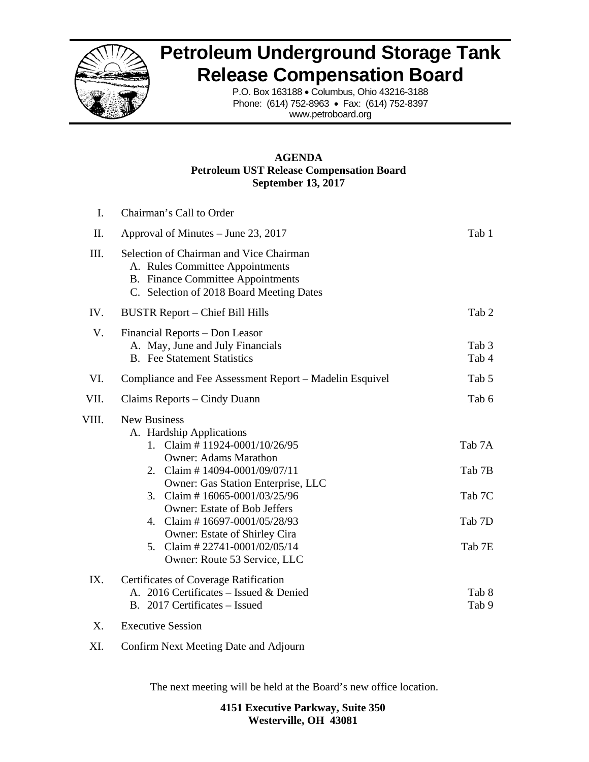# Petroleum Underground Storage Tank Release Compensation Board

P.O. Box 163188 • Columbus, Ohio 43216-3188
Phone: (614) 752-8963 • Fax: (614) 752-8397
www.petroboard.org

**AGENDA**
**Petroleum UST Release Compensation Board**
**September 13, 2017**

| | | |
|---|---|---|
| I. | Chairman's Call to Order | |
| II. | Approval of Minutes – June 23, 2017 | Tab 1 |
| III. | Selection of Chairman and Vice Chairman | |
| | A. Rules Committee Appointments | |
| | B. Finance Committee Appointments | |
| | C. Selection of 2018 Board Meeting Dates | |
| IV. | BUSTR Report – Chief Bill Hills | Tab 2 |
| V. | Financial Reports – Don Leasor | |
| | A. May, June and July Financials | Tab 3 |
| | B. Fee Statement Statistics | Tab 4 |
| VI. | Compliance and Fee Assessment Report – Madelin Esquivel | Tab 5 |
| VII. | Claims Reports – Cindy Duann | Tab 6 |
| VIII. | New Business | |
| | A. Hardship Applications | |
| | 1. Claim # 11924-0001/10/26/95<br>Owner: Adams Marathon | Tab 7A |
| | 2. Claim # 14094-0001/09/07/11<br>Owner: Gas Station Enterprise, LLC | Tab 7B |
| | 3. Claim # 16065-0001/03/25/96<br>Owner: Estate of Bob Jeffers | Tab 7C |
| | 4. Claim # 16697-0001/05/28/93<br>Owner: Estate of Shirley Cira | Tab 7D |
| | 5. Claim # 22741-0001/02/05/14<br>Owner: Route 53 Service, LLC | Tab 7E |
| IX. | Certificates of Coverage Ratification | |
| | A. 2016 Certificates – Issued & Denied | Tab 8 |
| | B. 2017 Certificates – Issued | Tab 9 |
| X. | Executive Session | |
| XI. | Confirm Next Meeting Date and Adjourn | |

The next meeting will be held at the Board's new office location.

**4151 Executive Parkway, Suite 350**
**Westerville, OH 43081**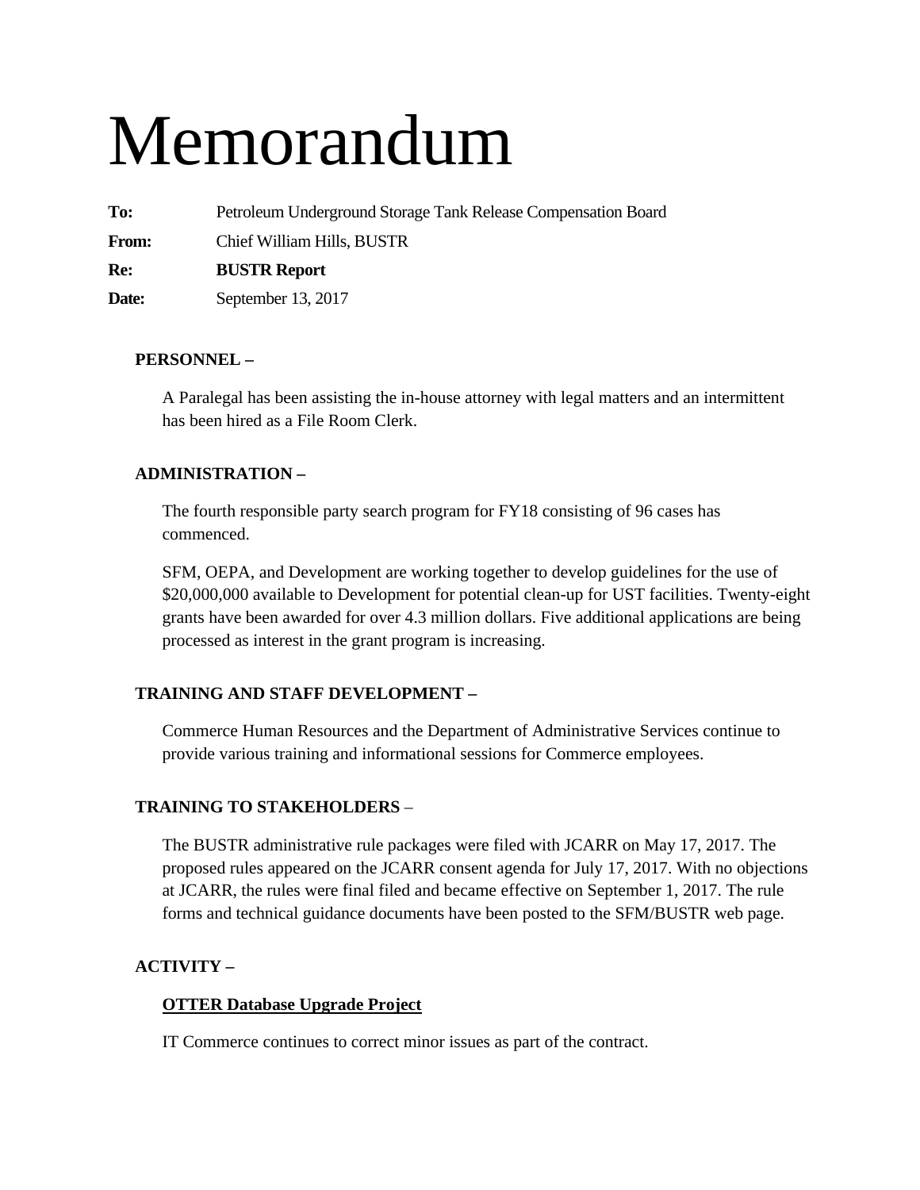# Memorandum

**To:** Petroleum Underground Storage Tank Release Compensation Board

**From:** Chief William Hills, BUSTR

**Re:** **BUSTR Report**

**Date:** September 13, 2017

**PERSONNEL –**

A Paralegal has been assisting the in-house attorney with legal matters and an intermittent has been hired as a File Room Clerk.

**ADMINISTRATION –**

The fourth responsible party search program for FY18 consisting of 96 cases has commenced.

SFM, OEPA, and Development are working together to develop guidelines for the use of $20,000,000 available to Development for potential clean-up for UST facilities. Twenty-eight grants have been awarded for over 4.3 million dollars. Five additional applications are being processed as interest in the grant program is increasing.

**TRAINING AND STAFF DEVELOPMENT –**

Commerce Human Resources and the Department of Administrative Services continue to provide various training and informational sessions for Commerce employees.

**TRAINING TO STAKEHOLDERS** –

The BUSTR administrative rule packages were filed with JCARR on May 17, 2017. The proposed rules appeared on the JCARR consent agenda for July 17, 2017. With no objections at JCARR, the rules were final filed and became effective on September 1, 2017. The rule forms and technical guidance documents have been posted to the SFM/BUSTR web page.

**ACTIVITY –**

**<u>OTTER Database Upgrade Project</u>**

IT Commerce continues to correct minor issues as part of the contract.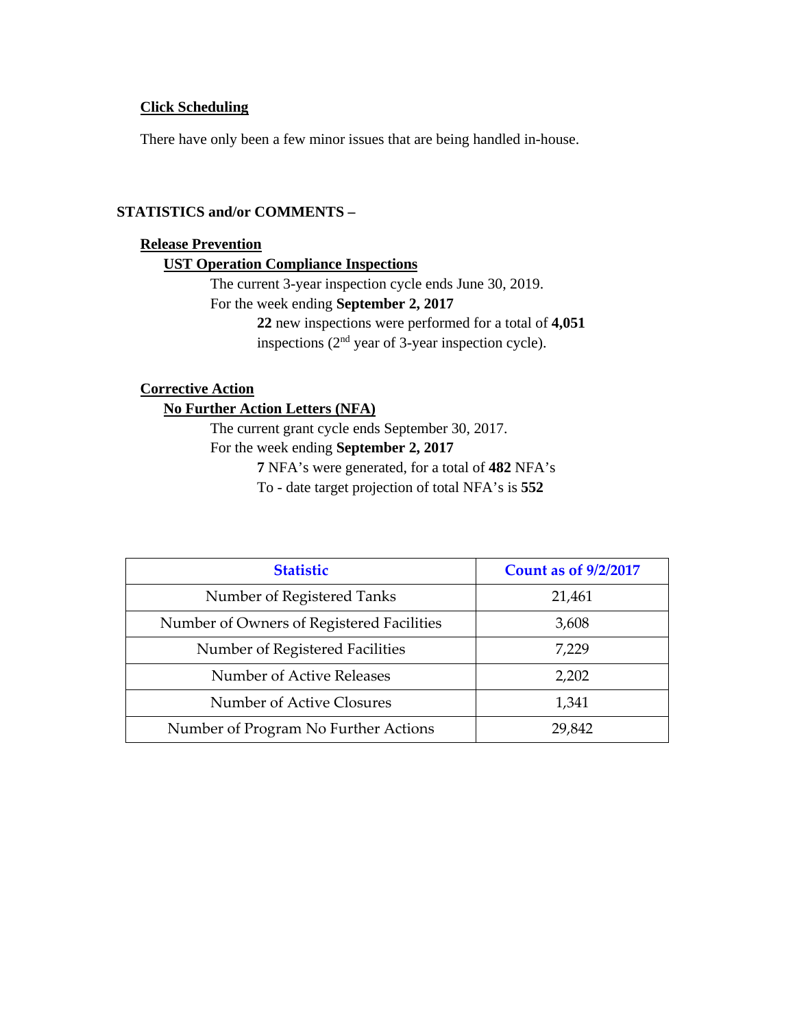**Click Scheduling**

There have only been a few minor issues that are being handled in-house.

**STATISTICS and/or COMMENTS –**

**Release Prevention**

**UST Operation Compliance Inspections**

The current 3-year inspection cycle ends June 30, 2019.

For the week ending **September 2, 2017**

**22** new inspections were performed for a total of **4,051** inspections (2nd year of 3-year inspection cycle).

**Corrective Action**

**No Further Action Letters (NFA)**

The current grant cycle ends September 30, 2017.

For the week ending **September 2, 2017**

**7** NFA's were generated, for a total of **482** NFA's

To - date target projection of total NFA's is **552**

| Statistic | Count as of 9/2/2017 |
|---|---|
| Number of Registered Tanks | 21,461 |
| Number of Owners of Registered Facilities | 3,608 |
| Number of Registered Facilities | 7,229 |
| Number of Active Releases | 2,202 |
| Number of Active Closures | 1,341 |
| Number of Program No Further Actions | 29,842 |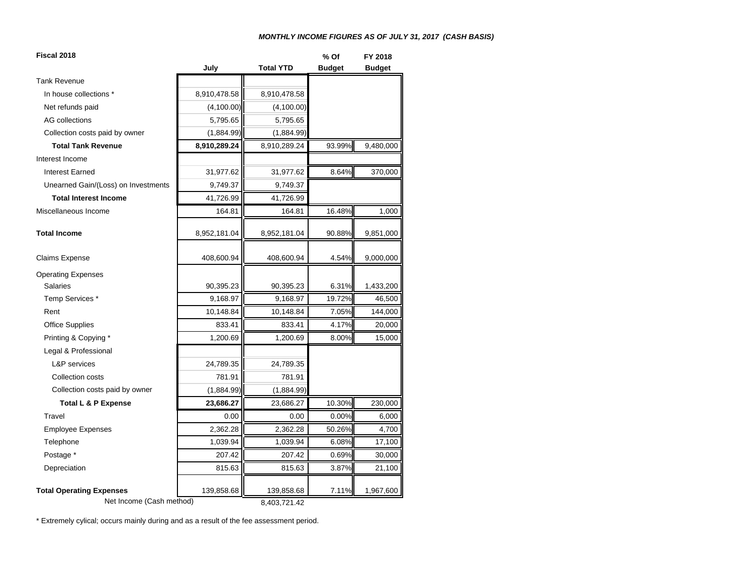***MONTHLY INCOME FIGURES AS OF JULY 31, 2017 (CASH BASIS)***

**Fiscal 2018**

| | July | Total YTD | % Of Budget | FY 2018 Budget |
|---|---|---|---|---|
| Tank Revenue | | | | |
| In house collections * | 8,910,478.58 | 8,910,478.58 | | |
| Net refunds paid | (4,100.00) | (4,100.00) | | |
| AG collections | 5,795.65 | 5,795.65 | | |
| Collection costs paid by owner | (1,884.99) | (1,884.99) | | |
| **Total Tank Revenue** | **8,910,289.24** | 8,910,289.24 | 93.99% | 9,480,000 |
| Interest Income | | | | |
| Interest Earned | 31,977.62 | 31,977.62 | 8.64% | 370,000 |
| Unearned Gain/(Loss) on Investments | 9,749.37 | 9,749.37 | | |
| **Total Interest Income** | 41,726.99 | 41,726.99 | | |
| Miscellaneous Income | 164.81 | 164.81 | 16.48% | 1,000 |
| **Total Income** | 8,952,181.04 | 8,952,181.04 | 90.88% | 9,851,000 |
| Claims Expense | 408,600.94 | 408,600.94 | 4.54% | 9,000,000 |
| Operating Expenses | | | | |
| Salaries | 90,395.23 | 90,395.23 | 6.31% | 1,433,200 |
| Temp Services * | 9,168.97 | 9,168.97 | 19.72% | 46,500 |
| Rent | 10,148.84 | 10,148.84 | 7.05% | 144,000 |
| Office Supplies | 833.41 | 833.41 | 4.17% | 20,000 |
| Printing & Copying * | 1,200.69 | 1,200.69 | 8.00% | 15,000 |
| Legal & Professional | | | | |
| L&P services | 24,789.35 | 24,789.35 | | |
| Collection costs | 781.91 | 781.91 | | |
| Collection costs paid by owner | (1,884.99) | (1,884.99) | | |
| **Total L & P Expense** | **23,686.27** | 23,686.27 | 10.30% | 230,000 |
| Travel | 0.00 | 0.00 | 0.00% | 6,000 |
| Employee Expenses | 2,362.28 | 2,362.28 | 50.26% | 4,700 |
| Telephone | 1,039.94 | 1,039.94 | 6.08% | 17,100 |
| Postage * | 207.42 | 207.42 | 0.69% | 30,000 |
| Depreciation | 815.63 | 815.63 | 3.87% | 21,100 |
| **Total Operating Expenses** | 139,858.68 | 139,858.68 | 7.11% | 1,967,600 |
| Net Income (Cash method) | | 8,403,721.42 | | |

\* Extremely cylical; occurs mainly during and as a result of the fee assessment period.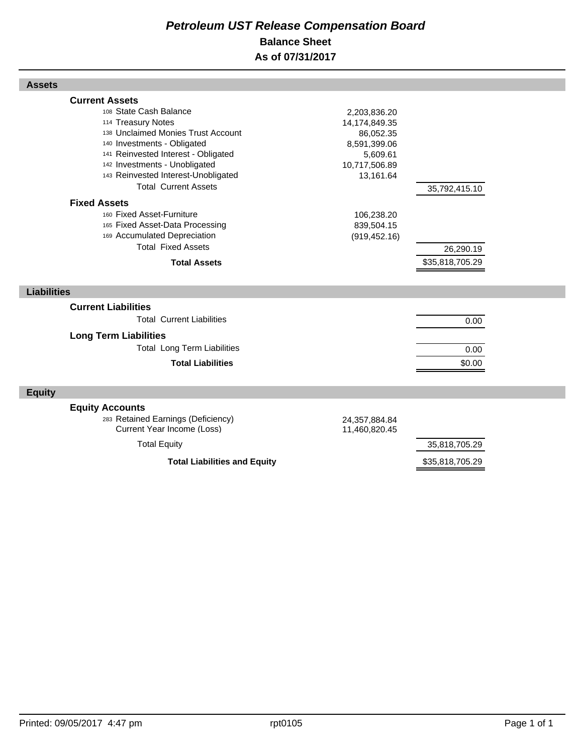# *Petroleum UST Release Compensation Board*

## Balance Sheet

## As of 07/31/2017

| | | |
|---|---|---|
| **Assets** | | |
| **Current Assets** | | |
| 108 State Cash Balance | 2,203,836.20 | |
| 114 Treasury Notes | 14,174,849.35 | |
| 138 Unclaimed Monies Trust Account | 86,052.35 | |
| 140 Investments - Obligated | 8,591,399.06 | |
| 141 Reinvested Interest - Obligated | 5,609.61 | |
| 142 Investments - Unobligated | 10,717,506.89 | |
| 143 Reinvested Interest-Unobligated | 13,161.64 | |
| Total Current Assets | | 35,792,415.10 |
| **Fixed Assets** | | |
| 160 Fixed Asset-Furniture | 106,238.20 | |
| 165 Fixed Asset-Data Processing | 839,504.15 | |
| 169 Accumulated Depreciation | (919,452.16) | |
| Total Fixed Assets | | 26,290.19 |
| **Total Assets** | | $35,818,705.29 |
| **Liabilities** | | |
| **Current Liabilities** | | |
| Total Current Liabilities | | 0.00 |
| **Long Term Liabilities** | | |
| Total Long Term Liabilities | | 0.00 |
| **Total Liabilities** | | $0.00 |
| **Equity** | | |
| **Equity Accounts** | | |
| 283 Retained Earnings (Deficiency) | 24,357,884.84 | |
| Current Year Income (Loss) | 11,460,820.45 | |
| Total Equity | | 35,818,705.29 |
| **Total Liabilities and Equity** | | $35,818,705.29 |

Printed: 09/05/2017 4:47 pm rpt0105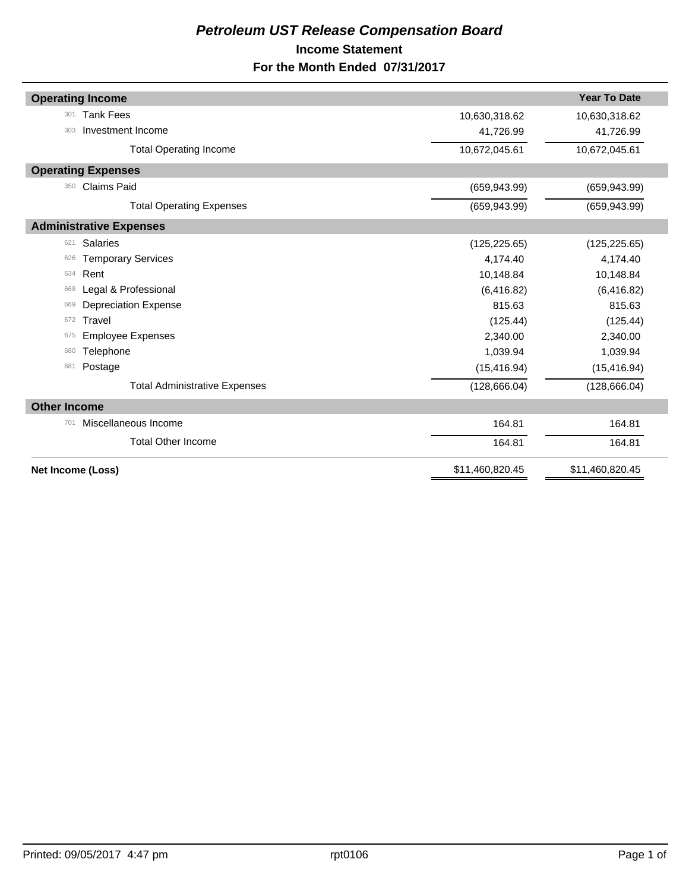# *Petroleum UST Release Compensation Board*

## Income Statement

## For the Month Ended 07/31/2017

| | | | Year To Date |
|---|---|---|---|
| **Operating Income** | | | |
| 301 | Tank Fees | 10,630,318.62 | 10,630,318.62 |
| 303 | Investment Income | 41,726.99 | 41,726.99 |
| | Total Operating Income | 10,672,045.61 | 10,672,045.61 |
| **Operating Expenses** | | | |
| 350 | Claims Paid | (659,943.99) | (659,943.99) |
| | Total Operating Expenses | (659,943.99) | (659,943.99) |
| **Administrative Expenses** | | | |
| 621 | Salaries | (125,225.65) | (125,225.65) |
| 626 | Temporary Services | 4,174.40 | 4,174.40 |
| 634 | Rent | 10,148.84 | 10,148.84 |
| 668 | Legal & Professional | (6,416.82) | (6,416.82) |
| 669 | Depreciation Expense | 815.63 | 815.63 |
| 672 | Travel | (125.44) | (125.44) |
| 675 | Employee Expenses | 2,340.00 | 2,340.00 |
| 680 | Telephone | 1,039.94 | 1,039.94 |
| 681 | Postage | (15,416.94) | (15,416.94) |
| | Total Administrative Expenses | (128,666.04) | (128,666.04) |
| **Other Income** | | | |
| 701 | Miscellaneous Income | 164.81 | 164.81 |
| | Total Other Income | 164.81 | 164.81 |
| **Net Income (Loss)** | | $11,460,820.45 | $11,460,820.45 |

Printed: 09/05/2017 4:47 pm rpt0106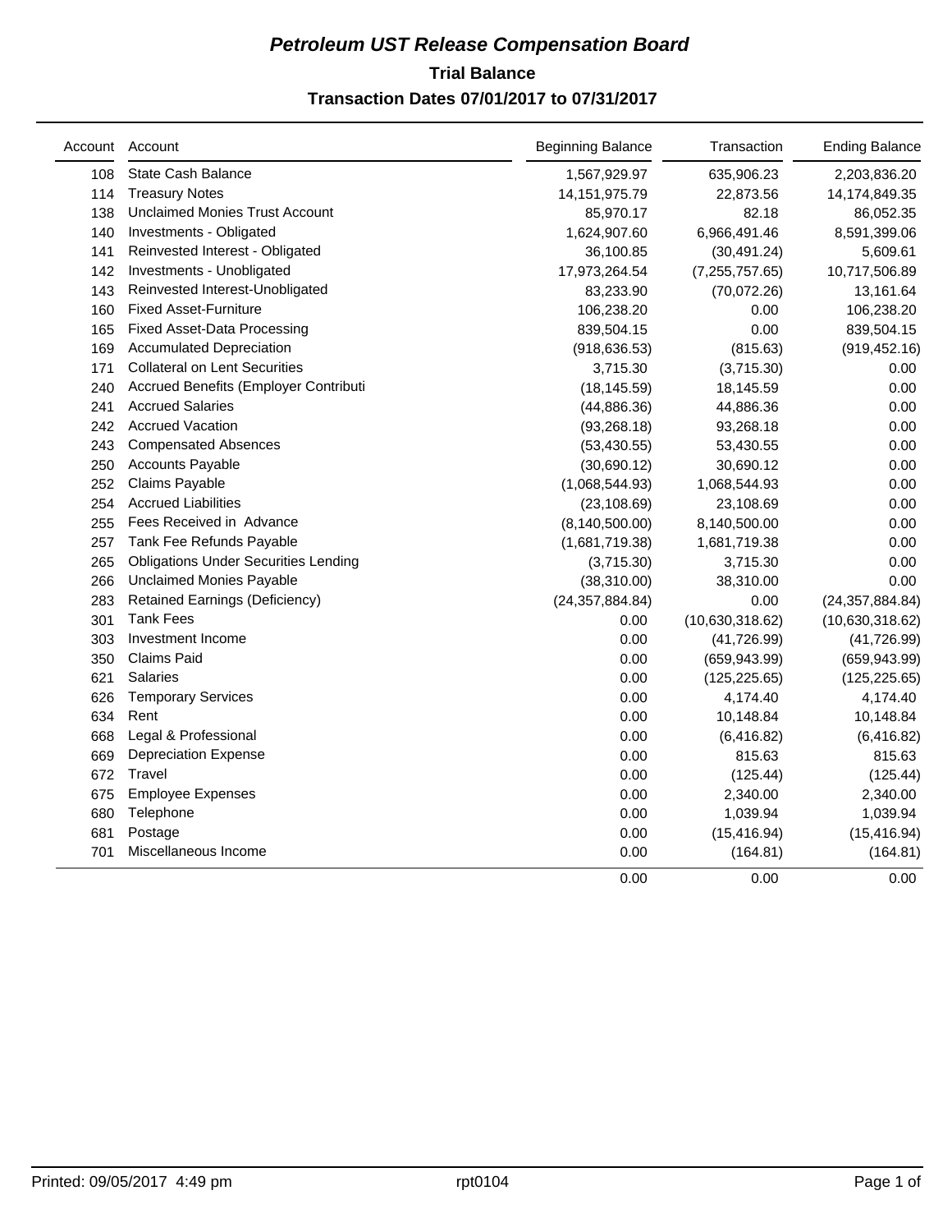# Petroleum UST Release Compensation Board

## Trial Balance

### Transaction Dates 07/01/2017 to 07/31/2017

| Account | Account | Beginning Balance | Transaction | Ending Balance |
|---|---|---|---|---|
| 108 | State Cash Balance | 1,567,929.97 | 635,906.23 | 2,203,836.20 |
| 114 | Treasury Notes | 14,151,975.79 | 22,873.56 | 14,174,849.35 |
| 138 | Unclaimed Monies Trust Account | 85,970.17 | 82.18 | 86,052.35 |
| 140 | Investments - Obligated | 1,624,907.60 | 6,966,491.46 | 8,591,399.06 |
| 141 | Reinvested Interest - Obligated | 36,100.85 | (30,491.24) | 5,609.61 |
| 142 | Investments - Unobligated | 17,973,264.54 | (7,255,757.65) | 10,717,506.89 |
| 143 | Reinvested Interest-Unobligated | 83,233.90 | (70,072.26) | 13,161.64 |
| 160 | Fixed Asset-Furniture | 106,238.20 | 0.00 | 106,238.20 |
| 165 | Fixed Asset-Data Processing | 839,504.15 | 0.00 | 839,504.15 |
| 169 | Accumulated Depreciation | (918,636.53) | (815.63) | (919,452.16) |
| 171 | Collateral on Lent Securities | 3,715.30 | (3,715.30) | 0.00 |
| 240 | Accrued Benefits (Employer Contributi | (18,145.59) | 18,145.59 | 0.00 |
| 241 | Accrued Salaries | (44,886.36) | 44,886.36 | 0.00 |
| 242 | Accrued Vacation | (93,268.18) | 93,268.18 | 0.00 |
| 243 | Compensated Absences | (53,430.55) | 53,430.55 | 0.00 |
| 250 | Accounts Payable | (30,690.12) | 30,690.12 | 0.00 |
| 252 | Claims Payable | (1,068,544.93) | 1,068,544.93 | 0.00 |
| 254 | Accrued Liabilities | (23,108.69) | 23,108.69 | 0.00 |
| 255 | Fees Received in Advance | (8,140,500.00) | 8,140,500.00 | 0.00 |
| 257 | Tank Fee Refunds Payable | (1,681,719.38) | 1,681,719.38 | 0.00 |
| 265 | Obligations Under Securities Lending | (3,715.30) | 3,715.30 | 0.00 |
| 266 | Unclaimed Monies Payable | (38,310.00) | 38,310.00 | 0.00 |
| 283 | Retained Earnings (Deficiency) | (24,357,884.84) | 0.00 | (24,357,884.84) |
| 301 | Tank Fees | 0.00 | (10,630,318.62) | (10,630,318.62) |
| 303 | Investment Income | 0.00 | (41,726.99) | (41,726.99) |
| 350 | Claims Paid | 0.00 | (659,943.99) | (659,943.99) |
| 621 | Salaries | 0.00 | (125,225.65) | (125,225.65) |
| 626 | Temporary Services | 0.00 | 4,174.40 | 4,174.40 |
| 634 | Rent | 0.00 | 10,148.84 | 10,148.84 |
| 668 | Legal & Professional | 0.00 | (6,416.82) | (6,416.82) |
| 669 | Depreciation Expense | 0.00 | 815.63 | 815.63 |
| 672 | Travel | 0.00 | (125.44) | (125.44) |
| 675 | Employee Expenses | 0.00 | 2,340.00 | 2,340.00 |
| 680 | Telephone | 0.00 | 1,039.94 | 1,039.94 |
| 681 | Postage | 0.00 | (15,416.94) | (15,416.94) |
| 701 | Miscellaneous Income | 0.00 | (164.81) | (164.81) |
| | | 0.00 | 0.00 | 0.00 |

Printed: 09/05/2017 4:49 pm rpt0104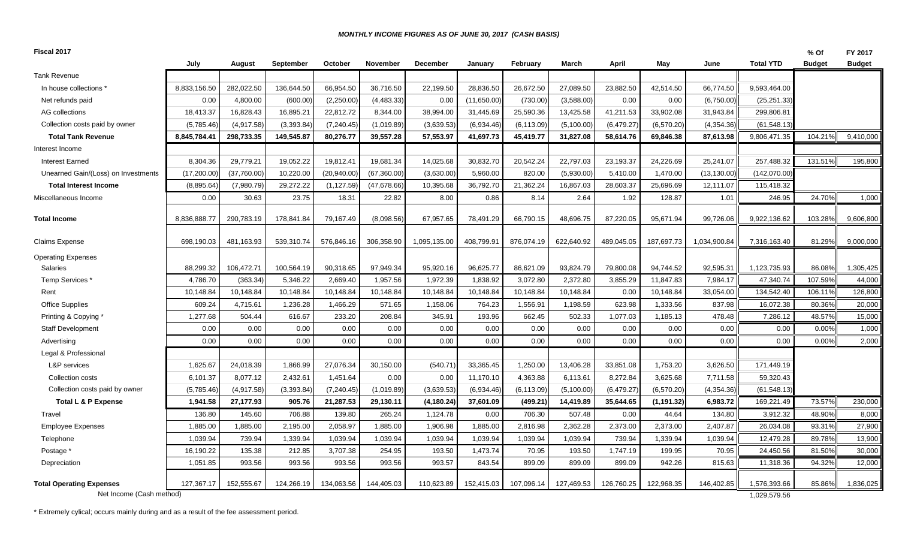***MONTHLY INCOME FIGURES AS OF JUNE 30, 2017 (CASH BASIS)***

| Fiscal 2017 | July | August | September | October | November | December | January | February | March | April | May | June | Total YTD | % Of Budget | FY 2017 Budget |
|---|---|---|---|---|---|---|---|---|---|---|---|---|---|---|---|
| Tank Revenue | | | | | | | | | | | | | | | |
| In house collections * | 8,833,156.50 | 282,022.50 | 136,644.50 | 66,954.50 | 36,716.50 | 22,199.50 | 28,836.50 | 26,672.50 | 27,089.50 | 23,882.50 | 42,514.50 | 66,774.50 | 9,593,464.00 | | |
| Net refunds paid | 0.00 | 4,800.00 | (600.00) | (2,250.00) | (4,483.33) | 0.00 | (11,650.00) | (730.00) | (3,588.00) | 0.00 | 0.00 | (6,750.00) | (25,251.33) | | |
| AG collections | 18,413.37 | 16,828.43 | 16,895.21 | 22,812.72 | 8,344.00 | 38,994.00 | 31,445.69 | 25,590.36 | 13,425.58 | 41,211.53 | 33,902.08 | 31,943.84 | 299,806.81 | | |
| Collection costs paid by owner | (5,785.46) | (4,917.58) | (3,393.84) | (7,240.45) | (1,019.89) | (3,639.53) | (6,934.46) | (6,113.09) | (5,100.00) | (6,479.27) | (6,570.20) | (4,354.36) | (61,548.13) | | |
| **Total Tank Revenue** | **8,845,784.41** | **298,733.35** | **149,545.87** | **80,276.77** | **39,557.28** | **57,553.97** | **41,697.73** | **45,419.77** | **31,827.08** | **58,614.76** | **69,846.38** | **87,613.98** | 9,806,471.35 | 104.21% | 9,410,000 |
| Interest Income | | | | | | | | | | | | | | | |
| Interest Earned | 8,304.36 | 29,779.21 | 19,052.22 | 19,812.41 | 19,681.34 | 14,025.68 | 30,832.70 | 20,542.24 | 22,797.03 | 23,193.37 | 24,226.69 | 25,241.07 | 257,488.32 | 131.51% | 195,800 |
| Unearned Gain/(Loss) on Investments | (17,200.00) | (37,760.00) | 10,220.00 | (20,940.00) | (67,360.00) | (3,630.00) | 5,960.00 | 820.00 | (5,930.00) | 5,410.00 | 1,470.00 | (13,130.00) | (142,070.00) | | |
| **Total Interest Income** | (8,895.64) | (7,980.79) | 29,272.22 | (1,127.59) | (47,678.66) | 10,395.68 | 36,792.70 | 21,362.24 | 16,867.03 | 28,603.37 | 25,696.69 | 12,111.07 | 115,418.32 | | |
| Miscellaneous Income | 0.00 | 30.63 | 23.75 | 18.31 | 22.82 | 8.00 | 0.86 | 8.14 | 2.64 | 1.92 | 128.87 | 1.01 | 246.95 | 24.70% | 1,000 |
| **Total Income** | 8,836,888.77 | 290,783.19 | 178,841.84 | 79,167.49 | (8,098.56) | 67,957.65 | 78,491.29 | 66,790.15 | 48,696.75 | 87,220.05 | 95,671.94 | 99,726.06 | 9,922,136.62 | 103.28% | 9,606,800 |
| Claims Expense | 698,190.03 | 481,163.93 | 539,310.74 | 576,846.16 | 306,358.90 | 1,095,135.00 | 408,799.91 | 876,074.19 | 622,640.92 | 489,045.05 | 187,697.73 | 1,034,900.84 | 7,316,163.40 | 81.29% | 9,000,000 |
| Operating Expenses | | | | | | | | | | | | | | | |
| Salaries | 88,299.32 | 106,472.71 | 100,564.19 | 90,318.65 | 97,949.34 | 95,920.16 | 96,625.77 | 86,621.09 | 93,824.79 | 79,800.08 | 94,744.52 | 92,595.31 | 1,123,735.93 | 86.08% | 1,305,425 |
| Temp Services * | 4,786.70 | (363.34) | 5,346.22 | 2,669.40 | 1,957.56 | 1,972.39 | 1,838.92 | 3,072.80 | 2,372.80 | 3,855.29 | 11,847.83 | 7,984.17 | 47,340.74 | 107.59% | 44,000 |
| Rent | 10,148.84 | 10,148.84 | 10,148.84 | 10,148.84 | 10,148.84 | 10,148.84 | 10,148.84 | 10,148.84 | 10,148.84 | 0.00 | 10,148.84 | 33,054.00 | 134,542.40 | 106.11% | 126,800 |
| Office Supplies | 609.24 | 4,715.61 | 1,236.28 | 1,466.29 | 571.65 | 1,158.06 | 764.23 | 1,556.91 | 1,198.59 | 623.98 | 1,333.56 | 837.98 | 16,072.38 | 80.36% | 20,000 |
| Printing & Copying * | 1,277.68 | 504.44 | 616.67 | 233.20 | 208.84 | 345.91 | 193.96 | 662.45 | 502.33 | 1,077.03 | 1,185.13 | 478.48 | 7,286.12 | 48.57% | 15,000 |
| Staff Development | 0.00 | 0.00 | 0.00 | 0.00 | 0.00 | 0.00 | 0.00 | 0.00 | 0.00 | 0.00 | 0.00 | 0.00 | 0.00 | 0.00% | 1,000 |
| Advertising | 0.00 | 0.00 | 0.00 | 0.00 | 0.00 | 0.00 | 0.00 | 0.00 | 0.00 | 0.00 | 0.00 | 0.00 | 0.00 | 0.00% | 2,000 |
| Legal & Professional | | | | | | | | | | | | | | | |
| L&P services | 1,625.67 | 24,018.39 | 1,866.99 | 27,076.34 | 30,150.00 | (540.71) | 33,365.45 | 1,250.00 | 13,406.28 | 33,851.08 | 1,753.20 | 3,626.50 | 171,449.19 | | |
| Collection costs | 6,101.37 | 8,077.12 | 2,432.61 | 1,451.64 | 0.00 | 0.00 | 11,170.10 | 4,363.88 | 6,113.61 | 8,272.84 | 3,625.68 | 7,711.58 | 59,320.43 | | |
| Collection costs paid by owner | (5,785.46) | (4,917.58) | (3,393.84) | (7,240.45) | (1,019.89) | (3,639.53) | (6,934.46) | (6,113.09) | (5,100.00) | (6,479.27) | (6,570.20) | (4,354.36) | (61,548.13) | | |
| **Total L & P Expense** | **1,941.58** | **27,177.93** | **905.76** | **21,287.53** | **29,130.11** | **(4,180.24)** | **37,601.09** | **(499.21)** | **14,419.89** | **35,644.65** | **(1,191.32)** | **6,983.72** | 169,221.49 | 73.57% | 230,000 |
| Travel | 136.80 | 145.60 | 706.88 | 139.80 | 265.24 | 1,124.78 | 0.00 | 706.30 | 507.48 | 0.00 | 44.64 | 134.80 | 3,912.32 | 48.90% | 8,000 |
| Employee Expenses | 1,885.00 | 1,885.00 | 2,195.00 | 2,058.97 | 1,885.00 | 1,906.98 | 1,885.00 | 2,816.98 | 2,362.28 | 2,373.00 | 2,373.00 | 2,407.87 | 26,034.08 | 93.31% | 27,900 |
| Telephone | 1,039.94 | 739.94 | 1,339.94 | 1,039.94 | 1,039.94 | 1,039.94 | 1,039.94 | 1,039.94 | 1,039.94 | 739.94 | 1,339.94 | 1,039.94 | 12,479.28 | 89.78% | 13,900 |
| Postage * | 16,190.22 | 135.38 | 212.85 | 3,707.38 | 254.95 | 193.50 | 1,473.74 | 70.95 | 193.50 | 1,747.19 | 199.95 | 70.95 | 24,450.56 | 81.50% | 30,000 |
| Depreciation | 1,051.85 | 993.56 | 993.56 | 993.56 | 993.56 | 993.57 | 843.54 | 899.09 | 899.09 | 899.09 | 942.26 | 815.63 | 11,318.36 | 94.32% | 12,000 |
| **Total Operating Expenses** | 127,367.17 | 152,555.67 | 124,266.19 | 134,063.56 | 144,405.03 | 110,623.89 | 152,415.03 | 107,096.14 | 127,469.53 | 126,760.25 | 122,968.35 | 146,402.85 | 1,576,393.66 | 85.86% | 1,836,025 |
| Net Income (Cash method) | | | | | | | | | | | | | 1,029,579.56 | | |

\* Extremely cylical; occurs mainly during and as a result of the fee assessment period.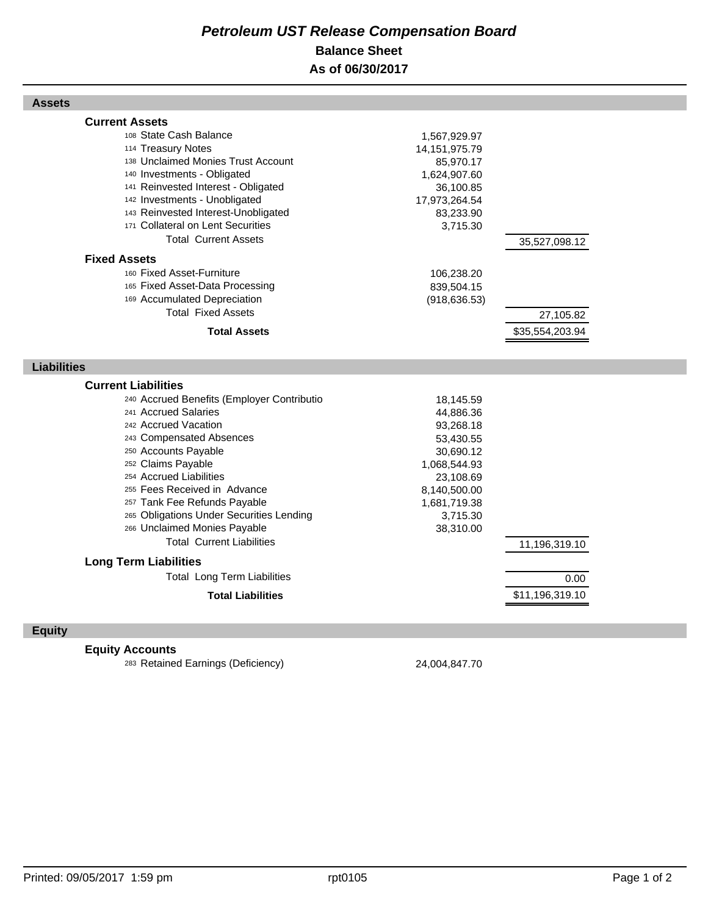# *Petroleum UST Release Compensation Board*

## Balance Sheet

## As of 06/30/2017

### Assets

| | | |
|---|---|---|
| **Current Assets** | | |
| 108 State Cash Balance | 1,567,929.97 | |
| 114 Treasury Notes | 14,151,975.79 | |
| 138 Unclaimed Monies Trust Account | 85,970.17 | |
| 140 Investments - Obligated | 1,624,907.60 | |
| 141 Reinvested Interest - Obligated | 36,100.85 | |
| 142 Investments - Unobligated | 17,973,264.54 | |
| 143 Reinvested Interest-Unobligated | 83,233.90 | |
| 171 Collateral on Lent Securities | 3,715.30 | |
| Total Current Assets | | 35,527,098.12 |
| **Fixed Assets** | | |
| 160 Fixed Asset-Furniture | 106,238.20 | |
| 165 Fixed Asset-Data Processing | 839,504.15 | |
| 169 Accumulated Depreciation | (918,636.53) | |
| Total Fixed Assets | | 27,105.82 |
| **Total Assets** | | $35,554,203.94 |

### Liabilities

| | | |
|---|---|---|
| **Current Liabilities** | | |
| 240 Accrued Benefits (Employer Contributio | 18,145.59 | |
| 241 Accrued Salaries | 44,886.36 | |
| 242 Accrued Vacation | 93,268.18 | |
| 243 Compensated Absences | 53,430.55 | |
| 250 Accounts Payable | 30,690.12 | |
| 252 Claims Payable | 1,068,544.93 | |
| 254 Accrued Liabilities | 23,108.69 | |
| 255 Fees Received in Advance | 8,140,500.00 | |
| 257 Tank Fee Refunds Payable | 1,681,719.38 | |
| 265 Obligations Under Securities Lending | 3,715.30 | |
| 266 Unclaimed Monies Payable | 38,310.00 | |
| Total Current Liabilities | | 11,196,319.10 |
| **Long Term Liabilities** | | |
| Total Long Term Liabilities | | 0.00 |
| **Total Liabilities** | | $11,196,319.10 |

### Equity

| | | |
|---|---|---|
| **Equity Accounts** | | |
| 283 Retained Earnings (Deficiency) | 24,004,847.70 | |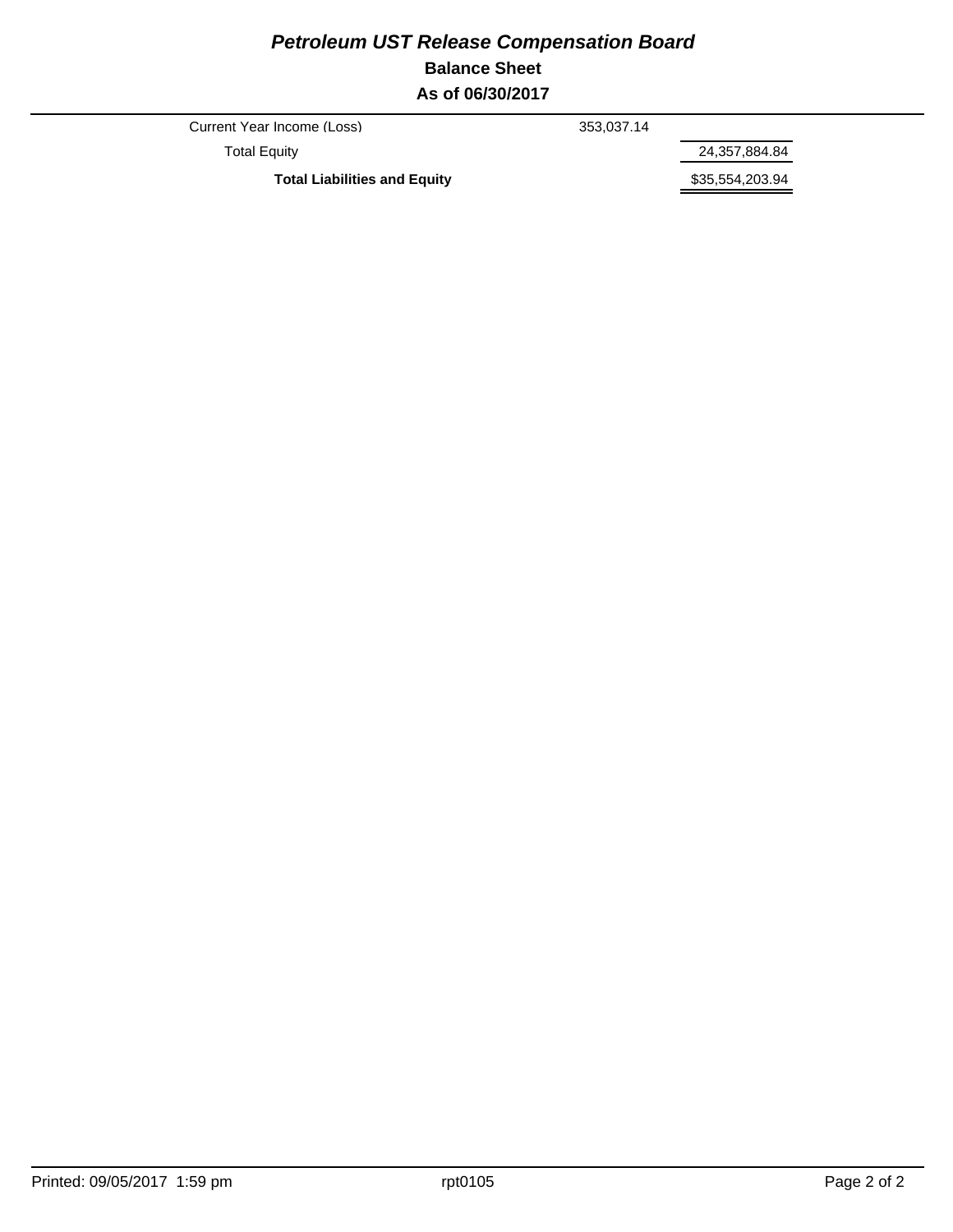# *Petroleum UST Release Compensation Board*

## Balance Sheet

## As of 06/30/2017

| | | |
|---|---|---|
| Current Year Income (Loss) | 353,037.14 | |
| Total Equity | | 24,357,884.84 |
| **Total Liabilities and Equity** | | $35,554,203.94 |

Printed: 09/05/2017 1:59 pm rpt0105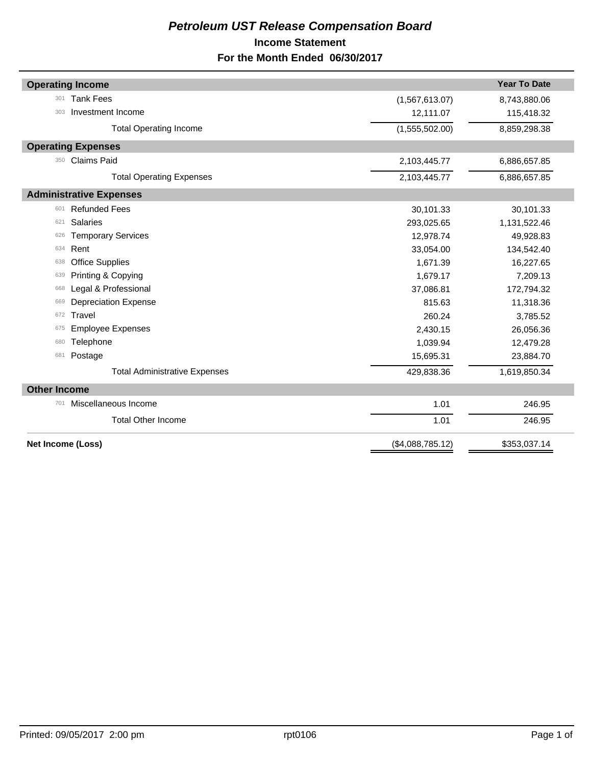# Petroleum UST Release Compensation Board

## Income Statement

## For the Month Ended 06/30/2017

| | | | Year To Date |
|---|---|---|---|
| **Operating Income** | | | |
| 301 | Tank Fees | (1,567,613.07) | 8,743,880.06 |
| 303 | Investment Income | 12,111.07 | 115,418.32 |
| | Total Operating Income | (1,555,502.00) | 8,859,298.38 |
| **Operating Expenses** | | | |
| 350 | Claims Paid | 2,103,445.77 | 6,886,657.85 |
| | Total Operating Expenses | 2,103,445.77 | 6,886,657.85 |
| **Administrative Expenses** | | | |
| 601 | Refunded Fees | 30,101.33 | 30,101.33 |
| 621 | Salaries | 293,025.65 | 1,131,522.46 |
| 626 | Temporary Services | 12,978.74 | 49,928.83 |
| 634 | Rent | 33,054.00 | 134,542.40 |
| 638 | Office Supplies | 1,671.39 | 16,227.65 |
| 639 | Printing & Copying | 1,679.17 | 7,209.13 |
| 668 | Legal & Professional | 37,086.81 | 172,794.32 |
| 669 | Depreciation Expense | 815.63 | 11,318.36 |
| 672 | Travel | 260.24 | 3,785.52 |
| 675 | Employee Expenses | 2,430.15 | 26,056.36 |
| 680 | Telephone | 1,039.94 | 12,479.28 |
| 681 | Postage | 15,695.31 | 23,884.70 |
| | Total Administrative Expenses | 429,838.36 | 1,619,850.34 |
| **Other Income** | | | |
| 701 | Miscellaneous Income | 1.01 | 246.95 |
| | Total Other Income | 1.01 | 246.95 |
| **Net Income (Loss)** | | ($4,088,785.12) | $353,037.14 |

Printed: 09/05/2017 2:00 pm rpt0106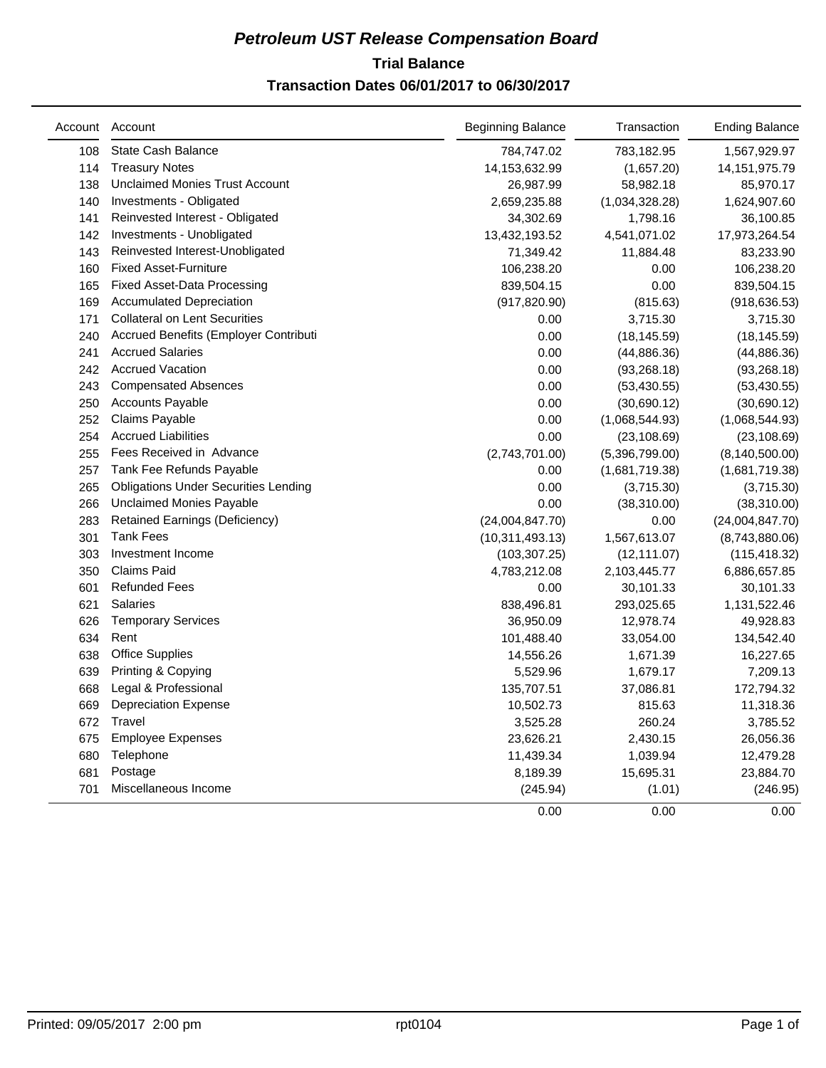# *Petroleum UST Release Compensation Board*

## Trial Balance

## Transaction Dates 06/01/2017 to 06/30/2017

| Account | Account | Beginning Balance | Transaction | Ending Balance |
|---|---|---|---|---|
| 108 | State Cash Balance | 784,747.02 | 783,182.95 | 1,567,929.97 |
| 114 | Treasury Notes | 14,153,632.99 | (1,657.20) | 14,151,975.79 |
| 138 | Unclaimed Monies Trust Account | 26,987.99 | 58,982.18 | 85,970.17 |
| 140 | Investments - Obligated | 2,659,235.88 | (1,034,328.28) | 1,624,907.60 |
| 141 | Reinvested Interest - Obligated | 34,302.69 | 1,798.16 | 36,100.85 |
| 142 | Investments - Unobligated | 13,432,193.52 | 4,541,071.02 | 17,973,264.54 |
| 143 | Reinvested Interest-Unobligated | 71,349.42 | 11,884.48 | 83,233.90 |
| 160 | Fixed Asset-Furniture | 106,238.20 | 0.00 | 106,238.20 |
| 165 | Fixed Asset-Data Processing | 839,504.15 | 0.00 | 839,504.15 |
| 169 | Accumulated Depreciation | (917,820.90) | (815.63) | (918,636.53) |
| 171 | Collateral on Lent Securities | 0.00 | 3,715.30 | 3,715.30 |
| 240 | Accrued Benefits (Employer Contributi | 0.00 | (18,145.59) | (18,145.59) |
| 241 | Accrued Salaries | 0.00 | (44,886.36) | (44,886.36) |
| 242 | Accrued Vacation | 0.00 | (93,268.18) | (93,268.18) |
| 243 | Compensated Absences | 0.00 | (53,430.55) | (53,430.55) |
| 250 | Accounts Payable | 0.00 | (30,690.12) | (30,690.12) |
| 252 | Claims Payable | 0.00 | (1,068,544.93) | (1,068,544.93) |
| 254 | Accrued Liabilities | 0.00 | (23,108.69) | (23,108.69) |
| 255 | Fees Received in Advance | (2,743,701.00) | (5,396,799.00) | (8,140,500.00) |
| 257 | Tank Fee Refunds Payable | 0.00 | (1,681,719.38) | (1,681,719.38) |
| 265 | Obligations Under Securities Lending | 0.00 | (3,715.30) | (3,715.30) |
| 266 | Unclaimed Monies Payable | 0.00 | (38,310.00) | (38,310.00) |
| 283 | Retained Earnings (Deficiency) | (24,004,847.70) | 0.00 | (24,004,847.70) |
| 301 | Tank Fees | (10,311,493.13) | 1,567,613.07 | (8,743,880.06) |
| 303 | Investment Income | (103,307.25) | (12,111.07) | (115,418.32) |
| 350 | Claims Paid | 4,783,212.08 | 2,103,445.77 | 6,886,657.85 |
| 601 | Refunded Fees | 0.00 | 30,101.33 | 30,101.33 |
| 621 | Salaries | 838,496.81 | 293,025.65 | 1,131,522.46 |
| 626 | Temporary Services | 36,950.09 | 12,978.74 | 49,928.83 |
| 634 | Rent | 101,488.40 | 33,054.00 | 134,542.40 |
| 638 | Office Supplies | 14,556.26 | 1,671.39 | 16,227.65 |
| 639 | Printing & Copying | 5,529.96 | 1,679.17 | 7,209.13 |
| 668 | Legal & Professional | 135,707.51 | 37,086.81 | 172,794.32 |
| 669 | Depreciation Expense | 10,502.73 | 815.63 | 11,318.36 |
| 672 | Travel | 3,525.28 | 260.24 | 3,785.52 |
| 675 | Employee Expenses | 23,626.21 | 2,430.15 | 26,056.36 |
| 680 | Telephone | 11,439.34 | 1,039.94 | 12,479.28 |
| 681 | Postage | 8,189.39 | 15,695.31 | 23,884.70 |
| 701 | Miscellaneous Income | (245.94) | (1.01) | (246.95) |
| | | 0.00 | 0.00 | 0.00 |

Printed: 09/05/2017 2:00 pm rpt0104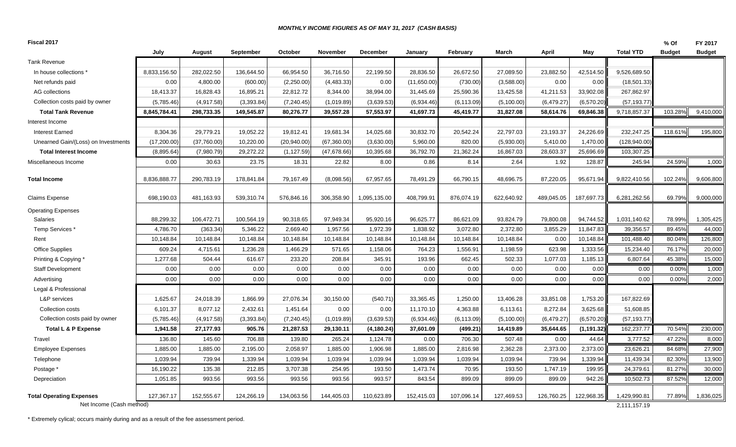***MONTHLY INCOME FIGURES AS OF MAY 31, 2017 (CASH BASIS)***

**Fiscal 2017**

| | July | August | September | October | November | December | January | February | March | April | May | Total YTD | % Of Budget | FY 2017 Budget |
|---|---|---|---|---|---|---|---|---|---|---|---|---|---|---|
| Tank Revenue | | | | | | | | | | | | | | |
| In house collections * | 8,833,156.50 | 282,022.50 | 136,644.50 | 66,954.50 | 36,716.50 | 22,199.50 | 28,836.50 | 26,672.50 | 27,089.50 | 23,882.50 | 42,514.50 | 9,526,689.50 | | |
| Net refunds paid | 0.00 | 4,800.00 | (600.00) | (2,250.00) | (4,483.33) | 0.00 | (11,650.00) | (730.00) | (3,588.00) | 0.00 | 0.00 | (18,501.33) | | |
| AG collections | 18,413.37 | 16,828.43 | 16,895.21 | 22,812.72 | 8,344.00 | 38,994.00 | 31,445.69 | 25,590.36 | 13,425.58 | 41,211.53 | 33,902.08 | 267,862.97 | | |
| Collection costs paid by owner | (5,785.46) | (4,917.58) | (3,393.84) | (7,240.45) | (1,019.89) | (3,639.53) | (6,934.46) | (6,113.09) | (5,100.00) | (6,479.27) | (6,570.20) | (57,193.77) | | |
| **Total Tank Revenue** | **8,845,784.41** | **298,733.35** | **149,545.87** | **80,276.77** | **39,557.28** | **57,553.97** | **41,697.73** | **45,419.77** | **31,827.08** | **58,614.76** | **69,846.38** | 9,718,857.37 | 103.28% | 9,410,000 |
| Interest Income | | | | | | | | | | | | | | |
| Interest Earned | 8,304.36 | 29,779.21 | 19,052.22 | 19,812.41 | 19,681.34 | 14,025.68 | 30,832.70 | 20,542.24 | 22,797.03 | 23,193.37 | 24,226.69 | 232,247.25 | 118.61% | 195,800 |
| Unearned Gain/(Loss) on Investments | (17,200.00) | (37,760.00) | 10,220.00 | (20,940.00) | (67,360.00) | (3,630.00) | 5,960.00 | 820.00 | (5,930.00) | 5,410.00 | 1,470.00 | (128,940.00) | | |
| **Total Interest Income** | (8,895.64) | (7,980.79) | 29,272.22 | (1,127.59) | (47,678.66) | 10,395.68 | 36,792.70 | 21,362.24 | 16,867.03 | 28,603.37 | 25,696.69 | 103,307.25 | | |
| Miscellaneous Income | 0.00 | 30.63 | 23.75 | 18.31 | 22.82 | 8.00 | 0.86 | 8.14 | 2.64 | 1.92 | 128.87 | 245.94 | 24.59% | 1,000 |
| **Total Income** | 8,836,888.77 | 290,783.19 | 178,841.84 | 79,167.49 | (8,098.56) | 67,957.65 | 78,491.29 | 66,790.15 | 48,696.75 | 87,220.05 | 95,671.94 | 9,822,410.56 | 102.24% | 9,606,800 |
| Claims Expense | 698,190.03 | 481,163.93 | 539,310.74 | 576,846.16 | 306,358.90 | 1,095,135.00 | 408,799.91 | 876,074.19 | 622,640.92 | 489,045.05 | 187,697.73 | 6,281,262.56 | 69.79% | 9,000,000 |
| Operating Expenses | | | | | | | | | | | | | | |
| Salaries | 88,299.32 | 106,472.71 | 100,564.19 | 90,318.65 | 97,949.34 | 95,920.16 | 96,625.77 | 86,621.09 | 93,824.79 | 79,800.08 | 94,744.52 | 1,031,140.62 | 78.99% | 1,305,425 |
| Temp Services * | 4,786.70 | (363.34) | 5,346.22 | 2,669.40 | 1,957.56 | 1,972.39 | 1,838.92 | 3,072.80 | 2,372.80 | 3,855.29 | 11,847.83 | 39,356.57 | 89.45% | 44,000 |
| Rent | 10,148.84 | 10,148.84 | 10,148.84 | 10,148.84 | 10,148.84 | 10,148.84 | 10,148.84 | 10,148.84 | 10,148.84 | 0.00 | 10,148.84 | 101,488.40 | 80.04% | 126,800 |
| Office Supplies | 609.24 | 4,715.61 | 1,236.28 | 1,466.29 | 571.65 | 1,158.06 | 764.23 | 1,556.91 | 1,198.59 | 623.98 | 1,333.56 | 15,234.40 | 76.17% | 20,000 |
| Printing & Copying * | 1,277.68 | 504.44 | 616.67 | 233.20 | 208.84 | 345.91 | 193.96 | 662.45 | 502.33 | 1,077.03 | 1,185.13 | 6,807.64 | 45.38% | 15,000 |
| Staff Development | 0.00 | 0.00 | 0.00 | 0.00 | 0.00 | 0.00 | 0.00 | 0.00 | 0.00 | 0.00 | 0.00 | 0.00 | 0.00% | 1,000 |
| Advertising | 0.00 | 0.00 | 0.00 | 0.00 | 0.00 | 0.00 | 0.00 | 0.00 | 0.00 | 0.00 | 0.00 | 0.00 | 0.00% | 2,000 |
| Legal & Professional | | | | | | | | | | | | | | |
| L&P services | 1,625.67 | 24,018.39 | 1,866.99 | 27,076.34 | 30,150.00 | (540.71) | 33,365.45 | 1,250.00 | 13,406.28 | 33,851.08 | 1,753.20 | 167,822.69 | | |
| Collection costs | 6,101.37 | 8,077.12 | 2,432.61 | 1,451.64 | 0.00 | 0.00 | 11,170.10 | 4,363.88 | 6,113.61 | 8,272.84 | 3,625.68 | 51,608.85 | | |
| Collection costs paid by owner | (5,785.46) | (4,917.58) | (3,393.84) | (7,240.45) | (1,019.89) | (3,639.53) | (6,934.46) | (6,113.09) | (5,100.00) | (6,479.27) | (6,570.20) | (57,193.77) | | |
| **Total L & P Expense** | **1,941.58** | **27,177.93** | **905.76** | **21,287.53** | **29,130.11** | **(4,180.24)** | **37,601.09** | **(499.21)** | **14,419.89** | **35,644.65** | **(1,191.32)** | 162,237.77 | 70.54% | 230,000 |
| Travel | 136.80 | 145.60 | 706.88 | 139.80 | 265.24 | 1,124.78 | 0.00 | 706.30 | 507.48 | 0.00 | 44.64 | 3,777.52 | 47.22% | 8,000 |
| Employee Expenses | 1,885.00 | 1,885.00 | 2,195.00 | 2,058.97 | 1,885.00 | 1,906.98 | 1,885.00 | 2,816.98 | 2,362.28 | 2,373.00 | 2,373.00 | 23,626.21 | 84.68% | 27,900 |
| Telephone | 1,039.94 | 739.94 | 1,339.94 | 1,039.94 | 1,039.94 | 1,039.94 | 1,039.94 | 1,039.94 | 1,039.94 | 739.94 | 1,339.94 | 11,439.34 | 82.30% | 13,900 |
| Postage * | 16,190.22 | 135.38 | 212.85 | 3,707.38 | 254.95 | 193.50 | 1,473.74 | 70.95 | 193.50 | 1,747.19 | 199.95 | 24,379.61 | 81.27% | 30,000 |
| Depreciation | 1,051.85 | 993.56 | 993.56 | 993.56 | 993.56 | 993.57 | 843.54 | 899.09 | 899.09 | 899.09 | 942.26 | 10,502.73 | 87.52% | 12,000 |
| **Total Operating Expenses** | 127,367.17 | 152,555.67 | 124,266.19 | 134,063.56 | 144,405.03 | 110,623.89 | 152,415.03 | 107,096.14 | 127,469.53 | 126,760.25 | 122,968.35 | 1,429,990.81 | 77.89% | 1,836,025 |
| Net Income (Cash method) | | | | | | | | | | | | 2,111,157.19 | | |

\* Extremely cylical; occurs mainly during and as a result of the fee assessment period.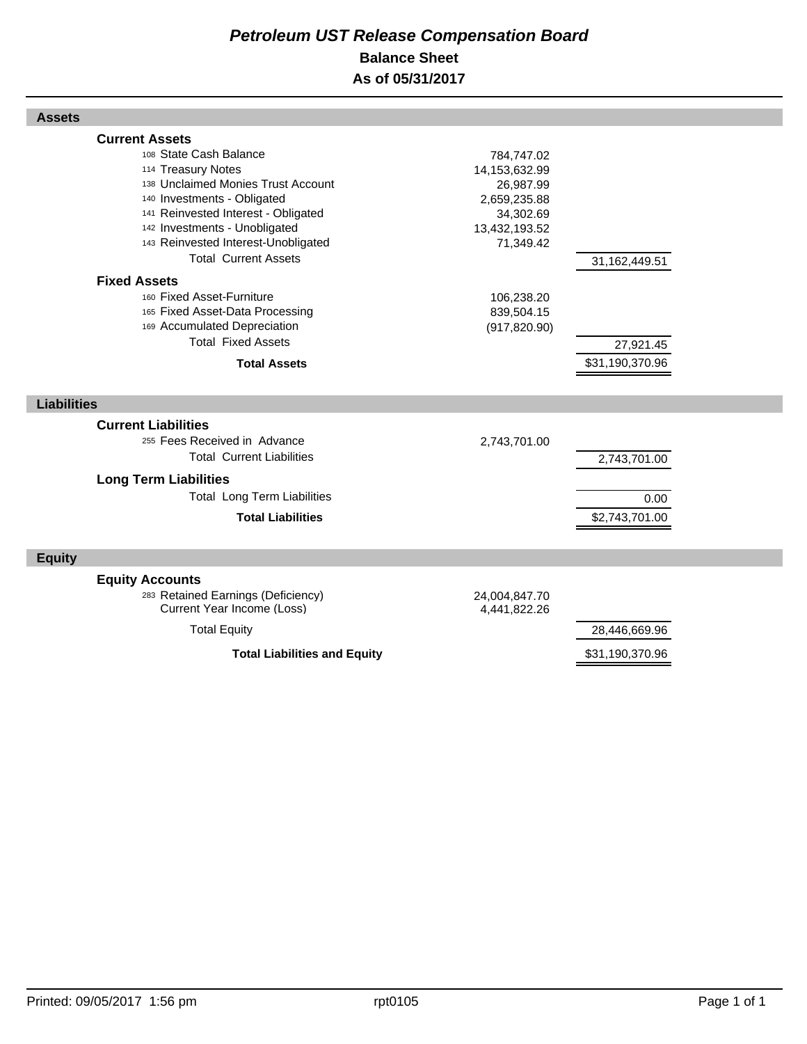# *Petroleum UST Release Compensation Board*

## Balance Sheet

## As of 05/31/2017

| **Assets** | | |
|---|---|---|
| **Current Assets** | | |
| 108 State Cash Balance | 784,747.02 | |
| 114 Treasury Notes | 14,153,632.99 | |
| 138 Unclaimed Monies Trust Account | 26,987.99 | |
| 140 Investments - Obligated | 2,659,235.88 | |
| 141 Reinvested Interest - Obligated | 34,302.69 | |
| 142 Investments - Unobligated | 13,432,193.52 | |
| 143 Reinvested Interest-Unobligated | 71,349.42 | |
| Total Current Assets | | 31,162,449.51 |
| **Fixed Assets** | | |
| 160 Fixed Asset-Furniture | 106,238.20 | |
| 165 Fixed Asset-Data Processing | 839,504.15 | |
| 169 Accumulated Depreciation | (917,820.90) | |
| Total Fixed Assets | | 27,921.45 |
| **Total Assets** | | $31,190,370.96 |

| **Liabilities** | | |
|---|---|---|
| **Current Liabilities** | | |
| 255 Fees Received in Advance | 2,743,701.00 | |
| Total Current Liabilities | | 2,743,701.00 |
| **Long Term Liabilities** | | |
| Total Long Term Liabilities | | 0.00 |
| **Total Liabilities** | | $2,743,701.00 |

| **Equity** | | |
|---|---|---|
| **Equity Accounts** | | |
| 283 Retained Earnings (Deficiency) | 24,004,847.70 | |
| Current Year Income (Loss) | 4,441,822.26 | |
| Total Equity | | 28,446,669.96 |
| **Total Liabilities and Equity** | | $31,190,370.96 |

Printed: 09/05/2017 1:56 pm rpt0105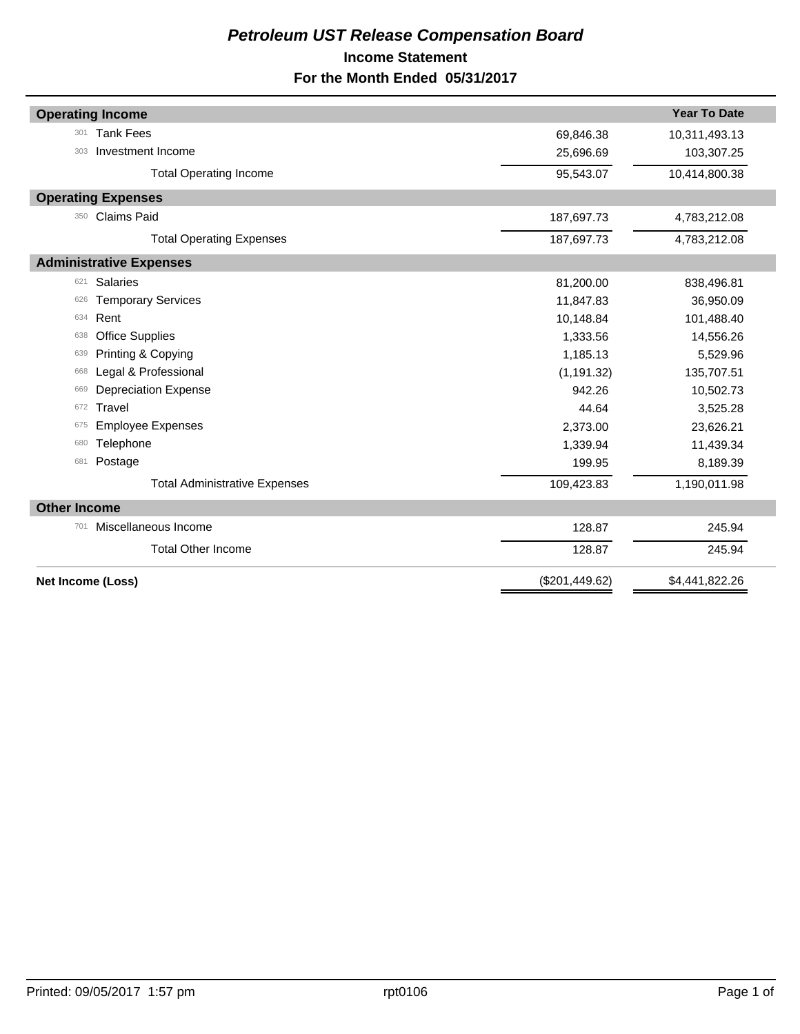# *Petroleum UST Release Compensation Board*

## Income Statement

### For the Month Ended 05/31/2017

| | | | Year To Date |
|---|---|---|---|
| **Operating Income** | | | |
| 301 | Tank Fees | 69,846.38 | 10,311,493.13 |
| 303 | Investment Income | 25,696.69 | 103,307.25 |
| | Total Operating Income | 95,543.07 | 10,414,800.38 |
| **Operating Expenses** | | | |
| 350 | Claims Paid | 187,697.73 | 4,783,212.08 |
| | Total Operating Expenses | 187,697.73 | 4,783,212.08 |
| **Administrative Expenses** | | | |
| 621 | Salaries | 81,200.00 | 838,496.81 |
| 626 | Temporary Services | 11,847.83 | 36,950.09 |
| 634 | Rent | 10,148.84 | 101,488.40 |
| 638 | Office Supplies | 1,333.56 | 14,556.26 |
| 639 | Printing & Copying | 1,185.13 | 5,529.96 |
| 668 | Legal & Professional | (1,191.32) | 135,707.51 |
| 669 | Depreciation Expense | 942.26 | 10,502.73 |
| 672 | Travel | 44.64 | 3,525.28 |
| 675 | Employee Expenses | 2,373.00 | 23,626.21 |
| 680 | Telephone | 1,339.94 | 11,439.34 |
| 681 | Postage | 199.95 | 8,189.39 |
| | Total Administrative Expenses | 109,423.83 | 1,190,011.98 |
| **Other Income** | | | |
| 701 | Miscellaneous Income | 128.87 | 245.94 |
| | Total Other Income | 128.87 | 245.94 |
| **Net Income (Loss)** | | ($201,449.62) | $4,441,822.26 |

Printed: 09/05/2017 1:57 pm rpt0106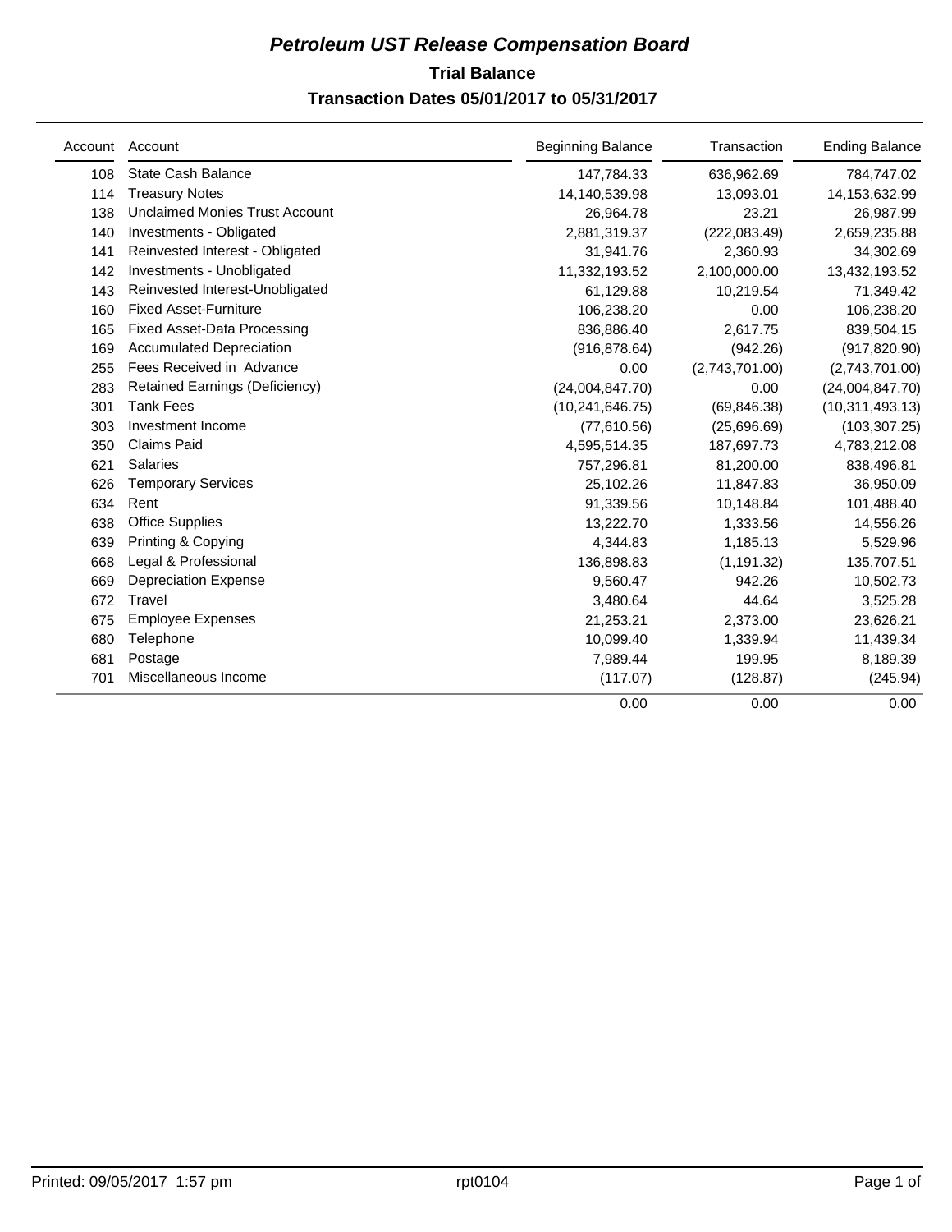# *Petroleum UST Release Compensation Board*

## Trial Balance

### Transaction Dates 05/01/2017 to 05/31/2017

| Account | Account | Beginning Balance | Transaction | Ending Balance |
|---|---|---|---|---|
| 108 | State Cash Balance | 147,784.33 | 636,962.69 | 784,747.02 |
| 114 | Treasury Notes | 14,140,539.98 | 13,093.01 | 14,153,632.99 |
| 138 | Unclaimed Monies Trust Account | 26,964.78 | 23.21 | 26,987.99 |
| 140 | Investments - Obligated | 2,881,319.37 | (222,083.49) | 2,659,235.88 |
| 141 | Reinvested Interest - Obligated | 31,941.76 | 2,360.93 | 34,302.69 |
| 142 | Investments - Unobligated | 11,332,193.52 | 2,100,000.00 | 13,432,193.52 |
| 143 | Reinvested Interest-Unobligated | 61,129.88 | 10,219.54 | 71,349.42 |
| 160 | Fixed Asset-Furniture | 106,238.20 | 0.00 | 106,238.20 |
| 165 | Fixed Asset-Data Processing | 836,886.40 | 2,617.75 | 839,504.15 |
| 169 | Accumulated Depreciation | (916,878.64) | (942.26) | (917,820.90) |
| 255 | Fees Received in Advance | 0.00 | (2,743,701.00) | (2,743,701.00) |
| 283 | Retained Earnings (Deficiency) | (24,004,847.70) | 0.00 | (24,004,847.70) |
| 301 | Tank Fees | (10,241,646.75) | (69,846.38) | (10,311,493.13) |
| 303 | Investment Income | (77,610.56) | (25,696.69) | (103,307.25) |
| 350 | Claims Paid | 4,595,514.35 | 187,697.73 | 4,783,212.08 |
| 621 | Salaries | 757,296.81 | 81,200.00 | 838,496.81 |
| 626 | Temporary Services | 25,102.26 | 11,847.83 | 36,950.09 |
| 634 | Rent | 91,339.56 | 10,148.84 | 101,488.40 |
| 638 | Office Supplies | 13,222.70 | 1,333.56 | 14,556.26 |
| 639 | Printing & Copying | 4,344.83 | 1,185.13 | 5,529.96 |
| 668 | Legal & Professional | 136,898.83 | (1,191.32) | 135,707.51 |
| 669 | Depreciation Expense | 9,560.47 | 942.26 | 10,502.73 |
| 672 | Travel | 3,480.64 | 44.64 | 3,525.28 |
| 675 | Employee Expenses | 21,253.21 | 2,373.00 | 23,626.21 |
| 680 | Telephone | 10,099.40 | 1,339.94 | 11,439.34 |
| 681 | Postage | 7,989.44 | 199.95 | 8,189.39 |
| 701 | Miscellaneous Income | (117.07) | (128.87) | (245.94) |
| | | 0.00 | 0.00 | 0.00 |

Printed: 09/05/2017 1:57 pm rpt0104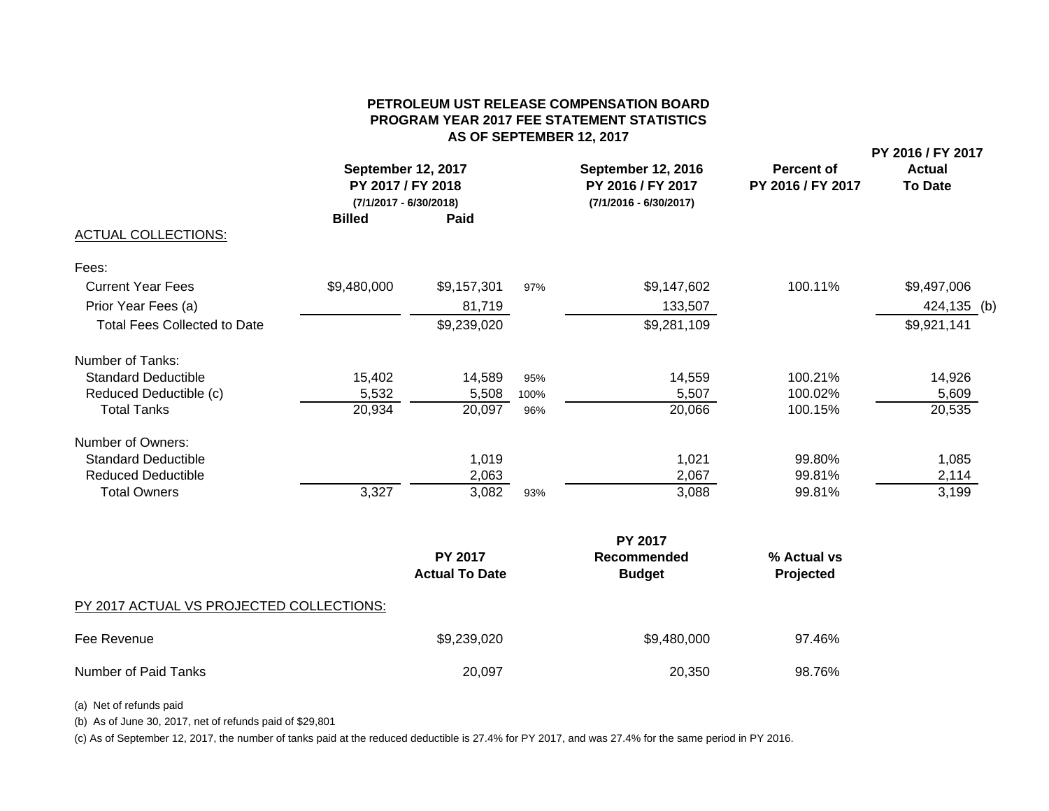**PETROLEUM UST RELEASE COMPENSATION BOARD**
**PROGRAM YEAR 2017 FEE STATEMENT STATISTICS**
**AS OF SEPTEMBER 12, 2017**

| | September 12, 2017 PY 2017 / FY 2018 (7/1/2017 - 6/30/2018) Billed | Paid | | September 12, 2016 PY 2016 / FY 2017 (7/1/2016 - 6/30/2017) | Percent of PY 2016 / FY 2017 | PY 2016 / FY 2017 Actual To Date |
|---|---|---|---|---|---|---|
| ACTUAL COLLECTIONS: | | | | | | |
| Fees: | | | | | | |
| Current Year Fees | $9,480,000 | $9,157,301 | 97% | $9,147,602 | 100.11% | $9,497,006 |
| Prior Year Fees (a) | | 81,719 | | 133,507 | | 424,135 (b) |
| Total Fees Collected to Date | | $9,239,020 | | $9,281,109 | | $9,921,141 |
| Number of Tanks: | | | | | | |
| Standard Deductible | 15,402 | 14,589 | 95% | 14,559 | 100.21% | 14,926 |
| Reduced Deductible (c) | 5,532 | 5,508 | 100% | 5,507 | 100.02% | 5,609 |
| Total Tanks | 20,934 | 20,097 | 96% | 20,066 | 100.15% | 20,535 |
| Number of Owners: | | | | | | |
| Standard Deductible | | 1,019 | | 1,021 | 99.80% | 1,085 |
| Reduced Deductible | | 2,063 | | 2,067 | 99.81% | 2,114 |
| Total Owners | 3,327 | 3,082 | 93% | 3,088 | 99.81% | 3,199 |

| PY 2017 ACTUAL VS PROJECTED COLLECTIONS: | PY 2017 Actual To Date | PY 2017 Recommended Budget | % Actual vs Projected |
|---|---|---|---|
| Fee Revenue | $9,239,020 | $9,480,000 | 97.46% |
| Number of Paid Tanks | 20,097 | 20,350 | 98.76% |

(a) Net of refunds paid

(b) As of June 30, 2017, net of refunds paid of $29,801

(c) As of September 12, 2017, the number of tanks paid at the reduced deductible is 27.4% for PY 2017, and was 27.4% for the same period in PY 2016.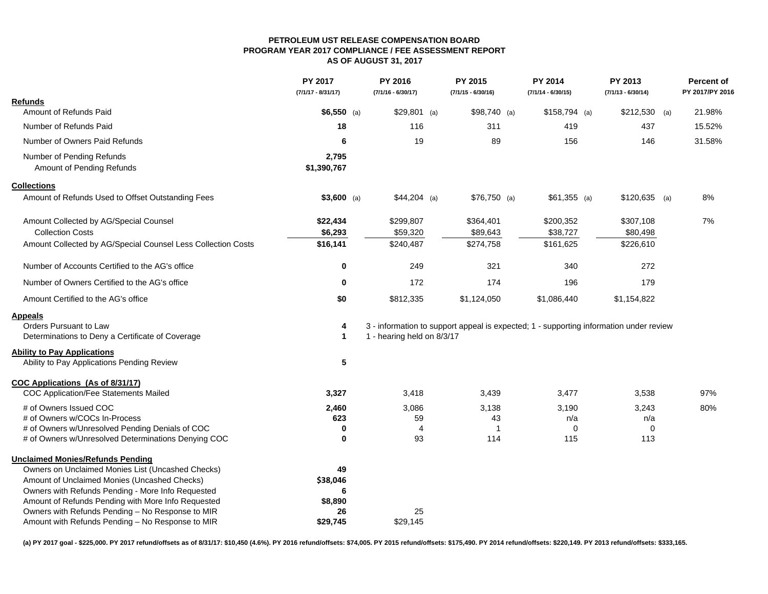**PETROLEUM UST RELEASE COMPENSATION BOARD**
**PROGRAM YEAR 2017 COMPLIANCE / FEE ASSESSMENT REPORT**
**AS OF AUGUST 31, 2017**

| | PY 2017 (7/1/17 - 8/31/17) | PY 2016 (7/1/16 - 6/30/17) | PY 2015 (7/1/15 - 6/30/16) | PY 2014 (7/1/14 - 6/30/15) | PY 2013 (7/1/13 - 6/30/14) | Percent of PY 2017/PY 2016 |
|---|---|---|---|---|---|---|
| **Refunds** | | | | | | |
| Amount of Refunds Paid | **$6,550** (a) | $29,801 (a) | $98,740 (a) | $158,794 (a) | $212,530 (a) | 21.98% |
| Number of Refunds Paid | **18** | 116 | 311 | 419 | 437 | 15.52% |
| Number of Owners Paid Refunds | **6** | 19 | 89 | 156 | 146 | 31.58% |
| Number of Pending Refunds | **2,795** | | | | | |
| Amount of Pending Refunds | **$1,390,767** | | | | | |
| **Collections** | | | | | | |
| Amount of Refunds Used to Offset Outstanding Fees | **$3,600** (a) | $44,204 (a) | $76,750 (a) | $61,355 (a) | $120,635 (a) | 8% |
| Amount Collected by AG/Special Counsel | **$22,434** | $299,807 | $364,401 | $200,352 | $307,108 | 7% |
| Collection Costs | **$6,293** | $59,320 | $89,643 | $38,727 | $80,498 | |
| Amount Collected by AG/Special Counsel Less Collection Costs | **$16,141** | $240,487 | $274,758 | $161,625 | $226,610 | |
| Number of Accounts Certified to the AG's office | **0** | 249 | 321 | 340 | 272 | |
| Number of Owners Certified to the AG's office | **0** | 172 | 174 | 196 | 179 | |
| Amount Certified to the AG's office | **$0** | $812,335 | $1,124,050 | $1,086,440 | $1,154,822 | |
| **Appeals** | | | | | | |
| Orders Pursuant to Law | **4** | 3 - information to support appeal is expected; 1 - supporting information under review | | | | |
| Determinations to Deny a Certificate of Coverage | **1** | 1 - hearing held on 8/3/17 | | | | |
| **Ability to Pay Applications** | | | | | | |
| Ability to Pay Applications Pending Review | **5** | | | | | |
| **COC Applications (As of 8/31/17)** | | | | | | |
| COC Application/Fee Statements Mailed | **3,327** | 3,418 | 3,439 | 3,477 | 3,538 | 97% |
| # of Owners Issued COC | **2,460** | 3,086 | 3,138 | 3,190 | 3,243 | 80% |
| # of Owners w/COCs In-Process | **623** | 59 | 43 | n/a | n/a | |
| # of Owners w/Unresolved Pending Denials of COC | **0** | 4 | 1 | 0 | 0 | |
| # of Owners w/Unresolved Determinations Denying COC | **0** | 93 | 114 | 115 | 113 | |
| **Unclaimed Monies/Refunds Pending** | | | | | | |
| Owners on Unclaimed Monies List (Uncashed Checks) | **49** | | | | | |
| Amount of Unclaimed Monies (Uncashed Checks) | **$38,046** | | | | | |
| Owners with Refunds Pending - More Info Requested | **6** | | | | | |
| Amount of Refunds Pending with More Info Requested | **$8,890** | | | | | |
| Owners with Refunds Pending – No Response to MIR | **26** | 25 | | | | |
| Amount with Refunds Pending – No Response to MIR | **$29,745** | $29,145 | | | | |

**(a) PY 2017 goal - $225,000. PY 2017 refund/offsets as of 8/31/17: $10,450 (4.6%). PY 2016 refund/offsets: $74,005. PY 2015 refund/offsets: $175,490. PY 2014 refund/offsets: $220,149. PY 2013 refund/offsets: $333,165.**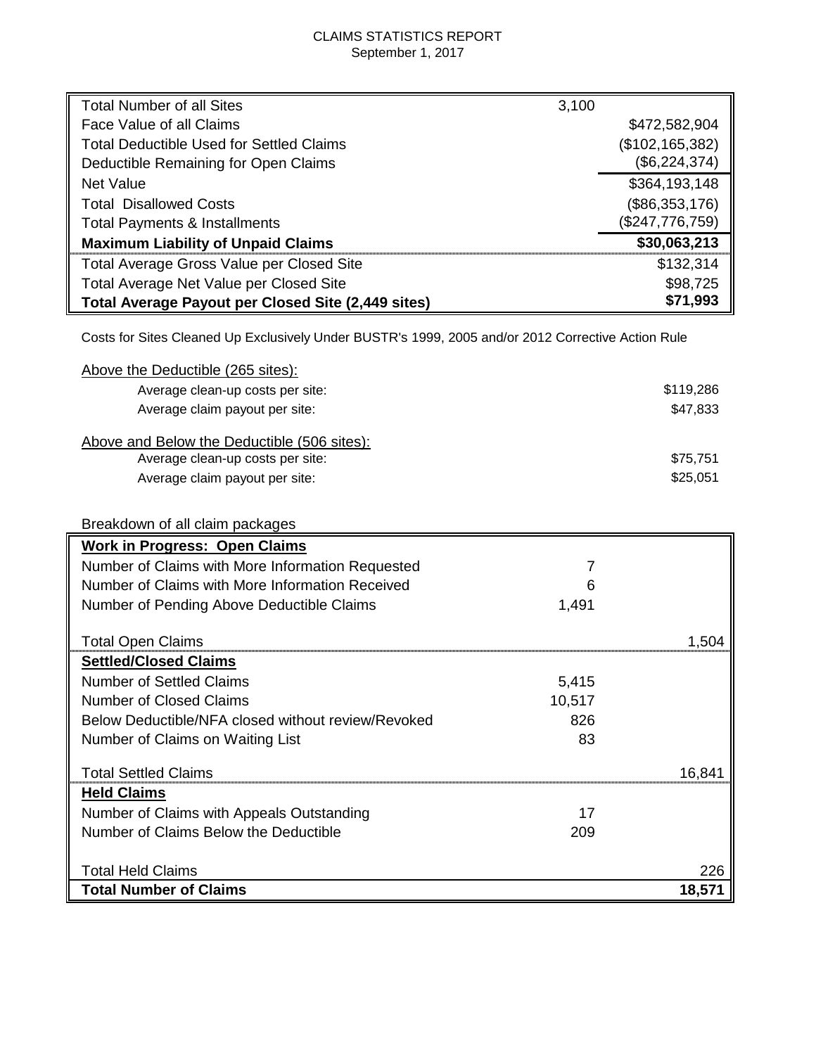# CLAIMS STATISTICS REPORT

September 1, 2017

| | | |
|---|---|---|
| Total Number of all Sites | 3,100 | |
| Face Value of all Claims | | $472,582,904 |
| Total Deductible Used for Settled Claims | | ($102,165,382) |
| Deductible Remaining for Open Claims | | ($6,224,374) |
| Net Value | | $364,193,148 |
| Total Disallowed Costs | | ($86,353,176) |
| Total Payments & Installments | | ($247,776,759) |
| **Maximum Liability of Unpaid Claims** | | **$30,063,213** |
| Total Average Gross Value per Closed Site | | $132,314 |
| Total Average Net Value per Closed Site | | $98,725 |
| **Total Average Payout per Closed Site (2,449 sites)** | | **$71,993** |

Costs for Sites Cleaned Up Exclusively Under BUSTR's 1999, 2005 and/or 2012 Corrective Action Rule

Above the Deductible (265 sites):

| | |
|---|---|
| Average clean-up costs per site: | $119,286 |
| Average claim payout per site: | $47,833 |

Above and Below the Deductible (506 sites):

| | |
|---|---|
| Average clean-up costs per site: | $75,751 |
| Average claim payout per site: | $25,051 |

Breakdown of all claim packages

| | | |
|---|---|---|
| **Work in Progress: Open Claims** | | |
| Number of Claims with More Information Requested | 7 | |
| Number of Claims with More Information Received | 6 | |
| Number of Pending Above Deductible Claims | 1,491 | |
| Total Open Claims | | 1,504 |
| **Settled/Closed Claims** | | |
| Number of Settled Claims | 5,415 | |
| Number of Closed Claims | 10,517 | |
| Below Deductible/NFA closed without review/Revoked | 826 | |
| Number of Claims on Waiting List | 83 | |
| Total Settled Claims | | 16,841 |
| **Held Claims** | | |
| Number of Claims with Appeals Outstanding | 17 | |
| Number of Claims Below the Deductible | 209 | |
| Total Held Claims | | 226 |
| **Total Number of Claims** | | **18,571** |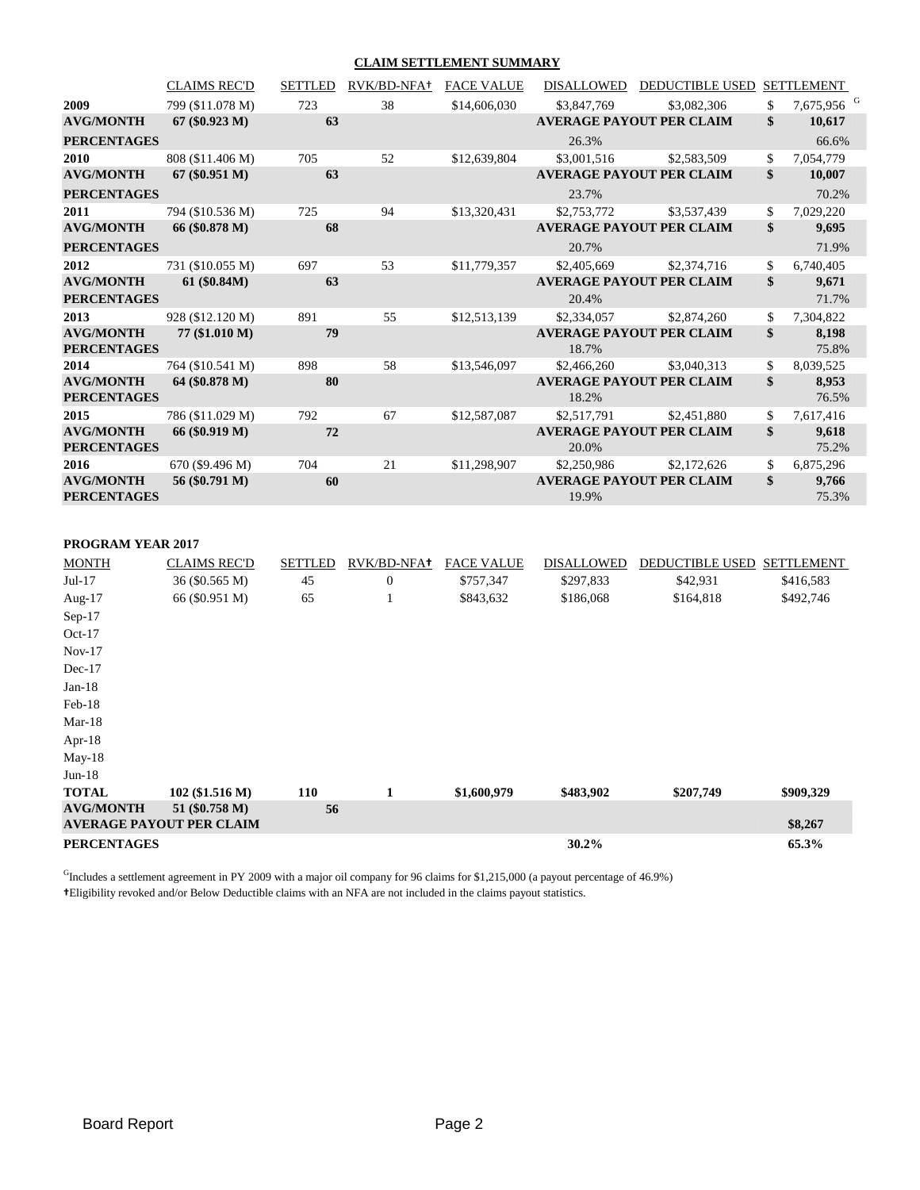## CLAIM SETTLEMENT SUMMARY

| | CLAIMS REC'D | SETTLED | RVK/BD-NFA† | FACE VALUE | DISALLOWED | DEDUCTIBLE USED | SETTLEMENT |
|---|---|---|---|---|---|---|---|
| **2009** | 799 ($11.078 M) | 723 | 38 | $14,606,030 | $3,847,769 | $3,082,306 | $ 7,675,956 [G] |
| **AVG/MONTH** | **67 ($0.923 M)** | **63** | | | **AVERAGE PAYOUT PER CLAIM** | | **$ 10,617** |
| **PERCENTAGES** | | | | | 26.3% | | 66.6% |
| **2010** | 808 ($11.406 M) | 705 | 52 | $12,639,804 | $3,001,516 | $2,583,509 | $ 7,054,779 |
| **AVG/MONTH** | **67 ($0.951 M)** | **63** | | | **AVERAGE PAYOUT PER CLAIM** | | **$ 10,007** |
| **PERCENTAGES** | | | | | 23.7% | | 70.2% |
| **2011** | 794 ($10.536 M) | 725 | 94 | $13,320,431 | $2,753,772 | $3,537,439 | $ 7,029,220 |
| **AVG/MONTH** | **66 ($0.878 M)** | **68** | | | **AVERAGE PAYOUT PER CLAIM** | | **$ 9,695** |
| **PERCENTAGES** | | | | | 20.7% | | 71.9% |
| **2012** | 731 ($10.055 M) | 697 | 53 | $11,779,357 | $2,405,669 | $2,374,716 | $ 6,740,405 |
| **AVG/MONTH** | **61 ($0.84M)** | **63** | | | **AVERAGE PAYOUT PER CLAIM** | | **$ 9,671** |
| **PERCENTAGES** | | | | | 20.4% | | 71.7% |
| **2013** | 928 ($12.120 M) | 891 | 55 | $12,513,139 | $2,334,057 | $2,874,260 | $ 7,304,822 |
| **AVG/MONTH** | **77 ($1.010 M)** | **79** | | | **AVERAGE PAYOUT PER CLAIM** | | **$ 8,198** |
| **PERCENTAGES** | | | | | 18.7% | | 75.8% |
| **2014** | 764 ($10.541 M) | 898 | 58 | $13,546,097 | $2,466,260 | $3,040,313 | $ 8,039,525 |
| **AVG/MONTH** | **64 ($0.878 M)** | **80** | | | **AVERAGE PAYOUT PER CLAIM** | | **$ 8,953** |
| **PERCENTAGES** | | | | | 18.2% | | 76.5% |
| **2015** | 786 ($11.029 M) | 792 | 67 | $12,587,087 | $2,517,791 | $2,451,880 | $ 7,617,416 |
| **AVG/MONTH** | **66 ($0.919 M)** | **72** | | | **AVERAGE PAYOUT PER CLAIM** | | **$ 9,618** |
| **PERCENTAGES** | | | | | 20.0% | | 75.2% |
| **2016** | 670 ($9.496 M) | 704 | 21 | $11,298,907 | $2,250,986 | $2,172,626 | $ 6,875,296 |
| **AVG/MONTH** | **56 ($0.791 M)** | **60** | | | **AVERAGE PAYOUT PER CLAIM** | | **$ 9,766** |
| **PERCENTAGES** | | | | | 19.9% | | 75.3% |

**PROGRAM YEAR 2017**

| MONTH | CLAIMS REC'D | SETTLED | RVK/BD-NFA† | FACE VALUE | DISALLOWED | DEDUCTIBLE USED | SETTLEMENT |
|---|---|---|---|---|---|---|---|
| Jul-17 | 36 ($0.565 M) | 45 | 0 | $757,347 | $297,833 | $42,931 | $416,583 |
| Aug-17 | 66 ($0.951 M) | 65 | 1 | $843,632 | $186,068 | $164,818 | $492,746 |
| Sep-17 | | | | | | | |
| Oct-17 | | | | | | | |
| Nov-17 | | | | | | | |
| Dec-17 | | | | | | | |
| Jan-18 | | | | | | | |
| Feb-18 | | | | | | | |
| Mar-18 | | | | | | | |
| Apr-18 | | | | | | | |
| May-18 | | | | | | | |
| Jun-18 | | | | | | | |
| **TOTAL** | **102 ($1.516 M)** | **110** | **1** | **$1,600,979** | **$483,902** | **$207,749** | **$909,329** |
| **AVG/MONTH** | **51 ($0.758 M)** | **56** | | | | | |
| **AVERAGE PAYOUT PER CLAIM** | | | | | | | **$8,267** |
| **PERCENTAGES** | | | | | **30.2%** | | **65.3%** |

[G]Includes a settlement agreement in PY 2009 with a major oil company for 96 claims for $1,215,000 (a payout percentage of 46.9%)

†Eligibility revoked and/or Below Deductible claims with an NFA are not included in the claims payout statistics.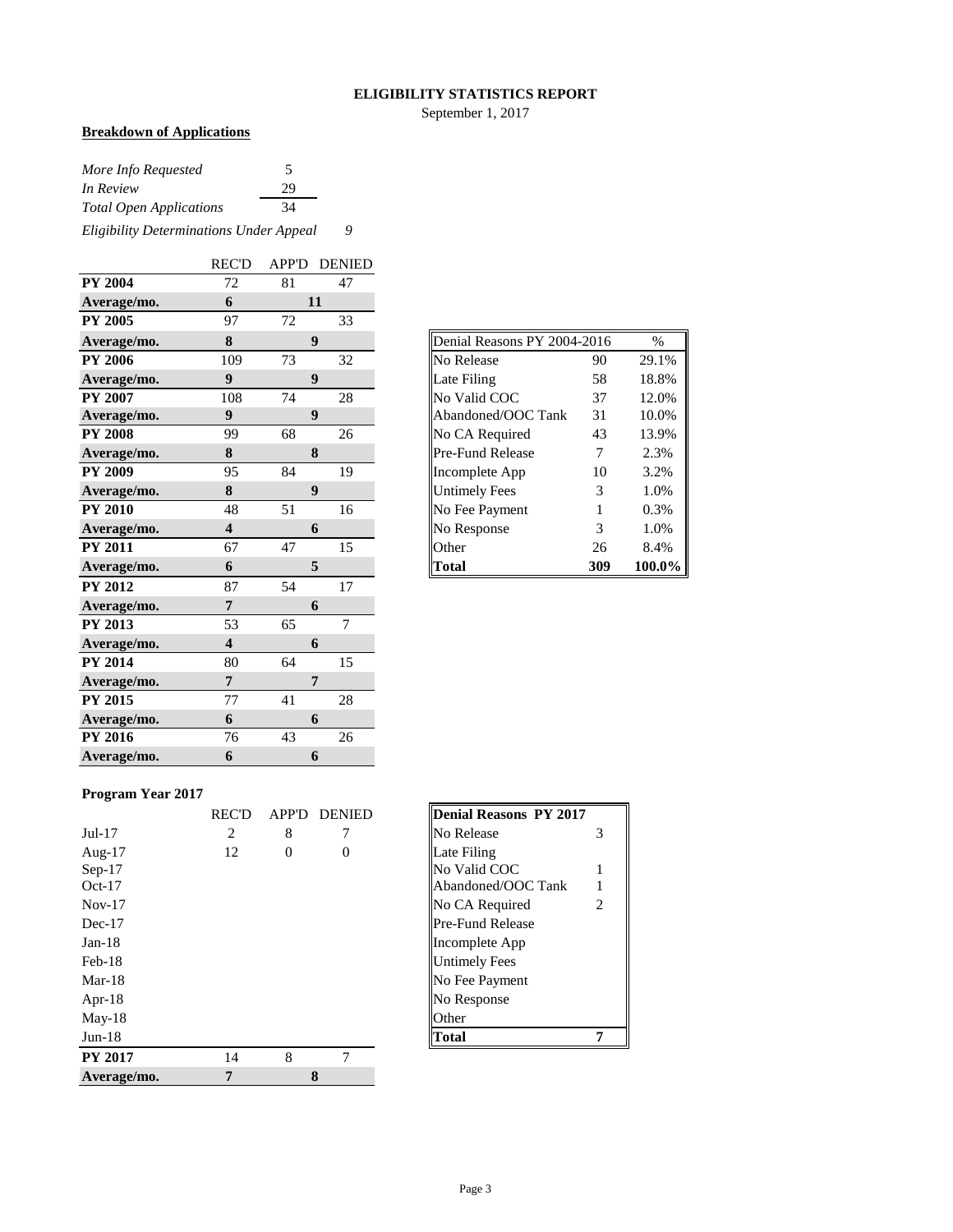# ELIGIBILITY STATISTICS REPORT

September 1, 2017

**Breakdown of Applications**

| | |
|---|---|
| *More Info Requested* | 5 |
| *In Review* | 29 |
| *Total Open Applications* | 34 |
| *Eligibility Determinations Under Appeal* | *9* |

| | REC'D | APP'D | DENIED |
|---|---|---|---|
| **PY 2004** | 72 | 81 | 47 |
| **Average/mo.** | **6** | **11** | |
| **PY 2005** | 97 | 72 | 33 |
| **Average/mo.** | **8** | **9** | |
| **PY 2006** | 109 | 73 | 32 |
| **Average/mo.** | **9** | **9** | |
| **PY 2007** | 108 | 74 | 28 |
| **Average/mo.** | **9** | **9** | |
| **PY 2008** | 99 | 68 | 26 |
| **Average/mo.** | **8** | **8** | |
| **PY 2009** | 95 | 84 | 19 |
| **Average/mo.** | **8** | **9** | |
| **PY 2010** | 48 | 51 | 16 |
| **Average/mo.** | **4** | **6** | |
| **PY 2011** | 67 | 47 | 15 |
| **Average/mo.** | **6** | **5** | |
| **PY 2012** | 87 | 54 | 17 |
| **Average/mo.** | **7** | **6** | |
| **PY 2013** | 53 | 65 | 7 |
| **Average/mo.** | **4** | **6** | |
| **PY 2014** | 80 | 64 | 15 |
| **Average/mo.** | **7** | **7** | |
| **PY 2015** | 77 | 41 | 28 |
| **Average/mo.** | **6** | **6** | |
| **PY 2016** | 76 | 43 | 26 |
| **Average/mo.** | **6** | **6** | |

| Denial Reasons PY 2004-2016 | | % |
|---|---|---|
| No Release | 90 | 29.1% |
| Late Filing | 58 | 18.8% |
| No Valid COC | 37 | 12.0% |
| Abandoned/OOC Tank | 31 | 10.0% |
| No CA Required | 43 | 13.9% |
| Pre-Fund Release | 7 | 2.3% |
| Incomplete App | 10 | 3.2% |
| Untimely Fees | 3 | 1.0% |
| No Fee Payment | 1 | 0.3% |
| No Response | 3 | 1.0% |
| Other | 26 | 8.4% |
| **Total** | **309** | **100.0%** |

**Program Year 2017**

| | REC'D | APP'D | DENIED |
|---|---|---|---|
| Jul-17 | 2 | 8 | 7 |
| Aug-17 | 12 | 0 | 0 |
| Sep-17 | | | |
| Oct-17 | | | |
| Nov-17 | | | |
| Dec-17 | | | |
| Jan-18 | | | |
| Feb-18 | | | |
| Mar-18 | | | |
| Apr-18 | | | |
| May-18 | | | |
| Jun-18 | | | |
| **PY 2017** | 14 | 8 | 7 |
| **Average/mo.** | **7** | **8** | |

| **Denial Reasons PY 2017** | |
|---|---|
| No Release | 3 |
| Late Filing | |
| No Valid COC | 1 |
| Abandoned/OOC Tank | 1 |
| No CA Required | 2 |
| Pre-Fund Release | |
| Incomplete App | |
| Untimely Fees | |
| No Fee Payment | |
| No Response | |
| Other | |
| **Total** | **7** |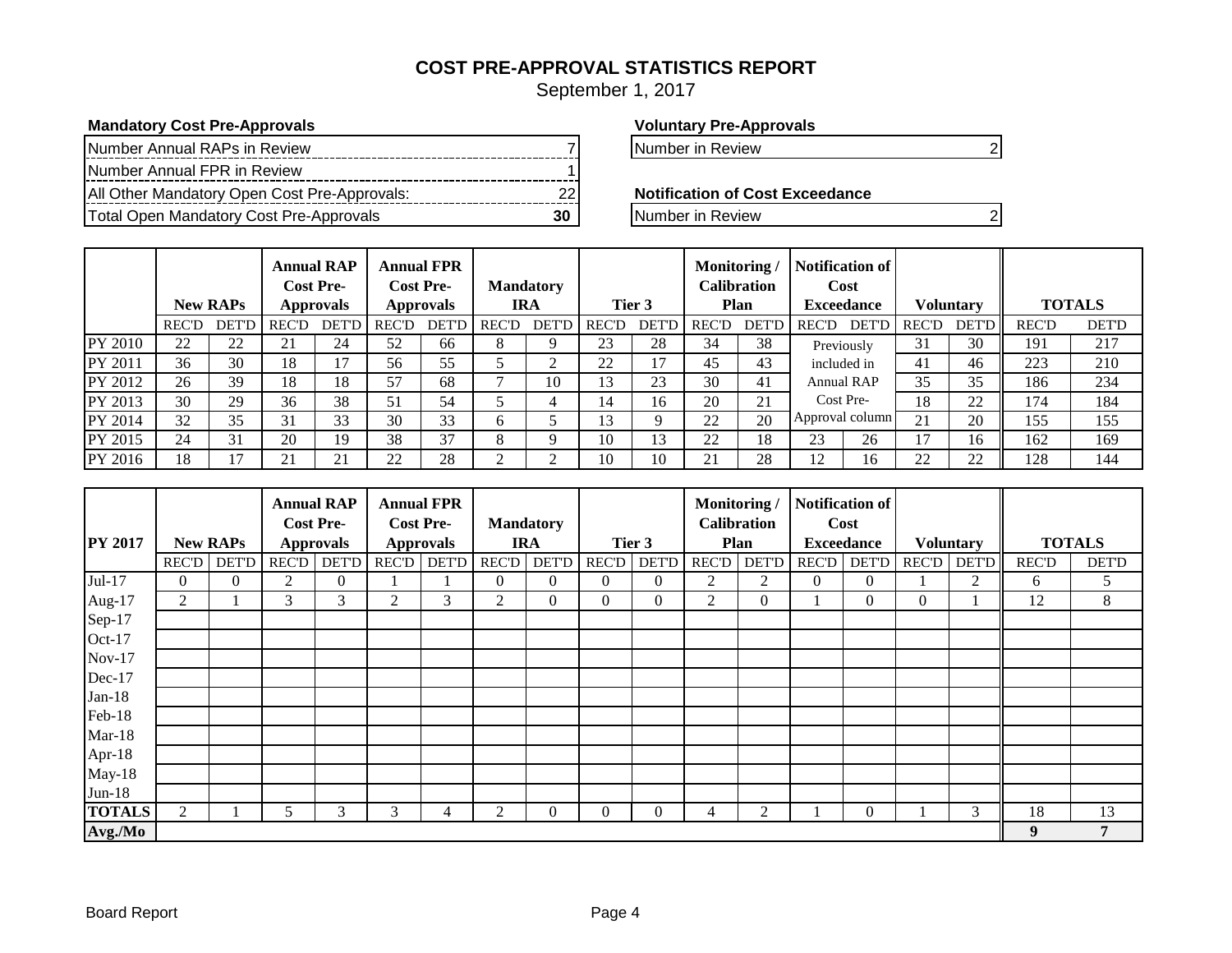# COST PRE-APPROVAL STATISTICS REPORT

September 1, 2017

**Mandatory Cost Pre-Approvals**

| | |
|---|---|
| Number Annual RAPs in Review | 7 |
| Number Annual FPR in Review | 1 |
| All Other Mandatory Open Cost Pre-Approvals: | 22 |
| Total Open Mandatory Cost Pre-Approvals | **30** |

**Voluntary Pre-Approvals**

| | |
|---|---|
| Number in Review | 2 |

**Notification of Cost Exceedance**

| | |
|---|---|
| Number in Review | 2 |

| | New RAPs | | Annual RAP Cost Pre-Approvals | | Annual FPR Cost Pre-Approvals | | Mandatory IRA | | Tier 3 | | Monitoring / Calibration Plan | | Notification of Cost Exceedance | | Voluntary | | TOTALS | |
|---|---|---|---|---|---|---|---|---|---|---|---|---|---|---|---|---|---|---|
| | REC'D | DET'D | REC'D | DET'D | REC'D | DET'D | REC'D | DET'D | REC'D | DET'D | REC'D | DET'D | REC'D | DET'D | REC'D | DET'D | REC'D | DET'D |
| PY 2010 | 22 | 22 | 21 | 24 | 52 | 66 | 8 | 9 | 23 | 28 | 34 | 38 | Previously included in Annual RAP Cost Pre-Approval column | | 31 | 30 | 191 | 217 |
| PY 2011 | 36 | 30 | 18 | 17 | 56 | 55 | 5 | 2 | 22 | 17 | 45 | 43 | | | 41 | 46 | 223 | 210 |
| PY 2012 | 26 | 39 | 18 | 18 | 57 | 68 | 7 | 10 | 13 | 23 | 30 | 41 | | | 35 | 35 | 186 | 234 |
| PY 2013 | 30 | 29 | 36 | 38 | 51 | 54 | 5 | 4 | 14 | 16 | 20 | 21 | | | 18 | 22 | 174 | 184 |
| PY 2014 | 32 | 35 | 31 | 33 | 30 | 33 | 6 | 5 | 13 | 9 | 22 | 20 | | | 21 | 20 | 155 | 155 |
| PY 2015 | 24 | 31 | 20 | 19 | 38 | 37 | 8 | 9 | 10 | 13 | 22 | 18 | 23 | 26 | 17 | 16 | 162 | 169 |
| PY 2016 | 18 | 17 | 21 | 21 | 22 | 28 | 2 | 2 | 10 | 10 | 21 | 28 | 12 | 16 | 22 | 22 | 128 | 144 |

| PY 2017 | New RAPs | | Annual RAP Cost Pre-Approvals | | Annual FPR Cost Pre-Approvals | | Mandatory IRA | | Tier 3 | | Monitoring / Calibration Plan | | Notification of Cost Exceedance | | Voluntary | | TOTALS | |
|---|---|---|---|---|---|---|---|---|---|---|---|---|---|---|---|---|---|---|
| | REC'D | DET'D | REC'D | DET'D | REC'D | DET'D | REC'D | DET'D | REC'D | DET'D | REC'D | DET'D | REC'D | DET'D | REC'D | DET'D | REC'D | DET'D |
| Jul-17 | 0 | 0 | 2 | 0 | 1 | 1 | 0 | 0 | 0 | 0 | 2 | 2 | 0 | 0 | 1 | 2 | 6 | 5 |
| Aug-17 | 2 | 1 | 3 | 3 | 2 | 3 | 2 | 0 | 0 | 0 | 2 | 0 | 1 | 0 | 0 | 1 | 12 | 8 |
| Sep-17 | | | | | | | | | | | | | | | | | | |
| Oct-17 | | | | | | | | | | | | | | | | | | |
| Nov-17 | | | | | | | | | | | | | | | | | | |
| Dec-17 | | | | | | | | | | | | | | | | | | |
| Jan-18 | | | | | | | | | | | | | | | | | | |
| Feb-18 | | | | | | | | | | | | | | | | | | |
| Mar-18 | | | | | | | | | | | | | | | | | | |
| Apr-18 | | | | | | | | | | | | | | | | | | |
| May-18 | | | | | | | | | | | | | | | | | | |
| Jun-18 | | | | | | | | | | | | | | | | | | |
| **TOTALS** | 2 | 1 | 5 | 3 | 3 | 4 | 2 | 0 | 0 | 0 | 4 | 2 | 1 | 0 | 1 | 3 | 18 | 13 |
| **Avg./Mo** | | | | | | | | | | | | | | | | | **9** | **7** |

Board Report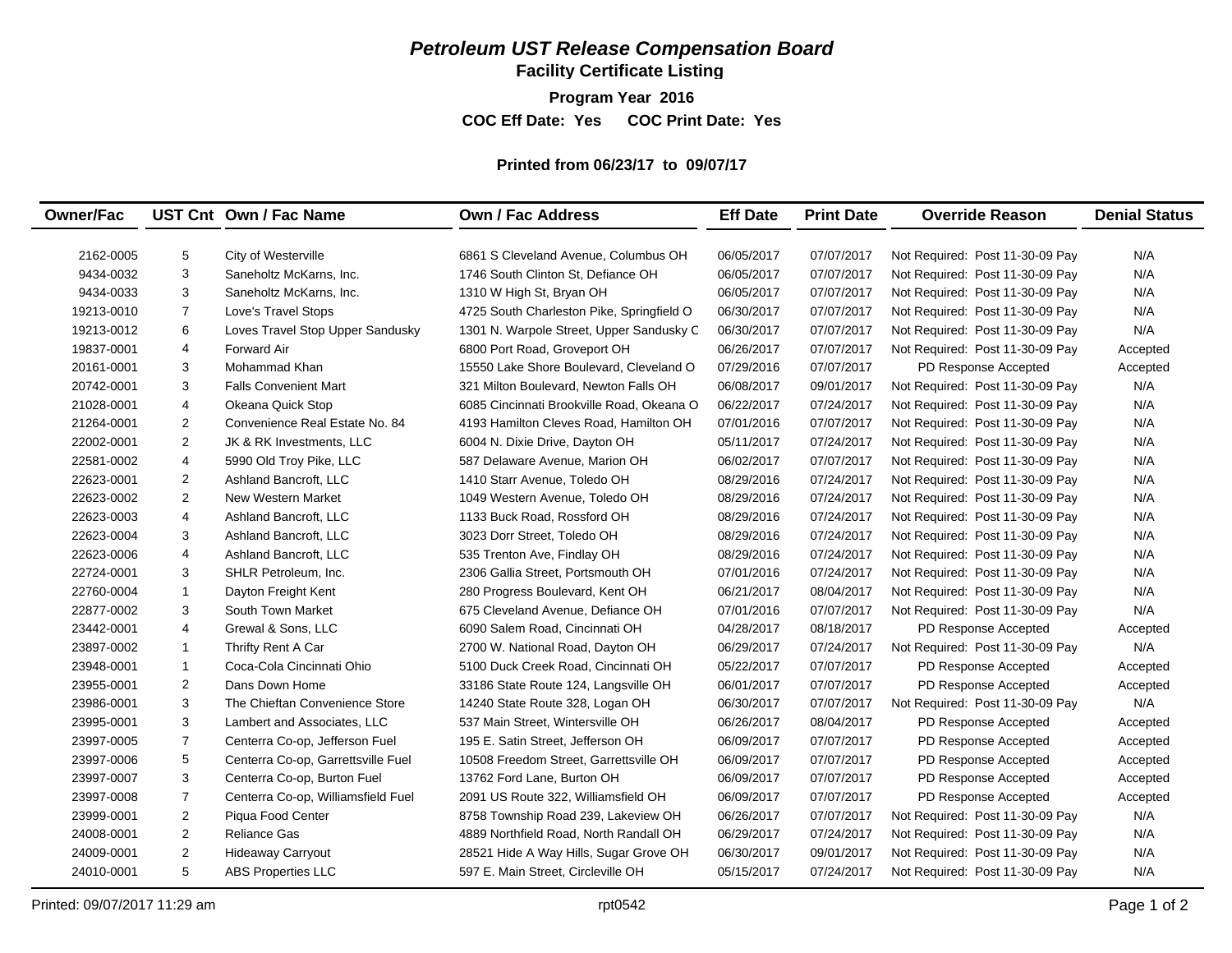# *Petroleum UST Release Compensation Board*

## Facility Certificate Listing

**Program Year 2016**

**COC Eff Date: Yes COC Print Date: Yes**

**Printed from 06/23/17 to 09/07/17**

| Owner/Fac | UST Cnt | Own / Fac Name | Own / Fac Address | Eff Date | Print Date | Override Reason | Denial Status |
|---|---|---|---|---|---|---|---|
| 2162-0005 | 5 | City of Westerville | 6861 S Cleveland Avenue, Columbus OH | 06/05/2017 | 07/07/2017 | Not Required: Post 11-30-09 Pay | N/A |
| 9434-0032 | 3 | Saneholtz McKarns, Inc. | 1746 South Clinton St, Defiance OH | 06/05/2017 | 07/07/2017 | Not Required: Post 11-30-09 Pay | N/A |
| 9434-0033 | 3 | Saneholtz McKarns, Inc. | 1310 W High St, Bryan OH | 06/05/2017 | 07/07/2017 | Not Required: Post 11-30-09 Pay | N/A |
| 19213-0010 | 7 | Love's Travel Stops | 4725 South Charleston Pike, Springfield O | 06/30/2017 | 07/07/2017 | Not Required: Post 11-30-09 Pay | N/A |
| 19213-0012 | 6 | Loves Travel Stop Upper Sandusky | 1301 N. Warpole Street, Upper Sandusky C | 06/30/2017 | 07/07/2017 | Not Required: Post 11-30-09 Pay | N/A |
| 19837-0001 | 4 | Forward Air | 6800 Port Road, Groveport OH | 06/26/2017 | 07/07/2017 | Not Required: Post 11-30-09 Pay | Accepted |
| 20161-0001 | 3 | Mohammad Khan | 15550 Lake Shore Boulevard, Cleveland O | 07/29/2016 | 07/07/2017 | PD Response Accepted | Accepted |
| 20742-0001 | 3 | Falls Convenient Mart | 321 Milton Boulevard, Newton Falls OH | 06/08/2017 | 09/01/2017 | Not Required: Post 11-30-09 Pay | N/A |
| 21028-0001 | 4 | Okeana Quick Stop | 6085 Cincinnati Brookville Road, Okeana O | 06/22/2017 | 07/24/2017 | Not Required: Post 11-30-09 Pay | N/A |
| 21264-0001 | 2 | Convenience Real Estate No. 84 | 4193 Hamilton Cleves Road, Hamilton OH | 07/01/2016 | 07/07/2017 | Not Required: Post 11-30-09 Pay | N/A |
| 22002-0001 | 2 | JK & RK Investments, LLC | 6004 N. Dixie Drive, Dayton OH | 05/11/2017 | 07/24/2017 | Not Required: Post 11-30-09 Pay | N/A |
| 22581-0002 | 4 | 5990 Old Troy Pike, LLC | 587 Delaware Avenue, Marion OH | 06/02/2017 | 07/07/2017 | Not Required: Post 11-30-09 Pay | N/A |
| 22623-0001 | 2 | Ashland Bancroft, LLC | 1410 Starr Avenue, Toledo OH | 08/29/2016 | 07/24/2017 | Not Required: Post 11-30-09 Pay | N/A |
| 22623-0002 | 2 | New Western Market | 1049 Western Avenue, Toledo OH | 08/29/2016 | 07/24/2017 | Not Required: Post 11-30-09 Pay | N/A |
| 22623-0003 | 4 | Ashland Bancroft, LLC | 1133 Buck Road, Rossford OH | 08/29/2016 | 07/24/2017 | Not Required: Post 11-30-09 Pay | N/A |
| 22623-0004 | 3 | Ashland Bancroft, LLC | 3023 Dorr Street, Toledo OH | 08/29/2016 | 07/24/2017 | Not Required: Post 11-30-09 Pay | N/A |
| 22623-0006 | 4 | Ashland Bancroft, LLC | 535 Trenton Ave, Findlay OH | 08/29/2016 | 07/24/2017 | Not Required: Post 11-30-09 Pay | N/A |
| 22724-0001 | 3 | SHLR Petroleum, Inc. | 2306 Gallia Street, Portsmouth OH | 07/01/2016 | 07/24/2017 | Not Required: Post 11-30-09 Pay | N/A |
| 22760-0004 | 1 | Dayton Freight Kent | 280 Progress Boulevard, Kent OH | 06/21/2017 | 08/04/2017 | Not Required: Post 11-30-09 Pay | N/A |
| 22877-0002 | 3 | South Town Market | 675 Cleveland Avenue, Defiance OH | 07/01/2016 | 07/07/2017 | Not Required: Post 11-30-09 Pay | N/A |
| 23442-0001 | 4 | Grewal & Sons, LLC | 6090 Salem Road, Cincinnati OH | 04/28/2017 | 08/18/2017 | PD Response Accepted | Accepted |
| 23897-0002 | 1 | Thrifty Rent A Car | 2700 W. National Road, Dayton OH | 06/29/2017 | 07/24/2017 | Not Required: Post 11-30-09 Pay | N/A |
| 23948-0001 | 1 | Coca-Cola Cincinnati Ohio | 5100 Duck Creek Road, Cincinnati OH | 05/22/2017 | 07/07/2017 | PD Response Accepted | Accepted |
| 23955-0001 | 2 | Dans Down Home | 33186 State Route 124, Langsville OH | 06/01/2017 | 07/07/2017 | PD Response Accepted | Accepted |
| 23986-0001 | 3 | The Chieftan Convenience Store | 14240 State Route 328, Logan OH | 06/30/2017 | 07/07/2017 | Not Required: Post 11-30-09 Pay | N/A |
| 23995-0001 | 3 | Lambert and Associates, LLC | 537 Main Street, Wintersville OH | 06/26/2017 | 08/04/2017 | PD Response Accepted | Accepted |
| 23997-0005 | 7 | Centerra Co-op, Jefferson Fuel | 195 E. Satin Street, Jefferson OH | 06/09/2017 | 07/07/2017 | PD Response Accepted | Accepted |
| 23997-0006 | 5 | Centerra Co-op, Garrettsville Fuel | 10508 Freedom Street, Garrettsville OH | 06/09/2017 | 07/07/2017 | PD Response Accepted | Accepted |
| 23997-0007 | 3 | Centerra Co-op, Burton Fuel | 13762 Ford Lane, Burton OH | 06/09/2017 | 07/07/2017 | PD Response Accepted | Accepted |
| 23997-0008 | 7 | Centerra Co-op, Williamsfield Fuel | 2091 US Route 322, Williamsfield OH | 06/09/2017 | 07/07/2017 | PD Response Accepted | Accepted |
| 23999-0001 | 2 | Piqua Food Center | 8758 Township Road 239, Lakeview OH | 06/26/2017 | 07/07/2017 | Not Required: Post 11-30-09 Pay | N/A |
| 24008-0001 | 2 | Reliance Gas | 4889 Northfield Road, North Randall OH | 06/29/2017 | 07/24/2017 | Not Required: Post 11-30-09 Pay | N/A |
| 24009-0001 | 2 | Hideaway Carryout | 28521 Hide A Way Hills, Sugar Grove OH | 06/30/2017 | 09/01/2017 | Not Required: Post 11-30-09 Pay | N/A |
| 24010-0001 | 5 | ABS Properties LLC | 597 E. Main Street, Circleville OH | 05/15/2017 | 07/24/2017 | Not Required: Post 11-30-09 Pay | N/A |

Printed: 09/07/2017 11:29 am rpt0542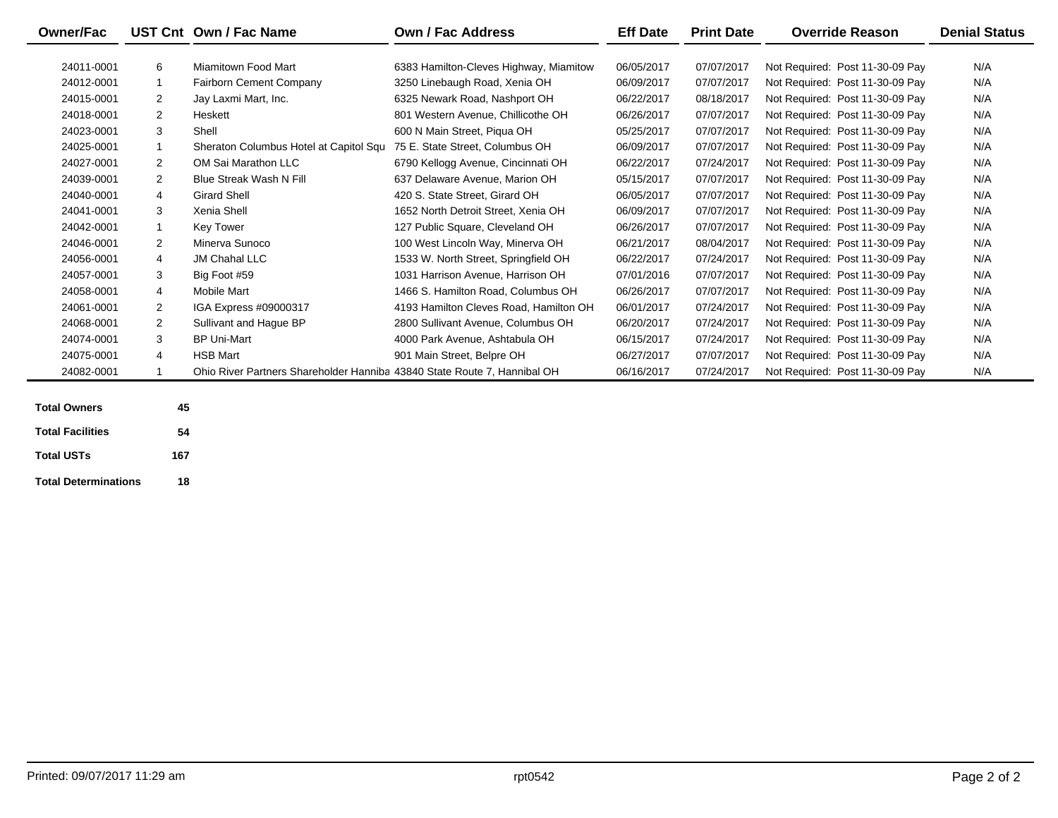| Owner/Fac | UST Cnt | Own / Fac Name | Own / Fac Address | Eff Date | Print Date | Override Reason | Denial Status |
|---|---|---|---|---|---|---|---|
| 24011-0001 | 6 | Miamitown Food Mart | 6383 Hamilton-Cleves Highway, Miamitow | 06/05/2017 | 07/07/2017 | Not Required: Post 11-30-09 Pay | N/A |
| 24012-0001 | 1 | Fairborn Cement Company | 3250 Linebaugh Road, Xenia OH | 06/09/2017 | 07/07/2017 | Not Required: Post 11-30-09 Pay | N/A |
| 24015-0001 | 2 | Jay Laxmi Mart, Inc. | 6325 Newark Road, Nashport OH | 06/22/2017 | 08/18/2017 | Not Required: Post 11-30-09 Pay | N/A |
| 24018-0001 | 2 | Heskett | 801 Western Avenue, Chillicothe OH | 06/26/2017 | 07/07/2017 | Not Required: Post 11-30-09 Pay | N/A |
| 24023-0001 | 3 | Shell | 600 N Main Street, Piqua OH | 05/25/2017 | 07/07/2017 | Not Required: Post 11-30-09 Pay | N/A |
| 24025-0001 | 1 | Sheraton Columbus Hotel at Capitol Squ | 75 E. State Street, Columbus OH | 06/09/2017 | 07/07/2017 | Not Required: Post 11-30-09 Pay | N/A |
| 24027-0001 | 2 | OM Sai Marathon LLC | 6790 Kellogg Avenue, Cincinnati OH | 06/22/2017 | 07/24/2017 | Not Required: Post 11-30-09 Pay | N/A |
| 24039-0001 | 2 | Blue Streak Wash N Fill | 637 Delaware Avenue, Marion OH | 05/15/2017 | 07/07/2017 | Not Required: Post 11-30-09 Pay | N/A |
| 24040-0001 | 4 | Girard Shell | 420 S. State Street, Girard OH | 06/05/2017 | 07/07/2017 | Not Required: Post 11-30-09 Pay | N/A |
| 24041-0001 | 3 | Xenia Shell | 1652 North Detroit Street, Xenia OH | 06/09/2017 | 07/07/2017 | Not Required: Post 11-30-09 Pay | N/A |
| 24042-0001 | 1 | Key Tower | 127 Public Square, Cleveland OH | 06/26/2017 | 07/07/2017 | Not Required: Post 11-30-09 Pay | N/A |
| 24046-0001 | 2 | Minerva Sunoco | 100 West Lincoln Way, Minerva OH | 06/21/2017 | 08/04/2017 | Not Required: Post 11-30-09 Pay | N/A |
| 24056-0001 | 4 | JM Chahal LLC | 1533 W. North Street, Springfield OH | 06/22/2017 | 07/24/2017 | Not Required: Post 11-30-09 Pay | N/A |
| 24057-0001 | 3 | Big Foot #59 | 1031 Harrison Avenue, Harrison OH | 07/01/2016 | 07/07/2017 | Not Required: Post 11-30-09 Pay | N/A |
| 24058-0001 | 4 | Mobile Mart | 1466 S. Hamilton Road, Columbus OH | 06/26/2017 | 07/07/2017 | Not Required: Post 11-30-09 Pay | N/A |
| 24061-0001 | 2 | IGA Express #09000317 | 4193 Hamilton Cleves Road, Hamilton OH | 06/01/2017 | 07/24/2017 | Not Required: Post 11-30-09 Pay | N/A |
| 24068-0001 | 2 | Sullivant and Hague BP | 2800 Sullivant Avenue, Columbus OH | 06/20/2017 | 07/24/2017 | Not Required: Post 11-30-09 Pay | N/A |
| 24074-0001 | 3 | BP Uni-Mart | 4000 Park Avenue, Ashtabula OH | 06/15/2017 | 07/24/2017 | Not Required: Post 11-30-09 Pay | N/A |
| 24075-0001 | 4 | HSB Mart | 901 Main Street, Belpre OH | 06/27/2017 | 07/07/2017 | Not Required: Post 11-30-09 Pay | N/A |
| 24082-0001 | 1 | Ohio River Partners Shareholder Hanniba | 43840 State Route 7, Hannibal OH | 06/16/2017 | 07/24/2017 | Not Required: Post 11-30-09 Pay | N/A |

| | |
|---|---|
| **Total Owners** | **45** |
| **Total Facilities** | **54** |
| **Total USTs** | **167** |
| **Total Determinations** | **18** |

Printed: 09/07/2017 11:29 am rpt0542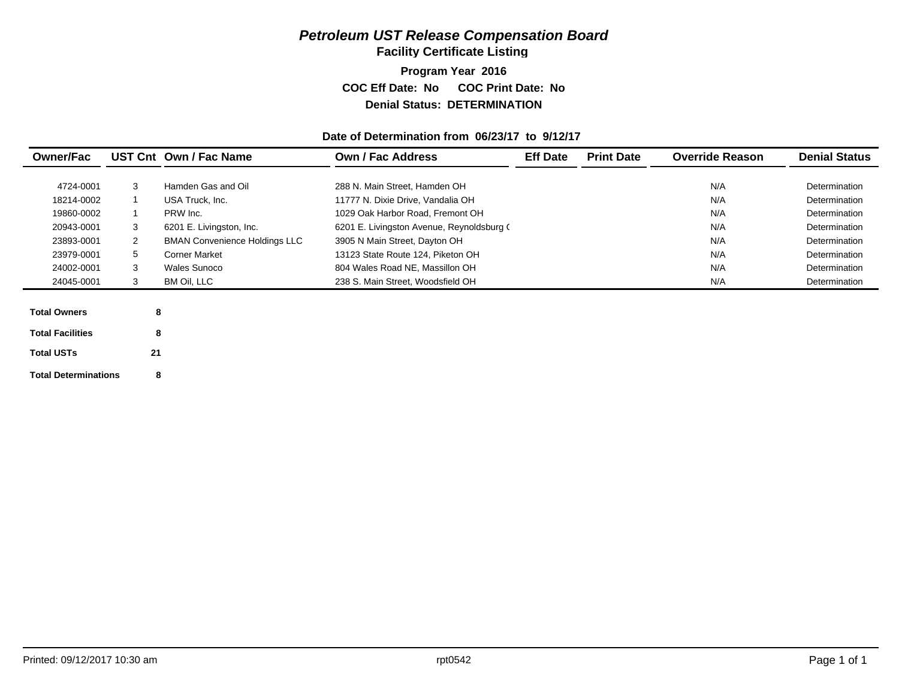# *Petroleum UST Release Compensation Board*

## Facility Certificate Listing

**Program Year 2016**

**COC Eff Date: No COC Print Date: No**

**Denial Status: DETERMINATION**

**Date of Determination from 06/23/17 to 9/12/17**

| Owner/Fac | UST Cnt | Own / Fac Name | Own / Fac Address | Eff Date | Print Date | Override Reason | Denial Status |
|---|---|---|---|---|---|---|---|
| 4724-0001 | 3 | Hamden Gas and Oil | 288 N. Main Street, Hamden OH | | | N/A | Determination |
| 18214-0002 | 1 | USA Truck, Inc. | 11777 N. Dixie Drive, Vandalia OH | | | N/A | Determination |
| 19860-0002 | 1 | PRW Inc. | 1029 Oak Harbor Road, Fremont OH | | | N/A | Determination |
| 20943-0001 | 3 | 6201 E. Livingston, Inc. | 6201 E. Livingston Avenue, Reynoldsburg ( | | | N/A | Determination |
| 23893-0001 | 2 | BMAN Convenience Holdings LLC | 3905 N Main Street, Dayton OH | | | N/A | Determination |
| 23979-0001 | 5 | Corner Market | 13123 State Route 124, Piketon OH | | | N/A | Determination |
| 24002-0001 | 3 | Wales Sunoco | 804 Wales Road NE, Massillon OH | | | N/A | Determination |
| 24045-0001 | 3 | BM Oil, LLC | 238 S. Main Street, Woodsfield OH | | | N/A | Determination |

| | |
|---|---|
| **Total Owners** | **8** |
| **Total Facilities** | **8** |
| **Total USTs** | **21** |
| **Total Determinations** | **8** |

Printed: 09/12/2017 10:30 am rpt0542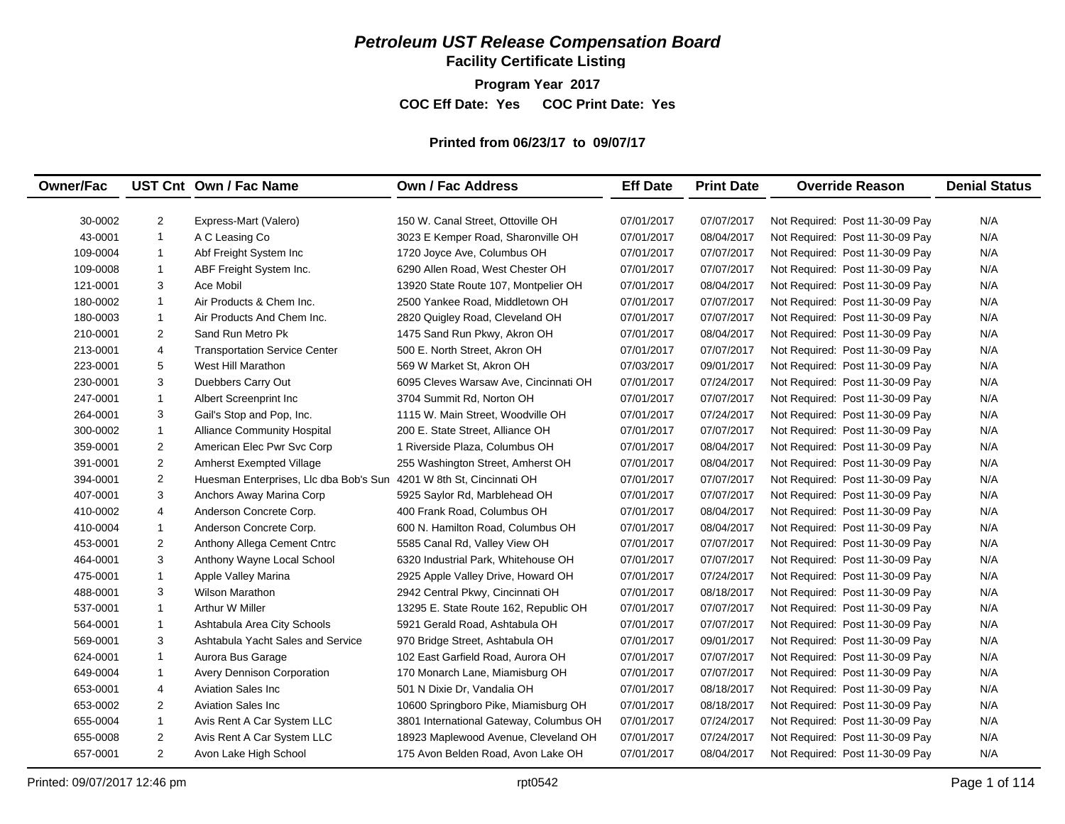# *Petroleum UST Release Compensation Board*

## Facility Certificate Listing

**Program Year 2017**

**COC Eff Date: Yes COC Print Date: Yes**

**Printed from 06/23/17 to 09/07/17**

| Owner/Fac | UST Cnt | Own / Fac Name | Own / Fac Address | Eff Date | Print Date | Override Reason | Denial Status |
|---|---|---|---|---|---|---|---|
| 30-0002 | 2 | Express-Mart (Valero) | 150 W. Canal Street, Ottoville OH | 07/01/2017 | 07/07/2017 | Not Required: Post 11-30-09 Pay | N/A |
| 43-0001 | 1 | A C Leasing Co | 3023 E Kemper Road, Sharonville OH | 07/01/2017 | 08/04/2017 | Not Required: Post 11-30-09 Pay | N/A |
| 109-0004 | 1 | Abf Freight System Inc | 1720 Joyce Ave, Columbus OH | 07/01/2017 | 07/07/2017 | Not Required: Post 11-30-09 Pay | N/A |
| 109-0008 | 1 | ABF Freight System Inc. | 6290 Allen Road, West Chester OH | 07/01/2017 | 07/07/2017 | Not Required: Post 11-30-09 Pay | N/A |
| 121-0001 | 3 | Ace Mobil | 13920 State Route 107, Montpelier OH | 07/01/2017 | 08/04/2017 | Not Required: Post 11-30-09 Pay | N/A |
| 180-0002 | 1 | Air Products & Chem Inc. | 2500 Yankee Road, Middletown OH | 07/01/2017 | 07/07/2017 | Not Required: Post 11-30-09 Pay | N/A |
| 180-0003 | 1 | Air Products And Chem Inc. | 2820 Quigley Road, Cleveland OH | 07/01/2017 | 07/07/2017 | Not Required: Post 11-30-09 Pay | N/A |
| 210-0001 | 2 | Sand Run Metro Pk | 1475 Sand Run Pkwy, Akron OH | 07/01/2017 | 08/04/2017 | Not Required: Post 11-30-09 Pay | N/A |
| 213-0001 | 4 | Transportation Service Center | 500 E. North Street, Akron OH | 07/01/2017 | 07/07/2017 | Not Required: Post 11-30-09 Pay | N/A |
| 223-0001 | 5 | West Hill Marathon | 569 W Market St, Akron OH | 07/03/2017 | 09/01/2017 | Not Required: Post 11-30-09 Pay | N/A |
| 230-0001 | 3 | Duebbers Carry Out | 6095 Cleves Warsaw Ave, Cincinnati OH | 07/01/2017 | 07/24/2017 | Not Required: Post 11-30-09 Pay | N/A |
| 247-0001 | 1 | Albert Screenprint Inc | 3704 Summit Rd, Norton OH | 07/01/2017 | 07/07/2017 | Not Required: Post 11-30-09 Pay | N/A |
| 264-0001 | 3 | Gail's Stop and Pop, Inc. | 1115 W. Main Street, Woodville OH | 07/01/2017 | 07/24/2017 | Not Required: Post 11-30-09 Pay | N/A |
| 300-0002 | 1 | Alliance Community Hospital | 200 E. State Street, Alliance OH | 07/01/2017 | 07/07/2017 | Not Required: Post 11-30-09 Pay | N/A |
| 359-0001 | 2 | American Elec Pwr Svc Corp | 1 Riverside Plaza, Columbus OH | 07/01/2017 | 08/04/2017 | Not Required: Post 11-30-09 Pay | N/A |
| 391-0001 | 2 | Amherst Exempted Village | 255 Washington Street, Amherst OH | 07/01/2017 | 08/04/2017 | Not Required: Post 11-30-09 Pay | N/A |
| 394-0001 | 2 | Huesman Enterprises, Llc dba Bob's Sun | 4201 W 8th St, Cincinnati OH | 07/01/2017 | 07/07/2017 | Not Required: Post 11-30-09 Pay | N/A |
| 407-0001 | 3 | Anchors Away Marina Corp | 5925 Saylor Rd, Marblehead OH | 07/01/2017 | 07/07/2017 | Not Required: Post 11-30-09 Pay | N/A |
| 410-0002 | 4 | Anderson Concrete Corp. | 400 Frank Road, Columbus OH | 07/01/2017 | 08/04/2017 | Not Required: Post 11-30-09 Pay | N/A |
| 410-0004 | 1 | Anderson Concrete Corp. | 600 N. Hamilton Road, Columbus OH | 07/01/2017 | 08/04/2017 | Not Required: Post 11-30-09 Pay | N/A |
| 453-0001 | 2 | Anthony Allega Cement Cntrc | 5585 Canal Rd, Valley View OH | 07/01/2017 | 07/07/2017 | Not Required: Post 11-30-09 Pay | N/A |
| 464-0001 | 3 | Anthony Wayne Local School | 6320 Industrial Park, Whitehouse OH | 07/01/2017 | 07/07/2017 | Not Required: Post 11-30-09 Pay | N/A |
| 475-0001 | 1 | Apple Valley Marina | 2925 Apple Valley Drive, Howard OH | 07/01/2017 | 07/24/2017 | Not Required: Post 11-30-09 Pay | N/A |
| 488-0001 | 3 | Wilson Marathon | 2942 Central Pkwy, Cincinnati OH | 07/01/2017 | 08/18/2017 | Not Required: Post 11-30-09 Pay | N/A |
| 537-0001 | 1 | Arthur W Miller | 13295 E. State Route 162, Republic OH | 07/01/2017 | 07/07/2017 | Not Required: Post 11-30-09 Pay | N/A |
| 564-0001 | 1 | Ashtabula Area City Schools | 5921 Gerald Road, Ashtabula OH | 07/01/2017 | 07/07/2017 | Not Required: Post 11-30-09 Pay | N/A |
| 569-0001 | 3 | Ashtabula Yacht Sales and Service | 970 Bridge Street, Ashtabula OH | 07/01/2017 | 09/01/2017 | Not Required: Post 11-30-09 Pay | N/A |
| 624-0001 | 1 | Aurora Bus Garage | 102 East Garfield Road, Aurora OH | 07/01/2017 | 07/07/2017 | Not Required: Post 11-30-09 Pay | N/A |
| 649-0004 | 1 | Avery Dennison Corporation | 170 Monarch Lane, Miamisburg OH | 07/01/2017 | 07/07/2017 | Not Required: Post 11-30-09 Pay | N/A |
| 653-0001 | 4 | Aviation Sales Inc | 501 N Dixie Dr, Vandalia OH | 07/01/2017 | 08/18/2017 | Not Required: Post 11-30-09 Pay | N/A |
| 653-0002 | 2 | Aviation Sales Inc | 10600 Springboro Pike, Miamisburg OH | 07/01/2017 | 08/18/2017 | Not Required: Post 11-30-09 Pay | N/A |
| 655-0004 | 1 | Avis Rent A Car System LLC | 3801 International Gateway, Columbus OH | 07/01/2017 | 07/24/2017 | Not Required: Post 11-30-09 Pay | N/A |
| 655-0008 | 2 | Avis Rent A Car System LLC | 18923 Maplewood Avenue, Cleveland OH | 07/01/2017 | 07/24/2017 | Not Required: Post 11-30-09 Pay | N/A |
| 657-0001 | 2 | Avon Lake High School | 175 Avon Belden Road, Avon Lake OH | 07/01/2017 | 08/04/2017 | Not Required: Post 11-30-09 Pay | N/A |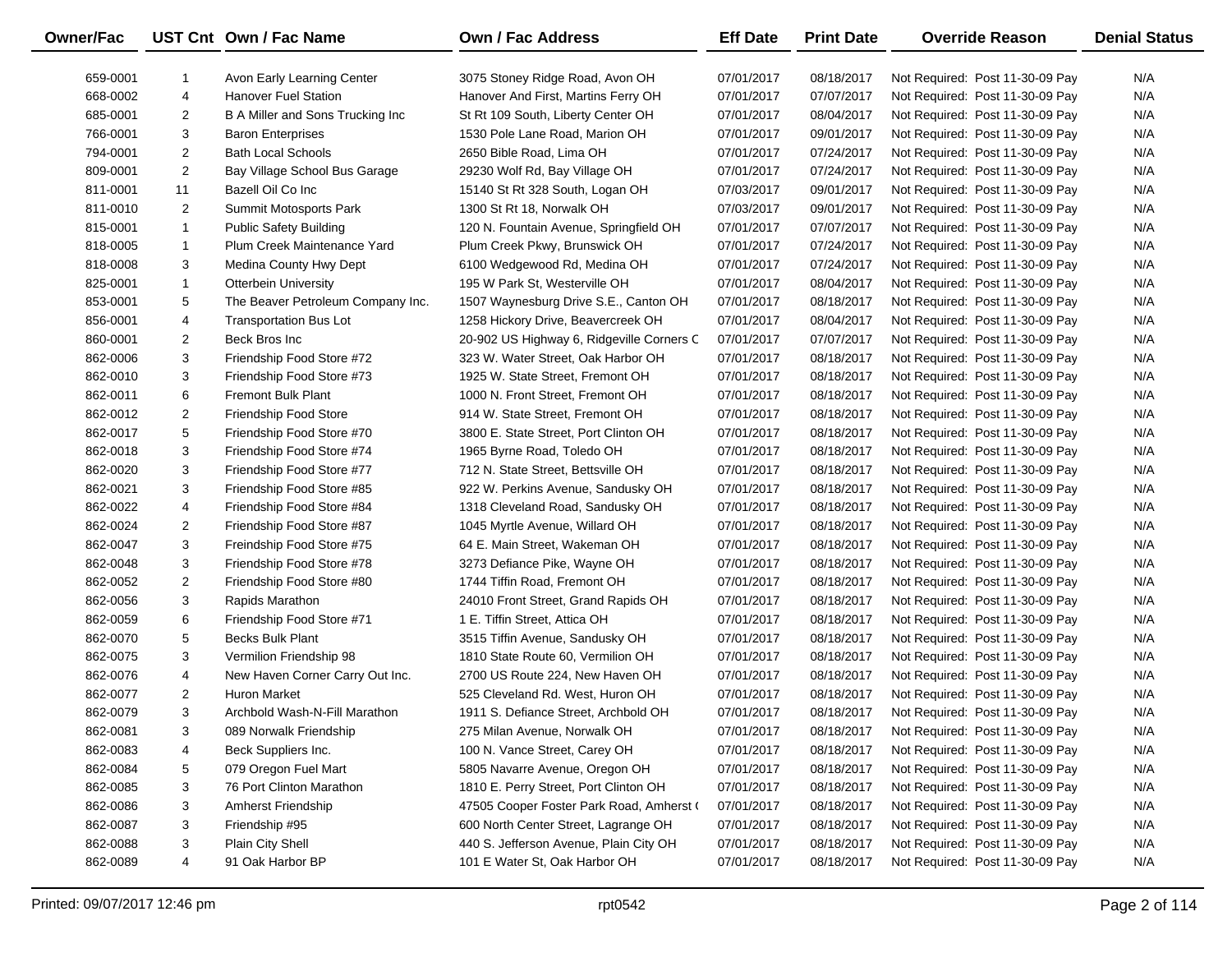| Owner/Fac | UST Cnt | Own / Fac Name | Own / Fac Address | Eff Date | Print Date | Override Reason | Denial Status |
|---|---|---|---|---|---|---|---|
| 659-0001 | 1 | Avon Early Learning Center | 3075 Stoney Ridge Road, Avon OH | 07/01/2017 | 08/18/2017 | Not Required: Post 11-30-09 Pay | N/A |
| 668-0002 | 4 | Hanover Fuel Station | Hanover And First, Martins Ferry OH | 07/01/2017 | 07/07/2017 | Not Required: Post 11-30-09 Pay | N/A |
| 685-0001 | 2 | B A Miller and Sons Trucking Inc | St Rt 109 South, Liberty Center OH | 07/01/2017 | 08/04/2017 | Not Required: Post 11-30-09 Pay | N/A |
| 766-0001 | 3 | Baron Enterprises | 1530 Pole Lane Road, Marion OH | 07/01/2017 | 09/01/2017 | Not Required: Post 11-30-09 Pay | N/A |
| 794-0001 | 2 | Bath Local Schools | 2650 Bible Road, Lima OH | 07/01/2017 | 07/24/2017 | Not Required: Post 11-30-09 Pay | N/A |
| 809-0001 | 2 | Bay Village School Bus Garage | 29230 Wolf Rd, Bay Village OH | 07/01/2017 | 07/24/2017 | Not Required: Post 11-30-09 Pay | N/A |
| 811-0001 | 11 | Bazell Oil Co Inc | 15140 St Rt 328 South, Logan OH | 07/03/2017 | 09/01/2017 | Not Required: Post 11-30-09 Pay | N/A |
| 811-0010 | 2 | Summit Motosports Park | 1300 St Rt 18, Norwalk OH | 07/03/2017 | 09/01/2017 | Not Required: Post 11-30-09 Pay | N/A |
| 815-0001 | 1 | Public Safety Building | 120 N. Fountain Avenue, Springfield OH | 07/01/2017 | 07/07/2017 | Not Required: Post 11-30-09 Pay | N/A |
| 818-0005 | 1 | Plum Creek Maintenance Yard | Plum Creek Pkwy, Brunswick OH | 07/01/2017 | 07/24/2017 | Not Required: Post 11-30-09 Pay | N/A |
| 818-0008 | 3 | Medina County Hwy Dept | 6100 Wedgewood Rd, Medina OH | 07/01/2017 | 07/24/2017 | Not Required: Post 11-30-09 Pay | N/A |
| 825-0001 | 1 | Otterbein University | 195 W Park St, Westerville OH | 07/01/2017 | 08/04/2017 | Not Required: Post 11-30-09 Pay | N/A |
| 853-0001 | 5 | The Beaver Petroleum Company Inc. | 1507 Waynesburg Drive S.E., Canton OH | 07/01/2017 | 08/18/2017 | Not Required: Post 11-30-09 Pay | N/A |
| 856-0001 | 4 | Transportation Bus Lot | 1258 Hickory Drive, Beavercreek OH | 07/01/2017 | 08/04/2017 | Not Required: Post 11-30-09 Pay | N/A |
| 860-0001 | 2 | Beck Bros Inc | 20-902 US Highway 6, Ridgeville Corners C | 07/01/2017 | 07/07/2017 | Not Required: Post 11-30-09 Pay | N/A |
| 862-0006 | 3 | Friendship Food Store #72 | 323 W. Water Street, Oak Harbor OH | 07/01/2017 | 08/18/2017 | Not Required: Post 11-30-09 Pay | N/A |
| 862-0010 | 3 | Friendship Food Store #73 | 1925 W. State Street, Fremont OH | 07/01/2017 | 08/18/2017 | Not Required: Post 11-30-09 Pay | N/A |
| 862-0011 | 6 | Fremont Bulk Plant | 1000 N. Front Street, Fremont OH | 07/01/2017 | 08/18/2017 | Not Required: Post 11-30-09 Pay | N/A |
| 862-0012 | 2 | Friendship Food Store | 914 W. State Street, Fremont OH | 07/01/2017 | 08/18/2017 | Not Required: Post 11-30-09 Pay | N/A |
| 862-0017 | 5 | Friendship Food Store #70 | 3800 E. State Street, Port Clinton OH | 07/01/2017 | 08/18/2017 | Not Required: Post 11-30-09 Pay | N/A |
| 862-0018 | 3 | Friendship Food Store #74 | 1965 Byrne Road, Toledo OH | 07/01/2017 | 08/18/2017 | Not Required: Post 11-30-09 Pay | N/A |
| 862-0020 | 3 | Friendship Food Store #77 | 712 N. State Street, Bettsville OH | 07/01/2017 | 08/18/2017 | Not Required: Post 11-30-09 Pay | N/A |
| 862-0021 | 3 | Friendship Food Store #85 | 922 W. Perkins Avenue, Sandusky OH | 07/01/2017 | 08/18/2017 | Not Required: Post 11-30-09 Pay | N/A |
| 862-0022 | 4 | Friendship Food Store #84 | 1318 Cleveland Road, Sandusky OH | 07/01/2017 | 08/18/2017 | Not Required: Post 11-30-09 Pay | N/A |
| 862-0024 | 2 | Friendship Food Store #87 | 1045 Myrtle Avenue, Willard OH | 07/01/2017 | 08/18/2017 | Not Required: Post 11-30-09 Pay | N/A |
| 862-0047 | 3 | Freindship Food Store #75 | 64 E. Main Street, Wakeman OH | 07/01/2017 | 08/18/2017 | Not Required: Post 11-30-09 Pay | N/A |
| 862-0048 | 3 | Friendship Food Store #78 | 3273 Defiance Pike, Wayne OH | 07/01/2017 | 08/18/2017 | Not Required: Post 11-30-09 Pay | N/A |
| 862-0052 | 2 | Friendship Food Store #80 | 1744 Tiffin Road, Fremont OH | 07/01/2017 | 08/18/2017 | Not Required: Post 11-30-09 Pay | N/A |
| 862-0056 | 3 | Rapids Marathon | 24010 Front Street, Grand Rapids OH | 07/01/2017 | 08/18/2017 | Not Required: Post 11-30-09 Pay | N/A |
| 862-0059 | 6 | Friendship Food Store #71 | 1 E. Tiffin Street, Attica OH | 07/01/2017 | 08/18/2017 | Not Required: Post 11-30-09 Pay | N/A |
| 862-0070 | 5 | Becks Bulk Plant | 3515 Tiffin Avenue, Sandusky OH | 07/01/2017 | 08/18/2017 | Not Required: Post 11-30-09 Pay | N/A |
| 862-0075 | 3 | Vermilion Friendship 98 | 1810 State Route 60, Vermilion OH | 07/01/2017 | 08/18/2017 | Not Required: Post 11-30-09 Pay | N/A |
| 862-0076 | 4 | New Haven Corner Carry Out Inc. | 2700 US Route 224, New Haven OH | 07/01/2017 | 08/18/2017 | Not Required: Post 11-30-09 Pay | N/A |
| 862-0077 | 2 | Huron Market | 525 Cleveland Rd. West, Huron OH | 07/01/2017 | 08/18/2017 | Not Required: Post 11-30-09 Pay | N/A |
| 862-0079 | 3 | Archbold Wash-N-Fill Marathon | 1911 S. Defiance Street, Archbold OH | 07/01/2017 | 08/18/2017 | Not Required: Post 11-30-09 Pay | N/A |
| 862-0081 | 3 | 089 Norwalk Friendship | 275 Milan Avenue, Norwalk OH | 07/01/2017 | 08/18/2017 | Not Required: Post 11-30-09 Pay | N/A |
| 862-0083 | 4 | Beck Suppliers Inc. | 100 N. Vance Street, Carey OH | 07/01/2017 | 08/18/2017 | Not Required: Post 11-30-09 Pay | N/A |
| 862-0084 | 5 | 079 Oregon Fuel Mart | 5805 Navarre Avenue, Oregon OH | 07/01/2017 | 08/18/2017 | Not Required: Post 11-30-09 Pay | N/A |
| 862-0085 | 3 | 76 Port Clinton Marathon | 1810 E. Perry Street, Port Clinton OH | 07/01/2017 | 08/18/2017 | Not Required: Post 11-30-09 Pay | N/A |
| 862-0086 | 3 | Amherst Friendship | 47505 Cooper Foster Park Road, Amherst ( | 07/01/2017 | 08/18/2017 | Not Required: Post 11-30-09 Pay | N/A |
| 862-0087 | 3 | Friendship #95 | 600 North Center Street, Lagrange OH | 07/01/2017 | 08/18/2017 | Not Required: Post 11-30-09 Pay | N/A |
| 862-0088 | 3 | Plain City Shell | 440 S. Jefferson Avenue, Plain City OH | 07/01/2017 | 08/18/2017 | Not Required: Post 11-30-09 Pay | N/A |
| 862-0089 | 4 | 91 Oak Harbor BP | 101 E Water St, Oak Harbor OH | 07/01/2017 | 08/18/2017 | Not Required: Post 11-30-09 Pay | N/A |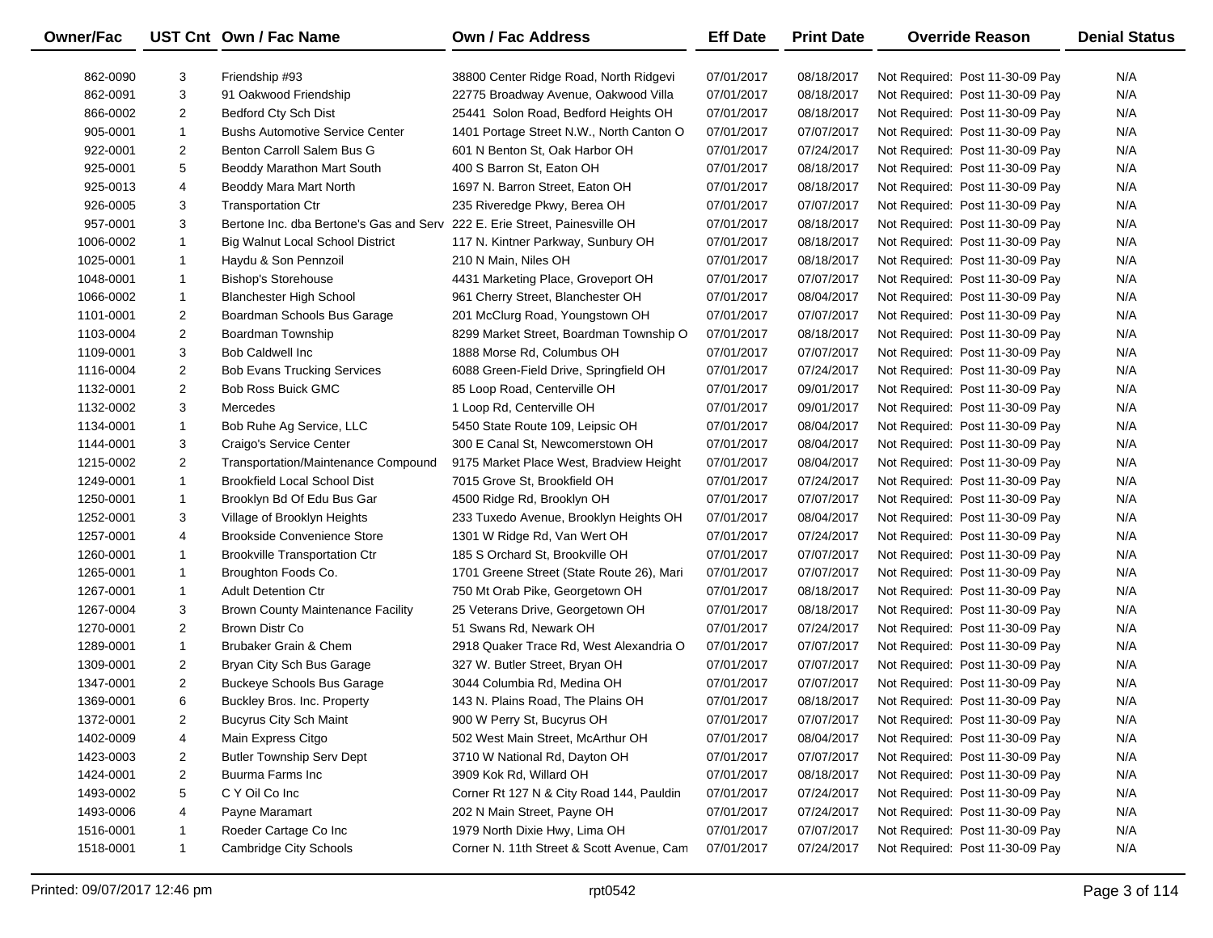| Owner/Fac | UST Cnt | Own / Fac Name | Own / Fac Address | Eff Date | Print Date | Override Reason | Denial Status |
|---|---|---|---|---|---|---|---|
| 862-0090 | 3 | Friendship #93 | 38800 Center Ridge Road, North Ridgevi | 07/01/2017 | 08/18/2017 | Not Required: Post 11-30-09 Pay | N/A |
| 862-0091 | 3 | 91 Oakwood Friendship | 22775 Broadway Avenue, Oakwood Villa | 07/01/2017 | 08/18/2017 | Not Required: Post 11-30-09 Pay | N/A |
| 866-0002 | 2 | Bedford Cty Sch Dist | 25441 Solon Road, Bedford Heights OH | 07/01/2017 | 08/18/2017 | Not Required: Post 11-30-09 Pay | N/A |
| 905-0001 | 1 | Bushs Automotive Service Center | 1401 Portage Street N.W., North Canton O | 07/01/2017 | 07/07/2017 | Not Required: Post 11-30-09 Pay | N/A |
| 922-0001 | 2 | Benton Carroll Salem Bus G | 601 N Benton St, Oak Harbor OH | 07/01/2017 | 07/24/2017 | Not Required: Post 11-30-09 Pay | N/A |
| 925-0001 | 5 | Beoddy Marathon Mart South | 400 S Barron St, Eaton OH | 07/01/2017 | 08/18/2017 | Not Required: Post 11-30-09 Pay | N/A |
| 925-0013 | 4 | Beoddy Mara Mart North | 1697 N. Barron Street, Eaton OH | 07/01/2017 | 08/18/2017 | Not Required: Post 11-30-09 Pay | N/A |
| 926-0005 | 3 | Transportation Ctr | 235 Riveredge Pkwy, Berea OH | 07/01/2017 | 07/07/2017 | Not Required: Post 11-30-09 Pay | N/A |
| 957-0001 | 3 | Bertone Inc. dba Bertone's Gas and Serv | 222 E. Erie Street, Painesville OH | 07/01/2017 | 08/18/2017 | Not Required: Post 11-30-09 Pay | N/A |
| 1006-0002 | 1 | Big Walnut Local School District | 117 N. Kintner Parkway, Sunbury OH | 07/01/2017 | 08/18/2017 | Not Required: Post 11-30-09 Pay | N/A |
| 1025-0001 | 1 | Haydu & Son Pennzoil | 210 N Main, Niles OH | 07/01/2017 | 08/18/2017 | Not Required: Post 11-30-09 Pay | N/A |
| 1048-0001 | 1 | Bishop's Storehouse | 4431 Marketing Place, Groveport OH | 07/01/2017 | 07/07/2017 | Not Required: Post 11-30-09 Pay | N/A |
| 1066-0002 | 1 | Blanchester High School | 961 Cherry Street, Blanchester OH | 07/01/2017 | 08/04/2017 | Not Required: Post 11-30-09 Pay | N/A |
| 1101-0001 | 2 | Boardman Schools Bus Garage | 201 McClurg Road, Youngstown OH | 07/01/2017 | 07/07/2017 | Not Required: Post 11-30-09 Pay | N/A |
| 1103-0004 | 2 | Boardman Township | 8299 Market Street, Boardman Township O | 07/01/2017 | 08/18/2017 | Not Required: Post 11-30-09 Pay | N/A |
| 1109-0001 | 3 | Bob Caldwell Inc | 1888 Morse Rd, Columbus OH | 07/01/2017 | 07/07/2017 | Not Required: Post 11-30-09 Pay | N/A |
| 1116-0004 | 2 | Bob Evans Trucking Services | 6088 Green-Field Drive, Springfield OH | 07/01/2017 | 07/24/2017 | Not Required: Post 11-30-09 Pay | N/A |
| 1132-0001 | 2 | Bob Ross Buick GMC | 85 Loop Road, Centerville OH | 07/01/2017 | 09/01/2017 | Not Required: Post 11-30-09 Pay | N/A |
| 1132-0002 | 3 | Mercedes | 1 Loop Rd, Centerville OH | 07/01/2017 | 09/01/2017 | Not Required: Post 11-30-09 Pay | N/A |
| 1134-0001 | 1 | Bob Ruhe Ag Service, LLC | 5450 State Route 109, Leipsic OH | 07/01/2017 | 08/04/2017 | Not Required: Post 11-30-09 Pay | N/A |
| 1144-0001 | 3 | Craigo's Service Center | 300 E Canal St, Newcomerstown OH | 07/01/2017 | 08/04/2017 | Not Required: Post 11-30-09 Pay | N/A |
| 1215-0002 | 2 | Transportation/Maintenance Compound | 9175 Market Place West, Bradview Height | 07/01/2017 | 08/04/2017 | Not Required: Post 11-30-09 Pay | N/A |
| 1249-0001 | 1 | Brookfield Local School Dist | 7015 Grove St, Brookfield OH | 07/01/2017 | 07/24/2017 | Not Required: Post 11-30-09 Pay | N/A |
| 1250-0001 | 1 | Brooklyn Bd Of Edu Bus Gar | 4500 Ridge Rd, Brooklyn OH | 07/01/2017 | 07/07/2017 | Not Required: Post 11-30-09 Pay | N/A |
| 1252-0001 | 3 | Village of Brooklyn Heights | 233 Tuxedo Avenue, Brooklyn Heights OH | 07/01/2017 | 08/04/2017 | Not Required: Post 11-30-09 Pay | N/A |
| 1257-0001 | 4 | Brookside Convenience Store | 1301 W Ridge Rd, Van Wert OH | 07/01/2017 | 07/24/2017 | Not Required: Post 11-30-09 Pay | N/A |
| 1260-0001 | 1 | Brookville Transportation Ctr | 185 S Orchard St, Brookville OH | 07/01/2017 | 07/07/2017 | Not Required: Post 11-30-09 Pay | N/A |
| 1265-0001 | 1 | Broughton Foods Co. | 1701 Greene Street (State Route 26), Mari | 07/01/2017 | 07/07/2017 | Not Required: Post 11-30-09 Pay | N/A |
| 1267-0001 | 1 | Adult Detention Ctr | 750 Mt Orab Pike, Georgetown OH | 07/01/2017 | 08/18/2017 | Not Required: Post 11-30-09 Pay | N/A |
| 1267-0004 | 3 | Brown County Maintenance Facility | 25 Veterans Drive, Georgetown OH | 07/01/2017 | 08/18/2017 | Not Required: Post 11-30-09 Pay | N/A |
| 1270-0001 | 2 | Brown Distr Co | 51 Swans Rd, Newark OH | 07/01/2017 | 07/24/2017 | Not Required: Post 11-30-09 Pay | N/A |
| 1289-0001 | 1 | Brubaker Grain & Chem | 2918 Quaker Trace Rd, West Alexandria O | 07/01/2017 | 07/07/2017 | Not Required: Post 11-30-09 Pay | N/A |
| 1309-0001 | 2 | Bryan City Sch Bus Garage | 327 W. Butler Street, Bryan OH | 07/01/2017 | 07/07/2017 | Not Required: Post 11-30-09 Pay | N/A |
| 1347-0001 | 2 | Buckeye Schools Bus Garage | 3044 Columbia Rd, Medina OH | 07/01/2017 | 07/07/2017 | Not Required: Post 11-30-09 Pay | N/A |
| 1369-0001 | 6 | Buckley Bros. Inc. Property | 143 N. Plains Road, The Plains OH | 07/01/2017 | 08/18/2017 | Not Required: Post 11-30-09 Pay | N/A |
| 1372-0001 | 2 | Bucyrus City Sch Maint | 900 W Perry St, Bucyrus OH | 07/01/2017 | 07/07/2017 | Not Required: Post 11-30-09 Pay | N/A |
| 1402-0009 | 4 | Main Express Citgo | 502 West Main Street, McArthur OH | 07/01/2017 | 08/04/2017 | Not Required: Post 11-30-09 Pay | N/A |
| 1423-0003 | 2 | Butler Township Serv Dept | 3710 W National Rd, Dayton OH | 07/01/2017 | 07/07/2017 | Not Required: Post 11-30-09 Pay | N/A |
| 1424-0001 | 2 | Buurma Farms Inc | 3909 Kok Rd, Willard OH | 07/01/2017 | 08/18/2017 | Not Required: Post 11-30-09 Pay | N/A |
| 1493-0002 | 5 | C Y Oil Co Inc | Corner Rt 127 N & City Road 144, Pauldin | 07/01/2017 | 07/24/2017 | Not Required: Post 11-30-09 Pay | N/A |
| 1493-0006 | 4 | Payne Maramart | 202 N Main Street, Payne OH | 07/01/2017 | 07/24/2017 | Not Required: Post 11-30-09 Pay | N/A |
| 1516-0001 | 1 | Roeder Cartage Co Inc | 1979 North Dixie Hwy, Lima OH | 07/01/2017 | 07/07/2017 | Not Required: Post 11-30-09 Pay | N/A |
| 1518-0001 | 1 | Cambridge City Schools | Corner N. 11th Street & Scott Avenue, Cam | 07/01/2017 | 07/24/2017 | Not Required: Post 11-30-09 Pay | N/A |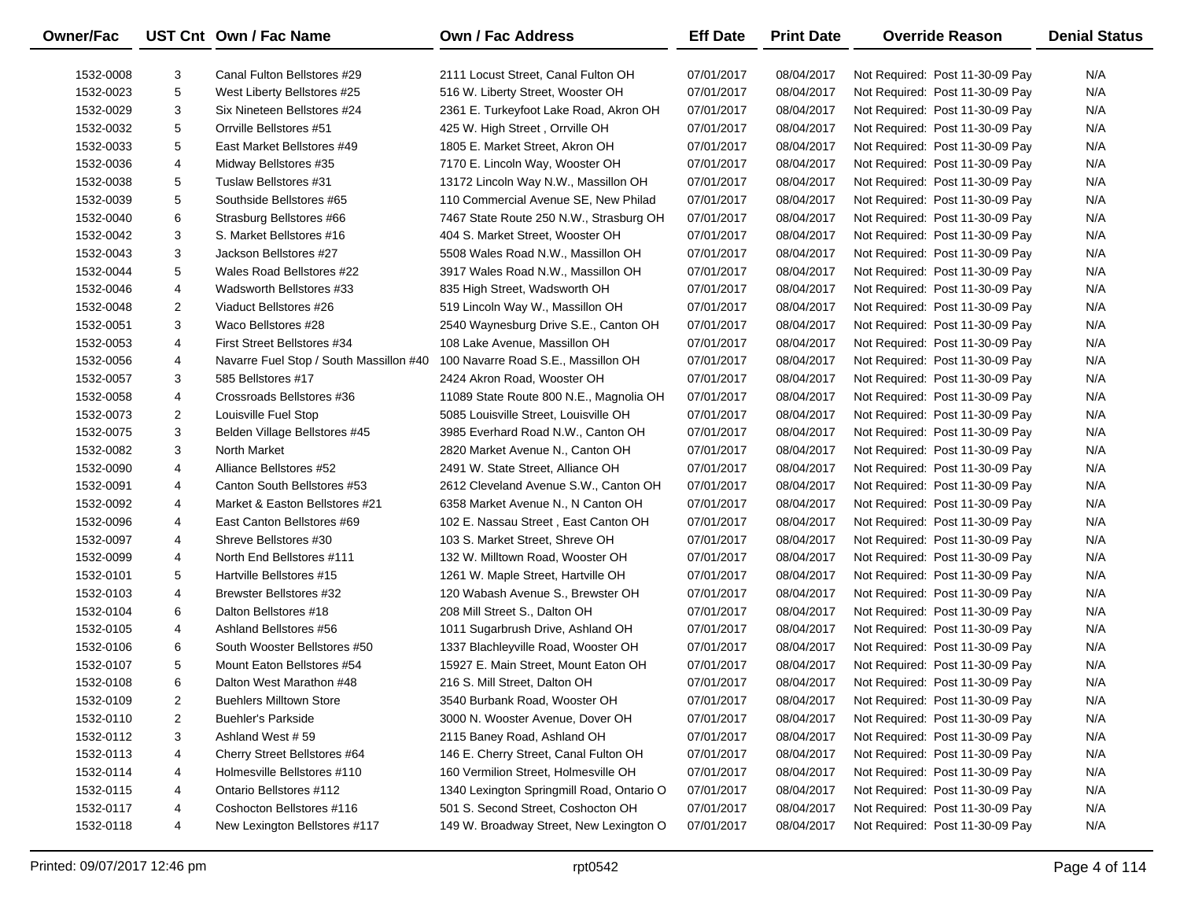| Owner/Fac | UST Cnt | Own / Fac Name | Own / Fac Address | Eff Date | Print Date | Override Reason | Denial Status |
|---|---|---|---|---|---|---|---|
| 1532-0008 | 3 | Canal Fulton Bellstores #29 | 2111 Locust Street, Canal Fulton OH | 07/01/2017 | 08/04/2017 | Not Required: Post 11-30-09 Pay | N/A |
| 1532-0023 | 5 | West Liberty Bellstores #25 | 516 W. Liberty Street, Wooster OH | 07/01/2017 | 08/04/2017 | Not Required: Post 11-30-09 Pay | N/A |
| 1532-0029 | 3 | Six Nineteen Bellstores #24 | 2361 E. Turkeyfoot Lake Road, Akron OH | 07/01/2017 | 08/04/2017 | Not Required: Post 11-30-09 Pay | N/A |
| 1532-0032 | 5 | Orrville Bellstores #51 | 425 W. High Street , Orrville OH | 07/01/2017 | 08/04/2017 | Not Required: Post 11-30-09 Pay | N/A |
| 1532-0033 | 5 | East Market Bellstores #49 | 1805 E. Market Street, Akron OH | 07/01/2017 | 08/04/2017 | Not Required: Post 11-30-09 Pay | N/A |
| 1532-0036 | 4 | Midway Bellstores #35 | 7170 E. Lincoln Way, Wooster OH | 07/01/2017 | 08/04/2017 | Not Required: Post 11-30-09 Pay | N/A |
| 1532-0038 | 5 | Tuslaw Bellstores #31 | 13172 Lincoln Way N.W., Massillon OH | 07/01/2017 | 08/04/2017 | Not Required: Post 11-30-09 Pay | N/A |
| 1532-0039 | 5 | Southside Bellstores #65 | 110 Commercial Avenue SE, New Philad | 07/01/2017 | 08/04/2017 | Not Required: Post 11-30-09 Pay | N/A |
| 1532-0040 | 6 | Strasburg Bellstores #66 | 7467 State Route 250 N.W., Strasburg OH | 07/01/2017 | 08/04/2017 | Not Required: Post 11-30-09 Pay | N/A |
| 1532-0042 | 3 | S. Market Bellstores #16 | 404 S. Market Street, Wooster OH | 07/01/2017 | 08/04/2017 | Not Required: Post 11-30-09 Pay | N/A |
| 1532-0043 | 3 | Jackson Bellstores #27 | 5508 Wales Road N.W., Massillon OH | 07/01/2017 | 08/04/2017 | Not Required: Post 11-30-09 Pay | N/A |
| 1532-0044 | 5 | Wales Road Bellstores #22 | 3917 Wales Road N.W., Massillon OH | 07/01/2017 | 08/04/2017 | Not Required: Post 11-30-09 Pay | N/A |
| 1532-0046 | 4 | Wadsworth Bellstores #33 | 835 High Street, Wadsworth OH | 07/01/2017 | 08/04/2017 | Not Required: Post 11-30-09 Pay | N/A |
| 1532-0048 | 2 | Viaduct Bellstores #26 | 519 Lincoln Way W., Massillon OH | 07/01/2017 | 08/04/2017 | Not Required: Post 11-30-09 Pay | N/A |
| 1532-0051 | 3 | Waco Bellstores #28 | 2540 Waynesburg Drive S.E., Canton OH | 07/01/2017 | 08/04/2017 | Not Required: Post 11-30-09 Pay | N/A |
| 1532-0053 | 4 | First Street Bellstores #34 | 108 Lake Avenue, Massillon OH | 07/01/2017 | 08/04/2017 | Not Required: Post 11-30-09 Pay | N/A |
| 1532-0056 | 4 | Navarre Fuel Stop / South Massillon #40 | 100 Navarre Road S.E., Massillon OH | 07/01/2017 | 08/04/2017 | Not Required: Post 11-30-09 Pay | N/A |
| 1532-0057 | 3 | 585 Bellstores #17 | 2424 Akron Road, Wooster OH | 07/01/2017 | 08/04/2017 | Not Required: Post 11-30-09 Pay | N/A |
| 1532-0058 | 4 | Crossroads Bellstores #36 | 11089 State Route 800 N.E., Magnolia OH | 07/01/2017 | 08/04/2017 | Not Required: Post 11-30-09 Pay | N/A |
| 1532-0073 | 2 | Louisville Fuel Stop | 5085 Louisville Street, Louisville OH | 07/01/2017 | 08/04/2017 | Not Required: Post 11-30-09 Pay | N/A |
| 1532-0075 | 3 | Belden Village Bellstores #45 | 3985 Everhard Road N.W., Canton OH | 07/01/2017 | 08/04/2017 | Not Required: Post 11-30-09 Pay | N/A |
| 1532-0082 | 3 | North Market | 2820 Market Avenue N., Canton OH | 07/01/2017 | 08/04/2017 | Not Required: Post 11-30-09 Pay | N/A |
| 1532-0090 | 4 | Alliance Bellstores #52 | 2491 W. State Street, Alliance OH | 07/01/2017 | 08/04/2017 | Not Required: Post 11-30-09 Pay | N/A |
| 1532-0091 | 4 | Canton South Bellstores #53 | 2612 Cleveland Avenue S.W., Canton OH | 07/01/2017 | 08/04/2017 | Not Required: Post 11-30-09 Pay | N/A |
| 1532-0092 | 4 | Market & Easton Bellstores #21 | 6358 Market Avenue N., N Canton OH | 07/01/2017 | 08/04/2017 | Not Required: Post 11-30-09 Pay | N/A |
| 1532-0096 | 4 | East Canton Bellstores #69 | 102 E. Nassau Street , East Canton OH | 07/01/2017 | 08/04/2017 | Not Required: Post 11-30-09 Pay | N/A |
| 1532-0097 | 4 | Shreve Bellstores #30 | 103 S. Market Street, Shreve OH | 07/01/2017 | 08/04/2017 | Not Required: Post 11-30-09 Pay | N/A |
| 1532-0099 | 4 | North End Bellstores #111 | 132 W. Milltown Road, Wooster OH | 07/01/2017 | 08/04/2017 | Not Required: Post 11-30-09 Pay | N/A |
| 1532-0101 | 5 | Hartville Bellstores #15 | 1261 W. Maple Street, Hartville OH | 07/01/2017 | 08/04/2017 | Not Required: Post 11-30-09 Pay | N/A |
| 1532-0103 | 4 | Brewster Bellstores #32 | 120 Wabash Avenue S., Brewster OH | 07/01/2017 | 08/04/2017 | Not Required: Post 11-30-09 Pay | N/A |
| 1532-0104 | 6 | Dalton Bellstores #18 | 208 Mill Street S., Dalton OH | 07/01/2017 | 08/04/2017 | Not Required: Post 11-30-09 Pay | N/A |
| 1532-0105 | 4 | Ashland Bellstores #56 | 1011 Sugarbrush Drive, Ashland OH | 07/01/2017 | 08/04/2017 | Not Required: Post 11-30-09 Pay | N/A |
| 1532-0106 | 6 | South Wooster Bellstores #50 | 1337 Blachleyville Road, Wooster OH | 07/01/2017 | 08/04/2017 | Not Required: Post 11-30-09 Pay | N/A |
| 1532-0107 | 5 | Mount Eaton Bellstores #54 | 15927 E. Main Street, Mount Eaton OH | 07/01/2017 | 08/04/2017 | Not Required: Post 11-30-09 Pay | N/A |
| 1532-0108 | 6 | Dalton West Marathon #48 | 216 S. Mill Street, Dalton OH | 07/01/2017 | 08/04/2017 | Not Required: Post 11-30-09 Pay | N/A |
| 1532-0109 | 2 | Buehlers Milltown Store | 3540 Burbank Road, Wooster OH | 07/01/2017 | 08/04/2017 | Not Required: Post 11-30-09 Pay | N/A |
| 1532-0110 | 2 | Buehler's Parkside | 3000 N. Wooster Avenue, Dover OH | 07/01/2017 | 08/04/2017 | Not Required: Post 11-30-09 Pay | N/A |
| 1532-0112 | 3 | Ashland West # 59 | 2115 Baney Road, Ashland OH | 07/01/2017 | 08/04/2017 | Not Required: Post 11-30-09 Pay | N/A |
| 1532-0113 | 4 | Cherry Street Bellstores #64 | 146 E. Cherry Street, Canal Fulton OH | 07/01/2017 | 08/04/2017 | Not Required: Post 11-30-09 Pay | N/A |
| 1532-0114 | 4 | Holmesville Bellstores #110 | 160 Vermilion Street, Holmesville OH | 07/01/2017 | 08/04/2017 | Not Required: Post 11-30-09 Pay | N/A |
| 1532-0115 | 4 | Ontario Bellstores #112 | 1340 Lexington Springmill Road, Ontario O | 07/01/2017 | 08/04/2017 | Not Required: Post 11-30-09 Pay | N/A |
| 1532-0117 | 4 | Coshocton Bellstores #116 | 501 S. Second Street, Coshocton OH | 07/01/2017 | 08/04/2017 | Not Required: Post 11-30-09 Pay | N/A |
| 1532-0118 | 4 | New Lexington Bellstores #117 | 149 W. Broadway Street, New Lexington O | 07/01/2017 | 08/04/2017 | Not Required: Post 11-30-09 Pay | N/A |

Printed: 09/07/2017 12:46 pm rpt0542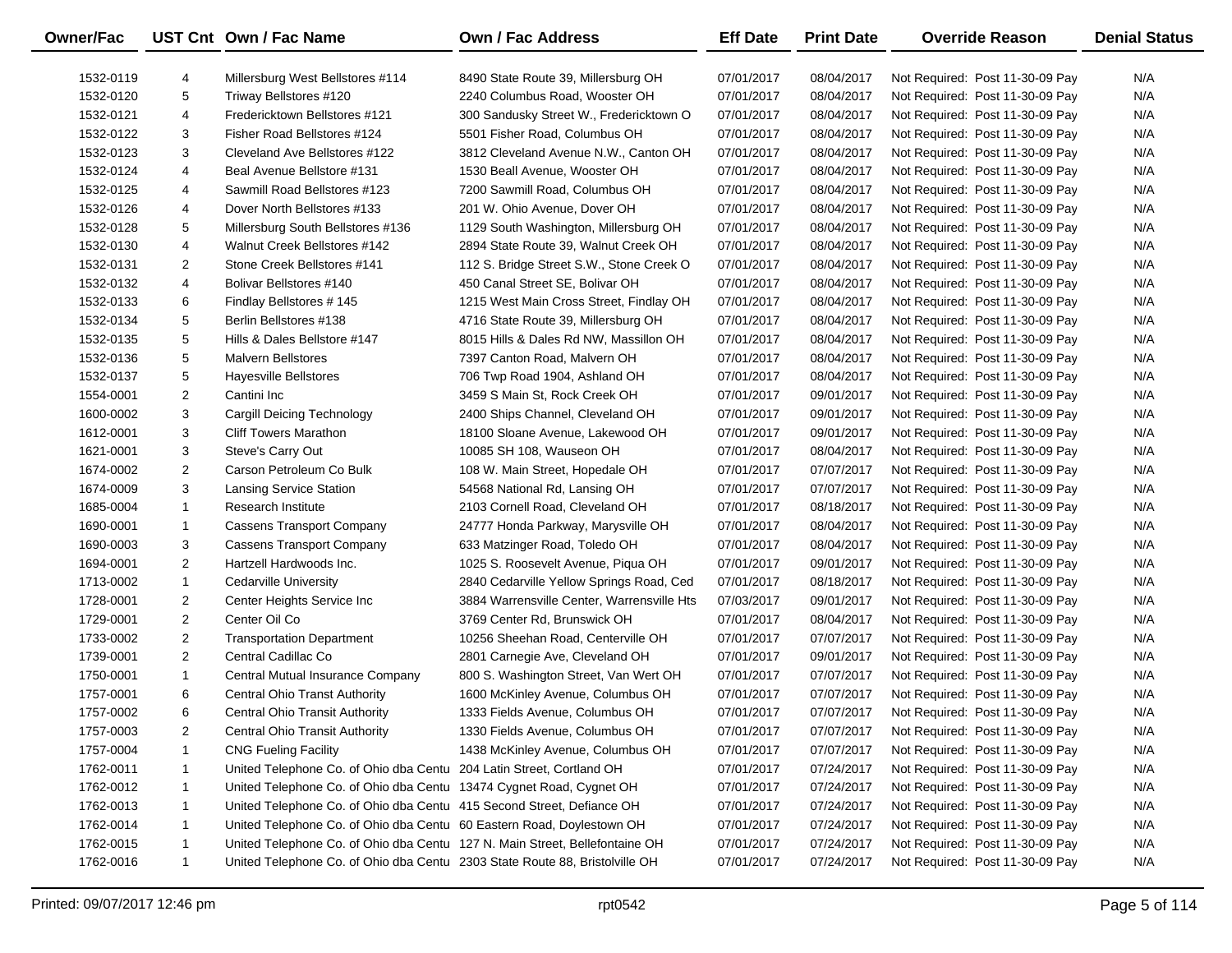| Owner/Fac | UST Cnt | Own / Fac Name | Own / Fac Address | Eff Date | Print Date | Override Reason | Denial Status |
|---|---|---|---|---|---|---|---|
| 1532-0119 | 4 | Millersburg West Bellstores #114 | 8490 State Route 39, Millersburg OH | 07/01/2017 | 08/04/2017 | Not Required: Post 11-30-09 Pay | N/A |
| 1532-0120 | 5 | Triway Bellstores #120 | 2240 Columbus Road, Wooster OH | 07/01/2017 | 08/04/2017 | Not Required: Post 11-30-09 Pay | N/A |
| 1532-0121 | 4 | Fredericktown Bellstores #121 | 300 Sandusky Street W., Fredericktown O | 07/01/2017 | 08/04/2017 | Not Required: Post 11-30-09 Pay | N/A |
| 1532-0122 | 3 | Fisher Road Bellstores #124 | 5501 Fisher Road, Columbus OH | 07/01/2017 | 08/04/2017 | Not Required: Post 11-30-09 Pay | N/A |
| 1532-0123 | 3 | Cleveland Ave Bellstores #122 | 3812 Cleveland Avenue N.W., Canton OH | 07/01/2017 | 08/04/2017 | Not Required: Post 11-30-09 Pay | N/A |
| 1532-0124 | 4 | Beal Avenue Bellstore #131 | 1530 Beall Avenue, Wooster OH | 07/01/2017 | 08/04/2017 | Not Required: Post 11-30-09 Pay | N/A |
| 1532-0125 | 4 | Sawmill Road Bellstores #123 | 7200 Sawmill Road, Columbus OH | 07/01/2017 | 08/04/2017 | Not Required: Post 11-30-09 Pay | N/A |
| 1532-0126 | 4 | Dover North Bellstores #133 | 201 W. Ohio Avenue, Dover OH | 07/01/2017 | 08/04/2017 | Not Required: Post 11-30-09 Pay | N/A |
| 1532-0128 | 5 | Millersburg South Bellstores #136 | 1129 South Washington, Millersburg OH | 07/01/2017 | 08/04/2017 | Not Required: Post 11-30-09 Pay | N/A |
| 1532-0130 | 4 | Walnut Creek Bellstores #142 | 2894 State Route 39, Walnut Creek OH | 07/01/2017 | 08/04/2017 | Not Required: Post 11-30-09 Pay | N/A |
| 1532-0131 | 2 | Stone Creek Bellstores #141 | 112 S. Bridge Street S.W., Stone Creek O | 07/01/2017 | 08/04/2017 | Not Required: Post 11-30-09 Pay | N/A |
| 1532-0132 | 4 | Bolivar Bellstores #140 | 450 Canal Street SE, Bolivar OH | 07/01/2017 | 08/04/2017 | Not Required: Post 11-30-09 Pay | N/A |
| 1532-0133 | 6 | Findlay Bellstores # 145 | 1215 West Main Cross Street, Findlay OH | 07/01/2017 | 08/04/2017 | Not Required: Post 11-30-09 Pay | N/A |
| 1532-0134 | 5 | Berlin Bellstores #138 | 4716 State Route 39, Millersburg OH | 07/01/2017 | 08/04/2017 | Not Required: Post 11-30-09 Pay | N/A |
| 1532-0135 | 5 | Hills & Dales Bellstore #147 | 8015 Hills & Dales Rd NW, Massillon OH | 07/01/2017 | 08/04/2017 | Not Required: Post 11-30-09 Pay | N/A |
| 1532-0136 | 5 | Malvern Bellstores | 7397 Canton Road, Malvern OH | 07/01/2017 | 08/04/2017 | Not Required: Post 11-30-09 Pay | N/A |
| 1532-0137 | 5 | Hayesville Bellstores | 706 Twp Road 1904, Ashland OH | 07/01/2017 | 08/04/2017 | Not Required: Post 11-30-09 Pay | N/A |
| 1554-0001 | 2 | Cantini Inc | 3459 S Main St, Rock Creek OH | 07/01/2017 | 09/01/2017 | Not Required: Post 11-30-09 Pay | N/A |
| 1600-0002 | 3 | Cargill Deicing Technology | 2400 Ships Channel, Cleveland OH | 07/01/2017 | 09/01/2017 | Not Required: Post 11-30-09 Pay | N/A |
| 1612-0001 | 3 | Cliff Towers Marathon | 18100 Sloane Avenue, Lakewood OH | 07/01/2017 | 09/01/2017 | Not Required: Post 11-30-09 Pay | N/A |
| 1621-0001 | 3 | Steve's Carry Out | 10085 SH 108, Wauseon OH | 07/01/2017 | 08/04/2017 | Not Required: Post 11-30-09 Pay | N/A |
| 1674-0002 | 2 | Carson Petroleum Co Bulk | 108 W. Main Street, Hopedale OH | 07/01/2017 | 07/07/2017 | Not Required: Post 11-30-09 Pay | N/A |
| 1674-0009 | 3 | Lansing Service Station | 54568 National Rd, Lansing OH | 07/01/2017 | 07/07/2017 | Not Required: Post 11-30-09 Pay | N/A |
| 1685-0004 | 1 | Research Institute | 2103 Cornell Road, Cleveland OH | 07/01/2017 | 08/18/2017 | Not Required: Post 11-30-09 Pay | N/A |
| 1690-0001 | 1 | Cassens Transport Company | 24777 Honda Parkway, Marysville OH | 07/01/2017 | 08/04/2017 | Not Required: Post 11-30-09 Pay | N/A |
| 1690-0003 | 3 | Cassens Transport Company | 633 Matzinger Road, Toledo OH | 07/01/2017 | 08/04/2017 | Not Required: Post 11-30-09 Pay | N/A |
| 1694-0001 | 2 | Hartzell Hardwoods Inc. | 1025 S. Roosevelt Avenue, Piqua OH | 07/01/2017 | 09/01/2017 | Not Required: Post 11-30-09 Pay | N/A |
| 1713-0002 | 1 | Cedarville University | 2840 Cedarville Yellow Springs Road, Ced | 07/01/2017 | 08/18/2017 | Not Required: Post 11-30-09 Pay | N/A |
| 1728-0001 | 2 | Center Heights Service Inc | 3884 Warrensville Center, Warrensville Hts | 07/03/2017 | 09/01/2017 | Not Required: Post 11-30-09 Pay | N/A |
| 1729-0001 | 2 | Center Oil Co | 3769 Center Rd, Brunswick OH | 07/01/2017 | 08/04/2017 | Not Required: Post 11-30-09 Pay | N/A |
| 1733-0002 | 2 | Transportation Department | 10256 Sheehan Road, Centerville OH | 07/01/2017 | 07/07/2017 | Not Required: Post 11-30-09 Pay | N/A |
| 1739-0001 | 2 | Central Cadillac Co | 2801 Carnegie Ave, Cleveland OH | 07/01/2017 | 09/01/2017 | Not Required: Post 11-30-09 Pay | N/A |
| 1750-0001 | 1 | Central Mutual Insurance Company | 800 S. Washington Street, Van Wert OH | 07/01/2017 | 07/07/2017 | Not Required: Post 11-30-09 Pay | N/A |
| 1757-0001 | 6 | Central Ohio Transit Authority | 1600 McKinley Avenue, Columbus OH | 07/01/2017 | 07/07/2017 | Not Required: Post 11-30-09 Pay | N/A |
| 1757-0002 | 6 | Central Ohio Transit Authority | 1333 Fields Avenue, Columbus OH | 07/01/2017 | 07/07/2017 | Not Required: Post 11-30-09 Pay | N/A |
| 1757-0003 | 2 | Central Ohio Transit Authority | 1330 Fields Avenue, Columbus OH | 07/01/2017 | 07/07/2017 | Not Required: Post 11-30-09 Pay | N/A |
| 1757-0004 | 1 | CNG Fueling Facility | 1438 McKinley Avenue, Columbus OH | 07/01/2017 | 07/07/2017 | Not Required: Post 11-30-09 Pay | N/A |
| 1762-0011 | 1 | United Telephone Co. of Ohio dba Centu | 204 Latin Street, Cortland OH | 07/01/2017 | 07/24/2017 | Not Required: Post 11-30-09 Pay | N/A |
| 1762-0012 | 1 | United Telephone Co. of Ohio dba Centu | 13474 Cygnet Road, Cygnet OH | 07/01/2017 | 07/24/2017 | Not Required: Post 11-30-09 Pay | N/A |
| 1762-0013 | 1 | United Telephone Co. of Ohio dba Centu | 415 Second Street, Defiance OH | 07/01/2017 | 07/24/2017 | Not Required: Post 11-30-09 Pay | N/A |
| 1762-0014 | 1 | United Telephone Co. of Ohio dba Centu | 60 Eastern Road, Doylestown OH | 07/01/2017 | 07/24/2017 | Not Required: Post 11-30-09 Pay | N/A |
| 1762-0015 | 1 | United Telephone Co. of Ohio dba Centu | 127 N. Main Street, Bellefontaine OH | 07/01/2017 | 07/24/2017 | Not Required: Post 11-30-09 Pay | N/A |
| 1762-0016 | 1 | United Telephone Co. of Ohio dba Centu | 2303 State Route 88, Bristolville OH | 07/01/2017 | 07/24/2017 | Not Required: Post 11-30-09 Pay | N/A |

Printed: 09/07/2017 12:46 pm rpt0542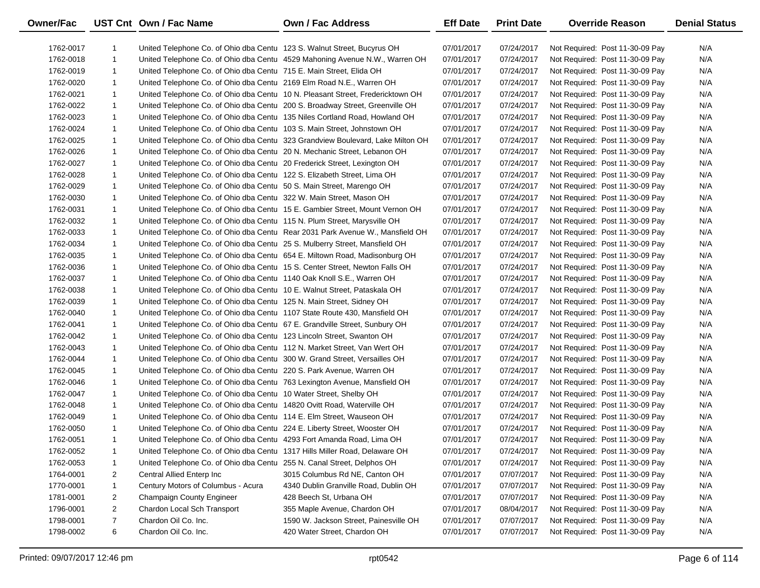| Owner/Fac | UST Cnt | Own / Fac Name | Own / Fac Address | Eff Date | Print Date | Override Reason | Denial Status |
|---|---|---|---|---|---|---|---|
| 1762-0017 | 1 | United Telephone Co. of Ohio dba Centu | 123 S. Walnut Street, Bucyrus OH | 07/01/2017 | 07/24/2017 | Not Required: Post 11-30-09 Pay | N/A |
| 1762-0018 | 1 | United Telephone Co. of Ohio dba Centu | 4529 Mahoning Avenue N.W., Warren OH | 07/01/2017 | 07/24/2017 | Not Required: Post 11-30-09 Pay | N/A |
| 1762-0019 | 1 | United Telephone Co. of Ohio dba Centu | 715 E. Main Street, Elida OH | 07/01/2017 | 07/24/2017 | Not Required: Post 11-30-09 Pay | N/A |
| 1762-0020 | 1 | United Telephone Co. of Ohio dba Centu | 2169 Elm Road N.E., Warren OH | 07/01/2017 | 07/24/2017 | Not Required: Post 11-30-09 Pay | N/A |
| 1762-0021 | 1 | United Telephone Co. of Ohio dba Centu | 10 N. Pleasant Street, Fredericktown OH | 07/01/2017 | 07/24/2017 | Not Required: Post 11-30-09 Pay | N/A |
| 1762-0022 | 1 | United Telephone Co. of Ohio dba Centu | 200 S. Broadway Street, Greenville OH | 07/01/2017 | 07/24/2017 | Not Required: Post 11-30-09 Pay | N/A |
| 1762-0023 | 1 | United Telephone Co. of Ohio dba Centu | 135 Niles Cortland Road, Howland OH | 07/01/2017 | 07/24/2017 | Not Required: Post 11-30-09 Pay | N/A |
| 1762-0024 | 1 | United Telephone Co. of Ohio dba Centu | 103 S. Main Street, Johnstown OH | 07/01/2017 | 07/24/2017 | Not Required: Post 11-30-09 Pay | N/A |
| 1762-0025 | 1 | United Telephone Co. of Ohio dba Centu | 323 Grandview Boulevard, Lake Milton OH | 07/01/2017 | 07/24/2017 | Not Required: Post 11-30-09 Pay | N/A |
| 1762-0026 | 1 | United Telephone Co. of Ohio dba Centu | 20 N. Mechanic Street, Lebanon OH | 07/01/2017 | 07/24/2017 | Not Required: Post 11-30-09 Pay | N/A |
| 1762-0027 | 1 | United Telephone Co. of Ohio dba Centu | 20 Frederick Street, Lexington OH | 07/01/2017 | 07/24/2017 | Not Required: Post 11-30-09 Pay | N/A |
| 1762-0028 | 1 | United Telephone Co. of Ohio dba Centu | 122 S. Elizabeth Street, Lima OH | 07/01/2017 | 07/24/2017 | Not Required: Post 11-30-09 Pay | N/A |
| 1762-0029 | 1 | United Telephone Co. of Ohio dba Centu | 50 S. Main Street, Marengo OH | 07/01/2017 | 07/24/2017 | Not Required: Post 11-30-09 Pay | N/A |
| 1762-0030 | 1 | United Telephone Co. of Ohio dba Centu | 322 W. Main Street, Mason OH | 07/01/2017 | 07/24/2017 | Not Required: Post 11-30-09 Pay | N/A |
| 1762-0031 | 1 | United Telephone Co. of Ohio dba Centu | 15 E. Gambier Street, Mount Vernon OH | 07/01/2017 | 07/24/2017 | Not Required: Post 11-30-09 Pay | N/A |
| 1762-0032 | 1 | United Telephone Co. of Ohio dba Centu | 115 N. Plum Street, Marysville OH | 07/01/2017 | 07/24/2017 | Not Required: Post 11-30-09 Pay | N/A |
| 1762-0033 | 1 | United Telephone Co. of Ohio dba Centu | Rear 2031 Park Avenue W., Mansfield OH | 07/01/2017 | 07/24/2017 | Not Required: Post 11-30-09 Pay | N/A |
| 1762-0034 | 1 | United Telephone Co. of Ohio dba Centu | 25 S. Mulberry Street, Mansfield OH | 07/01/2017 | 07/24/2017 | Not Required: Post 11-30-09 Pay | N/A |
| 1762-0035 | 1 | United Telephone Co. of Ohio dba Centu | 654 E. Miltown Road, Madisonburg OH | 07/01/2017 | 07/24/2017 | Not Required: Post 11-30-09 Pay | N/A |
| 1762-0036 | 1 | United Telephone Co. of Ohio dba Centu | 15 S. Center Street, Newton Falls OH | 07/01/2017 | 07/24/2017 | Not Required: Post 11-30-09 Pay | N/A |
| 1762-0037 | 1 | United Telephone Co. of Ohio dba Centu | 1140 Oak Knoll S.E., Warren OH | 07/01/2017 | 07/24/2017 | Not Required: Post 11-30-09 Pay | N/A |
| 1762-0038 | 1 | United Telephone Co. of Ohio dba Centu | 10 E. Walnut Street, Pataskala OH | 07/01/2017 | 07/24/2017 | Not Required: Post 11-30-09 Pay | N/A |
| 1762-0039 | 1 | United Telephone Co. of Ohio dba Centu | 125 N. Main Street, Sidney OH | 07/01/2017 | 07/24/2017 | Not Required: Post 11-30-09 Pay | N/A |
| 1762-0040 | 1 | United Telephone Co. of Ohio dba Centu | 1107 State Route 430, Mansfield OH | 07/01/2017 | 07/24/2017 | Not Required: Post 11-30-09 Pay | N/A |
| 1762-0041 | 1 | United Telephone Co. of Ohio dba Centu | 67 E. Grandville Street, Sunbury OH | 07/01/2017 | 07/24/2017 | Not Required: Post 11-30-09 Pay | N/A |
| 1762-0042 | 1 | United Telephone Co. of Ohio dba Centu | 123 Lincoln Street, Swanton OH | 07/01/2017 | 07/24/2017 | Not Required: Post 11-30-09 Pay | N/A |
| 1762-0043 | 1 | United Telephone Co. of Ohio dba Centu | 112 N. Market Street, Van Wert OH | 07/01/2017 | 07/24/2017 | Not Required: Post 11-30-09 Pay | N/A |
| 1762-0044 | 1 | United Telephone Co. of Ohio dba Centu | 300 W. Grand Street, Versailles OH | 07/01/2017 | 07/24/2017 | Not Required: Post 11-30-09 Pay | N/A |
| 1762-0045 | 1 | United Telephone Co. of Ohio dba Centu | 220 S. Park Avenue, Warren OH | 07/01/2017 | 07/24/2017 | Not Required: Post 11-30-09 Pay | N/A |
| 1762-0046 | 1 | United Telephone Co. of Ohio dba Centu | 763 Lexington Avenue, Mansfield OH | 07/01/2017 | 07/24/2017 | Not Required: Post 11-30-09 Pay | N/A |
| 1762-0047 | 1 | United Telephone Co. of Ohio dba Centu | 10 Water Street, Shelby OH | 07/01/2017 | 07/24/2017 | Not Required: Post 11-30-09 Pay | N/A |
| 1762-0048 | 1 | United Telephone Co. of Ohio dba Centu | 14820 Ovitt Road, Waterville OH | 07/01/2017 | 07/24/2017 | Not Required: Post 11-30-09 Pay | N/A |
| 1762-0049 | 1 | United Telephone Co. of Ohio dba Centu | 114 E. Elm Street, Wauseon OH | 07/01/2017 | 07/24/2017 | Not Required: Post 11-30-09 Pay | N/A |
| 1762-0050 | 1 | United Telephone Co. of Ohio dba Centu | 224 E. Liberty Street, Wooster OH | 07/01/2017 | 07/24/2017 | Not Required: Post 11-30-09 Pay | N/A |
| 1762-0051 | 1 | United Telephone Co. of Ohio dba Centu | 4293 Fort Amanda Road, Lima OH | 07/01/2017 | 07/24/2017 | Not Required: Post 11-30-09 Pay | N/A |
| 1762-0052 | 1 | United Telephone Co. of Ohio dba Centu | 1317 Hills Miller Road, Delaware OH | 07/01/2017 | 07/24/2017 | Not Required: Post 11-30-09 Pay | N/A |
| 1762-0053 | 1 | United Telephone Co. of Ohio dba Centu | 255 N. Canal Street, Delphos OH | 07/01/2017 | 07/24/2017 | Not Required: Post 11-30-09 Pay | N/A |
| 1764-0001 | 2 | Central Allied Enterp Inc | 3015 Columbus Rd NE, Canton OH | 07/01/2017 | 07/07/2017 | Not Required: Post 11-30-09 Pay | N/A |
| 1770-0001 | 1 | Century Motors of Columbus - Acura | 4340 Dublin Granville Road, Dublin OH | 07/01/2017 | 07/07/2017 | Not Required: Post 11-30-09 Pay | N/A |
| 1781-0001 | 2 | Champaign County Engineer | 428 Beech St, Urbana OH | 07/01/2017 | 07/07/2017 | Not Required: Post 11-30-09 Pay | N/A |
| 1796-0001 | 2 | Chardon Local Sch Transport | 355 Maple Avenue, Chardon OH | 07/01/2017 | 08/04/2017 | Not Required: Post 11-30-09 Pay | N/A |
| 1798-0001 | 7 | Chardon Oil Co. Inc. | 1590 W. Jackson Street, Painesville OH | 07/01/2017 | 07/07/2017 | Not Required: Post 11-30-09 Pay | N/A |
| 1798-0002 | 6 | Chardon Oil Co. Inc. | 420 Water Street, Chardon OH | 07/01/2017 | 07/07/2017 | Not Required: Post 11-30-09 Pay | N/A |

Printed: 09/07/2017 12:46 pm rpt0542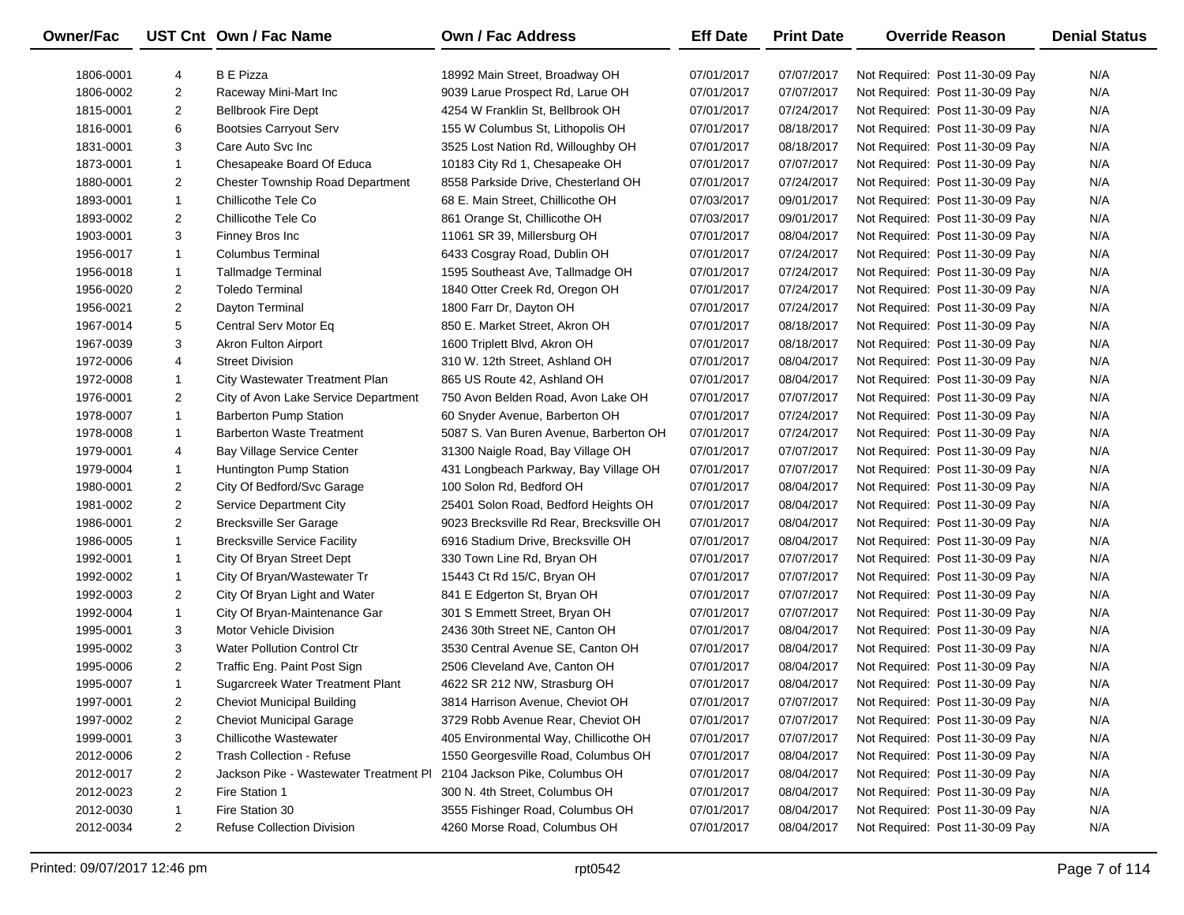| Owner/Fac | UST Cnt | Own / Fac Name | Own / Fac Address | Eff Date | Print Date | Override Reason | Denial Status |
|---|---|---|---|---|---|---|---|
| 1806-0001 | 4 | B E Pizza | 18992 Main Street, Broadway OH | 07/01/2017 | 07/07/2017 | Not Required: Post 11-30-09 Pay | N/A |
| 1806-0002 | 2 | Raceway Mini-Mart Inc | 9039 Larue Prospect Rd, Larue OH | 07/01/2017 | 07/07/2017 | Not Required: Post 11-30-09 Pay | N/A |
| 1815-0001 | 2 | Bellbrook Fire Dept | 4254 W Franklin St, Bellbrook OH | 07/01/2017 | 07/24/2017 | Not Required: Post 11-30-09 Pay | N/A |
| 1816-0001 | 6 | Bootsies Carryout Serv | 155 W Columbus St, Lithopolis OH | 07/01/2017 | 08/18/2017 | Not Required: Post 11-30-09 Pay | N/A |
| 1831-0001 | 3 | Care Auto Svc Inc | 3525 Lost Nation Rd, Willoughby OH | 07/01/2017 | 08/18/2017 | Not Required: Post 11-30-09 Pay | N/A |
| 1873-0001 | 1 | Chesapeake Board Of Educa | 10183 City Rd 1, Chesapeake OH | 07/01/2017 | 07/07/2017 | Not Required: Post 11-30-09 Pay | N/A |
| 1880-0001 | 2 | Chester Township Road Department | 8558 Parkside Drive, Chesterland OH | 07/01/2017 | 07/24/2017 | Not Required: Post 11-30-09 Pay | N/A |
| 1893-0001 | 1 | Chillicothe Tele Co | 68 E. Main Street, Chillicothe OH | 07/03/2017 | 09/01/2017 | Not Required: Post 11-30-09 Pay | N/A |
| 1893-0002 | 2 | Chillicothe Tele Co | 861 Orange St, Chillicothe OH | 07/03/2017 | 09/01/2017 | Not Required: Post 11-30-09 Pay | N/A |
| 1903-0001 | 3 | Finney Bros Inc | 11061 SR 39, Millersburg OH | 07/01/2017 | 08/04/2017 | Not Required: Post 11-30-09 Pay | N/A |
| 1956-0017 | 1 | Columbus Terminal | 6433 Cosgray Road, Dublin OH | 07/01/2017 | 07/24/2017 | Not Required: Post 11-30-09 Pay | N/A |
| 1956-0018 | 1 | Tallmadge Terminal | 1595 Southeast Ave, Tallmadge OH | 07/01/2017 | 07/24/2017 | Not Required: Post 11-30-09 Pay | N/A |
| 1956-0020 | 2 | Toledo Terminal | 1840 Otter Creek Rd, Oregon OH | 07/01/2017 | 07/24/2017 | Not Required: Post 11-30-09 Pay | N/A |
| 1956-0021 | 2 | Dayton Terminal | 1800 Farr Dr, Dayton OH | 07/01/2017 | 07/24/2017 | Not Required: Post 11-30-09 Pay | N/A |
| 1967-0014 | 5 | Central Serv Motor Eq | 850 E. Market Street, Akron OH | 07/01/2017 | 08/18/2017 | Not Required: Post 11-30-09 Pay | N/A |
| 1967-0039 | 3 | Akron Fulton Airport | 1600 Triplett Blvd, Akron OH | 07/01/2017 | 08/18/2017 | Not Required: Post 11-30-09 Pay | N/A |
| 1972-0006 | 4 | Street Division | 310 W. 12th Street, Ashland OH | 07/01/2017 | 08/04/2017 | Not Required: Post 11-30-09 Pay | N/A |
| 1972-0008 | 1 | City Wastewater Treatment Plan | 865 US Route 42, Ashland OH | 07/01/2017 | 08/04/2017 | Not Required: Post 11-30-09 Pay | N/A |
| 1976-0001 | 2 | City of Avon Lake Service Department | 750 Avon Belden Road, Avon Lake OH | 07/01/2017 | 07/07/2017 | Not Required: Post 11-30-09 Pay | N/A |
| 1978-0007 | 1 | Barberton Pump Station | 60 Snyder Avenue, Barberton OH | 07/01/2017 | 07/24/2017 | Not Required: Post 11-30-09 Pay | N/A |
| 1978-0008 | 1 | Barberton Waste Treatment | 5087 S. Van Buren Avenue, Barberton OH | 07/01/2017 | 07/24/2017 | Not Required: Post 11-30-09 Pay | N/A |
| 1979-0001 | 4 | Bay Village Service Center | 31300 Naigle Road, Bay Village OH | 07/01/2017 | 07/07/2017 | Not Required: Post 11-30-09 Pay | N/A |
| 1979-0004 | 1 | Huntington Pump Station | 431 Longbeach Parkway, Bay Village OH | 07/01/2017 | 07/07/2017 | Not Required: Post 11-30-09 Pay | N/A |
| 1980-0001 | 2 | City Of Bedford/Svc Garage | 100 Solon Rd, Bedford OH | 07/01/2017 | 08/04/2017 | Not Required: Post 11-30-09 Pay | N/A |
| 1981-0002 | 2 | Service Department City | 25401 Solon Road, Bedford Heights OH | 07/01/2017 | 08/04/2017 | Not Required: Post 11-30-09 Pay | N/A |
| 1986-0001 | 2 | Brecksville Ser Garage | 9023 Brecksville Rd Rear, Brecksville OH | 07/01/2017 | 08/04/2017 | Not Required: Post 11-30-09 Pay | N/A |
| 1986-0005 | 1 | Brecksville Service Facility | 6916 Stadium Drive, Brecksville OH | 07/01/2017 | 08/04/2017 | Not Required: Post 11-30-09 Pay | N/A |
| 1992-0001 | 1 | City Of Bryan Street Dept | 330 Town Line Rd, Bryan OH | 07/01/2017 | 07/07/2017 | Not Required: Post 11-30-09 Pay | N/A |
| 1992-0002 | 1 | City Of Bryan/Wastewater Tr | 15443 Ct Rd 15/C, Bryan OH | 07/01/2017 | 07/07/2017 | Not Required: Post 11-30-09 Pay | N/A |
| 1992-0003 | 2 | City Of Bryan Light and Water | 841 E Edgerton St, Bryan OH | 07/01/2017 | 07/07/2017 | Not Required: Post 11-30-09 Pay | N/A |
| 1992-0004 | 1 | City Of Bryan-Maintenance Gar | 301 S Emmett Street, Bryan OH | 07/01/2017 | 07/07/2017 | Not Required: Post 11-30-09 Pay | N/A |
| 1995-0001 | 3 | Motor Vehicle Division | 2436 30th Street NE, Canton OH | 07/01/2017 | 08/04/2017 | Not Required: Post 11-30-09 Pay | N/A |
| 1995-0002 | 3 | Water Pollution Control Ctr | 3530 Central Avenue SE, Canton OH | 07/01/2017 | 08/04/2017 | Not Required: Post 11-30-09 Pay | N/A |
| 1995-0006 | 2 | Traffic Eng. Paint Post Sign | 2506 Cleveland Ave, Canton OH | 07/01/2017 | 08/04/2017 | Not Required: Post 11-30-09 Pay | N/A |
| 1995-0007 | 1 | Sugarcreek Water Treatment Plant | 4622 SR 212 NW, Strasburg OH | 07/01/2017 | 08/04/2017 | Not Required: Post 11-30-09 Pay | N/A |
| 1997-0001 | 2 | Cheviot Municipal Building | 3814 Harrison Avenue, Cheviot OH | 07/01/2017 | 07/07/2017 | Not Required: Post 11-30-09 Pay | N/A |
| 1997-0002 | 2 | Cheviot Municipal Garage | 3729 Robb Avenue Rear, Cheviot OH | 07/01/2017 | 07/07/2017 | Not Required: Post 11-30-09 Pay | N/A |
| 1999-0001 | 3 | Chillicothe Wastewater | 405 Environmental Way, Chillicothe OH | 07/01/2017 | 07/07/2017 | Not Required: Post 11-30-09 Pay | N/A |
| 2012-0006 | 2 | Trash Collection - Refuse | 1550 Georgesville Road, Columbus OH | 07/01/2017 | 08/04/2017 | Not Required: Post 11-30-09 Pay | N/A |
| 2012-0017 | 2 | Jackson Pike - Wastewater Treatment Pl | 2104 Jackson Pike, Columbus OH | 07/01/2017 | 08/04/2017 | Not Required: Post 11-30-09 Pay | N/A |
| 2012-0023 | 2 | Fire Station 1 | 300 N. 4th Street, Columbus OH | 07/01/2017 | 08/04/2017 | Not Required: Post 11-30-09 Pay | N/A |
| 2012-0030 | 1 | Fire Station 30 | 3555 Fishinger Road, Columbus OH | 07/01/2017 | 08/04/2017 | Not Required: Post 11-30-09 Pay | N/A |
| 2012-0034 | 2 | Refuse Collection Division | 4260 Morse Road, Columbus OH | 07/01/2017 | 08/04/2017 | Not Required: Post 11-30-09 Pay | N/A |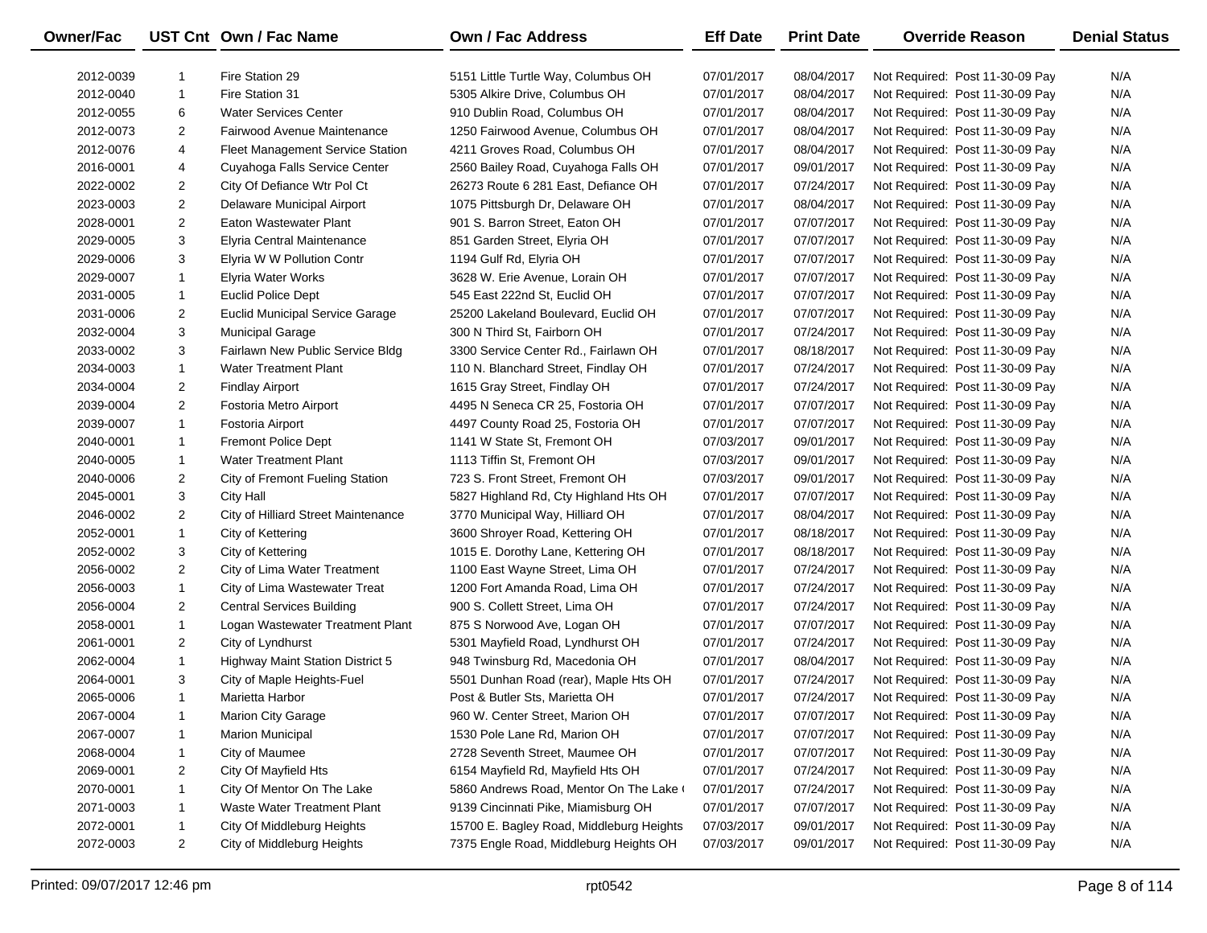| Owner/Fac | UST Cnt | Own / Fac Name | Own / Fac Address | Eff Date | Print Date | Override Reason | Denial Status |
|---|---|---|---|---|---|---|---|
| 2012-0039 | 1 | Fire Station 29 | 5151 Little Turtle Way, Columbus OH | 07/01/2017 | 08/04/2017 | Not Required: Post 11-30-09 Pay | N/A |
| 2012-0040 | 1 | Fire Station 31 | 5305 Alkire Drive, Columbus OH | 07/01/2017 | 08/04/2017 | Not Required: Post 11-30-09 Pay | N/A |
| 2012-0055 | 6 | Water Services Center | 910 Dublin Road, Columbus OH | 07/01/2017 | 08/04/2017 | Not Required: Post 11-30-09 Pay | N/A |
| 2012-0073 | 2 | Fairwood Avenue Maintenance | 1250 Fairwood Avenue, Columbus OH | 07/01/2017 | 08/04/2017 | Not Required: Post 11-30-09 Pay | N/A |
| 2012-0076 | 4 | Fleet Management Service Station | 4211 Groves Road, Columbus OH | 07/01/2017 | 08/04/2017 | Not Required: Post 11-30-09 Pay | N/A |
| 2016-0001 | 4 | Cuyahoga Falls Service Center | 2560 Bailey Road, Cuyahoga Falls OH | 07/01/2017 | 09/01/2017 | Not Required: Post 11-30-09 Pay | N/A |
| 2022-0002 | 2 | City Of Defiance Wtr Pol Ct | 26273 Route 6 281 East, Defiance OH | 07/01/2017 | 07/24/2017 | Not Required: Post 11-30-09 Pay | N/A |
| 2023-0003 | 2 | Delaware Municipal Airport | 1075 Pittsburgh Dr, Delaware OH | 07/01/2017 | 08/04/2017 | Not Required: Post 11-30-09 Pay | N/A |
| 2028-0001 | 2 | Eaton Wastewater Plant | 901 S. Barron Street, Eaton OH | 07/01/2017 | 07/07/2017 | Not Required: Post 11-30-09 Pay | N/A |
| 2029-0005 | 3 | Elyria Central Maintenance | 851 Garden Street, Elyria OH | 07/01/2017 | 07/07/2017 | Not Required: Post 11-30-09 Pay | N/A |
| 2029-0006 | 3 | Elyria W W Pollution Contr | 1194 Gulf Rd, Elyria OH | 07/01/2017 | 07/07/2017 | Not Required: Post 11-30-09 Pay | N/A |
| 2029-0007 | 1 | Elyria Water Works | 3628 W. Erie Avenue, Lorain OH | 07/01/2017 | 07/07/2017 | Not Required: Post 11-30-09 Pay | N/A |
| 2031-0005 | 1 | Euclid Police Dept | 545 East 222nd St, Euclid OH | 07/01/2017 | 07/07/2017 | Not Required: Post 11-30-09 Pay | N/A |
| 2031-0006 | 2 | Euclid Municipal Service Garage | 25200 Lakeland Boulevard, Euclid OH | 07/01/2017 | 07/07/2017 | Not Required: Post 11-30-09 Pay | N/A |
| 2032-0004 | 3 | Municipal Garage | 300 N Third St, Fairborn OH | 07/01/2017 | 07/24/2017 | Not Required: Post 11-30-09 Pay | N/A |
| 2033-0002 | 3 | Fairlawn New Public Service Bldg | 3300 Service Center Rd., Fairlawn OH | 07/01/2017 | 08/18/2017 | Not Required: Post 11-30-09 Pay | N/A |
| 2034-0003 | 1 | Water Treatment Plant | 110 N. Blanchard Street, Findlay OH | 07/01/2017 | 07/24/2017 | Not Required: Post 11-30-09 Pay | N/A |
| 2034-0004 | 2 | Findlay Airport | 1615 Gray Street, Findlay OH | 07/01/2017 | 07/24/2017 | Not Required: Post 11-30-09 Pay | N/A |
| 2039-0004 | 2 | Fostoria Metro Airport | 4495 N Seneca CR 25, Fostoria OH | 07/01/2017 | 07/07/2017 | Not Required: Post 11-30-09 Pay | N/A |
| 2039-0007 | 1 | Fostoria Airport | 4497 County Road 25, Fostoria OH | 07/01/2017 | 07/07/2017 | Not Required: Post 11-30-09 Pay | N/A |
| 2040-0001 | 1 | Fremont Police Dept | 1141 W State St, Fremont OH | 07/03/2017 | 09/01/2017 | Not Required: Post 11-30-09 Pay | N/A |
| 2040-0005 | 1 | Water Treatment Plant | 1113 Tiffin St, Fremont OH | 07/03/2017 | 09/01/2017 | Not Required: Post 11-30-09 Pay | N/A |
| 2040-0006 | 2 | City of Fremont Fueling Station | 723 S. Front Street, Fremont OH | 07/03/2017 | 09/01/2017 | Not Required: Post 11-30-09 Pay | N/A |
| 2045-0001 | 3 | City Hall | 5827 Highland Rd, Cty Highland Hts OH | 07/01/2017 | 07/07/2017 | Not Required: Post 11-30-09 Pay | N/A |
| 2046-0002 | 2 | City of Hilliard Street Maintenance | 3770 Municipal Way, Hilliard OH | 07/01/2017 | 08/04/2017 | Not Required: Post 11-30-09 Pay | N/A |
| 2052-0001 | 1 | City of Kettering | 3600 Shroyer Road, Kettering OH | 07/01/2017 | 08/18/2017 | Not Required: Post 11-30-09 Pay | N/A |
| 2052-0002 | 3 | City of Kettering | 1015 E. Dorothy Lane, Kettering OH | 07/01/2017 | 08/18/2017 | Not Required: Post 11-30-09 Pay | N/A |
| 2056-0002 | 2 | City of Lima Water Treatment | 1100 East Wayne Street, Lima OH | 07/01/2017 | 07/24/2017 | Not Required: Post 11-30-09 Pay | N/A |
| 2056-0003 | 1 | City of Lima Wastewater Treat | 1200 Fort Amanda Road, Lima OH | 07/01/2017 | 07/24/2017 | Not Required: Post 11-30-09 Pay | N/A |
| 2056-0004 | 2 | Central Services Building | 900 S. Collett Street, Lima OH | 07/01/2017 | 07/24/2017 | Not Required: Post 11-30-09 Pay | N/A |
| 2058-0001 | 1 | Logan Wastewater Treatment Plant | 875 S Norwood Ave, Logan OH | 07/01/2017 | 07/07/2017 | Not Required: Post 11-30-09 Pay | N/A |
| 2061-0001 | 2 | City of Lyndhurst | 5301 Mayfield Road, Lyndhurst OH | 07/01/2017 | 07/24/2017 | Not Required: Post 11-30-09 Pay | N/A |
| 2062-0004 | 1 | Highway Maint Station District 5 | 948 Twinsburg Rd, Macedonia OH | 07/01/2017 | 08/04/2017 | Not Required: Post 11-30-09 Pay | N/A |
| 2064-0001 | 3 | City of Maple Heights-Fuel | 5501 Dunhan Road (rear), Maple Hts OH | 07/01/2017 | 07/24/2017 | Not Required: Post 11-30-09 Pay | N/A |
| 2065-0006 | 1 | Marietta Harbor | Post & Butler Sts, Marietta OH | 07/01/2017 | 07/24/2017 | Not Required: Post 11-30-09 Pay | N/A |
| 2067-0004 | 1 | Marion City Garage | 960 W. Center Street, Marion OH | 07/01/2017 | 07/07/2017 | Not Required: Post 11-30-09 Pay | N/A |
| 2067-0007 | 1 | Marion Municipal | 1530 Pole Lane Rd, Marion OH | 07/01/2017 | 07/07/2017 | Not Required: Post 11-30-09 Pay | N/A |
| 2068-0004 | 1 | City of Maumee | 2728 Seventh Street, Maumee OH | 07/01/2017 | 07/07/2017 | Not Required: Post 11-30-09 Pay | N/A |
| 2069-0001 | 2 | City Of Mayfield Hts | 6154 Mayfield Rd, Mayfield Hts OH | 07/01/2017 | 07/24/2017 | Not Required: Post 11-30-09 Pay | N/A |
| 2070-0001 | 1 | City Of Mentor On The Lake | 5860 Andrews Road, Mentor On The Lake ( | 07/01/2017 | 07/24/2017 | Not Required: Post 11-30-09 Pay | N/A |
| 2071-0003 | 1 | Waste Water Treatment Plant | 9139 Cincinnati Pike, Miamisburg OH | 07/01/2017 | 07/07/2017 | Not Required: Post 11-30-09 Pay | N/A |
| 2072-0001 | 1 | City Of Middleburg Heights | 15700 E. Bagley Road, Middleburg Heights | 07/03/2017 | 09/01/2017 | Not Required: Post 11-30-09 Pay | N/A |
| 2072-0003 | 2 | City of Middleburg Heights | 7375 Engle Road, Middleburg Heights OH | 07/03/2017 | 09/01/2017 | Not Required: Post 11-30-09 Pay | N/A |

Printed: 09/07/2017 12:46 pm rpt0542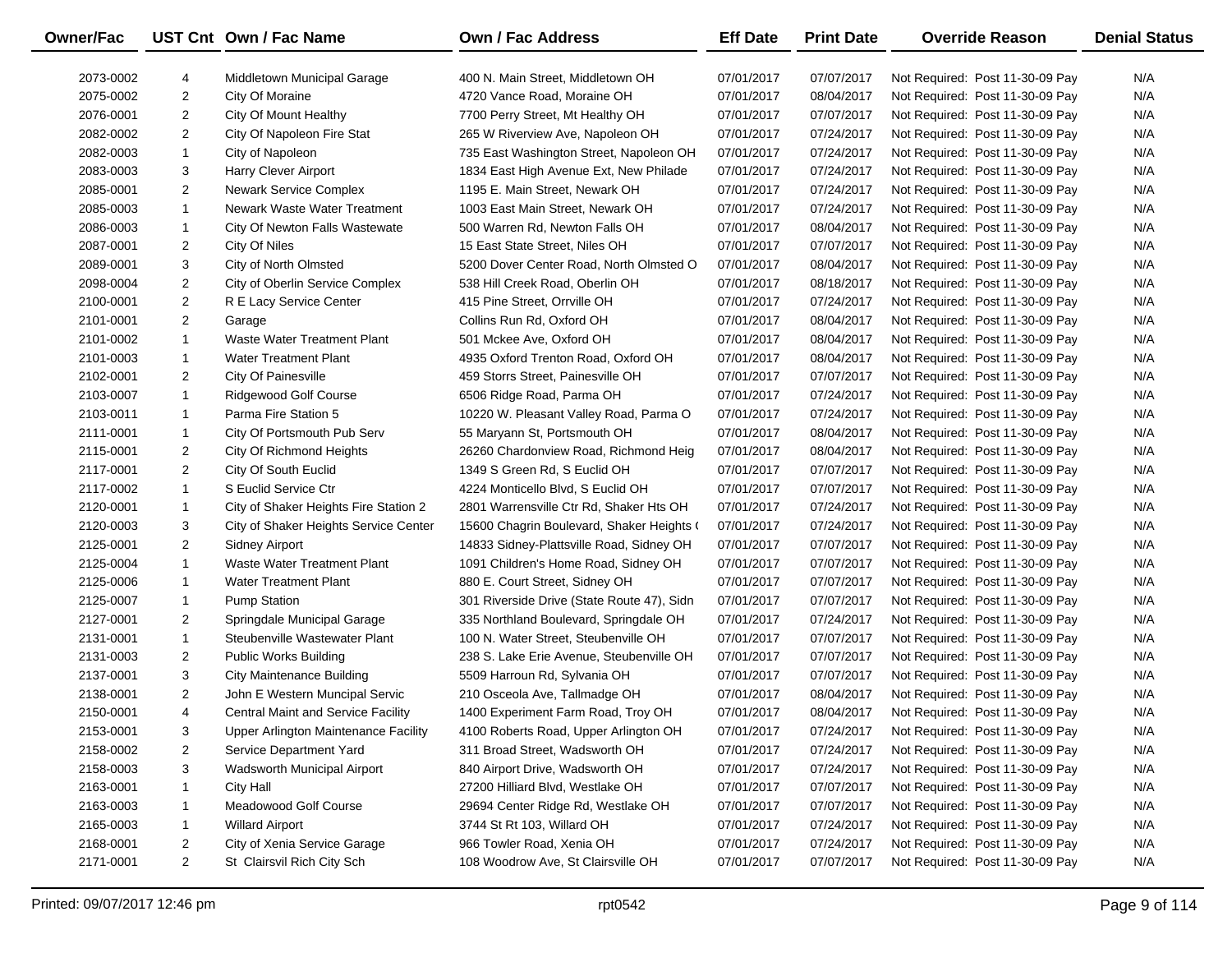| Owner/Fac | UST Cnt | Own / Fac Name | Own / Fac Address | Eff Date | Print Date | Override Reason | Denial Status |
|---|---|---|---|---|---|---|---|
| 2073-0002 | 4 | Middletown Municipal Garage | 400 N. Main Street, Middletown OH | 07/01/2017 | 07/07/2017 | Not Required: Post 11-30-09 Pay | N/A |
| 2075-0002 | 2 | City Of Moraine | 4720 Vance Road, Moraine OH | 07/01/2017 | 08/04/2017 | Not Required: Post 11-30-09 Pay | N/A |
| 2076-0001 | 2 | City Of Mount Healthy | 7700 Perry Street, Mt Healthy OH | 07/01/2017 | 07/07/2017 | Not Required: Post 11-30-09 Pay | N/A |
| 2082-0002 | 2 | City Of Napoleon Fire Stat | 265 W Riverview Ave, Napoleon OH | 07/01/2017 | 07/24/2017 | Not Required: Post 11-30-09 Pay | N/A |
| 2082-0003 | 1 | City of Napoleon | 735 East Washington Street, Napoleon OH | 07/01/2017 | 07/24/2017 | Not Required: Post 11-30-09 Pay | N/A |
| 2083-0003 | 3 | Harry Clever Airport | 1834 East High Avenue Ext, New Philade | 07/01/2017 | 07/24/2017 | Not Required: Post 11-30-09 Pay | N/A |
| 2085-0001 | 2 | Newark Service Complex | 1195 E. Main Street, Newark OH | 07/01/2017 | 07/24/2017 | Not Required: Post 11-30-09 Pay | N/A |
| 2085-0003 | 1 | Newark Waste Water Treatment | 1003 East Main Street, Newark OH | 07/01/2017 | 07/24/2017 | Not Required: Post 11-30-09 Pay | N/A |
| 2086-0003 | 1 | City Of Newton Falls Wastewate | 500 Warren Rd, Newton Falls OH | 07/01/2017 | 08/04/2017 | Not Required: Post 11-30-09 Pay | N/A |
| 2087-0001 | 2 | City Of Niles | 15 East State Street, Niles OH | 07/01/2017 | 07/07/2017 | Not Required: Post 11-30-09 Pay | N/A |
| 2089-0001 | 3 | City of North Olmsted | 5200 Dover Center Road, North Olmsted O | 07/01/2017 | 08/04/2017 | Not Required: Post 11-30-09 Pay | N/A |
| 2098-0004 | 2 | City of Oberlin Service Complex | 538 Hill Creek Road, Oberlin OH | 07/01/2017 | 08/18/2017 | Not Required: Post 11-30-09 Pay | N/A |
| 2100-0001 | 2 | R E Lacy Service Center | 415 Pine Street, Orrville OH | 07/01/2017 | 07/24/2017 | Not Required: Post 11-30-09 Pay | N/A |
| 2101-0001 | 2 | Garage | Collins Run Rd, Oxford OH | 07/01/2017 | 08/04/2017 | Not Required: Post 11-30-09 Pay | N/A |
| 2101-0002 | 1 | Waste Water Treatment Plant | 501 Mckee Ave, Oxford OH | 07/01/2017 | 08/04/2017 | Not Required: Post 11-30-09 Pay | N/A |
| 2101-0003 | 1 | Water Treatment Plant | 4935 Oxford Trenton Road, Oxford OH | 07/01/2017 | 08/04/2017 | Not Required: Post 11-30-09 Pay | N/A |
| 2102-0001 | 2 | City Of Painesville | 459 Storrs Street, Painesville OH | 07/01/2017 | 07/07/2017 | Not Required: Post 11-30-09 Pay | N/A |
| 2103-0007 | 1 | Ridgewood Golf Course | 6506 Ridge Road, Parma OH | 07/01/2017 | 07/24/2017 | Not Required: Post 11-30-09 Pay | N/A |
| 2103-0011 | 1 | Parma Fire Station 5 | 10220 W. Pleasant Valley Road, Parma O | 07/01/2017 | 07/24/2017 | Not Required: Post 11-30-09 Pay | N/A |
| 2111-0001 | 1 | City Of Portsmouth Pub Serv | 55 Maryann St, Portsmouth OH | 07/01/2017 | 08/04/2017 | Not Required: Post 11-30-09 Pay | N/A |
| 2115-0001 | 2 | City Of Richmond Heights | 26260 Chardonview Road, Richmond Heig | 07/01/2017 | 08/04/2017 | Not Required: Post 11-30-09 Pay | N/A |
| 2117-0001 | 2 | City Of South Euclid | 1349 S Green Rd, S Euclid OH | 07/01/2017 | 07/07/2017 | Not Required: Post 11-30-09 Pay | N/A |
| 2117-0002 | 1 | S Euclid Service Ctr | 4224 Monticello Blvd, S Euclid OH | 07/01/2017 | 07/07/2017 | Not Required: Post 11-30-09 Pay | N/A |
| 2120-0001 | 1 | City of Shaker Heights Fire Station 2 | 2801 Warrensville Ctr Rd, Shaker Hts OH | 07/01/2017 | 07/24/2017 | Not Required: Post 11-30-09 Pay | N/A |
| 2120-0003 | 3 | City of Shaker Heights Service Center | 15600 Chagrin Boulevard, Shaker Heights ( | 07/01/2017 | 07/24/2017 | Not Required: Post 11-30-09 Pay | N/A |
| 2125-0001 | 2 | Sidney Airport | 14833 Sidney-Plattsville Road, Sidney OH | 07/01/2017 | 07/07/2017 | Not Required: Post 11-30-09 Pay | N/A |
| 2125-0004 | 1 | Waste Water Treatment Plant | 1091 Children's Home Road, Sidney OH | 07/01/2017 | 07/07/2017 | Not Required: Post 11-30-09 Pay | N/A |
| 2125-0006 | 1 | Water Treatment Plant | 880 E. Court Street, Sidney OH | 07/01/2017 | 07/07/2017 | Not Required: Post 11-30-09 Pay | N/A |
| 2125-0007 | 1 | Pump Station | 301 Riverside Drive (State Route 47), Sidn | 07/01/2017 | 07/07/2017 | Not Required: Post 11-30-09 Pay | N/A |
| 2127-0001 | 2 | Springdale Municipal Garage | 335 Northland Boulevard, Springdale OH | 07/01/2017 | 07/24/2017 | Not Required: Post 11-30-09 Pay | N/A |
| 2131-0001 | 1 | Steubenville Wastewater Plant | 100 N. Water Street, Steubenville OH | 07/01/2017 | 07/07/2017 | Not Required: Post 11-30-09 Pay | N/A |
| 2131-0003 | 2 | Public Works Building | 238 S. Lake Erie Avenue, Steubenville OH | 07/01/2017 | 07/07/2017 | Not Required: Post 11-30-09 Pay | N/A |
| 2137-0001 | 3 | City Maintenance Building | 5509 Harroun Rd, Sylvania OH | 07/01/2017 | 07/07/2017 | Not Required: Post 11-30-09 Pay | N/A |
| 2138-0001 | 2 | John E Western Muncipal Servic | 210 Osceola Ave, Tallmadge OH | 07/01/2017 | 08/04/2017 | Not Required: Post 11-30-09 Pay | N/A |
| 2150-0001 | 4 | Central Maint and Service Facility | 1400 Experiment Farm Road, Troy OH | 07/01/2017 | 08/04/2017 | Not Required: Post 11-30-09 Pay | N/A |
| 2153-0001 | 3 | Upper Arlington Maintenance Facility | 4100 Roberts Road, Upper Arlington OH | 07/01/2017 | 07/24/2017 | Not Required: Post 11-30-09 Pay | N/A |
| 2158-0002 | 2 | Service Department Yard | 311 Broad Street, Wadsworth OH | 07/01/2017 | 07/24/2017 | Not Required: Post 11-30-09 Pay | N/A |
| 2158-0003 | 3 | Wadsworth Municipal Airport | 840 Airport Drive, Wadsworth OH | 07/01/2017 | 07/24/2017 | Not Required: Post 11-30-09 Pay | N/A |
| 2163-0001 | 1 | City Hall | 27200 Hilliard Blvd, Westlake OH | 07/01/2017 | 07/07/2017 | Not Required: Post 11-30-09 Pay | N/A |
| 2163-0003 | 1 | Meadowood Golf Course | 29694 Center Ridge Rd, Westlake OH | 07/01/2017 | 07/07/2017 | Not Required: Post 11-30-09 Pay | N/A |
| 2165-0003 | 1 | Willard Airport | 3744 St Rt 103, Willard OH | 07/01/2017 | 07/24/2017 | Not Required: Post 11-30-09 Pay | N/A |
| 2168-0001 | 2 | City of Xenia Service Garage | 966 Towler Road, Xenia OH | 07/01/2017 | 07/24/2017 | Not Required: Post 11-30-09 Pay | N/A |
| 2171-0001 | 2 | St Clairsvil Rich City Sch | 108 Woodrow Ave, St Clairsville OH | 07/01/2017 | 07/07/2017 | Not Required: Post 11-30-09 Pay | N/A |

Printed: 09/07/2017 12:46 pm rpt0542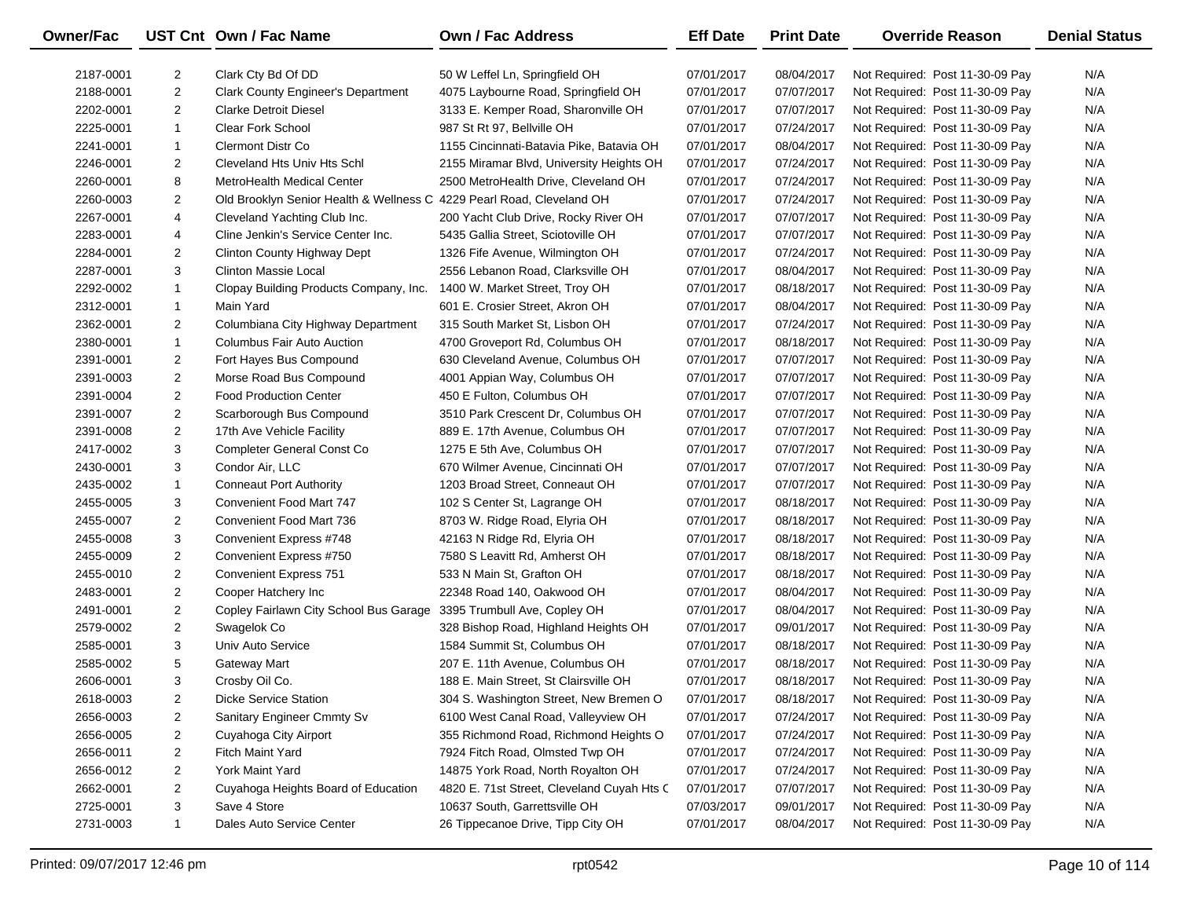| Owner/Fac | UST Cnt | Own / Fac Name | Own / Fac Address | Eff Date | Print Date | Override Reason | Denial Status |
|---|---|---|---|---|---|---|---|
| 2187-0001 | 2 | Clark Cty Bd Of DD | 50 W Leffel Ln, Springfield OH | 07/01/2017 | 08/04/2017 | Not Required: Post 11-30-09 Pay | N/A |
| 2188-0001 | 2 | Clark County Engineer's Department | 4075 Laybourne Road, Springfield OH | 07/01/2017 | 07/07/2017 | Not Required: Post 11-30-09 Pay | N/A |
| 2202-0001 | 2 | Clarke Detroit Diesel | 3133 E. Kemper Road, Sharonville OH | 07/01/2017 | 07/07/2017 | Not Required: Post 11-30-09 Pay | N/A |
| 2225-0001 | 1 | Clear Fork School | 987 St Rt 97, Bellville OH | 07/01/2017 | 07/24/2017 | Not Required: Post 11-30-09 Pay | N/A |
| 2241-0001 | 1 | Clermont Distr Co | 1155 Cincinnati-Batavia Pike, Batavia OH | 07/01/2017 | 08/04/2017 | Not Required: Post 11-30-09 Pay | N/A |
| 2246-0001 | 2 | Cleveland Hts Univ Hts Schl | 2155 Miramar Blvd, University Heights OH | 07/01/2017 | 07/24/2017 | Not Required: Post 11-30-09 Pay | N/A |
| 2260-0001 | 8 | MetroHealth Medical Center | 2500 MetroHealth Drive, Cleveland OH | 07/01/2017 | 07/24/2017 | Not Required: Post 11-30-09 Pay | N/A |
| 2260-0003 | 2 | Old Brooklyn Senior Health & Wellness C | 4229 Pearl Road, Cleveland OH | 07/01/2017 | 07/24/2017 | Not Required: Post 11-30-09 Pay | N/A |
| 2267-0001 | 4 | Cleveland Yachting Club Inc. | 200 Yacht Club Drive, Rocky River OH | 07/01/2017 | 07/07/2017 | Not Required: Post 11-30-09 Pay | N/A |
| 2283-0001 | 4 | Cline Jenkin's Service Center Inc. | 5435 Gallia Street, Sciotoville OH | 07/01/2017 | 07/07/2017 | Not Required: Post 11-30-09 Pay | N/A |
| 2284-0001 | 2 | Clinton County Highway Dept | 1326 Fife Avenue, Wilmington OH | 07/01/2017 | 07/24/2017 | Not Required: Post 11-30-09 Pay | N/A |
| 2287-0001 | 3 | Clinton Massie Local | 2556 Lebanon Road, Clarksville OH | 07/01/2017 | 08/04/2017 | Not Required: Post 11-30-09 Pay | N/A |
| 2292-0002 | 1 | Clopay Building Products Company, Inc. | 1400 W. Market Street, Troy OH | 07/01/2017 | 08/18/2017 | Not Required: Post 11-30-09 Pay | N/A |
| 2312-0001 | 1 | Main Yard | 601 E. Crosier Street, Akron OH | 07/01/2017 | 08/04/2017 | Not Required: Post 11-30-09 Pay | N/A |
| 2362-0001 | 2 | Columbiana City Highway Department | 315 South Market St, Lisbon OH | 07/01/2017 | 07/24/2017 | Not Required: Post 11-30-09 Pay | N/A |
| 2380-0001 | 1 | Columbus Fair Auto Auction | 4700 Groveport Rd, Columbus OH | 07/01/2017 | 08/18/2017 | Not Required: Post 11-30-09 Pay | N/A |
| 2391-0001 | 2 | Fort Hayes Bus Compound | 630 Cleveland Avenue, Columbus OH | 07/01/2017 | 07/07/2017 | Not Required: Post 11-30-09 Pay | N/A |
| 2391-0003 | 2 | Morse Road Bus Compound | 4001 Appian Way, Columbus OH | 07/01/2017 | 07/07/2017 | Not Required: Post 11-30-09 Pay | N/A |
| 2391-0004 | 2 | Food Production Center | 450 E Fulton, Columbus OH | 07/01/2017 | 07/07/2017 | Not Required: Post 11-30-09 Pay | N/A |
| 2391-0007 | 2 | Scarborough Bus Compound | 3510 Park Crescent Dr, Columbus OH | 07/01/2017 | 07/07/2017 | Not Required: Post 11-30-09 Pay | N/A |
| 2391-0008 | 2 | 17th Ave Vehicle Facility | 889 E. 17th Avenue, Columbus OH | 07/01/2017 | 07/07/2017 | Not Required: Post 11-30-09 Pay | N/A |
| 2417-0002 | 3 | Completer General Const Co | 1275 E 5th Ave, Columbus OH | 07/01/2017 | 07/07/2017 | Not Required: Post 11-30-09 Pay | N/A |
| 2430-0001 | 3 | Condor Air, LLC | 670 Wilmer Avenue, Cincinnati OH | 07/01/2017 | 07/07/2017 | Not Required: Post 11-30-09 Pay | N/A |
| 2435-0002 | 1 | Conneaut Port Authority | 1203 Broad Street, Conneaut OH | 07/01/2017 | 07/07/2017 | Not Required: Post 11-30-09 Pay | N/A |
| 2455-0005 | 3 | Convenient Food Mart 747 | 102 S Center St, Lagrange OH | 07/01/2017 | 08/18/2017 | Not Required: Post 11-30-09 Pay | N/A |
| 2455-0007 | 2 | Convenient Food Mart 736 | 8703 W. Ridge Road, Elyria OH | 07/01/2017 | 08/18/2017 | Not Required: Post 11-30-09 Pay | N/A |
| 2455-0008 | 3 | Convenient Express #748 | 42163 N Ridge Rd, Elyria OH | 07/01/2017 | 08/18/2017 | Not Required: Post 11-30-09 Pay | N/A |
| 2455-0009 | 2 | Convenient Express #750 | 7580 S Leavitt Rd, Amherst OH | 07/01/2017 | 08/18/2017 | Not Required: Post 11-30-09 Pay | N/A |
| 2455-0010 | 2 | Convenient Express 751 | 533 N Main St, Grafton OH | 07/01/2017 | 08/18/2017 | Not Required: Post 11-30-09 Pay | N/A |
| 2483-0001 | 2 | Cooper Hatchery Inc | 22348 Road 140, Oakwood OH | 07/01/2017 | 08/04/2017 | Not Required: Post 11-30-09 Pay | N/A |
| 2491-0001 | 2 | Copley Fairlawn City School Bus Garage | 3395 Trumbull Ave, Copley OH | 07/01/2017 | 08/04/2017 | Not Required: Post 11-30-09 Pay | N/A |
| 2579-0002 | 2 | Swagelok Co | 328 Bishop Road, Highland Heights OH | 07/01/2017 | 09/01/2017 | Not Required: Post 11-30-09 Pay | N/A |
| 2585-0001 | 3 | Univ Auto Service | 1584 Summit St, Columbus OH | 07/01/2017 | 08/18/2017 | Not Required: Post 11-30-09 Pay | N/A |
| 2585-0002 | 5 | Gateway Mart | 207 E. 11th Avenue, Columbus OH | 07/01/2017 | 08/18/2017 | Not Required: Post 11-30-09 Pay | N/A |
| 2606-0001 | 3 | Crosby Oil Co. | 188 E. Main Street, St Clairsville OH | 07/01/2017 | 08/18/2017 | Not Required: Post 11-30-09 Pay | N/A |
| 2618-0003 | 2 | Dicke Service Station | 304 S. Washington Street, New Bremen O | 07/01/2017 | 08/18/2017 | Not Required: Post 11-30-09 Pay | N/A |
| 2656-0003 | 2 | Sanitary Engineer Cmmty Sv | 6100 West Canal Road, Valleyview OH | 07/01/2017 | 07/24/2017 | Not Required: Post 11-30-09 Pay | N/A |
| 2656-0005 | 2 | Cuyahoga City Airport | 355 Richmond Road, Richmond Heights O | 07/01/2017 | 07/24/2017 | Not Required: Post 11-30-09 Pay | N/A |
| 2656-0011 | 2 | Fitch Maint Yard | 7924 Fitch Road, Olmsted Twp OH | 07/01/2017 | 07/24/2017 | Not Required: Post 11-30-09 Pay | N/A |
| 2656-0012 | 2 | York Maint Yard | 14875 York Road, North Royalton OH | 07/01/2017 | 07/24/2017 | Not Required: Post 11-30-09 Pay | N/A |
| 2662-0001 | 2 | Cuyahoga Heights Board of Education | 4820 E. 71st Street, Cleveland Cuyah Hts C | 07/01/2017 | 07/07/2017 | Not Required: Post 11-30-09 Pay | N/A |
| 2725-0001 | 3 | Save 4 Store | 10637 South, Garrettsville OH | 07/03/2017 | 09/01/2017 | Not Required: Post 11-30-09 Pay | N/A |
| 2731-0003 | 1 | Dales Auto Service Center | 26 Tippecanoe Drive, Tipp City OH | 07/01/2017 | 08/04/2017 | Not Required: Post 11-30-09 Pay | N/A |

Printed: 09/07/2017 12:46 pm    rpt0542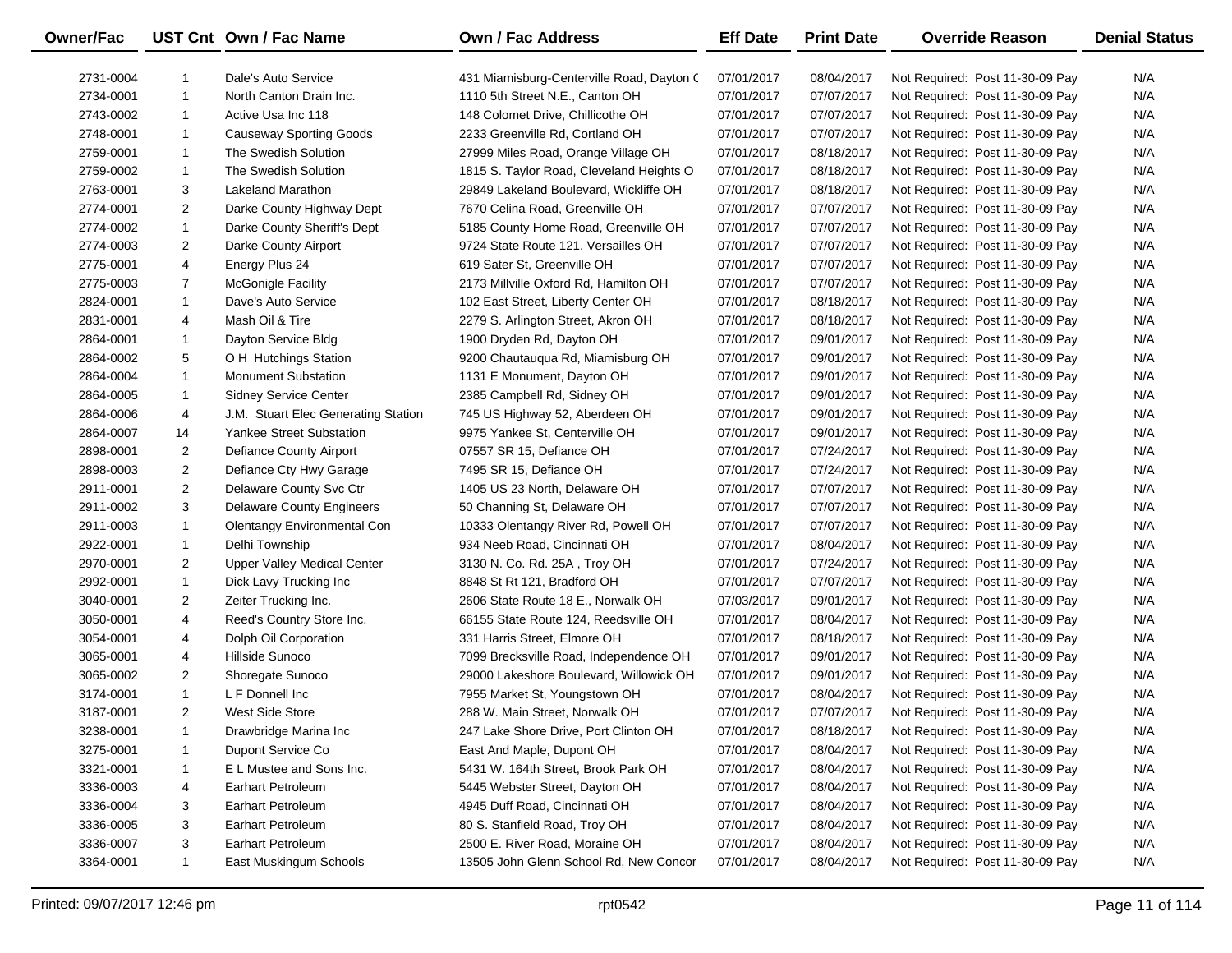| Owner/Fac | UST Cnt | Own / Fac Name | Own / Fac Address | Eff Date | Print Date | Override Reason | Denial Status |
|---|---|---|---|---|---|---|---|
| 2731-0004 | 1 | Dale's Auto Service | 431 Miamisburg-Centerville Road, Dayton C | 07/01/2017 | 08/04/2017 | Not Required: Post 11-30-09 Pay | N/A |
| 2734-0001 | 1 | North Canton Drain Inc. | 1110 5th Street N.E., Canton OH | 07/01/2017 | 07/07/2017 | Not Required: Post 11-30-09 Pay | N/A |
| 2743-0002 | 1 | Active Usa Inc 118 | 148 Colomet Drive, Chillicothe OH | 07/01/2017 | 07/07/2017 | Not Required: Post 11-30-09 Pay | N/A |
| 2748-0001 | 1 | Causeway Sporting Goods | 2233 Greenville Rd, Cortland OH | 07/01/2017 | 07/07/2017 | Not Required: Post 11-30-09 Pay | N/A |
| 2759-0001 | 1 | The Swedish Solution | 27999 Miles Road, Orange Village OH | 07/01/2017 | 08/18/2017 | Not Required: Post 11-30-09 Pay | N/A |
| 2759-0002 | 1 | The Swedish Solution | 1815 S. Taylor Road, Cleveland Heights O | 07/01/2017 | 08/18/2017 | Not Required: Post 11-30-09 Pay | N/A |
| 2763-0001 | 3 | Lakeland Marathon | 29849 Lakeland Boulevard, Wickliffe OH | 07/01/2017 | 08/18/2017 | Not Required: Post 11-30-09 Pay | N/A |
| 2774-0001 | 2 | Darke County Highway Dept | 7670 Celina Road, Greenville OH | 07/01/2017 | 07/07/2017 | Not Required: Post 11-30-09 Pay | N/A |
| 2774-0002 | 1 | Darke County Sheriff's Dept | 5185 County Home Road, Greenville OH | 07/01/2017 | 07/07/2017 | Not Required: Post 11-30-09 Pay | N/A |
| 2774-0003 | 2 | Darke County Airport | 9724 State Route 121, Versailles OH | 07/01/2017 | 07/07/2017 | Not Required: Post 11-30-09 Pay | N/A |
| 2775-0001 | 4 | Energy Plus 24 | 619 Sater St, Greenville OH | 07/01/2017 | 07/07/2017 | Not Required: Post 11-30-09 Pay | N/A |
| 2775-0003 | 7 | McGonigle Facility | 2173 Millville Oxford Rd, Hamilton OH | 07/01/2017 | 07/07/2017 | Not Required: Post 11-30-09 Pay | N/A |
| 2824-0001 | 1 | Dave's Auto Service | 102 East Street, Liberty Center OH | 07/01/2017 | 08/18/2017 | Not Required: Post 11-30-09 Pay | N/A |
| 2831-0001 | 4 | Mash Oil & Tire | 2279 S. Arlington Street, Akron OH | 07/01/2017 | 08/18/2017 | Not Required: Post 11-30-09 Pay | N/A |
| 2864-0001 | 1 | Dayton Service Bldg | 1900 Dryden Rd, Dayton OH | 07/01/2017 | 09/01/2017 | Not Required: Post 11-30-09 Pay | N/A |
| 2864-0002 | 5 | O H Hutchings Station | 9200 Chautauqua Rd, Miamisburg OH | 07/01/2017 | 09/01/2017 | Not Required: Post 11-30-09 Pay | N/A |
| 2864-0004 | 1 | Monument Substation | 1131 E Monument, Dayton OH | 07/01/2017 | 09/01/2017 | Not Required: Post 11-30-09 Pay | N/A |
| 2864-0005 | 1 | Sidney Service Center | 2385 Campbell Rd, Sidney OH | 07/01/2017 | 09/01/2017 | Not Required: Post 11-30-09 Pay | N/A |
| 2864-0006 | 4 | J.M. Stuart Elec Generating Station | 745 US Highway 52, Aberdeen OH | 07/01/2017 | 09/01/2017 | Not Required: Post 11-30-09 Pay | N/A |
| 2864-0007 | 14 | Yankee Street Substation | 9975 Yankee St, Centerville OH | 07/01/2017 | 09/01/2017 | Not Required: Post 11-30-09 Pay | N/A |
| 2898-0001 | 2 | Defiance County Airport | 07557 SR 15, Defiance OH | 07/01/2017 | 07/24/2017 | Not Required: Post 11-30-09 Pay | N/A |
| 2898-0003 | 2 | Defiance Cty Hwy Garage | 7495 SR 15, Defiance OH | 07/01/2017 | 07/24/2017 | Not Required: Post 11-30-09 Pay | N/A |
| 2911-0001 | 2 | Delaware County Svc Ctr | 1405 US 23 North, Delaware OH | 07/01/2017 | 07/07/2017 | Not Required: Post 11-30-09 Pay | N/A |
| 2911-0002 | 3 | Delaware County Engineers | 50 Channing St, Delaware OH | 07/01/2017 | 07/07/2017 | Not Required: Post 11-30-09 Pay | N/A |
| 2911-0003 | 1 | Olentangy Environmental Con | 10333 Olentangy River Rd, Powell OH | 07/01/2017 | 07/07/2017 | Not Required: Post 11-30-09 Pay | N/A |
| 2922-0001 | 1 | Delhi Township | 934 Neeb Road, Cincinnati OH | 07/01/2017 | 08/04/2017 | Not Required: Post 11-30-09 Pay | N/A |
| 2970-0001 | 2 | Upper Valley Medical Center | 3130 N. Co. Rd. 25A , Troy OH | 07/01/2017 | 07/24/2017 | Not Required: Post 11-30-09 Pay | N/A |
| 2992-0001 | 1 | Dick Lavy Trucking Inc | 8848 St Rt 121, Bradford OH | 07/01/2017 | 07/07/2017 | Not Required: Post 11-30-09 Pay | N/A |
| 3040-0001 | 2 | Zeiter Trucking Inc. | 2606 State Route 18 E., Norwalk OH | 07/03/2017 | 09/01/2017 | Not Required: Post 11-30-09 Pay | N/A |
| 3050-0001 | 4 | Reed's Country Store Inc. | 66155 State Route 124, Reedsville OH | 07/01/2017 | 08/04/2017 | Not Required: Post 11-30-09 Pay | N/A |
| 3054-0001 | 4 | Dolph Oil Corporation | 331 Harris Street, Elmore OH | 07/01/2017 | 08/18/2017 | Not Required: Post 11-30-09 Pay | N/A |
| 3065-0001 | 4 | Hillside Sunoco | 7099 Brecksville Road, Independence OH | 07/01/2017 | 09/01/2017 | Not Required: Post 11-30-09 Pay | N/A |
| 3065-0002 | 2 | Shoregate Sunoco | 29000 Lakeshore Boulevard, Willowick OH | 07/01/2017 | 09/01/2017 | Not Required: Post 11-30-09 Pay | N/A |
| 3174-0001 | 1 | L F Donnell Inc | 7955 Market St, Youngstown OH | 07/01/2017 | 08/04/2017 | Not Required: Post 11-30-09 Pay | N/A |
| 3187-0001 | 2 | West Side Store | 288 W. Main Street, Norwalk OH | 07/01/2017 | 07/07/2017 | Not Required: Post 11-30-09 Pay | N/A |
| 3238-0001 | 1 | Drawbridge Marina Inc | 247 Lake Shore Drive, Port Clinton OH | 07/01/2017 | 08/18/2017 | Not Required: Post 11-30-09 Pay | N/A |
| 3275-0001 | 1 | Dupont Service Co | East And Maple, Dupont OH | 07/01/2017 | 08/04/2017 | Not Required: Post 11-30-09 Pay | N/A |
| 3321-0001 | 1 | E L Mustee and Sons Inc. | 5431 W. 164th Street, Brook Park OH | 07/01/2017 | 08/04/2017 | Not Required: Post 11-30-09 Pay | N/A |
| 3336-0003 | 4 | Earhart Petroleum | 5445 Webster Street, Dayton OH | 07/01/2017 | 08/04/2017 | Not Required: Post 11-30-09 Pay | N/A |
| 3336-0004 | 3 | Earhart Petroleum | 4945 Duff Road, Cincinnati OH | 07/01/2017 | 08/04/2017 | Not Required: Post 11-30-09 Pay | N/A |
| 3336-0005 | 3 | Earhart Petroleum | 80 S. Stanfield Road, Troy OH | 07/01/2017 | 08/04/2017 | Not Required: Post 11-30-09 Pay | N/A |
| 3336-0007 | 3 | Earhart Petroleum | 2500 E. River Road, Moraine OH | 07/01/2017 | 08/04/2017 | Not Required: Post 11-30-09 Pay | N/A |
| 3364-0001 | 1 | East Muskingum Schools | 13505 John Glenn School Rd, New Concor | 07/01/2017 | 08/04/2017 | Not Required: Post 11-30-09 Pay | N/A |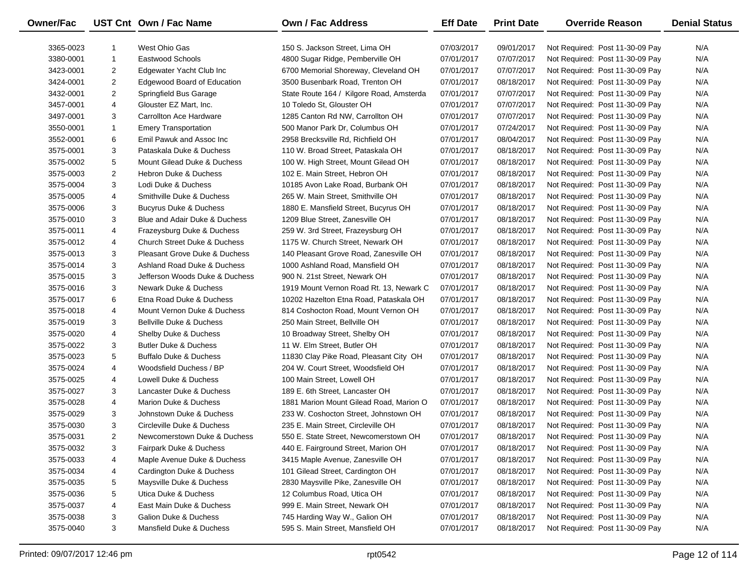| Owner/Fac | UST Cnt | Own / Fac Name | Own / Fac Address | Eff Date | Print Date | Override Reason | Denial Status |
|---|---|---|---|---|---|---|---|
| 3365-0023 | 1 | West Ohio Gas | 150 S. Jackson Street, Lima OH | 07/03/2017 | 09/01/2017 | Not Required: Post 11-30-09 Pay | N/A |
| 3380-0001 | 1 | Eastwood Schools | 4800 Sugar Ridge, Pemberville OH | 07/01/2017 | 07/07/2017 | Not Required: Post 11-30-09 Pay | N/A |
| 3423-0001 | 2 | Edgewater Yacht Club Inc | 6700 Memorial Shoreway, Cleveland OH | 07/01/2017 | 07/07/2017 | Not Required: Post 11-30-09 Pay | N/A |
| 3424-0001 | 2 | Edgewood Board of Education | 3500 Busenbark Road, Trenton OH | 07/01/2017 | 08/18/2017 | Not Required: Post 11-30-09 Pay | N/A |
| 3432-0001 | 2 | Springfield Bus Garage | State Route 164 / Kilgore Road, Amsterda | 07/01/2017 | 07/07/2017 | Not Required: Post 11-30-09 Pay | N/A |
| 3457-0001 | 4 | Glouster EZ Mart, Inc. | 10 Toledo St, Glouster OH | 07/01/2017 | 07/07/2017 | Not Required: Post 11-30-09 Pay | N/A |
| 3497-0001 | 3 | Carrollton Ace Hardware | 1285 Canton Rd NW, Carrollton OH | 07/01/2017 | 07/07/2017 | Not Required: Post 11-30-09 Pay | N/A |
| 3550-0001 | 1 | Emery Transportation | 500 Manor Park Dr, Columbus OH | 07/01/2017 | 07/24/2017 | Not Required: Post 11-30-09 Pay | N/A |
| 3552-0001 | 6 | Emil Pawuk and Assoc Inc | 2958 Brecksville Rd, Richfield OH | 07/01/2017 | 08/04/2017 | Not Required: Post 11-30-09 Pay | N/A |
| 3575-0001 | 3 | Pataskala Duke & Duchess | 110 W. Broad Street, Pataskala OH | 07/01/2017 | 08/18/2017 | Not Required: Post 11-30-09 Pay | N/A |
| 3575-0002 | 5 | Mount Gilead Duke & Duchess | 100 W. High Street, Mount Gilead OH | 07/01/2017 | 08/18/2017 | Not Required: Post 11-30-09 Pay | N/A |
| 3575-0003 | 2 | Hebron Duke & Duchess | 102 E. Main Street, Hebron OH | 07/01/2017 | 08/18/2017 | Not Required: Post 11-30-09 Pay | N/A |
| 3575-0004 | 3 | Lodi Duke & Duchess | 10185 Avon Lake Road, Burbank OH | 07/01/2017 | 08/18/2017 | Not Required: Post 11-30-09 Pay | N/A |
| 3575-0005 | 4 | Smithville Duke & Duchess | 265 W. Main Street, Smithville OH | 07/01/2017 | 08/18/2017 | Not Required: Post 11-30-09 Pay | N/A |
| 3575-0006 | 3 | Bucyrus Duke & Duchess | 1880 E. Mansfield Street, Bucyrus OH | 07/01/2017 | 08/18/2017 | Not Required: Post 11-30-09 Pay | N/A |
| 3575-0010 | 3 | Blue and Adair Duke & Duchess | 1209 Blue Street, Zanesville OH | 07/01/2017 | 08/18/2017 | Not Required: Post 11-30-09 Pay | N/A |
| 3575-0011 | 4 | Frazeysburg Duke & Duchess | 259 W. 3rd Street, Frazeysburg OH | 07/01/2017 | 08/18/2017 | Not Required: Post 11-30-09 Pay | N/A |
| 3575-0012 | 4 | Church Street Duke & Duchess | 1175 W. Church Street, Newark OH | 07/01/2017 | 08/18/2017 | Not Required: Post 11-30-09 Pay | N/A |
| 3575-0013 | 3 | Pleasant Grove Duke & Duchess | 140 Pleasant Grove Road, Zanesville OH | 07/01/2017 | 08/18/2017 | Not Required: Post 11-30-09 Pay | N/A |
| 3575-0014 | 3 | Ashland Road Duke & Duchess | 1000 Ashland Road, Mansfield OH | 07/01/2017 | 08/18/2017 | Not Required: Post 11-30-09 Pay | N/A |
| 3575-0015 | 3 | Jefferson Woods Duke & Duchess | 900 N. 21st Street, Newark OH | 07/01/2017 | 08/18/2017 | Not Required: Post 11-30-09 Pay | N/A |
| 3575-0016 | 3 | Newark Duke & Duchess | 1919 Mount Vernon Road Rt. 13, Newark C | 07/01/2017 | 08/18/2017 | Not Required: Post 11-30-09 Pay | N/A |
| 3575-0017 | 6 | Etna Road Duke & Duchess | 10202 Hazelton Etna Road, Pataskala OH | 07/01/2017 | 08/18/2017 | Not Required: Post 11-30-09 Pay | N/A |
| 3575-0018 | 4 | Mount Vernon Duke & Duchess | 814 Coshocton Road, Mount Vernon OH | 07/01/2017 | 08/18/2017 | Not Required: Post 11-30-09 Pay | N/A |
| 3575-0019 | 3 | Bellville Duke & Duchess | 250 Main Street, Bellville OH | 07/01/2017 | 08/18/2017 | Not Required: Post 11-30-09 Pay | N/A |
| 3575-0020 | 4 | Shelby Duke & Duchess | 10 Broadway Street, Shelby OH | 07/01/2017 | 08/18/2017 | Not Required: Post 11-30-09 Pay | N/A |
| 3575-0022 | 3 | Butler Duke & Duchess | 11 W. Elm Street, Butler OH | 07/01/2017 | 08/18/2017 | Not Required: Post 11-30-09 Pay | N/A |
| 3575-0023 | 5 | Buffalo Duke & Duchess | 11830 Clay Pike Road, Pleasant City OH | 07/01/2017 | 08/18/2017 | Not Required: Post 11-30-09 Pay | N/A |
| 3575-0024 | 4 | Woodsfield Duchess / BP | 204 W. Court Street, Woodsfield OH | 07/01/2017 | 08/18/2017 | Not Required: Post 11-30-09 Pay | N/A |
| 3575-0025 | 4 | Lowell Duke & Duchess | 100 Main Street, Lowell OH | 07/01/2017 | 08/18/2017 | Not Required: Post 11-30-09 Pay | N/A |
| 3575-0027 | 3 | Lancaster Duke & Duchess | 189 E. 6th Street, Lancaster OH | 07/01/2017 | 08/18/2017 | Not Required: Post 11-30-09 Pay | N/A |
| 3575-0028 | 4 | Marion Duke & Duchess | 1881 Marion Mount Gilead Road, Marion O | 07/01/2017 | 08/18/2017 | Not Required: Post 11-30-09 Pay | N/A |
| 3575-0029 | 3 | Johnstown Duke & Duchess | 233 W. Coshocton Street, Johnstown OH | 07/01/2017 | 08/18/2017 | Not Required: Post 11-30-09 Pay | N/A |
| 3575-0030 | 3 | Circleville Duke & Duchess | 235 E. Main Street, Circleville OH | 07/01/2017 | 08/18/2017 | Not Required: Post 11-30-09 Pay | N/A |
| 3575-0031 | 2 | Newcomerstown Duke & Duchess | 550 E. State Street, Newcomerstown OH | 07/01/2017 | 08/18/2017 | Not Required: Post 11-30-09 Pay | N/A |
| 3575-0032 | 3 | Fairpark Duke & Duchess | 440 E. Fairground Street, Marion OH | 07/01/2017 | 08/18/2017 | Not Required: Post 11-30-09 Pay | N/A |
| 3575-0033 | 4 | Maple Avenue Duke & Duchess | 3415 Maple Avenue, Zanesville OH | 07/01/2017 | 08/18/2017 | Not Required: Post 11-30-09 Pay | N/A |
| 3575-0034 | 4 | Cardington Duke & Duchess | 101 Gilead Street, Cardington OH | 07/01/2017 | 08/18/2017 | Not Required: Post 11-30-09 Pay | N/A |
| 3575-0035 | 5 | Maysville Duke & Duchess | 2830 Maysville Pike, Zanesville OH | 07/01/2017 | 08/18/2017 | Not Required: Post 11-30-09 Pay | N/A |
| 3575-0036 | 5 | Utica Duke & Duchess | 12 Columbus Road, Utica OH | 07/01/2017 | 08/18/2017 | Not Required: Post 11-30-09 Pay | N/A |
| 3575-0037 | 4 | East Main Duke & Duchess | 999 E. Main Street, Newark OH | 07/01/2017 | 08/18/2017 | Not Required: Post 11-30-09 Pay | N/A |
| 3575-0038 | 3 | Galion Duke & Duchess | 745 Harding Way W., Galion OH | 07/01/2017 | 08/18/2017 | Not Required: Post 11-30-09 Pay | N/A |
| 3575-0040 | 3 | Mansfield Duke & Duchess | 595 S. Main Street, Mansfield OH | 07/01/2017 | 08/18/2017 | Not Required: Post 11-30-09 Pay | N/A |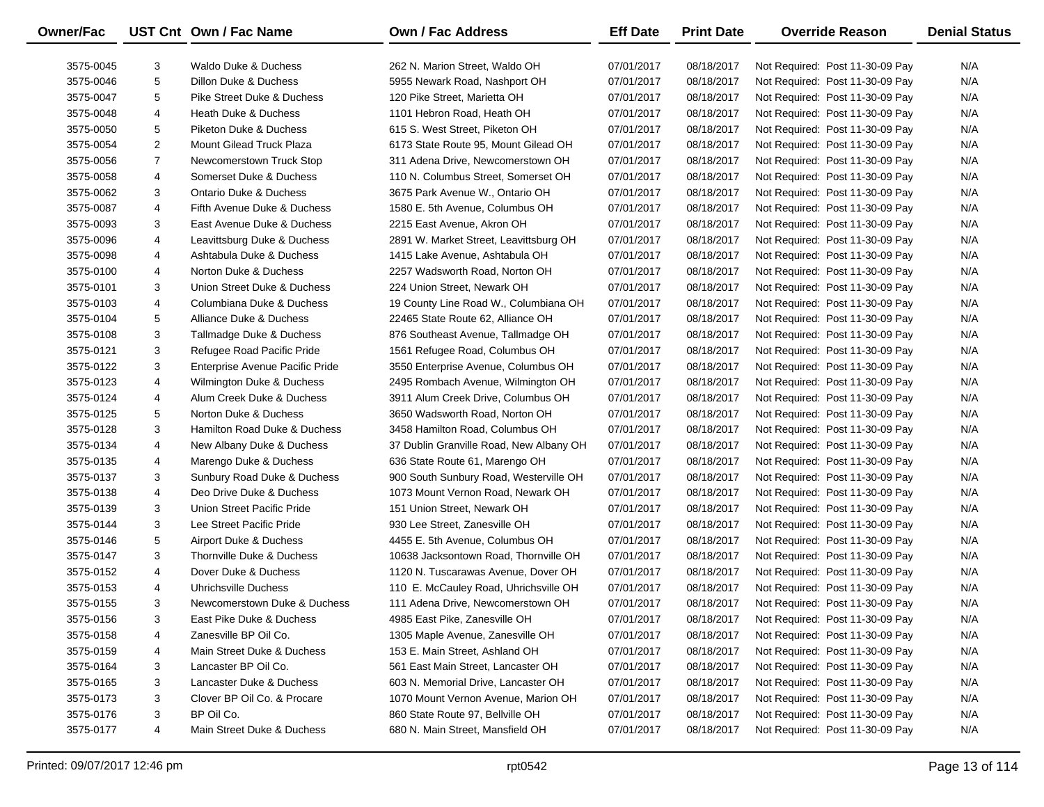| Owner/Fac | UST Cnt | Own / Fac Name | Own / Fac Address | Eff Date | Print Date | Override Reason | Denial Status |
|---|---|---|---|---|---|---|---|
| 3575-0045 | 3 | Waldo Duke & Duchess | 262 N. Marion Street, Waldo OH | 07/01/2017 | 08/18/2017 | Not Required: Post 11-30-09 Pay | N/A |
| 3575-0046 | 5 | Dillon Duke & Duchess | 5955 Newark Road, Nashport OH | 07/01/2017 | 08/18/2017 | Not Required: Post 11-30-09 Pay | N/A |
| 3575-0047 | 5 | Pike Street Duke & Duchess | 120 Pike Street, Marietta OH | 07/01/2017 | 08/18/2017 | Not Required: Post 11-30-09 Pay | N/A |
| 3575-0048 | 4 | Heath Duke & Duchess | 1101 Hebron Road, Heath OH | 07/01/2017 | 08/18/2017 | Not Required: Post 11-30-09 Pay | N/A |
| 3575-0050 | 5 | Piketon Duke & Duchess | 615 S. West Street, Piketon OH | 07/01/2017 | 08/18/2017 | Not Required: Post 11-30-09 Pay | N/A |
| 3575-0054 | 2 | Mount Gilead Truck Plaza | 6173 State Route 95, Mount Gilead OH | 07/01/2017 | 08/18/2017 | Not Required: Post 11-30-09 Pay | N/A |
| 3575-0056 | 7 | Newcomerstown Truck Stop | 311 Adena Drive, Newcomerstown OH | 07/01/2017 | 08/18/2017 | Not Required: Post 11-30-09 Pay | N/A |
| 3575-0058 | 4 | Somerset Duke & Duchess | 110 N. Columbus Street, Somerset OH | 07/01/2017 | 08/18/2017 | Not Required: Post 11-30-09 Pay | N/A |
| 3575-0062 | 3 | Ontario Duke & Duchess | 3675 Park Avenue W., Ontario OH | 07/01/2017 | 08/18/2017 | Not Required: Post 11-30-09 Pay | N/A |
| 3575-0087 | 4 | Fifth Avenue Duke & Duchess | 1580 E. 5th Avenue, Columbus OH | 07/01/2017 | 08/18/2017 | Not Required: Post 11-30-09 Pay | N/A |
| 3575-0093 | 3 | East Avenue Duke & Duchess | 2215 East Avenue, Akron OH | 07/01/2017 | 08/18/2017 | Not Required: Post 11-30-09 Pay | N/A |
| 3575-0096 | 4 | Leavittsburg Duke & Duchess | 2891 W. Market Street, Leavittsburg OH | 07/01/2017 | 08/18/2017 | Not Required: Post 11-30-09 Pay | N/A |
| 3575-0098 | 4 | Ashtabula Duke & Duchess | 1415 Lake Avenue, Ashtabula OH | 07/01/2017 | 08/18/2017 | Not Required: Post 11-30-09 Pay | N/A |
| 3575-0100 | 4 | Norton Duke & Duchess | 2257 Wadsworth Road, Norton OH | 07/01/2017 | 08/18/2017 | Not Required: Post 11-30-09 Pay | N/A |
| 3575-0101 | 3 | Union Street Duke & Duchess | 224 Union Street, Newark OH | 07/01/2017 | 08/18/2017 | Not Required: Post 11-30-09 Pay | N/A |
| 3575-0103 | 4 | Columbiana Duke & Duchess | 19 County Line Road W., Columbiana OH | 07/01/2017 | 08/18/2017 | Not Required: Post 11-30-09 Pay | N/A |
| 3575-0104 | 5 | Alliance Duke & Duchess | 22465 State Route 62, Alliance OH | 07/01/2017 | 08/18/2017 | Not Required: Post 11-30-09 Pay | N/A |
| 3575-0108 | 3 | Tallmadge Duke & Duchess | 876 Southeast Avenue, Tallmadge OH | 07/01/2017 | 08/18/2017 | Not Required: Post 11-30-09 Pay | N/A |
| 3575-0121 | 3 | Refugee Road Pacific Pride | 1561 Refugee Road, Columbus OH | 07/01/2017 | 08/18/2017 | Not Required: Post 11-30-09 Pay | N/A |
| 3575-0122 | 3 | Enterprise Avenue Pacific Pride | 3550 Enterprise Avenue, Columbus OH | 07/01/2017 | 08/18/2017 | Not Required: Post 11-30-09 Pay | N/A |
| 3575-0123 | 4 | Wilmington Duke & Duchess | 2495 Rombach Avenue, Wilmington OH | 07/01/2017 | 08/18/2017 | Not Required: Post 11-30-09 Pay | N/A |
| 3575-0124 | 4 | Alum Creek Duke & Duchess | 3911 Alum Creek Drive, Columbus OH | 07/01/2017 | 08/18/2017 | Not Required: Post 11-30-09 Pay | N/A |
| 3575-0125 | 5 | Norton Duke & Duchess | 3650 Wadsworth Road, Norton OH | 07/01/2017 | 08/18/2017 | Not Required: Post 11-30-09 Pay | N/A |
| 3575-0128 | 3 | Hamilton Road Duke & Duchess | 3458 Hamilton Road, Columbus OH | 07/01/2017 | 08/18/2017 | Not Required: Post 11-30-09 Pay | N/A |
| 3575-0134 | 4 | New Albany Duke & Duchess | 37 Dublin Granville Road, New Albany OH | 07/01/2017 | 08/18/2017 | Not Required: Post 11-30-09 Pay | N/A |
| 3575-0135 | 4 | Marengo Duke & Duchess | 636 State Route 61, Marengo OH | 07/01/2017 | 08/18/2017 | Not Required: Post 11-30-09 Pay | N/A |
| 3575-0137 | 3 | Sunbury Road Duke & Duchess | 900 South Sunbury Road, Westerville OH | 07/01/2017 | 08/18/2017 | Not Required: Post 11-30-09 Pay | N/A |
| 3575-0138 | 4 | Deo Drive Duke & Duchess | 1073 Mount Vernon Road, Newark OH | 07/01/2017 | 08/18/2017 | Not Required: Post 11-30-09 Pay | N/A |
| 3575-0139 | 3 | Union Street Pacific Pride | 151 Union Street, Newark OH | 07/01/2017 | 08/18/2017 | Not Required: Post 11-30-09 Pay | N/A |
| 3575-0144 | 3 | Lee Street Pacific Pride | 930 Lee Street, Zanesville OH | 07/01/2017 | 08/18/2017 | Not Required: Post 11-30-09 Pay | N/A |
| 3575-0146 | 5 | Airport Duke & Duchess | 4455 E. 5th Avenue, Columbus OH | 07/01/2017 | 08/18/2017 | Not Required: Post 11-30-09 Pay | N/A |
| 3575-0147 | 3 | Thornville Duke & Duchess | 10638 Jacksontown Road, Thornville OH | 07/01/2017 | 08/18/2017 | Not Required: Post 11-30-09 Pay | N/A |
| 3575-0152 | 4 | Dover Duke & Duchess | 1120 N. Tuscarawas Avenue, Dover OH | 07/01/2017 | 08/18/2017 | Not Required: Post 11-30-09 Pay | N/A |
| 3575-0153 | 4 | Uhrichsville Duchess | 110 E. McCauley Road, Uhrichsville OH | 07/01/2017 | 08/18/2017 | Not Required: Post 11-30-09 Pay | N/A |
| 3575-0155 | 3 | Newcomerstown Duke & Duchess | 111 Adena Drive, Newcomerstown OH | 07/01/2017 | 08/18/2017 | Not Required: Post 11-30-09 Pay | N/A |
| 3575-0156 | 3 | East Pike Duke & Duchess | 4985 East Pike, Zanesville OH | 07/01/2017 | 08/18/2017 | Not Required: Post 11-30-09 Pay | N/A |
| 3575-0158 | 4 | Zanesville BP Oil Co. | 1305 Maple Avenue, Zanesville OH | 07/01/2017 | 08/18/2017 | Not Required: Post 11-30-09 Pay | N/A |
| 3575-0159 | 4 | Main Street Duke & Duchess | 153 E. Main Street, Ashland OH | 07/01/2017 | 08/18/2017 | Not Required: Post 11-30-09 Pay | N/A |
| 3575-0164 | 3 | Lancaster BP Oil Co. | 561 East Main Street, Lancaster OH | 07/01/2017 | 08/18/2017 | Not Required: Post 11-30-09 Pay | N/A |
| 3575-0165 | 3 | Lancaster Duke & Duchess | 603 N. Memorial Drive, Lancaster OH | 07/01/2017 | 08/18/2017 | Not Required: Post 11-30-09 Pay | N/A |
| 3575-0173 | 3 | Clover BP Oil Co. & Procare | 1070 Mount Vernon Avenue, Marion OH | 07/01/2017 | 08/18/2017 | Not Required: Post 11-30-09 Pay | N/A |
| 3575-0176 | 3 | BP Oil Co. | 860 State Route 97, Bellville OH | 07/01/2017 | 08/18/2017 | Not Required: Post 11-30-09 Pay | N/A |
| 3575-0177 | 4 | Main Street Duke & Duchess | 680 N. Main Street, Mansfield OH | 07/01/2017 | 08/18/2017 | Not Required: Post 11-30-09 Pay | N/A |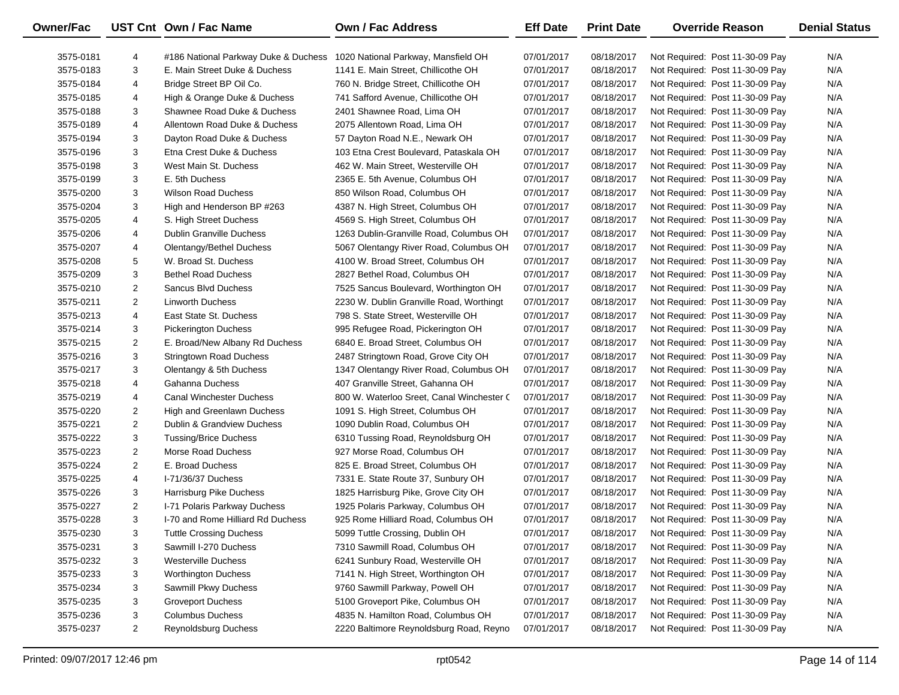| Owner/Fac | UST Cnt | Own / Fac Name | Own / Fac Address | Eff Date | Print Date | Override Reason | Denial Status |
|---|---|---|---|---|---|---|---|
| 3575-0181 | 4 | #186 National Parkway Duke & Duchess | 1020 National Parkway, Mansfield OH | 07/01/2017 | 08/18/2017 | Not Required: Post 11-30-09 Pay | N/A |
| 3575-0183 | 3 | E. Main Street Duke & Duchess | 1141 E. Main Street, Chillicothe OH | 07/01/2017 | 08/18/2017 | Not Required: Post 11-30-09 Pay | N/A |
| 3575-0184 | 4 | Bridge Street BP Oil Co. | 760 N. Bridge Street, Chillicothe OH | 07/01/2017 | 08/18/2017 | Not Required: Post 11-30-09 Pay | N/A |
| 3575-0185 | 4 | High & Orange Duke & Duchess | 741 Safford Avenue, Chillicothe OH | 07/01/2017 | 08/18/2017 | Not Required: Post 11-30-09 Pay | N/A |
| 3575-0188 | 3 | Shawnee Road Duke & Duchess | 2401 Shawnee Road, Lima OH | 07/01/2017 | 08/18/2017 | Not Required: Post 11-30-09 Pay | N/A |
| 3575-0189 | 4 | Allentown Road Duke & Duchess | 2075 Allentown Road, Lima OH | 07/01/2017 | 08/18/2017 | Not Required: Post 11-30-09 Pay | N/A |
| 3575-0194 | 3 | Dayton Road Duke & Duchess | 57 Dayton Road N.E., Newark OH | 07/01/2017 | 08/18/2017 | Not Required: Post 11-30-09 Pay | N/A |
| 3575-0196 | 3 | Etna Crest Duke & Duchess | 103 Etna Crest Boulevard, Pataskala OH | 07/01/2017 | 08/18/2017 | Not Required: Post 11-30-09 Pay | N/A |
| 3575-0198 | 3 | West Main St. Duchess | 462 W. Main Street, Westerville OH | 07/01/2017 | 08/18/2017 | Not Required: Post 11-30-09 Pay | N/A |
| 3575-0199 | 3 | E. 5th Duchess | 2365 E. 5th Avenue, Columbus OH | 07/01/2017 | 08/18/2017 | Not Required: Post 11-30-09 Pay | N/A |
| 3575-0200 | 3 | Wilson Road Duchess | 850 Wilson Road, Columbus OH | 07/01/2017 | 08/18/2017 | Not Required: Post 11-30-09 Pay | N/A |
| 3575-0204 | 3 | High and Henderson BP #263 | 4387 N. High Street, Columbus OH | 07/01/2017 | 08/18/2017 | Not Required: Post 11-30-09 Pay | N/A |
| 3575-0205 | 4 | S. High Street Duchess | 4569 S. High Street, Columbus OH | 07/01/2017 | 08/18/2017 | Not Required: Post 11-30-09 Pay | N/A |
| 3575-0206 | 4 | Dublin Granville Duchess | 1263 Dublin-Granville Road, Columbus OH | 07/01/2017 | 08/18/2017 | Not Required: Post 11-30-09 Pay | N/A |
| 3575-0207 | 4 | Olentangy/Bethel Duchess | 5067 Olentangy River Road, Columbus OH | 07/01/2017 | 08/18/2017 | Not Required: Post 11-30-09 Pay | N/A |
| 3575-0208 | 5 | W. Broad St. Duchess | 4100 W. Broad Street, Columbus OH | 07/01/2017 | 08/18/2017 | Not Required: Post 11-30-09 Pay | N/A |
| 3575-0209 | 3 | Bethel Road Duchess | 2827 Bethel Road, Columbus OH | 07/01/2017 | 08/18/2017 | Not Required: Post 11-30-09 Pay | N/A |
| 3575-0210 | 2 | Sancus Blvd Duchess | 7525 Sancus Boulevard, Worthington OH | 07/01/2017 | 08/18/2017 | Not Required: Post 11-30-09 Pay | N/A |
| 3575-0211 | 2 | Linworth Duchess | 2230 W. Dublin Granville Road, Worthingt | 07/01/2017 | 08/18/2017 | Not Required: Post 11-30-09 Pay | N/A |
| 3575-0213 | 4 | East State St. Duchess | 798 S. State Street, Westerville OH | 07/01/2017 | 08/18/2017 | Not Required: Post 11-30-09 Pay | N/A |
| 3575-0214 | 3 | Pickerington Duchess | 995 Refugee Road, Pickerington OH | 07/01/2017 | 08/18/2017 | Not Required: Post 11-30-09 Pay | N/A |
| 3575-0215 | 2 | E. Broad/New Albany Rd Duchess | 6840 E. Broad Street, Columbus OH | 07/01/2017 | 08/18/2017 | Not Required: Post 11-30-09 Pay | N/A |
| 3575-0216 | 3 | Stringtown Road Duchess | 2487 Stringtown Road, Grove City OH | 07/01/2017 | 08/18/2017 | Not Required: Post 11-30-09 Pay | N/A |
| 3575-0217 | 3 | Olentangy & 5th Duchess | 1347 Olentangy River Road, Columbus OH | 07/01/2017 | 08/18/2017 | Not Required: Post 11-30-09 Pay | N/A |
| 3575-0218 | 4 | Gahanna Duchess | 407 Granville Street, Gahanna OH | 07/01/2017 | 08/18/2017 | Not Required: Post 11-30-09 Pay | N/A |
| 3575-0219 | 4 | Canal Winchester Duchess | 800 W. Waterloo Sreet, Canal Winchester C | 07/01/2017 | 08/18/2017 | Not Required: Post 11-30-09 Pay | N/A |
| 3575-0220 | 2 | High and Greenlawn Duchess | 1091 S. High Street, Columbus OH | 07/01/2017 | 08/18/2017 | Not Required: Post 11-30-09 Pay | N/A |
| 3575-0221 | 2 | Dublin & Grandview Duchess | 1090 Dublin Road, Columbus OH | 07/01/2017 | 08/18/2017 | Not Required: Post 11-30-09 Pay | N/A |
| 3575-0222 | 3 | Tussing/Brice Duchess | 6310 Tussing Road, Reynoldsburg OH | 07/01/2017 | 08/18/2017 | Not Required: Post 11-30-09 Pay | N/A |
| 3575-0223 | 2 | Morse Road Duchess | 927 Morse Road, Columbus OH | 07/01/2017 | 08/18/2017 | Not Required: Post 11-30-09 Pay | N/A |
| 3575-0224 | 2 | E. Broad Duchess | 825 E. Broad Street, Columbus OH | 07/01/2017 | 08/18/2017 | Not Required: Post 11-30-09 Pay | N/A |
| 3575-0225 | 4 | I-71/36/37 Duchess | 7331 E. State Route 37, Sunbury OH | 07/01/2017 | 08/18/2017 | Not Required: Post 11-30-09 Pay | N/A |
| 3575-0226 | 3 | Harrisburg Pike Duchess | 1825 Harrisburg Pike, Grove City OH | 07/01/2017 | 08/18/2017 | Not Required: Post 11-30-09 Pay | N/A |
| 3575-0227 | 2 | I-71 Polaris Parkway Duchess | 1925 Polaris Parkway, Columbus OH | 07/01/2017 | 08/18/2017 | Not Required: Post 11-30-09 Pay | N/A |
| 3575-0228 | 3 | I-70 and Rome Hilliard Rd Duchess | 925 Rome Hilliard Road, Columbus OH | 07/01/2017 | 08/18/2017 | Not Required: Post 11-30-09 Pay | N/A |
| 3575-0230 | 3 | Tuttle Crossing Duchess | 5099 Tuttle Crossing, Dublin OH | 07/01/2017 | 08/18/2017 | Not Required: Post 11-30-09 Pay | N/A |
| 3575-0231 | 3 | Sawmill I-270 Duchess | 7310 Sawmill Road, Columbus OH | 07/01/2017 | 08/18/2017 | Not Required: Post 11-30-09 Pay | N/A |
| 3575-0232 | 3 | Westerville Duchess | 6241 Sunbury Road, Westerville OH | 07/01/2017 | 08/18/2017 | Not Required: Post 11-30-09 Pay | N/A |
| 3575-0233 | 3 | Worthington Duchess | 7141 N. High Street, Worthington OH | 07/01/2017 | 08/18/2017 | Not Required: Post 11-30-09 Pay | N/A |
| 3575-0234 | 3 | Sawmill Pkwy Duchess | 9760 Sawmill Parkway, Powell OH | 07/01/2017 | 08/18/2017 | Not Required: Post 11-30-09 Pay | N/A |
| 3575-0235 | 3 | Groveport Duchess | 5100 Groveport Pike, Columbus OH | 07/01/2017 | 08/18/2017 | Not Required: Post 11-30-09 Pay | N/A |
| 3575-0236 | 3 | Columbus Duchess | 4835 N. Hamilton Road, Columbus OH | 07/01/2017 | 08/18/2017 | Not Required: Post 11-30-09 Pay | N/A |
| 3575-0237 | 2 | Reynoldsburg Duchess | 2220 Baltimore Reynoldsburg Road, Reyno | 07/01/2017 | 08/18/2017 | Not Required: Post 11-30-09 Pay | N/A |

Printed: 09/07/2017 12:46 pm rpt0542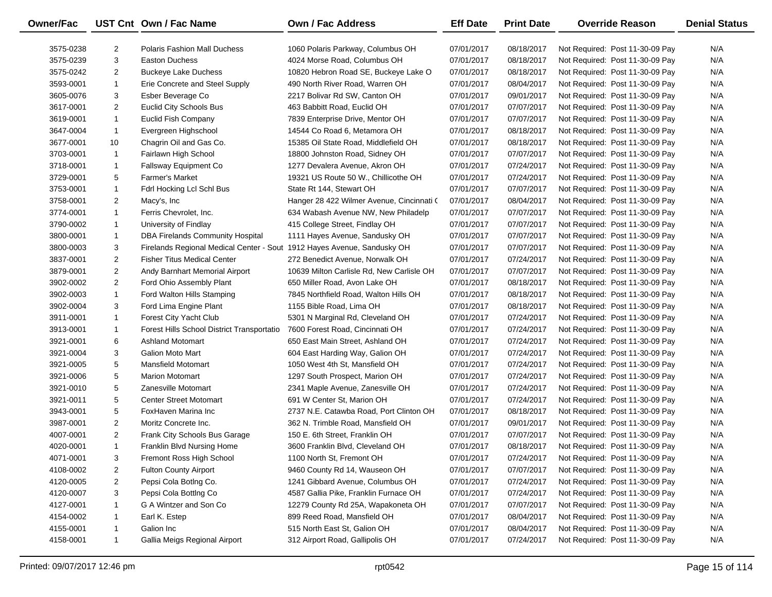| Owner/Fac | UST Cnt | Own / Fac Name | Own / Fac Address | Eff Date | Print Date | Override Reason | Denial Status |
| --- | --- | --- | --- | --- | --- | --- | --- |
| 3575-0238 | 2 | Polaris Fashion Mall Duchess | 1060 Polaris Parkway, Columbus OH | 07/01/2017 | 08/18/2017 | Not Required: Post 11-30-09 Pay | N/A |
| 3575-0239 | 3 | Easton Duchess | 4024 Morse Road, Columbus OH | 07/01/2017 | 08/18/2017 | Not Required: Post 11-30-09 Pay | N/A |
| 3575-0242 | 2 | Buckeye Lake Duchess | 10820 Hebron Road SE, Buckeye Lake O | 07/01/2017 | 08/18/2017 | Not Required: Post 11-30-09 Pay | N/A |
| 3593-0001 | 1 | Erie Concrete and Steel Supply | 490 North River Road, Warren OH | 07/01/2017 | 08/04/2017 | Not Required: Post 11-30-09 Pay | N/A |
| 3605-0076 | 3 | Esber Beverage Co | 2217 Bolivar Rd SW, Canton OH | 07/01/2017 | 09/01/2017 | Not Required: Post 11-30-09 Pay | N/A |
| 3617-0001 | 2 | Euclid City Schools Bus | 463 Babbitt Road, Euclid OH | 07/01/2017 | 07/07/2017 | Not Required: Post 11-30-09 Pay | N/A |
| 3619-0001 | 1 | Euclid Fish Company | 7839 Enterprise Drive, Mentor OH | 07/01/2017 | 07/07/2017 | Not Required: Post 11-30-09 Pay | N/A |
| 3647-0004 | 1 | Evergreen Highschool | 14544 Co Road 6, Metamora OH | 07/01/2017 | 08/18/2017 | Not Required: Post 11-30-09 Pay | N/A |
| 3677-0001 | 10 | Chagrin Oil and Gas Co. | 15385 Oil State Road, Middlefield OH | 07/01/2017 | 08/18/2017 | Not Required: Post 11-30-09 Pay | N/A |
| 3703-0001 | 1 | Fairlawn High School | 18800 Johnston Road, Sidney OH | 07/01/2017 | 07/07/2017 | Not Required: Post 11-30-09 Pay | N/A |
| 3718-0001 | 1 | Fallsway Equipment Co | 1277 Devalera Avenue, Akron OH | 07/01/2017 | 07/24/2017 | Not Required: Post 11-30-09 Pay | N/A |
| 3729-0001 | 5 | Farmer's Market | 19321 US Route 50 W., Chillicothe OH | 07/01/2017 | 07/24/2017 | Not Required: Post 11-30-09 Pay | N/A |
| 3753-0001 | 1 | Fdrl Hocking Lcl Schl Bus | State Rt 144, Stewart OH | 07/01/2017 | 07/07/2017 | Not Required: Post 11-30-09 Pay | N/A |
| 3758-0001 | 2 | Macy's, Inc | Hanger 28 422 Wilmer Avenue, Cincinnati ( | 07/01/2017 | 08/04/2017 | Not Required: Post 11-30-09 Pay | N/A |
| 3774-0001 | 1 | Ferris Chevrolet, Inc. | 634 Wabash Avenue NW, New Philadelp | 07/01/2017 | 07/07/2017 | Not Required: Post 11-30-09 Pay | N/A |
| 3790-0002 | 1 | University of Findlay | 415 College Street, Findlay OH | 07/01/2017 | 07/07/2017 | Not Required: Post 11-30-09 Pay | N/A |
| 3800-0001 | 1 | DBA Firelands Community Hospital | 1111 Hayes Avenue, Sandusky OH | 07/01/2017 | 07/07/2017 | Not Required: Post 11-30-09 Pay | N/A |
| 3800-0003 | 3 | Firelands Regional Medical Center - Sout | 1912 Hayes Avenue, Sandusky OH | 07/01/2017 | 07/07/2017 | Not Required: Post 11-30-09 Pay | N/A |
| 3837-0001 | 2 | Fisher Titus Medical Center | 272 Benedict Avenue, Norwalk OH | 07/01/2017 | 07/24/2017 | Not Required: Post 11-30-09 Pay | N/A |
| 3879-0001 | 2 | Andy Barnhart Memorial Airport | 10639 Milton Carlisle Rd, New Carlisle OH | 07/01/2017 | 07/07/2017 | Not Required: Post 11-30-09 Pay | N/A |
| 3902-0002 | 2 | Ford Ohio Assembly Plant | 650 Miller Road, Avon Lake OH | 07/01/2017 | 08/18/2017 | Not Required: Post 11-30-09 Pay | N/A |
| 3902-0003 | 1 | Ford Walton Hills Stamping | 7845 Northfield Road, Walton Hills OH | 07/01/2017 | 08/18/2017 | Not Required: Post 11-30-09 Pay | N/A |
| 3902-0004 | 3 | Ford Lima Engine Plant | 1155 Bible Road, Lima OH | 07/01/2017 | 08/18/2017 | Not Required: Post 11-30-09 Pay | N/A |
| 3911-0001 | 1 | Forest City Yacht Club | 5301 N Marginal Rd, Cleveland OH | 07/01/2017 | 07/24/2017 | Not Required: Post 11-30-09 Pay | N/A |
| 3913-0001 | 1 | Forest Hills School District Transportatio | 7600 Forest Road, Cincinnati OH | 07/01/2017 | 07/24/2017 | Not Required: Post 11-30-09 Pay | N/A |
| 3921-0001 | 6 | Ashland Motomart | 650 East Main Street, Ashland OH | 07/01/2017 | 07/24/2017 | Not Required: Post 11-30-09 Pay | N/A |
| 3921-0004 | 3 | Galion Moto Mart | 604 East Harding Way, Galion OH | 07/01/2017 | 07/24/2017 | Not Required: Post 11-30-09 Pay | N/A |
| 3921-0005 | 5 | Mansfield Motomart | 1050 West 4th St, Mansfield OH | 07/01/2017 | 07/24/2017 | Not Required: Post 11-30-09 Pay | N/A |
| 3921-0006 | 5 | Marion Motomart | 1297 South Prospect, Marion OH | 07/01/2017 | 07/24/2017 | Not Required: Post 11-30-09 Pay | N/A |
| 3921-0010 | 5 | Zanesville Motomart | 2341 Maple Avenue, Zanesville OH | 07/01/2017 | 07/24/2017 | Not Required: Post 11-30-09 Pay | N/A |
| 3921-0011 | 5 | Center Street Motomart | 691 W Center St, Marion OH | 07/01/2017 | 07/24/2017 | Not Required: Post 11-30-09 Pay | N/A |
| 3943-0001 | 5 | FoxHaven Marina Inc | 2737 N.E. Catawba Road, Port Clinton OH | 07/01/2017 | 08/18/2017 | Not Required: Post 11-30-09 Pay | N/A |
| 3987-0001 | 2 | Moritz Concrete Inc. | 362 N. Trimble Road, Mansfield OH | 07/01/2017 | 09/01/2017 | Not Required: Post 11-30-09 Pay | N/A |
| 4007-0001 | 2 | Frank City Schools Bus Garage | 150 E. 6th Street, Franklin OH | 07/01/2017 | 07/07/2017 | Not Required: Post 11-30-09 Pay | N/A |
| 4020-0001 | 1 | Franklin Blvd Nursing Home | 3600 Franklin Blvd, Cleveland OH | 07/01/2017 | 08/18/2017 | Not Required: Post 11-30-09 Pay | N/A |
| 4071-0001 | 3 | Fremont Ross High School | 1100 North St, Fremont OH | 07/01/2017 | 07/24/2017 | Not Required: Post 11-30-09 Pay | N/A |
| 4108-0002 | 2 | Fulton County Airport | 9460 County Rd 14, Wauseon OH | 07/01/2017 | 07/07/2017 | Not Required: Post 11-30-09 Pay | N/A |
| 4120-0005 | 2 | Pepsi Cola Botlng Co. | 1241 Gibbard Avenue, Columbus OH | 07/01/2017 | 07/24/2017 | Not Required: Post 11-30-09 Pay | N/A |
| 4120-0007 | 3 | Pepsi Cola Bottlng Co | 4587 Gallia Pike, Franklin Furnace OH | 07/01/2017 | 07/24/2017 | Not Required: Post 11-30-09 Pay | N/A |
| 4127-0001 | 1 | G A Wintzer and Son Co | 12279 County Rd 25A, Wapakoneta OH | 07/01/2017 | 07/07/2017 | Not Required: Post 11-30-09 Pay | N/A |
| 4154-0002 | 1 | Earl K. Estep | 899 Reed Road, Mansfield OH | 07/01/2017 | 08/04/2017 | Not Required: Post 11-30-09 Pay | N/A |
| 4155-0001 | 1 | Galion Inc | 515 North East St, Galion OH | 07/01/2017 | 08/04/2017 | Not Required: Post 11-30-09 Pay | N/A |
| 4158-0001 | 1 | Gallia Meigs Regional Airport | 312 Airport Road, Gallipolis OH | 07/01/2017 | 07/24/2017 | Not Required: Post 11-30-09 Pay | N/A |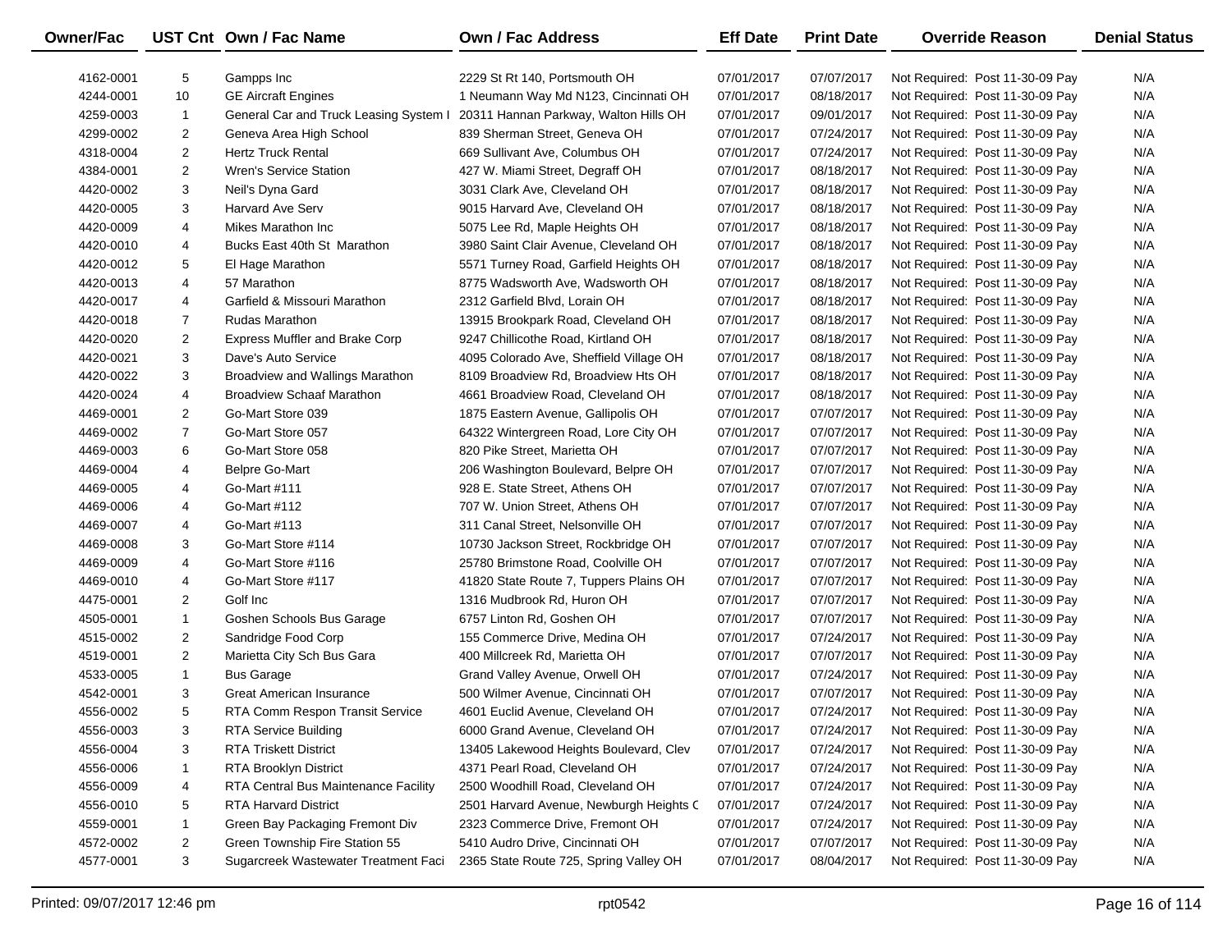| Owner/Fac | UST Cnt | Own / Fac Name | Own / Fac Address | Eff Date | Print Date | Override Reason | Denial Status |
|---|---|---|---|---|---|---|---|
| 4162-0001 | 5 | Gampps Inc | 2229 St Rt 140, Portsmouth OH | 07/01/2017 | 07/07/2017 | Not Required: Post 11-30-09 Pay | N/A |
| 4244-0001 | 10 | GE Aircraft Engines | 1 Neumann Way Md N123, Cincinnati OH | 07/01/2017 | 08/18/2017 | Not Required: Post 11-30-09 Pay | N/A |
| 4259-0003 | 1 | General Car and Truck Leasing System I | 20311 Hannan Parkway, Walton Hills OH | 07/01/2017 | 09/01/2017 | Not Required: Post 11-30-09 Pay | N/A |
| 4299-0002 | 2 | Geneva Area High School | 839 Sherman Street, Geneva OH | 07/01/2017 | 07/24/2017 | Not Required: Post 11-30-09 Pay | N/A |
| 4318-0004 | 2 | Hertz Truck Rental | 669 Sullivant Ave, Columbus OH | 07/01/2017 | 07/24/2017 | Not Required: Post 11-30-09 Pay | N/A |
| 4384-0001 | 2 | Wren's Service Station | 427 W. Miami Street, Degraff OH | 07/01/2017 | 08/18/2017 | Not Required: Post 11-30-09 Pay | N/A |
| 4420-0002 | 3 | Neil's Dyna Gard | 3031 Clark Ave, Cleveland OH | 07/01/2017 | 08/18/2017 | Not Required: Post 11-30-09 Pay | N/A |
| 4420-0005 | 3 | Harvard Ave Serv | 9015 Harvard Ave, Cleveland OH | 07/01/2017 | 08/18/2017 | Not Required: Post 11-30-09 Pay | N/A |
| 4420-0009 | 4 | Mikes Marathon Inc | 5075 Lee Rd, Maple Heights OH | 07/01/2017 | 08/18/2017 | Not Required: Post 11-30-09 Pay | N/A |
| 4420-0010 | 4 | Bucks East 40th St Marathon | 3980 Saint Clair Avenue, Cleveland OH | 07/01/2017 | 08/18/2017 | Not Required: Post 11-30-09 Pay | N/A |
| 4420-0012 | 5 | El Hage Marathon | 5571 Turney Road, Garfield Heights OH | 07/01/2017 | 08/18/2017 | Not Required: Post 11-30-09 Pay | N/A |
| 4420-0013 | 4 | 57 Marathon | 8775 Wadsworth Ave, Wadsworth OH | 07/01/2017 | 08/18/2017 | Not Required: Post 11-30-09 Pay | N/A |
| 4420-0017 | 4 | Garfield & Missouri Marathon | 2312 Garfield Blvd, Lorain OH | 07/01/2017 | 08/18/2017 | Not Required: Post 11-30-09 Pay | N/A |
| 4420-0018 | 7 | Rudas Marathon | 13915 Brookpark Road, Cleveland OH | 07/01/2017 | 08/18/2017 | Not Required: Post 11-30-09 Pay | N/A |
| 4420-0020 | 2 | Express Muffler and Brake Corp | 9247 Chillicothe Road, Kirtland OH | 07/01/2017 | 08/18/2017 | Not Required: Post 11-30-09 Pay | N/A |
| 4420-0021 | 3 | Dave's Auto Service | 4095 Colorado Ave, Sheffield Village OH | 07/01/2017 | 08/18/2017 | Not Required: Post 11-30-09 Pay | N/A |
| 4420-0022 | 3 | Broadview and Wallings Marathon | 8109 Broadview Rd, Broadview Hts OH | 07/01/2017 | 08/18/2017 | Not Required: Post 11-30-09 Pay | N/A |
| 4420-0024 | 4 | Broadview Schaaf Marathon | 4661 Broadview Road, Cleveland OH | 07/01/2017 | 08/18/2017 | Not Required: Post 11-30-09 Pay | N/A |
| 4469-0001 | 2 | Go-Mart Store 039 | 1875 Eastern Avenue, Gallipolis OH | 07/01/2017 | 07/07/2017 | Not Required: Post 11-30-09 Pay | N/A |
| 4469-0002 | 7 | Go-Mart Store 057 | 64322 Wintergreen Road, Lore City OH | 07/01/2017 | 07/07/2017 | Not Required: Post 11-30-09 Pay | N/A |
| 4469-0003 | 6 | Go-Mart Store 058 | 820 Pike Street, Marietta OH | 07/01/2017 | 07/07/2017 | Not Required: Post 11-30-09 Pay | N/A |
| 4469-0004 | 4 | Belpre Go-Mart | 206 Washington Boulevard, Belpre OH | 07/01/2017 | 07/07/2017 | Not Required: Post 11-30-09 Pay | N/A |
| 4469-0005 | 4 | Go-Mart #111 | 928 E. State Street, Athens OH | 07/01/2017 | 07/07/2017 | Not Required: Post 11-30-09 Pay | N/A |
| 4469-0006 | 4 | Go-Mart #112 | 707 W. Union Street, Athens OH | 07/01/2017 | 07/07/2017 | Not Required: Post 11-30-09 Pay | N/A |
| 4469-0007 | 4 | Go-Mart #113 | 311 Canal Street, Nelsonville OH | 07/01/2017 | 07/07/2017 | Not Required: Post 11-30-09 Pay | N/A |
| 4469-0008 | 3 | Go-Mart Store #114 | 10730 Jackson Street, Rockbridge OH | 07/01/2017 | 07/07/2017 | Not Required: Post 11-30-09 Pay | N/A |
| 4469-0009 | 4 | Go-Mart Store #116 | 25780 Brimstone Road, Coolville OH | 07/01/2017 | 07/07/2017 | Not Required: Post 11-30-09 Pay | N/A |
| 4469-0010 | 4 | Go-Mart Store #117 | 41820 State Route 7, Tuppers Plains OH | 07/01/2017 | 07/07/2017 | Not Required: Post 11-30-09 Pay | N/A |
| 4475-0001 | 2 | Golf Inc | 1316 Mudbrook Rd, Huron OH | 07/01/2017 | 07/07/2017 | Not Required: Post 11-30-09 Pay | N/A |
| 4505-0001 | 1 | Goshen Schools Bus Garage | 6757 Linton Rd, Goshen OH | 07/01/2017 | 07/07/2017 | Not Required: Post 11-30-09 Pay | N/A |
| 4515-0002 | 2 | Sandridge Food Corp | 155 Commerce Drive, Medina OH | 07/01/2017 | 07/24/2017 | Not Required: Post 11-30-09 Pay | N/A |
| 4519-0001 | 2 | Marietta City Sch Bus Gara | 400 Millcreek Rd, Marietta OH | 07/01/2017 | 07/07/2017 | Not Required: Post 11-30-09 Pay | N/A |
| 4533-0005 | 1 | Bus Garage | Grand Valley Avenue, Orwell OH | 07/01/2017 | 07/24/2017 | Not Required: Post 11-30-09 Pay | N/A |
| 4542-0001 | 3 | Great American Insurance | 500 Wilmer Avenue, Cincinnati OH | 07/01/2017 | 07/07/2017 | Not Required: Post 11-30-09 Pay | N/A |
| 4556-0002 | 5 | RTA Comm Respon Transit Service | 4601 Euclid Avenue, Cleveland OH | 07/01/2017 | 07/24/2017 | Not Required: Post 11-30-09 Pay | N/A |
| 4556-0003 | 3 | RTA Service Building | 6000 Grand Avenue, Cleveland OH | 07/01/2017 | 07/24/2017 | Not Required: Post 11-30-09 Pay | N/A |
| 4556-0004 | 3 | RTA Triskett District | 13405 Lakewood Heights Boulevard, Clev | 07/01/2017 | 07/24/2017 | Not Required: Post 11-30-09 Pay | N/A |
| 4556-0006 | 1 | RTA Brooklyn District | 4371 Pearl Road, Cleveland OH | 07/01/2017 | 07/24/2017 | Not Required: Post 11-30-09 Pay | N/A |
| 4556-0009 | 4 | RTA Central Bus Maintenance Facility | 2500 Woodhill Road, Cleveland OH | 07/01/2017 | 07/24/2017 | Not Required: Post 11-30-09 Pay | N/A |
| 4556-0010 | 5 | RTA Harvard District | 2501 Harvard Avenue, Newburgh Heights C | 07/01/2017 | 07/24/2017 | Not Required: Post 11-30-09 Pay | N/A |
| 4559-0001 | 1 | Green Bay Packaging Fremont Div | 2323 Commerce Drive, Fremont OH | 07/01/2017 | 07/24/2017 | Not Required: Post 11-30-09 Pay | N/A |
| 4572-0002 | 2 | Green Township Fire Station 55 | 5410 Audro Drive, Cincinnati OH | 07/01/2017 | 07/07/2017 | Not Required: Post 11-30-09 Pay | N/A |
| 4577-0001 | 3 | Sugarcreek Wastewater Treatment Faci | 2365 State Route 725, Spring Valley OH | 07/01/2017 | 08/04/2017 | Not Required: Post 11-30-09 Pay | N/A |

Printed: 09/07/2017 12:46 pm rpt0542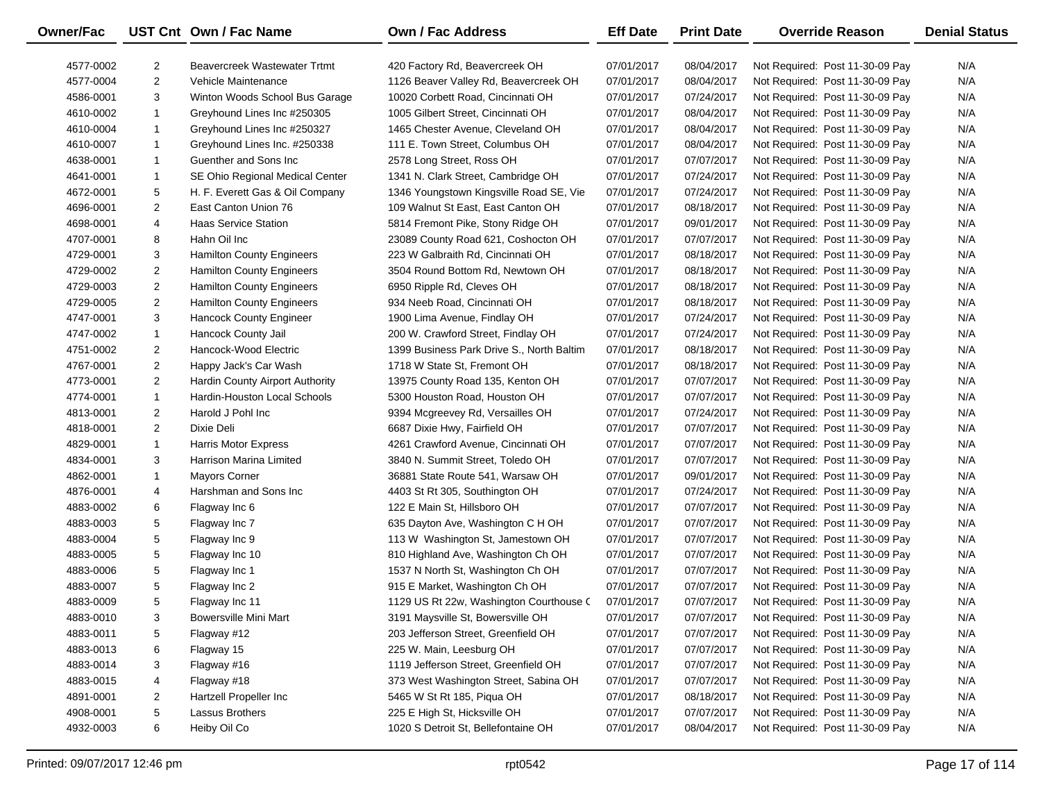| Owner/Fac | UST Cnt | Own / Fac Name | Own / Fac Address | Eff Date | Print Date | Override Reason | Denial Status |
|---|---|---|---|---|---|---|---|
| 4577-0002 | 2 | Beavercreek Wastewater Trtmt | 420 Factory Rd, Beavercreek OH | 07/01/2017 | 08/04/2017 | Not Required: Post 11-30-09 Pay | N/A |
| 4577-0004 | 2 | Vehicle Maintenance | 1126 Beaver Valley Rd, Beavercreek OH | 07/01/2017 | 08/04/2017 | Not Required: Post 11-30-09 Pay | N/A |
| 4586-0001 | 3 | Winton Woods School Bus Garage | 10020 Corbett Road, Cincinnati OH | 07/01/2017 | 07/24/2017 | Not Required: Post 11-30-09 Pay | N/A |
| 4610-0002 | 1 | Greyhound Lines Inc #250305 | 1005 Gilbert Street, Cincinnati OH | 07/01/2017 | 08/04/2017 | Not Required: Post 11-30-09 Pay | N/A |
| 4610-0004 | 1 | Greyhound Lines Inc #250327 | 1465 Chester Avenue, Cleveland OH | 07/01/2017 | 08/04/2017 | Not Required: Post 11-30-09 Pay | N/A |
| 4610-0007 | 1 | Greyhound Lines Inc. #250338 | 111 E. Town Street, Columbus OH | 07/01/2017 | 08/04/2017 | Not Required: Post 11-30-09 Pay | N/A |
| 4638-0001 | 1 | Guenther and Sons Inc | 2578 Long Street, Ross OH | 07/01/2017 | 07/07/2017 | Not Required: Post 11-30-09 Pay | N/A |
| 4641-0001 | 1 | SE Ohio Regional Medical Center | 1341 N. Clark Street, Cambridge OH | 07/01/2017 | 07/24/2017 | Not Required: Post 11-30-09 Pay | N/A |
| 4672-0001 | 5 | H. F. Everett Gas & Oil Company | 1346 Youngstown Kingsville Road SE, Vie | 07/01/2017 | 07/24/2017 | Not Required: Post 11-30-09 Pay | N/A |
| 4696-0001 | 2 | East Canton Union 76 | 109 Walnut St East, East Canton OH | 07/01/2017 | 08/18/2017 | Not Required: Post 11-30-09 Pay | N/A |
| 4698-0001 | 4 | Haas Service Station | 5814 Fremont Pike, Stony Ridge OH | 07/01/2017 | 09/01/2017 | Not Required: Post 11-30-09 Pay | N/A |
| 4707-0001 | 8 | Hahn Oil Inc | 23089 County Road 621, Coshocton OH | 07/01/2017 | 07/07/2017 | Not Required: Post 11-30-09 Pay | N/A |
| 4729-0001 | 3 | Hamilton County Engineers | 223 W Galbraith Rd, Cincinnati OH | 07/01/2017 | 08/18/2017 | Not Required: Post 11-30-09 Pay | N/A |
| 4729-0002 | 2 | Hamilton County Engineers | 3504 Round Bottom Rd, Newtown OH | 07/01/2017 | 08/18/2017 | Not Required: Post 11-30-09 Pay | N/A |
| 4729-0003 | 2 | Hamilton County Engineers | 6950 Ripple Rd, Cleves OH | 07/01/2017 | 08/18/2017 | Not Required: Post 11-30-09 Pay | N/A |
| 4729-0005 | 2 | Hamilton County Engineers | 934 Neeb Road, Cincinnati OH | 07/01/2017 | 08/18/2017 | Not Required: Post 11-30-09 Pay | N/A |
| 4747-0001 | 3 | Hancock County Engineer | 1900 Lima Avenue, Findlay OH | 07/01/2017 | 07/24/2017 | Not Required: Post 11-30-09 Pay | N/A |
| 4747-0002 | 1 | Hancock County Jail | 200 W. Crawford Street, Findlay OH | 07/01/2017 | 07/24/2017 | Not Required: Post 11-30-09 Pay | N/A |
| 4751-0002 | 2 | Hancock-Wood Electric | 1399 Business Park Drive S., North Baltim | 07/01/2017 | 08/18/2017 | Not Required: Post 11-30-09 Pay | N/A |
| 4767-0001 | 2 | Happy Jack's Car Wash | 1718 W State St, Fremont OH | 07/01/2017 | 08/18/2017 | Not Required: Post 11-30-09 Pay | N/A |
| 4773-0001 | 2 | Hardin County Airport Authority | 13975 County Road 135, Kenton OH | 07/01/2017 | 07/07/2017 | Not Required: Post 11-30-09 Pay | N/A |
| 4774-0001 | 1 | Hardin-Houston Local Schools | 5300 Houston Road, Houston OH | 07/01/2017 | 07/07/2017 | Not Required: Post 11-30-09 Pay | N/A |
| 4813-0001 | 2 | Harold J Pohl Inc | 9394 Mcgreevey Rd, Versailles OH | 07/01/2017 | 07/24/2017 | Not Required: Post 11-30-09 Pay | N/A |
| 4818-0001 | 2 | Dixie Deli | 6687 Dixie Hwy, Fairfield OH | 07/01/2017 | 07/07/2017 | Not Required: Post 11-30-09 Pay | N/A |
| 4829-0001 | 1 | Harris Motor Express | 4261 Crawford Avenue, Cincinnati OH | 07/01/2017 | 07/07/2017 | Not Required: Post 11-30-09 Pay | N/A |
| 4834-0001 | 3 | Harrison Marina Limited | 3840 N. Summit Street, Toledo OH | 07/01/2017 | 07/07/2017 | Not Required: Post 11-30-09 Pay | N/A |
| 4862-0001 | 1 | Mayors Corner | 36881 State Route 541, Warsaw OH | 07/01/2017 | 09/01/2017 | Not Required: Post 11-30-09 Pay | N/A |
| 4876-0001 | 4 | Harshman and Sons Inc | 4403 St Rt 305, Southington OH | 07/01/2017 | 07/24/2017 | Not Required: Post 11-30-09 Pay | N/A |
| 4883-0002 | 6 | Flagway Inc 6 | 122 E Main St, Hillsboro OH | 07/01/2017 | 07/07/2017 | Not Required: Post 11-30-09 Pay | N/A |
| 4883-0003 | 5 | Flagway Inc 7 | 635 Dayton Ave, Washington C H OH | 07/01/2017 | 07/07/2017 | Not Required: Post 11-30-09 Pay | N/A |
| 4883-0004 | 5 | Flagway Inc 9 | 113 W Washington St, Jamestown OH | 07/01/2017 | 07/07/2017 | Not Required: Post 11-30-09 Pay | N/A |
| 4883-0005 | 5 | Flagway Inc 10 | 810 Highland Ave, Washington Ch OH | 07/01/2017 | 07/07/2017 | Not Required: Post 11-30-09 Pay | N/A |
| 4883-0006 | 5 | Flagway Inc 1 | 1537 N North St, Washington Ch OH | 07/01/2017 | 07/07/2017 | Not Required: Post 11-30-09 Pay | N/A |
| 4883-0007 | 5 | Flagway Inc 2 | 915 E Market, Washington Ch OH | 07/01/2017 | 07/07/2017 | Not Required: Post 11-30-09 Pay | N/A |
| 4883-0009 | 5 | Flagway Inc 11 | 1129 US Rt 22w, Washington Courthouse C | 07/01/2017 | 07/07/2017 | Not Required: Post 11-30-09 Pay | N/A |
| 4883-0010 | 3 | Bowersville Mini Mart | 3191 Maysville St, Bowersville OH | 07/01/2017 | 07/07/2017 | Not Required: Post 11-30-09 Pay | N/A |
| 4883-0011 | 5 | Flagway #12 | 203 Jefferson Street, Greenfield OH | 07/01/2017 | 07/07/2017 | Not Required: Post 11-30-09 Pay | N/A |
| 4883-0013 | 6 | Flagway 15 | 225 W. Main, Leesburg OH | 07/01/2017 | 07/07/2017 | Not Required: Post 11-30-09 Pay | N/A |
| 4883-0014 | 3 | Flagway #16 | 1119 Jefferson Street, Greenfield OH | 07/01/2017 | 07/07/2017 | Not Required: Post 11-30-09 Pay | N/A |
| 4883-0015 | 4 | Flagway #18 | 373 West Washington Street, Sabina OH | 07/01/2017 | 07/07/2017 | Not Required: Post 11-30-09 Pay | N/A |
| 4891-0001 | 2 | Hartzell Propeller Inc | 5465 W St Rt 185, Piqua OH | 07/01/2017 | 08/18/2017 | Not Required: Post 11-30-09 Pay | N/A |
| 4908-0001 | 5 | Lassus Brothers | 225 E High St, Hicksville OH | 07/01/2017 | 07/07/2017 | Not Required: Post 11-30-09 Pay | N/A |
| 4932-0003 | 6 | Heiby Oil Co | 1020 S Detroit St, Bellefontaine OH | 07/01/2017 | 08/04/2017 | Not Required: Post 11-30-09 Pay | N/A |

Printed: 09/07/2017 12:46 pm rpt0542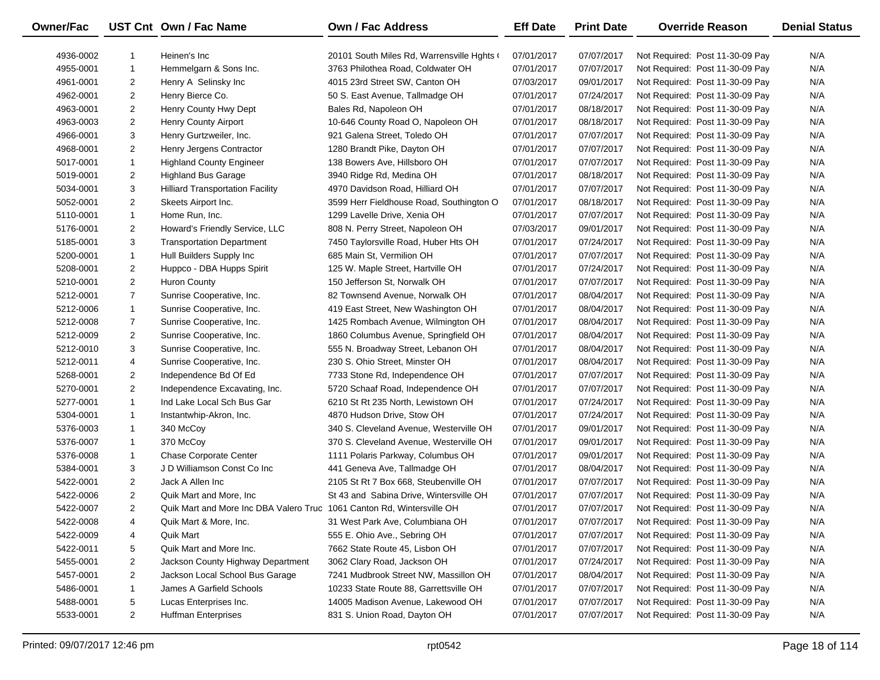| Owner/Fac | UST Cnt | Own / Fac Name | Own / Fac Address | Eff Date | Print Date | Override Reason | Denial Status |
|---|---|---|---|---|---|---|---|
| 4936-0002 | 1 | Heinen's Inc | 20101 South Miles Rd, Warrensville Hghts ( | 07/01/2017 | 07/07/2017 | Not Required: Post 11-30-09 Pay | N/A |
| 4955-0001 | 1 | Hemmelgarn & Sons Inc. | 3763 Philothea Road, Coldwater OH | 07/01/2017 | 07/07/2017 | Not Required: Post 11-30-09 Pay | N/A |
| 4961-0001 | 2 | Henry A Selinsky Inc | 4015 23rd Street SW, Canton OH | 07/03/2017 | 09/01/2017 | Not Required: Post 11-30-09 Pay | N/A |
| 4962-0001 | 2 | Henry Bierce Co. | 50 S. East Avenue, Tallmadge OH | 07/01/2017 | 07/24/2017 | Not Required: Post 11-30-09 Pay | N/A |
| 4963-0001 | 2 | Henry County Hwy Dept | Bales Rd, Napoleon OH | 07/01/2017 | 08/18/2017 | Not Required: Post 11-30-09 Pay | N/A |
| 4963-0003 | 2 | Henry County Airport | 10-646 County Road O, Napoleon OH | 07/01/2017 | 08/18/2017 | Not Required: Post 11-30-09 Pay | N/A |
| 4966-0001 | 3 | Henry Gurtzweiler, Inc. | 921 Galena Street, Toledo OH | 07/01/2017 | 07/07/2017 | Not Required: Post 11-30-09 Pay | N/A |
| 4968-0001 | 2 | Henry Jergens Contractor | 1280 Brandt Pike, Dayton OH | 07/01/2017 | 07/07/2017 | Not Required: Post 11-30-09 Pay | N/A |
| 5017-0001 | 1 | Highland County Engineer | 138 Bowers Ave, Hillsboro OH | 07/01/2017 | 07/07/2017 | Not Required: Post 11-30-09 Pay | N/A |
| 5019-0001 | 2 | Highland Bus Garage | 3940 Ridge Rd, Medina OH | 07/01/2017 | 08/18/2017 | Not Required: Post 11-30-09 Pay | N/A |
| 5034-0001 | 3 | Hilliard Transportation Facility | 4970 Davidson Road, Hilliard OH | 07/01/2017 | 07/07/2017 | Not Required: Post 11-30-09 Pay | N/A |
| 5052-0001 | 2 | Skeets Airport Inc. | 3599 Herr Fieldhouse Road, Southington O | 07/01/2017 | 08/18/2017 | Not Required: Post 11-30-09 Pay | N/A |
| 5110-0001 | 1 | Home Run, Inc. | 1299 Lavelle Drive, Xenia OH | 07/01/2017 | 07/07/2017 | Not Required: Post 11-30-09 Pay | N/A |
| 5176-0001 | 2 | Howard's Friendly Service, LLC | 808 N. Perry Street, Napoleon OH | 07/03/2017 | 09/01/2017 | Not Required: Post 11-30-09 Pay | N/A |
| 5185-0001 | 3 | Transportation Department | 7450 Taylorsville Road, Huber Hts OH | 07/01/2017 | 07/24/2017 | Not Required: Post 11-30-09 Pay | N/A |
| 5200-0001 | 1 | Hull Builders Supply Inc | 685 Main St, Vermilion OH | 07/01/2017 | 07/07/2017 | Not Required: Post 11-30-09 Pay | N/A |
| 5208-0001 | 2 | Huppco - DBA Hupps Spirit | 125 W. Maple Street, Hartville OH | 07/01/2017 | 07/24/2017 | Not Required: Post 11-30-09 Pay | N/A |
| 5210-0001 | 2 | Huron County | 150 Jefferson St, Norwalk OH | 07/01/2017 | 07/07/2017 | Not Required: Post 11-30-09 Pay | N/A |
| 5212-0001 | 7 | Sunrise Cooperative, Inc. | 82 Townsend Avenue, Norwalk OH | 07/01/2017 | 08/04/2017 | Not Required: Post 11-30-09 Pay | N/A |
| 5212-0006 | 1 | Sunrise Cooperative, Inc. | 419 East Street, New Washington OH | 07/01/2017 | 08/04/2017 | Not Required: Post 11-30-09 Pay | N/A |
| 5212-0008 | 7 | Sunrise Cooperative, Inc. | 1425 Rombach Avenue, Wilmington OH | 07/01/2017 | 08/04/2017 | Not Required: Post 11-30-09 Pay | N/A |
| 5212-0009 | 2 | Sunrise Cooperative, Inc. | 1860 Columbus Avenue, Springfield OH | 07/01/2017 | 08/04/2017 | Not Required: Post 11-30-09 Pay | N/A |
| 5212-0010 | 3 | Sunrise Cooperative, Inc. | 555 N. Broadway Street, Lebanon OH | 07/01/2017 | 08/04/2017 | Not Required: Post 11-30-09 Pay | N/A |
| 5212-0011 | 4 | Sunrise Cooperative, Inc. | 230 S. Ohio Street, Minster OH | 07/01/2017 | 08/04/2017 | Not Required: Post 11-30-09 Pay | N/A |
| 5268-0001 | 2 | Independence Bd Of Ed | 7733 Stone Rd, Independence OH | 07/01/2017 | 07/07/2017 | Not Required: Post 11-30-09 Pay | N/A |
| 5270-0001 | 2 | Independence Excavating, Inc. | 5720 Schaaf Road, Independence OH | 07/01/2017 | 07/07/2017 | Not Required: Post 11-30-09 Pay | N/A |
| 5277-0001 | 1 | Ind Lake Local Sch Bus Gar | 6210 St Rt 235 North, Lewistown OH | 07/01/2017 | 07/24/2017 | Not Required: Post 11-30-09 Pay | N/A |
| 5304-0001 | 1 | Instantwhip-Akron, Inc. | 4870 Hudson Drive, Stow OH | 07/01/2017 | 07/24/2017 | Not Required: Post 11-30-09 Pay | N/A |
| 5376-0003 | 1 | 340 McCoy | 340 S. Cleveland Avenue, Westerville OH | 07/01/2017 | 09/01/2017 | Not Required: Post 11-30-09 Pay | N/A |
| 5376-0007 | 1 | 370 McCoy | 370 S. Cleveland Avenue, Westerville OH | 07/01/2017 | 09/01/2017 | Not Required: Post 11-30-09 Pay | N/A |
| 5376-0008 | 1 | Chase Corporate Center | 1111 Polaris Parkway, Columbus OH | 07/01/2017 | 09/01/2017 | Not Required: Post 11-30-09 Pay | N/A |
| 5384-0001 | 3 | J D Williamson Const Co Inc | 441 Geneva Ave, Tallmadge OH | 07/01/2017 | 08/04/2017 | Not Required: Post 11-30-09 Pay | N/A |
| 5422-0001 | 2 | Jack A Allen Inc | 2105 St Rt 7 Box 668, Steubenville OH | 07/01/2017 | 07/07/2017 | Not Required: Post 11-30-09 Pay | N/A |
| 5422-0006 | 2 | Quik Mart and More, Inc | St 43 and Sabina Drive, Wintersville OH | 07/01/2017 | 07/07/2017 | Not Required: Post 11-30-09 Pay | N/A |
| 5422-0007 | 2 | Quik Mart and More Inc DBA Valero Truc | 1061 Canton Rd, Wintersville OH | 07/01/2017 | 07/07/2017 | Not Required: Post 11-30-09 Pay | N/A |
| 5422-0008 | 4 | Quik Mart & More, Inc. | 31 West Park Ave, Columbiana OH | 07/01/2017 | 07/07/2017 | Not Required: Post 11-30-09 Pay | N/A |
| 5422-0009 | 4 | Quik Mart | 555 E. Ohio Ave., Sebring OH | 07/01/2017 | 07/07/2017 | Not Required: Post 11-30-09 Pay | N/A |
| 5422-0011 | 5 | Quik Mart and More Inc. | 7662 State Route 45, Lisbon OH | 07/01/2017 | 07/07/2017 | Not Required: Post 11-30-09 Pay | N/A |
| 5455-0001 | 2 | Jackson County Highway Department | 3062 Clary Road, Jackson OH | 07/01/2017 | 07/24/2017 | Not Required: Post 11-30-09 Pay | N/A |
| 5457-0001 | 2 | Jackson Local School Bus Garage | 7241 Mudbrook Street NW, Massillon OH | 07/01/2017 | 08/04/2017 | Not Required: Post 11-30-09 Pay | N/A |
| 5486-0001 | 1 | James A Garfield Schools | 10233 State Route 88, Garrettsville OH | 07/01/2017 | 07/07/2017 | Not Required: Post 11-30-09 Pay | N/A |
| 5488-0001 | 5 | Lucas Enterprises Inc. | 14005 Madison Avenue, Lakewood OH | 07/01/2017 | 07/07/2017 | Not Required: Post 11-30-09 Pay | N/A |
| 5533-0001 | 2 | Huffman Enterprises | 831 S. Union Road, Dayton OH | 07/01/2017 | 07/07/2017 | Not Required: Post 11-30-09 Pay | N/A |

Printed: 09/07/2017 12:46 pm    rpt0542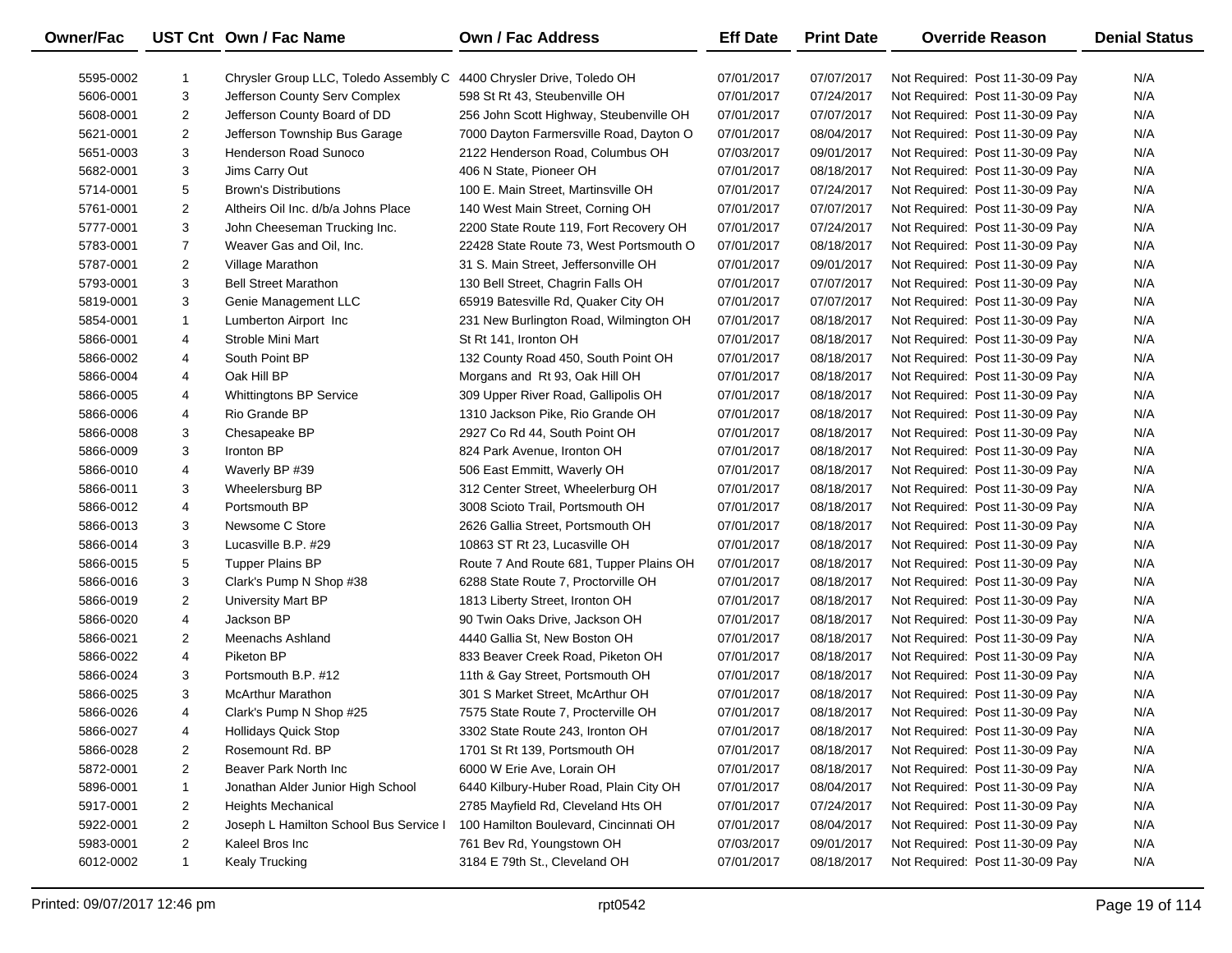| Owner/Fac | UST Cnt | Own / Fac Name | Own / Fac Address | Eff Date | Print Date | Override Reason | Denial Status |
|---|---|---|---|---|---|---|---|
| 5595-0002 | 1 | Chrysler Group LLC, Toledo Assembly C | 4400 Chrysler Drive, Toledo OH | 07/01/2017 | 07/07/2017 | Not Required: Post 11-30-09 Pay | N/A |
| 5606-0001 | 3 | Jefferson County Serv Complex | 598 St Rt 43, Steubenville OH | 07/01/2017 | 07/24/2017 | Not Required: Post 11-30-09 Pay | N/A |
| 5608-0001 | 2 | Jefferson County Board of DD | 256 John Scott Highway, Steubenville OH | 07/01/2017 | 07/07/2017 | Not Required: Post 11-30-09 Pay | N/A |
| 5621-0001 | 2 | Jefferson Township Bus Garage | 7000 Dayton Farmersville Road, Dayton O | 07/01/2017 | 08/04/2017 | Not Required: Post 11-30-09 Pay | N/A |
| 5651-0003 | 3 | Henderson Road Sunoco | 2122 Henderson Road, Columbus OH | 07/03/2017 | 09/01/2017 | Not Required: Post 11-30-09 Pay | N/A |
| 5682-0001 | 3 | Jims Carry Out | 406 N State, Pioneer OH | 07/01/2017 | 08/18/2017 | Not Required: Post 11-30-09 Pay | N/A |
| 5714-0001 | 5 | Brown's Distributions | 100 E. Main Street, Martinsville OH | 07/01/2017 | 07/24/2017 | Not Required: Post 11-30-09 Pay | N/A |
| 5761-0001 | 2 | Altheirs Oil Inc. d/b/a Johns Place | 140 West Main Street, Corning OH | 07/01/2017 | 07/07/2017 | Not Required: Post 11-30-09 Pay | N/A |
| 5777-0001 | 3 | John Cheeseman Trucking Inc. | 2200 State Route 119, Fort Recovery OH | 07/01/2017 | 07/24/2017 | Not Required: Post 11-30-09 Pay | N/A |
| 5783-0001 | 7 | Weaver Gas and Oil, Inc. | 22428 State Route 73, West Portsmouth O | 07/01/2017 | 08/18/2017 | Not Required: Post 11-30-09 Pay | N/A |
| 5787-0001 | 2 | Village Marathon | 31 S. Main Street, Jeffersonville OH | 07/01/2017 | 09/01/2017 | Not Required: Post 11-30-09 Pay | N/A |
| 5793-0001 | 3 | Bell Street Marathon | 130 Bell Street, Chagrin Falls OH | 07/01/2017 | 07/07/2017 | Not Required: Post 11-30-09 Pay | N/A |
| 5819-0001 | 3 | Genie Management LLC | 65919 Batesville Rd, Quaker City OH | 07/01/2017 | 07/07/2017 | Not Required: Post 11-30-09 Pay | N/A |
| 5854-0001 | 1 | Lumberton Airport Inc | 231 New Burlington Road, Wilmington OH | 07/01/2017 | 08/18/2017 | Not Required: Post 11-30-09 Pay | N/A |
| 5866-0001 | 4 | Stroble Mini Mart | St Rt 141, Ironton OH | 07/01/2017 | 08/18/2017 | Not Required: Post 11-30-09 Pay | N/A |
| 5866-0002 | 4 | South Point BP | 132 County Road 450, South Point OH | 07/01/2017 | 08/18/2017 | Not Required: Post 11-30-09 Pay | N/A |
| 5866-0004 | 4 | Oak Hill BP | Morgans and Rt 93, Oak Hill OH | 07/01/2017 | 08/18/2017 | Not Required: Post 11-30-09 Pay | N/A |
| 5866-0005 | 4 | Whittingtons BP Service | 309 Upper River Road, Gallipolis OH | 07/01/2017 | 08/18/2017 | Not Required: Post 11-30-09 Pay | N/A |
| 5866-0006 | 4 | Rio Grande BP | 1310 Jackson Pike, Rio Grande OH | 07/01/2017 | 08/18/2017 | Not Required: Post 11-30-09 Pay | N/A |
| 5866-0008 | 3 | Chesapeake BP | 2927 Co Rd 44, South Point OH | 07/01/2017 | 08/18/2017 | Not Required: Post 11-30-09 Pay | N/A |
| 5866-0009 | 3 | Ironton BP | 824 Park Avenue, Ironton OH | 07/01/2017 | 08/18/2017 | Not Required: Post 11-30-09 Pay | N/A |
| 5866-0010 | 4 | Waverly BP #39 | 506 East Emmitt, Waverly OH | 07/01/2017 | 08/18/2017 | Not Required: Post 11-30-09 Pay | N/A |
| 5866-0011 | 3 | Wheelersburg BP | 312 Center Street, Wheelersburg OH | 07/01/2017 | 08/18/2017 | Not Required: Post 11-30-09 Pay | N/A |
| 5866-0012 | 4 | Portsmouth BP | 3008 Scioto Trail, Portsmouth OH | 07/01/2017 | 08/18/2017 | Not Required: Post 11-30-09 Pay | N/A |
| 5866-0013 | 3 | Newsome C Store | 2626 Gallia Street, Portsmouth OH | 07/01/2017 | 08/18/2017 | Not Required: Post 11-30-09 Pay | N/A |
| 5866-0014 | 3 | Lucasville B.P. #29 | 10863 ST Rt 23, Lucasville OH | 07/01/2017 | 08/18/2017 | Not Required: Post 11-30-09 Pay | N/A |
| 5866-0015 | 5 | Tupper Plains BP | Route 7 And Route 681, Tupper Plains OH | 07/01/2017 | 08/18/2017 | Not Required: Post 11-30-09 Pay | N/A |
| 5866-0016 | 3 | Clark's Pump N Shop #38 | 6288 State Route 7, Proctorville OH | 07/01/2017 | 08/18/2017 | Not Required: Post 11-30-09 Pay | N/A |
| 5866-0019 | 2 | University Mart BP | 1813 Liberty Street, Ironton OH | 07/01/2017 | 08/18/2017 | Not Required: Post 11-30-09 Pay | N/A |
| 5866-0020 | 4 | Jackson BP | 90 Twin Oaks Drive, Jackson OH | 07/01/2017 | 08/18/2017 | Not Required: Post 11-30-09 Pay | N/A |
| 5866-0021 | 2 | Meenachs Ashland | 4440 Gallia St, New Boston OH | 07/01/2017 | 08/18/2017 | Not Required: Post 11-30-09 Pay | N/A |
| 5866-0022 | 4 | Piketon BP | 833 Beaver Creek Road, Piketon OH | 07/01/2017 | 08/18/2017 | Not Required: Post 11-30-09 Pay | N/A |
| 5866-0024 | 3 | Portsmouth B.P. #12 | 11th & Gay Street, Portsmouth OH | 07/01/2017 | 08/18/2017 | Not Required: Post 11-30-09 Pay | N/A |
| 5866-0025 | 3 | McArthur Marathon | 301 S Market Street, McArthur OH | 07/01/2017 | 08/18/2017 | Not Required: Post 11-30-09 Pay | N/A |
| 5866-0026 | 4 | Clark's Pump N Shop #25 | 7575 State Route 7, Procterville OH | 07/01/2017 | 08/18/2017 | Not Required: Post 11-30-09 Pay | N/A |
| 5866-0027 | 4 | Hollidays Quick Stop | 3302 State Route 243, Ironton OH | 07/01/2017 | 08/18/2017 | Not Required: Post 11-30-09 Pay | N/A |
| 5866-0028 | 2 | Rosemount Rd. BP | 1701 St Rt 139, Portsmouth OH | 07/01/2017 | 08/18/2017 | Not Required: Post 11-30-09 Pay | N/A |
| 5872-0001 | 2 | Beaver Park North Inc | 6000 W Erie Ave, Lorain OH | 07/01/2017 | 08/18/2017 | Not Required: Post 11-30-09 Pay | N/A |
| 5896-0001 | 1 | Jonathan Alder Junior High School | 6440 Kilbury-Huber Road, Plain City OH | 07/01/2017 | 08/04/2017 | Not Required: Post 11-30-09 Pay | N/A |
| 5917-0001 | 2 | Heights Mechanical | 2785 Mayfield Rd, Cleveland Hts OH | 07/01/2017 | 07/24/2017 | Not Required: Post 11-30-09 Pay | N/A |
| 5922-0001 | 2 | Joseph L Hamilton School Bus Service I | 100 Hamilton Boulevard, Cincinnati OH | 07/01/2017 | 08/04/2017 | Not Required: Post 11-30-09 Pay | N/A |
| 5983-0001 | 2 | Kaleel Bros Inc | 761 Bev Rd, Youngstown OH | 07/03/2017 | 09/01/2017 | Not Required: Post 11-30-09 Pay | N/A |
| 6012-0002 | 1 | Kealy Trucking | 3184 E 79th St., Cleveland OH | 07/01/2017 | 08/18/2017 | Not Required: Post 11-30-09 Pay | N/A |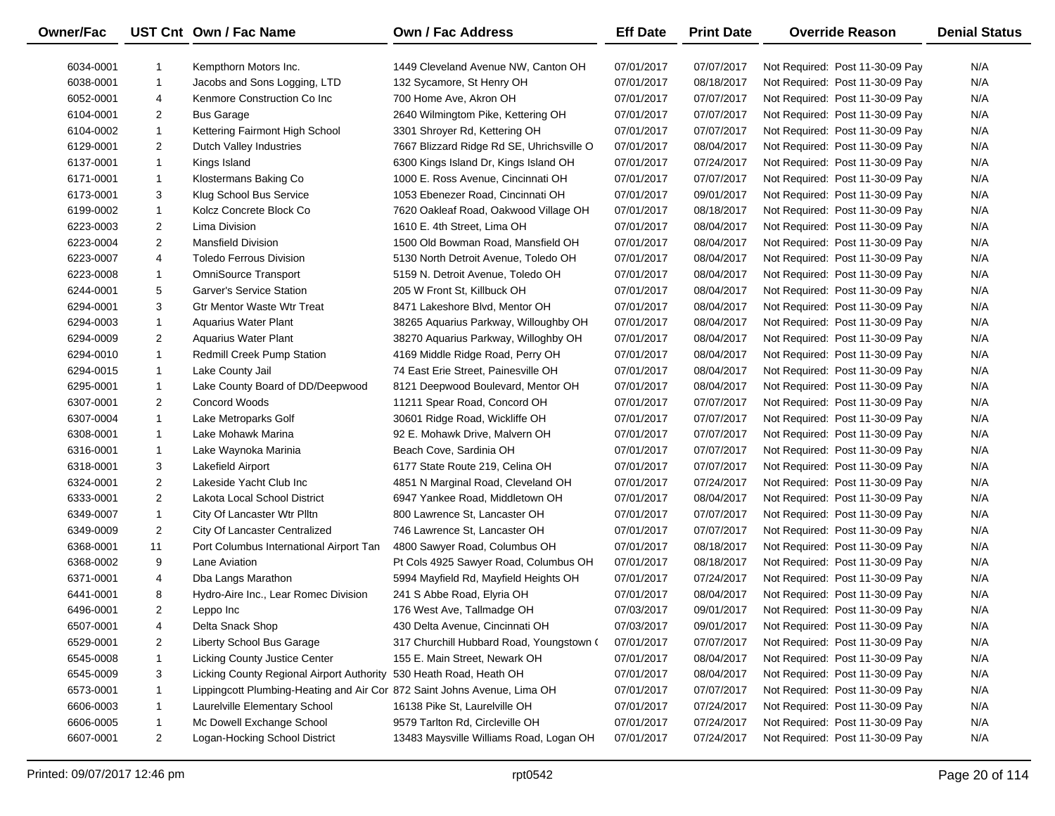| Owner/Fac | UST Cnt | Own / Fac Name | Own / Fac Address | Eff Date | Print Date | Override Reason | Denial Status |
|---|---|---|---|---|---|---|---|
| 6034-0001 | 1 | Kempthorn Motors Inc. | 1449 Cleveland Avenue NW, Canton OH | 07/01/2017 | 07/07/2017 | Not Required: Post 11-30-09 Pay | N/A |
| 6038-0001 | 1 | Jacobs and Sons Logging, LTD | 132 Sycamore, St Henry OH | 07/01/2017 | 08/18/2017 | Not Required: Post 11-30-09 Pay | N/A |
| 6052-0001 | 4 | Kenmore Construction Co Inc | 700 Home Ave, Akron OH | 07/01/2017 | 07/07/2017 | Not Required: Post 11-30-09 Pay | N/A |
| 6104-0001 | 2 | Bus Garage | 2640 Wilmingtom Pike, Kettering OH | 07/01/2017 | 07/07/2017 | Not Required: Post 11-30-09 Pay | N/A |
| 6104-0002 | 1 | Kettering Fairmont High School | 3301 Shroyer Rd, Kettering OH | 07/01/2017 | 07/07/2017 | Not Required: Post 11-30-09 Pay | N/A |
| 6129-0001 | 2 | Dutch Valley Industries | 7667 Blizzard Ridge Rd SE, Uhrichsville O | 07/01/2017 | 08/04/2017 | Not Required: Post 11-30-09 Pay | N/A |
| 6137-0001 | 1 | Kings Island | 6300 Kings Island Dr, Kings Island OH | 07/01/2017 | 07/24/2017 | Not Required: Post 11-30-09 Pay | N/A |
| 6171-0001 | 1 | Klostermans Baking Co | 1000 E. Ross Avenue, Cincinnati OH | 07/01/2017 | 07/07/2017 | Not Required: Post 11-30-09 Pay | N/A |
| 6173-0001 | 3 | Klug School Bus Service | 1053 Ebenezer Road, Cincinnati OH | 07/01/2017 | 09/01/2017 | Not Required: Post 11-30-09 Pay | N/A |
| 6199-0002 | 1 | Kolcz Concrete Block Co | 7620 Oakleaf Road, Oakwood Village OH | 07/01/2017 | 08/18/2017 | Not Required: Post 11-30-09 Pay | N/A |
| 6223-0003 | 2 | Lima Division | 1610 E. 4th Street, Lima OH | 07/01/2017 | 08/04/2017 | Not Required: Post 11-30-09 Pay | N/A |
| 6223-0004 | 2 | Mansfield Division | 1500 Old Bowman Road, Mansfield OH | 07/01/2017 | 08/04/2017 | Not Required: Post 11-30-09 Pay | N/A |
| 6223-0007 | 4 | Toledo Ferrous Division | 5130 North Detroit Avenue, Toledo OH | 07/01/2017 | 08/04/2017 | Not Required: Post 11-30-09 Pay | N/A |
| 6223-0008 | 1 | OmniSource Transport | 5159 N. Detroit Avenue, Toledo OH | 07/01/2017 | 08/04/2017 | Not Required: Post 11-30-09 Pay | N/A |
| 6244-0001 | 5 | Garver's Service Station | 205 W Front St, Killbuck OH | 07/01/2017 | 08/04/2017 | Not Required: Post 11-30-09 Pay | N/A |
| 6294-0001 | 3 | Gtr Mentor Waste Wtr Treat | 8471 Lakeshore Blvd, Mentor OH | 07/01/2017 | 08/04/2017 | Not Required: Post 11-30-09 Pay | N/A |
| 6294-0003 | 1 | Aquarius Water Plant | 38265 Aquarius Parkway, Willoughby OH | 07/01/2017 | 08/04/2017 | Not Required: Post 11-30-09 Pay | N/A |
| 6294-0009 | 2 | Aquarius Water Plant | 38270 Aquarius Parkway, Willoghby OH | 07/01/2017 | 08/04/2017 | Not Required: Post 11-30-09 Pay | N/A |
| 6294-0010 | 1 | Redmill Creek Pump Station | 4169 Middle Ridge Road, Perry OH | 07/01/2017 | 08/04/2017 | Not Required: Post 11-30-09 Pay | N/A |
| 6294-0015 | 1 | Lake County Jail | 74 East Erie Street, Painesville OH | 07/01/2017 | 08/04/2017 | Not Required: Post 11-30-09 Pay | N/A |
| 6295-0001 | 1 | Lake County Board of DD/Deepwood | 8121 Deepwood Boulevard, Mentor OH | 07/01/2017 | 08/04/2017 | Not Required: Post 11-30-09 Pay | N/A |
| 6307-0001 | 2 | Concord Woods | 11211 Spear Road, Concord OH | 07/01/2017 | 07/07/2017 | Not Required: Post 11-30-09 Pay | N/A |
| 6307-0004 | 1 | Lake Metroparks Golf | 30601 Ridge Road, Wickliffe OH | 07/01/2017 | 07/07/2017 | Not Required: Post 11-30-09 Pay | N/A |
| 6308-0001 | 1 | Lake Mohawk Marina | 92 E. Mohawk Drive, Malvern OH | 07/01/2017 | 07/07/2017 | Not Required: Post 11-30-09 Pay | N/A |
| 6316-0001 | 1 | Lake Waynoka Marinia | Beach Cove, Sardinia OH | 07/01/2017 | 07/07/2017 | Not Required: Post 11-30-09 Pay | N/A |
| 6318-0001 | 3 | Lakefield Airport | 6177 State Route 219, Celina OH | 07/01/2017 | 07/07/2017 | Not Required: Post 11-30-09 Pay | N/A |
| 6324-0001 | 2 | Lakeside Yacht Club Inc | 4851 N Marginal Road, Cleveland OH | 07/01/2017 | 07/24/2017 | Not Required: Post 11-30-09 Pay | N/A |
| 6333-0001 | 2 | Lakota Local School District | 6947 Yankee Road, Middletown OH | 07/01/2017 | 08/04/2017 | Not Required: Post 11-30-09 Pay | N/A |
| 6349-0007 | 1 | City Of Lancaster Wtr Plltn | 800 Lawrence St, Lancaster OH | 07/01/2017 | 07/07/2017 | Not Required: Post 11-30-09 Pay | N/A |
| 6349-0009 | 2 | City Of Lancaster Centralized | 746 Lawrence St, Lancaster OH | 07/01/2017 | 07/07/2017 | Not Required: Post 11-30-09 Pay | N/A |
| 6368-0001 | 11 | Port Columbus International Airport Tan | 4800 Sawyer Road, Columbus OH | 07/01/2017 | 08/18/2017 | Not Required: Post 11-30-09 Pay | N/A |
| 6368-0002 | 9 | Lane Aviation | Pt Cols 4925 Sawyer Road, Columbus OH | 07/01/2017 | 08/18/2017 | Not Required: Post 11-30-09 Pay | N/A |
| 6371-0001 | 4 | Dba Langs Marathon | 5994 Mayfield Rd, Mayfield Heights OH | 07/01/2017 | 07/24/2017 | Not Required: Post 11-30-09 Pay | N/A |
| 6441-0001 | 8 | Hydro-Aire Inc., Lear Romec Division | 241 S Abbe Road, Elyria OH | 07/01/2017 | 08/04/2017 | Not Required: Post 11-30-09 Pay | N/A |
| 6496-0001 | 2 | Leppo Inc | 176 West Ave, Tallmadge OH | 07/03/2017 | 09/01/2017 | Not Required: Post 11-30-09 Pay | N/A |
| 6507-0001 | 4 | Delta Snack Shop | 430 Delta Avenue, Cincinnati OH | 07/03/2017 | 09/01/2017 | Not Required: Post 11-30-09 Pay | N/A |
| 6529-0001 | 2 | Liberty School Bus Garage | 317 Churchill Hubbard Road, Youngstown ( | 07/01/2017 | 07/07/2017 | Not Required: Post 11-30-09 Pay | N/A |
| 6545-0008 | 1 | Licking County Justice Center | 155 E. Main Street, Newark OH | 07/01/2017 | 08/04/2017 | Not Required: Post 11-30-09 Pay | N/A |
| 6545-0009 | 3 | Licking County Regional Airport Authority | 530 Heath Road, Heath OH | 07/01/2017 | 08/04/2017 | Not Required: Post 11-30-09 Pay | N/A |
| 6573-0001 | 1 | Lippingcott Plumbing-Heating and Air Cor | 872 Saint Johns Avenue, Lima OH | 07/01/2017 | 07/07/2017 | Not Required: Post 11-30-09 Pay | N/A |
| 6606-0003 | 1 | Laurelville Elementary School | 16138 Pike St, Laurelville OH | 07/01/2017 | 07/24/2017 | Not Required: Post 11-30-09 Pay | N/A |
| 6606-0005 | 1 | Mc Dowell Exchange School | 9579 Tarlton Rd, Circleville OH | 07/01/2017 | 07/24/2017 | Not Required: Post 11-30-09 Pay | N/A |
| 6607-0001 | 2 | Logan-Hocking School District | 13483 Maysville Williams Road, Logan OH | 07/01/2017 | 07/24/2017 | Not Required: Post 11-30-09 Pay | N/A |

Printed: 09/07/2017 12:46 pm    rpt0542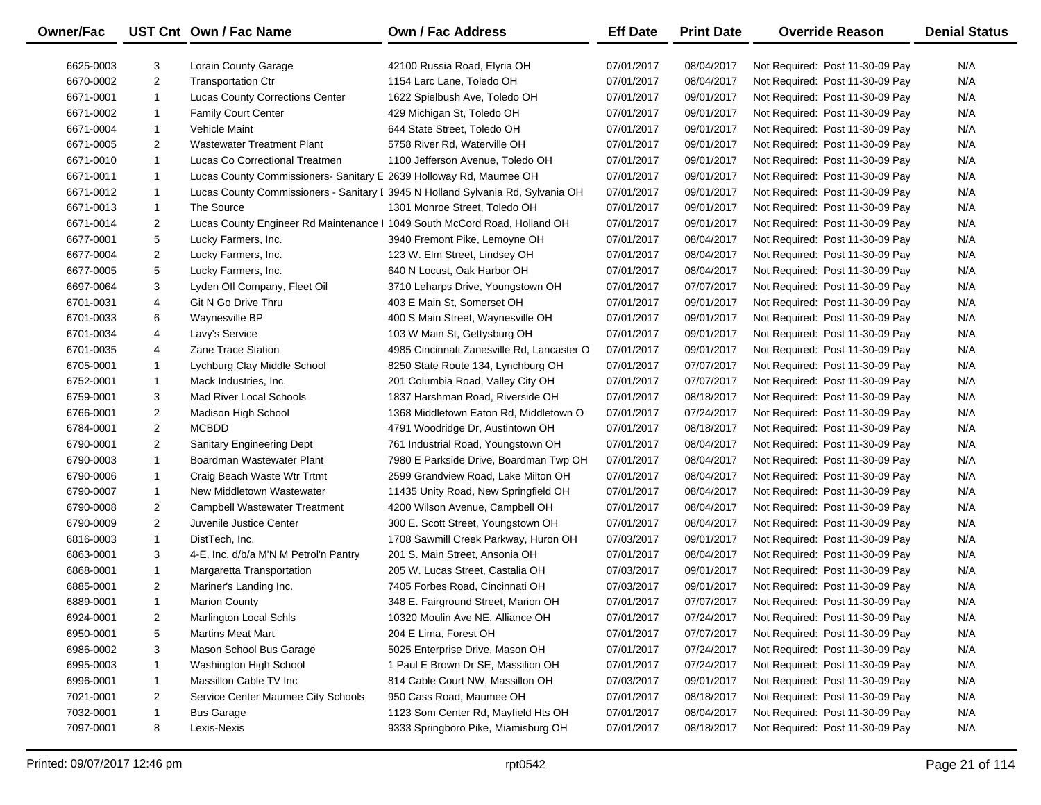| Owner/Fac | UST Cnt | Own / Fac Name | Own / Fac Address | Eff Date | Print Date | Override Reason | Denial Status |
|---|---|---|---|---|---|---|---|
| 6625-0003 | 3 | Lorain County Garage | 42100 Russia Road, Elyria OH | 07/01/2017 | 08/04/2017 | Not Required: Post 11-30-09 Pay | N/A |
| 6670-0002 | 2 | Transportation Ctr | 1154 Larc Lane, Toledo OH | 07/01/2017 | 08/04/2017 | Not Required: Post 11-30-09 Pay | N/A |
| 6671-0001 | 1 | Lucas County Corrections Center | 1622 Spielbush Ave, Toledo OH | 07/01/2017 | 09/01/2017 | Not Required: Post 11-30-09 Pay | N/A |
| 6671-0002 | 1 | Family Court Center | 429 Michigan St, Toledo OH | 07/01/2017 | 09/01/2017 | Not Required: Post 11-30-09 Pay | N/A |
| 6671-0004 | 1 | Vehicle Maint | 644 State Street, Toledo OH | 07/01/2017 | 09/01/2017 | Not Required: Post 11-30-09 Pay | N/A |
| 6671-0005 | 2 | Wastewater Treatment Plant | 5758 River Rd, Waterville OH | 07/01/2017 | 09/01/2017 | Not Required: Post 11-30-09 Pay | N/A |
| 6671-0010 | 1 | Lucas Co Correctional Treatmen | 1100 Jefferson Avenue, Toledo OH | 07/01/2017 | 09/01/2017 | Not Required: Post 11-30-09 Pay | N/A |
| 6671-0011 | 1 | Lucas County Commissioners- Sanitary E | 2639 Holloway Rd, Maumee OH | 07/01/2017 | 09/01/2017 | Not Required: Post 11-30-09 Pay | N/A |
| 6671-0012 | 1 | Lucas County Commissioners - Sanitary E | 3945 N Holland Sylvania Rd, Sylvania OH | 07/01/2017 | 09/01/2017 | Not Required: Post 11-30-09 Pay | N/A |
| 6671-0013 | 1 | The Source | 1301 Monroe Street, Toledo OH | 07/01/2017 | 09/01/2017 | Not Required: Post 11-30-09 Pay | N/A |
| 6671-0014 | 2 | Lucas County Engineer Rd Maintenance I | 1049 South McCord Road, Holland OH | 07/01/2017 | 09/01/2017 | Not Required: Post 11-30-09 Pay | N/A |
| 6677-0001 | 5 | Lucky Farmers, Inc. | 3940 Fremont Pike, Lemoyne OH | 07/01/2017 | 08/04/2017 | Not Required: Post 11-30-09 Pay | N/A |
| 6677-0004 | 2 | Lucky Farmers, Inc. | 123 W. Elm Street, Lindsey OH | 07/01/2017 | 08/04/2017 | Not Required: Post 11-30-09 Pay | N/A |
| 6677-0005 | 5 | Lucky Farmers, Inc. | 640 N Locust, Oak Harbor OH | 07/01/2017 | 08/04/2017 | Not Required: Post 11-30-09 Pay | N/A |
| 6697-0064 | 3 | Lyden OIl Company, Fleet Oil | 3710 Leharps Drive, Youngstown OH | 07/01/2017 | 07/07/2017 | Not Required: Post 11-30-09 Pay | N/A |
| 6701-0031 | 4 | Git N Go Drive Thru | 403 E Main St, Somerset OH | 07/01/2017 | 09/01/2017 | Not Required: Post 11-30-09 Pay | N/A |
| 6701-0033 | 6 | Waynesville BP | 400 S Main Street, Waynesville OH | 07/01/2017 | 09/01/2017 | Not Required: Post 11-30-09 Pay | N/A |
| 6701-0034 | 4 | Lavy's Service | 103 W Main St, Gettysburg OH | 07/01/2017 | 09/01/2017 | Not Required: Post 11-30-09 Pay | N/A |
| 6701-0035 | 4 | Zane Trace Station | 4985 Cincinnati Zanesville Rd, Lancaster O | 07/01/2017 | 09/01/2017 | Not Required: Post 11-30-09 Pay | N/A |
| 6705-0001 | 1 | Lychburg Clay Middle School | 8250 State Route 134, Lynchburg OH | 07/01/2017 | 07/07/2017 | Not Required: Post 11-30-09 Pay | N/A |
| 6752-0001 | 1 | Mack Industries, Inc. | 201 Columbia Road, Valley City OH | 07/01/2017 | 07/07/2017 | Not Required: Post 11-30-09 Pay | N/A |
| 6759-0001 | 3 | Mad River Local Schools | 1837 Harshman Road, Riverside OH | 07/01/2017 | 08/18/2017 | Not Required: Post 11-30-09 Pay | N/A |
| 6766-0001 | 2 | Madison High School | 1368 Middletown Eaton Rd, Middletown O | 07/01/2017 | 07/24/2017 | Not Required: Post 11-30-09 Pay | N/A |
| 6784-0001 | 2 | MCBDD | 4791 Woodridge Dr, Austintown OH | 07/01/2017 | 08/18/2017 | Not Required: Post 11-30-09 Pay | N/A |
| 6790-0001 | 2 | Sanitary Engineering Dept | 761 Industrial Road, Youngstown OH | 07/01/2017 | 08/04/2017 | Not Required: Post 11-30-09 Pay | N/A |
| 6790-0003 | 1 | Boardman Wastewater Plant | 7980 E Parkside Drive, Boardman Twp OH | 07/01/2017 | 08/04/2017 | Not Required: Post 11-30-09 Pay | N/A |
| 6790-0006 | 1 | Craig Beach Waste Wtr Trtmt | 2599 Grandview Road, Lake Milton OH | 07/01/2017 | 08/04/2017 | Not Required: Post 11-30-09 Pay | N/A |
| 6790-0007 | 1 | New Middletown Wastewater | 11435 Unity Road, New Springfield OH | 07/01/2017 | 08/04/2017 | Not Required: Post 11-30-09 Pay | N/A |
| 6790-0008 | 2 | Campbell Wastewater Treatment | 4200 Wilson Avenue, Campbell OH | 07/01/2017 | 08/04/2017 | Not Required: Post 11-30-09 Pay | N/A |
| 6790-0009 | 2 | Juvenile Justice Center | 300 E. Scott Street, Youngstown OH | 07/01/2017 | 08/04/2017 | Not Required: Post 11-30-09 Pay | N/A |
| 6816-0003 | 1 | DistTech, Inc. | 1708 Sawmill Creek Parkway, Huron OH | 07/03/2017 | 09/01/2017 | Not Required: Post 11-30-09 Pay | N/A |
| 6863-0001 | 3 | 4-E, Inc. d/b/a M'N M Petrol'n Pantry | 201 S. Main Street, Ansonia OH | 07/01/2017 | 08/04/2017 | Not Required: Post 11-30-09 Pay | N/A |
| 6868-0001 | 1 | Margaretta Transportation | 205 W. Lucas Street, Castalia OH | 07/03/2017 | 09/01/2017 | Not Required: Post 11-30-09 Pay | N/A |
| 6885-0001 | 2 | Mariner's Landing Inc. | 7405 Forbes Road, Cincinnati OH | 07/03/2017 | 09/01/2017 | Not Required: Post 11-30-09 Pay | N/A |
| 6889-0001 | 1 | Marion County | 348 E. Fairground Street, Marion OH | 07/01/2017 | 07/07/2017 | Not Required: Post 11-30-09 Pay | N/A |
| 6924-0001 | 2 | Marlington Local Schls | 10320 Moulin Ave NE, Alliance OH | 07/01/2017 | 07/24/2017 | Not Required: Post 11-30-09 Pay | N/A |
| 6950-0001 | 5 | Martins Meat Mart | 204 E Lima, Forest OH | 07/01/2017 | 07/07/2017 | Not Required: Post 11-30-09 Pay | N/A |
| 6986-0002 | 3 | Mason School Bus Garage | 5025 Enterprise Drive, Mason OH | 07/01/2017 | 07/24/2017 | Not Required: Post 11-30-09 Pay | N/A |
| 6995-0003 | 1 | Washington High School | 1 Paul E Brown Dr SE, Massilion OH | 07/01/2017 | 07/24/2017 | Not Required: Post 11-30-09 Pay | N/A |
| 6996-0001 | 1 | Massillon Cable TV Inc | 814 Cable Court NW, Massillon OH | 07/03/2017 | 09/01/2017 | Not Required: Post 11-30-09 Pay | N/A |
| 7021-0001 | 2 | Service Center Maumee City Schools | 950 Cass Road, Maumee OH | 07/01/2017 | 08/18/2017 | Not Required: Post 11-30-09 Pay | N/A |
| 7032-0001 | 1 | Bus Garage | 1123 Som Center Rd, Mayfield Hts OH | 07/01/2017 | 08/04/2017 | Not Required: Post 11-30-09 Pay | N/A |
| 7097-0001 | 8 | Lexis-Nexis | 9333 Springboro Pike, Miamisburg OH | 07/01/2017 | 08/18/2017 | Not Required: Post 11-30-09 Pay | N/A |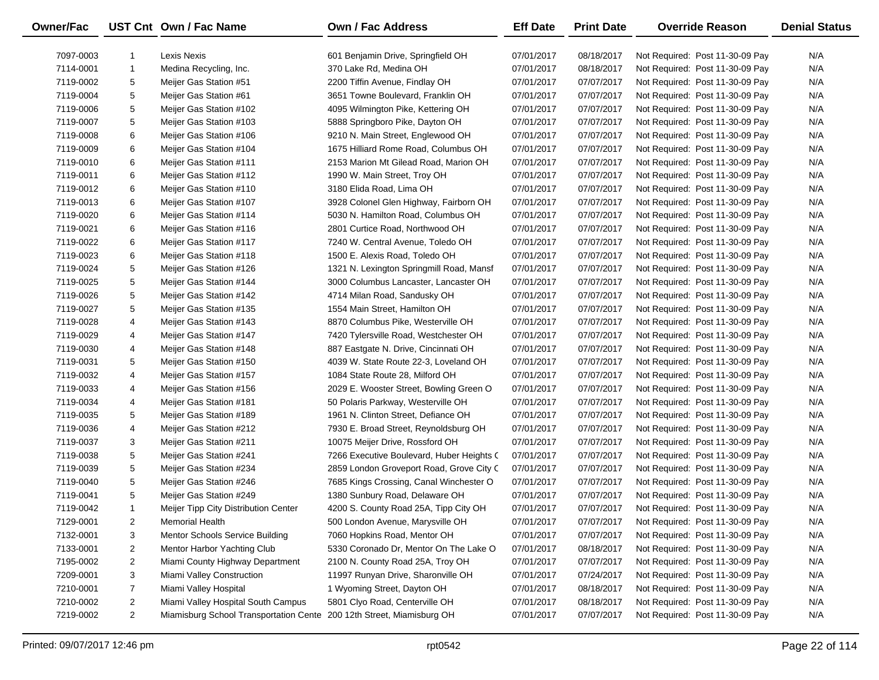| Owner/Fac | UST Cnt | Own / Fac Name | Own / Fac Address | Eff Date | Print Date | Override Reason | Denial Status |
|---|---|---|---|---|---|---|---|
| 7097-0003 | 1 | Lexis Nexis | 601 Benjamin Drive, Springfield OH | 07/01/2017 | 08/18/2017 | Not Required: Post 11-30-09 Pay | N/A |
| 7114-0001 | 1 | Medina Recycling, Inc. | 370 Lake Rd, Medina OH | 07/01/2017 | 08/18/2017 | Not Required: Post 11-30-09 Pay | N/A |
| 7119-0002 | 5 | Meijer Gas Station #51 | 2200 Tiffin Avenue, Findlay OH | 07/01/2017 | 07/07/2017 | Not Required: Post 11-30-09 Pay | N/A |
| 7119-0004 | 5 | Meijer Gas Station #61 | 3651 Towne Boulevard, Franklin OH | 07/01/2017 | 07/07/2017 | Not Required: Post 11-30-09 Pay | N/A |
| 7119-0006 | 5 | Meijer Gas Station #102 | 4095 Wilmington Pike, Kettering OH | 07/01/2017 | 07/07/2017 | Not Required: Post 11-30-09 Pay | N/A |
| 7119-0007 | 5 | Meijer Gas Station #103 | 5888 Springboro Pike, Dayton OH | 07/01/2017 | 07/07/2017 | Not Required: Post 11-30-09 Pay | N/A |
| 7119-0008 | 6 | Meijer Gas Station #106 | 9210 N. Main Street, Englewood OH | 07/01/2017 | 07/07/2017 | Not Required: Post 11-30-09 Pay | N/A |
| 7119-0009 | 6 | Meijer Gas Station #104 | 1675 Hilliard Rome Road, Columbus OH | 07/01/2017 | 07/07/2017 | Not Required: Post 11-30-09 Pay | N/A |
| 7119-0010 | 6 | Meijer Gas Station #111 | 2153 Marion Mt Gilead Road, Marion OH | 07/01/2017 | 07/07/2017 | Not Required: Post 11-30-09 Pay | N/A |
| 7119-0011 | 6 | Meijer Gas Station #112 | 1990 W. Main Street, Troy OH | 07/01/2017 | 07/07/2017 | Not Required: Post 11-30-09 Pay | N/A |
| 7119-0012 | 6 | Meijer Gas Station #110 | 3180 Elida Road, Lima OH | 07/01/2017 | 07/07/2017 | Not Required: Post 11-30-09 Pay | N/A |
| 7119-0013 | 6 | Meijer Gas Station #107 | 3928 Colonel Glen Highway, Fairborn OH | 07/01/2017 | 07/07/2017 | Not Required: Post 11-30-09 Pay | N/A |
| 7119-0020 | 6 | Meijer Gas Station #114 | 5030 N. Hamilton Road, Columbus OH | 07/01/2017 | 07/07/2017 | Not Required: Post 11-30-09 Pay | N/A |
| 7119-0021 | 6 | Meijer Gas Station #116 | 2801 Curtice Road, Northwood OH | 07/01/2017 | 07/07/2017 | Not Required: Post 11-30-09 Pay | N/A |
| 7119-0022 | 6 | Meijer Gas Station #117 | 7240 W. Central Avenue, Toledo OH | 07/01/2017 | 07/07/2017 | Not Required: Post 11-30-09 Pay | N/A |
| 7119-0023 | 6 | Meijer Gas Station #118 | 1500 E. Alexis Road, Toledo OH | 07/01/2017 | 07/07/2017 | Not Required: Post 11-30-09 Pay | N/A |
| 7119-0024 | 5 | Meijer Gas Station #126 | 1321 N. Lexington Springmill Road, Mansf | 07/01/2017 | 07/07/2017 | Not Required: Post 11-30-09 Pay | N/A |
| 7119-0025 | 5 | Meijer Gas Station #144 | 3000 Columbus Lancaster, Lancaster OH | 07/01/2017 | 07/07/2017 | Not Required: Post 11-30-09 Pay | N/A |
| 7119-0026 | 5 | Meijer Gas Station #142 | 4714 Milan Road, Sandusky OH | 07/01/2017 | 07/07/2017 | Not Required: Post 11-30-09 Pay | N/A |
| 7119-0027 | 5 | Meijer Gas Station #135 | 1554 Main Street, Hamilton OH | 07/01/2017 | 07/07/2017 | Not Required: Post 11-30-09 Pay | N/A |
| 7119-0028 | 4 | Meijer Gas Station #143 | 8870 Columbus Pike, Westerville OH | 07/01/2017 | 07/07/2017 | Not Required: Post 11-30-09 Pay | N/A |
| 7119-0029 | 4 | Meijer Gas Station #147 | 7420 Tylersville Road, Westchester OH | 07/01/2017 | 07/07/2017 | Not Required: Post 11-30-09 Pay | N/A |
| 7119-0030 | 4 | Meijer Gas Station #148 | 887 Eastgate N. Drive, Cincinnati OH | 07/01/2017 | 07/07/2017 | Not Required: Post 11-30-09 Pay | N/A |
| 7119-0031 | 5 | Meijer Gas Station #150 | 4039 W. State Route 22-3, Loveland OH | 07/01/2017 | 07/07/2017 | Not Required: Post 11-30-09 Pay | N/A |
| 7119-0032 | 4 | Meijer Gas Station #157 | 1084 State Route 28, Milford OH | 07/01/2017 | 07/07/2017 | Not Required: Post 11-30-09 Pay | N/A |
| 7119-0033 | 4 | Meijer Gas Station #156 | 2029 E. Wooster Street, Bowling Green O | 07/01/2017 | 07/07/2017 | Not Required: Post 11-30-09 Pay | N/A |
| 7119-0034 | 4 | Meijer Gas Station #181 | 50 Polaris Parkway, Westerville OH | 07/01/2017 | 07/07/2017 | Not Required: Post 11-30-09 Pay | N/A |
| 7119-0035 | 5 | Meijer Gas Station #189 | 1961 N. Clinton Street, Defiance OH | 07/01/2017 | 07/07/2017 | Not Required: Post 11-30-09 Pay | N/A |
| 7119-0036 | 4 | Meijer Gas Station #212 | 7930 E. Broad Street, Reynoldsburg OH | 07/01/2017 | 07/07/2017 | Not Required: Post 11-30-09 Pay | N/A |
| 7119-0037 | 3 | Meijer Gas Station #211 | 10075 Meijer Drive, Rossford OH | 07/01/2017 | 07/07/2017 | Not Required: Post 11-30-09 Pay | N/A |
| 7119-0038 | 5 | Meijer Gas Station #241 | 7266 Executive Boulevard, Huber Heights ( | 07/01/2017 | 07/07/2017 | Not Required: Post 11-30-09 Pay | N/A |
| 7119-0039 | 5 | Meijer Gas Station #234 | 2859 London Groveport Road, Grove City ( | 07/01/2017 | 07/07/2017 | Not Required: Post 11-30-09 Pay | N/A |
| 7119-0040 | 5 | Meijer Gas Station #246 | 7685 Kings Crossing, Canal Winchester O | 07/01/2017 | 07/07/2017 | Not Required: Post 11-30-09 Pay | N/A |
| 7119-0041 | 5 | Meijer Gas Station #249 | 1380 Sunbury Road, Delaware OH | 07/01/2017 | 07/07/2017 | Not Required: Post 11-30-09 Pay | N/A |
| 7119-0042 | 1 | Meijer Tipp City Distribution Center | 4200 S. County Road 25A, Tipp City OH | 07/01/2017 | 07/07/2017 | Not Required: Post 11-30-09 Pay | N/A |
| 7129-0001 | 2 | Memorial Health | 500 London Avenue, Marysville OH | 07/01/2017 | 07/07/2017 | Not Required: Post 11-30-09 Pay | N/A |
| 7132-0001 | 3 | Mentor Schools Service Building | 7060 Hopkins Road, Mentor OH | 07/01/2017 | 07/07/2017 | Not Required: Post 11-30-09 Pay | N/A |
| 7133-0001 | 2 | Mentor Harbor Yachting Club | 5330 Coronado Dr, Mentor On The Lake O | 07/01/2017 | 08/18/2017 | Not Required: Post 11-30-09 Pay | N/A |
| 7195-0002 | 2 | Miami County Highway Department | 2100 N. County Road 25A, Troy OH | 07/01/2017 | 07/07/2017 | Not Required: Post 11-30-09 Pay | N/A |
| 7209-0001 | 3 | Miami Valley Construction | 11997 Runyan Drive, Sharonville OH | 07/01/2017 | 07/24/2017 | Not Required: Post 11-30-09 Pay | N/A |
| 7210-0001 | 7 | Miami Valley Hospital | 1 Wyoming Street, Dayton OH | 07/01/2017 | 08/18/2017 | Not Required: Post 11-30-09 Pay | N/A |
| 7210-0002 | 2 | Miami Valley Hospital South Campus | 5801 Clyo Road, Centerville OH | 07/01/2017 | 08/18/2017 | Not Required: Post 11-30-09 Pay | N/A |
| 7219-0002 | 2 | Miamisburg School Transportation Cente | 200 12th Street, Miamisburg OH | 07/01/2017 | 07/07/2017 | Not Required: Post 11-30-09 Pay | N/A |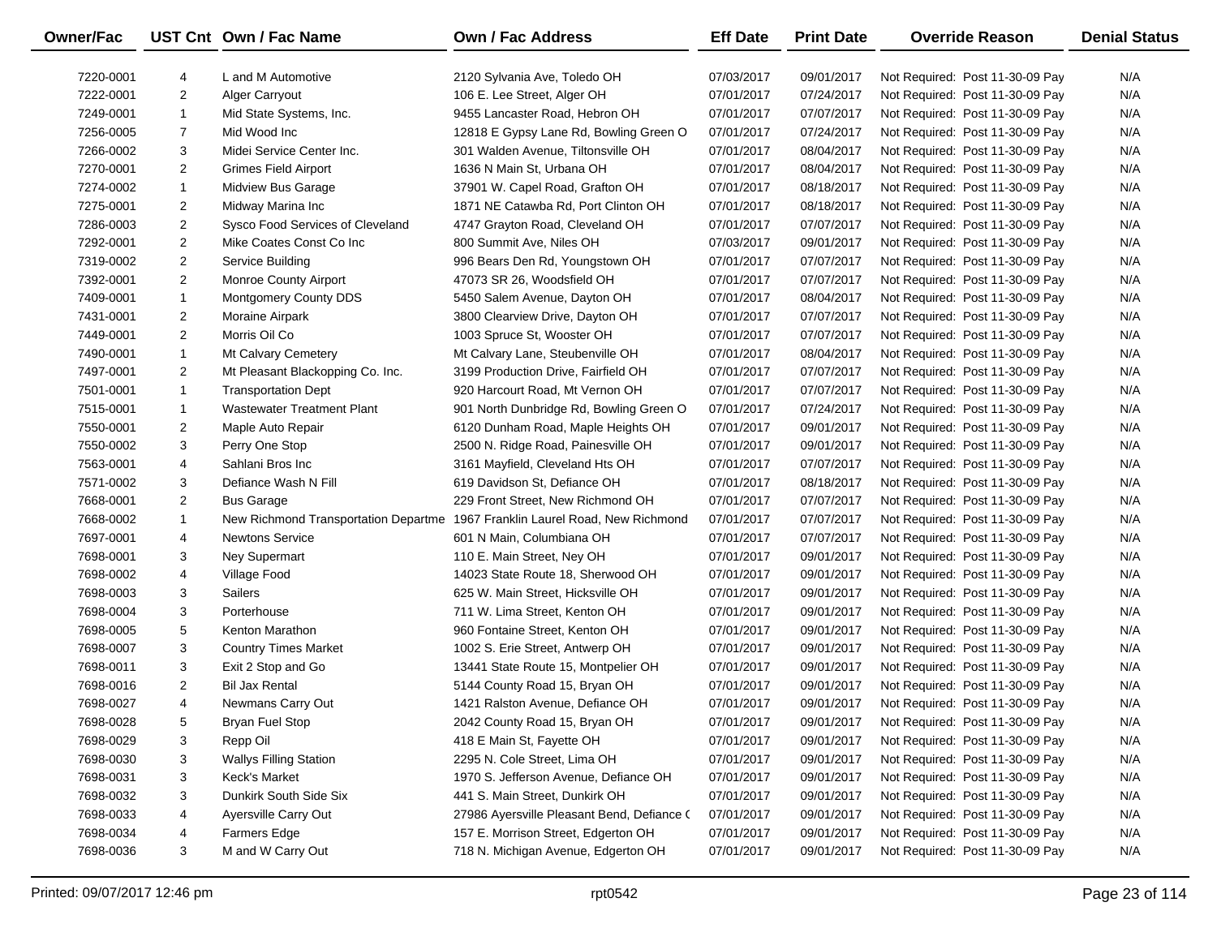| Owner/Fac | UST Cnt | Own / Fac Name | Own / Fac Address | Eff Date | Print Date | Override Reason | Denial Status |
|---|---|---|---|---|---|---|---|
| 7220-0001 | 4 | L and M Automotive | 2120 Sylvania Ave, Toledo OH | 07/03/2017 | 09/01/2017 | Not Required: Post 11-30-09 Pay | N/A |
| 7222-0001 | 2 | Alger Carryout | 106 E. Lee Street, Alger OH | 07/01/2017 | 07/24/2017 | Not Required: Post 11-30-09 Pay | N/A |
| 7249-0001 | 1 | Mid State Systems, Inc. | 9455 Lancaster Road, Hebron OH | 07/01/2017 | 07/07/2017 | Not Required: Post 11-30-09 Pay | N/A |
| 7256-0005 | 7 | Mid Wood Inc | 12818 E Gypsy Lane Rd, Bowling Green O | 07/01/2017 | 07/24/2017 | Not Required: Post 11-30-09 Pay | N/A |
| 7266-0002 | 3 | Midei Service Center Inc. | 301 Walden Avenue, Tiltonsville OH | 07/01/2017 | 08/04/2017 | Not Required: Post 11-30-09 Pay | N/A |
| 7270-0001 | 2 | Grimes Field Airport | 1636 N Main St, Urbana OH | 07/01/2017 | 08/04/2017 | Not Required: Post 11-30-09 Pay | N/A |
| 7274-0002 | 1 | Midview Bus Garage | 37901 W. Capel Road, Grafton OH | 07/01/2017 | 08/18/2017 | Not Required: Post 11-30-09 Pay | N/A |
| 7275-0001 | 2 | Midway Marina Inc | 1871 NE Catawba Rd, Port Clinton OH | 07/01/2017 | 08/18/2017 | Not Required: Post 11-30-09 Pay | N/A |
| 7286-0003 | 2 | Sysco Food Services of Cleveland | 4747 Grayton Road, Cleveland OH | 07/01/2017 | 07/07/2017 | Not Required: Post 11-30-09 Pay | N/A |
| 7292-0001 | 2 | Mike Coates Const Co Inc | 800 Summit Ave, Niles OH | 07/03/2017 | 09/01/2017 | Not Required: Post 11-30-09 Pay | N/A |
| 7319-0002 | 2 | Service Building | 996 Bears Den Rd, Youngstown OH | 07/01/2017 | 07/07/2017 | Not Required: Post 11-30-09 Pay | N/A |
| 7392-0001 | 2 | Monroe County Airport | 47073 SR 26, Woodsfield OH | 07/01/2017 | 07/07/2017 | Not Required: Post 11-30-09 Pay | N/A |
| 7409-0001 | 1 | Montgomery County DDS | 5450 Salem Avenue, Dayton OH | 07/01/2017 | 08/04/2017 | Not Required: Post 11-30-09 Pay | N/A |
| 7431-0001 | 2 | Moraine Airpark | 3800 Clearview Drive, Dayton OH | 07/01/2017 | 07/07/2017 | Not Required: Post 11-30-09 Pay | N/A |
| 7449-0001 | 2 | Morris Oil Co | 1003 Spruce St, Wooster OH | 07/01/2017 | 07/07/2017 | Not Required: Post 11-30-09 Pay | N/A |
| 7490-0001 | 1 | Mt Calvary Cemetery | Mt Calvary Lane, Steubenville OH | 07/01/2017 | 08/04/2017 | Not Required: Post 11-30-09 Pay | N/A |
| 7497-0001 | 2 | Mt Pleasant Blackopping Co. Inc. | 3199 Production Drive, Fairfield OH | 07/01/2017 | 07/07/2017 | Not Required: Post 11-30-09 Pay | N/A |
| 7501-0001 | 1 | Transportation Dept | 920 Harcourt Road, Mt Vernon OH | 07/01/2017 | 07/07/2017 | Not Required: Post 11-30-09 Pay | N/A |
| 7515-0001 | 1 | Wastewater Treatment Plant | 901 North Dunbridge Rd, Bowling Green O | 07/01/2017 | 07/24/2017 | Not Required: Post 11-30-09 Pay | N/A |
| 7550-0001 | 2 | Maple Auto Repair | 6120 Dunham Road, Maple Heights OH | 07/01/2017 | 09/01/2017 | Not Required: Post 11-30-09 Pay | N/A |
| 7550-0002 | 3 | Perry One Stop | 2500 N. Ridge Road, Painesville OH | 07/01/2017 | 09/01/2017 | Not Required: Post 11-30-09 Pay | N/A |
| 7563-0001 | 4 | Sahlani Bros Inc | 3161 Mayfield, Cleveland Hts OH | 07/01/2017 | 07/07/2017 | Not Required: Post 11-30-09 Pay | N/A |
| 7571-0002 | 3 | Defiance Wash N Fill | 619 Davidson St, Defiance OH | 07/01/2017 | 08/18/2017 | Not Required: Post 11-30-09 Pay | N/A |
| 7668-0001 | 2 | Bus Garage | 229 Front Street, New Richmond OH | 07/01/2017 | 07/07/2017 | Not Required: Post 11-30-09 Pay | N/A |
| 7668-0002 | 1 | New Richmond Transportation Departme | 1967 Franklin Laurel Road, New Richmond | 07/01/2017 | 07/07/2017 | Not Required: Post 11-30-09 Pay | N/A |
| 7697-0001 | 4 | Newtons Service | 601 N Main, Columbiana OH | 07/01/2017 | 07/07/2017 | Not Required: Post 11-30-09 Pay | N/A |
| 7698-0001 | 3 | Ney Supermart | 110 E. Main Street, Ney OH | 07/01/2017 | 09/01/2017 | Not Required: Post 11-30-09 Pay | N/A |
| 7698-0002 | 4 | Village Food | 14023 State Route 18, Sherwood OH | 07/01/2017 | 09/01/2017 | Not Required: Post 11-30-09 Pay | N/A |
| 7698-0003 | 3 | Sailers | 625 W. Main Street, Hicksville OH | 07/01/2017 | 09/01/2017 | Not Required: Post 11-30-09 Pay | N/A |
| 7698-0004 | 3 | Porterhouse | 711 W. Lima Street, Kenton OH | 07/01/2017 | 09/01/2017 | Not Required: Post 11-30-09 Pay | N/A |
| 7698-0005 | 5 | Kenton Marathon | 960 Fontaine Street, Kenton OH | 07/01/2017 | 09/01/2017 | Not Required: Post 11-30-09 Pay | N/A |
| 7698-0007 | 3 | Country Times Market | 1002 S. Erie Street, Antwerp OH | 07/01/2017 | 09/01/2017 | Not Required: Post 11-30-09 Pay | N/A |
| 7698-0011 | 3 | Exit 2 Stop and Go | 13441 State Route 15, Montpelier OH | 07/01/2017 | 09/01/2017 | Not Required: Post 11-30-09 Pay | N/A |
| 7698-0016 | 2 | Bil Jax Rental | 5144 County Road 15, Bryan OH | 07/01/2017 | 09/01/2017 | Not Required: Post 11-30-09 Pay | N/A |
| 7698-0027 | 4 | Newmans Carry Out | 1421 Ralston Avenue, Defiance OH | 07/01/2017 | 09/01/2017 | Not Required: Post 11-30-09 Pay | N/A |
| 7698-0028 | 5 | Bryan Fuel Stop | 2042 County Road 15, Bryan OH | 07/01/2017 | 09/01/2017 | Not Required: Post 11-30-09 Pay | N/A |
| 7698-0029 | 3 | Repp Oil | 418 E Main St, Fayette OH | 07/01/2017 | 09/01/2017 | Not Required: Post 11-30-09 Pay | N/A |
| 7698-0030 | 3 | Wallys Filling Station | 2295 N. Cole Street, Lima OH | 07/01/2017 | 09/01/2017 | Not Required: Post 11-30-09 Pay | N/A |
| 7698-0031 | 3 | Keck's Market | 1970 S. Jefferson Avenue, Defiance OH | 07/01/2017 | 09/01/2017 | Not Required: Post 11-30-09 Pay | N/A |
| 7698-0032 | 3 | Dunkirk South Side Six | 441 S. Main Street, Dunkirk OH | 07/01/2017 | 09/01/2017 | Not Required: Post 11-30-09 Pay | N/A |
| 7698-0033 | 4 | Ayersville Carry Out | 27986 Ayersville Pleasant Bend, Defiance ( | 07/01/2017 | 09/01/2017 | Not Required: Post 11-30-09 Pay | N/A |
| 7698-0034 | 4 | Farmers Edge | 157 E. Morrison Street, Edgerton OH | 07/01/2017 | 09/01/2017 | Not Required: Post 11-30-09 Pay | N/A |
| 7698-0036 | 3 | M and W Carry Out | 718 N. Michigan Avenue, Edgerton OH | 07/01/2017 | 09/01/2017 | Not Required: Post 11-30-09 Pay | N/A |

Printed: 09/07/2017 12:46 pm rpt0542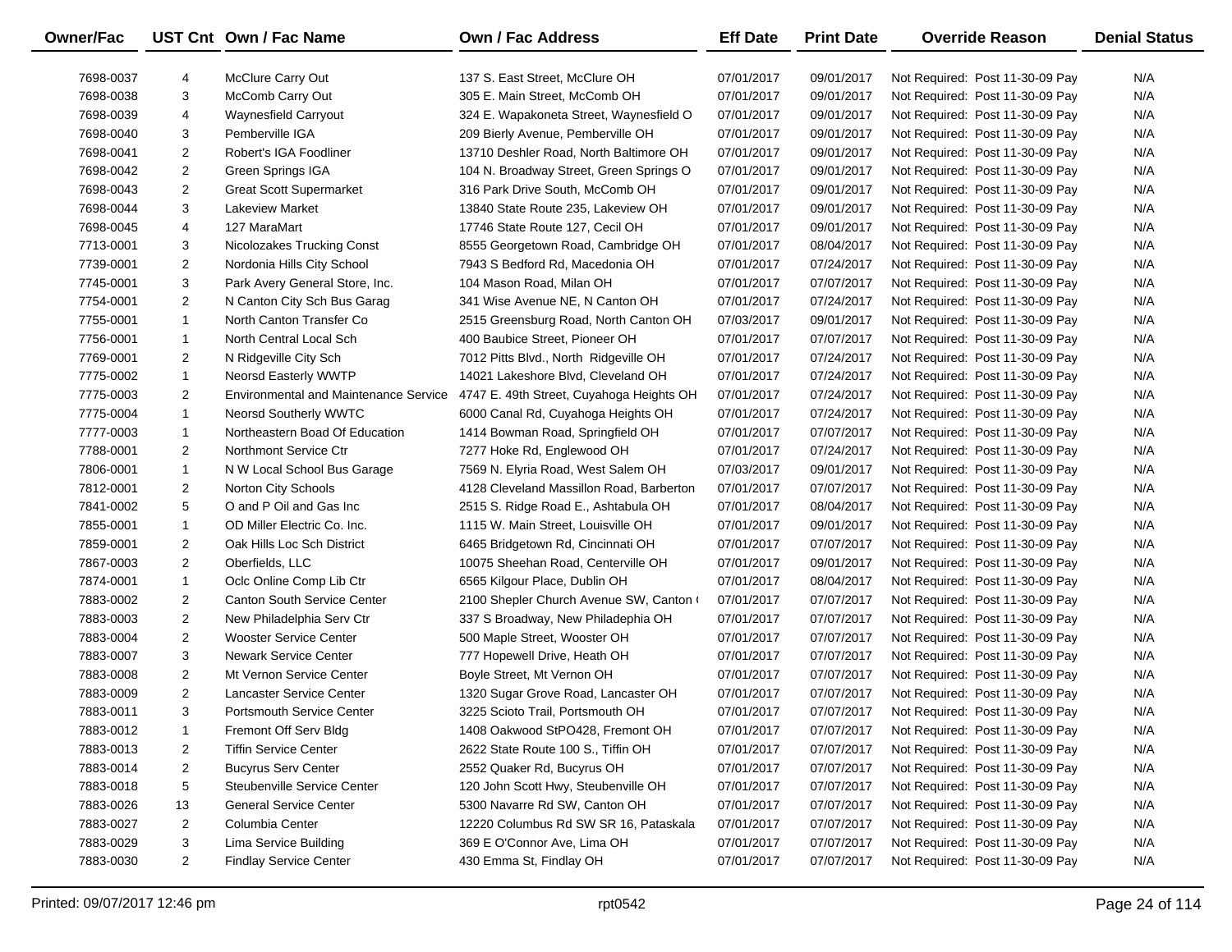| Owner/Fac | UST Cnt | Own / Fac Name | Own / Fac Address | Eff Date | Print Date | Override Reason | Denial Status |
|---|---|---|---|---|---|---|---|
| 7698-0037 | 4 | McClure Carry Out | 137 S. East Street, McClure OH | 07/01/2017 | 09/01/2017 | Not Required: Post 11-30-09 Pay | N/A |
| 7698-0038 | 3 | McComb Carry Out | 305 E. Main Street, McComb OH | 07/01/2017 | 09/01/2017 | Not Required: Post 11-30-09 Pay | N/A |
| 7698-0039 | 4 | Waynesfield Carryout | 324 E. Wapakoneta Street, Waynesfield O | 07/01/2017 | 09/01/2017 | Not Required: Post 11-30-09 Pay | N/A |
| 7698-0040 | 3 | Pemberville IGA | 209 Bierly Avenue, Pemberville OH | 07/01/2017 | 09/01/2017 | Not Required: Post 11-30-09 Pay | N/A |
| 7698-0041 | 2 | Robert's IGA Foodliner | 13710 Deshler Road, North Baltimore OH | 07/01/2017 | 09/01/2017 | Not Required: Post 11-30-09 Pay | N/A |
| 7698-0042 | 2 | Green Springs IGA | 104 N. Broadway Street, Green Springs O | 07/01/2017 | 09/01/2017 | Not Required: Post 11-30-09 Pay | N/A |
| 7698-0043 | 2 | Great Scott Supermarket | 316 Park Drive South, McComb OH | 07/01/2017 | 09/01/2017 | Not Required: Post 11-30-09 Pay | N/A |
| 7698-0044 | 3 | Lakeview Market | 13840 State Route 235, Lakeview OH | 07/01/2017 | 09/01/2017 | Not Required: Post 11-30-09 Pay | N/A |
| 7698-0045 | 4 | 127 MaraMart | 17746 State Route 127, Cecil OH | 07/01/2017 | 09/01/2017 | Not Required: Post 11-30-09 Pay | N/A |
| 7713-0001 | 3 | Nicolozakes Trucking Const | 8555 Georgetown Road, Cambridge OH | 07/01/2017 | 08/04/2017 | Not Required: Post 11-30-09 Pay | N/A |
| 7739-0001 | 2 | Nordonia Hills City School | 7943 S Bedford Rd, Macedonia OH | 07/01/2017 | 07/24/2017 | Not Required: Post 11-30-09 Pay | N/A |
| 7745-0001 | 3 | Park Avery General Store, Inc. | 104 Mason Road, Milan OH | 07/01/2017 | 07/07/2017 | Not Required: Post 11-30-09 Pay | N/A |
| 7754-0001 | 2 | N Canton City Sch Bus Garag | 341 Wise Avenue NE, N Canton OH | 07/01/2017 | 07/24/2017 | Not Required: Post 11-30-09 Pay | N/A |
| 7755-0001 | 1 | North Canton Transfer Co | 2515 Greensburg Road, North Canton OH | 07/03/2017 | 09/01/2017 | Not Required: Post 11-30-09 Pay | N/A |
| 7756-0001 | 1 | North Central Local Sch | 400 Baubice Street, Pioneer OH | 07/01/2017 | 07/07/2017 | Not Required: Post 11-30-09 Pay | N/A |
| 7769-0001 | 2 | N Ridgeville City Sch | 7012 Pitts Blvd., North Ridgeville OH | 07/01/2017 | 07/24/2017 | Not Required: Post 11-30-09 Pay | N/A |
| 7775-0002 | 1 | Neorsd Easterly WWTP | 14021 Lakeshore Blvd, Cleveland OH | 07/01/2017 | 07/24/2017 | Not Required: Post 11-30-09 Pay | N/A |
| 7775-0003 | 2 | Environmental and Maintenance Service | 4747 E. 49th Street, Cuyahoga Heights OH | 07/01/2017 | 07/24/2017 | Not Required: Post 11-30-09 Pay | N/A |
| 7775-0004 | 1 | Neorsd Southerly WWTC | 6000 Canal Rd, Cuyahoga Heights OH | 07/01/2017 | 07/24/2017 | Not Required: Post 11-30-09 Pay | N/A |
| 7777-0003 | 1 | Northeastern Boad Of Education | 1414 Bowman Road, Springfield OH | 07/01/2017 | 07/07/2017 | Not Required: Post 11-30-09 Pay | N/A |
| 7788-0001 | 2 | Northmont Service Ctr | 7277 Hoke Rd, Englewood OH | 07/01/2017 | 07/24/2017 | Not Required: Post 11-30-09 Pay | N/A |
| 7806-0001 | 1 | N W Local School Bus Garage | 7569 N. Elyria Road, West Salem OH | 07/03/2017 | 09/01/2017 | Not Required: Post 11-30-09 Pay | N/A |
| 7812-0001 | 2 | Norton City Schools | 4128 Cleveland Massillon Road, Barberton | 07/01/2017 | 07/07/2017 | Not Required: Post 11-30-09 Pay | N/A |
| 7841-0002 | 5 | O and P Oil and Gas Inc | 2515 S. Ridge Road E., Ashtabula OH | 07/01/2017 | 08/04/2017 | Not Required: Post 11-30-09 Pay | N/A |
| 7855-0001 | 1 | OD Miller Electric Co. Inc. | 1115 W. Main Street, Louisville OH | 07/01/2017 | 09/01/2017 | Not Required: Post 11-30-09 Pay | N/A |
| 7859-0001 | 2 | Oak Hills Loc Sch District | 6465 Bridgetown Rd, Cincinnati OH | 07/01/2017 | 07/07/2017 | Not Required: Post 11-30-09 Pay | N/A |
| 7867-0003 | 2 | Oberfields, LLC | 10075 Sheehan Road, Centerville OH | 07/01/2017 | 09/01/2017 | Not Required: Post 11-30-09 Pay | N/A |
| 7874-0001 | 1 | Oclc Online Comp Lib Ctr | 6565 Kilgour Place, Dublin OH | 07/01/2017 | 08/04/2017 | Not Required: Post 11-30-09 Pay | N/A |
| 7883-0002 | 2 | Canton South Service Center | 2100 Shepler Church Avenue SW, Canton ( | 07/01/2017 | 07/07/2017 | Not Required: Post 11-30-09 Pay | N/A |
| 7883-0003 | 2 | New Philadelphia Serv Ctr | 337 S Broadway, New Philadephia OH | 07/01/2017 | 07/07/2017 | Not Required: Post 11-30-09 Pay | N/A |
| 7883-0004 | 2 | Wooster Service Center | 500 Maple Street, Wooster OH | 07/01/2017 | 07/07/2017 | Not Required: Post 11-30-09 Pay | N/A |
| 7883-0007 | 3 | Newark Service Center | 777 Hopewell Drive, Heath OH | 07/01/2017 | 07/07/2017 | Not Required: Post 11-30-09 Pay | N/A |
| 7883-0008 | 2 | Mt Vernon Service Center | Boyle Street, Mt Vernon OH | 07/01/2017 | 07/07/2017 | Not Required: Post 11-30-09 Pay | N/A |
| 7883-0009 | 2 | Lancaster Service Center | 1320 Sugar Grove Road, Lancaster OH | 07/01/2017 | 07/07/2017 | Not Required: Post 11-30-09 Pay | N/A |
| 7883-0011 | 3 | Portsmouth Service Center | 3225 Scioto Trail, Portsmouth OH | 07/01/2017 | 07/07/2017 | Not Required: Post 11-30-09 Pay | N/A |
| 7883-0012 | 1 | Fremont Off Serv Bldg | 1408 Oakwood StPO428, Fremont OH | 07/01/2017 | 07/07/2017 | Not Required: Post 11-30-09 Pay | N/A |
| 7883-0013 | 2 | Tiffin Service Center | 2622 State Route 100 S., Tiffin OH | 07/01/2017 | 07/07/2017 | Not Required: Post 11-30-09 Pay | N/A |
| 7883-0014 | 2 | Bucyrus Serv Center | 2552 Quaker Rd, Bucyrus OH | 07/01/2017 | 07/07/2017 | Not Required: Post 11-30-09 Pay | N/A |
| 7883-0018 | 5 | Steubenville Service Center | 120 John Scott Hwy, Steubenville OH | 07/01/2017 | 07/07/2017 | Not Required: Post 11-30-09 Pay | N/A |
| 7883-0026 | 13 | General Service Center | 5300 Navarre Rd SW, Canton OH | 07/01/2017 | 07/07/2017 | Not Required: Post 11-30-09 Pay | N/A |
| 7883-0027 | 2 | Columbia Center | 12220 Columbus Rd SW SR 16, Pataskala | 07/01/2017 | 07/07/2017 | Not Required: Post 11-30-09 Pay | N/A |
| 7883-0029 | 3 | Lima Service Building | 369 E O'Connor Ave, Lima OH | 07/01/2017 | 07/07/2017 | Not Required: Post 11-30-09 Pay | N/A |
| 7883-0030 | 2 | Findlay Service Center | 430 Emma St, Findlay OH | 07/01/2017 | 07/07/2017 | Not Required: Post 11-30-09 Pay | N/A |

Printed: 09/07/2017 12:46 pm    rpt0542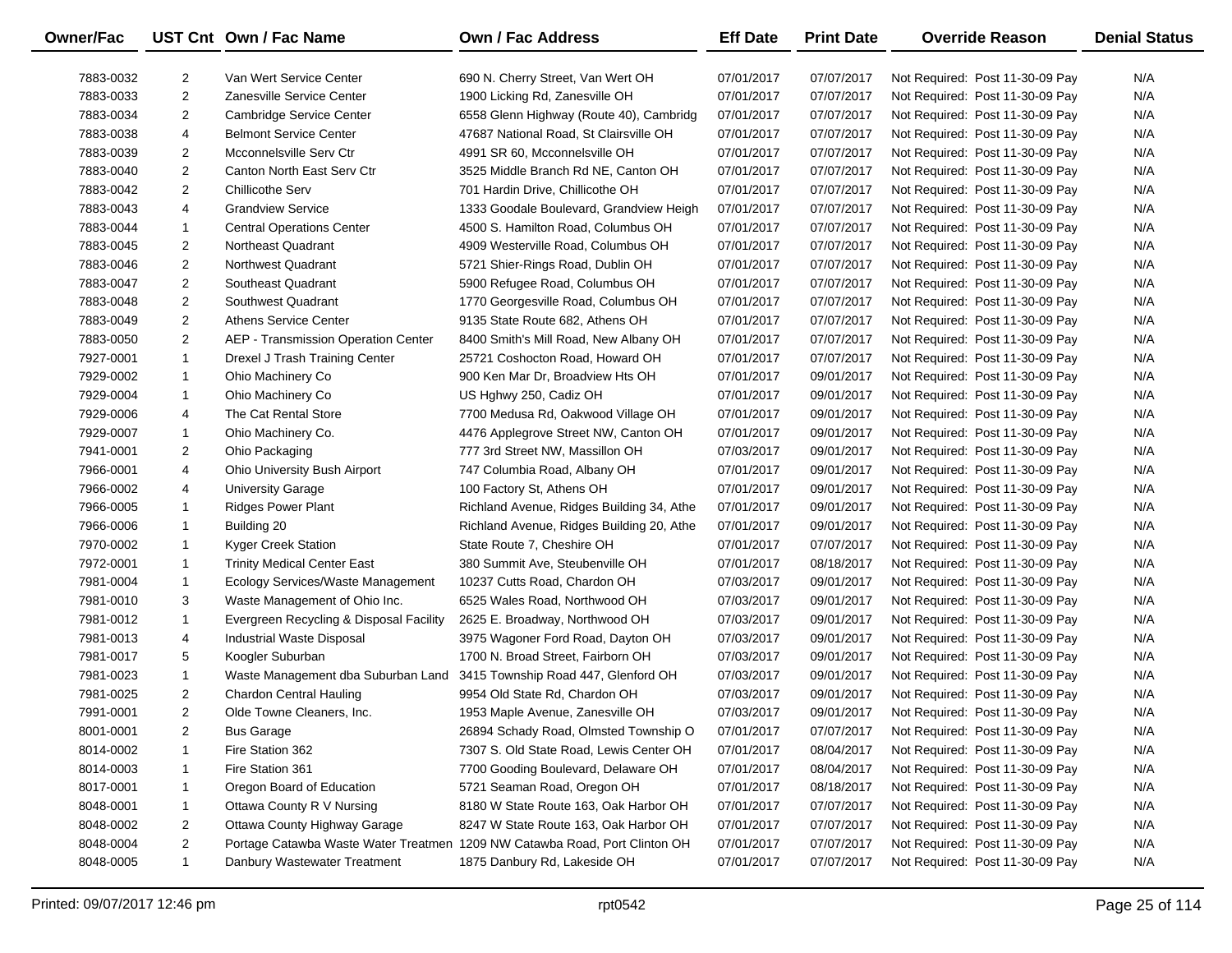| Owner/Fac | UST Cnt | Own / Fac Name | Own / Fac Address | Eff Date | Print Date | Override Reason | Denial Status |
|---|---|---|---|---|---|---|---|
| 7883-0032 | 2 | Van Wert Service Center | 690 N. Cherry Street, Van Wert OH | 07/01/2017 | 07/07/2017 | Not Required: Post 11-30-09 Pay | N/A |
| 7883-0033 | 2 | Zanesville Service Center | 1900 Licking Rd, Zanesville OH | 07/01/2017 | 07/07/2017 | Not Required: Post 11-30-09 Pay | N/A |
| 7883-0034 | 2 | Cambridge Service Center | 6558 Glenn Highway (Route 40), Cambridg | 07/01/2017 | 07/07/2017 | Not Required: Post 11-30-09 Pay | N/A |
| 7883-0038 | 4 | Belmont Service Center | 47687 National Road, St Clairsville OH | 07/01/2017 | 07/07/2017 | Not Required: Post 11-30-09 Pay | N/A |
| 7883-0039 | 2 | Mcconnelsville Serv Ctr | 4991 SR 60, Mcconnelsville OH | 07/01/2017 | 07/07/2017 | Not Required: Post 11-30-09 Pay | N/A |
| 7883-0040 | 2 | Canton North East Serv Ctr | 3525 Middle Branch Rd NE, Canton OH | 07/01/2017 | 07/07/2017 | Not Required: Post 11-30-09 Pay | N/A |
| 7883-0042 | 2 | Chillicothe Serv | 701 Hardin Drive, Chillicothe OH | 07/01/2017 | 07/07/2017 | Not Required: Post 11-30-09 Pay | N/A |
| 7883-0043 | 4 | Grandview Service | 1333 Goodale Boulevard, Grandview Heigh | 07/01/2017 | 07/07/2017 | Not Required: Post 11-30-09 Pay | N/A |
| 7883-0044 | 1 | Central Operations Center | 4500 S. Hamilton Road, Columbus OH | 07/01/2017 | 07/07/2017 | Not Required: Post 11-30-09 Pay | N/A |
| 7883-0045 | 2 | Northeast Quadrant | 4909 Westerville Road, Columbus OH | 07/01/2017 | 07/07/2017 | Not Required: Post 11-30-09 Pay | N/A |
| 7883-0046 | 2 | Northwest Quadrant | 5721 Shier-Rings Road, Dublin OH | 07/01/2017 | 07/07/2017 | Not Required: Post 11-30-09 Pay | N/A |
| 7883-0047 | 2 | Southeast Quadrant | 5900 Refugee Road, Columbus OH | 07/01/2017 | 07/07/2017 | Not Required: Post 11-30-09 Pay | N/A |
| 7883-0048 | 2 | Southwest Quadrant | 1770 Georgesville Road, Columbus OH | 07/01/2017 | 07/07/2017 | Not Required: Post 11-30-09 Pay | N/A |
| 7883-0049 | 2 | Athens Service Center | 9135 State Route 682, Athens OH | 07/01/2017 | 07/07/2017 | Not Required: Post 11-30-09 Pay | N/A |
| 7883-0050 | 2 | AEP - Transmission Operation Center | 8400 Smith's Mill Road, New Albany OH | 07/01/2017 | 07/07/2017 | Not Required: Post 11-30-09 Pay | N/A |
| 7927-0001 | 1 | Drexel J Trash Training Center | 25721 Coshocton Road, Howard OH | 07/01/2017 | 07/07/2017 | Not Required: Post 11-30-09 Pay | N/A |
| 7929-0002 | 1 | Ohio Machinery Co | 900 Ken Mar Dr, Broadview Hts OH | 07/01/2017 | 09/01/2017 | Not Required: Post 11-30-09 Pay | N/A |
| 7929-0004 | 1 | Ohio Machinery Co | US Hghwy 250, Cadiz OH | 07/01/2017 | 09/01/2017 | Not Required: Post 11-30-09 Pay | N/A |
| 7929-0006 | 4 | The Cat Rental Store | 7700 Medusa Rd, Oakwood Village OH | 07/01/2017 | 09/01/2017 | Not Required: Post 11-30-09 Pay | N/A |
| 7929-0007 | 1 | Ohio Machinery Co. | 4476 Applegrove Street NW, Canton OH | 07/01/2017 | 09/01/2017 | Not Required: Post 11-30-09 Pay | N/A |
| 7941-0001 | 2 | Ohio Packaging | 777 3rd Street NW, Massillon OH | 07/03/2017 | 09/01/2017 | Not Required: Post 11-30-09 Pay | N/A |
| 7966-0001 | 4 | Ohio University Bush Airport | 747 Columbia Road, Albany OH | 07/01/2017 | 09/01/2017 | Not Required: Post 11-30-09 Pay | N/A |
| 7966-0002 | 4 | University Garage | 100 Factory St, Athens OH | 07/01/2017 | 09/01/2017 | Not Required: Post 11-30-09 Pay | N/A |
| 7966-0005 | 1 | Ridges Power Plant | Richland Avenue, Ridges Building 34, Athe | 07/01/2017 | 09/01/2017 | Not Required: Post 11-30-09 Pay | N/A |
| 7966-0006 | 1 | Building 20 | Richland Avenue, Ridges Building 20, Athe | 07/01/2017 | 09/01/2017 | Not Required: Post 11-30-09 Pay | N/A |
| 7970-0002 | 1 | Kyger Creek Station | State Route 7, Cheshire OH | 07/01/2017 | 07/07/2017 | Not Required: Post 11-30-09 Pay | N/A |
| 7972-0001 | 1 | Trinity Medical Center East | 380 Summit Ave, Steubenville OH | 07/01/2017 | 08/18/2017 | Not Required: Post 11-30-09 Pay | N/A |
| 7981-0004 | 1 | Ecology Services/Waste Management | 10237 Cutts Road, Chardon OH | 07/03/2017 | 09/01/2017 | Not Required: Post 11-30-09 Pay | N/A |
| 7981-0010 | 3 | Waste Management of Ohio Inc. | 6525 Wales Road, Northwood OH | 07/03/2017 | 09/01/2017 | Not Required: Post 11-30-09 Pay | N/A |
| 7981-0012 | 1 | Evergreen Recycling & Disposal Facility | 2625 E. Broadway, Northwood OH | 07/03/2017 | 09/01/2017 | Not Required: Post 11-30-09 Pay | N/A |
| 7981-0013 | 4 | Industrial Waste Disposal | 3975 Wagoner Ford Road, Dayton OH | 07/03/2017 | 09/01/2017 | Not Required: Post 11-30-09 Pay | N/A |
| 7981-0017 | 5 | Koogler Suburban | 1700 N. Broad Street, Fairborn OH | 07/03/2017 | 09/01/2017 | Not Required: Post 11-30-09 Pay | N/A |
| 7981-0023 | 1 | Waste Management dba Suburban Land | 3415 Township Road 447, Glenford OH | 07/03/2017 | 09/01/2017 | Not Required: Post 11-30-09 Pay | N/A |
| 7981-0025 | 2 | Chardon Central Hauling | 9954 Old State Rd, Chardon OH | 07/03/2017 | 09/01/2017 | Not Required: Post 11-30-09 Pay | N/A |
| 7991-0001 | 2 | Olde Towne Cleaners, Inc. | 1953 Maple Avenue, Zanesville OH | 07/03/2017 | 09/01/2017 | Not Required: Post 11-30-09 Pay | N/A |
| 8001-0001 | 2 | Bus Garage | 26894 Schady Road, Olmsted Township O | 07/01/2017 | 07/07/2017 | Not Required: Post 11-30-09 Pay | N/A |
| 8014-0002 | 1 | Fire Station 362 | 7307 S. Old State Road, Lewis Center OH | 07/01/2017 | 08/04/2017 | Not Required: Post 11-30-09 Pay | N/A |
| 8014-0003 | 1 | Fire Station 361 | 7700 Gooding Boulevard, Delaware OH | 07/01/2017 | 08/04/2017 | Not Required: Post 11-30-09 Pay | N/A |
| 8017-0001 | 1 | Oregon Board of Education | 5721 Seaman Road, Oregon OH | 07/01/2017 | 08/18/2017 | Not Required: Post 11-30-09 Pay | N/A |
| 8048-0001 | 1 | Ottawa County R V Nursing | 8180 W State Route 163, Oak Harbor OH | 07/01/2017 | 07/07/2017 | Not Required: Post 11-30-09 Pay | N/A |
| 8048-0002 | 2 | Ottawa County Highway Garage | 8247 W State Route 163, Oak Harbor OH | 07/01/2017 | 07/07/2017 | Not Required: Post 11-30-09 Pay | N/A |
| 8048-0004 | 2 | Portage Catawba Waste Water Treatmen | 1209 NW Catawba Road, Port Clinton OH | 07/01/2017 | 07/07/2017 | Not Required: Post 11-30-09 Pay | N/A |
| 8048-0005 | 1 | Danbury Wastewater Treatment | 1875 Danbury Rd, Lakeside OH | 07/01/2017 | 07/07/2017 | Not Required: Post 11-30-09 Pay | N/A |

Printed: 09/07/2017 12:46 pm rpt0542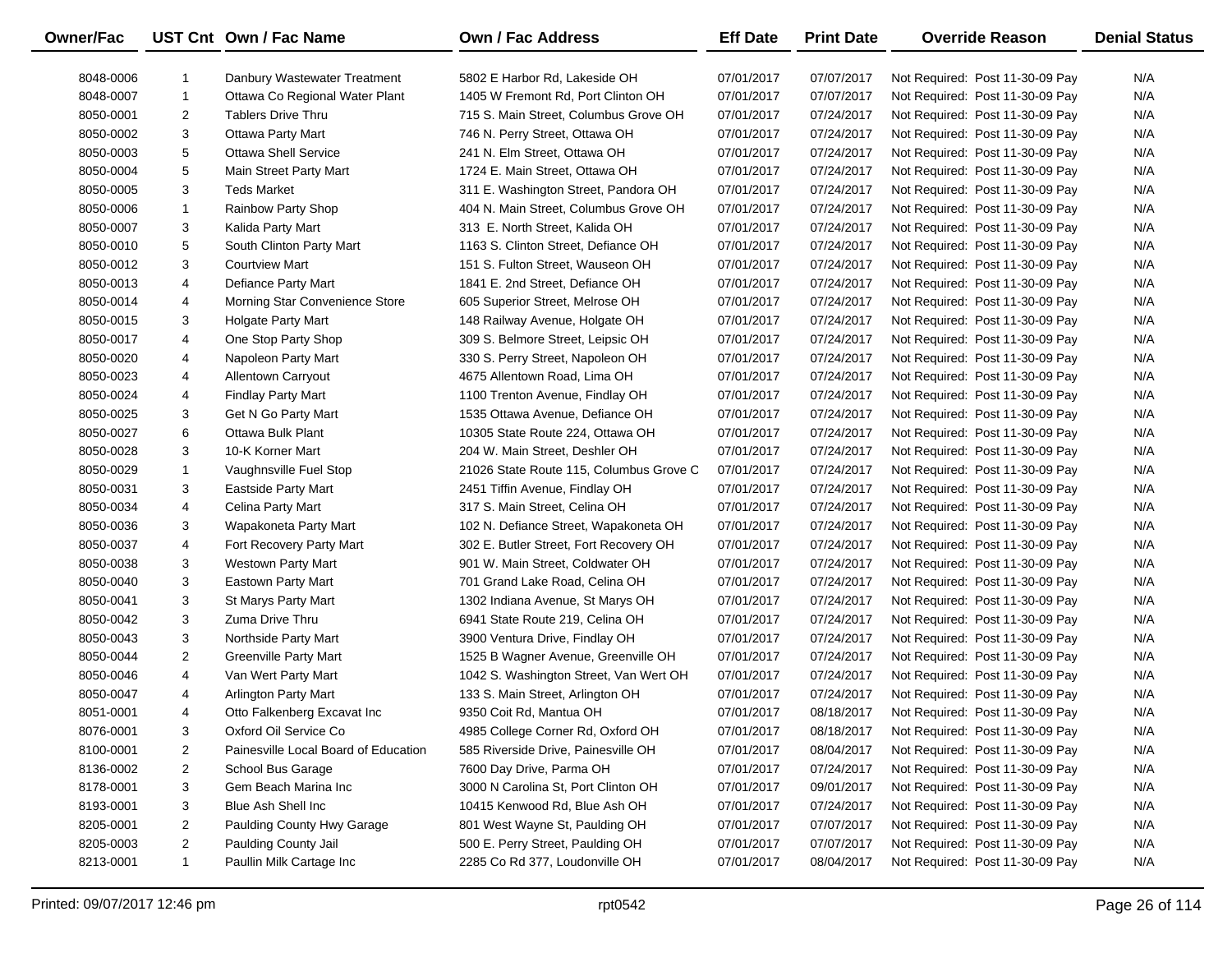| Owner/Fac | UST Cnt | Own / Fac Name | Own / Fac Address | Eff Date | Print Date | Override Reason | Denial Status |
|---|---|---|---|---|---|---|---|
| 8048-0006 | 1 | Danbury Wastewater Treatment | 5802 E Harbor Rd, Lakeside OH | 07/01/2017 | 07/07/2017 | Not Required: Post 11-30-09 Pay | N/A |
| 8048-0007 | 1 | Ottawa Co Regional Water Plant | 1405 W Fremont Rd, Port Clinton OH | 07/01/2017 | 07/07/2017 | Not Required: Post 11-30-09 Pay | N/A |
| 8050-0001 | 2 | Tablers Drive Thru | 715 S. Main Street, Columbus Grove OH | 07/01/2017 | 07/24/2017 | Not Required: Post 11-30-09 Pay | N/A |
| 8050-0002 | 3 | Ottawa Party Mart | 746 N. Perry Street, Ottawa OH | 07/01/2017 | 07/24/2017 | Not Required: Post 11-30-09 Pay | N/A |
| 8050-0003 | 5 | Ottawa Shell Service | 241 N. Elm Street, Ottawa OH | 07/01/2017 | 07/24/2017 | Not Required: Post 11-30-09 Pay | N/A |
| 8050-0004 | 5 | Main Street Party Mart | 1724 E. Main Street, Ottawa OH | 07/01/2017 | 07/24/2017 | Not Required: Post 11-30-09 Pay | N/A |
| 8050-0005 | 3 | Teds Market | 311 E. Washington Street, Pandora OH | 07/01/2017 | 07/24/2017 | Not Required: Post 11-30-09 Pay | N/A |
| 8050-0006 | 1 | Rainbow Party Shop | 404 N. Main Street, Columbus Grove OH | 07/01/2017 | 07/24/2017 | Not Required: Post 11-30-09 Pay | N/A |
| 8050-0007 | 3 | Kalida Party Mart | 313 E. North Street, Kalida OH | 07/01/2017 | 07/24/2017 | Not Required: Post 11-30-09 Pay | N/A |
| 8050-0010 | 5 | South Clinton Party Mart | 1163 S. Clinton Street, Defiance OH | 07/01/2017 | 07/24/2017 | Not Required: Post 11-30-09 Pay | N/A |
| 8050-0012 | 3 | Courtview Mart | 151 S. Fulton Street, Wauseon OH | 07/01/2017 | 07/24/2017 | Not Required: Post 11-30-09 Pay | N/A |
| 8050-0013 | 4 | Defiance Party Mart | 1841 E. 2nd Street, Defiance OH | 07/01/2017 | 07/24/2017 | Not Required: Post 11-30-09 Pay | N/A |
| 8050-0014 | 4 | Morning Star Convenience Store | 605 Superior Street, Melrose OH | 07/01/2017 | 07/24/2017 | Not Required: Post 11-30-09 Pay | N/A |
| 8050-0015 | 3 | Holgate Party Mart | 148 Railway Avenue, Holgate OH | 07/01/2017 | 07/24/2017 | Not Required: Post 11-30-09 Pay | N/A |
| 8050-0017 | 4 | One Stop Party Shop | 309 S. Belmore Street, Leipsic OH | 07/01/2017 | 07/24/2017 | Not Required: Post 11-30-09 Pay | N/A |
| 8050-0020 | 4 | Napoleon Party Mart | 330 S. Perry Street, Napoleon OH | 07/01/2017 | 07/24/2017 | Not Required: Post 11-30-09 Pay | N/A |
| 8050-0023 | 4 | Allentown Carryout | 4675 Allentown Road, Lima OH | 07/01/2017 | 07/24/2017 | Not Required: Post 11-30-09 Pay | N/A |
| 8050-0024 | 4 | Findlay Party Mart | 1100 Trenton Avenue, Findlay OH | 07/01/2017 | 07/24/2017 | Not Required: Post 11-30-09 Pay | N/A |
| 8050-0025 | 3 | Get N Go Party Mart | 1535 Ottawa Avenue, Defiance OH | 07/01/2017 | 07/24/2017 | Not Required: Post 11-30-09 Pay | N/A |
| 8050-0027 | 6 | Ottawa Bulk Plant | 10305 State Route 224, Ottawa OH | 07/01/2017 | 07/24/2017 | Not Required: Post 11-30-09 Pay | N/A |
| 8050-0028 | 3 | 10-K Korner Mart | 204 W. Main Street, Deshler OH | 07/01/2017 | 07/24/2017 | Not Required: Post 11-30-09 Pay | N/A |
| 8050-0029 | 1 | Vaughnsville Fuel Stop | 21026 State Route 115, Columbus Grove C | 07/01/2017 | 07/24/2017 | Not Required: Post 11-30-09 Pay | N/A |
| 8050-0031 | 3 | Eastside Party Mart | 2451 Tiffin Avenue, Findlay OH | 07/01/2017 | 07/24/2017 | Not Required: Post 11-30-09 Pay | N/A |
| 8050-0034 | 4 | Celina Party Mart | 317 S. Main Street, Celina OH | 07/01/2017 | 07/24/2017 | Not Required: Post 11-30-09 Pay | N/A |
| 8050-0036 | 3 | Wapakoneta Party Mart | 102 N. Defiance Street, Wapakoneta OH | 07/01/2017 | 07/24/2017 | Not Required: Post 11-30-09 Pay | N/A |
| 8050-0037 | 4 | Fort Recovery Party Mart | 302 E. Butler Street, Fort Recovery OH | 07/01/2017 | 07/24/2017 | Not Required: Post 11-30-09 Pay | N/A |
| 8050-0038 | 3 | Westown Party Mart | 901 W. Main Street, Coldwater OH | 07/01/2017 | 07/24/2017 | Not Required: Post 11-30-09 Pay | N/A |
| 8050-0040 | 3 | Eastown Party Mart | 701 Grand Lake Road, Celina OH | 07/01/2017 | 07/24/2017 | Not Required: Post 11-30-09 Pay | N/A |
| 8050-0041 | 3 | St Marys Party Mart | 1302 Indiana Avenue, St Marys OH | 07/01/2017 | 07/24/2017 | Not Required: Post 11-30-09 Pay | N/A |
| 8050-0042 | 3 | Zuma Drive Thru | 6941 State Route 219, Celina OH | 07/01/2017 | 07/24/2017 | Not Required: Post 11-30-09 Pay | N/A |
| 8050-0043 | 3 | Northside Party Mart | 3900 Ventura Drive, Findlay OH | 07/01/2017 | 07/24/2017 | Not Required: Post 11-30-09 Pay | N/A |
| 8050-0044 | 2 | Greenville Party Mart | 1525 B Wagner Avenue, Greenville OH | 07/01/2017 | 07/24/2017 | Not Required: Post 11-30-09 Pay | N/A |
| 8050-0046 | 4 | Van Wert Party Mart | 1042 S. Washington Street, Van Wert OH | 07/01/2017 | 07/24/2017 | Not Required: Post 11-30-09 Pay | N/A |
| 8050-0047 | 4 | Arlington Party Mart | 133 S. Main Street, Arlington OH | 07/01/2017 | 07/24/2017 | Not Required: Post 11-30-09 Pay | N/A |
| 8051-0001 | 4 | Otto Falkenberg Excavat Inc | 9350 Coit Rd, Mantua OH | 07/01/2017 | 08/18/2017 | Not Required: Post 11-30-09 Pay | N/A |
| 8076-0001 | 3 | Oxford Oil Service Co | 4985 College Corner Rd, Oxford OH | 07/01/2017 | 08/18/2017 | Not Required: Post 11-30-09 Pay | N/A |
| 8100-0001 | 2 | Painesville Local Board of Education | 585 Riverside Drive, Painesville OH | 07/01/2017 | 08/04/2017 | Not Required: Post 11-30-09 Pay | N/A |
| 8136-0002 | 2 | School Bus Garage | 7600 Day Drive, Parma OH | 07/01/2017 | 07/24/2017 | Not Required: Post 11-30-09 Pay | N/A |
| 8178-0001 | 3 | Gem Beach Marina Inc | 3000 N Carolina St, Port Clinton OH | 07/01/2017 | 09/01/2017 | Not Required: Post 11-30-09 Pay | N/A |
| 8193-0001 | 3 | Blue Ash Shell Inc | 10415 Kenwood Rd, Blue Ash OH | 07/01/2017 | 07/24/2017 | Not Required: Post 11-30-09 Pay | N/A |
| 8205-0001 | 2 | Paulding County Hwy Garage | 801 West Wayne St, Paulding OH | 07/01/2017 | 07/07/2017 | Not Required: Post 11-30-09 Pay | N/A |
| 8205-0003 | 2 | Paulding County Jail | 500 E. Perry Street, Paulding OH | 07/01/2017 | 07/07/2017 | Not Required: Post 11-30-09 Pay | N/A |
| 8213-0001 | 1 | Paullin Milk Cartage Inc | 2285 Co Rd 377, Loudonville OH | 07/01/2017 | 08/04/2017 | Not Required: Post 11-30-09 Pay | N/A |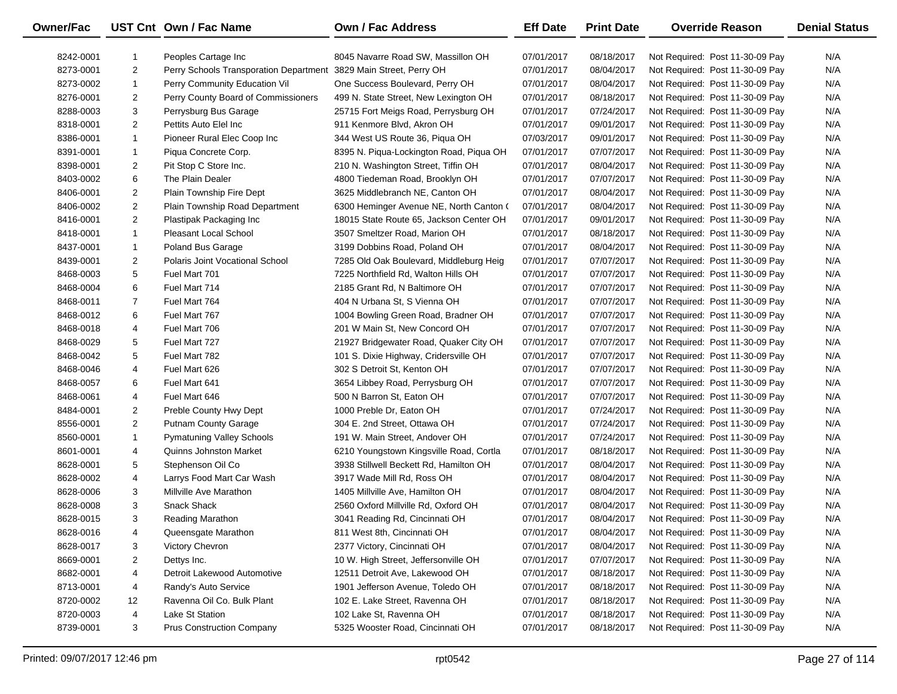| Owner/Fac | UST Cnt | Own / Fac Name | Own / Fac Address | Eff Date | Print Date | Override Reason | Denial Status |
|---|---|---|---|---|---|---|---|
| 8242-0001 | 1 | Peoples Cartage Inc | 8045 Navarre Road SW, Massillon OH | 07/01/2017 | 08/18/2017 | Not Required: Post 11-30-09 Pay | N/A |
| 8273-0001 | 2 | Perry Schools Transporation Department | 3829 Main Street, Perry OH | 07/01/2017 | 08/04/2017 | Not Required: Post 11-30-09 Pay | N/A |
| 8273-0002 | 1 | Perry Community Education Vil | One Success Boulevard, Perry OH | 07/01/2017 | 08/04/2017 | Not Required: Post 11-30-09 Pay | N/A |
| 8276-0001 | 2 | Perry County Board of Commissioners | 499 N. State Street, New Lexington OH | 07/01/2017 | 08/18/2017 | Not Required: Post 11-30-09 Pay | N/A |
| 8288-0003 | 3 | Perrysburg Bus Garage | 25715 Fort Meigs Road, Perrysburg OH | 07/01/2017 | 07/24/2017 | Not Required: Post 11-30-09 Pay | N/A |
| 8318-0001 | 2 | Pettits Auto Elel Inc | 911 Kenmore Blvd, Akron OH | 07/01/2017 | 09/01/2017 | Not Required: Post 11-30-09 Pay | N/A |
| 8386-0001 | 1 | Pioneer Rural Elec Coop Inc | 344 West US Route 36, Piqua OH | 07/03/2017 | 09/01/2017 | Not Required: Post 11-30-09 Pay | N/A |
| 8391-0001 | 1 | Piqua Concrete Corp. | 8395 N. Piqua-Lockington Road, Piqua OH | 07/01/2017 | 07/07/2017 | Not Required: Post 11-30-09 Pay | N/A |
| 8398-0001 | 2 | Pit Stop C Store Inc. | 210 N. Washington Street, Tiffin OH | 07/01/2017 | 08/04/2017 | Not Required: Post 11-30-09 Pay | N/A |
| 8403-0002 | 6 | The Plain Dealer | 4800 Tiedeman Road, Brooklyn OH | 07/01/2017 | 07/07/2017 | Not Required: Post 11-30-09 Pay | N/A |
| 8406-0001 | 2 | Plain Township Fire Dept | 3625 Middlebranch NE, Canton OH | 07/01/2017 | 08/04/2017 | Not Required: Post 11-30-09 Pay | N/A |
| 8406-0002 | 2 | Plain Township Road Department | 6300 Heminger Avenue NE, North Canton ( | 07/01/2017 | 08/04/2017 | Not Required: Post 11-30-09 Pay | N/A |
| 8416-0001 | 2 | Plastipak Packaging Inc | 18015 State Route 65, Jackson Center OH | 07/01/2017 | 09/01/2017 | Not Required: Post 11-30-09 Pay | N/A |
| 8418-0001 | 1 | Pleasant Local School | 3507 Smeltzer Road, Marion OH | 07/01/2017 | 08/18/2017 | Not Required: Post 11-30-09 Pay | N/A |
| 8437-0001 | 1 | Poland Bus Garage | 3199 Dobbins Road, Poland OH | 07/01/2017 | 08/04/2017 | Not Required: Post 11-30-09 Pay | N/A |
| 8439-0001 | 2 | Polaris Joint Vocational School | 7285 Old Oak Boulevard, Middleburg Heig | 07/01/2017 | 07/07/2017 | Not Required: Post 11-30-09 Pay | N/A |
| 8468-0003 | 5 | Fuel Mart 701 | 7225 Northfield Rd, Walton Hills OH | 07/01/2017 | 07/07/2017 | Not Required: Post 11-30-09 Pay | N/A |
| 8468-0004 | 6 | Fuel Mart 714 | 2185 Grant Rd, N Baltimore OH | 07/01/2017 | 07/07/2017 | Not Required: Post 11-30-09 Pay | N/A |
| 8468-0011 | 7 | Fuel Mart 764 | 404 N Urbana St, S Vienna OH | 07/01/2017 | 07/07/2017 | Not Required: Post 11-30-09 Pay | N/A |
| 8468-0012 | 6 | Fuel Mart 767 | 1004 Bowling Green Road, Bradner OH | 07/01/2017 | 07/07/2017 | Not Required: Post 11-30-09 Pay | N/A |
| 8468-0018 | 4 | Fuel Mart 706 | 201 W Main St, New Concord OH | 07/01/2017 | 07/07/2017 | Not Required: Post 11-30-09 Pay | N/A |
| 8468-0029 | 5 | Fuel Mart 727 | 21927 Bridgewater Road, Quaker City OH | 07/01/2017 | 07/07/2017 | Not Required: Post 11-30-09 Pay | N/A |
| 8468-0042 | 5 | Fuel Mart 782 | 101 S. Dixie Highway, Cridersville OH | 07/01/2017 | 07/07/2017 | Not Required: Post 11-30-09 Pay | N/A |
| 8468-0046 | 4 | Fuel Mart 626 | 302 S Detroit St, Kenton OH | 07/01/2017 | 07/07/2017 | Not Required: Post 11-30-09 Pay | N/A |
| 8468-0057 | 6 | Fuel Mart 641 | 3654 Libbey Road, Perrysburg OH | 07/01/2017 | 07/07/2017 | Not Required: Post 11-30-09 Pay | N/A |
| 8468-0061 | 4 | Fuel Mart 646 | 500 N Barron St, Eaton OH | 07/01/2017 | 07/07/2017 | Not Required: Post 11-30-09 Pay | N/A |
| 8484-0001 | 2 | Preble County Hwy Dept | 1000 Preble Dr, Eaton OH | 07/01/2017 | 07/24/2017 | Not Required: Post 11-30-09 Pay | N/A |
| 8556-0001 | 2 | Putnam County Garage | 304 E. 2nd Street, Ottawa OH | 07/01/2017 | 07/24/2017 | Not Required: Post 11-30-09 Pay | N/A |
| 8560-0001 | 1 | Pymatuning Valley Schools | 191 W. Main Street, Andover OH | 07/01/2017 | 07/24/2017 | Not Required: Post 11-30-09 Pay | N/A |
| 8601-0001 | 4 | Quinns Johnston Market | 6210 Youngstown Kingsville Road, Cortla | 07/01/2017 | 08/18/2017 | Not Required: Post 11-30-09 Pay | N/A |
| 8628-0001 | 5 | Stephenson Oil Co | 3938 Stillwell Beckett Rd, Hamilton OH | 07/01/2017 | 08/04/2017 | Not Required: Post 11-30-09 Pay | N/A |
| 8628-0002 | 4 | Larrys Food Mart Car Wash | 3917 Wade Mill Rd, Ross OH | 07/01/2017 | 08/04/2017 | Not Required: Post 11-30-09 Pay | N/A |
| 8628-0006 | 3 | Millville Ave Marathon | 1405 Millville Ave, Hamilton OH | 07/01/2017 | 08/04/2017 | Not Required: Post 11-30-09 Pay | N/A |
| 8628-0008 | 3 | Snack Shack | 2560 Oxford Millville Rd, Oxford OH | 07/01/2017 | 08/04/2017 | Not Required: Post 11-30-09 Pay | N/A |
| 8628-0015 | 3 | Reading Marathon | 3041 Reading Rd, Cincinnati OH | 07/01/2017 | 08/04/2017 | Not Required: Post 11-30-09 Pay | N/A |
| 8628-0016 | 4 | Queensgate Marathon | 811 West 8th, Cincinnati OH | 07/01/2017 | 08/04/2017 | Not Required: Post 11-30-09 Pay | N/A |
| 8628-0017 | 3 | Victory Chevron | 2377 Victory, Cincinnati OH | 07/01/2017 | 08/04/2017 | Not Required: Post 11-30-09 Pay | N/A |
| 8669-0001 | 2 | Dettys Inc. | 10 W. High Street, Jeffersonville OH | 07/01/2017 | 07/07/2017 | Not Required: Post 11-30-09 Pay | N/A |
| 8682-0001 | 4 | Detroit Lakewood Automotive | 12511 Detroit Ave, Lakewood OH | 07/01/2017 | 08/18/2017 | Not Required: Post 11-30-09 Pay | N/A |
| 8713-0001 | 4 | Randy's Auto Service | 1901 Jefferson Avenue, Toledo OH | 07/01/2017 | 08/18/2017 | Not Required: Post 11-30-09 Pay | N/A |
| 8720-0002 | 12 | Ravenna Oil Co. Bulk Plant | 102 E. Lake Street, Ravenna OH | 07/01/2017 | 08/18/2017 | Not Required: Post 11-30-09 Pay | N/A |
| 8720-0003 | 4 | Lake St Station | 102 Lake St, Ravenna OH | 07/01/2017 | 08/18/2017 | Not Required: Post 11-30-09 Pay | N/A |
| 8739-0001 | 3 | Prus Construction Company | 5325 Wooster Road, Cincinnati OH | 07/01/2017 | 08/18/2017 | Not Required: Post 11-30-09 Pay | N/A |

Printed: 09/07/2017 12:46 pm rpt0542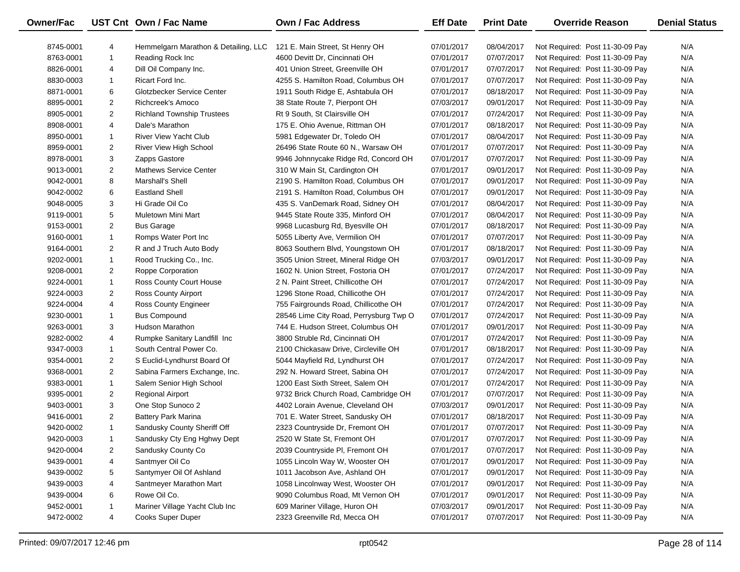| Owner/Fac | UST Cnt | Own / Fac Name | Own / Fac Address | Eff Date | Print Date | Override Reason | Denial Status |
|---|---|---|---|---|---|---|---|
| 8745-0001 | 4 | Hemmelgarn Marathon & Detailing, LLC | 121 E. Main Street, St Henry OH | 07/01/2017 | 08/04/2017 | Not Required: Post 11-30-09 Pay | N/A |
| 8763-0001 | 1 | Reading Rock Inc | 4600 Devitt Dr, Cincinnati OH | 07/01/2017 | 07/07/2017 | Not Required: Post 11-30-09 Pay | N/A |
| 8826-0001 | 4 | Dill Oil Company Inc. | 401 Union Street, Greenville OH | 07/01/2017 | 07/07/2017 | Not Required: Post 11-30-09 Pay | N/A |
| 8830-0003 | 1 | Ricart Ford Inc. | 4255 S. Hamilton Road, Columbus OH | 07/01/2017 | 07/07/2017 | Not Required: Post 11-30-09 Pay | N/A |
| 8871-0001 | 6 | Glotzbecker Service Center | 1911 South Ridge E, Ashtabula OH | 07/01/2017 | 08/18/2017 | Not Required: Post 11-30-09 Pay | N/A |
| 8895-0001 | 2 | Richcreek's Amoco | 38 State Route 7, Pierpont OH | 07/03/2017 | 09/01/2017 | Not Required: Post 11-30-09 Pay | N/A |
| 8905-0001 | 2 | Richland Township Trustees | Rt 9 South, St Clairsville OH | 07/01/2017 | 07/24/2017 | Not Required: Post 11-30-09 Pay | N/A |
| 8908-0001 | 4 | Dale's Marathon | 175 E. Ohio Avenue, Rittman OH | 07/01/2017 | 08/18/2017 | Not Required: Post 11-30-09 Pay | N/A |
| 8950-0001 | 1 | River View Yacht Club | 5981 Edgewater Dr, Toledo OH | 07/01/2017 | 08/04/2017 | Not Required: Post 11-30-09 Pay | N/A |
| 8959-0001 | 2 | River View High School | 26496 State Route 60 N., Warsaw OH | 07/01/2017 | 07/07/2017 | Not Required: Post 11-30-09 Pay | N/A |
| 8978-0001 | 3 | Zapps Gastore | 9946 Johnnycake Ridge Rd, Concord OH | 07/01/2017 | 07/07/2017 | Not Required: Post 11-30-09 Pay | N/A |
| 9013-0001 | 2 | Mathews Service Center | 310 W Main St, Cardington OH | 07/01/2017 | 09/01/2017 | Not Required: Post 11-30-09 Pay | N/A |
| 9042-0001 | 8 | Marshall's Shell | 2190 S. Hamilton Road, Columbus OH | 07/01/2017 | 09/01/2017 | Not Required: Post 11-30-09 Pay | N/A |
| 9042-0002 | 6 | Eastland Shell | 2191 S. Hamilton Road, Columbus OH | 07/01/2017 | 09/01/2017 | Not Required: Post 11-30-09 Pay | N/A |
| 9048-0005 | 3 | Hi Grade Oil Co | 435 S. VanDemark Road, Sidney OH | 07/01/2017 | 08/04/2017 | Not Required: Post 11-30-09 Pay | N/A |
| 9119-0001 | 5 | Muletown Mini Mart | 9445 State Route 335, Minford OH | 07/01/2017 | 08/04/2017 | Not Required: Post 11-30-09 Pay | N/A |
| 9153-0001 | 2 | Bus Garage | 9968 Lucasburg Rd, Byesville OH | 07/01/2017 | 08/18/2017 | Not Required: Post 11-30-09 Pay | N/A |
| 9160-0001 | 1 | Romps Water Port Inc | 5055 Liberty Ave, Vermilion OH | 07/01/2017 | 07/07/2017 | Not Required: Post 11-30-09 Pay | N/A |
| 9164-0001 | 2 | R and J Truch Auto Body | 8063 Southern Blvd, Youngstown OH | 07/01/2017 | 08/18/2017 | Not Required: Post 11-30-09 Pay | N/A |
| 9202-0001 | 1 | Rood Trucking Co., Inc. | 3505 Union Street, Mineral Ridge OH | 07/03/2017 | 09/01/2017 | Not Required: Post 11-30-09 Pay | N/A |
| 9208-0001 | 2 | Roppe Corporation | 1602 N. Union Street, Fostoria OH | 07/01/2017 | 07/24/2017 | Not Required: Post 11-30-09 Pay | N/A |
| 9224-0001 | 1 | Ross County Court House | 2 N. Paint Street, Chillicothe OH | 07/01/2017 | 07/24/2017 | Not Required: Post 11-30-09 Pay | N/A |
| 9224-0003 | 2 | Ross County Airport | 1296 Stone Road, Chillicothe OH | 07/01/2017 | 07/24/2017 | Not Required: Post 11-30-09 Pay | N/A |
| 9224-0004 | 4 | Ross County Engineer | 755 Fairgrounds Road, Chillicothe OH | 07/01/2017 | 07/24/2017 | Not Required: Post 11-30-09 Pay | N/A |
| 9230-0001 | 1 | Bus Compound | 28546 Lime City Road, Perrysburg Twp O | 07/01/2017 | 07/24/2017 | Not Required: Post 11-30-09 Pay | N/A |
| 9263-0001 | 3 | Hudson Marathon | 744 E. Hudson Street, Columbus OH | 07/01/2017 | 09/01/2017 | Not Required: Post 11-30-09 Pay | N/A |
| 9282-0002 | 4 | Rumpke Sanitary Landfill Inc | 3800 Struble Rd, Cincinnati OH | 07/01/2017 | 07/24/2017 | Not Required: Post 11-30-09 Pay | N/A |
| 9347-0003 | 1 | South Central Power Co. | 2100 Chickasaw Drive, Circleville OH | 07/01/2017 | 08/18/2017 | Not Required: Post 11-30-09 Pay | N/A |
| 9354-0001 | 2 | S Euclid-Lyndhurst Board Of | 5044 Mayfield Rd, Lyndhurst OH | 07/01/2017 | 07/24/2017 | Not Required: Post 11-30-09 Pay | N/A |
| 9368-0001 | 2 | Sabina Farmers Exchange, Inc. | 292 N. Howard Street, Sabina OH | 07/01/2017 | 07/24/2017 | Not Required: Post 11-30-09 Pay | N/A |
| 9383-0001 | 1 | Salem Senior High School | 1200 East Sixth Street, Salem OH | 07/01/2017 | 07/24/2017 | Not Required: Post 11-30-09 Pay | N/A |
| 9395-0001 | 2 | Regional Airport | 9732 Brick Church Road, Cambridge OH | 07/01/2017 | 07/07/2017 | Not Required: Post 11-30-09 Pay | N/A |
| 9403-0001 | 3 | One Stop Sunoco 2 | 4402 Lorain Avenue, Cleveland OH | 07/03/2017 | 09/01/2017 | Not Required: Post 11-30-09 Pay | N/A |
| 9416-0001 | 2 | Battery Park Marina | 701 E. Water Street, Sandusky OH | 07/01/2017 | 08/18/2017 | Not Required: Post 11-30-09 Pay | N/A |
| 9420-0002 | 1 | Sandusky County Sheriff Off | 2323 Countryside Dr, Fremont OH | 07/01/2017 | 07/07/2017 | Not Required: Post 11-30-09 Pay | N/A |
| 9420-0003 | 1 | Sandusky Cty Eng Hghwy Dept | 2520 W State St, Fremont OH | 07/01/2017 | 07/07/2017 | Not Required: Post 11-30-09 Pay | N/A |
| 9420-0004 | 2 | Sandusky County Co | 2039 Countryside Pl, Fremont OH | 07/01/2017 | 07/07/2017 | Not Required: Post 11-30-09 Pay | N/A |
| 9439-0001 | 4 | Santmyer Oil Co | 1055 Lincoln Way W, Wooster OH | 07/01/2017 | 09/01/2017 | Not Required: Post 11-30-09 Pay | N/A |
| 9439-0002 | 5 | Santymyer Oil Of Ashland | 1011 Jacobson Ave, Ashland OH | 07/01/2017 | 09/01/2017 | Not Required: Post 11-30-09 Pay | N/A |
| 9439-0003 | 4 | Santmeyer Marathon Mart | 1058 Lincolnway West, Wooster OH | 07/01/2017 | 09/01/2017 | Not Required: Post 11-30-09 Pay | N/A |
| 9439-0004 | 6 | Rowe Oil Co. | 9090 Columbus Road, Mt Vernon OH | 07/01/2017 | 09/01/2017 | Not Required: Post 11-30-09 Pay | N/A |
| 9452-0001 | 1 | Mariner Village Yacht Club Inc | 609 Mariner Village, Huron OH | 07/03/2017 | 09/01/2017 | Not Required: Post 11-30-09 Pay | N/A |
| 9472-0002 | 4 | Cooks Super Duper | 2323 Greenville Rd, Mecca OH | 07/01/2017 | 07/07/2017 | Not Required: Post 11-30-09 Pay | N/A |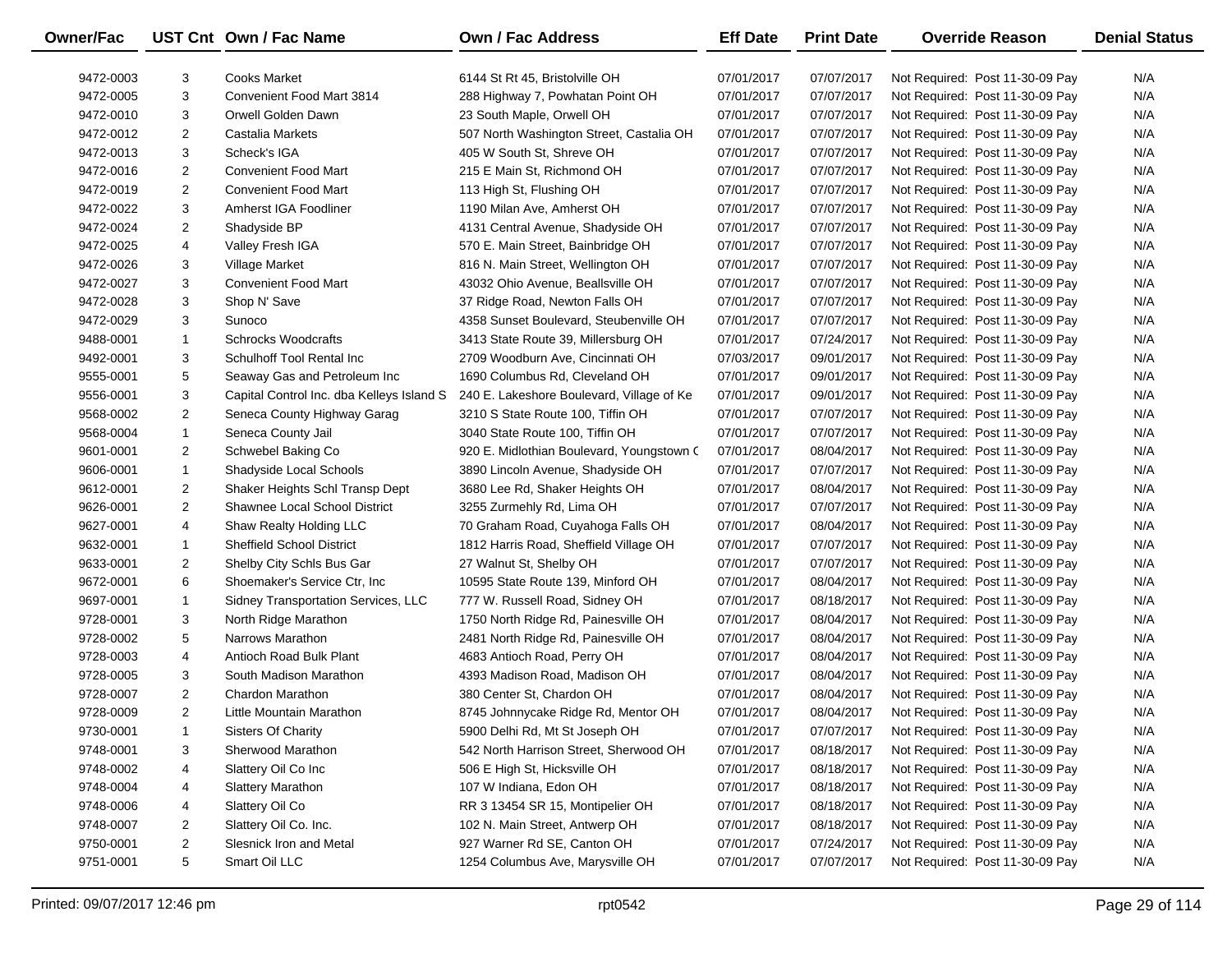| Owner/Fac | UST Cnt | Own / Fac Name | Own / Fac Address | Eff Date | Print Date | Override Reason | Denial Status |
|---|---|---|---|---|---|---|---|
| 9472-0003 | 3 | Cooks Market | 6144 St Rt 45, Bristolville OH | 07/01/2017 | 07/07/2017 | Not Required: Post 11-30-09 Pay | N/A |
| 9472-0005 | 3 | Convenient Food Mart 3814 | 288 Highway 7, Powhatan Point OH | 07/01/2017 | 07/07/2017 | Not Required: Post 11-30-09 Pay | N/A |
| 9472-0010 | 3 | Orwell Golden Dawn | 23 South Maple, Orwell OH | 07/01/2017 | 07/07/2017 | Not Required: Post 11-30-09 Pay | N/A |
| 9472-0012 | 2 | Castalia Markets | 507 North Washington Street, Castalia OH | 07/01/2017 | 07/07/2017 | Not Required: Post 11-30-09 Pay | N/A |
| 9472-0013 | 3 | Scheck's IGA | 405 W South St, Shreve OH | 07/01/2017 | 07/07/2017 | Not Required: Post 11-30-09 Pay | N/A |
| 9472-0016 | 2 | Convenient Food Mart | 215 E Main St, Richmond OH | 07/01/2017 | 07/07/2017 | Not Required: Post 11-30-09 Pay | N/A |
| 9472-0019 | 2 | Convenient Food Mart | 113 High St, Flushing OH | 07/01/2017 | 07/07/2017 | Not Required: Post 11-30-09 Pay | N/A |
| 9472-0022 | 3 | Amherst IGA Foodliner | 1190 Milan Ave, Amherst OH | 07/01/2017 | 07/07/2017 | Not Required: Post 11-30-09 Pay | N/A |
| 9472-0024 | 2 | Shadyside BP | 4131 Central Avenue, Shadyside OH | 07/01/2017 | 07/07/2017 | Not Required: Post 11-30-09 Pay | N/A |
| 9472-0025 | 4 | Valley Fresh IGA | 570 E. Main Street, Bainbridge OH | 07/01/2017 | 07/07/2017 | Not Required: Post 11-30-09 Pay | N/A |
| 9472-0026 | 3 | Village Market | 816 N. Main Street, Wellington OH | 07/01/2017 | 07/07/2017 | Not Required: Post 11-30-09 Pay | N/A |
| 9472-0027 | 3 | Convenient Food Mart | 43032 Ohio Avenue, Beallsville OH | 07/01/2017 | 07/07/2017 | Not Required: Post 11-30-09 Pay | N/A |
| 9472-0028 | 3 | Shop N' Save | 37 Ridge Road, Newton Falls OH | 07/01/2017 | 07/07/2017 | Not Required: Post 11-30-09 Pay | N/A |
| 9472-0029 | 3 | Sunoco | 4358 Sunset Boulevard, Steubenville OH | 07/01/2017 | 07/07/2017 | Not Required: Post 11-30-09 Pay | N/A |
| 9488-0001 | 1 | Schrocks Woodcrafts | 3413 State Route 39, Millersburg OH | 07/01/2017 | 07/24/2017 | Not Required: Post 11-30-09 Pay | N/A |
| 9492-0001 | 3 | Schulhoff Tool Rental Inc | 2709 Woodburn Ave, Cincinnati OH | 07/03/2017 | 09/01/2017 | Not Required: Post 11-30-09 Pay | N/A |
| 9555-0001 | 5 | Seaway Gas and Petroleum Inc | 1690 Columbus Rd, Cleveland OH | 07/01/2017 | 09/01/2017 | Not Required: Post 11-30-09 Pay | N/A |
| 9556-0001 | 3 | Capital Control Inc. dba Kelleys Island S | 240 E. Lakeshore Boulevard, Village of Ke | 07/01/2017 | 09/01/2017 | Not Required: Post 11-30-09 Pay | N/A |
| 9568-0002 | 2 | Seneca County Highway Garag | 3210 S State Route 100, Tiffin OH | 07/01/2017 | 07/07/2017 | Not Required: Post 11-30-09 Pay | N/A |
| 9568-0004 | 1 | Seneca County Jail | 3040 State Route 100, Tiffin OH | 07/01/2017 | 07/07/2017 | Not Required: Post 11-30-09 Pay | N/A |
| 9601-0001 | 2 | Schwebel Baking Co | 920 E. Midlothian Boulevard, Youngstown C | 07/01/2017 | 08/04/2017 | Not Required: Post 11-30-09 Pay | N/A |
| 9606-0001 | 1 | Shadyside Local Schools | 3890 Lincoln Avenue, Shadyside OH | 07/01/2017 | 07/07/2017 | Not Required: Post 11-30-09 Pay | N/A |
| 9612-0001 | 2 | Shaker Heights Schl Transp Dept | 3680 Lee Rd, Shaker Heights OH | 07/01/2017 | 08/04/2017 | Not Required: Post 11-30-09 Pay | N/A |
| 9626-0001 | 2 | Shawnee Local School District | 3255 Zurmehly Rd, Lima OH | 07/01/2017 | 07/07/2017 | Not Required: Post 11-30-09 Pay | N/A |
| 9627-0001 | 4 | Shaw Realty Holding LLC | 70 Graham Road, Cuyahoga Falls OH | 07/01/2017 | 08/04/2017 | Not Required: Post 11-30-09 Pay | N/A |
| 9632-0001 | 1 | Sheffield School District | 1812 Harris Road, Sheffield Village OH | 07/01/2017 | 07/07/2017 | Not Required: Post 11-30-09 Pay | N/A |
| 9633-0001 | 2 | Shelby City Schls Bus Gar | 27 Walnut St, Shelby OH | 07/01/2017 | 07/07/2017 | Not Required: Post 11-30-09 Pay | N/A |
| 9672-0001 | 6 | Shoemaker's Service Ctr, Inc | 10595 State Route 139, Minford OH | 07/01/2017 | 08/04/2017 | Not Required: Post 11-30-09 Pay | N/A |
| 9697-0001 | 1 | Sidney Transportation Services, LLC | 777 W. Russell Road, Sidney OH | 07/01/2017 | 08/18/2017 | Not Required: Post 11-30-09 Pay | N/A |
| 9728-0001 | 3 | North Ridge Marathon | 1750 North Ridge Rd, Painesville OH | 07/01/2017 | 08/04/2017 | Not Required: Post 11-30-09 Pay | N/A |
| 9728-0002 | 5 | Narrows Marathon | 2481 North Ridge Rd, Painesville OH | 07/01/2017 | 08/04/2017 | Not Required: Post 11-30-09 Pay | N/A |
| 9728-0003 | 4 | Antioch Road Bulk Plant | 4683 Antioch Road, Perry OH | 07/01/2017 | 08/04/2017 | Not Required: Post 11-30-09 Pay | N/A |
| 9728-0005 | 3 | South Madison Marathon | 4393 Madison Road, Madison OH | 07/01/2017 | 08/04/2017 | Not Required: Post 11-30-09 Pay | N/A |
| 9728-0007 | 2 | Chardon Marathon | 380 Center St, Chardon OH | 07/01/2017 | 08/04/2017 | Not Required: Post 11-30-09 Pay | N/A |
| 9728-0009 | 2 | Little Mountain Marathon | 8745 Johnnycake Ridge Rd, Mentor OH | 07/01/2017 | 08/04/2017 | Not Required: Post 11-30-09 Pay | N/A |
| 9730-0001 | 1 | Sisters Of Charity | 5900 Delhi Rd, Mt St Joseph OH | 07/01/2017 | 07/07/2017 | Not Required: Post 11-30-09 Pay | N/A |
| 9748-0001 | 3 | Sherwood Marathon | 542 North Harrison Street, Sherwood OH | 07/01/2017 | 08/18/2017 | Not Required: Post 11-30-09 Pay | N/A |
| 9748-0002 | 4 | Slattery Oil Co Inc | 506 E High St, Hicksville OH | 07/01/2017 | 08/18/2017 | Not Required: Post 11-30-09 Pay | N/A |
| 9748-0004 | 4 | Slattery Marathon | 107 W Indiana, Edon OH | 07/01/2017 | 08/18/2017 | Not Required: Post 11-30-09 Pay | N/A |
| 9748-0006 | 4 | Slattery Oil Co | RR 3 13454 SR 15, Montipelier OH | 07/01/2017 | 08/18/2017 | Not Required: Post 11-30-09 Pay | N/A |
| 9748-0007 | 2 | Slattery Oil Co. Inc. | 102 N. Main Street, Antwerp OH | 07/01/2017 | 08/18/2017 | Not Required: Post 11-30-09 Pay | N/A |
| 9750-0001 | 2 | Slesnick Iron and Metal | 927 Warner Rd SE, Canton OH | 07/01/2017 | 07/24/2017 | Not Required: Post 11-30-09 Pay | N/A |
| 9751-0001 | 5 | Smart Oil LLC | 1254 Columbus Ave, Marysville OH | 07/01/2017 | 07/07/2017 | Not Required: Post 11-30-09 Pay | N/A |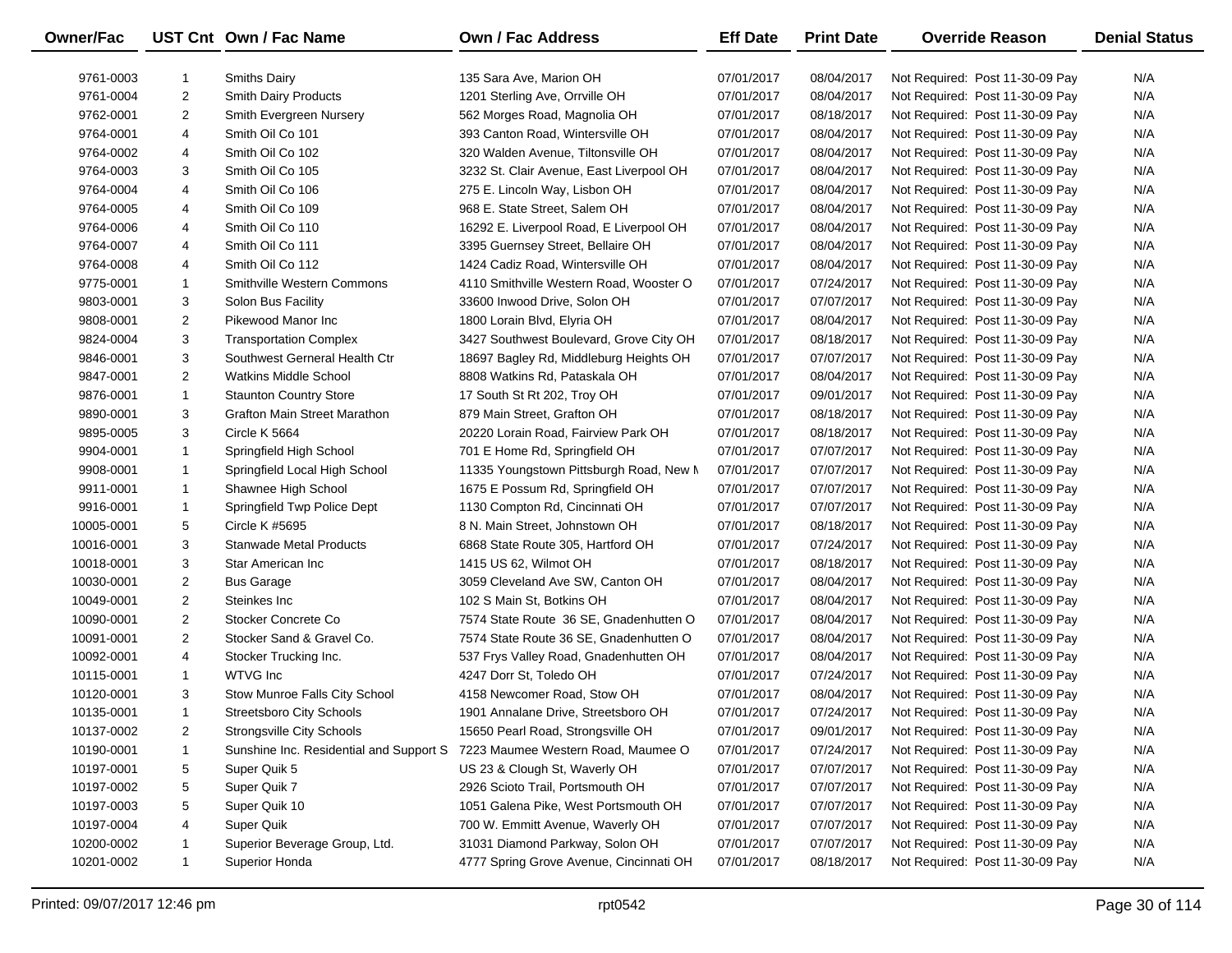| Owner/Fac | UST Cnt | Own / Fac Name | Own / Fac Address | Eff Date | Print Date | Override Reason | Denial Status |
|---|---|---|---|---|---|---|---|
| 9761-0003 | 1 | Smiths Dairy | 135 Sara Ave, Marion OH | 07/01/2017 | 08/04/2017 | Not Required: Post 11-30-09 Pay | N/A |
| 9761-0004 | 2 | Smith Dairy Products | 1201 Sterling Ave, Orrville OH | 07/01/2017 | 08/04/2017 | Not Required: Post 11-30-09 Pay | N/A |
| 9762-0001 | 2 | Smith Evergreen Nursery | 562 Morges Road, Magnolia OH | 07/01/2017 | 08/18/2017 | Not Required: Post 11-30-09 Pay | N/A |
| 9764-0001 | 4 | Smith Oil Co 101 | 393 Canton Road, Wintersville OH | 07/01/2017 | 08/04/2017 | Not Required: Post 11-30-09 Pay | N/A |
| 9764-0002 | 4 | Smith Oil Co 102 | 320 Walden Avenue, Tiltonsville OH | 07/01/2017 | 08/04/2017 | Not Required: Post 11-30-09 Pay | N/A |
| 9764-0003 | 3 | Smith Oil Co 105 | 3232 St. Clair Avenue, East Liverpool OH | 07/01/2017 | 08/04/2017 | Not Required: Post 11-30-09 Pay | N/A |
| 9764-0004 | 4 | Smith Oil Co 106 | 275 E. Lincoln Way, Lisbon OH | 07/01/2017 | 08/04/2017 | Not Required: Post 11-30-09 Pay | N/A |
| 9764-0005 | 4 | Smith Oil Co 109 | 968 E. State Street, Salem OH | 07/01/2017 | 08/04/2017 | Not Required: Post 11-30-09 Pay | N/A |
| 9764-0006 | 4 | Smith Oil Co 110 | 16292 E. Liverpool Road, E Liverpool OH | 07/01/2017 | 08/04/2017 | Not Required: Post 11-30-09 Pay | N/A |
| 9764-0007 | 4 | Smith Oil Co 111 | 3395 Guernsey Street, Bellaire OH | 07/01/2017 | 08/04/2017 | Not Required: Post 11-30-09 Pay | N/A |
| 9764-0008 | 4 | Smith Oil Co 112 | 1424 Cadiz Road, Wintersville OH | 07/01/2017 | 08/04/2017 | Not Required: Post 11-30-09 Pay | N/A |
| 9775-0001 | 1 | Smithville Western Commons | 4110 Smithville Western Road, Wooster O | 07/01/2017 | 07/24/2017 | Not Required: Post 11-30-09 Pay | N/A |
| 9803-0001 | 3 | Solon Bus Facility | 33600 Inwood Drive, Solon OH | 07/01/2017 | 07/07/2017 | Not Required: Post 11-30-09 Pay | N/A |
| 9808-0001 | 2 | Pikewood Manor Inc | 1800 Lorain Blvd, Elyria OH | 07/01/2017 | 08/04/2017 | Not Required: Post 11-30-09 Pay | N/A |
| 9824-0004 | 3 | Transportation Complex | 3427 Southwest Boulevard, Grove City OH | 07/01/2017 | 08/18/2017 | Not Required: Post 11-30-09 Pay | N/A |
| 9846-0001 | 3 | Southwest Gerneral Health Ctr | 18697 Bagley Rd, Middleburg Heights OH | 07/01/2017 | 07/07/2017 | Not Required: Post 11-30-09 Pay | N/A |
| 9847-0001 | 2 | Watkins Middle School | 8808 Watkins Rd, Pataskala OH | 07/01/2017 | 08/04/2017 | Not Required: Post 11-30-09 Pay | N/A |
| 9876-0001 | 1 | Staunton Country Store | 17 South St Rt 202, Troy OH | 07/01/2017 | 09/01/2017 | Not Required: Post 11-30-09 Pay | N/A |
| 9890-0001 | 3 | Grafton Main Street Marathon | 879 Main Street, Grafton OH | 07/01/2017 | 08/18/2017 | Not Required: Post 11-30-09 Pay | N/A |
| 9895-0005 | 3 | Circle K 5664 | 20220 Lorain Road, Fairview Park OH | 07/01/2017 | 08/18/2017 | Not Required: Post 11-30-09 Pay | N/A |
| 9904-0001 | 1 | Springfield High School | 701 E Home Rd, Springfield OH | 07/01/2017 | 07/07/2017 | Not Required: Post 11-30-09 Pay | N/A |
| 9908-0001 | 1 | Springfield Local High School | 11335 Youngstown Pittsburgh Road, New M | 07/01/2017 | 07/07/2017 | Not Required: Post 11-30-09 Pay | N/A |
| 9911-0001 | 1 | Shawnee High School | 1675 E Possum Rd, Springfield OH | 07/01/2017 | 07/07/2017 | Not Required: Post 11-30-09 Pay | N/A |
| 9916-0001 | 1 | Springfield Twp Police Dept | 1130 Compton Rd, Cincinnati OH | 07/01/2017 | 07/07/2017 | Not Required: Post 11-30-09 Pay | N/A |
| 10005-0001 | 5 | Circle K #5695 | 8 N. Main Street, Johnstown OH | 07/01/2017 | 08/18/2017 | Not Required: Post 11-30-09 Pay | N/A |
| 10016-0001 | 3 | Stanwade Metal Products | 6868 State Route 305, Hartford OH | 07/01/2017 | 07/24/2017 | Not Required: Post 11-30-09 Pay | N/A |
| 10018-0001 | 3 | Star American Inc | 1415 US 62, Wilmot OH | 07/01/2017 | 08/18/2017 | Not Required: Post 11-30-09 Pay | N/A |
| 10030-0001 | 2 | Bus Garage | 3059 Cleveland Ave SW, Canton OH | 07/01/2017 | 08/04/2017 | Not Required: Post 11-30-09 Pay | N/A |
| 10049-0001 | 2 | Steinkes Inc | 102 S Main St, Botkins OH | 07/01/2017 | 08/04/2017 | Not Required: Post 11-30-09 Pay | N/A |
| 10090-0001 | 2 | Stocker Concrete Co | 7574 State Route 36 SE, Gnadenhutten O | 07/01/2017 | 08/04/2017 | Not Required: Post 11-30-09 Pay | N/A |
| 10091-0001 | 2 | Stocker Sand & Gravel Co. | 7574 State Route 36 SE, Gnadenhutten O | 07/01/2017 | 08/04/2017 | Not Required: Post 11-30-09 Pay | N/A |
| 10092-0001 | 4 | Stocker Trucking Inc. | 537 Frys Valley Road, Gnadenhutten OH | 07/01/2017 | 08/04/2017 | Not Required: Post 11-30-09 Pay | N/A |
| 10115-0001 | 1 | WTVG Inc | 4247 Dorr St, Toledo OH | 07/01/2017 | 07/24/2017 | Not Required: Post 11-30-09 Pay | N/A |
| 10120-0001 | 3 | Stow Munroe Falls City School | 4158 Newcomer Road, Stow OH | 07/01/2017 | 08/04/2017 | Not Required: Post 11-30-09 Pay | N/A |
| 10135-0001 | 1 | Streetsboro City Schools | 1901 Annalane Drive, Streetsboro OH | 07/01/2017 | 07/24/2017 | Not Required: Post 11-30-09 Pay | N/A |
| 10137-0002 | 2 | Strongsville City Schools | 15650 Pearl Road, Strongsville OH | 07/01/2017 | 09/01/2017 | Not Required: Post 11-30-09 Pay | N/A |
| 10190-0001 | 1 | Sunshine Inc. Residential and Support S | 7223 Maumee Western Road, Maumee O | 07/01/2017 | 07/24/2017 | Not Required: Post 11-30-09 Pay | N/A |
| 10197-0001 | 5 | Super Quik 5 | US 23 & Clough St, Waverly OH | 07/01/2017 | 07/07/2017 | Not Required: Post 11-30-09 Pay | N/A |
| 10197-0002 | 5 | Super Quik 7 | 2926 Scioto Trail, Portsmouth OH | 07/01/2017 | 07/07/2017 | Not Required: Post 11-30-09 Pay | N/A |
| 10197-0003 | 5 | Super Quik 10 | 1051 Galena Pike, West Portsmouth OH | 07/01/2017 | 07/07/2017 | Not Required: Post 11-30-09 Pay | N/A |
| 10197-0004 | 4 | Super Quik | 700 W. Emmitt Avenue, Waverly OH | 07/01/2017 | 07/07/2017 | Not Required: Post 11-30-09 Pay | N/A |
| 10200-0002 | 1 | Superior Beverage Group, Ltd. | 31031 Diamond Parkway, Solon OH | 07/01/2017 | 07/07/2017 | Not Required: Post 11-30-09 Pay | N/A |
| 10201-0002 | 1 | Superior Honda | 4777 Spring Grove Avenue, Cincinnati OH | 07/01/2017 | 08/18/2017 | Not Required: Post 11-30-09 Pay | N/A |

Printed: 09/07/2017 12:46 pm rpt0542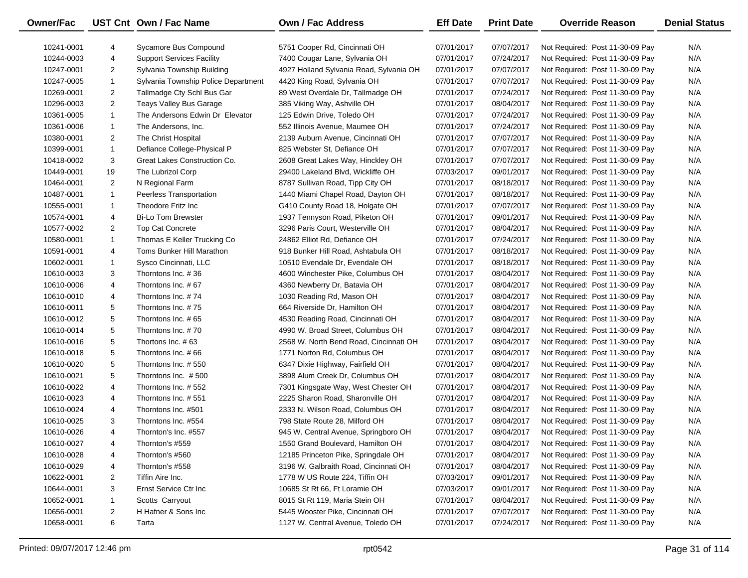| Owner/Fac | UST Cnt | Own / Fac Name | Own / Fac Address | Eff Date | Print Date | Override Reason | Denial Status |
|---|---|---|---|---|---|---|---|
| 10241-0001 | 4 | Sycamore Bus Compound | 5751 Cooper Rd, Cincinnati OH | 07/01/2017 | 07/07/2017 | Not Required: Post 11-30-09 Pay | N/A |
| 10244-0003 | 4 | Support Services Facility | 7400 Cougar Lane, Sylvania OH | 07/01/2017 | 07/24/2017 | Not Required: Post 11-30-09 Pay | N/A |
| 10247-0001 | 2 | Sylvania Township Building | 4927 Holland Sylvania Road, Sylvania OH | 07/01/2017 | 07/07/2017 | Not Required: Post 11-30-09 Pay | N/A |
| 10247-0005 | 1 | Sylvania Township Police Department | 4420 King Road, Sylvania OH | 07/01/2017 | 07/07/2017 | Not Required: Post 11-30-09 Pay | N/A |
| 10269-0001 | 2 | Tallmadge Cty Schl Bus Gar | 89 West Overdale Dr, Tallmadge OH | 07/01/2017 | 07/24/2017 | Not Required: Post 11-30-09 Pay | N/A |
| 10296-0003 | 2 | Teays Valley Bus Garage | 385 Viking Way, Ashville OH | 07/01/2017 | 08/04/2017 | Not Required: Post 11-30-09 Pay | N/A |
| 10361-0005 | 1 | The Andersons Edwin Dr Elevator | 125 Edwin Drive, Toledo OH | 07/01/2017 | 07/24/2017 | Not Required: Post 11-30-09 Pay | N/A |
| 10361-0006 | 1 | The Andersons, Inc. | 552 Illinois Avenue, Maumee OH | 07/01/2017 | 07/24/2017 | Not Required: Post 11-30-09 Pay | N/A |
| 10380-0001 | 2 | The Christ Hospital | 2139 Auburn Avenue, Cincinnati OH | 07/01/2017 | 07/07/2017 | Not Required: Post 11-30-09 Pay | N/A |
| 10399-0001 | 1 | Defiance College-Physical P | 825 Webster St, Defiance OH | 07/01/2017 | 07/07/2017 | Not Required: Post 11-30-09 Pay | N/A |
| 10418-0002 | 3 | Great Lakes Construction Co. | 2608 Great Lakes Way, Hinckley OH | 07/01/2017 | 07/07/2017 | Not Required: Post 11-30-09 Pay | N/A |
| 10449-0001 | 19 | The Lubrizol Corp | 29400 Lakeland Blvd, Wickliffe OH | 07/03/2017 | 09/01/2017 | Not Required: Post 11-30-09 Pay | N/A |
| 10464-0001 | 2 | N Regional Farm | 8787 Sullivan Road, Tipp City OH | 07/01/2017 | 08/18/2017 | Not Required: Post 11-30-09 Pay | N/A |
| 10487-0001 | 1 | Peerless Transportation | 1440 Miami Chapel Road, Dayton OH | 07/01/2017 | 08/18/2017 | Not Required: Post 11-30-09 Pay | N/A |
| 10555-0001 | 1 | Theodore Fritz Inc | G410 County Road 18, Holgate OH | 07/01/2017 | 07/07/2017 | Not Required: Post 11-30-09 Pay | N/A |
| 10574-0001 | 4 | Bi-Lo Tom Brewster | 1937 Tennyson Road, Piketon OH | 07/01/2017 | 09/01/2017 | Not Required: Post 11-30-09 Pay | N/A |
| 10577-0002 | 2 | Top Cat Concrete | 3296 Paris Court, Westerville OH | 07/01/2017 | 08/04/2017 | Not Required: Post 11-30-09 Pay | N/A |
| 10580-0001 | 1 | Thomas E Keller Trucking Co | 24862 Elliot Rd, Defiance OH | 07/01/2017 | 07/24/2017 | Not Required: Post 11-30-09 Pay | N/A |
| 10591-0001 | 4 | Toms Bunker Hill Marathon | 918 Bunker Hill Road, Ashtabula OH | 07/01/2017 | 08/18/2017 | Not Required: Post 11-30-09 Pay | N/A |
| 10602-0001 | 1 | Sysco Cincinnati, LLC | 10510 Evendale Dr, Evendale OH | 07/01/2017 | 08/18/2017 | Not Required: Post 11-30-09 Pay | N/A |
| 10610-0003 | 3 | Thorntons Inc. # 36 | 4600 Winchester Pike, Columbus OH | 07/01/2017 | 08/04/2017 | Not Required: Post 11-30-09 Pay | N/A |
| 10610-0006 | 4 | Thorntons Inc. # 67 | 4360 Newberry Dr, Batavia OH | 07/01/2017 | 08/04/2017 | Not Required: Post 11-30-09 Pay | N/A |
| 10610-0010 | 4 | Thorntons Inc. # 74 | 1030 Reading Rd, Mason OH | 07/01/2017 | 08/04/2017 | Not Required: Post 11-30-09 Pay | N/A |
| 10610-0011 | 5 | Thorntons Inc. # 75 | 664 Riverside Dr, Hamilton OH | 07/01/2017 | 08/04/2017 | Not Required: Post 11-30-09 Pay | N/A |
| 10610-0012 | 5 | Thorntons Inc. # 65 | 4530 Reading Road, Cincinnati OH | 07/01/2017 | 08/04/2017 | Not Required: Post 11-30-09 Pay | N/A |
| 10610-0014 | 5 | Thorntons Inc. # 70 | 4990 W. Broad Street, Columbus OH | 07/01/2017 | 08/04/2017 | Not Required: Post 11-30-09 Pay | N/A |
| 10610-0016 | 5 | Thortons Inc. # 63 | 2568 W. North Bend Road, Cincinnati OH | 07/01/2017 | 08/04/2017 | Not Required: Post 11-30-09 Pay | N/A |
| 10610-0018 | 5 | Thorntons Inc. # 66 | 1771 Norton Rd, Columbus OH | 07/01/2017 | 08/04/2017 | Not Required: Post 11-30-09 Pay | N/A |
| 10610-0020 | 5 | Thorntons Inc. # 550 | 6347 Dixie Highway, Fairfield OH | 07/01/2017 | 08/04/2017 | Not Required: Post 11-30-09 Pay | N/A |
| 10610-0021 | 5 | Thorntons Inc. # 500 | 3898 Alum Creek Dr, Columbus OH | 07/01/2017 | 08/04/2017 | Not Required: Post 11-30-09 Pay | N/A |
| 10610-0022 | 4 | Thorntons Inc. # 552 | 7301 Kingsgate Way, West Chester OH | 07/01/2017 | 08/04/2017 | Not Required: Post 11-30-09 Pay | N/A |
| 10610-0023 | 4 | Thorntons Inc. # 551 | 2225 Sharon Road, Sharonville OH | 07/01/2017 | 08/04/2017 | Not Required: Post 11-30-09 Pay | N/A |
| 10610-0024 | 4 | Thorntons Inc. #501 | 2333 N. Wilson Road, Columbus OH | 07/01/2017 | 08/04/2017 | Not Required: Post 11-30-09 Pay | N/A |
| 10610-0025 | 3 | Thorntons Inc. #554 | 798 State Route 28, Milford OH | 07/01/2017 | 08/04/2017 | Not Required: Post 11-30-09 Pay | N/A |
| 10610-0026 | 4 | Thornton's Inc. #557 | 945 W. Central Avenue, Springboro OH | 07/01/2017 | 08/04/2017 | Not Required: Post 11-30-09 Pay | N/A |
| 10610-0027 | 4 | Thornton's #559 | 1550 Grand Boulevard, Hamilton OH | 07/01/2017 | 08/04/2017 | Not Required: Post 11-30-09 Pay | N/A |
| 10610-0028 | 4 | Thornton's #560 | 12185 Princeton Pike, Springdale OH | 07/01/2017 | 08/04/2017 | Not Required: Post 11-30-09 Pay | N/A |
| 10610-0029 | 4 | Thornton's #558 | 3196 W. Galbraith Road, Cincinnati OH | 07/01/2017 | 08/04/2017 | Not Required: Post 11-30-09 Pay | N/A |
| 10622-0001 | 2 | Tiffin Aire Inc. | 1778 W US Route 224, Tiffin OH | 07/03/2017 | 09/01/2017 | Not Required: Post 11-30-09 Pay | N/A |
| 10644-0001 | 3 | Ernst Service Ctr Inc | 10685 St Rt 66, Ft Loramie OH | 07/03/2017 | 09/01/2017 | Not Required: Post 11-30-09 Pay | N/A |
| 10652-0001 | 1 | Scotts Carryout | 8015 St Rt 119, Maria Stein OH | 07/01/2017 | 08/04/2017 | Not Required: Post 11-30-09 Pay | N/A |
| 10656-0001 | 2 | H Hafner & Sons Inc | 5445 Wooster Pike, Cincinnati OH | 07/01/2017 | 07/07/2017 | Not Required: Post 11-30-09 Pay | N/A |
| 10658-0001 | 6 | Tarta | 1127 W. Central Avenue, Toledo OH | 07/01/2017 | 07/24/2017 | Not Required: Post 11-30-09 Pay | N/A |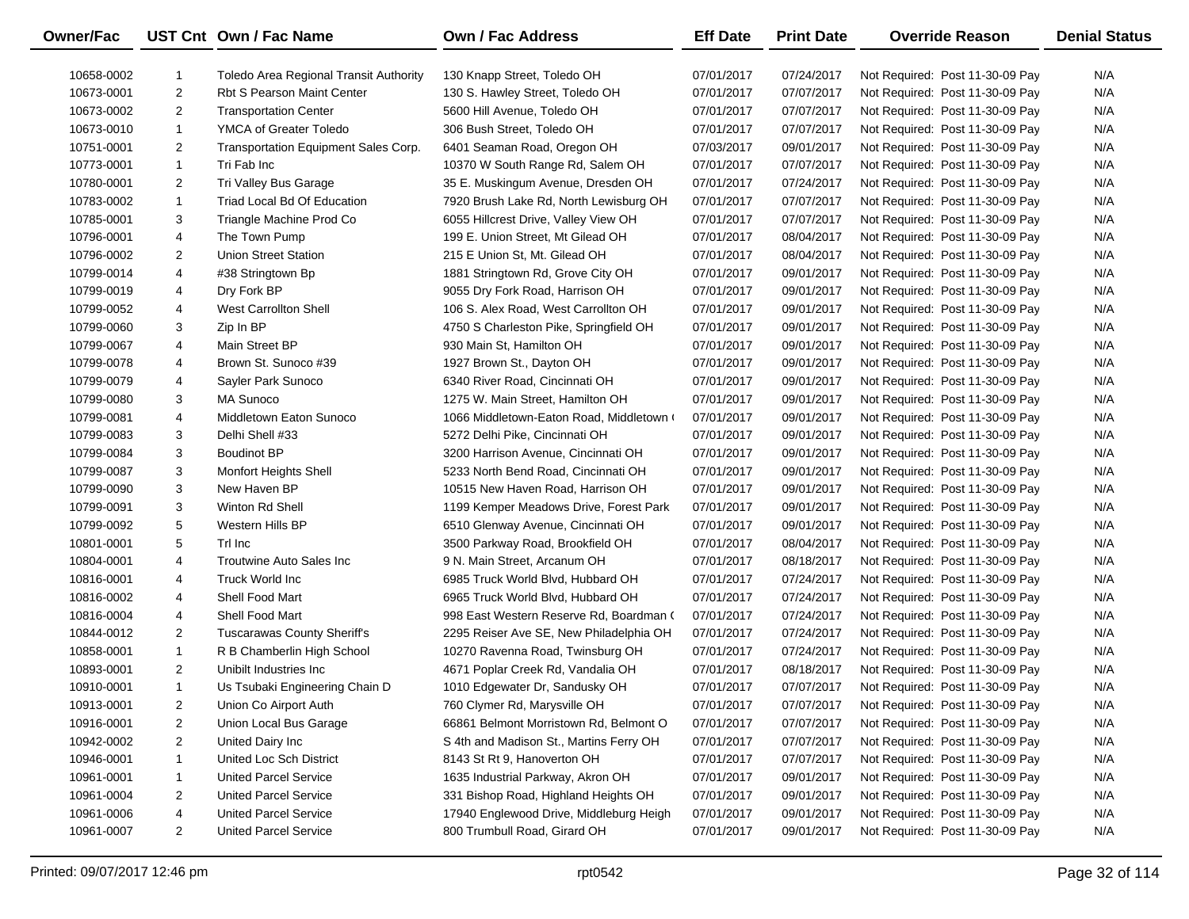| Owner/Fac | UST Cnt | Own / Fac Name | Own / Fac Address | Eff Date | Print Date | Override Reason | Denial Status |
|---|---|---|---|---|---|---|---|
| 10658-0002 | 1 | Toledo Area Regional Transit Authority | 130 Knapp Street, Toledo OH | 07/01/2017 | 07/24/2017 | Not Required: Post 11-30-09 Pay | N/A |
| 10673-0001 | 2 | Rbt S Pearson Maint Center | 130 S. Hawley Street, Toledo OH | 07/01/2017 | 07/07/2017 | Not Required: Post 11-30-09 Pay | N/A |
| 10673-0002 | 2 | Transportation Center | 5600 Hill Avenue, Toledo OH | 07/01/2017 | 07/07/2017 | Not Required: Post 11-30-09 Pay | N/A |
| 10673-0010 | 1 | YMCA of Greater Toledo | 306 Bush Street, Toledo OH | 07/01/2017 | 07/07/2017 | Not Required: Post 11-30-09 Pay | N/A |
| 10751-0001 | 2 | Transportation Equipment Sales Corp. | 6401 Seaman Road, Oregon OH | 07/03/2017 | 09/01/2017 | Not Required: Post 11-30-09 Pay | N/A |
| 10773-0001 | 1 | Tri Fab Inc | 10370 W South Range Rd, Salem OH | 07/01/2017 | 07/07/2017 | Not Required: Post 11-30-09 Pay | N/A |
| 10780-0001 | 2 | Tri Valley Bus Garage | 35 E. Muskingum Avenue, Dresden OH | 07/01/2017 | 07/24/2017 | Not Required: Post 11-30-09 Pay | N/A |
| 10783-0002 | 1 | Triad Local Bd Of Education | 7920 Brush Lake Rd, North Lewisburg OH | 07/01/2017 | 07/07/2017 | Not Required: Post 11-30-09 Pay | N/A |
| 10785-0001 | 3 | Triangle Machine Prod Co | 6055 Hillcrest Drive, Valley View OH | 07/01/2017 | 07/07/2017 | Not Required: Post 11-30-09 Pay | N/A |
| 10796-0001 | 4 | The Town Pump | 199 E. Union Street, Mt Gilead OH | 07/01/2017 | 08/04/2017 | Not Required: Post 11-30-09 Pay | N/A |
| 10796-0002 | 2 | Union Street Station | 215 E Union St, Mt. Gilead OH | 07/01/2017 | 08/04/2017 | Not Required: Post 11-30-09 Pay | N/A |
| 10799-0014 | 4 | #38 Stringtown Bp | 1881 Stringtown Rd, Grove City OH | 07/01/2017 | 09/01/2017 | Not Required: Post 11-30-09 Pay | N/A |
| 10799-0019 | 4 | Dry Fork BP | 9055 Dry Fork Road, Harrison OH | 07/01/2017 | 09/01/2017 | Not Required: Post 11-30-09 Pay | N/A |
| 10799-0052 | 4 | West Carrollton Shell | 106 S. Alex Road, West Carrollton OH | 07/01/2017 | 09/01/2017 | Not Required: Post 11-30-09 Pay | N/A |
| 10799-0060 | 3 | Zip In BP | 4750 S Charleston Pike, Springfield OH | 07/01/2017 | 09/01/2017 | Not Required: Post 11-30-09 Pay | N/A |
| 10799-0067 | 4 | Main Street BP | 930 Main St, Hamilton OH | 07/01/2017 | 09/01/2017 | Not Required: Post 11-30-09 Pay | N/A |
| 10799-0078 | 4 | Brown St. Sunoco #39 | 1927 Brown St., Dayton OH | 07/01/2017 | 09/01/2017 | Not Required: Post 11-30-09 Pay | N/A |
| 10799-0079 | 4 | Sayler Park Sunoco | 6340 River Road, Cincinnati OH | 07/01/2017 | 09/01/2017 | Not Required: Post 11-30-09 Pay | N/A |
| 10799-0080 | 3 | MA Sunoco | 1275 W. Main Street, Hamilton OH | 07/01/2017 | 09/01/2017 | Not Required: Post 11-30-09 Pay | N/A |
| 10799-0081 | 4 | Middletown Eaton Sunoco | 1066 Middletown-Eaton Road, Middletown ( | 07/01/2017 | 09/01/2017 | Not Required: Post 11-30-09 Pay | N/A |
| 10799-0083 | 3 | Delhi Shell #33 | 5272 Delhi Pike, Cincinnati OH | 07/01/2017 | 09/01/2017 | Not Required: Post 11-30-09 Pay | N/A |
| 10799-0084 | 3 | Boudinot BP | 3200 Harrison Avenue, Cincinnati OH | 07/01/2017 | 09/01/2017 | Not Required: Post 11-30-09 Pay | N/A |
| 10799-0087 | 3 | Monfort Heights Shell | 5233 North Bend Road, Cincinnati OH | 07/01/2017 | 09/01/2017 | Not Required: Post 11-30-09 Pay | N/A |
| 10799-0090 | 3 | New Haven BP | 10515 New Haven Road, Harrison OH | 07/01/2017 | 09/01/2017 | Not Required: Post 11-30-09 Pay | N/A |
| 10799-0091 | 3 | Winton Rd Shell | 1199 Kemper Meadows Drive, Forest Park | 07/01/2017 | 09/01/2017 | Not Required: Post 11-30-09 Pay | N/A |
| 10799-0092 | 5 | Western Hills BP | 6510 Glenway Avenue, Cincinnati OH | 07/01/2017 | 09/01/2017 | Not Required: Post 11-30-09 Pay | N/A |
| 10801-0001 | 5 | Trl Inc | 3500 Parkway Road, Brookfield OH | 07/01/2017 | 08/04/2017 | Not Required: Post 11-30-09 Pay | N/A |
| 10804-0001 | 4 | Troutwine Auto Sales Inc | 9 N. Main Street, Arcanum OH | 07/01/2017 | 08/18/2017 | Not Required: Post 11-30-09 Pay | N/A |
| 10816-0001 | 4 | Truck World Inc | 6985 Truck World Blvd, Hubbard OH | 07/01/2017 | 07/24/2017 | Not Required: Post 11-30-09 Pay | N/A |
| 10816-0002 | 4 | Shell Food Mart | 6965 Truck World Blvd, Hubbard OH | 07/01/2017 | 07/24/2017 | Not Required: Post 11-30-09 Pay | N/A |
| 10816-0004 | 4 | Shell Food Mart | 998 East Western Reserve Rd, Boardman ( | 07/01/2017 | 07/24/2017 | Not Required: Post 11-30-09 Pay | N/A |
| 10844-0012 | 2 | Tuscarawas County Sheriff's | 2295 Reiser Ave SE, New Philadelphia OH | 07/01/2017 | 07/24/2017 | Not Required: Post 11-30-09 Pay | N/A |
| 10858-0001 | 1 | R B Chamberlin High School | 10270 Ravenna Road, Twinsburg OH | 07/01/2017 | 07/24/2017 | Not Required: Post 11-30-09 Pay | N/A |
| 10893-0001 | 2 | Unibilt Industries Inc | 4671 Poplar Creek Rd, Vandalia OH | 07/01/2017 | 08/18/2017 | Not Required: Post 11-30-09 Pay | N/A |
| 10910-0001 | 1 | Us Tsubaki Engineering Chain D | 1010 Edgewater Dr, Sandusky OH | 07/01/2017 | 07/07/2017 | Not Required: Post 11-30-09 Pay | N/A |
| 10913-0001 | 2 | Union Co Airport Auth | 760 Clymer Rd, Marysville OH | 07/01/2017 | 07/07/2017 | Not Required: Post 11-30-09 Pay | N/A |
| 10916-0001 | 2 | Union Local Bus Garage | 66861 Belmont Morristown Rd, Belmont O | 07/01/2017 | 07/07/2017 | Not Required: Post 11-30-09 Pay | N/A |
| 10942-0002 | 2 | United Dairy Inc | S 4th and Madison St., Martins Ferry OH | 07/01/2017 | 07/07/2017 | Not Required: Post 11-30-09 Pay | N/A |
| 10946-0001 | 1 | United Loc Sch District | 8143 St Rt 9, Hanoverton OH | 07/01/2017 | 07/07/2017 | Not Required: Post 11-30-09 Pay | N/A |
| 10961-0001 | 1 | United Parcel Service | 1635 Industrial Parkway, Akron OH | 07/01/2017 | 09/01/2017 | Not Required: Post 11-30-09 Pay | N/A |
| 10961-0004 | 2 | United Parcel Service | 331 Bishop Road, Highland Heights OH | 07/01/2017 | 09/01/2017 | Not Required: Post 11-30-09 Pay | N/A |
| 10961-0006 | 4 | United Parcel Service | 17940 Englewood Drive, Middleburg Heigh | 07/01/2017 | 09/01/2017 | Not Required: Post 11-30-09 Pay | N/A |
| 10961-0007 | 2 | United Parcel Service | 800 Trumbull Road, Girard OH | 07/01/2017 | 09/01/2017 | Not Required: Post 11-30-09 Pay | N/A |

Printed: 09/07/2017 12:46 pm rpt0542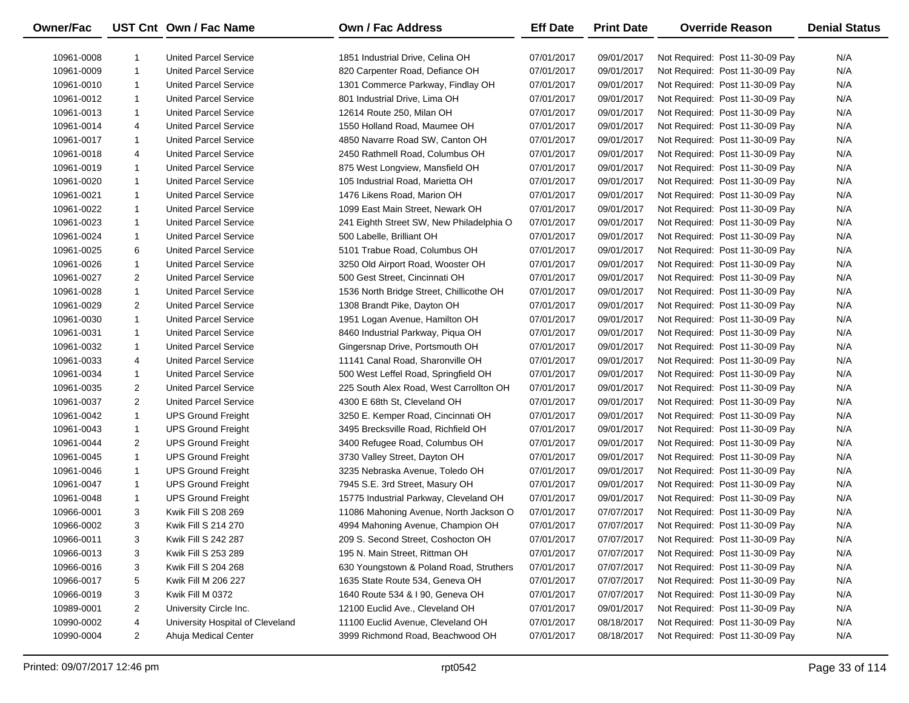| Owner/Fac | UST Cnt | Own / Fac Name | Own / Fac Address | Eff Date | Print Date | Override Reason | Denial Status |
|---|---|---|---|---|---|---|---|
| 10961-0008 | 1 | United Parcel Service | 1851 Industrial Drive, Celina OH | 07/01/2017 | 09/01/2017 | Not Required: Post 11-30-09 Pay | N/A |
| 10961-0009 | 1 | United Parcel Service | 820 Carpenter Road, Defiance OH | 07/01/2017 | 09/01/2017 | Not Required: Post 11-30-09 Pay | N/A |
| 10961-0010 | 1 | United Parcel Service | 1301 Commerce Parkway, Findlay OH | 07/01/2017 | 09/01/2017 | Not Required: Post 11-30-09 Pay | N/A |
| 10961-0012 | 1 | United Parcel Service | 801 Industrial Drive, Lima OH | 07/01/2017 | 09/01/2017 | Not Required: Post 11-30-09 Pay | N/A |
| 10961-0013 | 1 | United Parcel Service | 12614 Route 250, Milan OH | 07/01/2017 | 09/01/2017 | Not Required: Post 11-30-09 Pay | N/A |
| 10961-0014 | 4 | United Parcel Service | 1550 Holland Road, Maumee OH | 07/01/2017 | 09/01/2017 | Not Required: Post 11-30-09 Pay | N/A |
| 10961-0017 | 1 | United Parcel Service | 4850 Navarre Road SW, Canton OH | 07/01/2017 | 09/01/2017 | Not Required: Post 11-30-09 Pay | N/A |
| 10961-0018 | 4 | United Parcel Service | 2450 Rathmell Road, Columbus OH | 07/01/2017 | 09/01/2017 | Not Required: Post 11-30-09 Pay | N/A |
| 10961-0019 | 1 | United Parcel Service | 875 West Longview, Mansfield OH | 07/01/2017 | 09/01/2017 | Not Required: Post 11-30-09 Pay | N/A |
| 10961-0020 | 1 | United Parcel Service | 105 Industrial Road, Marietta OH | 07/01/2017 | 09/01/2017 | Not Required: Post 11-30-09 Pay | N/A |
| 10961-0021 | 1 | United Parcel Service | 1476 Likens Road, Marion OH | 07/01/2017 | 09/01/2017 | Not Required: Post 11-30-09 Pay | N/A |
| 10961-0022 | 1 | United Parcel Service | 1099 East Main Street, Newark OH | 07/01/2017 | 09/01/2017 | Not Required: Post 11-30-09 Pay | N/A |
| 10961-0023 | 1 | United Parcel Service | 241 Eighth Street SW, New Philadelphia O | 07/01/2017 | 09/01/2017 | Not Required: Post 11-30-09 Pay | N/A |
| 10961-0024 | 1 | United Parcel Service | 500 Labelle, Brilliant OH | 07/01/2017 | 09/01/2017 | Not Required: Post 11-30-09 Pay | N/A |
| 10961-0025 | 6 | United Parcel Service | 5101 Trabue Road, Columbus OH | 07/01/2017 | 09/01/2017 | Not Required: Post 11-30-09 Pay | N/A |
| 10961-0026 | 1 | United Parcel Service | 3250 Old Airport Road, Wooster OH | 07/01/2017 | 09/01/2017 | Not Required: Post 11-30-09 Pay | N/A |
| 10961-0027 | 2 | United Parcel Service | 500 Gest Street, Cincinnati OH | 07/01/2017 | 09/01/2017 | Not Required: Post 11-30-09 Pay | N/A |
| 10961-0028 | 1 | United Parcel Service | 1536 North Bridge Street, Chillicothe OH | 07/01/2017 | 09/01/2017 | Not Required: Post 11-30-09 Pay | N/A |
| 10961-0029 | 2 | United Parcel Service | 1308 Brandt Pike, Dayton OH | 07/01/2017 | 09/01/2017 | Not Required: Post 11-30-09 Pay | N/A |
| 10961-0030 | 1 | United Parcel Service | 1951 Logan Avenue, Hamilton OH | 07/01/2017 | 09/01/2017 | Not Required: Post 11-30-09 Pay | N/A |
| 10961-0031 | 1 | United Parcel Service | 8460 Industrial Parkway, Piqua OH | 07/01/2017 | 09/01/2017 | Not Required: Post 11-30-09 Pay | N/A |
| 10961-0032 | 1 | United Parcel Service | Gingersnap Drive, Portsmouth OH | 07/01/2017 | 09/01/2017 | Not Required: Post 11-30-09 Pay | N/A |
| 10961-0033 | 4 | United Parcel Service | 11141 Canal Road, Sharonville OH | 07/01/2017 | 09/01/2017 | Not Required: Post 11-30-09 Pay | N/A |
| 10961-0034 | 1 | United Parcel Service | 500 West Leffel Road, Springfield OH | 07/01/2017 | 09/01/2017 | Not Required: Post 11-30-09 Pay | N/A |
| 10961-0035 | 2 | United Parcel Service | 225 South Alex Road, West Carrollton OH | 07/01/2017 | 09/01/2017 | Not Required: Post 11-30-09 Pay | N/A |
| 10961-0037 | 2 | United Parcel Service | 4300 E 68th St, Cleveland OH | 07/01/2017 | 09/01/2017 | Not Required: Post 11-30-09 Pay | N/A |
| 10961-0042 | 1 | UPS Ground Freight | 3250 E. Kemper Road, Cincinnati OH | 07/01/2017 | 09/01/2017 | Not Required: Post 11-30-09 Pay | N/A |
| 10961-0043 | 1 | UPS Ground Freight | 3495 Brecksville Road, Richfield OH | 07/01/2017 | 09/01/2017 | Not Required: Post 11-30-09 Pay | N/A |
| 10961-0044 | 2 | UPS Ground Freight | 3400 Refugee Road, Columbus OH | 07/01/2017 | 09/01/2017 | Not Required: Post 11-30-09 Pay | N/A |
| 10961-0045 | 1 | UPS Ground Freight | 3730 Valley Street, Dayton OH | 07/01/2017 | 09/01/2017 | Not Required: Post 11-30-09 Pay | N/A |
| 10961-0046 | 1 | UPS Ground Freight | 3235 Nebraska Avenue, Toledo OH | 07/01/2017 | 09/01/2017 | Not Required: Post 11-30-09 Pay | N/A |
| 10961-0047 | 1 | UPS Ground Freight | 7945 S.E. 3rd Street, Masury OH | 07/01/2017 | 09/01/2017 | Not Required: Post 11-30-09 Pay | N/A |
| 10961-0048 | 1 | UPS Ground Freight | 15775 Industrial Parkway, Cleveland OH | 07/01/2017 | 09/01/2017 | Not Required: Post 11-30-09 Pay | N/A |
| 10966-0001 | 3 | Kwik Fill S 208 269 | 11086 Mahoning Avenue, North Jackson O | 07/01/2017 | 07/07/2017 | Not Required: Post 11-30-09 Pay | N/A |
| 10966-0002 | 3 | Kwik Fill S 214 270 | 4994 Mahoning Avenue, Champion OH | 07/01/2017 | 07/07/2017 | Not Required: Post 11-30-09 Pay | N/A |
| 10966-0011 | 3 | Kwik Fill S 242 287 | 209 S. Second Street, Coshocton OH | 07/01/2017 | 07/07/2017 | Not Required: Post 11-30-09 Pay | N/A |
| 10966-0013 | 3 | Kwik Fill S 253 289 | 195 N. Main Street, Rittman OH | 07/01/2017 | 07/07/2017 | Not Required: Post 11-30-09 Pay | N/A |
| 10966-0016 | 3 | Kwik Fill S 204 268 | 630 Youngstown & Poland Road, Struthers | 07/01/2017 | 07/07/2017 | Not Required: Post 11-30-09 Pay | N/A |
| 10966-0017 | 5 | Kwik Fill M 206 227 | 1635 State Route 534, Geneva OH | 07/01/2017 | 07/07/2017 | Not Required: Post 11-30-09 Pay | N/A |
| 10966-0019 | 3 | Kwik Fill M 0372 | 1640 Route 534 & I 90, Geneva OH | 07/01/2017 | 07/07/2017 | Not Required: Post 11-30-09 Pay | N/A |
| 10989-0001 | 2 | University Circle Inc. | 12100 Euclid Ave., Cleveland OH | 07/01/2017 | 09/01/2017 | Not Required: Post 11-30-09 Pay | N/A |
| 10990-0002 | 4 | University Hospital of Cleveland | 11100 Euclid Avenue, Cleveland OH | 07/01/2017 | 08/18/2017 | Not Required: Post 11-30-09 Pay | N/A |
| 10990-0004 | 2 | Ahuja Medical Center | 3999 Richmond Road, Beachwood OH | 07/01/2017 | 08/18/2017 | Not Required: Post 11-30-09 Pay | N/A |

Printed: 09/07/2017 12:46 pm    rpt0542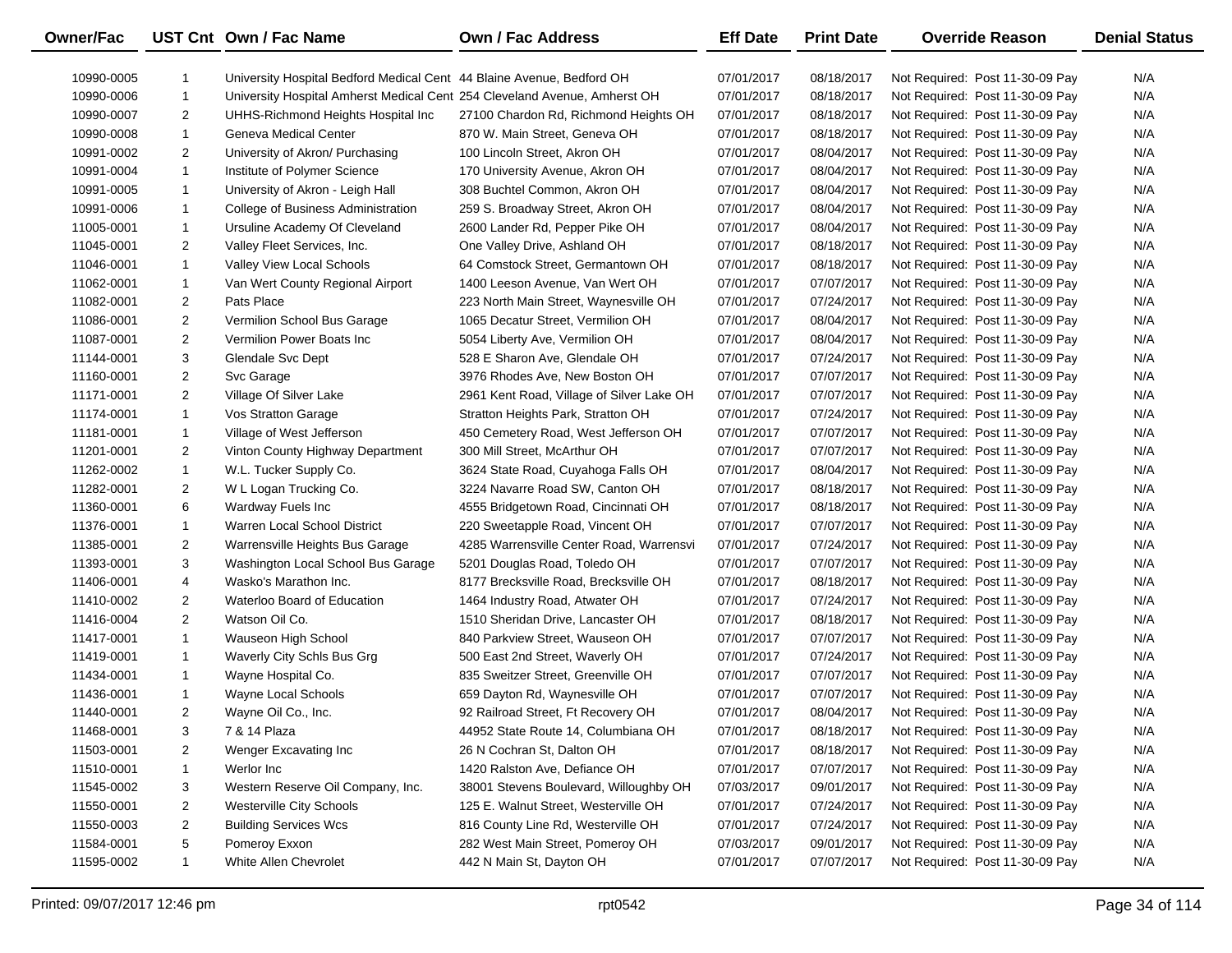| Owner/Fac | UST Cnt | Own / Fac Name | Own / Fac Address | Eff Date | Print Date | Override Reason | Denial Status |
|---|---|---|---|---|---|---|---|
| 10990-0005 | 1 | University Hospital Bedford Medical Cent | 44 Blaine Avenue, Bedford OH | 07/01/2017 | 08/18/2017 | Not Required: Post 11-30-09 Pay | N/A |
| 10990-0006 | 1 | University Hospital Amherst Medical Cent | 254 Cleveland Avenue, Amherst OH | 07/01/2017 | 08/18/2017 | Not Required: Post 11-30-09 Pay | N/A |
| 10990-0007 | 2 | UHHS-Richmond Heights Hospital Inc | 27100 Chardon Rd, Richmond Heights OH | 07/01/2017 | 08/18/2017 | Not Required: Post 11-30-09 Pay | N/A |
| 10990-0008 | 1 | Geneva Medical Center | 870 W. Main Street, Geneva OH | 07/01/2017 | 08/18/2017 | Not Required: Post 11-30-09 Pay | N/A |
| 10991-0002 | 2 | University of Akron/ Purchasing | 100 Lincoln Street, Akron OH | 07/01/2017 | 08/04/2017 | Not Required: Post 11-30-09 Pay | N/A |
| 10991-0004 | 1 | Institute of Polymer Science | 170 University Avenue, Akron OH | 07/01/2017 | 08/04/2017 | Not Required: Post 11-30-09 Pay | N/A |
| 10991-0005 | 1 | University of Akron - Leigh Hall | 308 Buchtel Common, Akron OH | 07/01/2017 | 08/04/2017 | Not Required: Post 11-30-09 Pay | N/A |
| 10991-0006 | 1 | College of Business Administration | 259 S. Broadway Street, Akron OH | 07/01/2017 | 08/04/2017 | Not Required: Post 11-30-09 Pay | N/A |
| 11005-0001 | 1 | Ursuline Academy Of Cleveland | 2600 Lander Rd, Pepper Pike OH | 07/01/2017 | 08/04/2017 | Not Required: Post 11-30-09 Pay | N/A |
| 11045-0001 | 2 | Valley Fleet Services, Inc. | One Valley Drive, Ashland OH | 07/01/2017 | 08/18/2017 | Not Required: Post 11-30-09 Pay | N/A |
| 11046-0001 | 1 | Valley View Local Schools | 64 Comstock Street, Germantown OH | 07/01/2017 | 08/18/2017 | Not Required: Post 11-30-09 Pay | N/A |
| 11062-0001 | 1 | Van Wert County Regional Airport | 1400 Leeson Avenue, Van Wert OH | 07/01/2017 | 07/07/2017 | Not Required: Post 11-30-09 Pay | N/A |
| 11082-0001 | 2 | Pats Place | 223 North Main Street, Waynesville OH | 07/01/2017 | 07/24/2017 | Not Required: Post 11-30-09 Pay | N/A |
| 11086-0001 | 2 | Vermilion School Bus Garage | 1065 Decatur Street, Vermilion OH | 07/01/2017 | 08/04/2017 | Not Required: Post 11-30-09 Pay | N/A |
| 11087-0001 | 2 | Vermilion Power Boats Inc | 5054 Liberty Ave, Vermilion OH | 07/01/2017 | 08/04/2017 | Not Required: Post 11-30-09 Pay | N/A |
| 11144-0001 | 3 | Glendale Svc Dept | 528 E Sharon Ave, Glendale OH | 07/01/2017 | 07/24/2017 | Not Required: Post 11-30-09 Pay | N/A |
| 11160-0001 | 2 | Svc Garage | 3976 Rhodes Ave, New Boston OH | 07/01/2017 | 07/07/2017 | Not Required: Post 11-30-09 Pay | N/A |
| 11171-0001 | 2 | Village Of Silver Lake | 2961 Kent Road, Village of Silver Lake OH | 07/01/2017 | 07/07/2017 | Not Required: Post 11-30-09 Pay | N/A |
| 11174-0001 | 1 | Vos Stratton Garage | Stratton Heights Park, Stratton OH | 07/01/2017 | 07/24/2017 | Not Required: Post 11-30-09 Pay | N/A |
| 11181-0001 | 1 | Village of West Jefferson | 450 Cemetery Road, West Jefferson OH | 07/01/2017 | 07/07/2017 | Not Required: Post 11-30-09 Pay | N/A |
| 11201-0001 | 2 | Vinton County Highway Department | 300 Mill Street, McArthur OH | 07/01/2017 | 07/07/2017 | Not Required: Post 11-30-09 Pay | N/A |
| 11262-0002 | 1 | W.L. Tucker Supply Co. | 3624 State Road, Cuyahoga Falls OH | 07/01/2017 | 08/04/2017 | Not Required: Post 11-30-09 Pay | N/A |
| 11282-0001 | 2 | W L Logan Trucking Co. | 3224 Navarre Road SW, Canton OH | 07/01/2017 | 08/18/2017 | Not Required: Post 11-30-09 Pay | N/A |
| 11360-0001 | 6 | Wardway Fuels Inc | 4555 Bridgetown Road, Cincinnati OH | 07/01/2017 | 08/18/2017 | Not Required: Post 11-30-09 Pay | N/A |
| 11376-0001 | 1 | Warren Local School District | 220 Sweetapple Road, Vincent OH | 07/01/2017 | 07/07/2017 | Not Required: Post 11-30-09 Pay | N/A |
| 11385-0001 | 2 | Warrensville Heights Bus Garage | 4285 Warrensville Center Road, Warrensvi | 07/01/2017 | 07/24/2017 | Not Required: Post 11-30-09 Pay | N/A |
| 11393-0001 | 3 | Washington Local School Bus Garage | 5201 Douglas Road, Toledo OH | 07/01/2017 | 07/07/2017 | Not Required: Post 11-30-09 Pay | N/A |
| 11406-0001 | 4 | Wasko's Marathon Inc. | 8177 Brecksville Road, Brecksville OH | 07/01/2017 | 08/18/2017 | Not Required: Post 11-30-09 Pay | N/A |
| 11410-0002 | 2 | Waterloo Board of Education | 1464 Industry Road, Atwater OH | 07/01/2017 | 07/24/2017 | Not Required: Post 11-30-09 Pay | N/A |
| 11416-0004 | 2 | Watson Oil Co. | 1510 Sheridan Drive, Lancaster OH | 07/01/2017 | 08/18/2017 | Not Required: Post 11-30-09 Pay | N/A |
| 11417-0001 | 1 | Wauseon High School | 840 Parkview Street, Wauseon OH | 07/01/2017 | 07/07/2017 | Not Required: Post 11-30-09 Pay | N/A |
| 11419-0001 | 1 | Waverly City Schls Bus Grg | 500 East 2nd Street, Waverly OH | 07/01/2017 | 07/24/2017 | Not Required: Post 11-30-09 Pay | N/A |
| 11434-0001 | 1 | Wayne Hospital Co. | 835 Sweitzer Street, Greenville OH | 07/01/2017 | 07/07/2017 | Not Required: Post 11-30-09 Pay | N/A |
| 11436-0001 | 1 | Wayne Local Schools | 659 Dayton Rd, Waynesville OH | 07/01/2017 | 07/07/2017 | Not Required: Post 11-30-09 Pay | N/A |
| 11440-0001 | 2 | Wayne Oil Co., Inc. | 92 Railroad Street, Ft Recovery OH | 07/01/2017 | 08/04/2017 | Not Required: Post 11-30-09 Pay | N/A |
| 11468-0001 | 3 | 7 & 14 Plaza | 44952 State Route 14, Columbiana OH | 07/01/2017 | 08/18/2017 | Not Required: Post 11-30-09 Pay | N/A |
| 11503-0001 | 2 | Wenger Excavating Inc | 26 N Cochran St, Dalton OH | 07/01/2017 | 08/18/2017 | Not Required: Post 11-30-09 Pay | N/A |
| 11510-0001 | 1 | Werlor Inc | 1420 Ralston Ave, Defiance OH | 07/01/2017 | 07/07/2017 | Not Required: Post 11-30-09 Pay | N/A |
| 11545-0002 | 3 | Western Reserve Oil Company, Inc. | 38001 Stevens Boulevard, Willoughby OH | 07/03/2017 | 09/01/2017 | Not Required: Post 11-30-09 Pay | N/A |
| 11550-0001 | 2 | Westerville City Schools | 125 E. Walnut Street, Westerville OH | 07/01/2017 | 07/24/2017 | Not Required: Post 11-30-09 Pay | N/A |
| 11550-0003 | 2 | Building Services Wcs | 816 County Line Rd, Westerville OH | 07/01/2017 | 07/24/2017 | Not Required: Post 11-30-09 Pay | N/A |
| 11584-0001 | 5 | Pomeroy Exxon | 282 West Main Street, Pomeroy OH | 07/03/2017 | 09/01/2017 | Not Required: Post 11-30-09 Pay | N/A |
| 11595-0002 | 1 | White Allen Chevrolet | 442 N Main St, Dayton OH | 07/01/2017 | 07/07/2017 | Not Required: Post 11-30-09 Pay | N/A |

Printed: 09/07/2017 12:46 pm rpt0542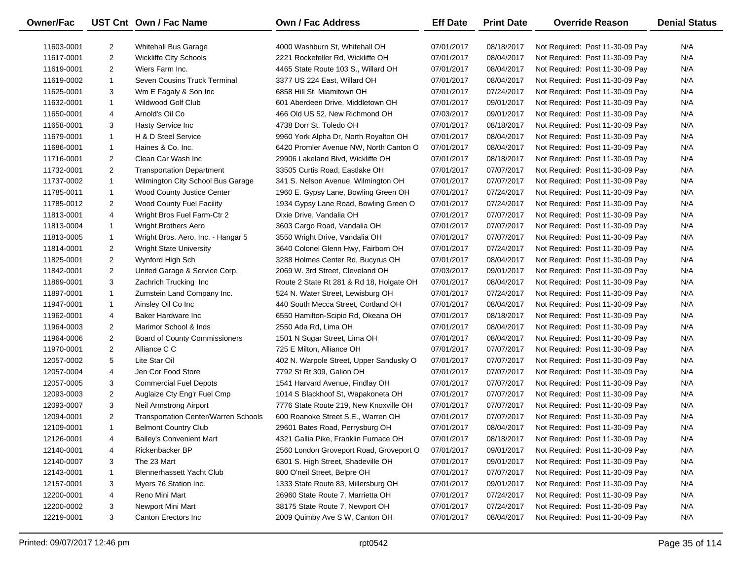| Owner/Fac | UST Cnt | Own / Fac Name | Own / Fac Address | Eff Date | Print Date | Override Reason | Denial Status |
|---|---|---|---|---|---|---|---|
| 11603-0001 | 2 | Whitehall Bus Garage | 4000 Washburn St, Whitehall OH | 07/01/2017 | 08/18/2017 | Not Required: Post 11-30-09 Pay | N/A |
| 11617-0001 | 2 | Wickliffe City Schools | 2221 Rockefeller Rd, Wickliffe OH | 07/01/2017 | 08/04/2017 | Not Required: Post 11-30-09 Pay | N/A |
| 11619-0001 | 2 | Wiers Farm Inc. | 4465 State Route 103 S., Willard OH | 07/01/2017 | 08/04/2017 | Not Required: Post 11-30-09 Pay | N/A |
| 11619-0002 | 1 | Seven Cousins Truck Terminal | 3377 US 224 East, Willard OH | 07/01/2017 | 08/04/2017 | Not Required: Post 11-30-09 Pay | N/A |
| 11625-0001 | 3 | Wm E Fagaly & Son Inc | 6858 Hill St, Miamitown OH | 07/01/2017 | 07/24/2017 | Not Required: Post 11-30-09 Pay | N/A |
| 11632-0001 | 1 | Wildwood Golf Club | 601 Aberdeen Drive, Middletown OH | 07/01/2017 | 09/01/2017 | Not Required: Post 11-30-09 Pay | N/A |
| 11650-0001 | 4 | Arnold's Oil Co | 466 Old US 52, New Richmond OH | 07/03/2017 | 09/01/2017 | Not Required: Post 11-30-09 Pay | N/A |
| 11658-0001 | 3 | Hasty Service Inc | 4738 Dorr St, Toledo OH | 07/01/2017 | 08/18/2017 | Not Required: Post 11-30-09 Pay | N/A |
| 11679-0001 | 1 | H & D Steel Service | 9960 York Alpha Dr, North Royalton OH | 07/01/2017 | 08/04/2017 | Not Required: Post 11-30-09 Pay | N/A |
| 11686-0001 | 1 | Haines & Co. Inc. | 6420 Promler Avenue NW, North Canton O | 07/01/2017 | 08/04/2017 | Not Required: Post 11-30-09 Pay | N/A |
| 11716-0001 | 2 | Clean Car Wash Inc | 29906 Lakeland Blvd, Wickliffe OH | 07/01/2017 | 08/18/2017 | Not Required: Post 11-30-09 Pay | N/A |
| 11732-0001 | 2 | Transportation Department | 33505 Curtis Road, Eastlake OH | 07/01/2017 | 07/07/2017 | Not Required: Post 11-30-09 Pay | N/A |
| 11737-0002 | 1 | Wilmington City School Bus Garage | 341 S. Nelson Avenue, Wilmington OH | 07/01/2017 | 07/07/2017 | Not Required: Post 11-30-09 Pay | N/A |
| 11785-0011 | 1 | Wood County Justice Center | 1960 E. Gypsy Lane, Bowling Green OH | 07/01/2017 | 07/24/2017 | Not Required: Post 11-30-09 Pay | N/A |
| 11785-0012 | 2 | Wood County Fuel Facility | 1934 Gypsy Lane Road, Bowling Green O | 07/01/2017 | 07/24/2017 | Not Required: Post 11-30-09 Pay | N/A |
| 11813-0001 | 4 | Wright Bros Fuel Farm-Ctr 2 | Dixie Drive, Vandalia OH | 07/01/2017 | 07/07/2017 | Not Required: Post 11-30-09 Pay | N/A |
| 11813-0004 | 1 | Wright Brothers Aero | 3603 Cargo Road, Vandalia OH | 07/01/2017 | 07/07/2017 | Not Required: Post 11-30-09 Pay | N/A |
| 11813-0005 | 1 | Wright Bros. Aero, Inc. - Hangar 5 | 3550 Wright Drive, Vandalia OH | 07/01/2017 | 07/07/2017 | Not Required: Post 11-30-09 Pay | N/A |
| 11814-0001 | 2 | Wright State University | 3640 Colonel Glenn Hwy, Fairborn OH | 07/01/2017 | 07/24/2017 | Not Required: Post 11-30-09 Pay | N/A |
| 11825-0001 | 2 | Wynford High Sch | 3288 Holmes Center Rd, Bucyrus OH | 07/01/2017 | 08/04/2017 | Not Required: Post 11-30-09 Pay | N/A |
| 11842-0001 | 2 | United Garage & Service Corp. | 2069 W. 3rd Street, Cleveland OH | 07/03/2017 | 09/01/2017 | Not Required: Post 11-30-09 Pay | N/A |
| 11869-0001 | 3 | Zachrich Trucking Inc | Route 2 State Rt 281 & Rd 18, Holgate OH | 07/01/2017 | 08/04/2017 | Not Required: Post 11-30-09 Pay | N/A |
| 11897-0001 | 1 | Zumstein Land Company Inc. | 524 N. Water Street, Lewisburg OH | 07/01/2017 | 07/24/2017 | Not Required: Post 11-30-09 Pay | N/A |
| 11947-0001 | 1 | Ainsley Oil Co Inc | 440 South Mecca Street, Cortland OH | 07/01/2017 | 08/04/2017 | Not Required: Post 11-30-09 Pay | N/A |
| 11962-0001 | 4 | Baker Hardware Inc | 6550 Hamilton-Scipio Rd, Okeana OH | 07/01/2017 | 08/18/2017 | Not Required: Post 11-30-09 Pay | N/A |
| 11964-0003 | 2 | Marimor School & Inds | 2550 Ada Rd, Lima OH | 07/01/2017 | 08/04/2017 | Not Required: Post 11-30-09 Pay | N/A |
| 11964-0006 | 2 | Board of County Commissioners | 1501 N Sugar Street, Lima OH | 07/01/2017 | 08/04/2017 | Not Required: Post 11-30-09 Pay | N/A |
| 11970-0001 | 2 | Alliance C C | 725 E Milton, Alliance OH | 07/01/2017 | 07/07/2017 | Not Required: Post 11-30-09 Pay | N/A |
| 12057-0002 | 5 | Lite Star Oil | 402 N. Warpole Street, Upper Sandusky O | 07/01/2017 | 07/07/2017 | Not Required: Post 11-30-09 Pay | N/A |
| 12057-0004 | 4 | Jen Cor Food Store | 7792 St Rt 309, Galion OH | 07/01/2017 | 07/07/2017 | Not Required: Post 11-30-09 Pay | N/A |
| 12057-0005 | 3 | Commercial Fuel Depots | 1541 Harvard Avenue, Findlay OH | 07/01/2017 | 07/07/2017 | Not Required: Post 11-30-09 Pay | N/A |
| 12093-0003 | 2 | Auglaize Cty Eng'r Fuel Cmp | 1014 S Blackhoof St, Wapakoneta OH | 07/01/2017 | 07/07/2017 | Not Required: Post 11-30-09 Pay | N/A |
| 12093-0007 | 3 | Neil Armstrong Airport | 7776 State Route 219, New Knoxville OH | 07/01/2017 | 07/07/2017 | Not Required: Post 11-30-09 Pay | N/A |
| 12094-0001 | 2 | Transportation Center/Warren Schools | 600 Roanoke Street S.E., Warren OH | 07/01/2017 | 07/07/2017 | Not Required: Post 11-30-09 Pay | N/A |
| 12109-0001 | 1 | Belmont Country Club | 29601 Bates Road, Perrysburg OH | 07/01/2017 | 08/04/2017 | Not Required: Post 11-30-09 Pay | N/A |
| 12126-0001 | 4 | Bailey's Convenient Mart | 4321 Gallia Pike, Franklin Furnace OH | 07/01/2017 | 08/18/2017 | Not Required: Post 11-30-09 Pay | N/A |
| 12140-0001 | 4 | Rickenbacker BP | 2560 London Groveport Road, Groveport O | 07/01/2017 | 09/01/2017 | Not Required: Post 11-30-09 Pay | N/A |
| 12140-0007 | 3 | The 23 Mart | 6301 S. High Street, Shadeville OH | 07/01/2017 | 09/01/2017 | Not Required: Post 11-30-09 Pay | N/A |
| 12143-0001 | 1 | Blennerhassett Yacht Club | 800 O'neil Street, Belpre OH | 07/01/2017 | 07/07/2017 | Not Required: Post 11-30-09 Pay | N/A |
| 12157-0001 | 3 | Myers 76 Station Inc. | 1333 State Route 83, Millersburg OH | 07/01/2017 | 09/01/2017 | Not Required: Post 11-30-09 Pay | N/A |
| 12200-0001 | 4 | Reno Mini Mart | 26960 State Route 7, Marrietta OH | 07/01/2017 | 07/24/2017 | Not Required: Post 11-30-09 Pay | N/A |
| 12200-0002 | 3 | Newport Mini Mart | 38175 State Route 7, Newport OH | 07/01/2017 | 07/24/2017 | Not Required: Post 11-30-09 Pay | N/A |
| 12219-0001 | 3 | Canton Erectors Inc | 2009 Quimby Ave S W, Canton OH | 07/01/2017 | 08/04/2017 | Not Required: Post 11-30-09 Pay | N/A |

Printed: 09/07/2017 12:46 pm rpt0542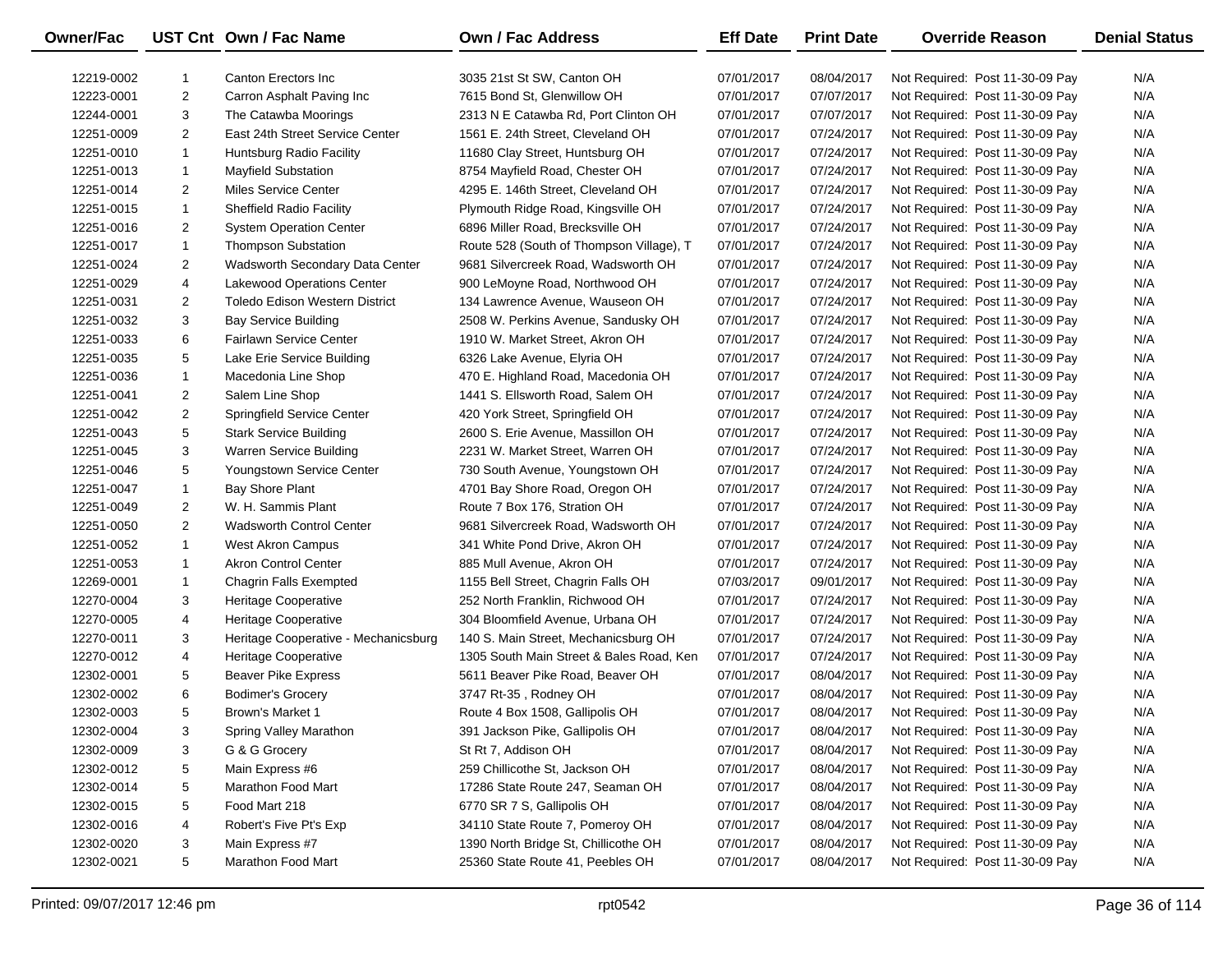| Owner/Fac | UST Cnt | Own / Fac Name | Own / Fac Address | Eff Date | Print Date | Override Reason | Denial Status |
|---|---|---|---|---|---|---|---|
| 12219-0002 | 1 | Canton Erectors Inc | 3035 21st St SW, Canton OH | 07/01/2017 | 08/04/2017 | Not Required: Post 11-30-09 Pay | N/A |
| 12223-0001 | 2 | Carron Asphalt Paving Inc | 7615 Bond St, Glenwillow OH | 07/01/2017 | 07/07/2017 | Not Required: Post 11-30-09 Pay | N/A |
| 12244-0001 | 3 | The Catawba Moorings | 2313 N E Catawba Rd, Port Clinton OH | 07/01/2017 | 07/07/2017 | Not Required: Post 11-30-09 Pay | N/A |
| 12251-0009 | 2 | East 24th Street Service Center | 1561 E. 24th Street, Cleveland OH | 07/01/2017 | 07/24/2017 | Not Required: Post 11-30-09 Pay | N/A |
| 12251-0010 | 1 | Huntsburg Radio Facility | 11680 Clay Street, Huntsburg OH | 07/01/2017 | 07/24/2017 | Not Required: Post 11-30-09 Pay | N/A |
| 12251-0013 | 1 | Mayfield Substation | 8754 Mayfield Road, Chester OH | 07/01/2017 | 07/24/2017 | Not Required: Post 11-30-09 Pay | N/A |
| 12251-0014 | 2 | Miles Service Center | 4295 E. 146th Street, Cleveland OH | 07/01/2017 | 07/24/2017 | Not Required: Post 11-30-09 Pay | N/A |
| 12251-0015 | 1 | Sheffield Radio Facility | Plymouth Ridge Road, Kingsville OH | 07/01/2017 | 07/24/2017 | Not Required: Post 11-30-09 Pay | N/A |
| 12251-0016 | 2 | System Operation Center | 6896 Miller Road, Brecksville OH | 07/01/2017 | 07/24/2017 | Not Required: Post 11-30-09 Pay | N/A |
| 12251-0017 | 1 | Thompson Substation | Route 528 (South of Thompson Village), T | 07/01/2017 | 07/24/2017 | Not Required: Post 11-30-09 Pay | N/A |
| 12251-0024 | 2 | Wadsworth Secondary Data Center | 9681 Silvercreek Road, Wadsworth OH | 07/01/2017 | 07/24/2017 | Not Required: Post 11-30-09 Pay | N/A |
| 12251-0029 | 4 | Lakewood Operations Center | 900 LeMoyne Road, Northwood OH | 07/01/2017 | 07/24/2017 | Not Required: Post 11-30-09 Pay | N/A |
| 12251-0031 | 2 | Toledo Edison Western District | 134 Lawrence Avenue, Wauseon OH | 07/01/2017 | 07/24/2017 | Not Required: Post 11-30-09 Pay | N/A |
| 12251-0032 | 3 | Bay Service Building | 2508 W. Perkins Avenue, Sandusky OH | 07/01/2017 | 07/24/2017 | Not Required: Post 11-30-09 Pay | N/A |
| 12251-0033 | 6 | Fairlawn Service Center | 1910 W. Market Street, Akron OH | 07/01/2017 | 07/24/2017 | Not Required: Post 11-30-09 Pay | N/A |
| 12251-0035 | 5 | Lake Erie Service Building | 6326 Lake Avenue, Elyria OH | 07/01/2017 | 07/24/2017 | Not Required: Post 11-30-09 Pay | N/A |
| 12251-0036 | 1 | Macedonia Line Shop | 470 E. Highland Road, Macedonia OH | 07/01/2017 | 07/24/2017 | Not Required: Post 11-30-09 Pay | N/A |
| 12251-0041 | 2 | Salem Line Shop | 1441 S. Ellsworth Road, Salem OH | 07/01/2017 | 07/24/2017 | Not Required: Post 11-30-09 Pay | N/A |
| 12251-0042 | 2 | Springfield Service Center | 420 York Street, Springfield OH | 07/01/2017 | 07/24/2017 | Not Required: Post 11-30-09 Pay | N/A |
| 12251-0043 | 5 | Stark Service Building | 2600 S. Erie Avenue, Massillon OH | 07/01/2017 | 07/24/2017 | Not Required: Post 11-30-09 Pay | N/A |
| 12251-0045 | 3 | Warren Service Building | 2231 W. Market Street, Warren OH | 07/01/2017 | 07/24/2017 | Not Required: Post 11-30-09 Pay | N/A |
| 12251-0046 | 5 | Youngstown Service Center | 730 South Avenue, Youngstown OH | 07/01/2017 | 07/24/2017 | Not Required: Post 11-30-09 Pay | N/A |
| 12251-0047 | 1 | Bay Shore Plant | 4701 Bay Shore Road, Oregon OH | 07/01/2017 | 07/24/2017 | Not Required: Post 11-30-09 Pay | N/A |
| 12251-0049 | 2 | W. H. Sammis Plant | Route 7 Box 176, Stration OH | 07/01/2017 | 07/24/2017 | Not Required: Post 11-30-09 Pay | N/A |
| 12251-0050 | 2 | Wadsworth Control Center | 9681 Silvercreek Road, Wadsworth OH | 07/01/2017 | 07/24/2017 | Not Required: Post 11-30-09 Pay | N/A |
| 12251-0052 | 1 | West Akron Campus | 341 White Pond Drive, Akron OH | 07/01/2017 | 07/24/2017 | Not Required: Post 11-30-09 Pay | N/A |
| 12251-0053 | 1 | Akron Control Center | 885 Mull Avenue, Akron OH | 07/01/2017 | 07/24/2017 | Not Required: Post 11-30-09 Pay | N/A |
| 12269-0001 | 1 | Chagrin Falls Exempted | 1155 Bell Street, Chagrin Falls OH | 07/03/2017 | 09/01/2017 | Not Required: Post 11-30-09 Pay | N/A |
| 12270-0004 | 3 | Heritage Cooperative | 252 North Franklin, Richwood OH | 07/01/2017 | 07/24/2017 | Not Required: Post 11-30-09 Pay | N/A |
| 12270-0005 | 4 | Heritage Cooperative | 304 Bloomfield Avenue, Urbana OH | 07/01/2017 | 07/24/2017 | Not Required: Post 11-30-09 Pay | N/A |
| 12270-0011 | 3 | Heritage Cooperative - Mechanicsburg | 140 S. Main Street, Mechanicsburg OH | 07/01/2017 | 07/24/2017 | Not Required: Post 11-30-09 Pay | N/A |
| 12270-0012 | 4 | Heritage Cooperative | 1305 South Main Street & Bales Road, Ken | 07/01/2017 | 07/24/2017 | Not Required: Post 11-30-09 Pay | N/A |
| 12302-0001 | 5 | Beaver Pike Express | 5611 Beaver Pike Road, Beaver OH | 07/01/2017 | 08/04/2017 | Not Required: Post 11-30-09 Pay | N/A |
| 12302-0002 | 6 | Bodimer's Grocery | 3747 Rt-35 , Rodney OH | 07/01/2017 | 08/04/2017 | Not Required: Post 11-30-09 Pay | N/A |
| 12302-0003 | 5 | Brown's Market 1 | Route 4 Box 1508, Gallipolis OH | 07/01/2017 | 08/04/2017 | Not Required: Post 11-30-09 Pay | N/A |
| 12302-0004 | 3 | Spring Valley Marathon | 391 Jackson Pike, Gallipolis OH | 07/01/2017 | 08/04/2017 | Not Required: Post 11-30-09 Pay | N/A |
| 12302-0009 | 3 | G & G Grocery | St Rt 7, Addison OH | 07/01/2017 | 08/04/2017 | Not Required: Post 11-30-09 Pay | N/A |
| 12302-0012 | 5 | Main Express #6 | 259 Chillicothe St, Jackson OH | 07/01/2017 | 08/04/2017 | Not Required: Post 11-30-09 Pay | N/A |
| 12302-0014 | 5 | Marathon Food Mart | 17286 State Route 247, Seaman OH | 07/01/2017 | 08/04/2017 | Not Required: Post 11-30-09 Pay | N/A |
| 12302-0015 | 5 | Food Mart 218 | 6770 SR 7 S, Gallipolis OH | 07/01/2017 | 08/04/2017 | Not Required: Post 11-30-09 Pay | N/A |
| 12302-0016 | 4 | Robert's Five Pt's Exp | 34110 State Route 7, Pomeroy OH | 07/01/2017 | 08/04/2017 | Not Required: Post 11-30-09 Pay | N/A |
| 12302-0020 | 3 | Main Express #7 | 1390 North Bridge St, Chillicothe OH | 07/01/2017 | 08/04/2017 | Not Required: Post 11-30-09 Pay | N/A |
| 12302-0021 | 5 | Marathon Food Mart | 25360 State Route 41, Peebles OH | 07/01/2017 | 08/04/2017 | Not Required: Post 11-30-09 Pay | N/A |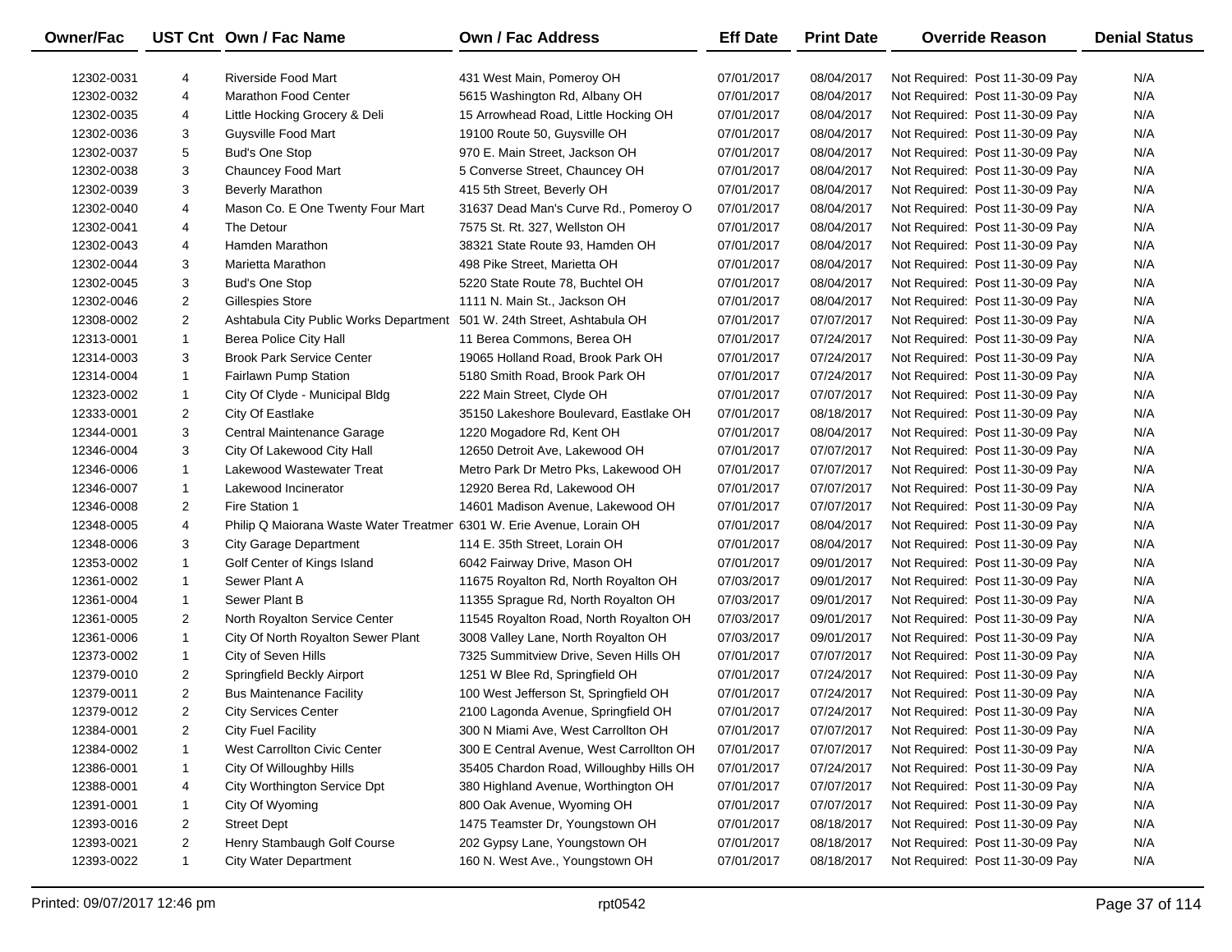| Owner/Fac | UST Cnt | Own / Fac Name | Own / Fac Address | Eff Date | Print Date | Override Reason | Denial Status |
|---|---|---|---|---|---|---|---|
| 12302-0031 | 4 | Riverside Food Mart | 431 West Main, Pomeroy OH | 07/01/2017 | 08/04/2017 | Not Required: Post 11-30-09 Pay | N/A |
| 12302-0032 | 4 | Marathon Food Center | 5615 Washington Rd, Albany OH | 07/01/2017 | 08/04/2017 | Not Required: Post 11-30-09 Pay | N/A |
| 12302-0035 | 4 | Little Hocking Grocery & Deli | 15 Arrowhead Road, Little Hocking OH | 07/01/2017 | 08/04/2017 | Not Required: Post 11-30-09 Pay | N/A |
| 12302-0036 | 3 | Guysville Food Mart | 19100 Route 50, Guysville OH | 07/01/2017 | 08/04/2017 | Not Required: Post 11-30-09 Pay | N/A |
| 12302-0037 | 5 | Bud's One Stop | 970 E. Main Street, Jackson OH | 07/01/2017 | 08/04/2017 | Not Required: Post 11-30-09 Pay | N/A |
| 12302-0038 | 3 | Chauncey Food Mart | 5 Converse Street, Chauncey OH | 07/01/2017 | 08/04/2017 | Not Required: Post 11-30-09 Pay | N/A |
| 12302-0039 | 3 | Beverly Marathon | 415 5th Street, Beverly OH | 07/01/2017 | 08/04/2017 | Not Required: Post 11-30-09 Pay | N/A |
| 12302-0040 | 4 | Mason Co. E One Twenty Four Mart | 31637 Dead Man's Curve Rd., Pomeroy O | 07/01/2017 | 08/04/2017 | Not Required: Post 11-30-09 Pay | N/A |
| 12302-0041 | 4 | The Detour | 7575 St. Rt. 327, Wellston OH | 07/01/2017 | 08/04/2017 | Not Required: Post 11-30-09 Pay | N/A |
| 12302-0043 | 4 | Hamden Marathon | 38321 State Route 93, Hamden OH | 07/01/2017 | 08/04/2017 | Not Required: Post 11-30-09 Pay | N/A |
| 12302-0044 | 3 | Marietta Marathon | 498 Pike Street, Marietta OH | 07/01/2017 | 08/04/2017 | Not Required: Post 11-30-09 Pay | N/A |
| 12302-0045 | 3 | Bud's One Stop | 5220 State Route 78, Buchtel OH | 07/01/2017 | 08/04/2017 | Not Required: Post 11-30-09 Pay | N/A |
| 12302-0046 | 2 | Gillespies Store | 1111 N. Main St., Jackson OH | 07/01/2017 | 08/04/2017 | Not Required: Post 11-30-09 Pay | N/A |
| 12308-0002 | 2 | Ashtabula City Public Works Department | 501 W. 24th Street, Ashtabula OH | 07/01/2017 | 07/07/2017 | Not Required: Post 11-30-09 Pay | N/A |
| 12313-0001 | 1 | Berea Police City Hall | 11 Berea Commons, Berea OH | 07/01/2017 | 07/24/2017 | Not Required: Post 11-30-09 Pay | N/A |
| 12314-0003 | 3 | Brook Park Service Center | 19065 Holland Road, Brook Park OH | 07/01/2017 | 07/24/2017 | Not Required: Post 11-30-09 Pay | N/A |
| 12314-0004 | 1 | Fairlawn Pump Station | 5180 Smith Road, Brook Park OH | 07/01/2017 | 07/24/2017 | Not Required: Post 11-30-09 Pay | N/A |
| 12323-0002 | 1 | City Of Clyde - Municipal Bldg | 222 Main Street, Clyde OH | 07/01/2017 | 07/07/2017 | Not Required: Post 11-30-09 Pay | N/A |
| 12333-0001 | 2 | City Of Eastlake | 35150 Lakeshore Boulevard, Eastlake OH | 07/01/2017 | 08/18/2017 | Not Required: Post 11-30-09 Pay | N/A |
| 12344-0001 | 3 | Central Maintenance Garage | 1220 Mogadore Rd, Kent OH | 07/01/2017 | 08/04/2017 | Not Required: Post 11-30-09 Pay | N/A |
| 12346-0004 | 3 | City Of Lakewood City Hall | 12650 Detroit Ave, Lakewood OH | 07/01/2017 | 07/07/2017 | Not Required: Post 11-30-09 Pay | N/A |
| 12346-0006 | 1 | Lakewood Wastewater Treat | Metro Park Dr Metro Pks, Lakewood OH | 07/01/2017 | 07/07/2017 | Not Required: Post 11-30-09 Pay | N/A |
| 12346-0007 | 1 | Lakewood Incinerator | 12920 Berea Rd, Lakewood OH | 07/01/2017 | 07/07/2017 | Not Required: Post 11-30-09 Pay | N/A |
| 12346-0008 | 2 | Fire Station 1 | 14601 Madison Avenue, Lakewood OH | 07/01/2017 | 07/07/2017 | Not Required: Post 11-30-09 Pay | N/A |
| 12348-0005 | 4 | Philip Q Maiorana Waste Water Treatmer | 6301 W. Erie Avenue, Lorain OH | 07/01/2017 | 08/04/2017 | Not Required: Post 11-30-09 Pay | N/A |
| 12348-0006 | 3 | City Garage Department | 114 E. 35th Street, Lorain OH | 07/01/2017 | 08/04/2017 | Not Required: Post 11-30-09 Pay | N/A |
| 12353-0002 | 1 | Golf Center of Kings Island | 6042 Fairway Drive, Mason OH | 07/01/2017 | 09/01/2017 | Not Required: Post 11-30-09 Pay | N/A |
| 12361-0002 | 1 | Sewer Plant A | 11675 Royalton Rd, North Royalton OH | 07/03/2017 | 09/01/2017 | Not Required: Post 11-30-09 Pay | N/A |
| 12361-0004 | 1 | Sewer Plant B | 11355 Sprague Rd, North Royalton OH | 07/03/2017 | 09/01/2017 | Not Required: Post 11-30-09 Pay | N/A |
| 12361-0005 | 2 | North Royalton Service Center | 11545 Royalton Road, North Royalton OH | 07/03/2017 | 09/01/2017 | Not Required: Post 11-30-09 Pay | N/A |
| 12361-0006 | 1 | City Of North Royalton Sewer Plant | 3008 Valley Lane, North Royalton OH | 07/03/2017 | 09/01/2017 | Not Required: Post 11-30-09 Pay | N/A |
| 12373-0002 | 1 | City of Seven Hills | 7325 Summitview Drive, Seven Hills OH | 07/01/2017 | 07/07/2017 | Not Required: Post 11-30-09 Pay | N/A |
| 12379-0010 | 2 | Springfield Beckly Airport | 1251 W Blee Rd, Springfield OH | 07/01/2017 | 07/24/2017 | Not Required: Post 11-30-09 Pay | N/A |
| 12379-0011 | 2 | Bus Maintenance Facility | 100 West Jefferson St, Springfield OH | 07/01/2017 | 07/24/2017 | Not Required: Post 11-30-09 Pay | N/A |
| 12379-0012 | 2 | City Services Center | 2100 Lagonda Avenue, Springfield OH | 07/01/2017 | 07/24/2017 | Not Required: Post 11-30-09 Pay | N/A |
| 12384-0001 | 2 | City Fuel Facility | 300 N Miami Ave, West Carrollton OH | 07/01/2017 | 07/07/2017 | Not Required: Post 11-30-09 Pay | N/A |
| 12384-0002 | 1 | West Carrollton Civic Center | 300 E Central Avenue, West Carrollton OH | 07/01/2017 | 07/07/2017 | Not Required: Post 11-30-09 Pay | N/A |
| 12386-0001 | 1 | City Of Willoughby Hills | 35405 Chardon Road, Willoughby Hills OH | 07/01/2017 | 07/24/2017 | Not Required: Post 11-30-09 Pay | N/A |
| 12388-0001 | 4 | City Worthington Service Dpt | 380 Highland Avenue, Worthington OH | 07/01/2017 | 07/07/2017 | Not Required: Post 11-30-09 Pay | N/A |
| 12391-0001 | 1 | City Of Wyoming | 800 Oak Avenue, Wyoming OH | 07/01/2017 | 07/07/2017 | Not Required: Post 11-30-09 Pay | N/A |
| 12393-0016 | 2 | Street Dept | 1475 Teamster Dr, Youngstown OH | 07/01/2017 | 08/18/2017 | Not Required: Post 11-30-09 Pay | N/A |
| 12393-0021 | 2 | Henry Stambaugh Golf Course | 202 Gypsy Lane, Youngstown OH | 07/01/2017 | 08/18/2017 | Not Required: Post 11-30-09 Pay | N/A |
| 12393-0022 | 1 | City Water Department | 160 N. West Ave., Youngstown OH | 07/01/2017 | 08/18/2017 | Not Required: Post 11-30-09 Pay | N/A |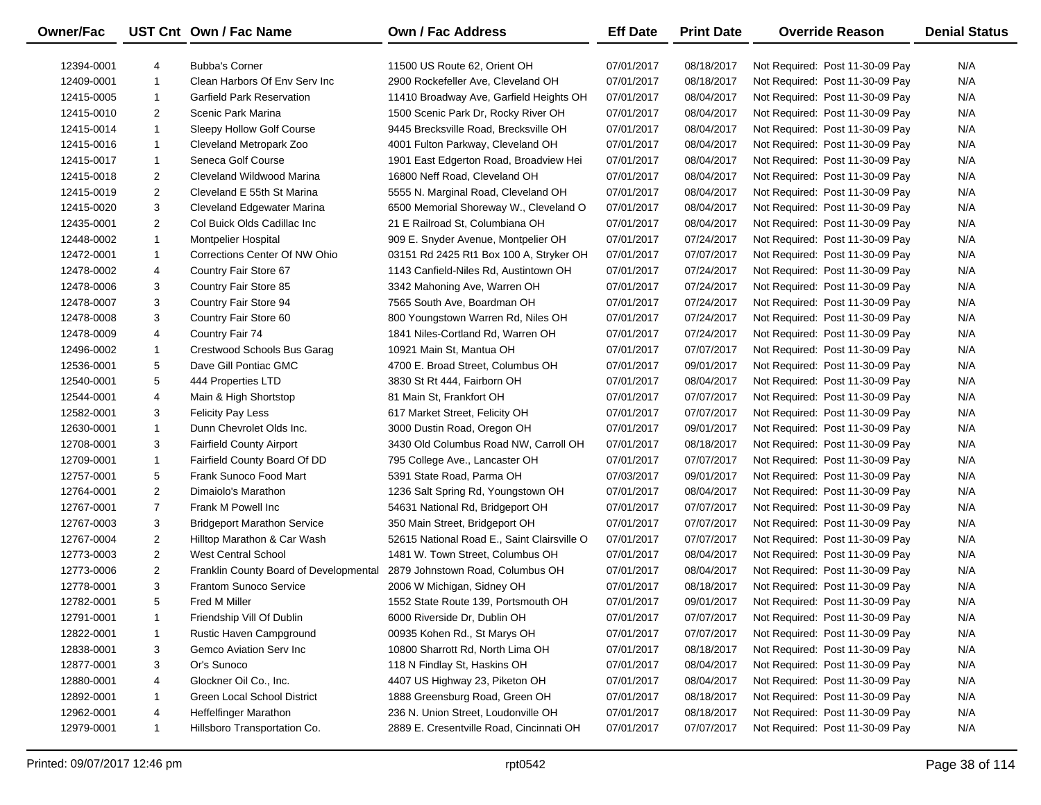| Owner/Fac | UST Cnt | Own / Fac Name | Own / Fac Address | Eff Date | Print Date | Override Reason | Denial Status |
|---|---|---|---|---|---|---|---|
| 12394-0001 | 4 | Bubba's Corner | 11500 US Route 62, Orient OH | 07/01/2017 | 08/18/2017 | Not Required: Post 11-30-09 Pay | N/A |
| 12409-0001 | 1 | Clean Harbors Of Env Serv Inc | 2900 Rockefeller Ave, Cleveland OH | 07/01/2017 | 08/18/2017 | Not Required: Post 11-30-09 Pay | N/A |
| 12415-0005 | 1 | Garfield Park Reservation | 11410 Broadway Ave, Garfield Heights OH | 07/01/2017 | 08/04/2017 | Not Required: Post 11-30-09 Pay | N/A |
| 12415-0010 | 2 | Scenic Park Marina | 1500 Scenic Park Dr, Rocky River OH | 07/01/2017 | 08/04/2017 | Not Required: Post 11-30-09 Pay | N/A |
| 12415-0014 | 1 | Sleepy Hollow Golf Course | 9445 Brecksville Road, Brecksville OH | 07/01/2017 | 08/04/2017 | Not Required: Post 11-30-09 Pay | N/A |
| 12415-0016 | 1 | Cleveland Metropark Zoo | 4001 Fulton Parkway, Cleveland OH | 07/01/2017 | 08/04/2017 | Not Required: Post 11-30-09 Pay | N/A |
| 12415-0017 | 1 | Seneca Golf Course | 1901 East Edgerton Road, Broadview Hei | 07/01/2017 | 08/04/2017 | Not Required: Post 11-30-09 Pay | N/A |
| 12415-0018 | 2 | Cleveland Wildwood Marina | 16800 Neff Road, Cleveland OH | 07/01/2017 | 08/04/2017 | Not Required: Post 11-30-09 Pay | N/A |
| 12415-0019 | 2 | Cleveland E 55th St Marina | 5555 N. Marginal Road, Cleveland OH | 07/01/2017 | 08/04/2017 | Not Required: Post 11-30-09 Pay | N/A |
| 12415-0020 | 3 | Cleveland Edgewater Marina | 6500 Memorial Shoreway W., Cleveland O | 07/01/2017 | 08/04/2017 | Not Required: Post 11-30-09 Pay | N/A |
| 12435-0001 | 2 | Col Buick Olds Cadillac Inc | 21 E Railroad St, Columbiana OH | 07/01/2017 | 08/04/2017 | Not Required: Post 11-30-09 Pay | N/A |
| 12448-0002 | 1 | Montpelier Hospital | 909 E. Snyder Avenue, Montpelier OH | 07/01/2017 | 07/24/2017 | Not Required: Post 11-30-09 Pay | N/A |
| 12472-0001 | 1 | Corrections Center Of NW Ohio | 03151 Rd 2425 Rt1 Box 100 A, Stryker OH | 07/01/2017 | 07/07/2017 | Not Required: Post 11-30-09 Pay | N/A |
| 12478-0002 | 4 | Country Fair Store 67 | 1143 Canfield-Niles Rd, Austintown OH | 07/01/2017 | 07/24/2017 | Not Required: Post 11-30-09 Pay | N/A |
| 12478-0006 | 3 | Country Fair Store 85 | 3342 Mahoning Ave, Warren OH | 07/01/2017 | 07/24/2017 | Not Required: Post 11-30-09 Pay | N/A |
| 12478-0007 | 3 | Country Fair Store 94 | 7565 South Ave, Boardman OH | 07/01/2017 | 07/24/2017 | Not Required: Post 11-30-09 Pay | N/A |
| 12478-0008 | 3 | Country Fair Store 60 | 800 Youngstown Warren Rd, Niles OH | 07/01/2017 | 07/24/2017 | Not Required: Post 11-30-09 Pay | N/A |
| 12478-0009 | 4 | Country Fair 74 | 1841 Niles-Cortland Rd, Warren OH | 07/01/2017 | 07/24/2017 | Not Required: Post 11-30-09 Pay | N/A |
| 12496-0002 | 1 | Crestwood Schools Bus Garag | 10921 Main St, Mantua OH | 07/01/2017 | 07/07/2017 | Not Required: Post 11-30-09 Pay | N/A |
| 12536-0001 | 5 | Dave Gill Pontiac GMC | 4700 E. Broad Street, Columbus OH | 07/01/2017 | 09/01/2017 | Not Required: Post 11-30-09 Pay | N/A |
| 12540-0001 | 5 | 444 Properties LTD | 3830 St Rt 444, Fairborn OH | 07/01/2017 | 08/04/2017 | Not Required: Post 11-30-09 Pay | N/A |
| 12544-0001 | 4 | Main & High Shortstop | 81 Main St, Frankfort OH | 07/01/2017 | 07/07/2017 | Not Required: Post 11-30-09 Pay | N/A |
| 12582-0001 | 3 | Felicity Pay Less | 617 Market Street, Felicity OH | 07/01/2017 | 07/07/2017 | Not Required: Post 11-30-09 Pay | N/A |
| 12630-0001 | 1 | Dunn Chevrolet Olds Inc. | 3000 Dustin Road, Oregon OH | 07/01/2017 | 09/01/2017 | Not Required: Post 11-30-09 Pay | N/A |
| 12708-0001 | 3 | Fairfield County Airport | 3430 Old Columbus Road NW, Carroll OH | 07/01/2017 | 08/18/2017 | Not Required: Post 11-30-09 Pay | N/A |
| 12709-0001 | 1 | Fairfield County Board Of DD | 795 College Ave., Lancaster OH | 07/01/2017 | 07/07/2017 | Not Required: Post 11-30-09 Pay | N/A |
| 12757-0001 | 5 | Frank Sunoco Food Mart | 5391 State Road, Parma OH | 07/03/2017 | 09/01/2017 | Not Required: Post 11-30-09 Pay | N/A |
| 12764-0001 | 2 | Dimaiolo's Marathon | 1236 Salt Spring Rd, Youngstown OH | 07/01/2017 | 08/04/2017 | Not Required: Post 11-30-09 Pay | N/A |
| 12767-0001 | 7 | Frank M Powell Inc | 54631 National Rd, Bridgeport OH | 07/01/2017 | 07/07/2017 | Not Required: Post 11-30-09 Pay | N/A |
| 12767-0003 | 3 | Bridgeport Marathon Service | 350 Main Street, Bridgeport OH | 07/01/2017 | 07/07/2017 | Not Required: Post 11-30-09 Pay | N/A |
| 12767-0004 | 2 | Hilltop Marathon & Car Wash | 52615 National Road E., Saint Clairsville O | 07/01/2017 | 07/07/2017 | Not Required: Post 11-30-09 Pay | N/A |
| 12773-0003 | 2 | West Central School | 1481 W. Town Street, Columbus OH | 07/01/2017 | 08/04/2017 | Not Required: Post 11-30-09 Pay | N/A |
| 12773-0006 | 2 | Franklin County Board of Developmental | 2879 Johnstown Road, Columbus OH | 07/01/2017 | 08/04/2017 | Not Required: Post 11-30-09 Pay | N/A |
| 12778-0001 | 3 | Frantom Sunoco Service | 2006 W Michigan, Sidney OH | 07/01/2017 | 08/18/2017 | Not Required: Post 11-30-09 Pay | N/A |
| 12782-0001 | 5 | Fred M Miller | 1552 State Route 139, Portsmouth OH | 07/01/2017 | 09/01/2017 | Not Required: Post 11-30-09 Pay | N/A |
| 12791-0001 | 1 | Friendship Vill Of Dublin | 6000 Riverside Dr, Dublin OH | 07/01/2017 | 07/07/2017 | Not Required: Post 11-30-09 Pay | N/A |
| 12822-0001 | 1 | Rustic Haven Campground | 00935 Kohen Rd., St Marys OH | 07/01/2017 | 07/07/2017 | Not Required: Post 11-30-09 Pay | N/A |
| 12838-0001 | 3 | Gemco Aviation Serv Inc | 10800 Sharrott Rd, North Lima OH | 07/01/2017 | 08/18/2017 | Not Required: Post 11-30-09 Pay | N/A |
| 12877-0001 | 3 | Or's Sunoco | 118 N Findlay St, Haskins OH | 07/01/2017 | 08/04/2017 | Not Required: Post 11-30-09 Pay | N/A |
| 12880-0001 | 4 | Glockner Oil Co., Inc. | 4407 US Highway 23, Piketon OH | 07/01/2017 | 08/04/2017 | Not Required: Post 11-30-09 Pay | N/A |
| 12892-0001 | 1 | Green Local School District | 1888 Greensburg Road, Green OH | 07/01/2017 | 08/18/2017 | Not Required: Post 11-30-09 Pay | N/A |
| 12962-0001 | 4 | Heffelfinger Marathon | 236 N. Union Street, Loudonville OH | 07/01/2017 | 08/18/2017 | Not Required: Post 11-30-09 Pay | N/A |
| 12979-0001 | 1 | Hillsboro Transportation Co. | 2889 E. Cresentville Road, Cincinnati OH | 07/01/2017 | 07/07/2017 | Not Required: Post 11-30-09 Pay | N/A |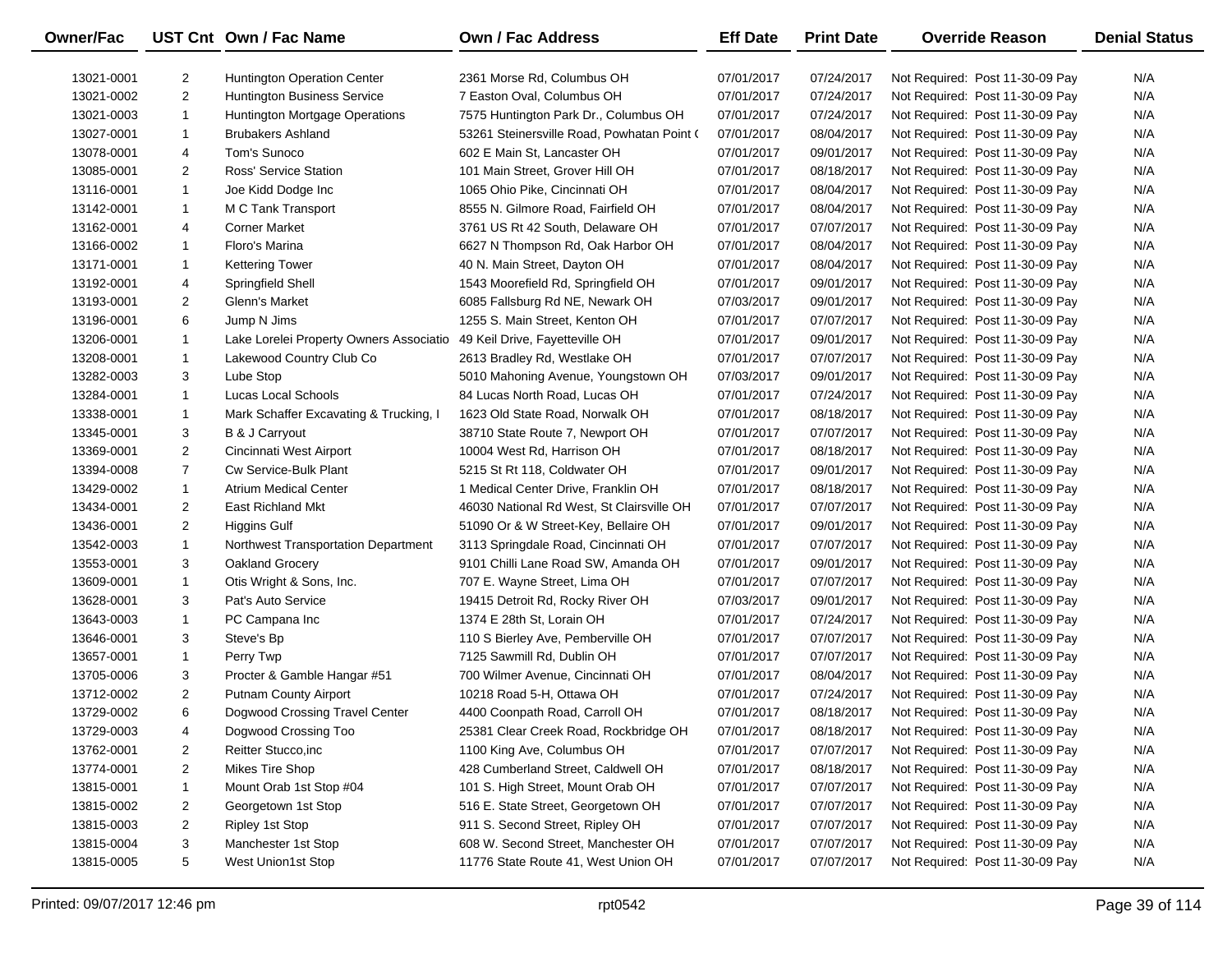| Owner/Fac | UST Cnt | Own / Fac Name | Own / Fac Address | Eff Date | Print Date | Override Reason | Denial Status |
|---|---|---|---|---|---|---|---|
| 13021-0001 | 2 | Huntington Operation Center | 2361 Morse Rd, Columbus OH | 07/01/2017 | 07/24/2017 | Not Required: Post 11-30-09 Pay | N/A |
| 13021-0002 | 2 | Huntington Business Service | 7 Easton Oval, Columbus OH | 07/01/2017 | 07/24/2017 | Not Required: Post 11-30-09 Pay | N/A |
| 13021-0003 | 1 | Huntington Mortgage Operations | 7575 Huntington Park Dr., Columbus OH | 07/01/2017 | 07/24/2017 | Not Required: Post 11-30-09 Pay | N/A |
| 13027-0001 | 1 | Brubakers Ashland | 53261 Steinersville Road, Powhatan Point ( | 07/01/2017 | 08/04/2017 | Not Required: Post 11-30-09 Pay | N/A |
| 13078-0001 | 4 | Tom's Sunoco | 602 E Main St, Lancaster OH | 07/01/2017 | 09/01/2017 | Not Required: Post 11-30-09 Pay | N/A |
| 13085-0001 | 2 | Ross' Service Station | 101 Main Street, Grover Hill OH | 07/01/2017 | 08/18/2017 | Not Required: Post 11-30-09 Pay | N/A |
| 13116-0001 | 1 | Joe Kidd Dodge Inc | 1065 Ohio Pike, Cincinnati OH | 07/01/2017 | 08/04/2017 | Not Required: Post 11-30-09 Pay | N/A |
| 13142-0001 | 1 | M C Tank Transport | 8555 N. Gilmore Road, Fairfield OH | 07/01/2017 | 08/04/2017 | Not Required: Post 11-30-09 Pay | N/A |
| 13162-0001 | 4 | Corner Market | 3761 US Rt 42 South, Delaware OH | 07/01/2017 | 07/07/2017 | Not Required: Post 11-30-09 Pay | N/A |
| 13166-0002 | 1 | Floro's Marina | 6627 N Thompson Rd, Oak Harbor OH | 07/01/2017 | 08/04/2017 | Not Required: Post 11-30-09 Pay | N/A |
| 13171-0001 | 1 | Kettering Tower | 40 N. Main Street, Dayton OH | 07/01/2017 | 08/04/2017 | Not Required: Post 11-30-09 Pay | N/A |
| 13192-0001 | 4 | Springfield Shell | 1543 Moorefield Rd, Springfield OH | 07/01/2017 | 09/01/2017 | Not Required: Post 11-30-09 Pay | N/A |
| 13193-0001 | 2 | Glenn's Market | 6085 Fallsburg Rd NE, Newark OH | 07/03/2017 | 09/01/2017 | Not Required: Post 11-30-09 Pay | N/A |
| 13196-0001 | 6 | Jump N Jims | 1255 S. Main Street, Kenton OH | 07/01/2017 | 07/07/2017 | Not Required: Post 11-30-09 Pay | N/A |
| 13206-0001 | 1 | Lake Lorelei Property Owners Associatio | 49 Keil Drive, Fayetteville OH | 07/01/2017 | 09/01/2017 | Not Required: Post 11-30-09 Pay | N/A |
| 13208-0001 | 1 | Lakewood Country Club Co | 2613 Bradley Rd, Westlake OH | 07/01/2017 | 07/07/2017 | Not Required: Post 11-30-09 Pay | N/A |
| 13282-0003 | 3 | Lube Stop | 5010 Mahoning Avenue, Youngstown OH | 07/03/2017 | 09/01/2017 | Not Required: Post 11-30-09 Pay | N/A |
| 13284-0001 | 1 | Lucas Local Schools | 84 Lucas North Road, Lucas OH | 07/01/2017 | 07/24/2017 | Not Required: Post 11-30-09 Pay | N/A |
| 13338-0001 | 1 | Mark Schaffer Excavating & Trucking, I | 1623 Old State Road, Norwalk OH | 07/01/2017 | 08/18/2017 | Not Required: Post 11-30-09 Pay | N/A |
| 13345-0001 | 3 | B & J Carryout | 38710 State Route 7, Newport OH | 07/01/2017 | 07/07/2017 | Not Required: Post 11-30-09 Pay | N/A |
| 13369-0001 | 2 | Cincinnati West Airport | 10004 West Rd, Harrison OH | 07/01/2017 | 08/18/2017 | Not Required: Post 11-30-09 Pay | N/A |
| 13394-0008 | 7 | Cw Service-Bulk Plant | 5215 St Rt 118, Coldwater OH | 07/01/2017 | 09/01/2017 | Not Required: Post 11-30-09 Pay | N/A |
| 13429-0002 | 1 | Atrium Medical Center | 1 Medical Center Drive, Franklin OH | 07/01/2017 | 08/18/2017 | Not Required: Post 11-30-09 Pay | N/A |
| 13434-0001 | 2 | East Richland Mkt | 46030 National Rd West, St Clairsville OH | 07/01/2017 | 07/07/2017 | Not Required: Post 11-30-09 Pay | N/A |
| 13436-0001 | 2 | Higgins Gulf | 51090 Or & W Street-Key, Bellaire OH | 07/01/2017 | 09/01/2017 | Not Required: Post 11-30-09 Pay | N/A |
| 13542-0003 | 1 | Northwest Transportation Department | 3113 Springdale Road, Cincinnati OH | 07/01/2017 | 07/07/2017 | Not Required: Post 11-30-09 Pay | N/A |
| 13553-0001 | 3 | Oakland Grocery | 9101 Chilli Lane Road SW, Amanda OH | 07/01/2017 | 09/01/2017 | Not Required: Post 11-30-09 Pay | N/A |
| 13609-0001 | 1 | Otis Wright & Sons, Inc. | 707 E. Wayne Street, Lima OH | 07/01/2017 | 07/07/2017 | Not Required: Post 11-30-09 Pay | N/A |
| 13628-0001 | 3 | Pat's Auto Service | 19415 Detroit Rd, Rocky River OH | 07/03/2017 | 09/01/2017 | Not Required: Post 11-30-09 Pay | N/A |
| 13643-0003 | 1 | PC Campana Inc | 1374 E 28th St, Lorain OH | 07/01/2017 | 07/24/2017 | Not Required: Post 11-30-09 Pay | N/A |
| 13646-0001 | 3 | Steve's Bp | 110 S Bierley Ave, Pemberville OH | 07/01/2017 | 07/07/2017 | Not Required: Post 11-30-09 Pay | N/A |
| 13657-0001 | 1 | Perry Twp | 7125 Sawmill Rd, Dublin OH | 07/01/2017 | 07/07/2017 | Not Required: Post 11-30-09 Pay | N/A |
| 13705-0006 | 3 | Procter & Gamble Hangar #51 | 700 Wilmer Avenue, Cincinnati OH | 07/01/2017 | 08/04/2017 | Not Required: Post 11-30-09 Pay | N/A |
| 13712-0002 | 2 | Putnam County Airport | 10218 Road 5-H, Ottawa OH | 07/01/2017 | 07/24/2017 | Not Required: Post 11-30-09 Pay | N/A |
| 13729-0002 | 6 | Dogwood Crossing Travel Center | 4400 Coonpath Road, Carroll OH | 07/01/2017 | 08/18/2017 | Not Required: Post 11-30-09 Pay | N/A |
| 13729-0003 | 4 | Dogwood Crossing Too | 25381 Clear Creek Road, Rockbridge OH | 07/01/2017 | 08/18/2017 | Not Required: Post 11-30-09 Pay | N/A |
| 13762-0001 | 2 | Reitter Stucco,inc | 1100 King Ave, Columbus OH | 07/01/2017 | 07/07/2017 | Not Required: Post 11-30-09 Pay | N/A |
| 13774-0001 | 2 | Mikes Tire Shop | 428 Cumberland Street, Caldwell OH | 07/01/2017 | 08/18/2017 | Not Required: Post 11-30-09 Pay | N/A |
| 13815-0001 | 1 | Mount Orab 1st Stop #04 | 101 S. High Street, Mount Orab OH | 07/01/2017 | 07/07/2017 | Not Required: Post 11-30-09 Pay | N/A |
| 13815-0002 | 2 | Georgetown 1st Stop | 516 E. State Street, Georgetown OH | 07/01/2017 | 07/07/2017 | Not Required: Post 11-30-09 Pay | N/A |
| 13815-0003 | 2 | Ripley 1st Stop | 911 S. Second Street, Ripley OH | 07/01/2017 | 07/07/2017 | Not Required: Post 11-30-09 Pay | N/A |
| 13815-0004 | 3 | Manchester 1st Stop | 608 W. Second Street, Manchester OH | 07/01/2017 | 07/07/2017 | Not Required: Post 11-30-09 Pay | N/A |
| 13815-0005 | 5 | West Union1st Stop | 11776 State Route 41, West Union OH | 07/01/2017 | 07/07/2017 | Not Required: Post 11-30-09 Pay | N/A |

Printed: 09/07/2017 12:46 pm rpt0542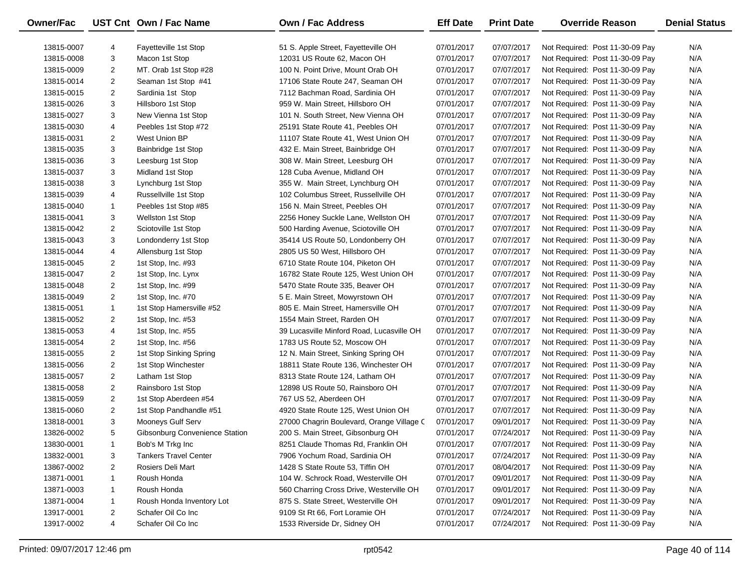| Owner/Fac | UST Cnt | Own / Fac Name | Own / Fac Address | Eff Date | Print Date | Override Reason | Denial Status |
|---|---|---|---|---|---|---|---|
| 13815-0007 | 4 | Fayetteville 1st Stop | 51 S. Apple Street, Fayetteville OH | 07/01/2017 | 07/07/2017 | Not Required: Post 11-30-09 Pay | N/A |
| 13815-0008 | 3 | Macon 1st Stop | 12031 US Route 62, Macon OH | 07/01/2017 | 07/07/2017 | Not Required: Post 11-30-09 Pay | N/A |
| 13815-0009 | 2 | MT. Orab 1st Stop #28 | 100 N. Point Drive, Mount Orab OH | 07/01/2017 | 07/07/2017 | Not Required: Post 11-30-09 Pay | N/A |
| 13815-0014 | 2 | Seaman 1st Stop #41 | 17106 State Route 247, Seaman OH | 07/01/2017 | 07/07/2017 | Not Required: Post 11-30-09 Pay | N/A |
| 13815-0015 | 2 | Sardinia 1st Stop | 7112 Bachman Road, Sardinia OH | 07/01/2017 | 07/07/2017 | Not Required: Post 11-30-09 Pay | N/A |
| 13815-0026 | 3 | Hillsboro 1st Stop | 959 W. Main Street, Hillsboro OH | 07/01/2017 | 07/07/2017 | Not Required: Post 11-30-09 Pay | N/A |
| 13815-0027 | 3 | New Vienna 1st Stop | 101 N. South Street, New Vienna OH | 07/01/2017 | 07/07/2017 | Not Required: Post 11-30-09 Pay | N/A |
| 13815-0030 | 4 | Peebles 1st Stop #72 | 25191 State Route 41, Peebles OH | 07/01/2017 | 07/07/2017 | Not Required: Post 11-30-09 Pay | N/A |
| 13815-0031 | 2 | West Union BP | 11107 State Route 41, West Union OH | 07/01/2017 | 07/07/2017 | Not Required: Post 11-30-09 Pay | N/A |
| 13815-0035 | 3 | Bainbridge 1st Stop | 432 E. Main Street, Bainbridge OH | 07/01/2017 | 07/07/2017 | Not Required: Post 11-30-09 Pay | N/A |
| 13815-0036 | 3 | Leesburg 1st Stop | 308 W. Main Street, Leesburg OH | 07/01/2017 | 07/07/2017 | Not Required: Post 11-30-09 Pay | N/A |
| 13815-0037 | 3 | Midland 1st Stop | 128 Cuba Avenue, Midland OH | 07/01/2017 | 07/07/2017 | Not Required: Post 11-30-09 Pay | N/A |
| 13815-0038 | 3 | Lynchburg 1st Stop | 355 W. Main Street, Lynchburg OH | 07/01/2017 | 07/07/2017 | Not Required: Post 11-30-09 Pay | N/A |
| 13815-0039 | 4 | Russellville 1st Stop | 102 Columbus Street, Russellville OH | 07/01/2017 | 07/07/2017 | Not Required: Post 11-30-09 Pay | N/A |
| 13815-0040 | 1 | Peebles 1st Stop #85 | 156 N. Main Street, Peebles OH | 07/01/2017 | 07/07/2017 | Not Required: Post 11-30-09 Pay | N/A |
| 13815-0041 | 3 | Wellston 1st Stop | 2256 Honey Suckle Lane, Wellston OH | 07/01/2017 | 07/07/2017 | Not Required: Post 11-30-09 Pay | N/A |
| 13815-0042 | 2 | Sciotoville 1st Stop | 500 Harding Avenue, Sciotoville OH | 07/01/2017 | 07/07/2017 | Not Required: Post 11-30-09 Pay | N/A |
| 13815-0043 | 3 | Londonderry 1st Stop | 35414 US Route 50, Londonderry OH | 07/01/2017 | 07/07/2017 | Not Required: Post 11-30-09 Pay | N/A |
| 13815-0044 | 4 | Allensburg 1st Stop | 2805 US 50 West, Hillsboro OH | 07/01/2017 | 07/07/2017 | Not Required: Post 11-30-09 Pay | N/A |
| 13815-0045 | 2 | 1st Stop, Inc. #93 | 6710 State Route 104, Piketon OH | 07/01/2017 | 07/07/2017 | Not Required: Post 11-30-09 Pay | N/A |
| 13815-0047 | 2 | 1st Stop, Inc. Lynx | 16782 State Route 125, West Union OH | 07/01/2017 | 07/07/2017 | Not Required: Post 11-30-09 Pay | N/A |
| 13815-0048 | 2 | 1st Stop, Inc. #99 | 5470 State Route 335, Beaver OH | 07/01/2017 | 07/07/2017 | Not Required: Post 11-30-09 Pay | N/A |
| 13815-0049 | 2 | 1st Stop, Inc. #70 | 5 E. Main Street, Mowyrstown OH | 07/01/2017 | 07/07/2017 | Not Required: Post 11-30-09 Pay | N/A |
| 13815-0051 | 1 | 1st Stop Hamersville #52 | 805 E. Main Street, Hamersville OH | 07/01/2017 | 07/07/2017 | Not Required: Post 11-30-09 Pay | N/A |
| 13815-0052 | 2 | 1st Stop, Inc. #53 | 1554 Main Street, Rarden OH | 07/01/2017 | 07/07/2017 | Not Required: Post 11-30-09 Pay | N/A |
| 13815-0053 | 4 | 1st Stop, Inc. #55 | 39 Lucasville Minford Road, Lucasville OH | 07/01/2017 | 07/07/2017 | Not Required: Post 11-30-09 Pay | N/A |
| 13815-0054 | 2 | 1st Stop, Inc. #56 | 1783 US Route 52, Moscow OH | 07/01/2017 | 07/07/2017 | Not Required: Post 11-30-09 Pay | N/A |
| 13815-0055 | 2 | 1st Stop Sinking Spring | 12 N. Main Street, Sinking Spring OH | 07/01/2017 | 07/07/2017 | Not Required: Post 11-30-09 Pay | N/A |
| 13815-0056 | 2 | 1st Stop Winchester | 18811 State Route 136, Winchester OH | 07/01/2017 | 07/07/2017 | Not Required: Post 11-30-09 Pay | N/A |
| 13815-0057 | 2 | Latham 1st Stop | 8313 State Route 124, Latham OH | 07/01/2017 | 07/07/2017 | Not Required: Post 11-30-09 Pay | N/A |
| 13815-0058 | 2 | Rainsboro 1st Stop | 12898 US Route 50, Rainsboro OH | 07/01/2017 | 07/07/2017 | Not Required: Post 11-30-09 Pay | N/A |
| 13815-0059 | 2 | 1st Stop Aberdeen #54 | 767 US 52, Aberdeen OH | 07/01/2017 | 07/07/2017 | Not Required: Post 11-30-09 Pay | N/A |
| 13815-0060 | 2 | 1st Stop Pandhandle #51 | 4920 State Route 125, West Union OH | 07/01/2017 | 07/07/2017 | Not Required: Post 11-30-09 Pay | N/A |
| 13818-0001 | 3 | Mooneys Gulf Serv | 27000 Chagrin Boulevard, Orange Village C | 07/01/2017 | 09/01/2017 | Not Required: Post 11-30-09 Pay | N/A |
| 13826-0002 | 5 | Gibsonburg Convenience Station | 200 S. Main Street, Gibsonburg OH | 07/01/2017 | 07/24/2017 | Not Required: Post 11-30-09 Pay | N/A |
| 13830-0001 | 1 | Bob's M Trkg Inc | 8251 Claude Thomas Rd, Franklin OH | 07/01/2017 | 07/07/2017 | Not Required: Post 11-30-09 Pay | N/A |
| 13832-0001 | 3 | Tankers Travel Center | 7906 Yochum Road, Sardinia OH | 07/01/2017 | 07/24/2017 | Not Required: Post 11-30-09 Pay | N/A |
| 13867-0002 | 2 | Rosiers Deli Mart | 1428 S State Route 53, Tiffin OH | 07/01/2017 | 08/04/2017 | Not Required: Post 11-30-09 Pay | N/A |
| 13871-0001 | 1 | Roush Honda | 104 W. Schrock Road, Westerville OH | 07/01/2017 | 09/01/2017 | Not Required: Post 11-30-09 Pay | N/A |
| 13871-0003 | 1 | Roush Honda | 560 Charring Cross Drive, Westerville OH | 07/01/2017 | 09/01/2017 | Not Required: Post 11-30-09 Pay | N/A |
| 13871-0004 | 1 | Roush Honda Inventory Lot | 875 S. State Street, Westerville OH | 07/01/2017 | 09/01/2017 | Not Required: Post 11-30-09 Pay | N/A |
| 13917-0001 | 2 | Schafer Oil Co Inc | 9109 St Rt 66, Fort Loramie OH | 07/01/2017 | 07/24/2017 | Not Required: Post 11-30-09 Pay | N/A |
| 13917-0002 | 4 | Schafer Oil Co Inc | 1533 Riverside Dr, Sidney OH | 07/01/2017 | 07/24/2017 | Not Required: Post 11-30-09 Pay | N/A |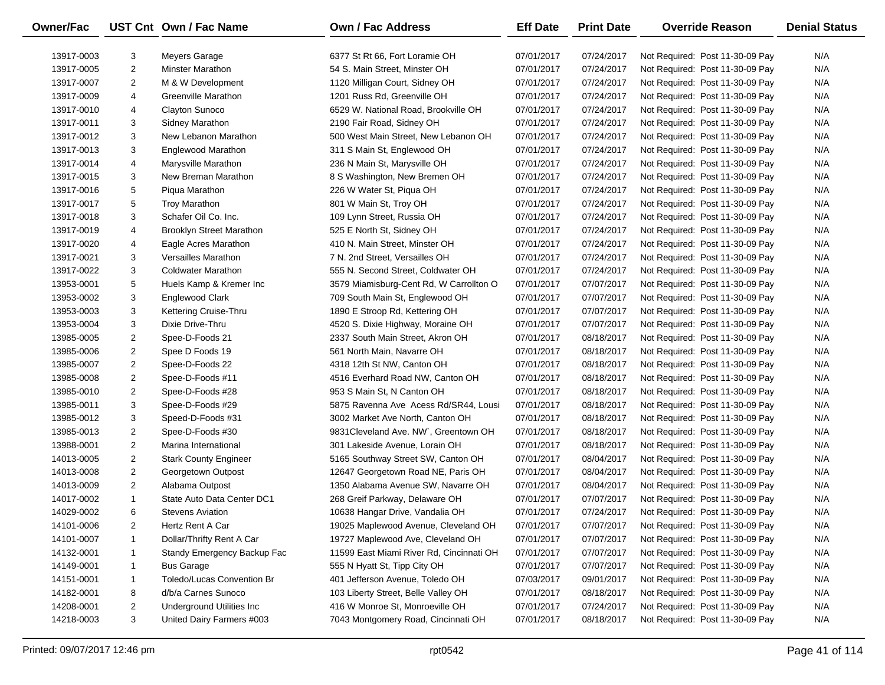| Owner/Fac | UST Cnt | Own / Fac Name | Own / Fac Address | Eff Date | Print Date | Override Reason | Denial Status |
|---|---|---|---|---|---|---|---|
| 13917-0003 | 3 | Meyers Garage | 6377 St Rt 66, Fort Loramie OH | 07/01/2017 | 07/24/2017 | Not Required: Post 11-30-09 Pay | N/A |
| 13917-0005 | 2 | Minster Marathon | 54 S. Main Street, Minster OH | 07/01/2017 | 07/24/2017 | Not Required: Post 11-30-09 Pay | N/A |
| 13917-0007 | 2 | M & W Development | 1120 Milligan Court, Sidney OH | 07/01/2017 | 07/24/2017 | Not Required: Post 11-30-09 Pay | N/A |
| 13917-0009 | 4 | Greenville Marathon | 1201 Russ Rd, Greenville OH | 07/01/2017 | 07/24/2017 | Not Required: Post 11-30-09 Pay | N/A |
| 13917-0010 | 4 | Clayton Sunoco | 6529 W. National Road, Brookville OH | 07/01/2017 | 07/24/2017 | Not Required: Post 11-30-09 Pay | N/A |
| 13917-0011 | 3 | Sidney Marathon | 2190 Fair Road, Sidney OH | 07/01/2017 | 07/24/2017 | Not Required: Post 11-30-09 Pay | N/A |
| 13917-0012 | 3 | New Lebanon Marathon | 500 West Main Street, New Lebanon OH | 07/01/2017 | 07/24/2017 | Not Required: Post 11-30-09 Pay | N/A |
| 13917-0013 | 3 | Englewood Marathon | 311 S Main St, Englewood OH | 07/01/2017 | 07/24/2017 | Not Required: Post 11-30-09 Pay | N/A |
| 13917-0014 | 4 | Marysville Marathon | 236 N Main St, Marysville OH | 07/01/2017 | 07/24/2017 | Not Required: Post 11-30-09 Pay | N/A |
| 13917-0015 | 3 | New Breman Marathon | 8 S Washington, New Bremen OH | 07/01/2017 | 07/24/2017 | Not Required: Post 11-30-09 Pay | N/A |
| 13917-0016 | 5 | Piqua Marathon | 226 W Water St, Piqua OH | 07/01/2017 | 07/24/2017 | Not Required: Post 11-30-09 Pay | N/A |
| 13917-0017 | 5 | Troy Marathon | 801 W Main St, Troy OH | 07/01/2017 | 07/24/2017 | Not Required: Post 11-30-09 Pay | N/A |
| 13917-0018 | 3 | Schafer Oil Co. Inc. | 109 Lynn Street, Russia OH | 07/01/2017 | 07/24/2017 | Not Required: Post 11-30-09 Pay | N/A |
| 13917-0019 | 4 | Brooklyn Street Marathon | 525 E North St, Sidney OH | 07/01/2017 | 07/24/2017 | Not Required: Post 11-30-09 Pay | N/A |
| 13917-0020 | 4 | Eagle Acres Marathon | 410 N. Main Street, Minster OH | 07/01/2017 | 07/24/2017 | Not Required: Post 11-30-09 Pay | N/A |
| 13917-0021 | 3 | Versailles Marathon | 7 N. 2nd Street, Versailles OH | 07/01/2017 | 07/24/2017 | Not Required: Post 11-30-09 Pay | N/A |
| 13917-0022 | 3 | Coldwater Marathon | 555 N. Second Street, Coldwater OH | 07/01/2017 | 07/24/2017 | Not Required: Post 11-30-09 Pay | N/A |
| 13953-0001 | 5 | Huels Kamp & Kremer Inc | 3579 Miamisburg-Cent Rd, W Carrollton O | 07/01/2017 | 07/07/2017 | Not Required: Post 11-30-09 Pay | N/A |
| 13953-0002 | 3 | Englewood Clark | 709 South Main St, Englewood OH | 07/01/2017 | 07/07/2017 | Not Required: Post 11-30-09 Pay | N/A |
| 13953-0003 | 3 | Kettering Cruise-Thru | 1890 E Stroop Rd, Kettering OH | 07/01/2017 | 07/07/2017 | Not Required: Post 11-30-09 Pay | N/A |
| 13953-0004 | 3 | Dixie Drive-Thru | 4520 S. Dixie Highway, Moraine OH | 07/01/2017 | 07/07/2017 | Not Required: Post 11-30-09 Pay | N/A |
| 13985-0005 | 2 | Spee-D-Foods 21 | 2337 South Main Street, Akron OH | 07/01/2017 | 08/18/2017 | Not Required: Post 11-30-09 Pay | N/A |
| 13985-0006 | 2 | Spee D Foods 19 | 561 North Main, Navarre OH | 07/01/2017 | 08/18/2017 | Not Required: Post 11-30-09 Pay | N/A |
| 13985-0007 | 2 | Spee-D-Foods 22 | 4318 12th St NW, Canton OH | 07/01/2017 | 08/18/2017 | Not Required: Post 11-30-09 Pay | N/A |
| 13985-0008 | 2 | Spee-D-Foods #11 | 4516 Everhard Road NW, Canton OH | 07/01/2017 | 08/18/2017 | Not Required: Post 11-30-09 Pay | N/A |
| 13985-0010 | 2 | Spee-D-Foods #28 | 953 S Main St, N Canton OH | 07/01/2017 | 08/18/2017 | Not Required: Post 11-30-09 Pay | N/A |
| 13985-0011 | 3 | Spee-D-Foods #29 | 5875 Ravenna Ave Acess Rd/SR44, Lousi | 07/01/2017 | 08/18/2017 | Not Required: Post 11-30-09 Pay | N/A |
| 13985-0012 | 3 | Speed-D-Foods #31 | 3002 Market Ave North, Canton OH | 07/01/2017 | 08/18/2017 | Not Required: Post 11-30-09 Pay | N/A |
| 13985-0013 | 2 | Spee-D-Foods #30 | 9831Cleveland Ave. NW`, Greentown OH | 07/01/2017 | 08/18/2017 | Not Required: Post 11-30-09 Pay | N/A |
| 13988-0001 | 2 | Marina International | 301 Lakeside Avenue, Lorain OH | 07/01/2017 | 08/18/2017 | Not Required: Post 11-30-09 Pay | N/A |
| 14013-0005 | 2 | Stark County Engineer | 5165 Southway Street SW, Canton OH | 07/01/2017 | 08/04/2017 | Not Required: Post 11-30-09 Pay | N/A |
| 14013-0008 | 2 | Georgetown Outpost | 12647 Georgetown Road NE, Paris OH | 07/01/2017 | 08/04/2017 | Not Required: Post 11-30-09 Pay | N/A |
| 14013-0009 | 2 | Alabama Outpost | 1350 Alabama Avenue SW, Navarre OH | 07/01/2017 | 08/04/2017 | Not Required: Post 11-30-09 Pay | N/A |
| 14017-0002 | 1 | State Auto Data Center DC1 | 268 Greif Parkway, Delaware OH | 07/01/2017 | 07/07/2017 | Not Required: Post 11-30-09 Pay | N/A |
| 14029-0002 | 6 | Stevens Aviation | 10638 Hangar Drive, Vandalia OH | 07/01/2017 | 07/24/2017 | Not Required: Post 11-30-09 Pay | N/A |
| 14101-0006 | 2 | Hertz Rent A Car | 19025 Maplewood Avenue, Cleveland OH | 07/01/2017 | 07/07/2017 | Not Required: Post 11-30-09 Pay | N/A |
| 14101-0007 | 1 | Dollar/Thrifty Rent A Car | 19727 Maplewood Ave, Cleveland OH | 07/01/2017 | 07/07/2017 | Not Required: Post 11-30-09 Pay | N/A |
| 14132-0001 | 1 | Standy Emergency Backup Fac | 11599 East Miami River Rd, Cincinnati OH | 07/01/2017 | 07/07/2017 | Not Required: Post 11-30-09 Pay | N/A |
| 14149-0001 | 1 | Bus Garage | 555 N Hyatt St, Tipp City OH | 07/01/2017 | 07/07/2017 | Not Required: Post 11-30-09 Pay | N/A |
| 14151-0001 | 1 | Toledo/Lucas Convention Br | 401 Jefferson Avenue, Toledo OH | 07/03/2017 | 09/01/2017 | Not Required: Post 11-30-09 Pay | N/A |
| 14182-0001 | 8 | d/b/a Carnes Sunoco | 103 Liberty Street, Belle Valley OH | 07/01/2017 | 08/18/2017 | Not Required: Post 11-30-09 Pay | N/A |
| 14208-0001 | 2 | Underground Utilities Inc | 416 W Monroe St, Monroeville OH | 07/01/2017 | 07/24/2017 | Not Required: Post 11-30-09 Pay | N/A |
| 14218-0003 | 3 | United Dairy Farmers #003 | 7043 Montgomery Road, Cincinnati OH | 07/01/2017 | 08/18/2017 | Not Required: Post 11-30-09 Pay | N/A |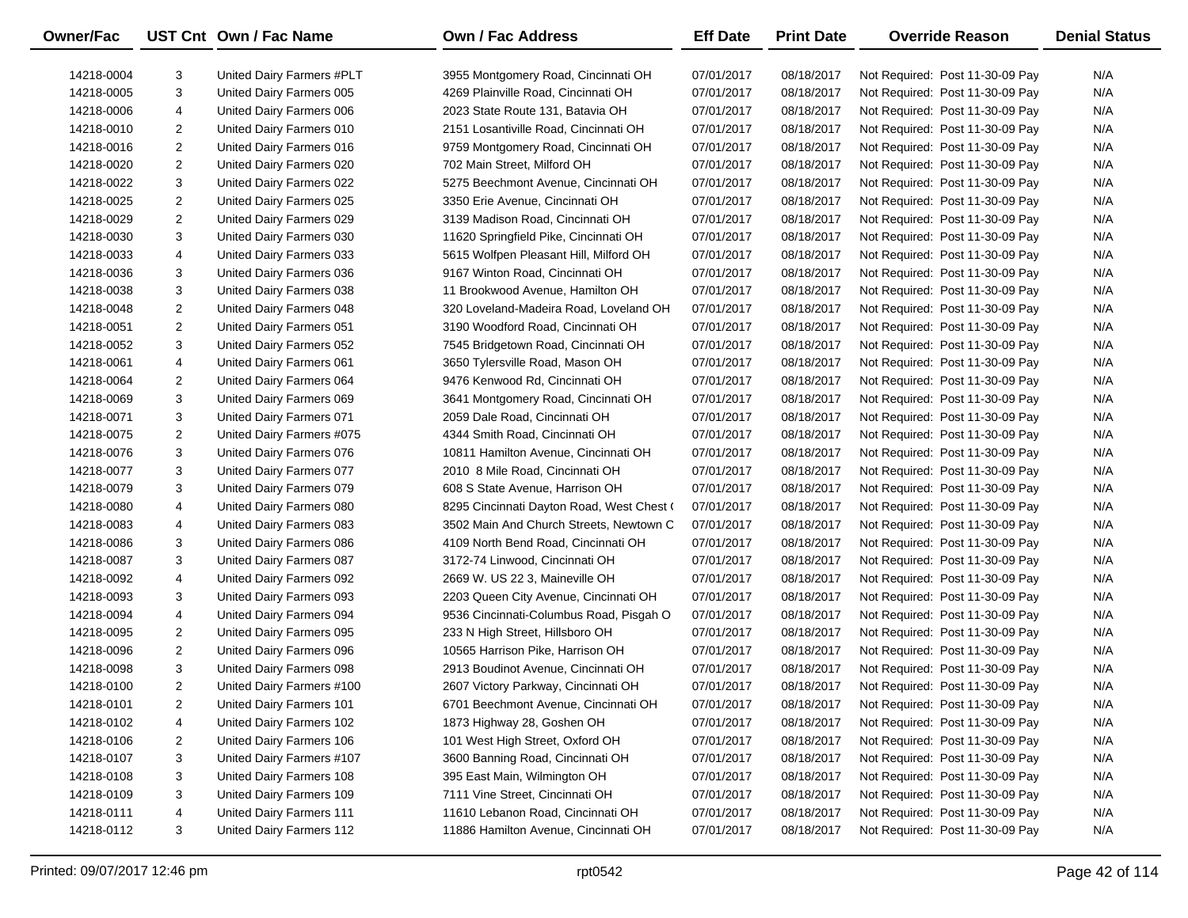| Owner/Fac | UST Cnt | Own / Fac Name | Own / Fac Address | Eff Date | Print Date | Override Reason | Denial Status |
|---|---|---|---|---|---|---|---|
| 14218-0004 | 3 | United Dairy Farmers #PLT | 3955 Montgomery Road, Cincinnati OH | 07/01/2017 | 08/18/2017 | Not Required: Post 11-30-09 Pay | N/A |
| 14218-0005 | 3 | United Dairy Farmers 005 | 4269 Plainville Road, Cincinnati OH | 07/01/2017 | 08/18/2017 | Not Required: Post 11-30-09 Pay | N/A |
| 14218-0006 | 4 | United Dairy Farmers 006 | 2023 State Route 131, Batavia OH | 07/01/2017 | 08/18/2017 | Not Required: Post 11-30-09 Pay | N/A |
| 14218-0010 | 2 | United Dairy Farmers 010 | 2151 Losantiville Road, Cincinnati OH | 07/01/2017 | 08/18/2017 | Not Required: Post 11-30-09 Pay | N/A |
| 14218-0016 | 2 | United Dairy Farmers 016 | 9759 Montgomery Road, Cincinnati OH | 07/01/2017 | 08/18/2017 | Not Required: Post 11-30-09 Pay | N/A |
| 14218-0020 | 2 | United Dairy Farmers 020 | 702 Main Street, Milford OH | 07/01/2017 | 08/18/2017 | Not Required: Post 11-30-09 Pay | N/A |
| 14218-0022 | 3 | United Dairy Farmers 022 | 5275 Beechmont Avenue, Cincinnati OH | 07/01/2017 | 08/18/2017 | Not Required: Post 11-30-09 Pay | N/A |
| 14218-0025 | 2 | United Dairy Farmers 025 | 3350 Erie Avenue, Cincinnati OH | 07/01/2017 | 08/18/2017 | Not Required: Post 11-30-09 Pay | N/A |
| 14218-0029 | 2 | United Dairy Farmers 029 | 3139 Madison Road, Cincinnati OH | 07/01/2017 | 08/18/2017 | Not Required: Post 11-30-09 Pay | N/A |
| 14218-0030 | 3 | United Dairy Farmers 030 | 11620 Springfield Pike, Cincinnati OH | 07/01/2017 | 08/18/2017 | Not Required: Post 11-30-09 Pay | N/A |
| 14218-0033 | 4 | United Dairy Farmers 033 | 5615 Wolfpen Pleasant Hill, Milford OH | 07/01/2017 | 08/18/2017 | Not Required: Post 11-30-09 Pay | N/A |
| 14218-0036 | 3 | United Dairy Farmers 036 | 9167 Winton Road, Cincinnati OH | 07/01/2017 | 08/18/2017 | Not Required: Post 11-30-09 Pay | N/A |
| 14218-0038 | 3 | United Dairy Farmers 038 | 11 Brookwood Avenue, Hamilton OH | 07/01/2017 | 08/18/2017 | Not Required: Post 11-30-09 Pay | N/A |
| 14218-0048 | 2 | United Dairy Farmers 048 | 320 Loveland-Madeira Road, Loveland OH | 07/01/2017 | 08/18/2017 | Not Required: Post 11-30-09 Pay | N/A |
| 14218-0051 | 2 | United Dairy Farmers 051 | 3190 Woodford Road, Cincinnati OH | 07/01/2017 | 08/18/2017 | Not Required: Post 11-30-09 Pay | N/A |
| 14218-0052 | 3 | United Dairy Farmers 052 | 7545 Bridgetown Road, Cincinnati OH | 07/01/2017 | 08/18/2017 | Not Required: Post 11-30-09 Pay | N/A |
| 14218-0061 | 4 | United Dairy Farmers 061 | 3650 Tylersville Road, Mason OH | 07/01/2017 | 08/18/2017 | Not Required: Post 11-30-09 Pay | N/A |
| 14218-0064 | 2 | United Dairy Farmers 064 | 9476 Kenwood Rd, Cincinnati OH | 07/01/2017 | 08/18/2017 | Not Required: Post 11-30-09 Pay | N/A |
| 14218-0069 | 3 | United Dairy Farmers 069 | 3641 Montgomery Road, Cincinnati OH | 07/01/2017 | 08/18/2017 | Not Required: Post 11-30-09 Pay | N/A |
| 14218-0071 | 3 | United Dairy Farmers 071 | 2059 Dale Road, Cincinnati OH | 07/01/2017 | 08/18/2017 | Not Required: Post 11-30-09 Pay | N/A |
| 14218-0075 | 2 | United Dairy Farmers #075 | 4344 Smith Road, Cincinnati OH | 07/01/2017 | 08/18/2017 | Not Required: Post 11-30-09 Pay | N/A |
| 14218-0076 | 3 | United Dairy Farmers 076 | 10811 Hamilton Avenue, Cincinnati OH | 07/01/2017 | 08/18/2017 | Not Required: Post 11-30-09 Pay | N/A |
| 14218-0077 | 3 | United Dairy Farmers 077 | 2010 8 Mile Road, Cincinnati OH | 07/01/2017 | 08/18/2017 | Not Required: Post 11-30-09 Pay | N/A |
| 14218-0079 | 3 | United Dairy Farmers 079 | 608 S State Avenue, Harrison OH | 07/01/2017 | 08/18/2017 | Not Required: Post 11-30-09 Pay | N/A |
| 14218-0080 | 4 | United Dairy Farmers 080 | 8295 Cincinnati Dayton Road, West Chest ( | 07/01/2017 | 08/18/2017 | Not Required: Post 11-30-09 Pay | N/A |
| 14218-0083 | 4 | United Dairy Farmers 083 | 3502 Main And Church Streets, Newtown C | 07/01/2017 | 08/18/2017 | Not Required: Post 11-30-09 Pay | N/A |
| 14218-0086 | 3 | United Dairy Farmers 086 | 4109 North Bend Road, Cincinnati OH | 07/01/2017 | 08/18/2017 | Not Required: Post 11-30-09 Pay | N/A |
| 14218-0087 | 3 | United Dairy Farmers 087 | 3172-74 Linwood, Cincinnati OH | 07/01/2017 | 08/18/2017 | Not Required: Post 11-30-09 Pay | N/A |
| 14218-0092 | 4 | United Dairy Farmers 092 | 2669 W. US 22 3, Maineville OH | 07/01/2017 | 08/18/2017 | Not Required: Post 11-30-09 Pay | N/A |
| 14218-0093 | 3 | United Dairy Farmers 093 | 2203 Queen City Avenue, Cincinnati OH | 07/01/2017 | 08/18/2017 | Not Required: Post 11-30-09 Pay | N/A |
| 14218-0094 | 4 | United Dairy Farmers 094 | 9536 Cincinnati-Columbus Road, Pisgah O | 07/01/2017 | 08/18/2017 | Not Required: Post 11-30-09 Pay | N/A |
| 14218-0095 | 2 | United Dairy Farmers 095 | 233 N High Street, Hillsboro OH | 07/01/2017 | 08/18/2017 | Not Required: Post 11-30-09 Pay | N/A |
| 14218-0096 | 2 | United Dairy Farmers 096 | 10565 Harrison Pike, Harrison OH | 07/01/2017 | 08/18/2017 | Not Required: Post 11-30-09 Pay | N/A |
| 14218-0098 | 3 | United Dairy Farmers 098 | 2913 Boudinot Avenue, Cincinnati OH | 07/01/2017 | 08/18/2017 | Not Required: Post 11-30-09 Pay | N/A |
| 14218-0100 | 2 | United Dairy Farmers #100 | 2607 Victory Parkway, Cincinnati OH | 07/01/2017 | 08/18/2017 | Not Required: Post 11-30-09 Pay | N/A |
| 14218-0101 | 2 | United Dairy Farmers 101 | 6701 Beechmont Avenue, Cincinnati OH | 07/01/2017 | 08/18/2017 | Not Required: Post 11-30-09 Pay | N/A |
| 14218-0102 | 4 | United Dairy Farmers 102 | 1873 Highway 28, Goshen OH | 07/01/2017 | 08/18/2017 | Not Required: Post 11-30-09 Pay | N/A |
| 14218-0106 | 2 | United Dairy Farmers 106 | 101 West High Street, Oxford OH | 07/01/2017 | 08/18/2017 | Not Required: Post 11-30-09 Pay | N/A |
| 14218-0107 | 3 | United Dairy Farmers #107 | 3600 Banning Road, Cincinnati OH | 07/01/2017 | 08/18/2017 | Not Required: Post 11-30-09 Pay | N/A |
| 14218-0108 | 3 | United Dairy Farmers 108 | 395 East Main, Wilmington OH | 07/01/2017 | 08/18/2017 | Not Required: Post 11-30-09 Pay | N/A |
| 14218-0109 | 3 | United Dairy Farmers 109 | 7111 Vine Street, Cincinnati OH | 07/01/2017 | 08/18/2017 | Not Required: Post 11-30-09 Pay | N/A |
| 14218-0111 | 4 | United Dairy Farmers 111 | 11610 Lebanon Road, Cincinnati OH | 07/01/2017 | 08/18/2017 | Not Required: Post 11-30-09 Pay | N/A |
| 14218-0112 | 3 | United Dairy Farmers 112 | 11886 Hamilton Avenue, Cincinnati OH | 07/01/2017 | 08/18/2017 | Not Required: Post 11-30-09 Pay | N/A |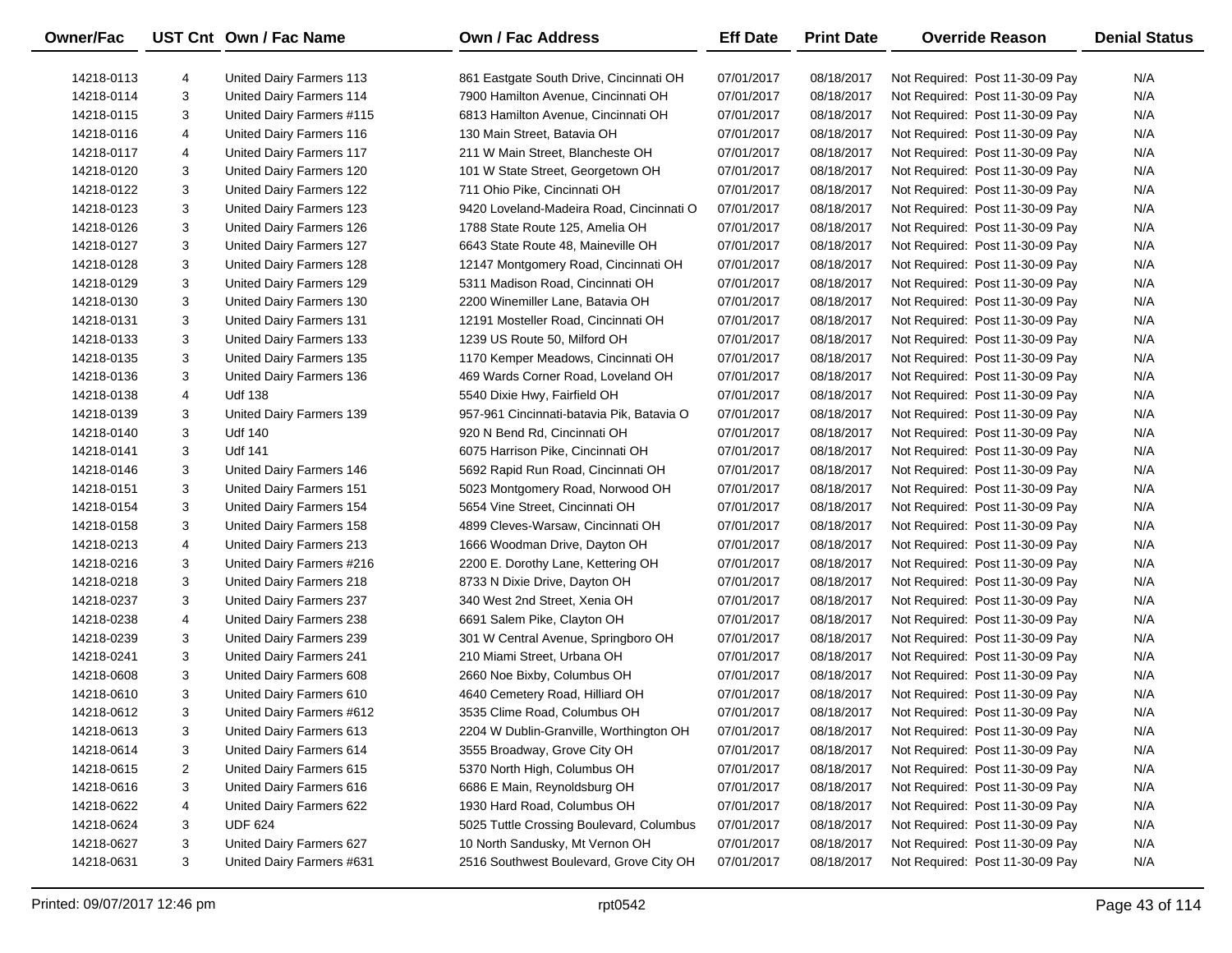| Owner/Fac | UST Cnt | Own / Fac Name | Own / Fac Address | Eff Date | Print Date | Override Reason | Denial Status |
|---|---|---|---|---|---|---|---|
| 14218-0113 | 4 | United Dairy Farmers 113 | 861 Eastgate South Drive, Cincinnati OH | 07/01/2017 | 08/18/2017 | Not Required: Post 11-30-09 Pay | N/A |
| 14218-0114 | 3 | United Dairy Farmers 114 | 7900 Hamilton Avenue, Cincinnati OH | 07/01/2017 | 08/18/2017 | Not Required: Post 11-30-09 Pay | N/A |
| 14218-0115 | 3 | United Dairy Farmers #115 | 6813 Hamilton Avenue, Cincinnati OH | 07/01/2017 | 08/18/2017 | Not Required: Post 11-30-09 Pay | N/A |
| 14218-0116 | 4 | United Dairy Farmers 116 | 130 Main Street, Batavia OH | 07/01/2017 | 08/18/2017 | Not Required: Post 11-30-09 Pay | N/A |
| 14218-0117 | 4 | United Dairy Farmers 117 | 211 W Main Street, Blancheste OH | 07/01/2017 | 08/18/2017 | Not Required: Post 11-30-09 Pay | N/A |
| 14218-0120 | 3 | United Dairy Farmers 120 | 101 W State Street, Georgetown OH | 07/01/2017 | 08/18/2017 | Not Required: Post 11-30-09 Pay | N/A |
| 14218-0122 | 3 | United Dairy Farmers 122 | 711 Ohio Pike, Cincinnati OH | 07/01/2017 | 08/18/2017 | Not Required: Post 11-30-09 Pay | N/A |
| 14218-0123 | 3 | United Dairy Farmers 123 | 9420 Loveland-Madeira Road, Cincinnati O | 07/01/2017 | 08/18/2017 | Not Required: Post 11-30-09 Pay | N/A |
| 14218-0126 | 3 | United Dairy Farmers 126 | 1788 State Route 125, Amelia OH | 07/01/2017 | 08/18/2017 | Not Required: Post 11-30-09 Pay | N/A |
| 14218-0127 | 3 | United Dairy Farmers 127 | 6643 State Route 48, Maineville OH | 07/01/2017 | 08/18/2017 | Not Required: Post 11-30-09 Pay | N/A |
| 14218-0128 | 3 | United Dairy Farmers 128 | 12147 Montgomery Road, Cincinnati OH | 07/01/2017 | 08/18/2017 | Not Required: Post 11-30-09 Pay | N/A |
| 14218-0129 | 3 | United Dairy Farmers 129 | 5311 Madison Road, Cincinnati OH | 07/01/2017 | 08/18/2017 | Not Required: Post 11-30-09 Pay | N/A |
| 14218-0130 | 3 | United Dairy Farmers 130 | 2200 Winemiller Lane, Batavia OH | 07/01/2017 | 08/18/2017 | Not Required: Post 11-30-09 Pay | N/A |
| 14218-0131 | 3 | United Dairy Farmers 131 | 12191 Mosteller Road, Cincinnati OH | 07/01/2017 | 08/18/2017 | Not Required: Post 11-30-09 Pay | N/A |
| 14218-0133 | 3 | United Dairy Farmers 133 | 1239 US Route 50, Milford OH | 07/01/2017 | 08/18/2017 | Not Required: Post 11-30-09 Pay | N/A |
| 14218-0135 | 3 | United Dairy Farmers 135 | 1170 Kemper Meadows, Cincinnati OH | 07/01/2017 | 08/18/2017 | Not Required: Post 11-30-09 Pay | N/A |
| 14218-0136 | 3 | United Dairy Farmers 136 | 469 Wards Corner Road, Loveland OH | 07/01/2017 | 08/18/2017 | Not Required: Post 11-30-09 Pay | N/A |
| 14218-0138 | 4 | Udf 138 | 5540 Dixie Hwy, Fairfield OH | 07/01/2017 | 08/18/2017 | Not Required: Post 11-30-09 Pay | N/A |
| 14218-0139 | 3 | United Dairy Farmers 139 | 957-961 Cincinnati-batavia Pik, Batavia O | 07/01/2017 | 08/18/2017 | Not Required: Post 11-30-09 Pay | N/A |
| 14218-0140 | 3 | Udf 140 | 920 N Bend Rd, Cincinnati OH | 07/01/2017 | 08/18/2017 | Not Required: Post 11-30-09 Pay | N/A |
| 14218-0141 | 3 | Udf 141 | 6075 Harrison Pike, Cincinnati OH | 07/01/2017 | 08/18/2017 | Not Required: Post 11-30-09 Pay | N/A |
| 14218-0146 | 3 | United Dairy Farmers 146 | 5692 Rapid Run Road, Cincinnati OH | 07/01/2017 | 08/18/2017 | Not Required: Post 11-30-09 Pay | N/A |
| 14218-0151 | 3 | United Dairy Farmers 151 | 5023 Montgomery Road, Norwood OH | 07/01/2017 | 08/18/2017 | Not Required: Post 11-30-09 Pay | N/A |
| 14218-0154 | 3 | United Dairy Farmers 154 | 5654 Vine Street, Cincinnati OH | 07/01/2017 | 08/18/2017 | Not Required: Post 11-30-09 Pay | N/A |
| 14218-0158 | 3 | United Dairy Farmers 158 | 4899 Cleves-Warsaw, Cincinnati OH | 07/01/2017 | 08/18/2017 | Not Required: Post 11-30-09 Pay | N/A |
| 14218-0213 | 4 | United Dairy Farmers 213 | 1666 Woodman Drive, Dayton OH | 07/01/2017 | 08/18/2017 | Not Required: Post 11-30-09 Pay | N/A |
| 14218-0216 | 3 | United Dairy Farmers #216 | 2200 E. Dorothy Lane, Kettering OH | 07/01/2017 | 08/18/2017 | Not Required: Post 11-30-09 Pay | N/A |
| 14218-0218 | 3 | United Dairy Farmers 218 | 8733 N Dixie Drive, Dayton OH | 07/01/2017 | 08/18/2017 | Not Required: Post 11-30-09 Pay | N/A |
| 14218-0237 | 3 | United Dairy Farmers 237 | 340 West 2nd Street, Xenia OH | 07/01/2017 | 08/18/2017 | Not Required: Post 11-30-09 Pay | N/A |
| 14218-0238 | 4 | United Dairy Farmers 238 | 6691 Salem Pike, Clayton OH | 07/01/2017 | 08/18/2017 | Not Required: Post 11-30-09 Pay | N/A |
| 14218-0239 | 3 | United Dairy Farmers 239 | 301 W Central Avenue, Springboro OH | 07/01/2017 | 08/18/2017 | Not Required: Post 11-30-09 Pay | N/A |
| 14218-0241 | 3 | United Dairy Farmers 241 | 210 Miami Street, Urbana OH | 07/01/2017 | 08/18/2017 | Not Required: Post 11-30-09 Pay | N/A |
| 14218-0608 | 3 | United Dairy Farmers 608 | 2660 Noe Bixby, Columbus OH | 07/01/2017 | 08/18/2017 | Not Required: Post 11-30-09 Pay | N/A |
| 14218-0610 | 3 | United Dairy Farmers 610 | 4640 Cemetery Road, Hilliard OH | 07/01/2017 | 08/18/2017 | Not Required: Post 11-30-09 Pay | N/A |
| 14218-0612 | 3 | United Dairy Farmers #612 | 3535 Clime Road, Columbus OH | 07/01/2017 | 08/18/2017 | Not Required: Post 11-30-09 Pay | N/A |
| 14218-0613 | 3 | United Dairy Farmers 613 | 2204 W Dublin-Granville, Worthington OH | 07/01/2017 | 08/18/2017 | Not Required: Post 11-30-09 Pay | N/A |
| 14218-0614 | 3 | United Dairy Farmers 614 | 3555 Broadway, Grove City OH | 07/01/2017 | 08/18/2017 | Not Required: Post 11-30-09 Pay | N/A |
| 14218-0615 | 2 | United Dairy Farmers 615 | 5370 North High, Columbus OH | 07/01/2017 | 08/18/2017 | Not Required: Post 11-30-09 Pay | N/A |
| 14218-0616 | 3 | United Dairy Farmers 616 | 6686 E Main, Reynoldsburg OH | 07/01/2017 | 08/18/2017 | Not Required: Post 11-30-09 Pay | N/A |
| 14218-0622 | 4 | United Dairy Farmers 622 | 1930 Hard Road, Columbus OH | 07/01/2017 | 08/18/2017 | Not Required: Post 11-30-09 Pay | N/A |
| 14218-0624 | 3 | UDF 624 | 5025 Tuttle Crossing Boulevard, Columbus | 07/01/2017 | 08/18/2017 | Not Required: Post 11-30-09 Pay | N/A |
| 14218-0627 | 3 | United Dairy Farmers 627 | 10 North Sandusky, Mt Vernon OH | 07/01/2017 | 08/18/2017 | Not Required: Post 11-30-09 Pay | N/A |
| 14218-0631 | 3 | United Dairy Farmers #631 | 2516 Southwest Boulevard, Grove City OH | 07/01/2017 | 08/18/2017 | Not Required: Post 11-30-09 Pay | N/A |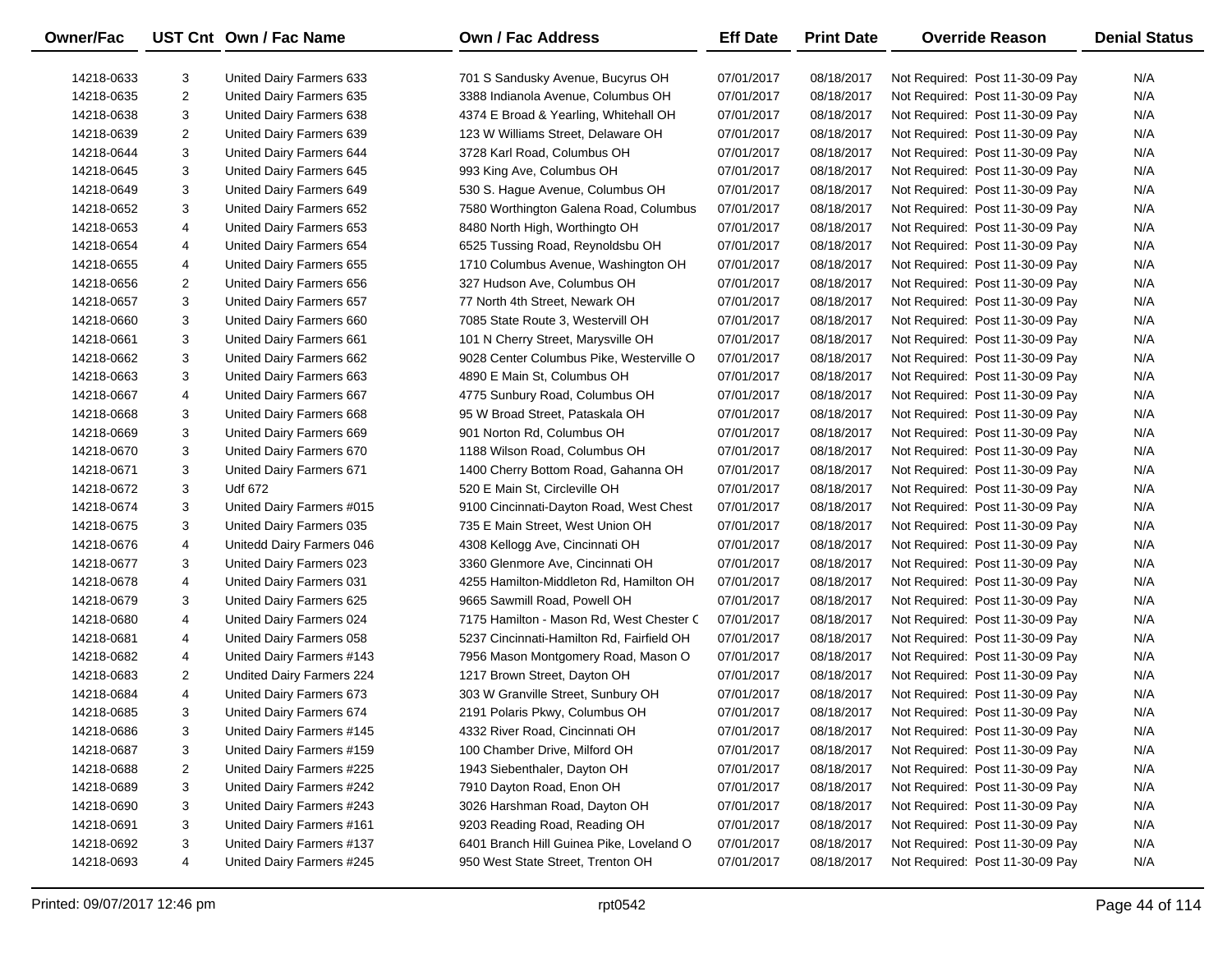| Owner/Fac | UST Cnt | Own / Fac Name | Own / Fac Address | Eff Date | Print Date | Override Reason | Denial Status |
|---|---|---|---|---|---|---|---|
| 14218-0633 | 3 | United Dairy Farmers 633 | 701 S Sandusky Avenue, Bucyrus OH | 07/01/2017 | 08/18/2017 | Not Required: Post 11-30-09 Pay | N/A |
| 14218-0635 | 2 | United Dairy Farmers 635 | 3388 Indianola Avenue, Columbus OH | 07/01/2017 | 08/18/2017 | Not Required: Post 11-30-09 Pay | N/A |
| 14218-0638 | 3 | United Dairy Farmers 638 | 4374 E Broad & Yearling, Whitehall OH | 07/01/2017 | 08/18/2017 | Not Required: Post 11-30-09 Pay | N/A |
| 14218-0639 | 2 | United Dairy Farmers 639 | 123 W Williams Street, Delaware OH | 07/01/2017 | 08/18/2017 | Not Required: Post 11-30-09 Pay | N/A |
| 14218-0644 | 3 | United Dairy Farmers 644 | 3728 Karl Road, Columbus OH | 07/01/2017 | 08/18/2017 | Not Required: Post 11-30-09 Pay | N/A |
| 14218-0645 | 3 | United Dairy Farmers 645 | 993 King Ave, Columbus OH | 07/01/2017 | 08/18/2017 | Not Required: Post 11-30-09 Pay | N/A |
| 14218-0649 | 3 | United Dairy Farmers 649 | 530 S. Hague Avenue, Columbus OH | 07/01/2017 | 08/18/2017 | Not Required: Post 11-30-09 Pay | N/A |
| 14218-0652 | 3 | United Dairy Farmers 652 | 7580 Worthington Galena Road, Columbus | 07/01/2017 | 08/18/2017 | Not Required: Post 11-30-09 Pay | N/A |
| 14218-0653 | 4 | United Dairy Farmers 653 | 8480 North High, Worthingto OH | 07/01/2017 | 08/18/2017 | Not Required: Post 11-30-09 Pay | N/A |
| 14218-0654 | 4 | United Dairy Farmers 654 | 6525 Tussing Road, Reynoldsbu OH | 07/01/2017 | 08/18/2017 | Not Required: Post 11-30-09 Pay | N/A |
| 14218-0655 | 4 | United Dairy Farmers 655 | 1710 Columbus Avenue, Washington OH | 07/01/2017 | 08/18/2017 | Not Required: Post 11-30-09 Pay | N/A |
| 14218-0656 | 2 | United Dairy Farmers 656 | 327 Hudson Ave, Columbus OH | 07/01/2017 | 08/18/2017 | Not Required: Post 11-30-09 Pay | N/A |
| 14218-0657 | 3 | United Dairy Farmers 657 | 77 North 4th Street, Newark OH | 07/01/2017 | 08/18/2017 | Not Required: Post 11-30-09 Pay | N/A |
| 14218-0660 | 3 | United Dairy Farmers 660 | 7085 State Route 3, Westervill OH | 07/01/2017 | 08/18/2017 | Not Required: Post 11-30-09 Pay | N/A |
| 14218-0661 | 3 | United Dairy Farmers 661 | 101 N Cherry Street, Marysville OH | 07/01/2017 | 08/18/2017 | Not Required: Post 11-30-09 Pay | N/A |
| 14218-0662 | 3 | United Dairy Farmers 662 | 9028 Center Columbus Pike, Westerville O | 07/01/2017 | 08/18/2017 | Not Required: Post 11-30-09 Pay | N/A |
| 14218-0663 | 3 | United Dairy Farmers 663 | 4890 E Main St, Columbus OH | 07/01/2017 | 08/18/2017 | Not Required: Post 11-30-09 Pay | N/A |
| 14218-0667 | 4 | United Dairy Farmers 667 | 4775 Sunbury Road, Columbus OH | 07/01/2017 | 08/18/2017 | Not Required: Post 11-30-09 Pay | N/A |
| 14218-0668 | 3 | United Dairy Farmers 668 | 95 W Broad Street, Pataskala OH | 07/01/2017 | 08/18/2017 | Not Required: Post 11-30-09 Pay | N/A |
| 14218-0669 | 3 | United Dairy Farmers 669 | 901 Norton Rd, Columbus OH | 07/01/2017 | 08/18/2017 | Not Required: Post 11-30-09 Pay | N/A |
| 14218-0670 | 3 | United Dairy Farmers 670 | 1188 Wilson Road, Columbus OH | 07/01/2017 | 08/18/2017 | Not Required: Post 11-30-09 Pay | N/A |
| 14218-0671 | 3 | United Dairy Farmers 671 | 1400 Cherry Bottom Road, Gahanna OH | 07/01/2017 | 08/18/2017 | Not Required: Post 11-30-09 Pay | N/A |
| 14218-0672 | 3 | Udf 672 | 520 E Main St, Circleville OH | 07/01/2017 | 08/18/2017 | Not Required: Post 11-30-09 Pay | N/A |
| 14218-0674 | 3 | United Dairy Farmers #015 | 9100 Cincinnati-Dayton Road, West Chest | 07/01/2017 | 08/18/2017 | Not Required: Post 11-30-09 Pay | N/A |
| 14218-0675 | 3 | United Dairy Farmers 035 | 735 E Main Street, West Union OH | 07/01/2017 | 08/18/2017 | Not Required: Post 11-30-09 Pay | N/A |
| 14218-0676 | 4 | Unitedd Dairy Farmers 046 | 4308 Kellogg Ave, Cincinnati OH | 07/01/2017 | 08/18/2017 | Not Required: Post 11-30-09 Pay | N/A |
| 14218-0677 | 3 | United Dairy Farmers 023 | 3360 Glenmore Ave, Cincinnati OH | 07/01/2017 | 08/18/2017 | Not Required: Post 11-30-09 Pay | N/A |
| 14218-0678 | 4 | United Dairy Farmers 031 | 4255 Hamilton-Middleton Rd, Hamilton OH | 07/01/2017 | 08/18/2017 | Not Required: Post 11-30-09 Pay | N/A |
| 14218-0679 | 3 | United Dairy Farmers 625 | 9665 Sawmill Road, Powell OH | 07/01/2017 | 08/18/2017 | Not Required: Post 11-30-09 Pay | N/A |
| 14218-0680 | 4 | United Dairy Farmers 024 | 7175 Hamilton - Mason Rd, West Chester C | 07/01/2017 | 08/18/2017 | Not Required: Post 11-30-09 Pay | N/A |
| 14218-0681 | 4 | United Dairy Farmers 058 | 5237 Cincinnati-Hamilton Rd, Fairfield OH | 07/01/2017 | 08/18/2017 | Not Required: Post 11-30-09 Pay | N/A |
| 14218-0682 | 4 | United Dairy Farmers #143 | 7956 Mason Montgomery Road, Mason O | 07/01/2017 | 08/18/2017 | Not Required: Post 11-30-09 Pay | N/A |
| 14218-0683 | 2 | Undited Dairy Farmers 224 | 1217 Brown Street, Dayton OH | 07/01/2017 | 08/18/2017 | Not Required: Post 11-30-09 Pay | N/A |
| 14218-0684 | 4 | United Dairy Farmers 673 | 303 W Granville Street, Sunbury OH | 07/01/2017 | 08/18/2017 | Not Required: Post 11-30-09 Pay | N/A |
| 14218-0685 | 3 | United Dairy Farmers 674 | 2191 Polaris Pkwy, Columbus OH | 07/01/2017 | 08/18/2017 | Not Required: Post 11-30-09 Pay | N/A |
| 14218-0686 | 3 | United Dairy Farmers #145 | 4332 River Road, Cincinnati OH | 07/01/2017 | 08/18/2017 | Not Required: Post 11-30-09 Pay | N/A |
| 14218-0687 | 3 | United Dairy Farmers #159 | 100 Chamber Drive, Milford OH | 07/01/2017 | 08/18/2017 | Not Required: Post 11-30-09 Pay | N/A |
| 14218-0688 | 2 | United Dairy Farmers #225 | 1943 Siebenthaler, Dayton OH | 07/01/2017 | 08/18/2017 | Not Required: Post 11-30-09 Pay | N/A |
| 14218-0689 | 3 | United Dairy Farmers #242 | 7910 Dayton Road, Enon OH | 07/01/2017 | 08/18/2017 | Not Required: Post 11-30-09 Pay | N/A |
| 14218-0690 | 3 | United Dairy Farmers #243 | 3026 Harshman Road, Dayton OH | 07/01/2017 | 08/18/2017 | Not Required: Post 11-30-09 Pay | N/A |
| 14218-0691 | 3 | United Dairy Farmers #161 | 9203 Reading Road, Reading OH | 07/01/2017 | 08/18/2017 | Not Required: Post 11-30-09 Pay | N/A |
| 14218-0692 | 3 | United Dairy Farmers #137 | 6401 Branch Hill Guinea Pike, Loveland O | 07/01/2017 | 08/18/2017 | Not Required: Post 11-30-09 Pay | N/A |
| 14218-0693 | 4 | United Dairy Farmers #245 | 950 West State Street, Trenton OH | 07/01/2017 | 08/18/2017 | Not Required: Post 11-30-09 Pay | N/A |

Printed: 09/07/2017 12:46 pm rpt0542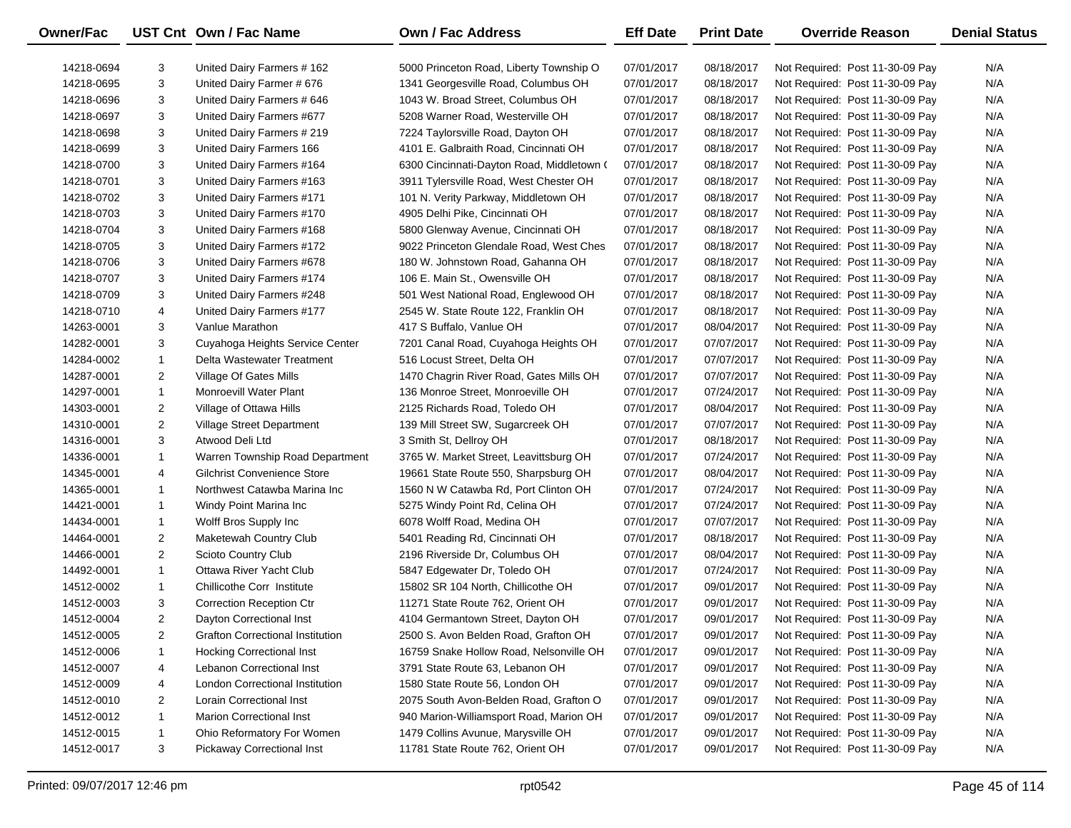| Owner/Fac | UST Cnt | Own / Fac Name | Own / Fac Address | Eff Date | Print Date | Override Reason | Denial Status |
|---|---|---|---|---|---|---|---|
| 14218-0694 | 3 | United Dairy Farmers # 162 | 5000 Princeton Road, Liberty Township O | 07/01/2017 | 08/18/2017 | Not Required: Post 11-30-09 Pay | N/A |
| 14218-0695 | 3 | United Dairy Farmer # 676 | 1341 Georgesville Road, Columbus OH | 07/01/2017 | 08/18/2017 | Not Required: Post 11-30-09 Pay | N/A |
| 14218-0696 | 3 | United Dairy Farmers # 646 | 1043 W. Broad Street, Columbus OH | 07/01/2017 | 08/18/2017 | Not Required: Post 11-30-09 Pay | N/A |
| 14218-0697 | 3 | United Dairy Farmers #677 | 5208 Warner Road, Westerville OH | 07/01/2017 | 08/18/2017 | Not Required: Post 11-30-09 Pay | N/A |
| 14218-0698 | 3 | United Dairy Farmers # 219 | 7224 Taylorsville Road, Dayton OH | 07/01/2017 | 08/18/2017 | Not Required: Post 11-30-09 Pay | N/A |
| 14218-0699 | 3 | United Dairy Farmers 166 | 4101 E. Galbraith Road, Cincinnati OH | 07/01/2017 | 08/18/2017 | Not Required: Post 11-30-09 Pay | N/A |
| 14218-0700 | 3 | United Dairy Farmers #164 | 6300 Cincinnati-Dayton Road, Middletown ( | 07/01/2017 | 08/18/2017 | Not Required: Post 11-30-09 Pay | N/A |
| 14218-0701 | 3 | United Dairy Farmers #163 | 3911 Tylersville Road, West Chester OH | 07/01/2017 | 08/18/2017 | Not Required: Post 11-30-09 Pay | N/A |
| 14218-0702 | 3 | United Dairy Farmers #171 | 101 N. Verity Parkway, Middletown OH | 07/01/2017 | 08/18/2017 | Not Required: Post 11-30-09 Pay | N/A |
| 14218-0703 | 3 | United Dairy Farmers #170 | 4905 Delhi Pike, Cincinnati OH | 07/01/2017 | 08/18/2017 | Not Required: Post 11-30-09 Pay | N/A |
| 14218-0704 | 3 | United Dairy Farmers #168 | 5800 Glenway Avenue, Cincinnati OH | 07/01/2017 | 08/18/2017 | Not Required: Post 11-30-09 Pay | N/A |
| 14218-0705 | 3 | United Dairy Farmers #172 | 9022 Princeton Glendale Road, West Ches | 07/01/2017 | 08/18/2017 | Not Required: Post 11-30-09 Pay | N/A |
| 14218-0706 | 3 | United Dairy Farmers #678 | 180 W. Johnstown Road, Gahanna OH | 07/01/2017 | 08/18/2017 | Not Required: Post 11-30-09 Pay | N/A |
| 14218-0707 | 3 | United Dairy Farmers #174 | 106 E. Main St., Owensville OH | 07/01/2017 | 08/18/2017 | Not Required: Post 11-30-09 Pay | N/A |
| 14218-0709 | 3 | United Dairy Farmers #248 | 501 West National Road, Englewood OH | 07/01/2017 | 08/18/2017 | Not Required: Post 11-30-09 Pay | N/A |
| 14218-0710 | 4 | United Dairy Farmers #177 | 2545 W. State Route 122, Franklin OH | 07/01/2017 | 08/18/2017 | Not Required: Post 11-30-09 Pay | N/A |
| 14263-0001 | 3 | Vanlue Marathon | 417 S Buffalo, Vanlue OH | 07/01/2017 | 08/04/2017 | Not Required: Post 11-30-09 Pay | N/A |
| 14282-0001 | 3 | Cuyahoga Heights Service Center | 7201 Canal Road, Cuyahoga Heights OH | 07/01/2017 | 07/07/2017 | Not Required: Post 11-30-09 Pay | N/A |
| 14284-0002 | 1 | Delta Wastewater Treatment | 516 Locust Street, Delta OH | 07/01/2017 | 07/07/2017 | Not Required: Post 11-30-09 Pay | N/A |
| 14287-0001 | 2 | Village Of Gates Mills | 1470 Chagrin River Road, Gates Mills OH | 07/01/2017 | 07/07/2017 | Not Required: Post 11-30-09 Pay | N/A |
| 14297-0001 | 1 | Monroevill Water Plant | 136 Monroe Street, Monroeville OH | 07/01/2017 | 07/24/2017 | Not Required: Post 11-30-09 Pay | N/A |
| 14303-0001 | 2 | Village of Ottawa Hills | 2125 Richards Road, Toledo OH | 07/01/2017 | 08/04/2017 | Not Required: Post 11-30-09 Pay | N/A |
| 14310-0001 | 2 | Village Street Department | 139 Mill Street SW, Sugarcreek OH | 07/01/2017 | 07/07/2017 | Not Required: Post 11-30-09 Pay | N/A |
| 14316-0001 | 3 | Atwood Deli Ltd | 3 Smith St, Dellroy OH | 07/01/2017 | 08/18/2017 | Not Required: Post 11-30-09 Pay | N/A |
| 14336-0001 | 1 | Warren Township Road Department | 3765 W. Market Street, Leavittsburg OH | 07/01/2017 | 07/24/2017 | Not Required: Post 11-30-09 Pay | N/A |
| 14345-0001 | 4 | Gilchrist Convenience Store | 19661 State Route 550, Sharpsburg OH | 07/01/2017 | 08/04/2017 | Not Required: Post 11-30-09 Pay | N/A |
| 14365-0001 | 1 | Northwest Catawba Marina Inc | 1560 N W Catawba Rd, Port Clinton OH | 07/01/2017 | 07/24/2017 | Not Required: Post 11-30-09 Pay | N/A |
| 14421-0001 | 1 | Windy Point Marina Inc | 5275 Windy Point Rd, Celina OH | 07/01/2017 | 07/24/2017 | Not Required: Post 11-30-09 Pay | N/A |
| 14434-0001 | 1 | Wolff Bros Supply Inc | 6078 Wolff Road, Medina OH | 07/01/2017 | 07/07/2017 | Not Required: Post 11-30-09 Pay | N/A |
| 14464-0001 | 2 | Maketewah Country Club | 5401 Reading Rd, Cincinnati OH | 07/01/2017 | 08/18/2017 | Not Required: Post 11-30-09 Pay | N/A |
| 14466-0001 | 2 | Scioto Country Club | 2196 Riverside Dr, Columbus OH | 07/01/2017 | 08/04/2017 | Not Required: Post 11-30-09 Pay | N/A |
| 14492-0001 | 1 | Ottawa River Yacht Club | 5847 Edgewater Dr, Toledo OH | 07/01/2017 | 07/24/2017 | Not Required: Post 11-30-09 Pay | N/A |
| 14512-0002 | 1 | Chillicothe Corr Institute | 15802 SR 104 North, Chillicothe OH | 07/01/2017 | 09/01/2017 | Not Required: Post 11-30-09 Pay | N/A |
| 14512-0003 | 3 | Correction Reception Ctr | 11271 State Route 762, Orient OH | 07/01/2017 | 09/01/2017 | Not Required: Post 11-30-09 Pay | N/A |
| 14512-0004 | 2 | Dayton Correctional Inst | 4104 Germantown Street, Dayton OH | 07/01/2017 | 09/01/2017 | Not Required: Post 11-30-09 Pay | N/A |
| 14512-0005 | 2 | Grafton Correctional Institution | 2500 S. Avon Belden Road, Grafton OH | 07/01/2017 | 09/01/2017 | Not Required: Post 11-30-09 Pay | N/A |
| 14512-0006 | 1 | Hocking Correctional Inst | 16759 Snake Hollow Road, Nelsonville OH | 07/01/2017 | 09/01/2017 | Not Required: Post 11-30-09 Pay | N/A |
| 14512-0007 | 4 | Lebanon Correctional Inst | 3791 State Route 63, Lebanon OH | 07/01/2017 | 09/01/2017 | Not Required: Post 11-30-09 Pay | N/A |
| 14512-0009 | 4 | London Correctional Institution | 1580 State Route 56, London OH | 07/01/2017 | 09/01/2017 | Not Required: Post 11-30-09 Pay | N/A |
| 14512-0010 | 2 | Lorain Correctional Inst | 2075 South Avon-Belden Road, Grafton O | 07/01/2017 | 09/01/2017 | Not Required: Post 11-30-09 Pay | N/A |
| 14512-0012 | 1 | Marion Correctional Inst | 940 Marion-Williamsport Road, Marion OH | 07/01/2017 | 09/01/2017 | Not Required: Post 11-30-09 Pay | N/A |
| 14512-0015 | 1 | Ohio Reformatory For Women | 1479 Collins Avunue, Marysville OH | 07/01/2017 | 09/01/2017 | Not Required: Post 11-30-09 Pay | N/A |
| 14512-0017 | 3 | Pickaway Correctional Inst | 11781 State Route 762, Orient OH | 07/01/2017 | 09/01/2017 | Not Required: Post 11-30-09 Pay | N/A |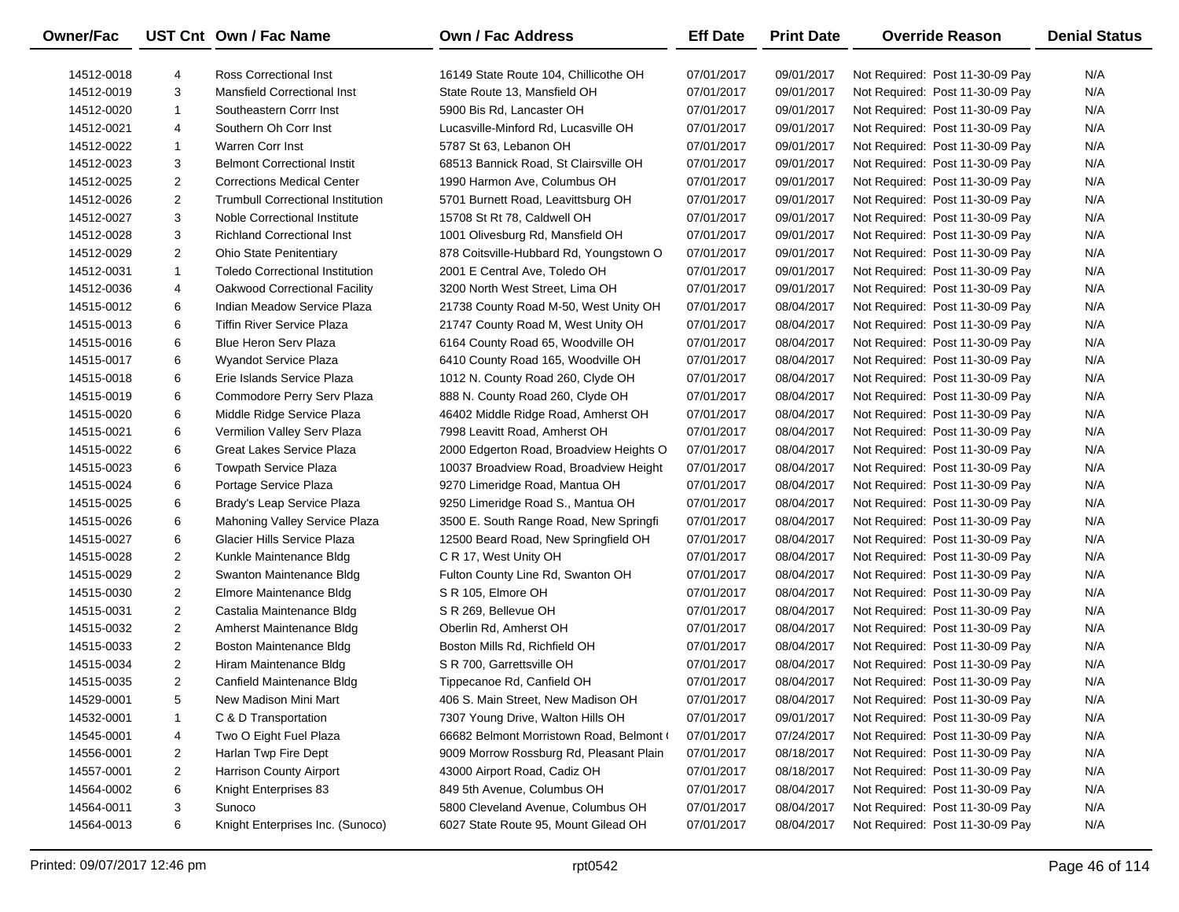| Owner/Fac | UST Cnt | Own / Fac Name | Own / Fac Address | Eff Date | Print Date | Override Reason | Denial Status |
|---|---|---|---|---|---|---|---|
| 14512-0018 | 4 | Ross Correctional Inst | 16149 State Route 104, Chillicothe OH | 07/01/2017 | 09/01/2017 | Not Required: Post 11-30-09 Pay | N/A |
| 14512-0019 | 3 | Mansfield Correctional Inst | State Route 13, Mansfield OH | 07/01/2017 | 09/01/2017 | Not Required: Post 11-30-09 Pay | N/A |
| 14512-0020 | 1 | Southeastern Corrr Inst | 5900 Bis Rd, Lancaster OH | 07/01/2017 | 09/01/2017 | Not Required: Post 11-30-09 Pay | N/A |
| 14512-0021 | 4 | Southern Oh Corr Inst | Lucasville-Minford Rd, Lucasville OH | 07/01/2017 | 09/01/2017 | Not Required: Post 11-30-09 Pay | N/A |
| 14512-0022 | 1 | Warren Corr Inst | 5787 St 63, Lebanon OH | 07/01/2017 | 09/01/2017 | Not Required: Post 11-30-09 Pay | N/A |
| 14512-0023 | 3 | Belmont Correctional Instit | 68513 Bannick Road, St Clairsville OH | 07/01/2017 | 09/01/2017 | Not Required: Post 11-30-09 Pay | N/A |
| 14512-0025 | 2 | Corrections Medical Center | 1990 Harmon Ave, Columbus OH | 07/01/2017 | 09/01/2017 | Not Required: Post 11-30-09 Pay | N/A |
| 14512-0026 | 2 | Trumbull Correctional Institution | 5701 Burnett Road, Leavittsburg OH | 07/01/2017 | 09/01/2017 | Not Required: Post 11-30-09 Pay | N/A |
| 14512-0027 | 3 | Noble Correctional Institute | 15708 St Rt 78, Caldwell OH | 07/01/2017 | 09/01/2017 | Not Required: Post 11-30-09 Pay | N/A |
| 14512-0028 | 3 | Richland Correctional Inst | 1001 Olivesburg Rd, Mansfield OH | 07/01/2017 | 09/01/2017 | Not Required: Post 11-30-09 Pay | N/A |
| 14512-0029 | 2 | Ohio State Penitentiary | 878 Coitsville-Hubbard Rd, Youngstown O | 07/01/2017 | 09/01/2017 | Not Required: Post 11-30-09 Pay | N/A |
| 14512-0031 | 1 | Toledo Correctional Institution | 2001 E Central Ave, Toledo OH | 07/01/2017 | 09/01/2017 | Not Required: Post 11-30-09 Pay | N/A |
| 14512-0036 | 4 | Oakwood Correctional Facility | 3200 North West Street, Lima OH | 07/01/2017 | 09/01/2017 | Not Required: Post 11-30-09 Pay | N/A |
| 14515-0012 | 6 | Indian Meadow Service Plaza | 21738 County Road M-50, West Unity OH | 07/01/2017 | 08/04/2017 | Not Required: Post 11-30-09 Pay | N/A |
| 14515-0013 | 6 | Tiffin River Service Plaza | 21747 County Road M, West Unity OH | 07/01/2017 | 08/04/2017 | Not Required: Post 11-30-09 Pay | N/A |
| 14515-0016 | 6 | Blue Heron Serv Plaza | 6164 County Road 65, Woodville OH | 07/01/2017 | 08/04/2017 | Not Required: Post 11-30-09 Pay | N/A |
| 14515-0017 | 6 | Wyandot Service Plaza | 6410 County Road 165, Woodville OH | 07/01/2017 | 08/04/2017 | Not Required: Post 11-30-09 Pay | N/A |
| 14515-0018 | 6 | Erie Islands Service Plaza | 1012 N. County Road 260, Clyde OH | 07/01/2017 | 08/04/2017 | Not Required: Post 11-30-09 Pay | N/A |
| 14515-0019 | 6 | Commodore Perry Serv Plaza | 888 N. County Road 260, Clyde OH | 07/01/2017 | 08/04/2017 | Not Required: Post 11-30-09 Pay | N/A |
| 14515-0020 | 6 | Middle Ridge Service Plaza | 46402 Middle Ridge Road, Amherst OH | 07/01/2017 | 08/04/2017 | Not Required: Post 11-30-09 Pay | N/A |
| 14515-0021 | 6 | Vermilion Valley Serv Plaza | 7998 Leavitt Road, Amherst OH | 07/01/2017 | 08/04/2017 | Not Required: Post 11-30-09 Pay | N/A |
| 14515-0022 | 6 | Great Lakes Service Plaza | 2000 Edgerton Road, Broadview Heights O | 07/01/2017 | 08/04/2017 | Not Required: Post 11-30-09 Pay | N/A |
| 14515-0023 | 6 | Towpath Service Plaza | 10037 Broadview Road, Broadview Height | 07/01/2017 | 08/04/2017 | Not Required: Post 11-30-09 Pay | N/A |
| 14515-0024 | 6 | Portage Service Plaza | 9270 Limeridge Road, Mantua OH | 07/01/2017 | 08/04/2017 | Not Required: Post 11-30-09 Pay | N/A |
| 14515-0025 | 6 | Brady's Leap Service Plaza | 9250 Limeridge Road S., Mantua OH | 07/01/2017 | 08/04/2017 | Not Required: Post 11-30-09 Pay | N/A |
| 14515-0026 | 6 | Mahoning Valley Service Plaza | 3500 E. South Range Road, New Springfi | 07/01/2017 | 08/04/2017 | Not Required: Post 11-30-09 Pay | N/A |
| 14515-0027 | 6 | Glacier Hills Service Plaza | 12500 Beard Road, New Springfield OH | 07/01/2017 | 08/04/2017 | Not Required: Post 11-30-09 Pay | N/A |
| 14515-0028 | 2 | Kunkle Maintenance Bldg | C R 17, West Unity OH | 07/01/2017 | 08/04/2017 | Not Required: Post 11-30-09 Pay | N/A |
| 14515-0029 | 2 | Swanton Maintenance Bldg | Fulton County Line Rd, Swanton OH | 07/01/2017 | 08/04/2017 | Not Required: Post 11-30-09 Pay | N/A |
| 14515-0030 | 2 | Elmore Maintenance Bldg | S R 105, Elmore OH | 07/01/2017 | 08/04/2017 | Not Required: Post 11-30-09 Pay | N/A |
| 14515-0031 | 2 | Castalia Maintenance Bldg | S R 269, Bellevue OH | 07/01/2017 | 08/04/2017 | Not Required: Post 11-30-09 Pay | N/A |
| 14515-0032 | 2 | Amherst Maintenance Bldg | Oberlin Rd, Amherst OH | 07/01/2017 | 08/04/2017 | Not Required: Post 11-30-09 Pay | N/A |
| 14515-0033 | 2 | Boston Maintenance Bldg | Boston Mills Rd, Richfield OH | 07/01/2017 | 08/04/2017 | Not Required: Post 11-30-09 Pay | N/A |
| 14515-0034 | 2 | Hiram Maintenance Bldg | S R 700, Garrettsville OH | 07/01/2017 | 08/04/2017 | Not Required: Post 11-30-09 Pay | N/A |
| 14515-0035 | 2 | Canfield Maintenance Bldg | Tippecanoe Rd, Canfield OH | 07/01/2017 | 08/04/2017 | Not Required: Post 11-30-09 Pay | N/A |
| 14529-0001 | 5 | New Madison Mini Mart | 406 S. Main Street, New Madison OH | 07/01/2017 | 08/04/2017 | Not Required: Post 11-30-09 Pay | N/A |
| 14532-0001 | 1 | C & D Transportation | 7307 Young Drive, Walton Hills OH | 07/01/2017 | 09/01/2017 | Not Required: Post 11-30-09 Pay | N/A |
| 14545-0001 | 4 | Two O Eight Fuel Plaza | 66682 Belmont Morristown Road, Belmont ( | 07/01/2017 | 07/24/2017 | Not Required: Post 11-30-09 Pay | N/A |
| 14556-0001 | 2 | Harlan Twp Fire Dept | 9009 Morrow Rossburg Rd, Pleasant Plain | 07/01/2017 | 08/18/2017 | Not Required: Post 11-30-09 Pay | N/A |
| 14557-0001 | 2 | Harrison County Airport | 43000 Airport Road, Cadiz OH | 07/01/2017 | 08/18/2017 | Not Required: Post 11-30-09 Pay | N/A |
| 14564-0002 | 6 | Knight Enterprises 83 | 849 5th Avenue, Columbus OH | 07/01/2017 | 08/04/2017 | Not Required: Post 11-30-09 Pay | N/A |
| 14564-0011 | 3 | Sunoco | 5800 Cleveland Avenue, Columbus OH | 07/01/2017 | 08/04/2017 | Not Required: Post 11-30-09 Pay | N/A |
| 14564-0013 | 6 | Knight Enterprises Inc. (Sunoco) | 6027 State Route 95, Mount Gilead OH | 07/01/2017 | 08/04/2017 | Not Required: Post 11-30-09 Pay | N/A |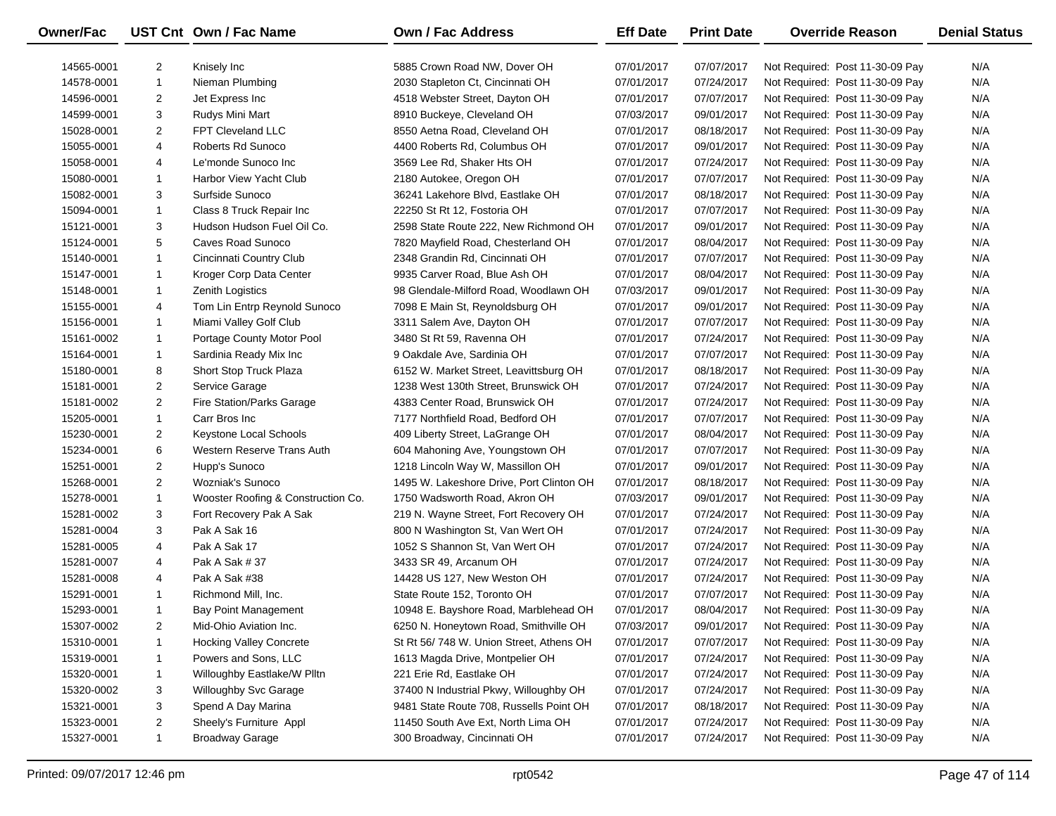| Owner/Fac | UST Cnt | Own / Fac Name | Own / Fac Address | Eff Date | Print Date | Override Reason | Denial Status |
|---|---|---|---|---|---|---|---|
| 14565-0001 | 2 | Knisely Inc | 5885 Crown Road NW, Dover OH | 07/01/2017 | 07/07/2017 | Not Required: Post 11-30-09 Pay | N/A |
| 14578-0001 | 1 | Nieman Plumbing | 2030 Stapleton Ct, Cincinnati OH | 07/01/2017 | 07/24/2017 | Not Required: Post 11-30-09 Pay | N/A |
| 14596-0001 | 2 | Jet Express Inc | 4518 Webster Street, Dayton OH | 07/01/2017 | 07/07/2017 | Not Required: Post 11-30-09 Pay | N/A |
| 14599-0001 | 3 | Rudys Mini Mart | 8910 Buckeye, Cleveland OH | 07/03/2017 | 09/01/2017 | Not Required: Post 11-30-09 Pay | N/A |
| 15028-0001 | 2 | FPT Cleveland LLC | 8550 Aetna Road, Cleveland OH | 07/01/2017 | 08/18/2017 | Not Required: Post 11-30-09 Pay | N/A |
| 15055-0001 | 4 | Roberts Rd Sunoco | 4400 Roberts Rd, Columbus OH | 07/01/2017 | 09/01/2017 | Not Required: Post 11-30-09 Pay | N/A |
| 15058-0001 | 4 | Le'monde Sunoco Inc | 3569 Lee Rd, Shaker Hts OH | 07/01/2017 | 07/24/2017 | Not Required: Post 11-30-09 Pay | N/A |
| 15080-0001 | 1 | Harbor View Yacht Club | 2180 Autokee, Oregon OH | 07/01/2017 | 07/07/2017 | Not Required: Post 11-30-09 Pay | N/A |
| 15082-0001 | 3 | Surfside Sunoco | 36241 Lakehore Blvd, Eastlake OH | 07/01/2017 | 08/18/2017 | Not Required: Post 11-30-09 Pay | N/A |
| 15094-0001 | 1 | Class 8 Truck Repair Inc | 22250 St Rt 12, Fostoria OH | 07/01/2017 | 07/07/2017 | Not Required: Post 11-30-09 Pay | N/A |
| 15121-0001 | 3 | Hudson Hudson Fuel Oil Co. | 2598 State Route 222, New Richmond OH | 07/01/2017 | 09/01/2017 | Not Required: Post 11-30-09 Pay | N/A |
| 15124-0001 | 5 | Caves Road Sunoco | 7820 Mayfield Road, Chesterland OH | 07/01/2017 | 08/04/2017 | Not Required: Post 11-30-09 Pay | N/A |
| 15140-0001 | 1 | Cincinnati Country Club | 2348 Grandin Rd, Cincinnati OH | 07/01/2017 | 07/07/2017 | Not Required: Post 11-30-09 Pay | N/A |
| 15147-0001 | 1 | Kroger Corp Data Center | 9935 Carver Road, Blue Ash OH | 07/01/2017 | 08/04/2017 | Not Required: Post 11-30-09 Pay | N/A |
| 15148-0001 | 1 | Zenith Logistics | 98 Glendale-Milford Road, Woodlawn OH | 07/03/2017 | 09/01/2017 | Not Required: Post 11-30-09 Pay | N/A |
| 15155-0001 | 4 | Tom Lin Entrp Reynold Sunoco | 7098 E Main St, Reynoldsburg OH | 07/01/2017 | 09/01/2017 | Not Required: Post 11-30-09 Pay | N/A |
| 15156-0001 | 1 | Miami Valley Golf Club | 3311 Salem Ave, Dayton OH | 07/01/2017 | 07/07/2017 | Not Required: Post 11-30-09 Pay | N/A |
| 15161-0002 | 1 | Portage County Motor Pool | 3480 St Rt 59, Ravenna OH | 07/01/2017 | 07/24/2017 | Not Required: Post 11-30-09 Pay | N/A |
| 15164-0001 | 1 | Sardinia Ready Mix Inc | 9 Oakdale Ave, Sardinia OH | 07/01/2017 | 07/07/2017 | Not Required: Post 11-30-09 Pay | N/A |
| 15180-0001 | 8 | Short Stop Truck Plaza | 6152 W. Market Street, Leavittsburg OH | 07/01/2017 | 08/18/2017 | Not Required: Post 11-30-09 Pay | N/A |
| 15181-0001 | 2 | Service Garage | 1238 West 130th Street, Brunswick OH | 07/01/2017 | 07/24/2017 | Not Required: Post 11-30-09 Pay | N/A |
| 15181-0002 | 2 | Fire Station/Parks Garage | 4383 Center Road, Brunswick OH | 07/01/2017 | 07/24/2017 | Not Required: Post 11-30-09 Pay | N/A |
| 15205-0001 | 1 | Carr Bros Inc | 7177 Northfield Road, Bedford OH | 07/01/2017 | 07/07/2017 | Not Required: Post 11-30-09 Pay | N/A |
| 15230-0001 | 2 | Keystone Local Schools | 409 Liberty Street, LaGrange OH | 07/01/2017 | 08/04/2017 | Not Required: Post 11-30-09 Pay | N/A |
| 15234-0001 | 6 | Western Reserve Trans Auth | 604 Mahoning Ave, Youngstown OH | 07/01/2017 | 07/07/2017 | Not Required: Post 11-30-09 Pay | N/A |
| 15251-0001 | 2 | Hupp's Sunoco | 1218 Lincoln Way W, Massillon OH | 07/01/2017 | 09/01/2017 | Not Required: Post 11-30-09 Pay | N/A |
| 15268-0001 | 2 | Wozniak's Sunoco | 1495 W. Lakeshore Drive, Port Clinton OH | 07/01/2017 | 08/18/2017 | Not Required: Post 11-30-09 Pay | N/A |
| 15278-0001 | 1 | Wooster Roofing & Construction Co. | 1750 Wadsworth Road, Akron OH | 07/03/2017 | 09/01/2017 | Not Required: Post 11-30-09 Pay | N/A |
| 15281-0002 | 3 | Fort Recovery Pak A Sak | 219 N. Wayne Street, Fort Recovery OH | 07/01/2017 | 07/24/2017 | Not Required: Post 11-30-09 Pay | N/A |
| 15281-0004 | 3 | Pak A Sak 16 | 800 N Washington St, Van Wert OH | 07/01/2017 | 07/24/2017 | Not Required: Post 11-30-09 Pay | N/A |
| 15281-0005 | 4 | Pak A Sak 17 | 1052 S Shannon St, Van Wert OH | 07/01/2017 | 07/24/2017 | Not Required: Post 11-30-09 Pay | N/A |
| 15281-0007 | 4 | Pak A Sak # 37 | 3433 SR 49, Arcanum OH | 07/01/2017 | 07/24/2017 | Not Required: Post 11-30-09 Pay | N/A |
| 15281-0008 | 4 | Pak A Sak #38 | 14428 US 127, New Weston OH | 07/01/2017 | 07/24/2017 | Not Required: Post 11-30-09 Pay | N/A |
| 15291-0001 | 1 | Richmond Mill, Inc. | State Route 152, Toronto OH | 07/01/2017 | 07/07/2017 | Not Required: Post 11-30-09 Pay | N/A |
| 15293-0001 | 1 | Bay Point Management | 10948 E. Bayshore Road, Marblehead OH | 07/01/2017 | 08/04/2017 | Not Required: Post 11-30-09 Pay | N/A |
| 15307-0002 | 2 | Mid-Ohio Aviation Inc. | 6250 N. Honeytown Road, Smithville OH | 07/03/2017 | 09/01/2017 | Not Required: Post 11-30-09 Pay | N/A |
| 15310-0001 | 1 | Hocking Valley Concrete | St Rt 56/ 748 W. Union Street, Athens OH | 07/01/2017 | 07/07/2017 | Not Required: Post 11-30-09 Pay | N/A |
| 15319-0001 | 1 | Powers and Sons, LLC | 1613 Magda Drive, Montpelier OH | 07/01/2017 | 07/24/2017 | Not Required: Post 11-30-09 Pay | N/A |
| 15320-0001 | 1 | Willoughby Eastlake/W Plltn | 221 Erie Rd, Eastlake OH | 07/01/2017 | 07/24/2017 | Not Required: Post 11-30-09 Pay | N/A |
| 15320-0002 | 3 | Willoughby Svc Garage | 37400 N Industrial Pkwy, Willoughby OH | 07/01/2017 | 07/24/2017 | Not Required: Post 11-30-09 Pay | N/A |
| 15321-0001 | 3 | Spend A Day Marina | 9481 State Route 708, Russells Point OH | 07/01/2017 | 08/18/2017 | Not Required: Post 11-30-09 Pay | N/A |
| 15323-0001 | 2 | Sheely's Furniture Appl | 11450 South Ave Ext, North Lima OH | 07/01/2017 | 07/24/2017 | Not Required: Post 11-30-09 Pay | N/A |
| 15327-0001 | 1 | Broadway Garage | 300 Broadway, Cincinnati OH | 07/01/2017 | 07/24/2017 | Not Required: Post 11-30-09 Pay | N/A |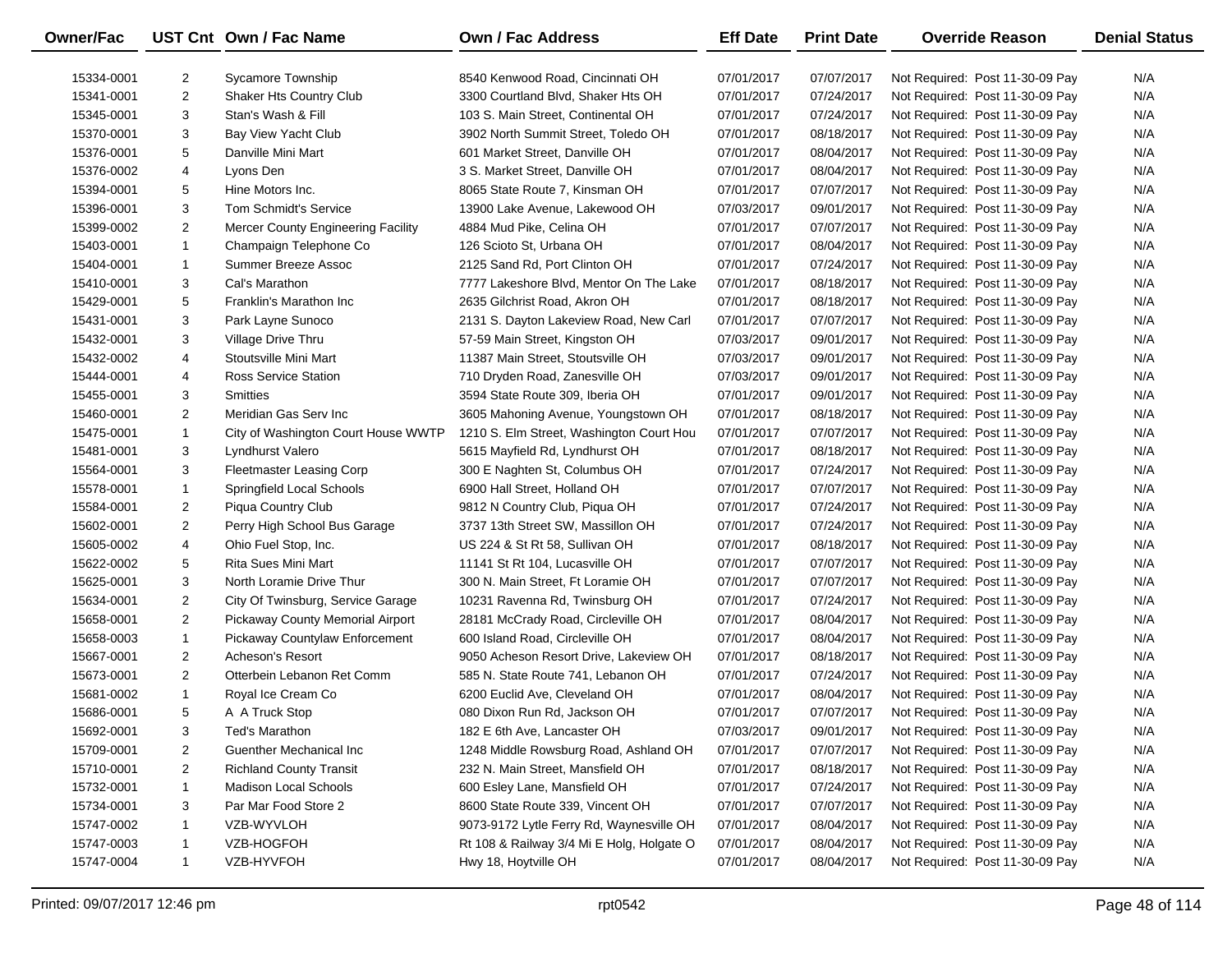| Owner/Fac | UST Cnt | Own / Fac Name | Own / Fac Address | Eff Date | Print Date | Override Reason | Denial Status |
|---|---|---|---|---|---|---|---|
| 15334-0001 | 2 | Sycamore Township | 8540 Kenwood Road, Cincinnati OH | 07/01/2017 | 07/07/2017 | Not Required: Post 11-30-09 Pay | N/A |
| 15341-0001 | 2 | Shaker Hts Country Club | 3300 Courtland Blvd, Shaker Hts OH | 07/01/2017 | 07/24/2017 | Not Required: Post 11-30-09 Pay | N/A |
| 15345-0001 | 3 | Stan's Wash & Fill | 103 S. Main Street, Continental OH | 07/01/2017 | 07/24/2017 | Not Required: Post 11-30-09 Pay | N/A |
| 15370-0001 | 3 | Bay View Yacht Club | 3902 North Summit Street, Toledo OH | 07/01/2017 | 08/18/2017 | Not Required: Post 11-30-09 Pay | N/A |
| 15376-0001 | 5 | Danville Mini Mart | 601 Market Street, Danville OH | 07/01/2017 | 08/04/2017 | Not Required: Post 11-30-09 Pay | N/A |
| 15376-0002 | 4 | Lyons Den | 3 S. Market Street, Danville OH | 07/01/2017 | 08/04/2017 | Not Required: Post 11-30-09 Pay | N/A |
| 15394-0001 | 5 | Hine Motors Inc. | 8065 State Route 7, Kinsman OH | 07/01/2017 | 07/07/2017 | Not Required: Post 11-30-09 Pay | N/A |
| 15396-0001 | 3 | Tom Schmidt's Service | 13900 Lake Avenue, Lakewood OH | 07/03/2017 | 09/01/2017 | Not Required: Post 11-30-09 Pay | N/A |
| 15399-0002 | 2 | Mercer County Engineering Facility | 4884 Mud Pike, Celina OH | 07/01/2017 | 07/07/2017 | Not Required: Post 11-30-09 Pay | N/A |
| 15403-0001 | 1 | Champaign Telephone Co | 126 Scioto St, Urbana OH | 07/01/2017 | 08/04/2017 | Not Required: Post 11-30-09 Pay | N/A |
| 15404-0001 | 1 | Summer Breeze Assoc | 2125 Sand Rd, Port Clinton OH | 07/01/2017 | 07/24/2017 | Not Required: Post 11-30-09 Pay | N/A |
| 15410-0001 | 3 | Cal's Marathon | 7777 Lakeshore Blvd, Mentor On The Lake | 07/01/2017 | 08/18/2017 | Not Required: Post 11-30-09 Pay | N/A |
| 15429-0001 | 5 | Franklin's Marathon Inc | 2635 Gilchrist Road, Akron OH | 07/01/2017 | 08/18/2017 | Not Required: Post 11-30-09 Pay | N/A |
| 15431-0001 | 3 | Park Layne Sunoco | 2131 S. Dayton Lakeview Road, New Carl | 07/01/2017 | 07/07/2017 | Not Required: Post 11-30-09 Pay | N/A |
| 15432-0001 | 3 | Village Drive Thru | 57-59 Main Street, Kingston OH | 07/03/2017 | 09/01/2017 | Not Required: Post 11-30-09 Pay | N/A |
| 15432-0002 | 4 | Stoutsville Mini Mart | 11387 Main Street, Stoutsville OH | 07/03/2017 | 09/01/2017 | Not Required: Post 11-30-09 Pay | N/A |
| 15444-0001 | 4 | Ross Service Station | 710 Dryden Road, Zanesville OH | 07/03/2017 | 09/01/2017 | Not Required: Post 11-30-09 Pay | N/A |
| 15455-0001 | 3 | Smitties | 3594 State Route 309, Iberia OH | 07/01/2017 | 09/01/2017 | Not Required: Post 11-30-09 Pay | N/A |
| 15460-0001 | 2 | Meridian Gas Serv Inc | 3605 Mahoning Avenue, Youngstown OH | 07/01/2017 | 08/18/2017 | Not Required: Post 11-30-09 Pay | N/A |
| 15475-0001 | 1 | City of Washington Court House WWTP | 1210 S. Elm Street, Washington Court Hou | 07/01/2017 | 07/07/2017 | Not Required: Post 11-30-09 Pay | N/A |
| 15481-0001 | 3 | Lyndhurst Valero | 5615 Mayfield Rd, Lyndhurst OH | 07/01/2017 | 08/18/2017 | Not Required: Post 11-30-09 Pay | N/A |
| 15564-0001 | 3 | Fleetmaster Leasing Corp | 300 E Naghten St, Columbus OH | 07/01/2017 | 07/24/2017 | Not Required: Post 11-30-09 Pay | N/A |
| 15578-0001 | 1 | Springfield Local Schools | 6900 Hall Street, Holland OH | 07/01/2017 | 07/07/2017 | Not Required: Post 11-30-09 Pay | N/A |
| 15584-0001 | 2 | Piqua Country Club | 9812 N Country Club, Piqua OH | 07/01/2017 | 07/24/2017 | Not Required: Post 11-30-09 Pay | N/A |
| 15602-0001 | 2 | Perry High School Bus Garage | 3737 13th Street SW, Massillon OH | 07/01/2017 | 07/24/2017 | Not Required: Post 11-30-09 Pay | N/A |
| 15605-0002 | 4 | Ohio Fuel Stop, Inc. | US 224 & St Rt 58, Sullivan OH | 07/01/2017 | 08/18/2017 | Not Required: Post 11-30-09 Pay | N/A |
| 15622-0002 | 5 | Rita Sues Mini Mart | 11141 St Rt 104, Lucasville OH | 07/01/2017 | 07/07/2017 | Not Required: Post 11-30-09 Pay | N/A |
| 15625-0001 | 3 | North Loramie Drive Thur | 300 N. Main Street, Ft Loramie OH | 07/01/2017 | 07/07/2017 | Not Required: Post 11-30-09 Pay | N/A |
| 15634-0001 | 2 | City Of Twinsburg, Service Garage | 10231 Ravenna Rd, Twinsburg OH | 07/01/2017 | 07/24/2017 | Not Required: Post 11-30-09 Pay | N/A |
| 15658-0001 | 2 | Pickaway County Memorial Airport | 28181 McCrady Road, Circleville OH | 07/01/2017 | 08/04/2017 | Not Required: Post 11-30-09 Pay | N/A |
| 15658-0003 | 1 | Pickaway Countylaw Enforcement | 600 Island Road, Circleville OH | 07/01/2017 | 08/04/2017 | Not Required: Post 11-30-09 Pay | N/A |
| 15667-0001 | 2 | Acheson's Resort | 9050 Acheson Resort Drive, Lakeview OH | 07/01/2017 | 08/18/2017 | Not Required: Post 11-30-09 Pay | N/A |
| 15673-0001 | 2 | Otterbein Lebanon Ret Comm | 585 N. State Route 741, Lebanon OH | 07/01/2017 | 07/24/2017 | Not Required: Post 11-30-09 Pay | N/A |
| 15681-0002 | 1 | Royal Ice Cream Co | 6200 Euclid Ave, Cleveland OH | 07/01/2017 | 08/04/2017 | Not Required: Post 11-30-09 Pay | N/A |
| 15686-0001 | 5 | A A Truck Stop | 080 Dixon Run Rd, Jackson OH | 07/01/2017 | 07/07/2017 | Not Required: Post 11-30-09 Pay | N/A |
| 15692-0001 | 3 | Ted's Marathon | 182 E 6th Ave, Lancaster OH | 07/03/2017 | 09/01/2017 | Not Required: Post 11-30-09 Pay | N/A |
| 15709-0001 | 2 | Guenther Mechanical Inc | 1248 Middle Rowsburg Road, Ashland OH | 07/01/2017 | 07/07/2017 | Not Required: Post 11-30-09 Pay | N/A |
| 15710-0001 | 2 | Richland County Transit | 232 N. Main Street, Mansfield OH | 07/01/2017 | 08/18/2017 | Not Required: Post 11-30-09 Pay | N/A |
| 15732-0001 | 1 | Madison Local Schools | 600 Esley Lane, Mansfield OH | 07/01/2017 | 07/24/2017 | Not Required: Post 11-30-09 Pay | N/A |
| 15734-0001 | 3 | Par Mar Food Store 2 | 8600 State Route 339, Vincent OH | 07/01/2017 | 07/07/2017 | Not Required: Post 11-30-09 Pay | N/A |
| 15747-0002 | 1 | VZB-WYVLOH | 9073-9172 Lytle Ferry Rd, Waynesville OH | 07/01/2017 | 08/04/2017 | Not Required: Post 11-30-09 Pay | N/A |
| 15747-0003 | 1 | VZB-HOGFOH | Rt 108 & Railway 3/4 Mi E Holg, Holgate O | 07/01/2017 | 08/04/2017 | Not Required: Post 11-30-09 Pay | N/A |
| 15747-0004 | 1 | VZB-HYVFOH | Hwy 18, Hoytville OH | 07/01/2017 | 08/04/2017 | Not Required: Post 11-30-09 Pay | N/A |

Printed: 09/07/2017 12:46 pm rpt0542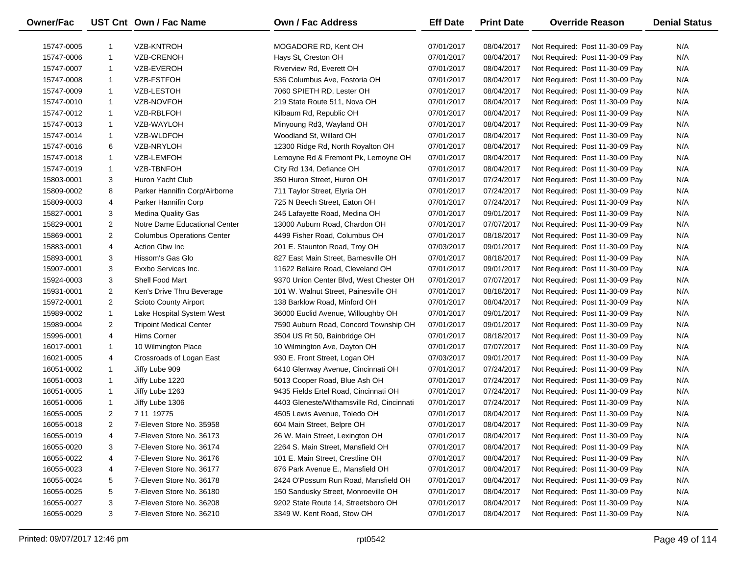| Owner/Fac | UST Cnt | Own / Fac Name | Own / Fac Address | Eff Date | Print Date | Override Reason | Denial Status |
|---|---|---|---|---|---|---|---|
| 15747-0005 | 1 | VZB-KNTROH | MOGADORE RD, Kent OH | 07/01/2017 | 08/04/2017 | Not Required: Post 11-30-09 Pay | N/A |
| 15747-0006 | 1 | VZB-CRENOH | Hays St, Creston OH | 07/01/2017 | 08/04/2017 | Not Required: Post 11-30-09 Pay | N/A |
| 15747-0007 | 1 | VZB-EVEROH | Riverview Rd, Everett OH | 07/01/2017 | 08/04/2017 | Not Required: Post 11-30-09 Pay | N/A |
| 15747-0008 | 1 | VZB-FSTFOH | 536 Columbus Ave, Fostoria OH | 07/01/2017 | 08/04/2017 | Not Required: Post 11-30-09 Pay | N/A |
| 15747-0009 | 1 | VZB-LESTOH | 7060 SPIETH RD, Lester OH | 07/01/2017 | 08/04/2017 | Not Required: Post 11-30-09 Pay | N/A |
| 15747-0010 | 1 | VZB-NOVFOH | 219 State Route 511, Nova OH | 07/01/2017 | 08/04/2017 | Not Required: Post 11-30-09 Pay | N/A |
| 15747-0012 | 1 | VZB-RBLFOH | Kilbaum Rd, Republic OH | 07/01/2017 | 08/04/2017 | Not Required: Post 11-30-09 Pay | N/A |
| 15747-0013 | 1 | VZB-WAYLOH | Minyoung Rd3, Wayland OH | 07/01/2017 | 08/04/2017 | Not Required: Post 11-30-09 Pay | N/A |
| 15747-0014 | 1 | VZB-WLDFOH | Woodland St, Willard OH | 07/01/2017 | 08/04/2017 | Not Required: Post 11-30-09 Pay | N/A |
| 15747-0016 | 6 | VZB-NRYLOH | 12300 Ridge Rd, North Royalton OH | 07/01/2017 | 08/04/2017 | Not Required: Post 11-30-09 Pay | N/A |
| 15747-0018 | 1 | VZB-LEMFOH | Lemoyne Rd & Fremont Pk, Lemoyne OH | 07/01/2017 | 08/04/2017 | Not Required: Post 11-30-09 Pay | N/A |
| 15747-0019 | 1 | VZB-TBNFOH | City Rd 134, Defiance OH | 07/01/2017 | 08/04/2017 | Not Required: Post 11-30-09 Pay | N/A |
| 15803-0001 | 3 | Huron Yacht Club | 350 Huron Street, Huron OH | 07/01/2017 | 07/24/2017 | Not Required: Post 11-30-09 Pay | N/A |
| 15809-0002 | 8 | Parker Hannifin Corp/Airborne | 711 Taylor Street, Elyria OH | 07/01/2017 | 07/24/2017 | Not Required: Post 11-30-09 Pay | N/A |
| 15809-0003 | 4 | Parker Hannifin Corp | 725 N Beech Street, Eaton OH | 07/01/2017 | 07/24/2017 | Not Required: Post 11-30-09 Pay | N/A |
| 15827-0001 | 3 | Medina Quality Gas | 245 Lafayette Road, Medina OH | 07/01/2017 | 09/01/2017 | Not Required: Post 11-30-09 Pay | N/A |
| 15829-0001 | 2 | Notre Dame Educational Center | 13000 Auburn Road, Chardon OH | 07/01/2017 | 07/07/2017 | Not Required: Post 11-30-09 Pay | N/A |
| 15869-0001 | 2 | Columbus Operations Center | 4499 Fisher Road, Columbus OH | 07/01/2017 | 08/18/2017 | Not Required: Post 11-30-09 Pay | N/A |
| 15883-0001 | 4 | Action Gbw Inc | 201 E. Staunton Road, Troy OH | 07/03/2017 | 09/01/2017 | Not Required: Post 11-30-09 Pay | N/A |
| 15893-0001 | 3 | Hissom's Gas Glo | 827 East Main Street, Barnesville OH | 07/01/2017 | 08/18/2017 | Not Required: Post 11-30-09 Pay | N/A |
| 15907-0001 | 3 | Exxbo Services Inc. | 11622 Bellaire Road, Cleveland OH | 07/01/2017 | 09/01/2017 | Not Required: Post 11-30-09 Pay | N/A |
| 15924-0003 | 3 | Shell Food Mart | 9370 Union Center Blvd, West Chester OH | 07/01/2017 | 07/07/2017 | Not Required: Post 11-30-09 Pay | N/A |
| 15931-0001 | 2 | Ken's Drive Thru Beverage | 101 W. Walnut Street, Painesville OH | 07/01/2017 | 08/18/2017 | Not Required: Post 11-30-09 Pay | N/A |
| 15972-0001 | 2 | Scioto County Airport | 138 Barklow Road, Minford OH | 07/01/2017 | 08/04/2017 | Not Required: Post 11-30-09 Pay | N/A |
| 15989-0002 | 1 | Lake Hospital System West | 36000 Euclid Avenue, Willoughby OH | 07/01/2017 | 09/01/2017 | Not Required: Post 11-30-09 Pay | N/A |
| 15989-0004 | 2 | Tripoint Medical Center | 7590 Auburn Road, Concord Township OH | 07/01/2017 | 09/01/2017 | Not Required: Post 11-30-09 Pay | N/A |
| 15996-0001 | 4 | Hirns Corner | 3504 US Rt 50, Bainbridge OH | 07/01/2017 | 08/18/2017 | Not Required: Post 11-30-09 Pay | N/A |
| 16017-0001 | 1 | 10 Wilmington Place | 10 Wilmington Ave, Dayton OH | 07/01/2017 | 07/07/2017 | Not Required: Post 11-30-09 Pay | N/A |
| 16021-0005 | 4 | Crossroads of Logan East | 930 E. Front Street, Logan OH | 07/03/2017 | 09/01/2017 | Not Required: Post 11-30-09 Pay | N/A |
| 16051-0002 | 1 | Jiffy Lube 909 | 6410 Glenway Avenue, Cincinnati OH | 07/01/2017 | 07/24/2017 | Not Required: Post 11-30-09 Pay | N/A |
| 16051-0003 | 1 | Jiffy Lube 1220 | 5013 Cooper Road, Blue Ash OH | 07/01/2017 | 07/24/2017 | Not Required: Post 11-30-09 Pay | N/A |
| 16051-0005 | 1 | Jiffy Lube 1263 | 9435 Fields Ertel Road, Cincinnati OH | 07/01/2017 | 07/24/2017 | Not Required: Post 11-30-09 Pay | N/A |
| 16051-0006 | 1 | Jiffy Lube 1306 | 4403 Gleneste/Withamsville Rd, Cincinnati | 07/01/2017 | 07/24/2017 | Not Required: Post 11-30-09 Pay | N/A |
| 16055-0005 | 2 | 7 11 19775 | 4505 Lewis Avenue, Toledo OH | 07/01/2017 | 08/04/2017 | Not Required: Post 11-30-09 Pay | N/A |
| 16055-0018 | 2 | 7-Eleven Store No. 35958 | 604 Main Street, Belpre OH | 07/01/2017 | 08/04/2017 | Not Required: Post 11-30-09 Pay | N/A |
| 16055-0019 | 4 | 7-Eleven Store No. 36173 | 26 W. Main Street, Lexington OH | 07/01/2017 | 08/04/2017 | Not Required: Post 11-30-09 Pay | N/A |
| 16055-0020 | 3 | 7-Eleven Store No. 36174 | 2264 S. Main Street, Mansfield OH | 07/01/2017 | 08/04/2017 | Not Required: Post 11-30-09 Pay | N/A |
| 16055-0022 | 4 | 7-Eleven Store No. 36176 | 101 E. Main Street, Crestline OH | 07/01/2017 | 08/04/2017 | Not Required: Post 11-30-09 Pay | N/A |
| 16055-0023 | 4 | 7-Eleven Store No. 36177 | 876 Park Avenue E., Mansfield OH | 07/01/2017 | 08/04/2017 | Not Required: Post 11-30-09 Pay | N/A |
| 16055-0024 | 5 | 7-Eleven Store No. 36178 | 2424 O'Possum Run Road, Mansfield OH | 07/01/2017 | 08/04/2017 | Not Required: Post 11-30-09 Pay | N/A |
| 16055-0025 | 5 | 7-Eleven Store No. 36180 | 150 Sandusky Street, Monroeville OH | 07/01/2017 | 08/04/2017 | Not Required: Post 11-30-09 Pay | N/A |
| 16055-0027 | 3 | 7-Eleven Store No. 36208 | 9202 State Route 14, Streetsboro OH | 07/01/2017 | 08/04/2017 | Not Required: Post 11-30-09 Pay | N/A |
| 16055-0029 | 3 | 7-Eleven Store No. 36210 | 3349 W. Kent Road, Stow OH | 07/01/2017 | 08/04/2017 | Not Required: Post 11-30-09 Pay | N/A |

Printed: 09/07/2017 12:46 pm rpt0542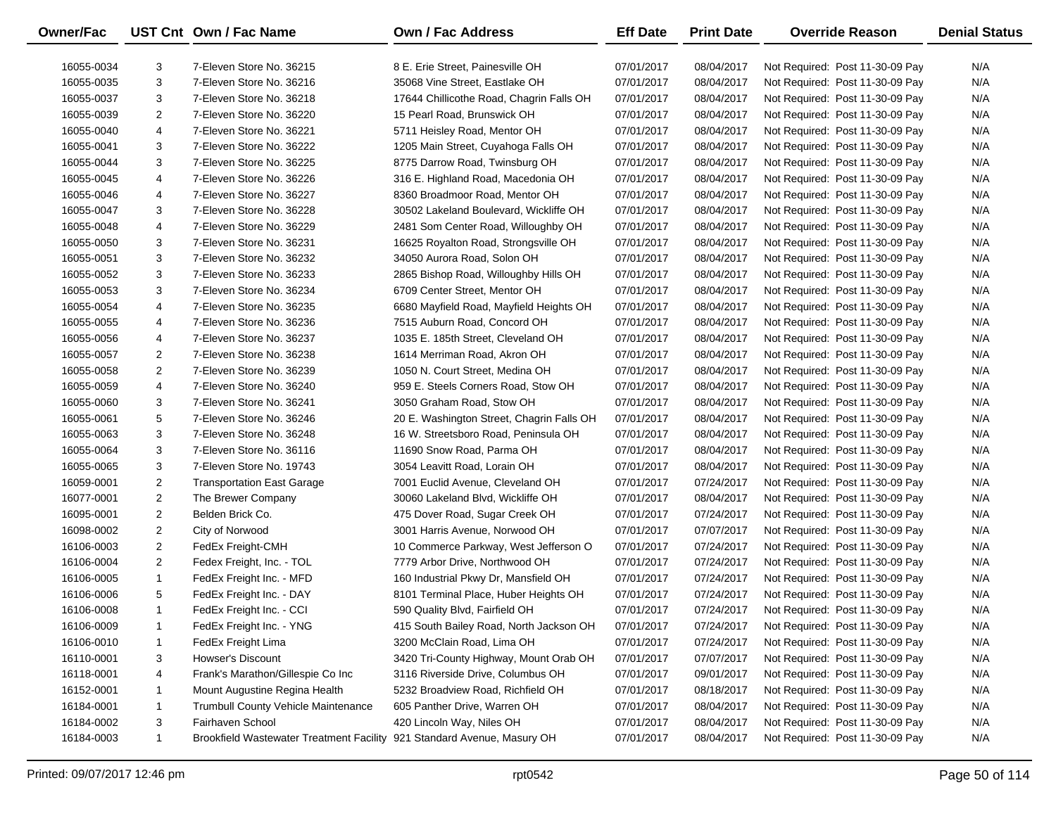| Owner/Fac | UST Cnt | Own / Fac Name | Own / Fac Address | Eff Date | Print Date | Override Reason | Denial Status |
|---|---|---|---|---|---|---|---|
| 16055-0034 | 3 | 7-Eleven Store No. 36215 | 8 E. Erie Street, Painesville OH | 07/01/2017 | 08/04/2017 | Not Required: Post 11-30-09 Pay | N/A |
| 16055-0035 | 3 | 7-Eleven Store No. 36216 | 35068 Vine Street, Eastlake OH | 07/01/2017 | 08/04/2017 | Not Required: Post 11-30-09 Pay | N/A |
| 16055-0037 | 3 | 7-Eleven Store No. 36218 | 17644 Chillicothe Road, Chagrin Falls OH | 07/01/2017 | 08/04/2017 | Not Required: Post 11-30-09 Pay | N/A |
| 16055-0039 | 2 | 7-Eleven Store No. 36220 | 15 Pearl Road, Brunswick OH | 07/01/2017 | 08/04/2017 | Not Required: Post 11-30-09 Pay | N/A |
| 16055-0040 | 4 | 7-Eleven Store No. 36221 | 5711 Heisley Road, Mentor OH | 07/01/2017 | 08/04/2017 | Not Required: Post 11-30-09 Pay | N/A |
| 16055-0041 | 3 | 7-Eleven Store No. 36222 | 1205 Main Street, Cuyahoga Falls OH | 07/01/2017 | 08/04/2017 | Not Required: Post 11-30-09 Pay | N/A |
| 16055-0044 | 3 | 7-Eleven Store No. 36225 | 8775 Darrow Road, Twinsburg OH | 07/01/2017 | 08/04/2017 | Not Required: Post 11-30-09 Pay | N/A |
| 16055-0045 | 4 | 7-Eleven Store No. 36226 | 316 E. Highland Road, Macedonia OH | 07/01/2017 | 08/04/2017 | Not Required: Post 11-30-09 Pay | N/A |
| 16055-0046 | 4 | 7-Eleven Store No. 36227 | 8360 Broadmoor Road, Mentor OH | 07/01/2017 | 08/04/2017 | Not Required: Post 11-30-09 Pay | N/A |
| 16055-0047 | 3 | 7-Eleven Store No. 36228 | 30502 Lakeland Boulevard, Wickliffe OH | 07/01/2017 | 08/04/2017 | Not Required: Post 11-30-09 Pay | N/A |
| 16055-0048 | 4 | 7-Eleven Store No. 36229 | 2481 Som Center Road, Willoughby OH | 07/01/2017 | 08/04/2017 | Not Required: Post 11-30-09 Pay | N/A |
| 16055-0050 | 3 | 7-Eleven Store No. 36231 | 16625 Royalton Road, Strongsville OH | 07/01/2017 | 08/04/2017 | Not Required: Post 11-30-09 Pay | N/A |
| 16055-0051 | 3 | 7-Eleven Store No. 36232 | 34050 Aurora Road, Solon OH | 07/01/2017 | 08/04/2017 | Not Required: Post 11-30-09 Pay | N/A |
| 16055-0052 | 3 | 7-Eleven Store No. 36233 | 2865 Bishop Road, Willoughby Hills OH | 07/01/2017 | 08/04/2017 | Not Required: Post 11-30-09 Pay | N/A |
| 16055-0053 | 3 | 7-Eleven Store No. 36234 | 6709 Center Street, Mentor OH | 07/01/2017 | 08/04/2017 | Not Required: Post 11-30-09 Pay | N/A |
| 16055-0054 | 4 | 7-Eleven Store No. 36235 | 6680 Mayfield Road, Mayfield Heights OH | 07/01/2017 | 08/04/2017 | Not Required: Post 11-30-09 Pay | N/A |
| 16055-0055 | 4 | 7-Eleven Store No. 36236 | 7515 Auburn Road, Concord OH | 07/01/2017 | 08/04/2017 | Not Required: Post 11-30-09 Pay | N/A |
| 16055-0056 | 4 | 7-Eleven Store No. 36237 | 1035 E. 185th Street, Cleveland OH | 07/01/2017 | 08/04/2017 | Not Required: Post 11-30-09 Pay | N/A |
| 16055-0057 | 2 | 7-Eleven Store No. 36238 | 1614 Merriman Road, Akron OH | 07/01/2017 | 08/04/2017 | Not Required: Post 11-30-09 Pay | N/A |
| 16055-0058 | 2 | 7-Eleven Store No. 36239 | 1050 N. Court Street, Medina OH | 07/01/2017 | 08/04/2017 | Not Required: Post 11-30-09 Pay | N/A |
| 16055-0059 | 4 | 7-Eleven Store No. 36240 | 959 E. Steels Corners Road, Stow OH | 07/01/2017 | 08/04/2017 | Not Required: Post 11-30-09 Pay | N/A |
| 16055-0060 | 3 | 7-Eleven Store No. 36241 | 3050 Graham Road, Stow OH | 07/01/2017 | 08/04/2017 | Not Required: Post 11-30-09 Pay | N/A |
| 16055-0061 | 5 | 7-Eleven Store No. 36246 | 20 E. Washington Street, Chagrin Falls OH | 07/01/2017 | 08/04/2017 | Not Required: Post 11-30-09 Pay | N/A |
| 16055-0063 | 3 | 7-Eleven Store No. 36248 | 16 W. Streetsboro Road, Peninsula OH | 07/01/2017 | 08/04/2017 | Not Required: Post 11-30-09 Pay | N/A |
| 16055-0064 | 3 | 7-Eleven Store No. 36116 | 11690 Snow Road, Parma OH | 07/01/2017 | 08/04/2017 | Not Required: Post 11-30-09 Pay | N/A |
| 16055-0065 | 3 | 7-Eleven Store No. 19743 | 3054 Leavitt Road, Lorain OH | 07/01/2017 | 08/04/2017 | Not Required: Post 11-30-09 Pay | N/A |
| 16059-0001 | 2 | Transportation East Garage | 7001 Euclid Avenue, Cleveland OH | 07/01/2017 | 07/24/2017 | Not Required: Post 11-30-09 Pay | N/A |
| 16077-0001 | 2 | The Brewer Company | 30060 Lakeland Blvd, Wickliffe OH | 07/01/2017 | 08/04/2017 | Not Required: Post 11-30-09 Pay | N/A |
| 16095-0001 | 2 | Belden Brick Co. | 475 Dover Road, Sugar Creek OH | 07/01/2017 | 07/24/2017 | Not Required: Post 11-30-09 Pay | N/A |
| 16098-0002 | 2 | City of Norwood | 3001 Harris Avenue, Norwood OH | 07/01/2017 | 07/07/2017 | Not Required: Post 11-30-09 Pay | N/A |
| 16106-0003 | 2 | FedEx Freight-CMH | 10 Commerce Parkway, West Jefferson O | 07/01/2017 | 07/24/2017 | Not Required: Post 11-30-09 Pay | N/A |
| 16106-0004 | 2 | Fedex Freight, Inc. - TOL | 7779 Arbor Drive, Northwood OH | 07/01/2017 | 07/24/2017 | Not Required: Post 11-30-09 Pay | N/A |
| 16106-0005 | 1 | FedEx Freight Inc. - MFD | 160 Industrial Pkwy Dr, Mansfield OH | 07/01/2017 | 07/24/2017 | Not Required: Post 11-30-09 Pay | N/A |
| 16106-0006 | 5 | FedEx Freight Inc. - DAY | 8101 Terminal Place, Huber Heights OH | 07/01/2017 | 07/24/2017 | Not Required: Post 11-30-09 Pay | N/A |
| 16106-0008 | 1 | FedEx Freight Inc. - CCI | 590 Quality Blvd, Fairfield OH | 07/01/2017 | 07/24/2017 | Not Required: Post 11-30-09 Pay | N/A |
| 16106-0009 | 1 | FedEx Freight Inc. - YNG | 415 South Bailey Road, North Jackson OH | 07/01/2017 | 07/24/2017 | Not Required: Post 11-30-09 Pay | N/A |
| 16106-0010 | 1 | FedEx Freight Lima | 3200 McClain Road, Lima OH | 07/01/2017 | 07/24/2017 | Not Required: Post 11-30-09 Pay | N/A |
| 16110-0001 | 3 | Howser's Discount | 3420 Tri-County Highway, Mount Orab OH | 07/01/2017 | 07/07/2017 | Not Required: Post 11-30-09 Pay | N/A |
| 16118-0001 | 4 | Frank's Marathon/Gillespie Co Inc | 3116 Riverside Drive, Columbus OH | 07/01/2017 | 09/01/2017 | Not Required: Post 11-30-09 Pay | N/A |
| 16152-0001 | 1 | Mount Augustine Regina Health | 5232 Broadview Road, Richfield OH | 07/01/2017 | 08/18/2017 | Not Required: Post 11-30-09 Pay | N/A |
| 16184-0001 | 1 | Trumbull County Vehicle Maintenance | 605 Panther Drive, Warren OH | 07/01/2017 | 08/04/2017 | Not Required: Post 11-30-09 Pay | N/A |
| 16184-0002 | 3 | Fairhaven School | 420 Lincoln Way, Niles OH | 07/01/2017 | 08/04/2017 | Not Required: Post 11-30-09 Pay | N/A |
| 16184-0003 | 1 | Brookfield Wastewater Treatment Facility | 921 Standard Avenue, Masury OH | 07/01/2017 | 08/04/2017 | Not Required: Post 11-30-09 Pay | N/A |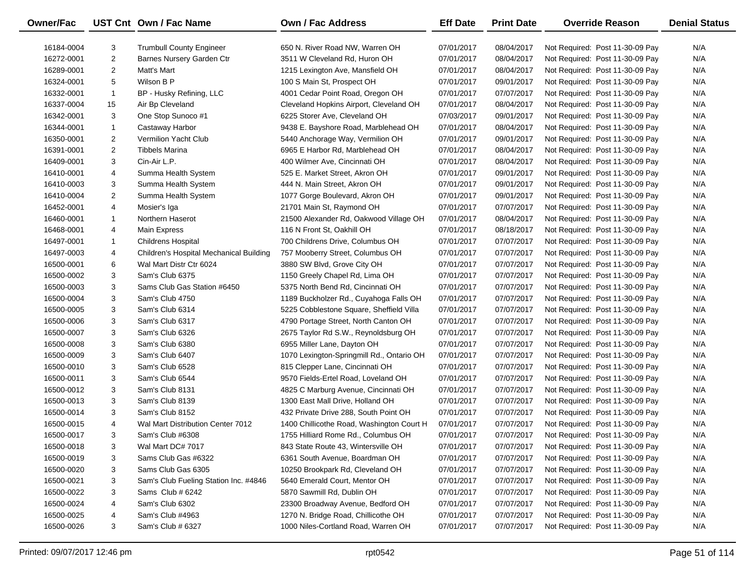| Owner/Fac | UST Cnt | Own / Fac Name | Own / Fac Address | Eff Date | Print Date | Override Reason | Denial Status |
|---|---|---|---|---|---|---|---|
| 16184-0004 | 3 | Trumbull County Engineer | 650 N. River Road NW, Warren OH | 07/01/2017 | 08/04/2017 | Not Required: Post 11-30-09 Pay | N/A |
| 16272-0001 | 2 | Barnes Nursery Garden Ctr | 3511 W Cleveland Rd, Huron OH | 07/01/2017 | 08/04/2017 | Not Required: Post 11-30-09 Pay | N/A |
| 16289-0001 | 2 | Matt's Mart | 1215 Lexington Ave, Mansfield OH | 07/01/2017 | 08/04/2017 | Not Required: Post 11-30-09 Pay | N/A |
| 16324-0001 | 5 | Wilson B P | 100 S Main St, Prospect OH | 07/01/2017 | 09/01/2017 | Not Required: Post 11-30-09 Pay | N/A |
| 16332-0001 | 1 | BP - Husky Refining, LLC | 4001 Cedar Point Road, Oregon OH | 07/01/2017 | 07/07/2017 | Not Required: Post 11-30-09 Pay | N/A |
| 16337-0004 | 15 | Air Bp Cleveland | Cleveland Hopkins Airport, Cleveland OH | 07/01/2017 | 08/04/2017 | Not Required: Post 11-30-09 Pay | N/A |
| 16342-0001 | 3 | One Stop Sunoco #1 | 6225 Storer Ave, Cleveland OH | 07/03/2017 | 09/01/2017 | Not Required: Post 11-30-09 Pay | N/A |
| 16344-0001 | 1 | Castaway Harbor | 9438 E. Bayshore Road, Marblehead OH | 07/01/2017 | 08/04/2017 | Not Required: Post 11-30-09 Pay | N/A |
| 16350-0001 | 2 | Vermilion Yacht Club | 5440 Anchorage Way, Vermilion OH | 07/01/2017 | 09/01/2017 | Not Required: Post 11-30-09 Pay | N/A |
| 16391-0001 | 2 | Tibbels Marina | 6965 E Harbor Rd, Marblehead OH | 07/01/2017 | 08/04/2017 | Not Required: Post 11-30-09 Pay | N/A |
| 16409-0001 | 3 | Cin-Air L.P. | 400 Wilmer Ave, Cincinnati OH | 07/01/2017 | 08/04/2017 | Not Required: Post 11-30-09 Pay | N/A |
| 16410-0001 | 4 | Summa Health System | 525 E. Market Street, Akron OH | 07/01/2017 | 09/01/2017 | Not Required: Post 11-30-09 Pay | N/A |
| 16410-0003 | 3 | Summa Health System | 444 N. Main Street, Akron OH | 07/01/2017 | 09/01/2017 | Not Required: Post 11-30-09 Pay | N/A |
| 16410-0004 | 2 | Summa Health System | 1077 Gorge Boulevard, Akron OH | 07/01/2017 | 09/01/2017 | Not Required: Post 11-30-09 Pay | N/A |
| 16452-0001 | 4 | Mosier's Iga | 21701 Main St, Raymond OH | 07/01/2017 | 07/07/2017 | Not Required: Post 11-30-09 Pay | N/A |
| 16460-0001 | 1 | Northern Haserot | 21500 Alexander Rd, Oakwood Village OH | 07/01/2017 | 08/04/2017 | Not Required: Post 11-30-09 Pay | N/A |
| 16468-0001 | 4 | Main Express | 116 N Front St, Oakhill OH | 07/01/2017 | 08/18/2017 | Not Required: Post 11-30-09 Pay | N/A |
| 16497-0001 | 1 | Childrens Hospital | 700 Childrens Drive, Columbus OH | 07/01/2017 | 07/07/2017 | Not Required: Post 11-30-09 Pay | N/A |
| 16497-0003 | 4 | Children's Hospital Mechanical Building | 757 Mooberry Street, Columbus OH | 07/01/2017 | 07/07/2017 | Not Required: Post 11-30-09 Pay | N/A |
| 16500-0001 | 6 | Wal Mart Distr Ctr 6024 | 3880 SW Blvd, Grove City OH | 07/01/2017 | 07/07/2017 | Not Required: Post 11-30-09 Pay | N/A |
| 16500-0002 | 3 | Sam's Club 6375 | 1150 Greely Chapel Rd, Lima OH | 07/01/2017 | 07/07/2017 | Not Required: Post 11-30-09 Pay | N/A |
| 16500-0003 | 3 | Sams Club Gas Station #6450 | 5375 North Bend Rd, Cincinnati OH | 07/01/2017 | 07/07/2017 | Not Required: Post 11-30-09 Pay | N/A |
| 16500-0004 | 3 | Sam's Club 4750 | 1189 Buckholzer Rd., Cuyahoga Falls OH | 07/01/2017 | 07/07/2017 | Not Required: Post 11-30-09 Pay | N/A |
| 16500-0005 | 3 | Sam's Club 6314 | 5225 Cobblestone Square, Sheffield Villa | 07/01/2017 | 07/07/2017 | Not Required: Post 11-30-09 Pay | N/A |
| 16500-0006 | 3 | Sam's Club 6317 | 4790 Portage Street, North Canton OH | 07/01/2017 | 07/07/2017 | Not Required: Post 11-30-09 Pay | N/A |
| 16500-0007 | 3 | Sam's Club 6326 | 2675 Taylor Rd S.W., Reynoldsburg OH | 07/01/2017 | 07/07/2017 | Not Required: Post 11-30-09 Pay | N/A |
| 16500-0008 | 3 | Sam's Club 6380 | 6955 Miller Lane, Dayton OH | 07/01/2017 | 07/07/2017 | Not Required: Post 11-30-09 Pay | N/A |
| 16500-0009 | 3 | Sam's Club 6407 | 1070 Lexington-Springmill Rd., Ontario OH | 07/01/2017 | 07/07/2017 | Not Required: Post 11-30-09 Pay | N/A |
| 16500-0010 | 3 | Sam's Club 6528 | 815 Clepper Lane, Cincinnati OH | 07/01/2017 | 07/07/2017 | Not Required: Post 11-30-09 Pay | N/A |
| 16500-0011 | 3 | Sam's Club 6544 | 9570 Fields-Ertel Road, Loveland OH | 07/01/2017 | 07/07/2017 | Not Required: Post 11-30-09 Pay | N/A |
| 16500-0012 | 3 | Sam's Club 8131 | 4825 C Marburg Avenue, Cincinnati OH | 07/01/2017 | 07/07/2017 | Not Required: Post 11-30-09 Pay | N/A |
| 16500-0013 | 3 | Sam's Club 8139 | 1300 East Mall Drive, Holland OH | 07/01/2017 | 07/07/2017 | Not Required: Post 11-30-09 Pay | N/A |
| 16500-0014 | 3 | Sam's Club 8152 | 432 Private Drive 288, South Point OH | 07/01/2017 | 07/07/2017 | Not Required: Post 11-30-09 Pay | N/A |
| 16500-0015 | 4 | Wal Mart Distribution Center 7012 | 1400 Chillicothe Road, Washington Court H | 07/01/2017 | 07/07/2017 | Not Required: Post 11-30-09 Pay | N/A |
| 16500-0017 | 3 | Sam's Club #6308 | 1755 Hilliard Rome Rd., Columbus OH | 07/01/2017 | 07/07/2017 | Not Required: Post 11-30-09 Pay | N/A |
| 16500-0018 | 3 | Wal Mart DC# 7017 | 843 State Route 43, Wintersville OH | 07/01/2017 | 07/07/2017 | Not Required: Post 11-30-09 Pay | N/A |
| 16500-0019 | 3 | Sams Club Gas #6322 | 6361 South Avenue, Boardman OH | 07/01/2017 | 07/07/2017 | Not Required: Post 11-30-09 Pay | N/A |
| 16500-0020 | 3 | Sams Club Gas 6305 | 10250 Brookpark Rd, Cleveland OH | 07/01/2017 | 07/07/2017 | Not Required: Post 11-30-09 Pay | N/A |
| 16500-0021 | 3 | Sam's Club Fueling Station Inc. #4846 | 5640 Emerald Court, Mentor OH | 07/01/2017 | 07/07/2017 | Not Required: Post 11-30-09 Pay | N/A |
| 16500-0022 | 3 | Sams Club # 6242 | 5870 Sawmill Rd, Dublin OH | 07/01/2017 | 07/07/2017 | Not Required: Post 11-30-09 Pay | N/A |
| 16500-0024 | 4 | Sam's Club 6302 | 23300 Broadway Avenue, Bedford OH | 07/01/2017 | 07/07/2017 | Not Required: Post 11-30-09 Pay | N/A |
| 16500-0025 | 4 | Sam's Club #4963 | 1270 N. Bridge Road, Chillicothe OH | 07/01/2017 | 07/07/2017 | Not Required: Post 11-30-09 Pay | N/A |
| 16500-0026 | 3 | Sam's Club # 6327 | 1000 Niles-Cortland Road, Warren OH | 07/01/2017 | 07/07/2017 | Not Required: Post 11-30-09 Pay | N/A |

Printed: 09/07/2017 12:46 pm rpt0542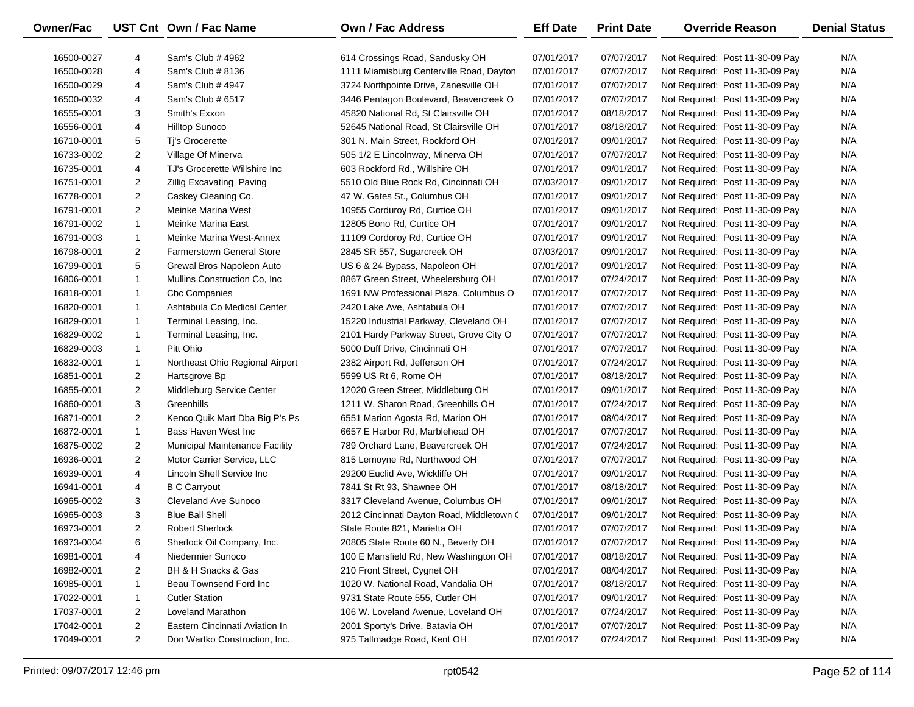| Owner/Fac | UST Cnt | Own / Fac Name | Own / Fac Address | Eff Date | Print Date | Override Reason | Denial Status |
|---|---|---|---|---|---|---|---|
| 16500-0027 | 4 | Sam's Club # 4962 | 614 Crossings Road, Sandusky OH | 07/01/2017 | 07/07/2017 | Not Required: Post 11-30-09 Pay | N/A |
| 16500-0028 | 4 | Sam's Club # 8136 | 1111 Miamisburg Centerville Road, Dayton | 07/01/2017 | 07/07/2017 | Not Required: Post 11-30-09 Pay | N/A |
| 16500-0029 | 4 | Sam's Club # 4947 | 3724 Northpointe Drive, Zanesville OH | 07/01/2017 | 07/07/2017 | Not Required: Post 11-30-09 Pay | N/A |
| 16500-0032 | 4 | Sam's Club # 6517 | 3446 Pentagon Boulevard, Beavercreek O | 07/01/2017 | 07/07/2017 | Not Required: Post 11-30-09 Pay | N/A |
| 16555-0001 | 3 | Smith's Exxon | 45820 National Rd, St Clairsville OH | 07/01/2017 | 08/18/2017 | Not Required: Post 11-30-09 Pay | N/A |
| 16556-0001 | 4 | Hilltop Sunoco | 52645 National Road, St Clairsville OH | 07/01/2017 | 08/18/2017 | Not Required: Post 11-30-09 Pay | N/A |
| 16710-0001 | 5 | Tj's Grocerette | 301 N. Main Street, Rockford OH | 07/01/2017 | 09/01/2017 | Not Required: Post 11-30-09 Pay | N/A |
| 16733-0002 | 2 | Village Of Minerva | 505 1/2 E Lincolnway, Minerva OH | 07/01/2017 | 07/07/2017 | Not Required: Post 11-30-09 Pay | N/A |
| 16735-0001 | 4 | TJ's Grocerette Willshire Inc | 603 Rockford Rd., Willshire OH | 07/01/2017 | 09/01/2017 | Not Required: Post 11-30-09 Pay | N/A |
| 16751-0001 | 2 | Zillig Excavating Paving | 5510 Old Blue Rock Rd, Cincinnati OH | 07/03/2017 | 09/01/2017 | Not Required: Post 11-30-09 Pay | N/A |
| 16778-0001 | 2 | Caskey Cleaning Co. | 47 W. Gates St., Columbus OH | 07/01/2017 | 09/01/2017 | Not Required: Post 11-30-09 Pay | N/A |
| 16791-0001 | 2 | Meinke Marina West | 10955 Corduroy Rd, Curtice OH | 07/01/2017 | 09/01/2017 | Not Required: Post 11-30-09 Pay | N/A |
| 16791-0002 | 1 | Meinke Marina East | 12805 Bono Rd, Curtice OH | 07/01/2017 | 09/01/2017 | Not Required: Post 11-30-09 Pay | N/A |
| 16791-0003 | 1 | Meinke Marina West-Annex | 11109 Cordoroy Rd, Curtice OH | 07/01/2017 | 09/01/2017 | Not Required: Post 11-30-09 Pay | N/A |
| 16798-0001 | 2 | Farmerstown General Store | 2845 SR 557, Sugarcreek OH | 07/03/2017 | 09/01/2017 | Not Required: Post 11-30-09 Pay | N/A |
| 16799-0001 | 5 | Grewal Bros Napoleon Auto | US 6 & 24 Bypass, Napoleon OH | 07/01/2017 | 09/01/2017 | Not Required: Post 11-30-09 Pay | N/A |
| 16806-0001 | 1 | Mullins Construction Co, Inc | 8867 Green Street, Wheelersburg OH | 07/01/2017 | 07/24/2017 | Not Required: Post 11-30-09 Pay | N/A |
| 16818-0001 | 1 | Cbc Companies | 1691 NW Professional Plaza, Columbus O | 07/01/2017 | 07/07/2017 | Not Required: Post 11-30-09 Pay | N/A |
| 16820-0001 | 1 | Ashtabula Co Medical Center | 2420 Lake Ave, Ashtabula OH | 07/01/2017 | 07/07/2017 | Not Required: Post 11-30-09 Pay | N/A |
| 16829-0001 | 1 | Terminal Leasing, Inc. | 15220 Industrial Parkway, Cleveland OH | 07/01/2017 | 07/07/2017 | Not Required: Post 11-30-09 Pay | N/A |
| 16829-0002 | 1 | Terminal Leasing, Inc. | 2101 Hardy Parkway Street, Grove City O | 07/01/2017 | 07/07/2017 | Not Required: Post 11-30-09 Pay | N/A |
| 16829-0003 | 1 | Pitt Ohio | 5000 Duff Drive, Cincinnati OH | 07/01/2017 | 07/07/2017 | Not Required: Post 11-30-09 Pay | N/A |
| 16832-0001 | 1 | Northeast Ohio Regional Airport | 2382 Airport Rd, Jefferson OH | 07/01/2017 | 07/24/2017 | Not Required: Post 11-30-09 Pay | N/A |
| 16851-0001 | 2 | Hartsgrove Bp | 5599 US Rt 6, Rome OH | 07/01/2017 | 08/18/2017 | Not Required: Post 11-30-09 Pay | N/A |
| 16855-0001 | 2 | Middleburg Service Center | 12020 Green Street, Middleburg OH | 07/01/2017 | 09/01/2017 | Not Required: Post 11-30-09 Pay | N/A |
| 16860-0001 | 3 | Greenhills | 1211 W. Sharon Road, Greenhills OH | 07/01/2017 | 07/24/2017 | Not Required: Post 11-30-09 Pay | N/A |
| 16871-0001 | 2 | Kenco Quik Mart Dba Big P's Ps | 6551 Marion Agosta Rd, Marion OH | 07/01/2017 | 08/04/2017 | Not Required: Post 11-30-09 Pay | N/A |
| 16872-0001 | 1 | Bass Haven West Inc | 6657 E Harbor Rd, Marblehead OH | 07/01/2017 | 07/07/2017 | Not Required: Post 11-30-09 Pay | N/A |
| 16875-0002 | 2 | Municipal Maintenance Facility | 789 Orchard Lane, Beavercreek OH | 07/01/2017 | 07/24/2017 | Not Required: Post 11-30-09 Pay | N/A |
| 16936-0001 | 2 | Motor Carrier Service, LLC | 815 Lemoyne Rd, Northwood OH | 07/01/2017 | 07/07/2017 | Not Required: Post 11-30-09 Pay | N/A |
| 16939-0001 | 4 | Lincoln Shell Service Inc | 29200 Euclid Ave, Wickliffe OH | 07/01/2017 | 09/01/2017 | Not Required: Post 11-30-09 Pay | N/A |
| 16941-0001 | 4 | B C Carryout | 7841 St Rt 93, Shawnee OH | 07/01/2017 | 08/18/2017 | Not Required: Post 11-30-09 Pay | N/A |
| 16965-0002 | 3 | Cleveland Ave Sunoco | 3317 Cleveland Avenue, Columbus OH | 07/01/2017 | 09/01/2017 | Not Required: Post 11-30-09 Pay | N/A |
| 16965-0003 | 3 | Blue Ball Shell | 2012 Cincinnati Dayton Road, Middletown ( | 07/01/2017 | 09/01/2017 | Not Required: Post 11-30-09 Pay | N/A |
| 16973-0001 | 2 | Robert Sherlock | State Route 821, Marietta OH | 07/01/2017 | 07/07/2017 | Not Required: Post 11-30-09 Pay | N/A |
| 16973-0004 | 6 | Sherlock Oil Company, Inc. | 20805 State Route 60 N., Beverly OH | 07/01/2017 | 07/07/2017 | Not Required: Post 11-30-09 Pay | N/A |
| 16981-0001 | 4 | Niedermier Sunoco | 100 E Mansfield Rd, New Washington OH | 07/01/2017 | 08/18/2017 | Not Required: Post 11-30-09 Pay | N/A |
| 16982-0001 | 2 | BH & H Snacks & Gas | 210 Front Street, Cygnet OH | 07/01/2017 | 08/04/2017 | Not Required: Post 11-30-09 Pay | N/A |
| 16985-0001 | 1 | Beau Townsend Ford Inc | 1020 W. National Road, Vandalia OH | 07/01/2017 | 08/18/2017 | Not Required: Post 11-30-09 Pay | N/A |
| 17022-0001 | 1 | Cutler Station | 9731 State Route 555, Cutler OH | 07/01/2017 | 09/01/2017 | Not Required: Post 11-30-09 Pay | N/A |
| 17037-0001 | 2 | Loveland Marathon | 106 W. Loveland Avenue, Loveland OH | 07/01/2017 | 07/24/2017 | Not Required: Post 11-30-09 Pay | N/A |
| 17042-0001 | 2 | Eastern Cincinnati Aviation In | 2001 Sporty's Drive, Batavia OH | 07/01/2017 | 07/07/2017 | Not Required: Post 11-30-09 Pay | N/A |
| 17049-0001 | 2 | Don Wartko Construction, Inc. | 975 Tallmadge Road, Kent OH | 07/01/2017 | 07/24/2017 | Not Required: Post 11-30-09 Pay | N/A |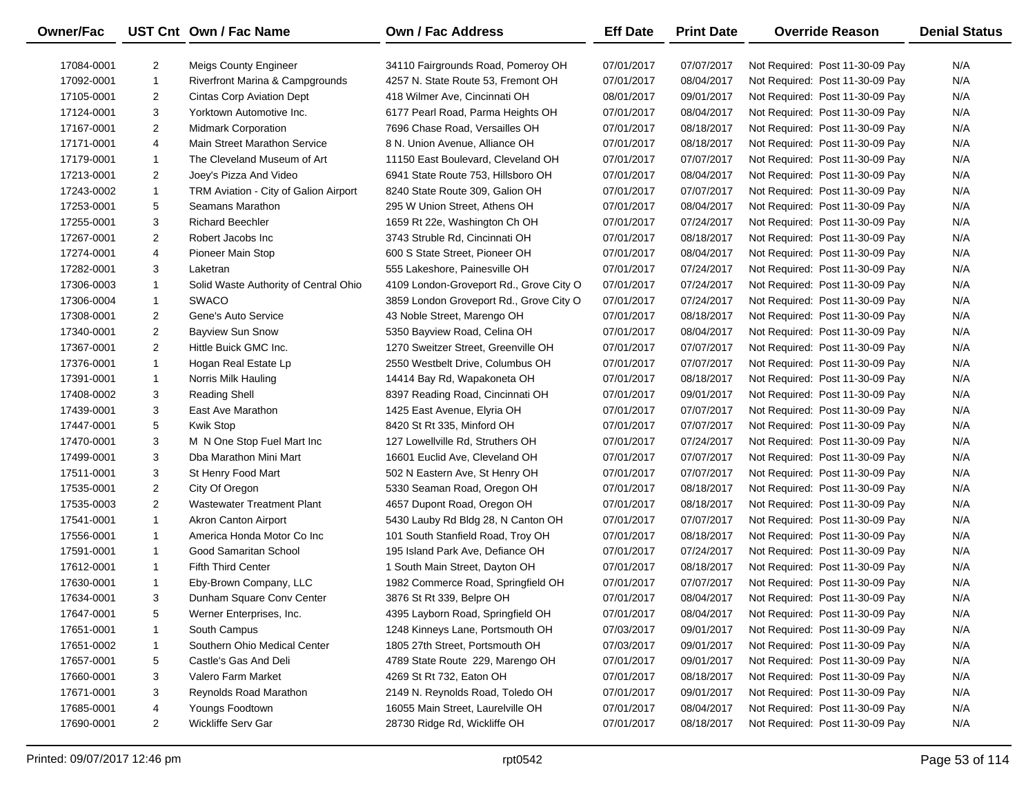| Owner/Fac | UST Cnt | Own / Fac Name | Own / Fac Address | Eff Date | Print Date | Override Reason | Denial Status |
|---|---|---|---|---|---|---|---|
| 17084-0001 | 2 | Meigs County Engineer | 34110 Fairgrounds Road, Pomeroy OH | 07/01/2017 | 07/07/2017 | Not Required: Post 11-30-09 Pay | N/A |
| 17092-0001 | 1 | Riverfront Marina & Campgrounds | 4257 N. State Route 53, Fremont OH | 07/01/2017 | 08/04/2017 | Not Required: Post 11-30-09 Pay | N/A |
| 17105-0001 | 2 | Cintas Corp Aviation Dept | 418 Wilmer Ave, Cincinnati OH | 08/01/2017 | 09/01/2017 | Not Required: Post 11-30-09 Pay | N/A |
| 17124-0001 | 3 | Yorktown Automotive Inc. | 6177 Pearl Road, Parma Heights OH | 07/01/2017 | 08/04/2017 | Not Required: Post 11-30-09 Pay | N/A |
| 17167-0001 | 2 | Midmark Corporation | 7696 Chase Road, Versailles OH | 07/01/2017 | 08/18/2017 | Not Required: Post 11-30-09 Pay | N/A |
| 17171-0001 | 4 | Main Street Marathon Service | 8 N. Union Avenue, Alliance OH | 07/01/2017 | 08/18/2017 | Not Required: Post 11-30-09 Pay | N/A |
| 17179-0001 | 1 | The Cleveland Museum of Art | 11150 East Boulevard, Cleveland OH | 07/01/2017 | 07/07/2017 | Not Required: Post 11-30-09 Pay | N/A |
| 17213-0001 | 2 | Joey's Pizza And Video | 6941 State Route 753, Hillsboro OH | 07/01/2017 | 08/04/2017 | Not Required: Post 11-30-09 Pay | N/A |
| 17243-0002 | 1 | TRM Aviation - City of Galion Airport | 8240 State Route 309, Galion OH | 07/01/2017 | 07/07/2017 | Not Required: Post 11-30-09 Pay | N/A |
| 17253-0001 | 5 | Seamans Marathon | 295 W Union Street, Athens OH | 07/01/2017 | 08/04/2017 | Not Required: Post 11-30-09 Pay | N/A |
| 17255-0001 | 3 | Richard Beechler | 1659 Rt 22e, Washington Ch OH | 07/01/2017 | 07/24/2017 | Not Required: Post 11-30-09 Pay | N/A |
| 17267-0001 | 2 | Robert Jacobs Inc | 3743 Struble Rd, Cincinnati OH | 07/01/2017 | 08/18/2017 | Not Required: Post 11-30-09 Pay | N/A |
| 17274-0001 | 4 | Pioneer Main Stop | 600 S State Street, Pioneer OH | 07/01/2017 | 08/04/2017 | Not Required: Post 11-30-09 Pay | N/A |
| 17282-0001 | 3 | Laketran | 555 Lakeshore, Painesville OH | 07/01/2017 | 07/24/2017 | Not Required: Post 11-30-09 Pay | N/A |
| 17306-0003 | 1 | Solid Waste Authority of Central Ohio | 4109 London-Groveport Rd., Grove City O | 07/01/2017 | 07/24/2017 | Not Required: Post 11-30-09 Pay | N/A |
| 17306-0004 | 1 | SWACO | 3859 London Groveport Rd., Grove City O | 07/01/2017 | 07/24/2017 | Not Required: Post 11-30-09 Pay | N/A |
| 17308-0001 | 2 | Gene's Auto Service | 43 Noble Street, Marengo OH | 07/01/2017 | 08/18/2017 | Not Required: Post 11-30-09 Pay | N/A |
| 17340-0001 | 2 | Bayview Sun Snow | 5350 Bayview Road, Celina OH | 07/01/2017 | 08/04/2017 | Not Required: Post 11-30-09 Pay | N/A |
| 17367-0001 | 2 | Hittle Buick GMC Inc. | 1270 Sweitzer Street, Greenville OH | 07/01/2017 | 07/07/2017 | Not Required: Post 11-30-09 Pay | N/A |
| 17376-0001 | 1 | Hogan Real Estate Lp | 2550 Westbelt Drive, Columbus OH | 07/01/2017 | 07/07/2017 | Not Required: Post 11-30-09 Pay | N/A |
| 17391-0001 | 1 | Norris Milk Hauling | 14414 Bay Rd, Wapakoneta OH | 07/01/2017 | 08/18/2017 | Not Required: Post 11-30-09 Pay | N/A |
| 17408-0002 | 3 | Reading Shell | 8397 Reading Road, Cincinnati OH | 07/01/2017 | 09/01/2017 | Not Required: Post 11-30-09 Pay | N/A |
| 17439-0001 | 3 | East Ave Marathon | 1425 East Avenue, Elyria OH | 07/01/2017 | 07/07/2017 | Not Required: Post 11-30-09 Pay | N/A |
| 17447-0001 | 5 | Kwik Stop | 8420 St Rt 335, Minford OH | 07/01/2017 | 07/07/2017 | Not Required: Post 11-30-09 Pay | N/A |
| 17470-0001 | 3 | M N One Stop Fuel Mart Inc | 127 Lowellville Rd, Struthers OH | 07/01/2017 | 07/24/2017 | Not Required: Post 11-30-09 Pay | N/A |
| 17499-0001 | 3 | Dba Marathon Mini Mart | 16601 Euclid Ave, Cleveland OH | 07/01/2017 | 07/07/2017 | Not Required: Post 11-30-09 Pay | N/A |
| 17511-0001 | 3 | St Henry Food Mart | 502 N Eastern Ave, St Henry OH | 07/01/2017 | 07/07/2017 | Not Required: Post 11-30-09 Pay | N/A |
| 17535-0001 | 2 | City Of Oregon | 5330 Seaman Road, Oregon OH | 07/01/2017 | 08/18/2017 | Not Required: Post 11-30-09 Pay | N/A |
| 17535-0003 | 2 | Wastewater Treatment Plant | 4657 Dupont Road, Oregon OH | 07/01/2017 | 08/18/2017 | Not Required: Post 11-30-09 Pay | N/A |
| 17541-0001 | 1 | Akron Canton Airport | 5430 Lauby Rd Bldg 28, N Canton OH | 07/01/2017 | 07/07/2017 | Not Required: Post 11-30-09 Pay | N/A |
| 17556-0001 | 1 | America Honda Motor Co Inc | 101 South Stanfield Road, Troy OH | 07/01/2017 | 08/18/2017 | Not Required: Post 11-30-09 Pay | N/A |
| 17591-0001 | 1 | Good Samaritan School | 195 Island Park Ave, Defiance OH | 07/01/2017 | 07/24/2017 | Not Required: Post 11-30-09 Pay | N/A |
| 17612-0001 | 1 | Fifth Third Center | 1 South Main Street, Dayton OH | 07/01/2017 | 08/18/2017 | Not Required: Post 11-30-09 Pay | N/A |
| 17630-0001 | 1 | Eby-Brown Company, LLC | 1982 Commerce Road, Springfield OH | 07/01/2017 | 07/07/2017 | Not Required: Post 11-30-09 Pay | N/A |
| 17634-0001 | 3 | Dunham Square Conv Center | 3876 St Rt 339, Belpre OH | 07/01/2017 | 08/04/2017 | Not Required: Post 11-30-09 Pay | N/A |
| 17647-0001 | 5 | Werner Enterprises, Inc. | 4395 Layborn Road, Springfield OH | 07/01/2017 | 08/04/2017 | Not Required: Post 11-30-09 Pay | N/A |
| 17651-0001 | 1 | South Campus | 1248 Kinneys Lane, Portsmouth OH | 07/03/2017 | 09/01/2017 | Not Required: Post 11-30-09 Pay | N/A |
| 17651-0002 | 1 | Southern Ohio Medical Center | 1805 27th Street, Portsmouth OH | 07/03/2017 | 09/01/2017 | Not Required: Post 11-30-09 Pay | N/A |
| 17657-0001 | 5 | Castle's Gas And Deli | 4789 State Route 229, Marengo OH | 07/01/2017 | 09/01/2017 | Not Required: Post 11-30-09 Pay | N/A |
| 17660-0001 | 3 | Valero Farm Market | 4269 St Rt 732, Eaton OH | 07/01/2017 | 08/18/2017 | Not Required: Post 11-30-09 Pay | N/A |
| 17671-0001 | 3 | Reynolds Road Marathon | 2149 N. Reynolds Road, Toledo OH | 07/01/2017 | 09/01/2017 | Not Required: Post 11-30-09 Pay | N/A |
| 17685-0001 | 4 | Youngs Foodtown | 16055 Main Street, Laurelville OH | 07/01/2017 | 08/04/2017 | Not Required: Post 11-30-09 Pay | N/A |
| 17690-0001 | 2 | Wickliffe Serv Gar | 28730 Ridge Rd, Wickliffe OH | 07/01/2017 | 08/18/2017 | Not Required: Post 11-30-09 Pay | N/A |

Printed: 09/07/2017 12:46 pm    rpt0542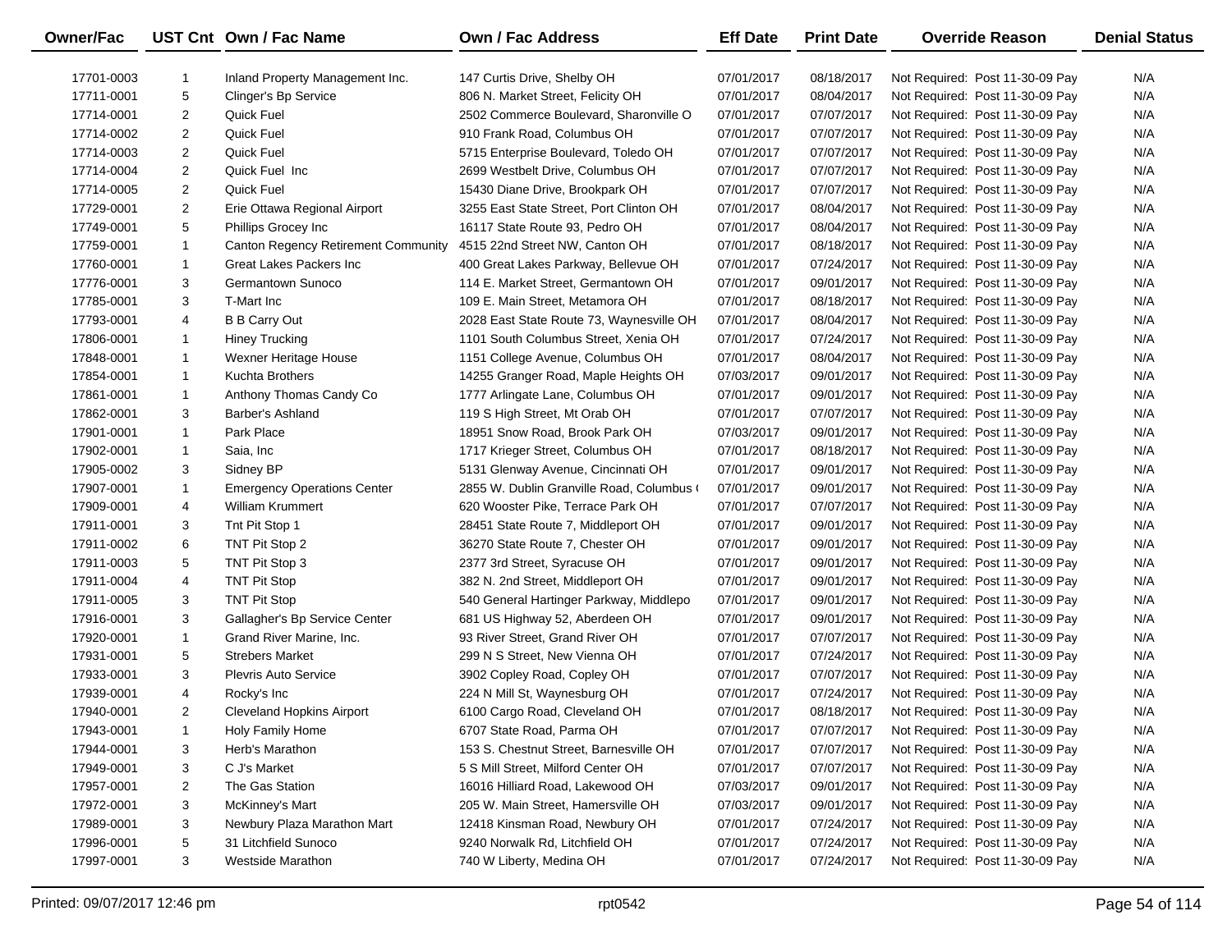| Owner/Fac | UST Cnt | Own / Fac Name | Own / Fac Address | Eff Date | Print Date | Override Reason | Denial Status |
|---|---|---|---|---|---|---|---|
| 17701-0003 | 1 | Inland Property Management Inc. | 147 Curtis Drive, Shelby OH | 07/01/2017 | 08/18/2017 | Not Required: Post 11-30-09 Pay | N/A |
| 17711-0001 | 5 | Clinger's Bp Service | 806 N. Market Street, Felicity OH | 07/01/2017 | 08/04/2017 | Not Required: Post 11-30-09 Pay | N/A |
| 17714-0001 | 2 | Quick Fuel | 2502 Commerce Boulevard, Sharonville O | 07/01/2017 | 07/07/2017 | Not Required: Post 11-30-09 Pay | N/A |
| 17714-0002 | 2 | Quick Fuel | 910 Frank Road, Columbus OH | 07/01/2017 | 07/07/2017 | Not Required: Post 11-30-09 Pay | N/A |
| 17714-0003 | 2 | Quick Fuel | 5715 Enterprise Boulevard, Toledo OH | 07/01/2017 | 07/07/2017 | Not Required: Post 11-30-09 Pay | N/A |
| 17714-0004 | 2 | Quick Fuel Inc | 2699 Westbelt Drive, Columbus OH | 07/01/2017 | 07/07/2017 | Not Required: Post 11-30-09 Pay | N/A |
| 17714-0005 | 2 | Quick Fuel | 15430 Diane Drive, Brookpark OH | 07/01/2017 | 07/07/2017 | Not Required: Post 11-30-09 Pay | N/A |
| 17729-0001 | 2 | Erie Ottawa Regional Airport | 3255 East State Street, Port Clinton OH | 07/01/2017 | 08/04/2017 | Not Required: Post 11-30-09 Pay | N/A |
| 17749-0001 | 5 | Phillips Grocey Inc | 16117 State Route 93, Pedro OH | 07/01/2017 | 08/04/2017 | Not Required: Post 11-30-09 Pay | N/A |
| 17759-0001 | 1 | Canton Regency Retirement Community | 4515 22nd Street NW, Canton OH | 07/01/2017 | 08/18/2017 | Not Required: Post 11-30-09 Pay | N/A |
| 17760-0001 | 1 | Great Lakes Packers Inc | 400 Great Lakes Parkway, Bellevue OH | 07/01/2017 | 07/24/2017 | Not Required: Post 11-30-09 Pay | N/A |
| 17776-0001 | 3 | Germantown Sunoco | 114 E. Market Street, Germantown OH | 07/01/2017 | 09/01/2017 | Not Required: Post 11-30-09 Pay | N/A |
| 17785-0001 | 3 | T-Mart Inc | 109 E. Main Street, Metamora OH | 07/01/2017 | 08/18/2017 | Not Required: Post 11-30-09 Pay | N/A |
| 17793-0001 | 4 | B B Carry Out | 2028 East State Route 73, Waynesville OH | 07/01/2017 | 08/04/2017 | Not Required: Post 11-30-09 Pay | N/A |
| 17806-0001 | 1 | Hiney Trucking | 1101 South Columbus Street, Xenia OH | 07/01/2017 | 07/24/2017 | Not Required: Post 11-30-09 Pay | N/A |
| 17848-0001 | 1 | Wexner Heritage House | 1151 College Avenue, Columbus OH | 07/01/2017 | 08/04/2017 | Not Required: Post 11-30-09 Pay | N/A |
| 17854-0001 | 1 | Kuchta Brothers | 14255 Granger Road, Maple Heights OH | 07/03/2017 | 09/01/2017 | Not Required: Post 11-30-09 Pay | N/A |
| 17861-0001 | 1 | Anthony Thomas Candy Co | 1777 Arlingate Lane, Columbus OH | 07/01/2017 | 09/01/2017 | Not Required: Post 11-30-09 Pay | N/A |
| 17862-0001 | 3 | Barber's Ashland | 119 S High Street, Mt Orab OH | 07/01/2017 | 07/07/2017 | Not Required: Post 11-30-09 Pay | N/A |
| 17901-0001 | 1 | Park Place | 18951 Snow Road, Brook Park OH | 07/03/2017 | 09/01/2017 | Not Required: Post 11-30-09 Pay | N/A |
| 17902-0001 | 1 | Saia, Inc | 1717 Krieger Street, Columbus OH | 07/01/2017 | 08/18/2017 | Not Required: Post 11-30-09 Pay | N/A |
| 17905-0002 | 3 | Sidney BP | 5131 Glenway Avenue, Cincinnati OH | 07/01/2017 | 09/01/2017 | Not Required: Post 11-30-09 Pay | N/A |
| 17907-0001 | 1 | Emergency Operations Center | 2855 W. Dublin Granville Road, Columbus ( | 07/01/2017 | 09/01/2017 | Not Required: Post 11-30-09 Pay | N/A |
| 17909-0001 | 4 | William Krummert | 620 Wooster Pike, Terrace Park OH | 07/01/2017 | 07/07/2017 | Not Required: Post 11-30-09 Pay | N/A |
| 17911-0001 | 3 | Tnt Pit Stop 1 | 28451 State Route 7, Middleport OH | 07/01/2017 | 09/01/2017 | Not Required: Post 11-30-09 Pay | N/A |
| 17911-0002 | 6 | TNT Pit Stop 2 | 36270 State Route 7, Chester OH | 07/01/2017 | 09/01/2017 | Not Required: Post 11-30-09 Pay | N/A |
| 17911-0003 | 5 | TNT Pit Stop 3 | 2377 3rd Street, Syracuse OH | 07/01/2017 | 09/01/2017 | Not Required: Post 11-30-09 Pay | N/A |
| 17911-0004 | 4 | TNT Pit Stop | 382 N. 2nd Street, Middleport OH | 07/01/2017 | 09/01/2017 | Not Required: Post 11-30-09 Pay | N/A |
| 17911-0005 | 3 | TNT Pit Stop | 540 General Hartinger Parkway, Middlepo | 07/01/2017 | 09/01/2017 | Not Required: Post 11-30-09 Pay | N/A |
| 17916-0001 | 3 | Gallagher's Bp Service Center | 681 US Highway 52, Aberdeen OH | 07/01/2017 | 09/01/2017 | Not Required: Post 11-30-09 Pay | N/A |
| 17920-0001 | 1 | Grand River Marine, Inc. | 93 River Street, Grand River OH | 07/01/2017 | 07/07/2017 | Not Required: Post 11-30-09 Pay | N/A |
| 17931-0001 | 5 | Strebers Market | 299 N S Street, New Vienna OH | 07/01/2017 | 07/24/2017 | Not Required: Post 11-30-09 Pay | N/A |
| 17933-0001 | 3 | Plevris Auto Service | 3902 Copley Road, Copley OH | 07/01/2017 | 07/07/2017 | Not Required: Post 11-30-09 Pay | N/A |
| 17939-0001 | 4 | Rocky's Inc | 224 N Mill St, Waynesburg OH | 07/01/2017 | 07/24/2017 | Not Required: Post 11-30-09 Pay | N/A |
| 17940-0001 | 2 | Cleveland Hopkins Airport | 6100 Cargo Road, Cleveland OH | 07/01/2017 | 08/18/2017 | Not Required: Post 11-30-09 Pay | N/A |
| 17943-0001 | 1 | Holy Family Home | 6707 State Road, Parma OH | 07/01/2017 | 07/07/2017 | Not Required: Post 11-30-09 Pay | N/A |
| 17944-0001 | 3 | Herb's Marathon | 153 S. Chestnut Street, Barnesville OH | 07/01/2017 | 07/07/2017 | Not Required: Post 11-30-09 Pay | N/A |
| 17949-0001 | 3 | C J's Market | 5 S Mill Street, Milford Center OH | 07/01/2017 | 07/07/2017 | Not Required: Post 11-30-09 Pay | N/A |
| 17957-0001 | 2 | The Gas Station | 16016 Hilliard Road, Lakewood OH | 07/03/2017 | 09/01/2017 | Not Required: Post 11-30-09 Pay | N/A |
| 17972-0001 | 3 | McKinney's Mart | 205 W. Main Street, Hamersville OH | 07/03/2017 | 09/01/2017 | Not Required: Post 11-30-09 Pay | N/A |
| 17989-0001 | 3 | Newbury Plaza Marathon Mart | 12418 Kinsman Road, Newbury OH | 07/01/2017 | 07/24/2017 | Not Required: Post 11-30-09 Pay | N/A |
| 17996-0001 | 5 | 31 Litchfield Sunoco | 9240 Norwalk Rd, Litchfield OH | 07/01/2017 | 07/24/2017 | Not Required: Post 11-30-09 Pay | N/A |
| 17997-0001 | 3 | Westside Marathon | 740 W Liberty, Medina OH | 07/01/2017 | 07/24/2017 | Not Required: Post 11-30-09 Pay | N/A |

Printed: 09/07/2017 12:46 pm rpt0542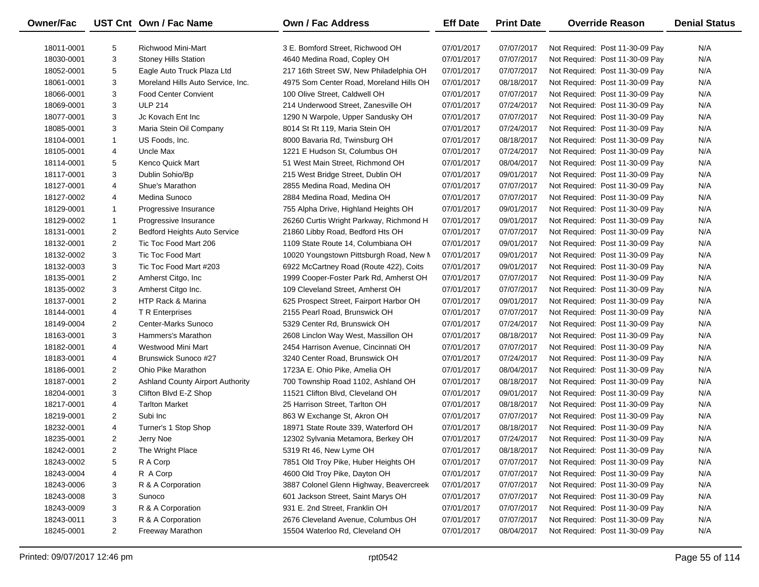| Owner/Fac | UST Cnt | Own / Fac Name | Own / Fac Address | Eff Date | Print Date | Override Reason | Denial Status |
|---|---|---|---|---|---|---|---|
| 18011-0001 | 5 | Richwood Mini-Mart | 3 E. Bomford Street, Richwood OH | 07/01/2017 | 07/07/2017 | Not Required: Post 11-30-09 Pay | N/A |
| 18030-0001 | 3 | Stoney Hills Station | 4640 Medina Road, Copley OH | 07/01/2017 | 07/07/2017 | Not Required: Post 11-30-09 Pay | N/A |
| 18052-0001 | 5 | Eagle Auto Truck Plaza Ltd | 217 16th Street SW, New Philadelphia OH | 07/01/2017 | 07/07/2017 | Not Required: Post 11-30-09 Pay | N/A |
| 18061-0001 | 3 | Moreland Hills Auto Service, Inc. | 4975 Som Center Road, Moreland Hills OH | 07/01/2017 | 08/18/2017 | Not Required: Post 11-30-09 Pay | N/A |
| 18066-0001 | 3 | Food Center Convient | 100 Olive Street, Caldwell OH | 07/01/2017 | 07/07/2017 | Not Required: Post 11-30-09 Pay | N/A |
| 18069-0001 | 3 | ULP 214 | 214 Underwood Street, Zanesville OH | 07/01/2017 | 07/24/2017 | Not Required: Post 11-30-09 Pay | N/A |
| 18077-0001 | 3 | Jc Kovach Ent Inc | 1290 N Warpole, Upper Sandusky OH | 07/01/2017 | 07/07/2017 | Not Required: Post 11-30-09 Pay | N/A |
| 18085-0001 | 3 | Maria Stein Oil Company | 8014 St Rt 119, Maria Stein OH | 07/01/2017 | 07/24/2017 | Not Required: Post 11-30-09 Pay | N/A |
| 18104-0001 | 1 | US Foods, Inc. | 8000 Bavaria Rd, Twinsburg OH | 07/01/2017 | 08/18/2017 | Not Required: Post 11-30-09 Pay | N/A |
| 18105-0001 | 4 | Uncle Max | 1221 E Hudson St, Columbus OH | 07/01/2017 | 07/24/2017 | Not Required: Post 11-30-09 Pay | N/A |
| 18114-0001 | 5 | Kenco Quick Mart | 51 West Main Street, Richmond OH | 07/01/2017 | 08/04/2017 | Not Required: Post 11-30-09 Pay | N/A |
| 18117-0001 | 3 | Dublin Sohio/Bp | 215 West Bridge Street, Dublin OH | 07/01/2017 | 09/01/2017 | Not Required: Post 11-30-09 Pay | N/A |
| 18127-0001 | 4 | Shue's Marathon | 2855 Medina Road, Medina OH | 07/01/2017 | 07/07/2017 | Not Required: Post 11-30-09 Pay | N/A |
| 18127-0002 | 4 | Medina Sunoco | 2884 Medina Road, Medina OH | 07/01/2017 | 07/07/2017 | Not Required: Post 11-30-09 Pay | N/A |
| 18129-0001 | 1 | Progressive Insurance | 755 Alpha Drive, Highland Heights OH | 07/01/2017 | 09/01/2017 | Not Required: Post 11-30-09 Pay | N/A |
| 18129-0002 | 1 | Progressive Insurance | 26260 Curtis Wright Parkway, Richmond H | 07/01/2017 | 09/01/2017 | Not Required: Post 11-30-09 Pay | N/A |
| 18131-0001 | 2 | Bedford Heights Auto Service | 21860 Libby Road, Bedford Hts OH | 07/01/2017 | 07/07/2017 | Not Required: Post 11-30-09 Pay | N/A |
| 18132-0001 | 2 | Tic Toc Food Mart 206 | 1109 State Route 14, Columbiana OH | 07/01/2017 | 09/01/2017 | Not Required: Post 11-30-09 Pay | N/A |
| 18132-0002 | 3 | Tic Toc Food Mart | 10020 Youngstown Pittsburgh Road, New M | 07/01/2017 | 09/01/2017 | Not Required: Post 11-30-09 Pay | N/A |
| 18132-0003 | 3 | Tic Toc Food Mart #203 | 6922 McCartney Road (Route 422), Coits | 07/01/2017 | 09/01/2017 | Not Required: Post 11-30-09 Pay | N/A |
| 18135-0001 | 2 | Amherst Citgo, Inc | 1999 Cooper-Foster Park Rd, Amherst OH | 07/01/2017 | 07/07/2017 | Not Required: Post 11-30-09 Pay | N/A |
| 18135-0002 | 3 | Amherst Citgo Inc. | 109 Cleveland Street, Amherst OH | 07/01/2017 | 07/07/2017 | Not Required: Post 11-30-09 Pay | N/A |
| 18137-0001 | 2 | HTP Rack & Marina | 625 Prospect Street, Fairport Harbor OH | 07/01/2017 | 09/01/2017 | Not Required: Post 11-30-09 Pay | N/A |
| 18144-0001 | 4 | T R Enterprises | 2155 Pearl Road, Brunswick OH | 07/01/2017 | 07/07/2017 | Not Required: Post 11-30-09 Pay | N/A |
| 18149-0004 | 2 | Center-Marks Sunoco | 5329 Center Rd, Brunswick OH | 07/01/2017 | 07/24/2017 | Not Required: Post 11-30-09 Pay | N/A |
| 18163-0001 | 3 | Hammers's Marathon | 2608 Linclon Way West, Massillon OH | 07/01/2017 | 08/18/2017 | Not Required: Post 11-30-09 Pay | N/A |
| 18182-0001 | 4 | Westwood Mini Mart | 2454 Harrison Avenue, Cincinnati OH | 07/01/2017 | 07/07/2017 | Not Required: Post 11-30-09 Pay | N/A |
| 18183-0001 | 4 | Brunswick Sunoco #27 | 3240 Center Road, Brunswick OH | 07/01/2017 | 07/24/2017 | Not Required: Post 11-30-09 Pay | N/A |
| 18186-0001 | 2 | Ohio Pike Marathon | 1723A E. Ohio Pike, Amelia OH | 07/01/2017 | 08/04/2017 | Not Required: Post 11-30-09 Pay | N/A |
| 18187-0001 | 2 | Ashland County Airport Authority | 700 Township Road 1102, Ashland OH | 07/01/2017 | 08/18/2017 | Not Required: Post 11-30-09 Pay | N/A |
| 18204-0001 | 3 | Clifton Blvd E-Z Shop | 11521 Clifton Blvd, Cleveland OH | 07/01/2017 | 09/01/2017 | Not Required: Post 11-30-09 Pay | N/A |
| 18217-0001 | 4 | Tarlton Market | 25 Harrison Street, Tarlton OH | 07/01/2017 | 08/18/2017 | Not Required: Post 11-30-09 Pay | N/A |
| 18219-0001 | 2 | Subi Inc | 863 W Exchange St, Akron OH | 07/01/2017 | 07/07/2017 | Not Required: Post 11-30-09 Pay | N/A |
| 18232-0001 | 4 | Turner's 1 Stop Shop | 18971 State Route 339, Waterford OH | 07/01/2017 | 08/18/2017 | Not Required: Post 11-30-09 Pay | N/A |
| 18235-0001 | 2 | Jerry Noe | 12302 Sylvania Metamora, Berkey OH | 07/01/2017 | 07/24/2017 | Not Required: Post 11-30-09 Pay | N/A |
| 18242-0001 | 2 | The Wright Place | 5319 Rt 46, New Lyme OH | 07/01/2017 | 08/18/2017 | Not Required: Post 11-30-09 Pay | N/A |
| 18243-0002 | 5 | R A Corp | 7851 Old Troy Pike, Huber Heights OH | 07/01/2017 | 07/07/2017 | Not Required: Post 11-30-09 Pay | N/A |
| 18243-0004 | 4 | R A Corp | 4600 Old Troy Pike, Dayton OH | 07/01/2017 | 07/07/2017 | Not Required: Post 11-30-09 Pay | N/A |
| 18243-0006 | 3 | R & A Corporation | 3887 Colonel Glenn Highway, Beavercreek | 07/01/2017 | 07/07/2017 | Not Required: Post 11-30-09 Pay | N/A |
| 18243-0008 | 3 | Sunoco | 601 Jackson Street, Saint Marys OH | 07/01/2017 | 07/07/2017 | Not Required: Post 11-30-09 Pay | N/A |
| 18243-0009 | 3 | R & A Corporation | 931 E. 2nd Street, Franklin OH | 07/01/2017 | 07/07/2017 | Not Required: Post 11-30-09 Pay | N/A |
| 18243-0011 | 3 | R & A Corporation | 2676 Cleveland Avenue, Columbus OH | 07/01/2017 | 07/07/2017 | Not Required: Post 11-30-09 Pay | N/A |
| 18245-0001 | 2 | Freeway Marathon | 15504 Waterloo Rd, Cleveland OH | 07/01/2017 | 08/04/2017 | Not Required: Post 11-30-09 Pay | N/A |

Printed: 09/07/2017 12:46 pm rpt0542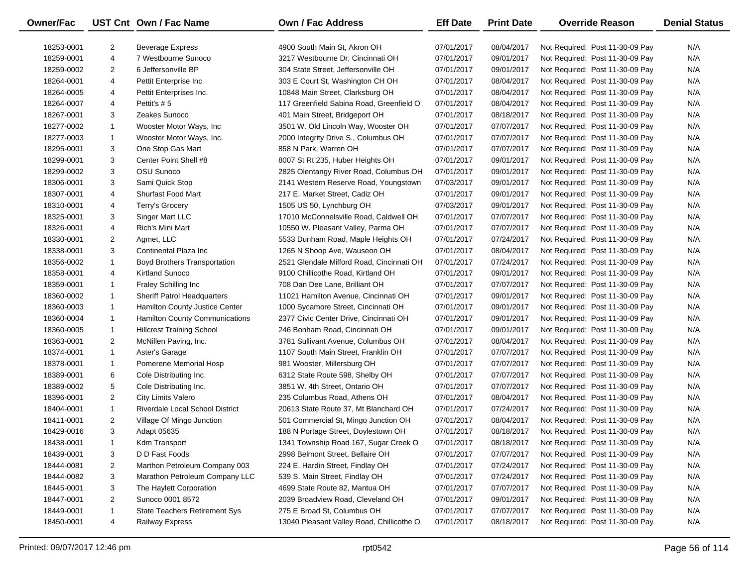| Owner/Fac | UST Cnt | Own / Fac Name | Own / Fac Address | Eff Date | Print Date | Override Reason | Denial Status |
|---|---|---|---|---|---|---|---|
| 18253-0001 | 2 | Beverage Express | 4900 South Main St, Akron OH | 07/01/2017 | 08/04/2017 | Not Required: Post 11-30-09 Pay | N/A |
| 18259-0001 | 4 | 7 Westbourne Sunoco | 3217 Westbourne Dr, Cincinnati OH | 07/01/2017 | 09/01/2017 | Not Required: Post 11-30-09 Pay | N/A |
| 18259-0002 | 2 | 6 Jeffersonville BP | 304 State Street, Jeffersonville OH | 07/01/2017 | 09/01/2017 | Not Required: Post 11-30-09 Pay | N/A |
| 18264-0001 | 4 | Pettit Enterprise Inc | 303 E Court St, Washington CH OH | 07/01/2017 | 08/04/2017 | Not Required: Post 11-30-09 Pay | N/A |
| 18264-0005 | 4 | Pettit Enterprises Inc. | 10848 Main Street, Clarksburg OH | 07/01/2017 | 08/04/2017 | Not Required: Post 11-30-09 Pay | N/A |
| 18264-0007 | 4 | Pettit's # 5 | 117 Greenfield Sabina Road, Greenfield O | 07/01/2017 | 08/04/2017 | Not Required: Post 11-30-09 Pay | N/A |
| 18267-0001 | 3 | Zeakes Sunoco | 401 Main Street, Bridgeport OH | 07/01/2017 | 08/18/2017 | Not Required: Post 11-30-09 Pay | N/A |
| 18277-0002 | 1 | Wooster Motor Ways, Inc | 3501 W. Old Lincoln Way, Wooster OH | 07/01/2017 | 07/07/2017 | Not Required: Post 11-30-09 Pay | N/A |
| 18277-0003 | 1 | Wooster Motor Ways, Inc. | 2000 Integrity Drive S., Columbus OH | 07/01/2017 | 07/07/2017 | Not Required: Post 11-30-09 Pay | N/A |
| 18295-0001 | 3 | One Stop Gas Mart | 858 N Park, Warren OH | 07/01/2017 | 07/07/2017 | Not Required: Post 11-30-09 Pay | N/A |
| 18299-0001 | 3 | Center Point Shell #8 | 8007 St Rt 235, Huber Heights OH | 07/01/2017 | 09/01/2017 | Not Required: Post 11-30-09 Pay | N/A |
| 18299-0002 | 3 | OSU Sunoco | 2825 Olentangy River Road, Columbus OH | 07/01/2017 | 09/01/2017 | Not Required: Post 11-30-09 Pay | N/A |
| 18306-0001 | 3 | Sami Quick Stop | 2141 Western Reserve Road, Youngstown | 07/03/2017 | 09/01/2017 | Not Required: Post 11-30-09 Pay | N/A |
| 18307-0001 | 4 | Shurfast Food Mart | 217 E. Market Street, Cadiz OH | 07/01/2017 | 09/01/2017 | Not Required: Post 11-30-09 Pay | N/A |
| 18310-0001 | 4 | Terry's Grocery | 1505 US 50, Lynchburg OH | 07/03/2017 | 09/01/2017 | Not Required: Post 11-30-09 Pay | N/A |
| 18325-0001 | 3 | Singer Mart LLC | 17010 McConnelsville Road, Caldwell OH | 07/01/2017 | 07/07/2017 | Not Required: Post 11-30-09 Pay | N/A |
| 18326-0001 | 4 | Rich's Mini Mart | 10550 W. Pleasant Valley, Parma OH | 07/01/2017 | 07/07/2017 | Not Required: Post 11-30-09 Pay | N/A |
| 18330-0001 | 2 | Agmet, LLC | 5533 Dunham Road, Maple Heights OH | 07/01/2017 | 07/24/2017 | Not Required: Post 11-30-09 Pay | N/A |
| 18338-0001 | 3 | Continental Plaza Inc | 1265 N Shoop Ave, Wauseon OH | 07/01/2017 | 08/04/2017 | Not Required: Post 11-30-09 Pay | N/A |
| 18356-0002 | 1 | Boyd Brothers Transportation | 2521 Glendale Milford Road, Cincinnati OH | 07/01/2017 | 07/24/2017 | Not Required: Post 11-30-09 Pay | N/A |
| 18358-0001 | 4 | Kirtland Sunoco | 9100 Chillicothe Road, Kirtland OH | 07/01/2017 | 09/01/2017 | Not Required: Post 11-30-09 Pay | N/A |
| 18359-0001 | 1 | Fraley Schilling Inc | 708 Dan Dee Lane, Brilliant OH | 07/01/2017 | 07/07/2017 | Not Required: Post 11-30-09 Pay | N/A |
| 18360-0002 | 1 | Sheriff Patrol Headquarters | 11021 Hamilton Avenue, Cincinnati OH | 07/01/2017 | 09/01/2017 | Not Required: Post 11-30-09 Pay | N/A |
| 18360-0003 | 1 | Hamilton County Justice Center | 1000 Sycamore Street, Cincinnati OH | 07/01/2017 | 09/01/2017 | Not Required: Post 11-30-09 Pay | N/A |
| 18360-0004 | 1 | Hamilton County Communications | 2377 Civic Center Drive, Cincinnati OH | 07/01/2017 | 09/01/2017 | Not Required: Post 11-30-09 Pay | N/A |
| 18360-0005 | 1 | Hillcrest Training School | 246 Bonham Road, Cincinnati OH | 07/01/2017 | 09/01/2017 | Not Required: Post 11-30-09 Pay | N/A |
| 18363-0001 | 2 | McNillen Paving, Inc. | 3781 Sullivant Avenue, Columbus OH | 07/01/2017 | 08/04/2017 | Not Required: Post 11-30-09 Pay | N/A |
| 18374-0001 | 1 | Aster's Garage | 1107 South Main Street, Franklin OH | 07/01/2017 | 07/07/2017 | Not Required: Post 11-30-09 Pay | N/A |
| 18378-0001 | 1 | Pomerene Memorial Hosp | 981 Wooster, Millersburg OH | 07/01/2017 | 07/07/2017 | Not Required: Post 11-30-09 Pay | N/A |
| 18389-0001 | 6 | Cole Distributing Inc. | 6312 State Route 598, Shelby OH | 07/01/2017 | 07/07/2017 | Not Required: Post 11-30-09 Pay | N/A |
| 18389-0002 | 5 | Cole Distributing Inc. | 3851 W. 4th Street, Ontario OH | 07/01/2017 | 07/07/2017 | Not Required: Post 11-30-09 Pay | N/A |
| 18396-0001 | 2 | City Limits Valero | 235 Columbus Road, Athens OH | 07/01/2017 | 08/04/2017 | Not Required: Post 11-30-09 Pay | N/A |
| 18404-0001 | 1 | Riverdale Local School District | 20613 State Route 37, Mt Blanchard OH | 07/01/2017 | 07/24/2017 | Not Required: Post 11-30-09 Pay | N/A |
| 18411-0001 | 2 | Village Of Mingo Junction | 501 Commercial St, Mingo Junction OH | 07/01/2017 | 08/04/2017 | Not Required: Post 11-30-09 Pay | N/A |
| 18429-0016 | 3 | Adapt 05635 | 188 N Portage Street, Doylestown OH | 07/01/2017 | 08/18/2017 | Not Required: Post 11-30-09 Pay | N/A |
| 18438-0001 | 1 | Kdm Transport | 1341 Township Road 167, Sugar Creek O | 07/01/2017 | 08/18/2017 | Not Required: Post 11-30-09 Pay | N/A |
| 18439-0001 | 3 | D D Fast Foods | 2998 Belmont Street, Bellaire OH | 07/01/2017 | 07/07/2017 | Not Required: Post 11-30-09 Pay | N/A |
| 18444-0081 | 2 | Marthon Petroleum Company 003 | 224 E. Hardin Street, Findlay OH | 07/01/2017 | 07/24/2017 | Not Required: Post 11-30-09 Pay | N/A |
| 18444-0082 | 3 | Marathon Petroleum Company LLC | 539 S. Main Street, Findlay OH | 07/01/2017 | 07/24/2017 | Not Required: Post 11-30-09 Pay | N/A |
| 18445-0001 | 3 | The Haylett Corporation | 4699 State Route 82, Mantua OH | 07/01/2017 | 07/07/2017 | Not Required: Post 11-30-09 Pay | N/A |
| 18447-0001 | 2 | Sunoco 0001 8572 | 2039 Broadview Road, Cleveland OH | 07/01/2017 | 09/01/2017 | Not Required: Post 11-30-09 Pay | N/A |
| 18449-0001 | 1 | State Teachers Retirement Sys | 275 E Broad St, Columbus OH | 07/01/2017 | 07/07/2017 | Not Required: Post 11-30-09 Pay | N/A |
| 18450-0001 | 4 | Railway Express | 13040 Pleasant Valley Road, Chillicothe O | 07/01/2017 | 08/18/2017 | Not Required: Post 11-30-09 Pay | N/A |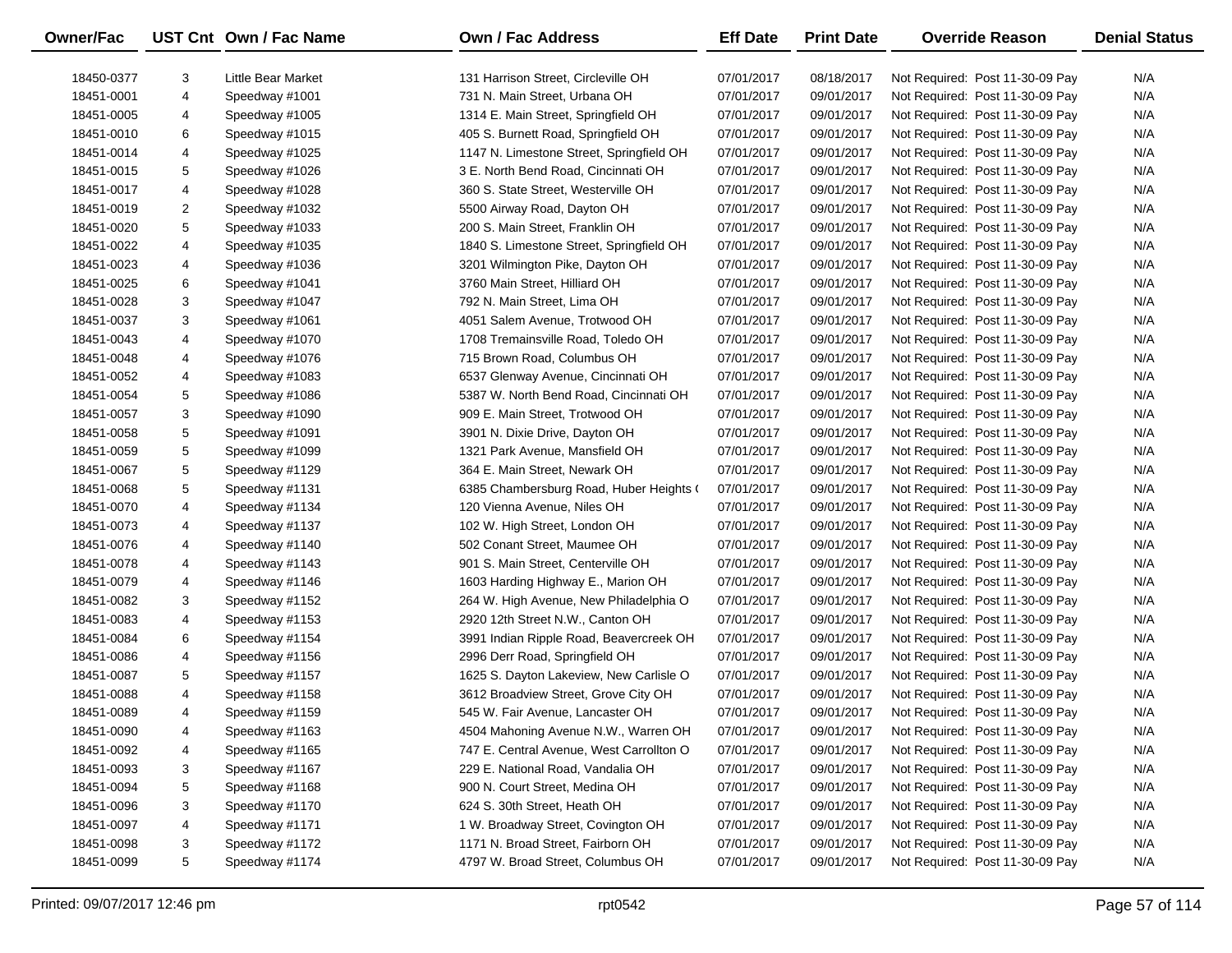| Owner/Fac | UST Cnt | Own / Fac Name | Own / Fac Address | Eff Date | Print Date | Override Reason | Denial Status |
|---|---|---|---|---|---|---|---|
| 18450-0377 | 3 | Little Bear Market | 131 Harrison Street, Circleville OH | 07/01/2017 | 08/18/2017 | Not Required: Post 11-30-09 Pay | N/A |
| 18451-0001 | 4 | Speedway #1001 | 731 N. Main Street, Urbana OH | 07/01/2017 | 09/01/2017 | Not Required: Post 11-30-09 Pay | N/A |
| 18451-0005 | 4 | Speedway #1005 | 1314 E. Main Street, Springfield OH | 07/01/2017 | 09/01/2017 | Not Required: Post 11-30-09 Pay | N/A |
| 18451-0010 | 6 | Speedway #1015 | 405 S. Burnett Road, Springfield OH | 07/01/2017 | 09/01/2017 | Not Required: Post 11-30-09 Pay | N/A |
| 18451-0014 | 4 | Speedway #1025 | 1147 N. Limestone Street, Springfield OH | 07/01/2017 | 09/01/2017 | Not Required: Post 11-30-09 Pay | N/A |
| 18451-0015 | 5 | Speedway #1026 | 3 E. North Bend Road, Cincinnati OH | 07/01/2017 | 09/01/2017 | Not Required: Post 11-30-09 Pay | N/A |
| 18451-0017 | 4 | Speedway #1028 | 360 S. State Street, Westerville OH | 07/01/2017 | 09/01/2017 | Not Required: Post 11-30-09 Pay | N/A |
| 18451-0019 | 2 | Speedway #1032 | 5500 Airway Road, Dayton OH | 07/01/2017 | 09/01/2017 | Not Required: Post 11-30-09 Pay | N/A |
| 18451-0020 | 5 | Speedway #1033 | 200 S. Main Street, Franklin OH | 07/01/2017 | 09/01/2017 | Not Required: Post 11-30-09 Pay | N/A |
| 18451-0022 | 4 | Speedway #1035 | 1840 S. Limestone Street, Springfield OH | 07/01/2017 | 09/01/2017 | Not Required: Post 11-30-09 Pay | N/A |
| 18451-0023 | 4 | Speedway #1036 | 3201 Wilmington Pike, Dayton OH | 07/01/2017 | 09/01/2017 | Not Required: Post 11-30-09 Pay | N/A |
| 18451-0025 | 6 | Speedway #1041 | 3760 Main Street, Hilliard OH | 07/01/2017 | 09/01/2017 | Not Required: Post 11-30-09 Pay | N/A |
| 18451-0028 | 3 | Speedway #1047 | 792 N. Main Street, Lima OH | 07/01/2017 | 09/01/2017 | Not Required: Post 11-30-09 Pay | N/A |
| 18451-0037 | 3 | Speedway #1061 | 4051 Salem Avenue, Trotwood OH | 07/01/2017 | 09/01/2017 | Not Required: Post 11-30-09 Pay | N/A |
| 18451-0043 | 4 | Speedway #1070 | 1708 Tremainsville Road, Toledo OH | 07/01/2017 | 09/01/2017 | Not Required: Post 11-30-09 Pay | N/A |
| 18451-0048 | 4 | Speedway #1076 | 715 Brown Road, Columbus OH | 07/01/2017 | 09/01/2017 | Not Required: Post 11-30-09 Pay | N/A |
| 18451-0052 | 4 | Speedway #1083 | 6537 Glenway Avenue, Cincinnati OH | 07/01/2017 | 09/01/2017 | Not Required: Post 11-30-09 Pay | N/A |
| 18451-0054 | 5 | Speedway #1086 | 5387 W. North Bend Road, Cincinnati OH | 07/01/2017 | 09/01/2017 | Not Required: Post 11-30-09 Pay | N/A |
| 18451-0057 | 3 | Speedway #1090 | 909 E. Main Street, Trotwood OH | 07/01/2017 | 09/01/2017 | Not Required: Post 11-30-09 Pay | N/A |
| 18451-0058 | 5 | Speedway #1091 | 3901 N. Dixie Drive, Dayton OH | 07/01/2017 | 09/01/2017 | Not Required: Post 11-30-09 Pay | N/A |
| 18451-0059 | 5 | Speedway #1099 | 1321 Park Avenue, Mansfield OH | 07/01/2017 | 09/01/2017 | Not Required: Post 11-30-09 Pay | N/A |
| 18451-0067 | 5 | Speedway #1129 | 364 E. Main Street, Newark OH | 07/01/2017 | 09/01/2017 | Not Required: Post 11-30-09 Pay | N/A |
| 18451-0068 | 5 | Speedway #1131 | 6385 Chambersburg Road, Huber Heights ( | 07/01/2017 | 09/01/2017 | Not Required: Post 11-30-09 Pay | N/A |
| 18451-0070 | 4 | Speedway #1134 | 120 Vienna Avenue, Niles OH | 07/01/2017 | 09/01/2017 | Not Required: Post 11-30-09 Pay | N/A |
| 18451-0073 | 4 | Speedway #1137 | 102 W. High Street, London OH | 07/01/2017 | 09/01/2017 | Not Required: Post 11-30-09 Pay | N/A |
| 18451-0076 | 4 | Speedway #1140 | 502 Conant Street, Maumee OH | 07/01/2017 | 09/01/2017 | Not Required: Post 11-30-09 Pay | N/A |
| 18451-0078 | 4 | Speedway #1143 | 901 S. Main Street, Centerville OH | 07/01/2017 | 09/01/2017 | Not Required: Post 11-30-09 Pay | N/A |
| 18451-0079 | 4 | Speedway #1146 | 1603 Harding Highway E., Marion OH | 07/01/2017 | 09/01/2017 | Not Required: Post 11-30-09 Pay | N/A |
| 18451-0082 | 3 | Speedway #1152 | 264 W. High Avenue, New Philadelphia O | 07/01/2017 | 09/01/2017 | Not Required: Post 11-30-09 Pay | N/A |
| 18451-0083 | 4 | Speedway #1153 | 2920 12th Street N.W., Canton OH | 07/01/2017 | 09/01/2017 | Not Required: Post 11-30-09 Pay | N/A |
| 18451-0084 | 6 | Speedway #1154 | 3991 Indian Ripple Road, Beavercreek OH | 07/01/2017 | 09/01/2017 | Not Required: Post 11-30-09 Pay | N/A |
| 18451-0086 | 4 | Speedway #1156 | 2996 Derr Road, Springfield OH | 07/01/2017 | 09/01/2017 | Not Required: Post 11-30-09 Pay | N/A |
| 18451-0087 | 5 | Speedway #1157 | 1625 S. Dayton Lakeview, New Carlisle O | 07/01/2017 | 09/01/2017 | Not Required: Post 11-30-09 Pay | N/A |
| 18451-0088 | 4 | Speedway #1158 | 3612 Broadview Street, Grove City OH | 07/01/2017 | 09/01/2017 | Not Required: Post 11-30-09 Pay | N/A |
| 18451-0089 | 4 | Speedway #1159 | 545 W. Fair Avenue, Lancaster OH | 07/01/2017 | 09/01/2017 | Not Required: Post 11-30-09 Pay | N/A |
| 18451-0090 | 4 | Speedway #1163 | 4504 Mahoning Avenue N.W., Warren OH | 07/01/2017 | 09/01/2017 | Not Required: Post 11-30-09 Pay | N/A |
| 18451-0092 | 4 | Speedway #1165 | 747 E. Central Avenue, West Carrollton O | 07/01/2017 | 09/01/2017 | Not Required: Post 11-30-09 Pay | N/A |
| 18451-0093 | 3 | Speedway #1167 | 229 E. National Road, Vandalia OH | 07/01/2017 | 09/01/2017 | Not Required: Post 11-30-09 Pay | N/A |
| 18451-0094 | 5 | Speedway #1168 | 900 N. Court Street, Medina OH | 07/01/2017 | 09/01/2017 | Not Required: Post 11-30-09 Pay | N/A |
| 18451-0096 | 3 | Speedway #1170 | 624 S. 30th Street, Heath OH | 07/01/2017 | 09/01/2017 | Not Required: Post 11-30-09 Pay | N/A |
| 18451-0097 | 4 | Speedway #1171 | 1 W. Broadway Street, Covington OH | 07/01/2017 | 09/01/2017 | Not Required: Post 11-30-09 Pay | N/A |
| 18451-0098 | 3 | Speedway #1172 | 1171 N. Broad Street, Fairborn OH | 07/01/2017 | 09/01/2017 | Not Required: Post 11-30-09 Pay | N/A |
| 18451-0099 | 5 | Speedway #1174 | 4797 W. Broad Street, Columbus OH | 07/01/2017 | 09/01/2017 | Not Required: Post 11-30-09 Pay | N/A |

Printed: 09/07/2017 12:46 pm rpt0542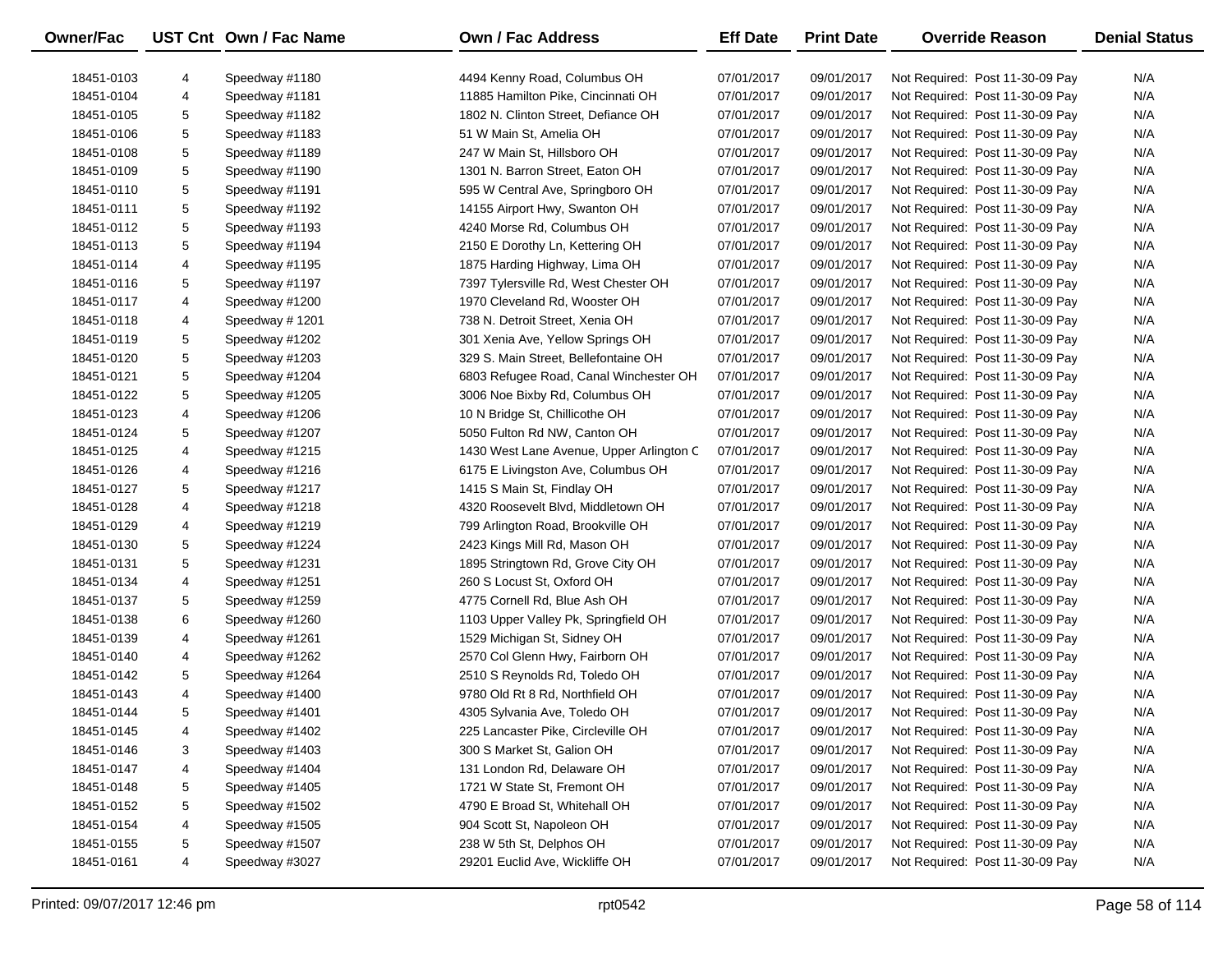| Owner/Fac | UST Cnt | Own / Fac Name | Own / Fac Address | Eff Date | Print Date | Override Reason | Denial Status |
|---|---|---|---|---|---|---|---|
| 18451-0103 | 4 | Speedway #1180 | 4494 Kenny Road, Columbus OH | 07/01/2017 | 09/01/2017 | Not Required: Post 11-30-09 Pay | N/A |
| 18451-0104 | 4 | Speedway #1181 | 11885 Hamilton Pike, Cincinnati OH | 07/01/2017 | 09/01/2017 | Not Required: Post 11-30-09 Pay | N/A |
| 18451-0105 | 5 | Speedway #1182 | 1802 N. Clinton Street, Defiance OH | 07/01/2017 | 09/01/2017 | Not Required: Post 11-30-09 Pay | N/A |
| 18451-0106 | 5 | Speedway #1183 | 51 W Main St, Amelia OH | 07/01/2017 | 09/01/2017 | Not Required: Post 11-30-09 Pay | N/A |
| 18451-0108 | 5 | Speedway #1189 | 247 W Main St, Hillsboro OH | 07/01/2017 | 09/01/2017 | Not Required: Post 11-30-09 Pay | N/A |
| 18451-0109 | 5 | Speedway #1190 | 1301 N. Barron Street, Eaton OH | 07/01/2017 | 09/01/2017 | Not Required: Post 11-30-09 Pay | N/A |
| 18451-0110 | 5 | Speedway #1191 | 595 W Central Ave, Springboro OH | 07/01/2017 | 09/01/2017 | Not Required: Post 11-30-09 Pay | N/A |
| 18451-0111 | 5 | Speedway #1192 | 14155 Airport Hwy, Swanton OH | 07/01/2017 | 09/01/2017 | Not Required: Post 11-30-09 Pay | N/A |
| 18451-0112 | 5 | Speedway #1193 | 4240 Morse Rd, Columbus OH | 07/01/2017 | 09/01/2017 | Not Required: Post 11-30-09 Pay | N/A |
| 18451-0113 | 5 | Speedway #1194 | 2150 E Dorothy Ln, Kettering OH | 07/01/2017 | 09/01/2017 | Not Required: Post 11-30-09 Pay | N/A |
| 18451-0114 | 4 | Speedway #1195 | 1875 Harding Highway, Lima OH | 07/01/2017 | 09/01/2017 | Not Required: Post 11-30-09 Pay | N/A |
| 18451-0116 | 5 | Speedway #1197 | 7397 Tylersville Rd, West Chester OH | 07/01/2017 | 09/01/2017 | Not Required: Post 11-30-09 Pay | N/A |
| 18451-0117 | 4 | Speedway #1200 | 1970 Cleveland Rd, Wooster OH | 07/01/2017 | 09/01/2017 | Not Required: Post 11-30-09 Pay | N/A |
| 18451-0118 | 4 | Speedway # 1201 | 738 N. Detroit Street, Xenia OH | 07/01/2017 | 09/01/2017 | Not Required: Post 11-30-09 Pay | N/A |
| 18451-0119 | 5 | Speedway #1202 | 301 Xenia Ave, Yellow Springs OH | 07/01/2017 | 09/01/2017 | Not Required: Post 11-30-09 Pay | N/A |
| 18451-0120 | 5 | Speedway #1203 | 329 S. Main Street, Bellefontaine OH | 07/01/2017 | 09/01/2017 | Not Required: Post 11-30-09 Pay | N/A |
| 18451-0121 | 5 | Speedway #1204 | 6803 Refugee Road, Canal Winchester OH | 07/01/2017 | 09/01/2017 | Not Required: Post 11-30-09 Pay | N/A |
| 18451-0122 | 5 | Speedway #1205 | 3006 Noe Bixby Rd, Columbus OH | 07/01/2017 | 09/01/2017 | Not Required: Post 11-30-09 Pay | N/A |
| 18451-0123 | 4 | Speedway #1206 | 10 N Bridge St, Chillicothe OH | 07/01/2017 | 09/01/2017 | Not Required: Post 11-30-09 Pay | N/A |
| 18451-0124 | 5 | Speedway #1207 | 5050 Fulton Rd NW, Canton OH | 07/01/2017 | 09/01/2017 | Not Required: Post 11-30-09 Pay | N/A |
| 18451-0125 | 4 | Speedway #1215 | 1430 West Lane Avenue, Upper Arlington C | 07/01/2017 | 09/01/2017 | Not Required: Post 11-30-09 Pay | N/A |
| 18451-0126 | 4 | Speedway #1216 | 6175 E Livingston Ave, Columbus OH | 07/01/2017 | 09/01/2017 | Not Required: Post 11-30-09 Pay | N/A |
| 18451-0127 | 5 | Speedway #1217 | 1415 S Main St, Findlay OH | 07/01/2017 | 09/01/2017 | Not Required: Post 11-30-09 Pay | N/A |
| 18451-0128 | 4 | Speedway #1218 | 4320 Roosevelt Blvd, Middletown OH | 07/01/2017 | 09/01/2017 | Not Required: Post 11-30-09 Pay | N/A |
| 18451-0129 | 4 | Speedway #1219 | 799 Arlington Road, Brookville OH | 07/01/2017 | 09/01/2017 | Not Required: Post 11-30-09 Pay | N/A |
| 18451-0130 | 5 | Speedway #1224 | 2423 Kings Mill Rd, Mason OH | 07/01/2017 | 09/01/2017 | Not Required: Post 11-30-09 Pay | N/A |
| 18451-0131 | 5 | Speedway #1231 | 1895 Stringtown Rd, Grove City OH | 07/01/2017 | 09/01/2017 | Not Required: Post 11-30-09 Pay | N/A |
| 18451-0134 | 4 | Speedway #1251 | 260 S Locust St, Oxford OH | 07/01/2017 | 09/01/2017 | Not Required: Post 11-30-09 Pay | N/A |
| 18451-0137 | 5 | Speedway #1259 | 4775 Cornell Rd, Blue Ash OH | 07/01/2017 | 09/01/2017 | Not Required: Post 11-30-09 Pay | N/A |
| 18451-0138 | 6 | Speedway #1260 | 1103 Upper Valley Pk, Springfield OH | 07/01/2017 | 09/01/2017 | Not Required: Post 11-30-09 Pay | N/A |
| 18451-0139 | 4 | Speedway #1261 | 1529 Michigan St, Sidney OH | 07/01/2017 | 09/01/2017 | Not Required: Post 11-30-09 Pay | N/A |
| 18451-0140 | 4 | Speedway #1262 | 2570 Col Glenn Hwy, Fairborn OH | 07/01/2017 | 09/01/2017 | Not Required: Post 11-30-09 Pay | N/A |
| 18451-0142 | 5 | Speedway #1264 | 2510 S Reynolds Rd, Toledo OH | 07/01/2017 | 09/01/2017 | Not Required: Post 11-30-09 Pay | N/A |
| 18451-0143 | 4 | Speedway #1400 | 9780 Old Rt 8 Rd, Northfield OH | 07/01/2017 | 09/01/2017 | Not Required: Post 11-30-09 Pay | N/A |
| 18451-0144 | 5 | Speedway #1401 | 4305 Sylvania Ave, Toledo OH | 07/01/2017 | 09/01/2017 | Not Required: Post 11-30-09 Pay | N/A |
| 18451-0145 | 4 | Speedway #1402 | 225 Lancaster Pike, Circleville OH | 07/01/2017 | 09/01/2017 | Not Required: Post 11-30-09 Pay | N/A |
| 18451-0146 | 3 | Speedway #1403 | 300 S Market St, Galion OH | 07/01/2017 | 09/01/2017 | Not Required: Post 11-30-09 Pay | N/A |
| 18451-0147 | 4 | Speedway #1404 | 131 London Rd, Delaware OH | 07/01/2017 | 09/01/2017 | Not Required: Post 11-30-09 Pay | N/A |
| 18451-0148 | 5 | Speedway #1405 | 1721 W State St, Fremont OH | 07/01/2017 | 09/01/2017 | Not Required: Post 11-30-09 Pay | N/A |
| 18451-0152 | 5 | Speedway #1502 | 4790 E Broad St, Whitehall OH | 07/01/2017 | 09/01/2017 | Not Required: Post 11-30-09 Pay | N/A |
| 18451-0154 | 4 | Speedway #1505 | 904 Scott St, Napoleon OH | 07/01/2017 | 09/01/2017 | Not Required: Post 11-30-09 Pay | N/A |
| 18451-0155 | 5 | Speedway #1507 | 238 W 5th St, Delphos OH | 07/01/2017 | 09/01/2017 | Not Required: Post 11-30-09 Pay | N/A |
| 18451-0161 | 4 | Speedway #3027 | 29201 Euclid Ave, Wickliffe OH | 07/01/2017 | 09/01/2017 | Not Required: Post 11-30-09 Pay | N/A |

Printed: 09/07/2017 12:46 pm rpt0542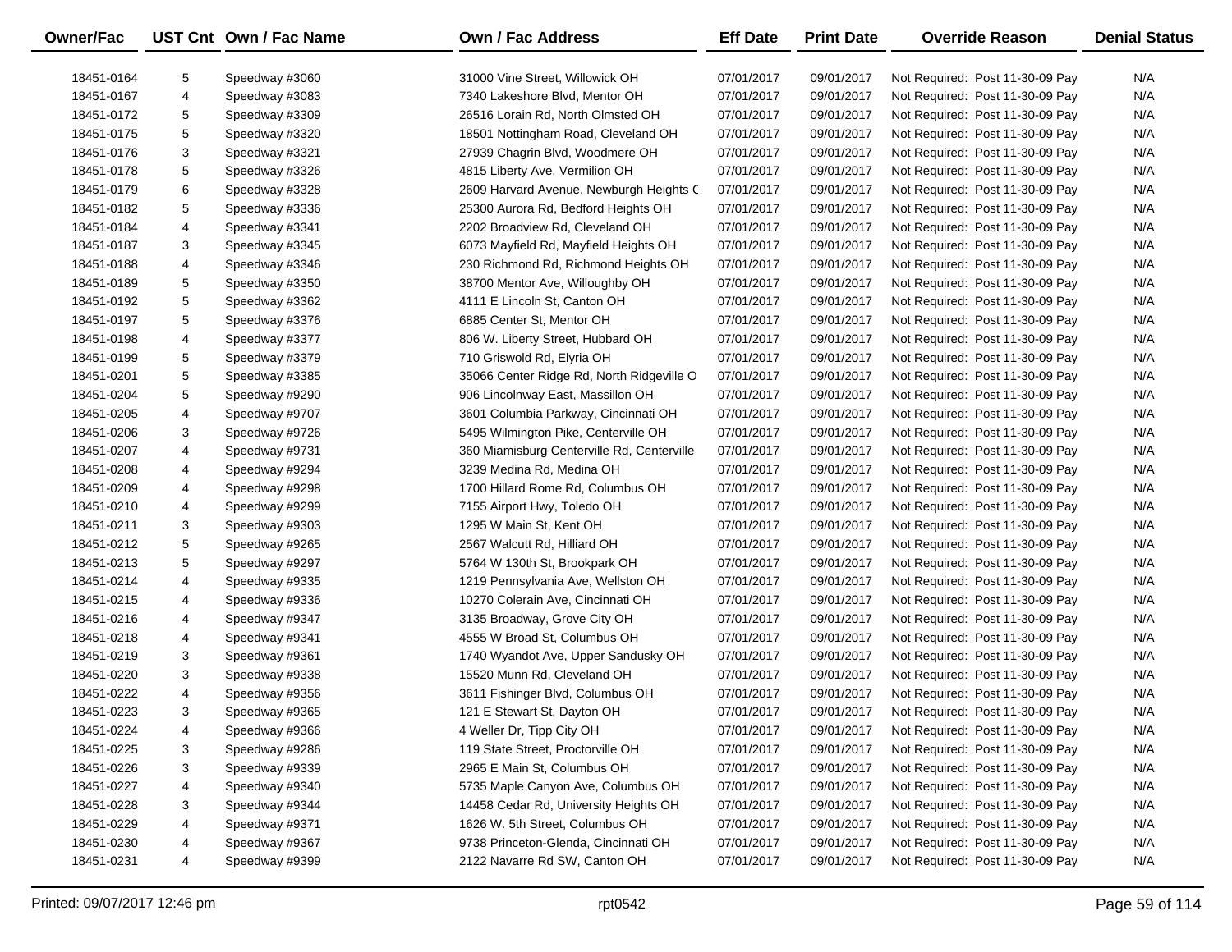| Owner/Fac | UST Cnt | Own / Fac Name | Own / Fac Address | Eff Date | Print Date | Override Reason | Denial Status |
|---|---|---|---|---|---|---|---|
| 18451-0164 | 5 | Speedway #3060 | 31000 Vine Street, Willowick OH | 07/01/2017 | 09/01/2017 | Not Required: Post 11-30-09 Pay | N/A |
| 18451-0167 | 4 | Speedway #3083 | 7340 Lakeshore Blvd, Mentor OH | 07/01/2017 | 09/01/2017 | Not Required: Post 11-30-09 Pay | N/A |
| 18451-0172 | 5 | Speedway #3309 | 26516 Lorain Rd, North Olmsted OH | 07/01/2017 | 09/01/2017 | Not Required: Post 11-30-09 Pay | N/A |
| 18451-0175 | 5 | Speedway #3320 | 18501 Nottingham Road, Cleveland OH | 07/01/2017 | 09/01/2017 | Not Required: Post 11-30-09 Pay | N/A |
| 18451-0176 | 3 | Speedway #3321 | 27939 Chagrin Blvd, Woodmere OH | 07/01/2017 | 09/01/2017 | Not Required: Post 11-30-09 Pay | N/A |
| 18451-0178 | 5 | Speedway #3326 | 4815 Liberty Ave, Vermilion OH | 07/01/2017 | 09/01/2017 | Not Required: Post 11-30-09 Pay | N/A |
| 18451-0179 | 6 | Speedway #3328 | 2609 Harvard Avenue, Newburgh Heights C | 07/01/2017 | 09/01/2017 | Not Required: Post 11-30-09 Pay | N/A |
| 18451-0182 | 5 | Speedway #3336 | 25300 Aurora Rd, Bedford Heights OH | 07/01/2017 | 09/01/2017 | Not Required: Post 11-30-09 Pay | N/A |
| 18451-0184 | 4 | Speedway #3341 | 2202 Broadview Rd, Cleveland OH | 07/01/2017 | 09/01/2017 | Not Required: Post 11-30-09 Pay | N/A |
| 18451-0187 | 3 | Speedway #3345 | 6073 Mayfield Rd, Mayfield Heights OH | 07/01/2017 | 09/01/2017 | Not Required: Post 11-30-09 Pay | N/A |
| 18451-0188 | 4 | Speedway #3346 | 230 Richmond Rd, Richmond Heights OH | 07/01/2017 | 09/01/2017 | Not Required: Post 11-30-09 Pay | N/A |
| 18451-0189 | 5 | Speedway #3350 | 38700 Mentor Ave, Willoughby OH | 07/01/2017 | 09/01/2017 | Not Required: Post 11-30-09 Pay | N/A |
| 18451-0192 | 5 | Speedway #3362 | 4111 E Lincoln St, Canton OH | 07/01/2017 | 09/01/2017 | Not Required: Post 11-30-09 Pay | N/A |
| 18451-0197 | 5 | Speedway #3376 | 6885 Center St, Mentor OH | 07/01/2017 | 09/01/2017 | Not Required: Post 11-30-09 Pay | N/A |
| 18451-0198 | 4 | Speedway #3377 | 806 W. Liberty Street, Hubbard OH | 07/01/2017 | 09/01/2017 | Not Required: Post 11-30-09 Pay | N/A |
| 18451-0199 | 5 | Speedway #3379 | 710 Griswold Rd, Elyria OH | 07/01/2017 | 09/01/2017 | Not Required: Post 11-30-09 Pay | N/A |
| 18451-0201 | 5 | Speedway #3385 | 35066 Center Ridge Rd, North Ridgeville O | 07/01/2017 | 09/01/2017 | Not Required: Post 11-30-09 Pay | N/A |
| 18451-0204 | 5 | Speedway #9290 | 906 Lincolnway East, Massillon OH | 07/01/2017 | 09/01/2017 | Not Required: Post 11-30-09 Pay | N/A |
| 18451-0205 | 4 | Speedway #9707 | 3601 Columbia Parkway, Cincinnati OH | 07/01/2017 | 09/01/2017 | Not Required: Post 11-30-09 Pay | N/A |
| 18451-0206 | 3 | Speedway #9726 | 5495 Wilmington Pike, Centerville OH | 07/01/2017 | 09/01/2017 | Not Required: Post 11-30-09 Pay | N/A |
| 18451-0207 | 4 | Speedway #9731 | 360 Miamisburg Centerville Rd, Centerville | 07/01/2017 | 09/01/2017 | Not Required: Post 11-30-09 Pay | N/A |
| 18451-0208 | 4 | Speedway #9294 | 3239 Medina Rd, Medina OH | 07/01/2017 | 09/01/2017 | Not Required: Post 11-30-09 Pay | N/A |
| 18451-0209 | 4 | Speedway #9298 | 1700 Hillard Rome Rd, Columbus OH | 07/01/2017 | 09/01/2017 | Not Required: Post 11-30-09 Pay | N/A |
| 18451-0210 | 4 | Speedway #9299 | 7155 Airport Hwy, Toledo OH | 07/01/2017 | 09/01/2017 | Not Required: Post 11-30-09 Pay | N/A |
| 18451-0211 | 3 | Speedway #9303 | 1295 W Main St, Kent OH | 07/01/2017 | 09/01/2017 | Not Required: Post 11-30-09 Pay | N/A |
| 18451-0212 | 5 | Speedway #9265 | 2567 Walcutt Rd, Hilliard OH | 07/01/2017 | 09/01/2017 | Not Required: Post 11-30-09 Pay | N/A |
| 18451-0213 | 5 | Speedway #9297 | 5764 W 130th St, Brookpark OH | 07/01/2017 | 09/01/2017 | Not Required: Post 11-30-09 Pay | N/A |
| 18451-0214 | 4 | Speedway #9335 | 1219 Pennsylvania Ave, Wellston OH | 07/01/2017 | 09/01/2017 | Not Required: Post 11-30-09 Pay | N/A |
| 18451-0215 | 4 | Speedway #9336 | 10270 Colerain Ave, Cincinnati OH | 07/01/2017 | 09/01/2017 | Not Required: Post 11-30-09 Pay | N/A |
| 18451-0216 | 4 | Speedway #9347 | 3135 Broadway, Grove City OH | 07/01/2017 | 09/01/2017 | Not Required: Post 11-30-09 Pay | N/A |
| 18451-0218 | 4 | Speedway #9341 | 4555 W Broad St, Columbus OH | 07/01/2017 | 09/01/2017 | Not Required: Post 11-30-09 Pay | N/A |
| 18451-0219 | 3 | Speedway #9361 | 1740 Wyandot Ave, Upper Sandusky OH | 07/01/2017 | 09/01/2017 | Not Required: Post 11-30-09 Pay | N/A |
| 18451-0220 | 3 | Speedway #9338 | 15520 Munn Rd, Cleveland OH | 07/01/2017 | 09/01/2017 | Not Required: Post 11-30-09 Pay | N/A |
| 18451-0222 | 4 | Speedway #9356 | 3611 Fishinger Blvd, Columbus OH | 07/01/2017 | 09/01/2017 | Not Required: Post 11-30-09 Pay | N/A |
| 18451-0223 | 3 | Speedway #9365 | 121 E Stewart St, Dayton OH | 07/01/2017 | 09/01/2017 | Not Required: Post 11-30-09 Pay | N/A |
| 18451-0224 | 4 | Speedway #9366 | 4 Weller Dr, Tipp City OH | 07/01/2017 | 09/01/2017 | Not Required: Post 11-30-09 Pay | N/A |
| 18451-0225 | 3 | Speedway #9286 | 119 State Street, Proctorville OH | 07/01/2017 | 09/01/2017 | Not Required: Post 11-30-09 Pay | N/A |
| 18451-0226 | 3 | Speedway #9339 | 2965 E Main St, Columbus OH | 07/01/2017 | 09/01/2017 | Not Required: Post 11-30-09 Pay | N/A |
| 18451-0227 | 4 | Speedway #9340 | 5735 Maple Canyon Ave, Columbus OH | 07/01/2017 | 09/01/2017 | Not Required: Post 11-30-09 Pay | N/A |
| 18451-0228 | 3 | Speedway #9344 | 14458 Cedar Rd, University Heights OH | 07/01/2017 | 09/01/2017 | Not Required: Post 11-30-09 Pay | N/A |
| 18451-0229 | 4 | Speedway #9371 | 1626 W. 5th Street, Columbus OH | 07/01/2017 | 09/01/2017 | Not Required: Post 11-30-09 Pay | N/A |
| 18451-0230 | 4 | Speedway #9367 | 9738 Princeton-Glenda, Cincinnati OH | 07/01/2017 | 09/01/2017 | Not Required: Post 11-30-09 Pay | N/A |
| 18451-0231 | 4 | Speedway #9399 | 2122 Navarre Rd SW, Canton OH | 07/01/2017 | 09/01/2017 | Not Required: Post 11-30-09 Pay | N/A |

Printed: 09/07/2017 12:46 pm rpt0542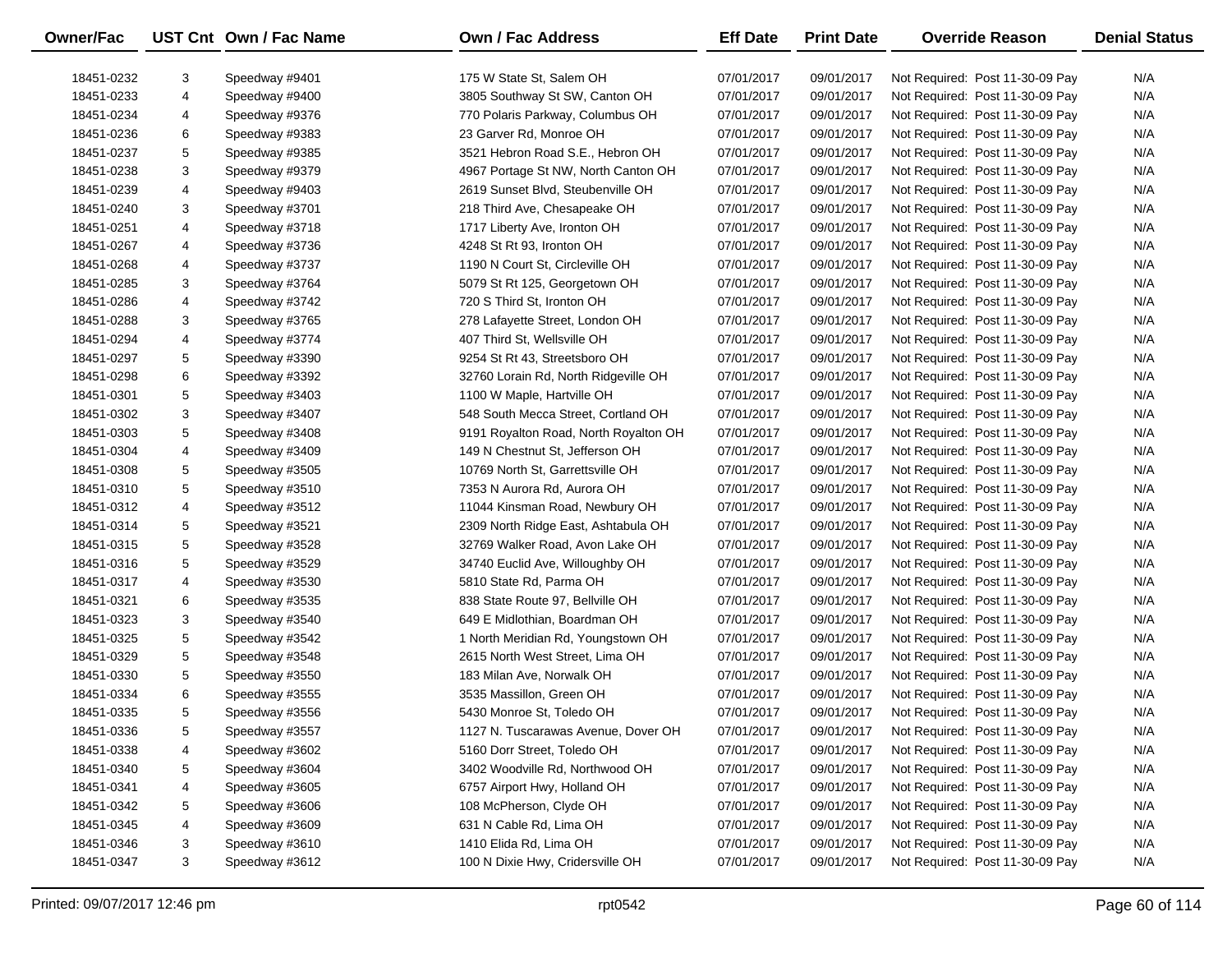| Owner/Fac | UST Cnt | Own / Fac Name | Own / Fac Address | Eff Date | Print Date | Override Reason | Denial Status |
|---|---|---|---|---|---|---|---|
| 18451-0232 | 3 | Speedway #9401 | 175 W State St, Salem OH | 07/01/2017 | 09/01/2017 | Not Required: Post 11-30-09 Pay | N/A |
| 18451-0233 | 4 | Speedway #9400 | 3805 Southway St SW, Canton OH | 07/01/2017 | 09/01/2017 | Not Required: Post 11-30-09 Pay | N/A |
| 18451-0234 | 4 | Speedway #9376 | 770 Polaris Parkway, Columbus OH | 07/01/2017 | 09/01/2017 | Not Required: Post 11-30-09 Pay | N/A |
| 18451-0236 | 6 | Speedway #9383 | 23 Garver Rd, Monroe OH | 07/01/2017 | 09/01/2017 | Not Required: Post 11-30-09 Pay | N/A |
| 18451-0237 | 5 | Speedway #9385 | 3521 Hebron Road S.E., Hebron OH | 07/01/2017 | 09/01/2017 | Not Required: Post 11-30-09 Pay | N/A |
| 18451-0238 | 3 | Speedway #9379 | 4967 Portage St NW, North Canton OH | 07/01/2017 | 09/01/2017 | Not Required: Post 11-30-09 Pay | N/A |
| 18451-0239 | 4 | Speedway #9403 | 2619 Sunset Blvd, Steubenville OH | 07/01/2017 | 09/01/2017 | Not Required: Post 11-30-09 Pay | N/A |
| 18451-0240 | 3 | Speedway #3701 | 218 Third Ave, Chesapeake OH | 07/01/2017 | 09/01/2017 | Not Required: Post 11-30-09 Pay | N/A |
| 18451-0251 | 4 | Speedway #3718 | 1717 Liberty Ave, Ironton OH | 07/01/2017 | 09/01/2017 | Not Required: Post 11-30-09 Pay | N/A |
| 18451-0267 | 4 | Speedway #3736 | 4248 St Rt 93, Ironton OH | 07/01/2017 | 09/01/2017 | Not Required: Post 11-30-09 Pay | N/A |
| 18451-0268 | 4 | Speedway #3737 | 1190 N Court St, Circleville OH | 07/01/2017 | 09/01/2017 | Not Required: Post 11-30-09 Pay | N/A |
| 18451-0285 | 3 | Speedway #3764 | 5079 St Rt 125, Georgetown OH | 07/01/2017 | 09/01/2017 | Not Required: Post 11-30-09 Pay | N/A |
| 18451-0286 | 4 | Speedway #3742 | 720 S Third St, Ironton OH | 07/01/2017 | 09/01/2017 | Not Required: Post 11-30-09 Pay | N/A |
| 18451-0288 | 3 | Speedway #3765 | 278 Lafayette Street, London OH | 07/01/2017 | 09/01/2017 | Not Required: Post 11-30-09 Pay | N/A |
| 18451-0294 | 4 | Speedway #3774 | 407 Third St, Wellsville OH | 07/01/2017 | 09/01/2017 | Not Required: Post 11-30-09 Pay | N/A |
| 18451-0297 | 5 | Speedway #3390 | 9254 St Rt 43, Streetsboro OH | 07/01/2017 | 09/01/2017 | Not Required: Post 11-30-09 Pay | N/A |
| 18451-0298 | 6 | Speedway #3392 | 32760 Lorain Rd, North Ridgeville OH | 07/01/2017 | 09/01/2017 | Not Required: Post 11-30-09 Pay | N/A |
| 18451-0301 | 5 | Speedway #3403 | 1100 W Maple, Hartville OH | 07/01/2017 | 09/01/2017 | Not Required: Post 11-30-09 Pay | N/A |
| 18451-0302 | 3 | Speedway #3407 | 548 South Mecca Street, Cortland OH | 07/01/2017 | 09/01/2017 | Not Required: Post 11-30-09 Pay | N/A |
| 18451-0303 | 5 | Speedway #3408 | 9191 Royalton Road, North Royalton OH | 07/01/2017 | 09/01/2017 | Not Required: Post 11-30-09 Pay | N/A |
| 18451-0304 | 4 | Speedway #3409 | 149 N Chestnut St, Jefferson OH | 07/01/2017 | 09/01/2017 | Not Required: Post 11-30-09 Pay | N/A |
| 18451-0308 | 5 | Speedway #3505 | 10769 North St, Garrettsville OH | 07/01/2017 | 09/01/2017 | Not Required: Post 11-30-09 Pay | N/A |
| 18451-0310 | 5 | Speedway #3510 | 7353 N Aurora Rd, Aurora OH | 07/01/2017 | 09/01/2017 | Not Required: Post 11-30-09 Pay | N/A |
| 18451-0312 | 4 | Speedway #3512 | 11044 Kinsman Road, Newbury OH | 07/01/2017 | 09/01/2017 | Not Required: Post 11-30-09 Pay | N/A |
| 18451-0314 | 5 | Speedway #3521 | 2309 North Ridge East, Ashtabula OH | 07/01/2017 | 09/01/2017 | Not Required: Post 11-30-09 Pay | N/A |
| 18451-0315 | 5 | Speedway #3528 | 32769 Walker Road, Avon Lake OH | 07/01/2017 | 09/01/2017 | Not Required: Post 11-30-09 Pay | N/A |
| 18451-0316 | 5 | Speedway #3529 | 34740 Euclid Ave, Willoughby OH | 07/01/2017 | 09/01/2017 | Not Required: Post 11-30-09 Pay | N/A |
| 18451-0317 | 4 | Speedway #3530 | 5810 State Rd, Parma OH | 07/01/2017 | 09/01/2017 | Not Required: Post 11-30-09 Pay | N/A |
| 18451-0321 | 6 | Speedway #3535 | 838 State Route 97, Bellville OH | 07/01/2017 | 09/01/2017 | Not Required: Post 11-30-09 Pay | N/A |
| 18451-0323 | 3 | Speedway #3540 | 649 E Midlothian, Boardman OH | 07/01/2017 | 09/01/2017 | Not Required: Post 11-30-09 Pay | N/A |
| 18451-0325 | 5 | Speedway #3542 | 1 North Meridian Rd, Youngstown OH | 07/01/2017 | 09/01/2017 | Not Required: Post 11-30-09 Pay | N/A |
| 18451-0329 | 5 | Speedway #3548 | 2615 North West Street, Lima OH | 07/01/2017 | 09/01/2017 | Not Required: Post 11-30-09 Pay | N/A |
| 18451-0330 | 5 | Speedway #3550 | 183 Milan Ave, Norwalk OH | 07/01/2017 | 09/01/2017 | Not Required: Post 11-30-09 Pay | N/A |
| 18451-0334 | 6 | Speedway #3555 | 3535 Massillon, Green OH | 07/01/2017 | 09/01/2017 | Not Required: Post 11-30-09 Pay | N/A |
| 18451-0335 | 5 | Speedway #3556 | 5430 Monroe St, Toledo OH | 07/01/2017 | 09/01/2017 | Not Required: Post 11-30-09 Pay | N/A |
| 18451-0336 | 5 | Speedway #3557 | 1127 N. Tuscarawas Avenue, Dover OH | 07/01/2017 | 09/01/2017 | Not Required: Post 11-30-09 Pay | N/A |
| 18451-0338 | 4 | Speedway #3602 | 5160 Dorr Street, Toledo OH | 07/01/2017 | 09/01/2017 | Not Required: Post 11-30-09 Pay | N/A |
| 18451-0340 | 5 | Speedway #3604 | 3402 Woodville Rd, Northwood OH | 07/01/2017 | 09/01/2017 | Not Required: Post 11-30-09 Pay | N/A |
| 18451-0341 | 4 | Speedway #3605 | 6757 Airport Hwy, Holland OH | 07/01/2017 | 09/01/2017 | Not Required: Post 11-30-09 Pay | N/A |
| 18451-0342 | 5 | Speedway #3606 | 108 McPherson, Clyde OH | 07/01/2017 | 09/01/2017 | Not Required: Post 11-30-09 Pay | N/A |
| 18451-0345 | 4 | Speedway #3609 | 631 N Cable Rd, Lima OH | 07/01/2017 | 09/01/2017 | Not Required: Post 11-30-09 Pay | N/A |
| 18451-0346 | 3 | Speedway #3610 | 1410 Elida Rd, Lima OH | 07/01/2017 | 09/01/2017 | Not Required: Post 11-30-09 Pay | N/A |
| 18451-0347 | 3 | Speedway #3612 | 100 N Dixie Hwy, Cridersville OH | 07/01/2017 | 09/01/2017 | Not Required: Post 11-30-09 Pay | N/A |

Printed: 09/07/2017 12:46 pm rpt0542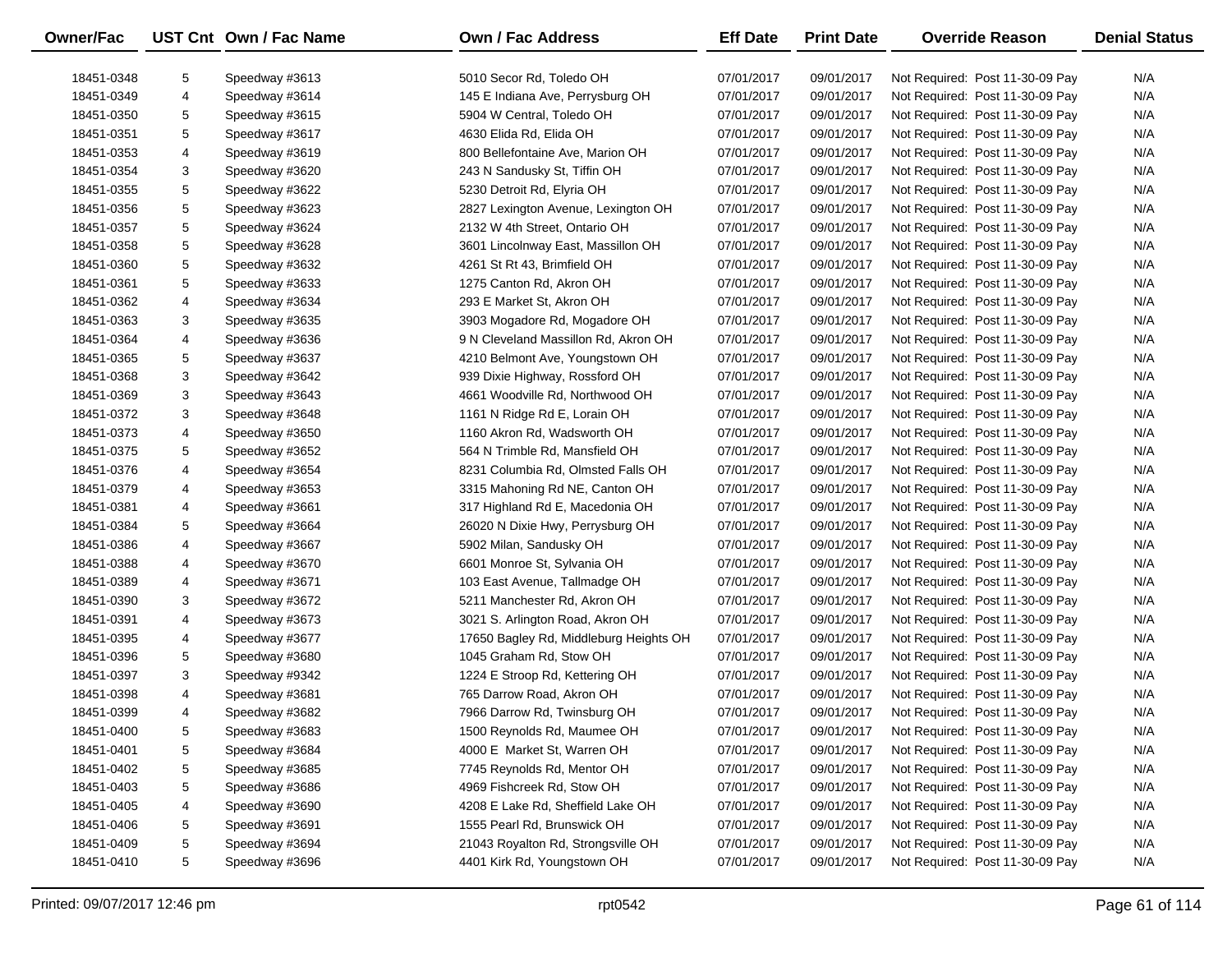| Owner/Fac | UST Cnt | Own / Fac Name | Own / Fac Address | Eff Date | Print Date | Override Reason | Denial Status |
|---|---|---|---|---|---|---|---|
| 18451-0348 | 5 | Speedway #3613 | 5010 Secor Rd, Toledo OH | 07/01/2017 | 09/01/2017 | Not Required: Post 11-30-09 Pay | N/A |
| 18451-0349 | 4 | Speedway #3614 | 145 E Indiana Ave, Perrysburg OH | 07/01/2017 | 09/01/2017 | Not Required: Post 11-30-09 Pay | N/A |
| 18451-0350 | 5 | Speedway #3615 | 5904 W Central, Toledo OH | 07/01/2017 | 09/01/2017 | Not Required: Post 11-30-09 Pay | N/A |
| 18451-0351 | 5 | Speedway #3617 | 4630 Elida Rd, Elida OH | 07/01/2017 | 09/01/2017 | Not Required: Post 11-30-09 Pay | N/A |
| 18451-0353 | 4 | Speedway #3619 | 800 Bellefontaine Ave, Marion OH | 07/01/2017 | 09/01/2017 | Not Required: Post 11-30-09 Pay | N/A |
| 18451-0354 | 3 | Speedway #3620 | 243 N Sandusky St, Tiffin OH | 07/01/2017 | 09/01/2017 | Not Required: Post 11-30-09 Pay | N/A |
| 18451-0355 | 5 | Speedway #3622 | 5230 Detroit Rd, Elyria OH | 07/01/2017 | 09/01/2017 | Not Required: Post 11-30-09 Pay | N/A |
| 18451-0356 | 5 | Speedway #3623 | 2827 Lexington Avenue, Lexington OH | 07/01/2017 | 09/01/2017 | Not Required: Post 11-30-09 Pay | N/A |
| 18451-0357 | 5 | Speedway #3624 | 2132 W 4th Street, Ontario OH | 07/01/2017 | 09/01/2017 | Not Required: Post 11-30-09 Pay | N/A |
| 18451-0358 | 5 | Speedway #3628 | 3601 Lincolnway East, Massillon OH | 07/01/2017 | 09/01/2017 | Not Required: Post 11-30-09 Pay | N/A |
| 18451-0360 | 5 | Speedway #3632 | 4261 St Rt 43, Brimfield OH | 07/01/2017 | 09/01/2017 | Not Required: Post 11-30-09 Pay | N/A |
| 18451-0361 | 5 | Speedway #3633 | 1275 Canton Rd, Akron OH | 07/01/2017 | 09/01/2017 | Not Required: Post 11-30-09 Pay | N/A |
| 18451-0362 | 4 | Speedway #3634 | 293 E Market St, Akron OH | 07/01/2017 | 09/01/2017 | Not Required: Post 11-30-09 Pay | N/A |
| 18451-0363 | 3 | Speedway #3635 | 3903 Mogadore Rd, Mogadore OH | 07/01/2017 | 09/01/2017 | Not Required: Post 11-30-09 Pay | N/A |
| 18451-0364 | 4 | Speedway #3636 | 9 N Cleveland Massillon Rd, Akron OH | 07/01/2017 | 09/01/2017 | Not Required: Post 11-30-09 Pay | N/A |
| 18451-0365 | 5 | Speedway #3637 | 4210 Belmont Ave, Youngstown OH | 07/01/2017 | 09/01/2017 | Not Required: Post 11-30-09 Pay | N/A |
| 18451-0368 | 3 | Speedway #3642 | 939 Dixie Highway, Rossford OH | 07/01/2017 | 09/01/2017 | Not Required: Post 11-30-09 Pay | N/A |
| 18451-0369 | 3 | Speedway #3643 | 4661 Woodville Rd, Northwood OH | 07/01/2017 | 09/01/2017 | Not Required: Post 11-30-09 Pay | N/A |
| 18451-0372 | 3 | Speedway #3648 | 1161 N Ridge Rd E, Lorain OH | 07/01/2017 | 09/01/2017 | Not Required: Post 11-30-09 Pay | N/A |
| 18451-0373 | 4 | Speedway #3650 | 1160 Akron Rd, Wadsworth OH | 07/01/2017 | 09/01/2017 | Not Required: Post 11-30-09 Pay | N/A |
| 18451-0375 | 5 | Speedway #3652 | 564 N Trimble Rd, Mansfield OH | 07/01/2017 | 09/01/2017 | Not Required: Post 11-30-09 Pay | N/A |
| 18451-0376 | 4 | Speedway #3654 | 8231 Columbia Rd, Olmsted Falls OH | 07/01/2017 | 09/01/2017 | Not Required: Post 11-30-09 Pay | N/A |
| 18451-0379 | 4 | Speedway #3653 | 3315 Mahoning Rd NE, Canton OH | 07/01/2017 | 09/01/2017 | Not Required: Post 11-30-09 Pay | N/A |
| 18451-0381 | 4 | Speedway #3661 | 317 Highland Rd E, Macedonia OH | 07/01/2017 | 09/01/2017 | Not Required: Post 11-30-09 Pay | N/A |
| 18451-0384 | 5 | Speedway #3664 | 26020 N Dixie Hwy, Perrysburg OH | 07/01/2017 | 09/01/2017 | Not Required: Post 11-30-09 Pay | N/A |
| 18451-0386 | 4 | Speedway #3667 | 5902 Milan, Sandusky OH | 07/01/2017 | 09/01/2017 | Not Required: Post 11-30-09 Pay | N/A |
| 18451-0388 | 4 | Speedway #3670 | 6601 Monroe St, Sylvania OH | 07/01/2017 | 09/01/2017 | Not Required: Post 11-30-09 Pay | N/A |
| 18451-0389 | 4 | Speedway #3671 | 103 East Avenue, Tallmadge OH | 07/01/2017 | 09/01/2017 | Not Required: Post 11-30-09 Pay | N/A |
| 18451-0390 | 3 | Speedway #3672 | 5211 Manchester Rd, Akron OH | 07/01/2017 | 09/01/2017 | Not Required: Post 11-30-09 Pay | N/A |
| 18451-0391 | 4 | Speedway #3673 | 3021 S. Arlington Road, Akron OH | 07/01/2017 | 09/01/2017 | Not Required: Post 11-30-09 Pay | N/A |
| 18451-0395 | 4 | Speedway #3677 | 17650 Bagley Rd, Middleburg Heights OH | 07/01/2017 | 09/01/2017 | Not Required: Post 11-30-09 Pay | N/A |
| 18451-0396 | 5 | Speedway #3680 | 1045 Graham Rd, Stow OH | 07/01/2017 | 09/01/2017 | Not Required: Post 11-30-09 Pay | N/A |
| 18451-0397 | 3 | Speedway #9342 | 1224 E Stroop Rd, Kettering OH | 07/01/2017 | 09/01/2017 | Not Required: Post 11-30-09 Pay | N/A |
| 18451-0398 | 4 | Speedway #3681 | 765 Darrow Road, Akron OH | 07/01/2017 | 09/01/2017 | Not Required: Post 11-30-09 Pay | N/A |
| 18451-0399 | 4 | Speedway #3682 | 7966 Darrow Rd, Twinsburg OH | 07/01/2017 | 09/01/2017 | Not Required: Post 11-30-09 Pay | N/A |
| 18451-0400 | 5 | Speedway #3683 | 1500 Reynolds Rd, Maumee OH | 07/01/2017 | 09/01/2017 | Not Required: Post 11-30-09 Pay | N/A |
| 18451-0401 | 5 | Speedway #3684 | 4000 E Market St, Warren OH | 07/01/2017 | 09/01/2017 | Not Required: Post 11-30-09 Pay | N/A |
| 18451-0402 | 5 | Speedway #3685 | 7745 Reynolds Rd, Mentor OH | 07/01/2017 | 09/01/2017 | Not Required: Post 11-30-09 Pay | N/A |
| 18451-0403 | 5 | Speedway #3686 | 4969 Fishcreek Rd, Stow OH | 07/01/2017 | 09/01/2017 | Not Required: Post 11-30-09 Pay | N/A |
| 18451-0405 | 4 | Speedway #3690 | 4208 E Lake Rd, Sheffield Lake OH | 07/01/2017 | 09/01/2017 | Not Required: Post 11-30-09 Pay | N/A |
| 18451-0406 | 5 | Speedway #3691 | 1555 Pearl Rd, Brunswick OH | 07/01/2017 | 09/01/2017 | Not Required: Post 11-30-09 Pay | N/A |
| 18451-0409 | 5 | Speedway #3694 | 21043 Royalton Rd, Strongsville OH | 07/01/2017 | 09/01/2017 | Not Required: Post 11-30-09 Pay | N/A |
| 18451-0410 | 5 | Speedway #3696 | 4401 Kirk Rd, Youngstown OH | 07/01/2017 | 09/01/2017 | Not Required: Post 11-30-09 Pay | N/A |

Printed: 09/07/2017 12:46 pm rpt0542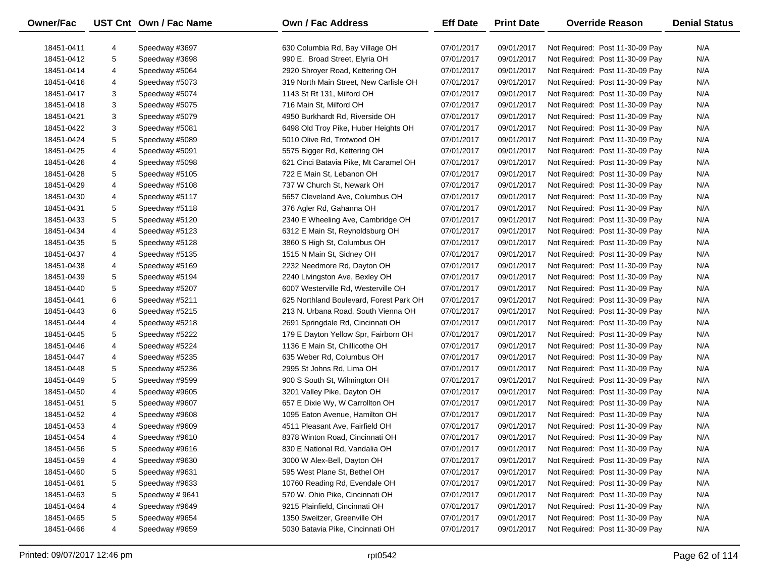| Owner/Fac | UST Cnt | Own / Fac Name | Own / Fac Address | Eff Date | Print Date | Override Reason | Denial Status |
|---|---|---|---|---|---|---|---|
| 18451-0411 | 4 | Speedway #3697 | 630 Columbia Rd, Bay Village OH | 07/01/2017 | 09/01/2017 | Not Required: Post 11-30-09 Pay | N/A |
| 18451-0412 | 5 | Speedway #3698 | 990 E. Broad Street, Elyria OH | 07/01/2017 | 09/01/2017 | Not Required: Post 11-30-09 Pay | N/A |
| 18451-0414 | 4 | Speedway #5064 | 2920 Shroyer Road, Kettering OH | 07/01/2017 | 09/01/2017 | Not Required: Post 11-30-09 Pay | N/A |
| 18451-0416 | 4 | Speedway #5073 | 319 North Main Street, New Carlisle OH | 07/01/2017 | 09/01/2017 | Not Required: Post 11-30-09 Pay | N/A |
| 18451-0417 | 3 | Speedway #5074 | 1143 St Rt 131, Milford OH | 07/01/2017 | 09/01/2017 | Not Required: Post 11-30-09 Pay | N/A |
| 18451-0418 | 3 | Speedway #5075 | 716 Main St, Milford OH | 07/01/2017 | 09/01/2017 | Not Required: Post 11-30-09 Pay | N/A |
| 18451-0421 | 3 | Speedway #5079 | 4950 Burkhardt Rd, Riverside OH | 07/01/2017 | 09/01/2017 | Not Required: Post 11-30-09 Pay | N/A |
| 18451-0422 | 3 | Speedway #5081 | 6498 Old Troy Pike, Huber Heights OH | 07/01/2017 | 09/01/2017 | Not Required: Post 11-30-09 Pay | N/A |
| 18451-0424 | 5 | Speedway #5089 | 5010 Olive Rd, Trotwood OH | 07/01/2017 | 09/01/2017 | Not Required: Post 11-30-09 Pay | N/A |
| 18451-0425 | 4 | Speedway #5091 | 5575 Bigger Rd, Kettering OH | 07/01/2017 | 09/01/2017 | Not Required: Post 11-30-09 Pay | N/A |
| 18451-0426 | 4 | Speedway #5098 | 621 Cinci Batavia Pike, Mt Caramel OH | 07/01/2017 | 09/01/2017 | Not Required: Post 11-30-09 Pay | N/A |
| 18451-0428 | 5 | Speedway #5105 | 722 E Main St, Lebanon OH | 07/01/2017 | 09/01/2017 | Not Required: Post 11-30-09 Pay | N/A |
| 18451-0429 | 4 | Speedway #5108 | 737 W Church St, Newark OH | 07/01/2017 | 09/01/2017 | Not Required: Post 11-30-09 Pay | N/A |
| 18451-0430 | 4 | Speedway #5117 | 5657 Cleveland Ave, Columbus OH | 07/01/2017 | 09/01/2017 | Not Required: Post 11-30-09 Pay | N/A |
| 18451-0431 | 5 | Speedway #5118 | 376 Agler Rd, Gahanna OH | 07/01/2017 | 09/01/2017 | Not Required: Post 11-30-09 Pay | N/A |
| 18451-0433 | 5 | Speedway #5120 | 2340 E Wheeling Ave, Cambridge OH | 07/01/2017 | 09/01/2017 | Not Required: Post 11-30-09 Pay | N/A |
| 18451-0434 | 4 | Speedway #5123 | 6312 E Main St, Reynoldsburg OH | 07/01/2017 | 09/01/2017 | Not Required: Post 11-30-09 Pay | N/A |
| 18451-0435 | 5 | Speedway #5128 | 3860 S High St, Columbus OH | 07/01/2017 | 09/01/2017 | Not Required: Post 11-30-09 Pay | N/A |
| 18451-0437 | 4 | Speedway #5135 | 1515 N Main St, Sidney OH | 07/01/2017 | 09/01/2017 | Not Required: Post 11-30-09 Pay | N/A |
| 18451-0438 | 4 | Speedway #5169 | 2232 Needmore Rd, Dayton OH | 07/01/2017 | 09/01/2017 | Not Required: Post 11-30-09 Pay | N/A |
| 18451-0439 | 5 | Speedway #5194 | 2240 Livingston Ave, Bexley OH | 07/01/2017 | 09/01/2017 | Not Required: Post 11-30-09 Pay | N/A |
| 18451-0440 | 5 | Speedway #5207 | 6007 Westerville Rd, Westerville OH | 07/01/2017 | 09/01/2017 | Not Required: Post 11-30-09 Pay | N/A |
| 18451-0441 | 6 | Speedway #5211 | 625 Northland Boulevard, Forest Park OH | 07/01/2017 | 09/01/2017 | Not Required: Post 11-30-09 Pay | N/A |
| 18451-0443 | 6 | Speedway #5215 | 213 N. Urbana Road, South Vienna OH | 07/01/2017 | 09/01/2017 | Not Required: Post 11-30-09 Pay | N/A |
| 18451-0444 | 4 | Speedway #5218 | 2691 Springdale Rd, Cincinnati OH | 07/01/2017 | 09/01/2017 | Not Required: Post 11-30-09 Pay | N/A |
| 18451-0445 | 5 | Speedway #5222 | 179 E Dayton Yellow Spr, Fairborn OH | 07/01/2017 | 09/01/2017 | Not Required: Post 11-30-09 Pay | N/A |
| 18451-0446 | 4 | Speedway #5224 | 1136 E Main St, Chillicothe OH | 07/01/2017 | 09/01/2017 | Not Required: Post 11-30-09 Pay | N/A |
| 18451-0447 | 4 | Speedway #5235 | 635 Weber Rd, Columbus OH | 07/01/2017 | 09/01/2017 | Not Required: Post 11-30-09 Pay | N/A |
| 18451-0448 | 5 | Speedway #5236 | 2995 St Johns Rd, Lima OH | 07/01/2017 | 09/01/2017 | Not Required: Post 11-30-09 Pay | N/A |
| 18451-0449 | 5 | Speedway #9599 | 900 S South St, Wilmington OH | 07/01/2017 | 09/01/2017 | Not Required: Post 11-30-09 Pay | N/A |
| 18451-0450 | 4 | Speedway #9605 | 3201 Valley Pike, Dayton OH | 07/01/2017 | 09/01/2017 | Not Required: Post 11-30-09 Pay | N/A |
| 18451-0451 | 5 | Speedway #9607 | 657 E Dixie Wy, W Carrollton OH | 07/01/2017 | 09/01/2017 | Not Required: Post 11-30-09 Pay | N/A |
| 18451-0452 | 4 | Speedway #9608 | 1095 Eaton Avenue, Hamilton OH | 07/01/2017 | 09/01/2017 | Not Required: Post 11-30-09 Pay | N/A |
| 18451-0453 | 4 | Speedway #9609 | 4511 Pleasant Ave, Fairfield OH | 07/01/2017 | 09/01/2017 | Not Required: Post 11-30-09 Pay | N/A |
| 18451-0454 | 4 | Speedway #9610 | 8378 Winton Road, Cincinnati OH | 07/01/2017 | 09/01/2017 | Not Required: Post 11-30-09 Pay | N/A |
| 18451-0456 | 5 | Speedway #9616 | 830 E National Rd, Vandalia OH | 07/01/2017 | 09/01/2017 | Not Required: Post 11-30-09 Pay | N/A |
| 18451-0459 | 4 | Speedway #9630 | 3000 W Alex-Bell, Dayton OH | 07/01/2017 | 09/01/2017 | Not Required: Post 11-30-09 Pay | N/A |
| 18451-0460 | 5 | Speedway #9631 | 595 West Plane St, Bethel OH | 07/01/2017 | 09/01/2017 | Not Required: Post 11-30-09 Pay | N/A |
| 18451-0461 | 5 | Speedway #9633 | 10760 Reading Rd, Evendale OH | 07/01/2017 | 09/01/2017 | Not Required: Post 11-30-09 Pay | N/A |
| 18451-0463 | 5 | Speedway # 9641 | 570 W. Ohio Pike, Cincinnati OH | 07/01/2017 | 09/01/2017 | Not Required: Post 11-30-09 Pay | N/A |
| 18451-0464 | 4 | Speedway #9649 | 9215 Plainfield, Cincinnati OH | 07/01/2017 | 09/01/2017 | Not Required: Post 11-30-09 Pay | N/A |
| 18451-0465 | 5 | Speedway #9654 | 1350 Sweitzer, Greenville OH | 07/01/2017 | 09/01/2017 | Not Required: Post 11-30-09 Pay | N/A |
| 18451-0466 | 4 | Speedway #9659 | 5030 Batavia Pike, Cincinnati OH | 07/01/2017 | 09/01/2017 | Not Required: Post 11-30-09 Pay | N/A |

Printed: 09/07/2017 12:46 pm    rpt0542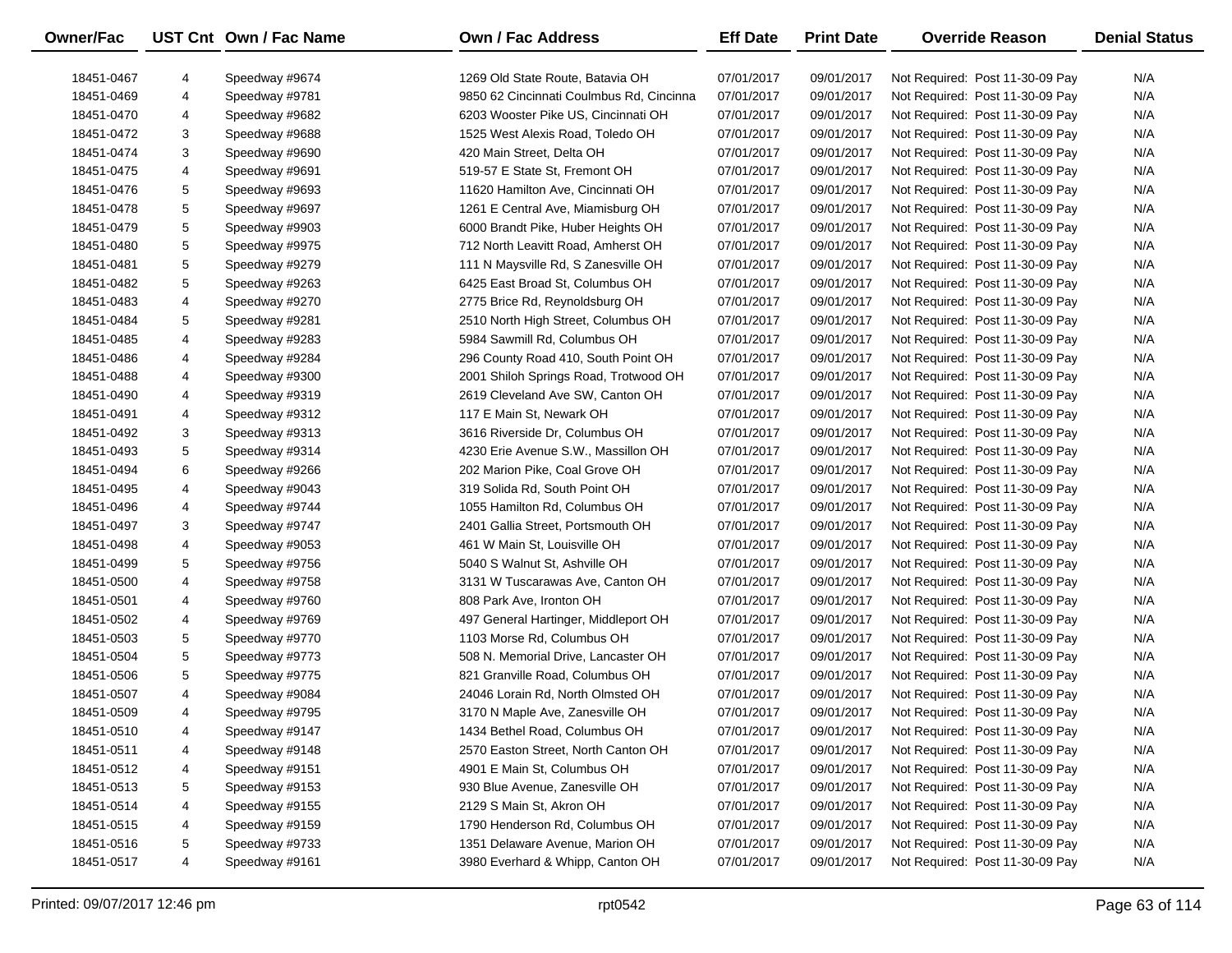| Owner/Fac | UST Cnt | Own / Fac Name | Own / Fac Address | Eff Date | Print Date | Override Reason | Denial Status |
|---|---|---|---|---|---|---|---|
| 18451-0467 | 4 | Speedway #9674 | 1269 Old State Route, Batavia OH | 07/01/2017 | 09/01/2017 | Not Required: Post 11-30-09 Pay | N/A |
| 18451-0469 | 4 | Speedway #9781 | 9850 62 Cincinnati Coulmbus Rd, Cincinna | 07/01/2017 | 09/01/2017 | Not Required: Post 11-30-09 Pay | N/A |
| 18451-0470 | 4 | Speedway #9682 | 6203 Wooster Pike US, Cincinnati OH | 07/01/2017 | 09/01/2017 | Not Required: Post 11-30-09 Pay | N/A |
| 18451-0472 | 3 | Speedway #9688 | 1525 West Alexis Road, Toledo OH | 07/01/2017 | 09/01/2017 | Not Required: Post 11-30-09 Pay | N/A |
| 18451-0474 | 3 | Speedway #9690 | 420 Main Street, Delta OH | 07/01/2017 | 09/01/2017 | Not Required: Post 11-30-09 Pay | N/A |
| 18451-0475 | 4 | Speedway #9691 | 519-57 E State St, Fremont OH | 07/01/2017 | 09/01/2017 | Not Required: Post 11-30-09 Pay | N/A |
| 18451-0476 | 5 | Speedway #9693 | 11620 Hamilton Ave, Cincinnati OH | 07/01/2017 | 09/01/2017 | Not Required: Post 11-30-09 Pay | N/A |
| 18451-0478 | 5 | Speedway #9697 | 1261 E Central Ave, Miamisburg OH | 07/01/2017 | 09/01/2017 | Not Required: Post 11-30-09 Pay | N/A |
| 18451-0479 | 5 | Speedway #9903 | 6000 Brandt Pike, Huber Heights OH | 07/01/2017 | 09/01/2017 | Not Required: Post 11-30-09 Pay | N/A |
| 18451-0480 | 5 | Speedway #9975 | 712 North Leavitt Road, Amherst OH | 07/01/2017 | 09/01/2017 | Not Required: Post 11-30-09 Pay | N/A |
| 18451-0481 | 5 | Speedway #9279 | 111 N Maysville Rd, S Zanesville OH | 07/01/2017 | 09/01/2017 | Not Required: Post 11-30-09 Pay | N/A |
| 18451-0482 | 5 | Speedway #9263 | 6425 East Broad St, Columbus OH | 07/01/2017 | 09/01/2017 | Not Required: Post 11-30-09 Pay | N/A |
| 18451-0483 | 4 | Speedway #9270 | 2775 Brice Rd, Reynoldsburg OH | 07/01/2017 | 09/01/2017 | Not Required: Post 11-30-09 Pay | N/A |
| 18451-0484 | 5 | Speedway #9281 | 2510 North High Street, Columbus OH | 07/01/2017 | 09/01/2017 | Not Required: Post 11-30-09 Pay | N/A |
| 18451-0485 | 4 | Speedway #9283 | 5984 Sawmill Rd, Columbus OH | 07/01/2017 | 09/01/2017 | Not Required: Post 11-30-09 Pay | N/A |
| 18451-0486 | 4 | Speedway #9284 | 296 County Road 410, South Point OH | 07/01/2017 | 09/01/2017 | Not Required: Post 11-30-09 Pay | N/A |
| 18451-0488 | 4 | Speedway #9300 | 2001 Shiloh Springs Road, Trotwood OH | 07/01/2017 | 09/01/2017 | Not Required: Post 11-30-09 Pay | N/A |
| 18451-0490 | 4 | Speedway #9319 | 2619 Cleveland Ave SW, Canton OH | 07/01/2017 | 09/01/2017 | Not Required: Post 11-30-09 Pay | N/A |
| 18451-0491 | 4 | Speedway #9312 | 117 E Main St, Newark OH | 07/01/2017 | 09/01/2017 | Not Required: Post 11-30-09 Pay | N/A |
| 18451-0492 | 3 | Speedway #9313 | 3616 Riverside Dr, Columbus OH | 07/01/2017 | 09/01/2017 | Not Required: Post 11-30-09 Pay | N/A |
| 18451-0493 | 5 | Speedway #9314 | 4230 Erie Avenue S.W., Massillon OH | 07/01/2017 | 09/01/2017 | Not Required: Post 11-30-09 Pay | N/A |
| 18451-0494 | 6 | Speedway #9266 | 202 Marion Pike, Coal Grove OH | 07/01/2017 | 09/01/2017 | Not Required: Post 11-30-09 Pay | N/A |
| 18451-0495 | 4 | Speedway #9043 | 319 Solida Rd, South Point OH | 07/01/2017 | 09/01/2017 | Not Required: Post 11-30-09 Pay | N/A |
| 18451-0496 | 4 | Speedway #9744 | 1055 Hamilton Rd, Columbus OH | 07/01/2017 | 09/01/2017 | Not Required: Post 11-30-09 Pay | N/A |
| 18451-0497 | 3 | Speedway #9747 | 2401 Gallia Street, Portsmouth OH | 07/01/2017 | 09/01/2017 | Not Required: Post 11-30-09 Pay | N/A |
| 18451-0498 | 4 | Speedway #9053 | 461 W Main St, Louisville OH | 07/01/2017 | 09/01/2017 | Not Required: Post 11-30-09 Pay | N/A |
| 18451-0499 | 5 | Speedway #9756 | 5040 S Walnut St, Ashville OH | 07/01/2017 | 09/01/2017 | Not Required: Post 11-30-09 Pay | N/A |
| 18451-0500 | 4 | Speedway #9758 | 3131 W Tuscarawas Ave, Canton OH | 07/01/2017 | 09/01/2017 | Not Required: Post 11-30-09 Pay | N/A |
| 18451-0501 | 4 | Speedway #9760 | 808 Park Ave, Ironton OH | 07/01/2017 | 09/01/2017 | Not Required: Post 11-30-09 Pay | N/A |
| 18451-0502 | 4 | Speedway #9769 | 497 General Hartinger, Middleport OH | 07/01/2017 | 09/01/2017 | Not Required: Post 11-30-09 Pay | N/A |
| 18451-0503 | 5 | Speedway #9770 | 1103 Morse Rd, Columbus OH | 07/01/2017 | 09/01/2017 | Not Required: Post 11-30-09 Pay | N/A |
| 18451-0504 | 5 | Speedway #9773 | 508 N. Memorial Drive, Lancaster OH | 07/01/2017 | 09/01/2017 | Not Required: Post 11-30-09 Pay | N/A |
| 18451-0506 | 5 | Speedway #9775 | 821 Granville Road, Columbus OH | 07/01/2017 | 09/01/2017 | Not Required: Post 11-30-09 Pay | N/A |
| 18451-0507 | 4 | Speedway #9084 | 24046 Lorain Rd, North Olmsted OH | 07/01/2017 | 09/01/2017 | Not Required: Post 11-30-09 Pay | N/A |
| 18451-0509 | 4 | Speedway #9795 | 3170 N Maple Ave, Zanesville OH | 07/01/2017 | 09/01/2017 | Not Required: Post 11-30-09 Pay | N/A |
| 18451-0510 | 4 | Speedway #9147 | 1434 Bethel Road, Columbus OH | 07/01/2017 | 09/01/2017 | Not Required: Post 11-30-09 Pay | N/A |
| 18451-0511 | 4 | Speedway #9148 | 2570 Easton Street, North Canton OH | 07/01/2017 | 09/01/2017 | Not Required: Post 11-30-09 Pay | N/A |
| 18451-0512 | 4 | Speedway #9151 | 4901 E Main St, Columbus OH | 07/01/2017 | 09/01/2017 | Not Required: Post 11-30-09 Pay | N/A |
| 18451-0513 | 5 | Speedway #9153 | 930 Blue Avenue, Zanesville OH | 07/01/2017 | 09/01/2017 | Not Required: Post 11-30-09 Pay | N/A |
| 18451-0514 | 4 | Speedway #9155 | 2129 S Main St, Akron OH | 07/01/2017 | 09/01/2017 | Not Required: Post 11-30-09 Pay | N/A |
| 18451-0515 | 4 | Speedway #9159 | 1790 Henderson Rd, Columbus OH | 07/01/2017 | 09/01/2017 | Not Required: Post 11-30-09 Pay | N/A |
| 18451-0516 | 5 | Speedway #9733 | 1351 Delaware Avenue, Marion OH | 07/01/2017 | 09/01/2017 | Not Required: Post 11-30-09 Pay | N/A |
| 18451-0517 | 4 | Speedway #9161 | 3980 Everhard & Whipp, Canton OH | 07/01/2017 | 09/01/2017 | Not Required: Post 11-30-09 Pay | N/A |

Printed: 09/07/2017 12:46 pm rpt0542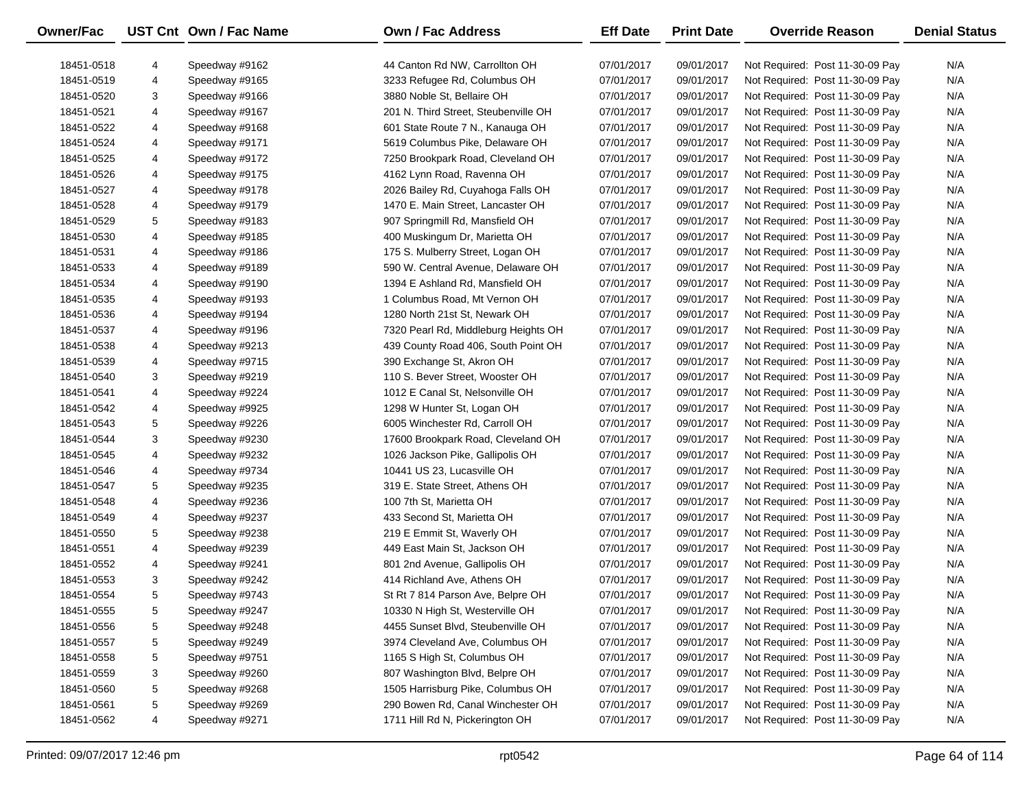| Owner/Fac | UST Cnt | Own / Fac Name | Own / Fac Address | Eff Date | Print Date | Override Reason | Denial Status |
|---|---|---|---|---|---|---|---|
| 18451-0518 | 4 | Speedway #9162 | 44 Canton Rd NW, Carrollton OH | 07/01/2017 | 09/01/2017 | Not Required: Post 11-30-09 Pay | N/A |
| 18451-0519 | 4 | Speedway #9165 | 3233 Refugee Rd, Columbus OH | 07/01/2017 | 09/01/2017 | Not Required: Post 11-30-09 Pay | N/A |
| 18451-0520 | 3 | Speedway #9166 | 3880 Noble St, Bellaire OH | 07/01/2017 | 09/01/2017 | Not Required: Post 11-30-09 Pay | N/A |
| 18451-0521 | 4 | Speedway #9167 | 201 N. Third Street, Steubenville OH | 07/01/2017 | 09/01/2017 | Not Required: Post 11-30-09 Pay | N/A |
| 18451-0522 | 4 | Speedway #9168 | 601 State Route 7 N., Kanauga OH | 07/01/2017 | 09/01/2017 | Not Required: Post 11-30-09 Pay | N/A |
| 18451-0524 | 4 | Speedway #9171 | 5619 Columbus Pike, Delaware OH | 07/01/2017 | 09/01/2017 | Not Required: Post 11-30-09 Pay | N/A |
| 18451-0525 | 4 | Speedway #9172 | 7250 Brookpark Road, Cleveland OH | 07/01/2017 | 09/01/2017 | Not Required: Post 11-30-09 Pay | N/A |
| 18451-0526 | 4 | Speedway #9175 | 4162 Lynn Road, Ravenna OH | 07/01/2017 | 09/01/2017 | Not Required: Post 11-30-09 Pay | N/A |
| 18451-0527 | 4 | Speedway #9178 | 2026 Bailey Rd, Cuyahoga Falls OH | 07/01/2017 | 09/01/2017 | Not Required: Post 11-30-09 Pay | N/A |
| 18451-0528 | 4 | Speedway #9179 | 1470 E. Main Street, Lancaster OH | 07/01/2017 | 09/01/2017 | Not Required: Post 11-30-09 Pay | N/A |
| 18451-0529 | 5 | Speedway #9183 | 907 Springmill Rd, Mansfield OH | 07/01/2017 | 09/01/2017 | Not Required: Post 11-30-09 Pay | N/A |
| 18451-0530 | 4 | Speedway #9185 | 400 Muskingum Dr, Marietta OH | 07/01/2017 | 09/01/2017 | Not Required: Post 11-30-09 Pay | N/A |
| 18451-0531 | 4 | Speedway #9186 | 175 S. Mulberry Street, Logan OH | 07/01/2017 | 09/01/2017 | Not Required: Post 11-30-09 Pay | N/A |
| 18451-0533 | 4 | Speedway #9189 | 590 W. Central Avenue, Delaware OH | 07/01/2017 | 09/01/2017 | Not Required: Post 11-30-09 Pay | N/A |
| 18451-0534 | 4 | Speedway #9190 | 1394 E Ashland Rd, Mansfield OH | 07/01/2017 | 09/01/2017 | Not Required: Post 11-30-09 Pay | N/A |
| 18451-0535 | 4 | Speedway #9193 | 1 Columbus Road, Mt Vernon OH | 07/01/2017 | 09/01/2017 | Not Required: Post 11-30-09 Pay | N/A |
| 18451-0536 | 4 | Speedway #9194 | 1280 North 21st St, Newark OH | 07/01/2017 | 09/01/2017 | Not Required: Post 11-30-09 Pay | N/A |
| 18451-0537 | 4 | Speedway #9196 | 7320 Pearl Rd, Middleburg Heights OH | 07/01/2017 | 09/01/2017 | Not Required: Post 11-30-09 Pay | N/A |
| 18451-0538 | 4 | Speedway #9213 | 439 County Road 406, South Point OH | 07/01/2017 | 09/01/2017 | Not Required: Post 11-30-09 Pay | N/A |
| 18451-0539 | 4 | Speedway #9715 | 390 Exchange St, Akron OH | 07/01/2017 | 09/01/2017 | Not Required: Post 11-30-09 Pay | N/A |
| 18451-0540 | 3 | Speedway #9219 | 110 S. Bever Street, Wooster OH | 07/01/2017 | 09/01/2017 | Not Required: Post 11-30-09 Pay | N/A |
| 18451-0541 | 4 | Speedway #9224 | 1012 E Canal St, Nelsonville OH | 07/01/2017 | 09/01/2017 | Not Required: Post 11-30-09 Pay | N/A |
| 18451-0542 | 4 | Speedway #9925 | 1298 W Hunter St, Logan OH | 07/01/2017 | 09/01/2017 | Not Required: Post 11-30-09 Pay | N/A |
| 18451-0543 | 5 | Speedway #9226 | 6005 Winchester Rd, Carroll OH | 07/01/2017 | 09/01/2017 | Not Required: Post 11-30-09 Pay | N/A |
| 18451-0544 | 3 | Speedway #9230 | 17600 Brookpark Road, Cleveland OH | 07/01/2017 | 09/01/2017 | Not Required: Post 11-30-09 Pay | N/A |
| 18451-0545 | 4 | Speedway #9232 | 1026 Jackson Pike, Gallipolis OH | 07/01/2017 | 09/01/2017 | Not Required: Post 11-30-09 Pay | N/A |
| 18451-0546 | 4 | Speedway #9734 | 10441 US 23, Lucasville OH | 07/01/2017 | 09/01/2017 | Not Required: Post 11-30-09 Pay | N/A |
| 18451-0547 | 5 | Speedway #9235 | 319 E. State Street, Athens OH | 07/01/2017 | 09/01/2017 | Not Required: Post 11-30-09 Pay | N/A |
| 18451-0548 | 4 | Speedway #9236 | 100 7th St, Marietta OH | 07/01/2017 | 09/01/2017 | Not Required: Post 11-30-09 Pay | N/A |
| 18451-0549 | 4 | Speedway #9237 | 433 Second St, Marietta OH | 07/01/2017 | 09/01/2017 | Not Required: Post 11-30-09 Pay | N/A |
| 18451-0550 | 5 | Speedway #9238 | 219 E Emmit St, Waverly OH | 07/01/2017 | 09/01/2017 | Not Required: Post 11-30-09 Pay | N/A |
| 18451-0551 | 4 | Speedway #9239 | 449 East Main St, Jackson OH | 07/01/2017 | 09/01/2017 | Not Required: Post 11-30-09 Pay | N/A |
| 18451-0552 | 4 | Speedway #9241 | 801 2nd Avenue, Gallipolis OH | 07/01/2017 | 09/01/2017 | Not Required: Post 11-30-09 Pay | N/A |
| 18451-0553 | 3 | Speedway #9242 | 414 Richland Ave, Athens OH | 07/01/2017 | 09/01/2017 | Not Required: Post 11-30-09 Pay | N/A |
| 18451-0554 | 5 | Speedway #9743 | St Rt 7 814 Parson Ave, Belpre OH | 07/01/2017 | 09/01/2017 | Not Required: Post 11-30-09 Pay | N/A |
| 18451-0555 | 5 | Speedway #9247 | 10330 N High St, Westerville OH | 07/01/2017 | 09/01/2017 | Not Required: Post 11-30-09 Pay | N/A |
| 18451-0556 | 5 | Speedway #9248 | 4455 Sunset Blvd, Steubenville OH | 07/01/2017 | 09/01/2017 | Not Required: Post 11-30-09 Pay | N/A |
| 18451-0557 | 5 | Speedway #9249 | 3974 Cleveland Ave, Columbus OH | 07/01/2017 | 09/01/2017 | Not Required: Post 11-30-09 Pay | N/A |
| 18451-0558 | 5 | Speedway #9751 | 1165 S High St, Columbus OH | 07/01/2017 | 09/01/2017 | Not Required: Post 11-30-09 Pay | N/A |
| 18451-0559 | 3 | Speedway #9260 | 807 Washington Blvd, Belpre OH | 07/01/2017 | 09/01/2017 | Not Required: Post 11-30-09 Pay | N/A |
| 18451-0560 | 5 | Speedway #9268 | 1505 Harrisburg Pike, Columbus OH | 07/01/2017 | 09/01/2017 | Not Required: Post 11-30-09 Pay | N/A |
| 18451-0561 | 5 | Speedway #9269 | 290 Bowen Rd, Canal Winchester OH | 07/01/2017 | 09/01/2017 | Not Required: Post 11-30-09 Pay | N/A |
| 18451-0562 | 4 | Speedway #9271 | 1711 Hill Rd N, Pickerington OH | 07/01/2017 | 09/01/2017 | Not Required: Post 11-30-09 Pay | N/A |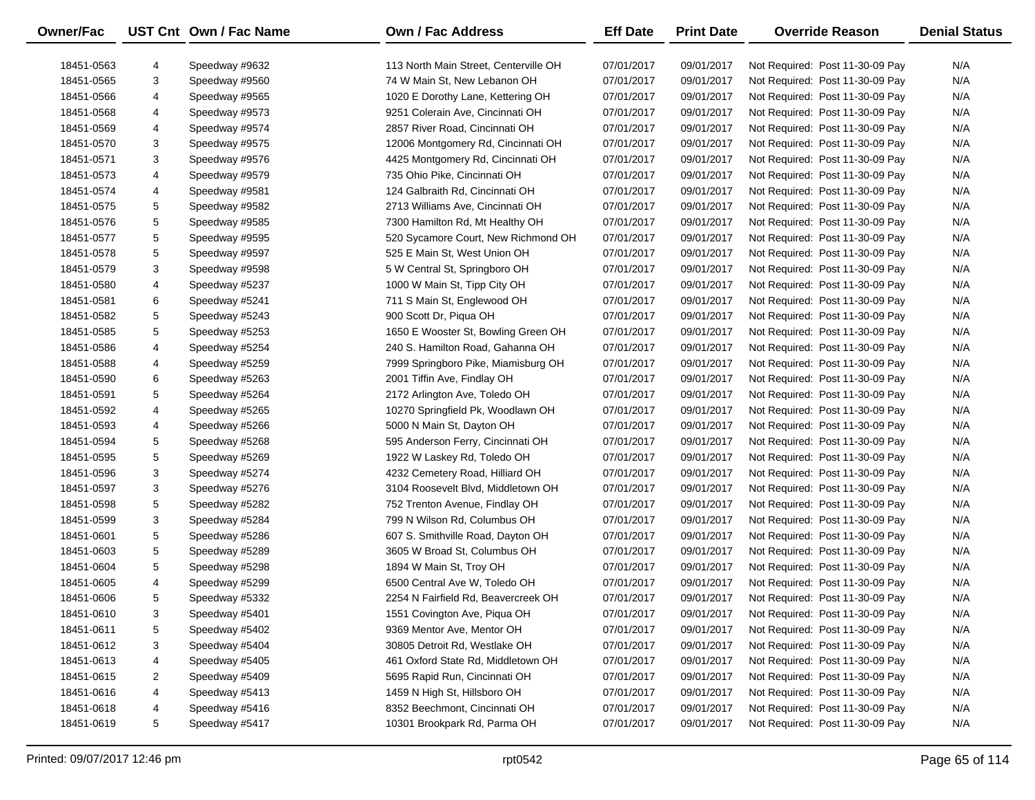| Owner/Fac | UST Cnt | Own / Fac Name | Own / Fac Address | Eff Date | Print Date | Override Reason | Denial Status |
|---|---|---|---|---|---|---|---|
| 18451-0563 | 4 | Speedway #9632 | 113 North Main Street, Centerville OH | 07/01/2017 | 09/01/2017 | Not Required: Post 11-30-09 Pay | N/A |
| 18451-0565 | 3 | Speedway #9560 | 74 W Main St, New Lebanon OH | 07/01/2017 | 09/01/2017 | Not Required: Post 11-30-09 Pay | N/A |
| 18451-0566 | 4 | Speedway #9565 | 1020 E Dorothy Lane, Kettering OH | 07/01/2017 | 09/01/2017 | Not Required: Post 11-30-09 Pay | N/A |
| 18451-0568 | 4 | Speedway #9573 | 9251 Colerain Ave, Cincinnati OH | 07/01/2017 | 09/01/2017 | Not Required: Post 11-30-09 Pay | N/A |
| 18451-0569 | 4 | Speedway #9574 | 2857 River Road, Cincinnati OH | 07/01/2017 | 09/01/2017 | Not Required: Post 11-30-09 Pay | N/A |
| 18451-0570 | 3 | Speedway #9575 | 12006 Montgomery Rd, Cincinnati OH | 07/01/2017 | 09/01/2017 | Not Required: Post 11-30-09 Pay | N/A |
| 18451-0571 | 3 | Speedway #9576 | 4425 Montgomery Rd, Cincinnati OH | 07/01/2017 | 09/01/2017 | Not Required: Post 11-30-09 Pay | N/A |
| 18451-0573 | 4 | Speedway #9579 | 735 Ohio Pike, Cincinnati OH | 07/01/2017 | 09/01/2017 | Not Required: Post 11-30-09 Pay | N/A |
| 18451-0574 | 4 | Speedway #9581 | 124 Galbraith Rd, Cincinnati OH | 07/01/2017 | 09/01/2017 | Not Required: Post 11-30-09 Pay | N/A |
| 18451-0575 | 5 | Speedway #9582 | 2713 Williams Ave, Cincinnati OH | 07/01/2017 | 09/01/2017 | Not Required: Post 11-30-09 Pay | N/A |
| 18451-0576 | 5 | Speedway #9585 | 7300 Hamilton Rd, Mt Healthy OH | 07/01/2017 | 09/01/2017 | Not Required: Post 11-30-09 Pay | N/A |
| 18451-0577 | 5 | Speedway #9595 | 520 Sycamore Court, New Richmond OH | 07/01/2017 | 09/01/2017 | Not Required: Post 11-30-09 Pay | N/A |
| 18451-0578 | 5 | Speedway #9597 | 525 E Main St, West Union OH | 07/01/2017 | 09/01/2017 | Not Required: Post 11-30-09 Pay | N/A |
| 18451-0579 | 3 | Speedway #9598 | 5 W Central St, Springboro OH | 07/01/2017 | 09/01/2017 | Not Required: Post 11-30-09 Pay | N/A |
| 18451-0580 | 4 | Speedway #5237 | 1000 W Main St, Tipp City OH | 07/01/2017 | 09/01/2017 | Not Required: Post 11-30-09 Pay | N/A |
| 18451-0581 | 6 | Speedway #5241 | 711 S Main St, Englewood OH | 07/01/2017 | 09/01/2017 | Not Required: Post 11-30-09 Pay | N/A |
| 18451-0582 | 5 | Speedway #5243 | 900 Scott Dr, Piqua OH | 07/01/2017 | 09/01/2017 | Not Required: Post 11-30-09 Pay | N/A |
| 18451-0585 | 5 | Speedway #5253 | 1650 E Wooster St, Bowling Green OH | 07/01/2017 | 09/01/2017 | Not Required: Post 11-30-09 Pay | N/A |
| 18451-0586 | 4 | Speedway #5254 | 240 S. Hamilton Road, Gahanna OH | 07/01/2017 | 09/01/2017 | Not Required: Post 11-30-09 Pay | N/A |
| 18451-0588 | 4 | Speedway #5259 | 7999 Springboro Pike, Miamisburg OH | 07/01/2017 | 09/01/2017 | Not Required: Post 11-30-09 Pay | N/A |
| 18451-0590 | 6 | Speedway #5263 | 2001 Tiffin Ave, Findlay OH | 07/01/2017 | 09/01/2017 | Not Required: Post 11-30-09 Pay | N/A |
| 18451-0591 | 5 | Speedway #5264 | 2172 Arlington Ave, Toledo OH | 07/01/2017 | 09/01/2017 | Not Required: Post 11-30-09 Pay | N/A |
| 18451-0592 | 4 | Speedway #5265 | 10270 Springfield Pk, Woodlawn OH | 07/01/2017 | 09/01/2017 | Not Required: Post 11-30-09 Pay | N/A |
| 18451-0593 | 4 | Speedway #5266 | 5000 N Main St, Dayton OH | 07/01/2017 | 09/01/2017 | Not Required: Post 11-30-09 Pay | N/A |
| 18451-0594 | 5 | Speedway #5268 | 595 Anderson Ferry, Cincinnati OH | 07/01/2017 | 09/01/2017 | Not Required: Post 11-30-09 Pay | N/A |
| 18451-0595 | 5 | Speedway #5269 | 1922 W Laskey Rd, Toledo OH | 07/01/2017 | 09/01/2017 | Not Required: Post 11-30-09 Pay | N/A |
| 18451-0596 | 3 | Speedway #5274 | 4232 Cemetery Road, Hilliard OH | 07/01/2017 | 09/01/2017 | Not Required: Post 11-30-09 Pay | N/A |
| 18451-0597 | 3 | Speedway #5276 | 3104 Roosevelt Blvd, Middletown OH | 07/01/2017 | 09/01/2017 | Not Required: Post 11-30-09 Pay | N/A |
| 18451-0598 | 5 | Speedway #5282 | 752 Trenton Avenue, Findlay OH | 07/01/2017 | 09/01/2017 | Not Required: Post 11-30-09 Pay | N/A |
| 18451-0599 | 3 | Speedway #5284 | 799 N Wilson Rd, Columbus OH | 07/01/2017 | 09/01/2017 | Not Required: Post 11-30-09 Pay | N/A |
| 18451-0601 | 5 | Speedway #5286 | 607 S. Smithville Road, Dayton OH | 07/01/2017 | 09/01/2017 | Not Required: Post 11-30-09 Pay | N/A |
| 18451-0603 | 5 | Speedway #5289 | 3605 W Broad St, Columbus OH | 07/01/2017 | 09/01/2017 | Not Required: Post 11-30-09 Pay | N/A |
| 18451-0604 | 5 | Speedway #5298 | 1894 W Main St, Troy OH | 07/01/2017 | 09/01/2017 | Not Required: Post 11-30-09 Pay | N/A |
| 18451-0605 | 4 | Speedway #5299 | 6500 Central Ave W, Toledo OH | 07/01/2017 | 09/01/2017 | Not Required: Post 11-30-09 Pay | N/A |
| 18451-0606 | 5 | Speedway #5332 | 2254 N Fairfield Rd, Beavercreek OH | 07/01/2017 | 09/01/2017 | Not Required: Post 11-30-09 Pay | N/A |
| 18451-0610 | 3 | Speedway #5401 | 1551 Covington Ave, Piqua OH | 07/01/2017 | 09/01/2017 | Not Required: Post 11-30-09 Pay | N/A |
| 18451-0611 | 5 | Speedway #5402 | 9369 Mentor Ave, Mentor OH | 07/01/2017 | 09/01/2017 | Not Required: Post 11-30-09 Pay | N/A |
| 18451-0612 | 3 | Speedway #5404 | 30805 Detroit Rd, Westlake OH | 07/01/2017 | 09/01/2017 | Not Required: Post 11-30-09 Pay | N/A |
| 18451-0613 | 4 | Speedway #5405 | 461 Oxford State Rd, Middletown OH | 07/01/2017 | 09/01/2017 | Not Required: Post 11-30-09 Pay | N/A |
| 18451-0615 | 2 | Speedway #5409 | 5695 Rapid Run, Cincinnati OH | 07/01/2017 | 09/01/2017 | Not Required: Post 11-30-09 Pay | N/A |
| 18451-0616 | 4 | Speedway #5413 | 1459 N High St, Hillsboro OH | 07/01/2017 | 09/01/2017 | Not Required: Post 11-30-09 Pay | N/A |
| 18451-0618 | 4 | Speedway #5416 | 8352 Beechmont, Cincinnati OH | 07/01/2017 | 09/01/2017 | Not Required: Post 11-30-09 Pay | N/A |
| 18451-0619 | 5 | Speedway #5417 | 10301 Brookpark Rd, Parma OH | 07/01/2017 | 09/01/2017 | Not Required: Post 11-30-09 Pay | N/A |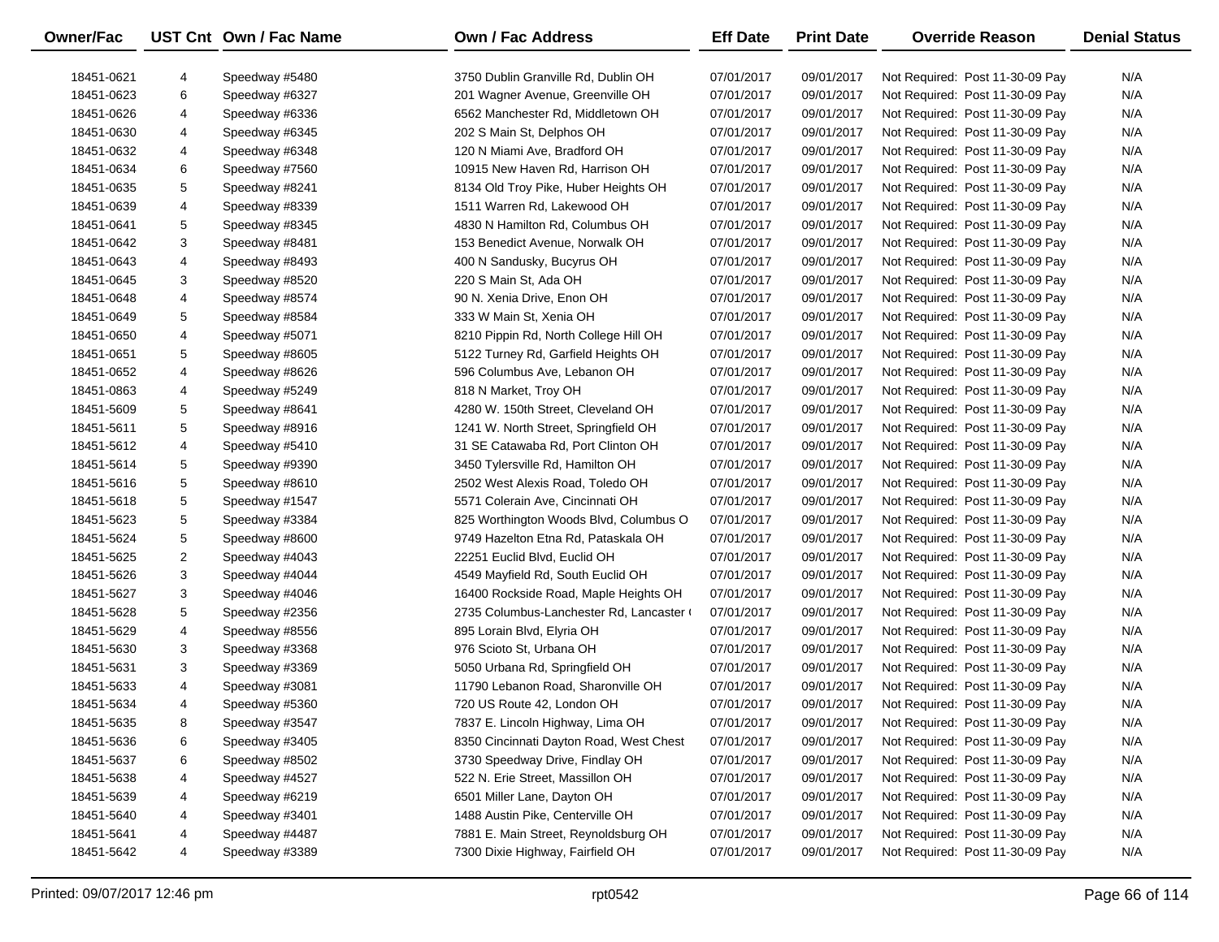| Owner/Fac | UST Cnt | Own / Fac Name | Own / Fac Address | Eff Date | Print Date | Override Reason | Denial Status |
|---|---|---|---|---|---|---|---|
| 18451-0621 | 4 | Speedway #5480 | 3750 Dublin Granville Rd, Dublin OH | 07/01/2017 | 09/01/2017 | Not Required: Post 11-30-09 Pay | N/A |
| 18451-0623 | 6 | Speedway #6327 | 201 Wagner Avenue, Greenville OH | 07/01/2017 | 09/01/2017 | Not Required: Post 11-30-09 Pay | N/A |
| 18451-0626 | 4 | Speedway #6336 | 6562 Manchester Rd, Middletown OH | 07/01/2017 | 09/01/2017 | Not Required: Post 11-30-09 Pay | N/A |
| 18451-0630 | 4 | Speedway #6345 | 202 S Main St, Delphos OH | 07/01/2017 | 09/01/2017 | Not Required: Post 11-30-09 Pay | N/A |
| 18451-0632 | 4 | Speedway #6348 | 120 N Miami Ave, Bradford OH | 07/01/2017 | 09/01/2017 | Not Required: Post 11-30-09 Pay | N/A |
| 18451-0634 | 6 | Speedway #7560 | 10915 New Haven Rd, Harrison OH | 07/01/2017 | 09/01/2017 | Not Required: Post 11-30-09 Pay | N/A |
| 18451-0635 | 5 | Speedway #8241 | 8134 Old Troy Pike, Huber Heights OH | 07/01/2017 | 09/01/2017 | Not Required: Post 11-30-09 Pay | N/A |
| 18451-0639 | 4 | Speedway #8339 | 1511 Warren Rd, Lakewood OH | 07/01/2017 | 09/01/2017 | Not Required: Post 11-30-09 Pay | N/A |
| 18451-0641 | 5 | Speedway #8345 | 4830 N Hamilton Rd, Columbus OH | 07/01/2017 | 09/01/2017 | Not Required: Post 11-30-09 Pay | N/A |
| 18451-0642 | 3 | Speedway #8481 | 153 Benedict Avenue, Norwalk OH | 07/01/2017 | 09/01/2017 | Not Required: Post 11-30-09 Pay | N/A |
| 18451-0643 | 4 | Speedway #8493 | 400 N Sandusky, Bucyrus OH | 07/01/2017 | 09/01/2017 | Not Required: Post 11-30-09 Pay | N/A |
| 18451-0645 | 3 | Speedway #8520 | 220 S Main St, Ada OH | 07/01/2017 | 09/01/2017 | Not Required: Post 11-30-09 Pay | N/A |
| 18451-0648 | 4 | Speedway #8574 | 90 N. Xenia Drive, Enon OH | 07/01/2017 | 09/01/2017 | Not Required: Post 11-30-09 Pay | N/A |
| 18451-0649 | 5 | Speedway #8584 | 333 W Main St, Xenia OH | 07/01/2017 | 09/01/2017 | Not Required: Post 11-30-09 Pay | N/A |
| 18451-0650 | 4 | Speedway #5071 | 8210 Pippin Rd, North College Hill OH | 07/01/2017 | 09/01/2017 | Not Required: Post 11-30-09 Pay | N/A |
| 18451-0651 | 5 | Speedway #8605 | 5122 Turney Rd, Garfield Heights OH | 07/01/2017 | 09/01/2017 | Not Required: Post 11-30-09 Pay | N/A |
| 18451-0652 | 4 | Speedway #8626 | 596 Columbus Ave, Lebanon OH | 07/01/2017 | 09/01/2017 | Not Required: Post 11-30-09 Pay | N/A |
| 18451-0863 | 4 | Speedway #5249 | 818 N Market, Troy OH | 07/01/2017 | 09/01/2017 | Not Required: Post 11-30-09 Pay | N/A |
| 18451-5609 | 5 | Speedway #8641 | 4280 W. 150th Street, Cleveland OH | 07/01/2017 | 09/01/2017 | Not Required: Post 11-30-09 Pay | N/A |
| 18451-5611 | 5 | Speedway #8916 | 1241 W. North Street, Springfield OH | 07/01/2017 | 09/01/2017 | Not Required: Post 11-30-09 Pay | N/A |
| 18451-5612 | 4 | Speedway #5410 | 31 SE Catawaba Rd, Port Clinton OH | 07/01/2017 | 09/01/2017 | Not Required: Post 11-30-09 Pay | N/A |
| 18451-5614 | 5 | Speedway #9390 | 3450 Tylersville Rd, Hamilton OH | 07/01/2017 | 09/01/2017 | Not Required: Post 11-30-09 Pay | N/A |
| 18451-5616 | 5 | Speedway #8610 | 2502 West Alexis Road, Toledo OH | 07/01/2017 | 09/01/2017 | Not Required: Post 11-30-09 Pay | N/A |
| 18451-5618 | 5 | Speedway #1547 | 5571 Colerain Ave, Cincinnati OH | 07/01/2017 | 09/01/2017 | Not Required: Post 11-30-09 Pay | N/A |
| 18451-5623 | 5 | Speedway #3384 | 825 Worthington Woods Blvd, Columbus O | 07/01/2017 | 09/01/2017 | Not Required: Post 11-30-09 Pay | N/A |
| 18451-5624 | 5 | Speedway #8600 | 9749 Hazelton Etna Rd, Pataskala OH | 07/01/2017 | 09/01/2017 | Not Required: Post 11-30-09 Pay | N/A |
| 18451-5625 | 2 | Speedway #4043 | 22251 Euclid Blvd, Euclid OH | 07/01/2017 | 09/01/2017 | Not Required: Post 11-30-09 Pay | N/A |
| 18451-5626 | 3 | Speedway #4044 | 4549 Mayfield Rd, South Euclid OH | 07/01/2017 | 09/01/2017 | Not Required: Post 11-30-09 Pay | N/A |
| 18451-5627 | 3 | Speedway #4046 | 16400 Rockside Road, Maple Heights OH | 07/01/2017 | 09/01/2017 | Not Required: Post 11-30-09 Pay | N/A |
| 18451-5628 | 5 | Speedway #2356 | 2735 Columbus-Lanchester Rd, Lancaster ( | 07/01/2017 | 09/01/2017 | Not Required: Post 11-30-09 Pay | N/A |
| 18451-5629 | 4 | Speedway #8556 | 895 Lorain Blvd, Elyria OH | 07/01/2017 | 09/01/2017 | Not Required: Post 11-30-09 Pay | N/A |
| 18451-5630 | 3 | Speedway #3368 | 976 Scioto St, Urbana OH | 07/01/2017 | 09/01/2017 | Not Required: Post 11-30-09 Pay | N/A |
| 18451-5631 | 3 | Speedway #3369 | 5050 Urbana Rd, Springfield OH | 07/01/2017 | 09/01/2017 | Not Required: Post 11-30-09 Pay | N/A |
| 18451-5633 | 4 | Speedway #3081 | 11790 Lebanon Road, Sharonville OH | 07/01/2017 | 09/01/2017 | Not Required: Post 11-30-09 Pay | N/A |
| 18451-5634 | 4 | Speedway #5360 | 720 US Route 42, London OH | 07/01/2017 | 09/01/2017 | Not Required: Post 11-30-09 Pay | N/A |
| 18451-5635 | 8 | Speedway #3547 | 7837 E. Lincoln Highway, Lima OH | 07/01/2017 | 09/01/2017 | Not Required: Post 11-30-09 Pay | N/A |
| 18451-5636 | 6 | Speedway #3405 | 8350 Cincinnati Dayton Road, West Chest | 07/01/2017 | 09/01/2017 | Not Required: Post 11-30-09 Pay | N/A |
| 18451-5637 | 6 | Speedway #8502 | 3730 Speedway Drive, Findlay OH | 07/01/2017 | 09/01/2017 | Not Required: Post 11-30-09 Pay | N/A |
| 18451-5638 | 4 | Speedway #4527 | 522 N. Erie Street, Massillon OH | 07/01/2017 | 09/01/2017 | Not Required: Post 11-30-09 Pay | N/A |
| 18451-5639 | 4 | Speedway #6219 | 6501 Miller Lane, Dayton OH | 07/01/2017 | 09/01/2017 | Not Required: Post 11-30-09 Pay | N/A |
| 18451-5640 | 4 | Speedway #3401 | 1488 Austin Pike, Centerville OH | 07/01/2017 | 09/01/2017 | Not Required: Post 11-30-09 Pay | N/A |
| 18451-5641 | 4 | Speedway #4487 | 7881 E. Main Street, Reynoldsburg OH | 07/01/2017 | 09/01/2017 | Not Required: Post 11-30-09 Pay | N/A |
| 18451-5642 | 4 | Speedway #3389 | 7300 Dixie Highway, Fairfield OH | 07/01/2017 | 09/01/2017 | Not Required: Post 11-30-09 Pay | N/A |

Printed: 09/07/2017 12:46 pm rpt0542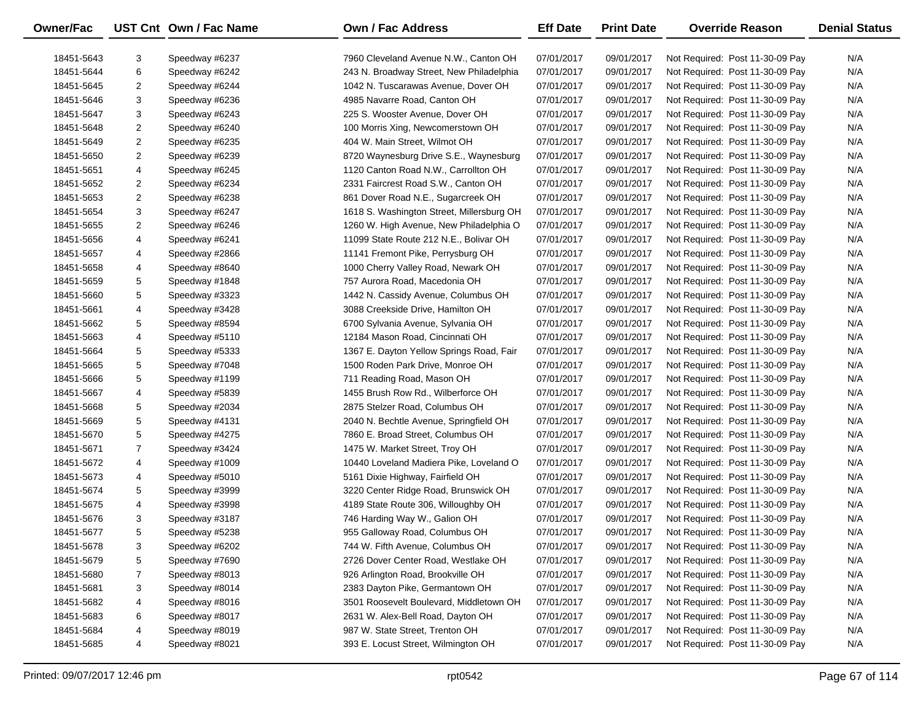| Owner/Fac | UST Cnt | Own / Fac Name | Own / Fac Address | Eff Date | Print Date | Override Reason | Denial Status |
|---|---|---|---|---|---|---|---|
| 18451-5643 | 3 | Speedway #6237 | 7960 Cleveland Avenue N.W., Canton OH | 07/01/2017 | 09/01/2017 | Not Required: Post 11-30-09 Pay | N/A |
| 18451-5644 | 6 | Speedway #6242 | 243 N. Broadway Street, New Philadelphia | 07/01/2017 | 09/01/2017 | Not Required: Post 11-30-09 Pay | N/A |
| 18451-5645 | 2 | Speedway #6244 | 1042 N. Tuscarawas Avenue, Dover OH | 07/01/2017 | 09/01/2017 | Not Required: Post 11-30-09 Pay | N/A |
| 18451-5646 | 3 | Speedway #6236 | 4985 Navarre Road, Canton OH | 07/01/2017 | 09/01/2017 | Not Required: Post 11-30-09 Pay | N/A |
| 18451-5647 | 3 | Speedway #6243 | 225 S. Wooster Avenue, Dover OH | 07/01/2017 | 09/01/2017 | Not Required: Post 11-30-09 Pay | N/A |
| 18451-5648 | 2 | Speedway #6240 | 100 Morris Xing, Newcomerstown OH | 07/01/2017 | 09/01/2017 | Not Required: Post 11-30-09 Pay | N/A |
| 18451-5649 | 2 | Speedway #6235 | 404 W. Main Street, Wilmot OH | 07/01/2017 | 09/01/2017 | Not Required: Post 11-30-09 Pay | N/A |
| 18451-5650 | 2 | Speedway #6239 | 8720 Waynesburg Drive S.E., Waynesburg | 07/01/2017 | 09/01/2017 | Not Required: Post 11-30-09 Pay | N/A |
| 18451-5651 | 4 | Speedway #6245 | 1120 Canton Road N.W., Carrollton OH | 07/01/2017 | 09/01/2017 | Not Required: Post 11-30-09 Pay | N/A |
| 18451-5652 | 2 | Speedway #6234 | 2331 Faircrest Road S.W., Canton OH | 07/01/2017 | 09/01/2017 | Not Required: Post 11-30-09 Pay | N/A |
| 18451-5653 | 2 | Speedway #6238 | 861 Dover Road N.E., Sugarcreek OH | 07/01/2017 | 09/01/2017 | Not Required: Post 11-30-09 Pay | N/A |
| 18451-5654 | 3 | Speedway #6247 | 1618 S. Washington Street, Millersburg OH | 07/01/2017 | 09/01/2017 | Not Required: Post 11-30-09 Pay | N/A |
| 18451-5655 | 2 | Speedway #6246 | 1260 W. High Avenue, New Philadelphia O | 07/01/2017 | 09/01/2017 | Not Required: Post 11-30-09 Pay | N/A |
| 18451-5656 | 4 | Speedway #6241 | 11099 State Route 212 N.E., Bolivar OH | 07/01/2017 | 09/01/2017 | Not Required: Post 11-30-09 Pay | N/A |
| 18451-5657 | 4 | Speedway #2866 | 11141 Fremont Pike, Perrysburg OH | 07/01/2017 | 09/01/2017 | Not Required: Post 11-30-09 Pay | N/A |
| 18451-5658 | 4 | Speedway #8640 | 1000 Cherry Valley Road, Newark OH | 07/01/2017 | 09/01/2017 | Not Required: Post 11-30-09 Pay | N/A |
| 18451-5659 | 5 | Speedway #1848 | 757 Aurora Road, Macedonia OH | 07/01/2017 | 09/01/2017 | Not Required: Post 11-30-09 Pay | N/A |
| 18451-5660 | 5 | Speedway #3323 | 1442 N. Cassidy Avenue, Columbus OH | 07/01/2017 | 09/01/2017 | Not Required: Post 11-30-09 Pay | N/A |
| 18451-5661 | 4 | Speedway #3428 | 3088 Creekside Drive, Hamilton OH | 07/01/2017 | 09/01/2017 | Not Required: Post 11-30-09 Pay | N/A |
| 18451-5662 | 5 | Speedway #8594 | 6700 Sylvania Avenue, Sylvania OH | 07/01/2017 | 09/01/2017 | Not Required: Post 11-30-09 Pay | N/A |
| 18451-5663 | 4 | Speedway #5110 | 12184 Mason Road, Cincinnati OH | 07/01/2017 | 09/01/2017 | Not Required: Post 11-30-09 Pay | N/A |
| 18451-5664 | 5 | Speedway #5333 | 1367 E. Dayton Yellow Springs Road, Fair | 07/01/2017 | 09/01/2017 | Not Required: Post 11-30-09 Pay | N/A |
| 18451-5665 | 5 | Speedway #7048 | 1500 Roden Park Drive, Monroe OH | 07/01/2017 | 09/01/2017 | Not Required: Post 11-30-09 Pay | N/A |
| 18451-5666 | 5 | Speedway #1199 | 711 Reading Road, Mason OH | 07/01/2017 | 09/01/2017 | Not Required: Post 11-30-09 Pay | N/A |
| 18451-5667 | 4 | Speedway #5839 | 1455 Brush Row Rd., Wilberforce OH | 07/01/2017 | 09/01/2017 | Not Required: Post 11-30-09 Pay | N/A |
| 18451-5668 | 5 | Speedway #2034 | 2875 Stelzer Road, Columbus OH | 07/01/2017 | 09/01/2017 | Not Required: Post 11-30-09 Pay | N/A |
| 18451-5669 | 5 | Speedway #4131 | 2040 N. Bechtle Avenue, Springfield OH | 07/01/2017 | 09/01/2017 | Not Required: Post 11-30-09 Pay | N/A |
| 18451-5670 | 5 | Speedway #4275 | 7860 E. Broad Street, Columbus OH | 07/01/2017 | 09/01/2017 | Not Required: Post 11-30-09 Pay | N/A |
| 18451-5671 | 7 | Speedway #3424 | 1475 W. Market Street, Troy OH | 07/01/2017 | 09/01/2017 | Not Required: Post 11-30-09 Pay | N/A |
| 18451-5672 | 4 | Speedway #1009 | 10440 Loveland Madiera Pike, Loveland O | 07/01/2017 | 09/01/2017 | Not Required: Post 11-30-09 Pay | N/A |
| 18451-5673 | 4 | Speedway #5010 | 5161 Dixie Highway, Fairfield OH | 07/01/2017 | 09/01/2017 | Not Required: Post 11-30-09 Pay | N/A |
| 18451-5674 | 5 | Speedway #3999 | 3220 Center Ridge Road, Brunswick OH | 07/01/2017 | 09/01/2017 | Not Required: Post 11-30-09 Pay | N/A |
| 18451-5675 | 4 | Speedway #3998 | 4189 State Route 306, Willoughby OH | 07/01/2017 | 09/01/2017 | Not Required: Post 11-30-09 Pay | N/A |
| 18451-5676 | 3 | Speedway #3187 | 746 Harding Way W., Galion OH | 07/01/2017 | 09/01/2017 | Not Required: Post 11-30-09 Pay | N/A |
| 18451-5677 | 5 | Speedway #5238 | 955 Galloway Road, Columbus OH | 07/01/2017 | 09/01/2017 | Not Required: Post 11-30-09 Pay | N/A |
| 18451-5678 | 3 | Speedway #6202 | 744 W. Fifth Avenue, Columbus OH | 07/01/2017 | 09/01/2017 | Not Required: Post 11-30-09 Pay | N/A |
| 18451-5679 | 5 | Speedway #7690 | 2726 Dover Center Road, Westlake OH | 07/01/2017 | 09/01/2017 | Not Required: Post 11-30-09 Pay | N/A |
| 18451-5680 | 7 | Speedway #8013 | 926 Arlington Road, Brookville OH | 07/01/2017 | 09/01/2017 | Not Required: Post 11-30-09 Pay | N/A |
| 18451-5681 | 3 | Speedway #8014 | 2383 Dayton Pike, Germantown OH | 07/01/2017 | 09/01/2017 | Not Required: Post 11-30-09 Pay | N/A |
| 18451-5682 | 4 | Speedway #8016 | 3501 Roosevelt Boulevard, Middletown OH | 07/01/2017 | 09/01/2017 | Not Required: Post 11-30-09 Pay | N/A |
| 18451-5683 | 6 | Speedway #8017 | 2631 W. Alex-Bell Road, Dayton OH | 07/01/2017 | 09/01/2017 | Not Required: Post 11-30-09 Pay | N/A |
| 18451-5684 | 4 | Speedway #8019 | 987 W. State Street, Trenton OH | 07/01/2017 | 09/01/2017 | Not Required: Post 11-30-09 Pay | N/A |
| 18451-5685 | 4 | Speedway #8021 | 393 E. Locust Street, Wilmington OH | 07/01/2017 | 09/01/2017 | Not Required: Post 11-30-09 Pay | N/A |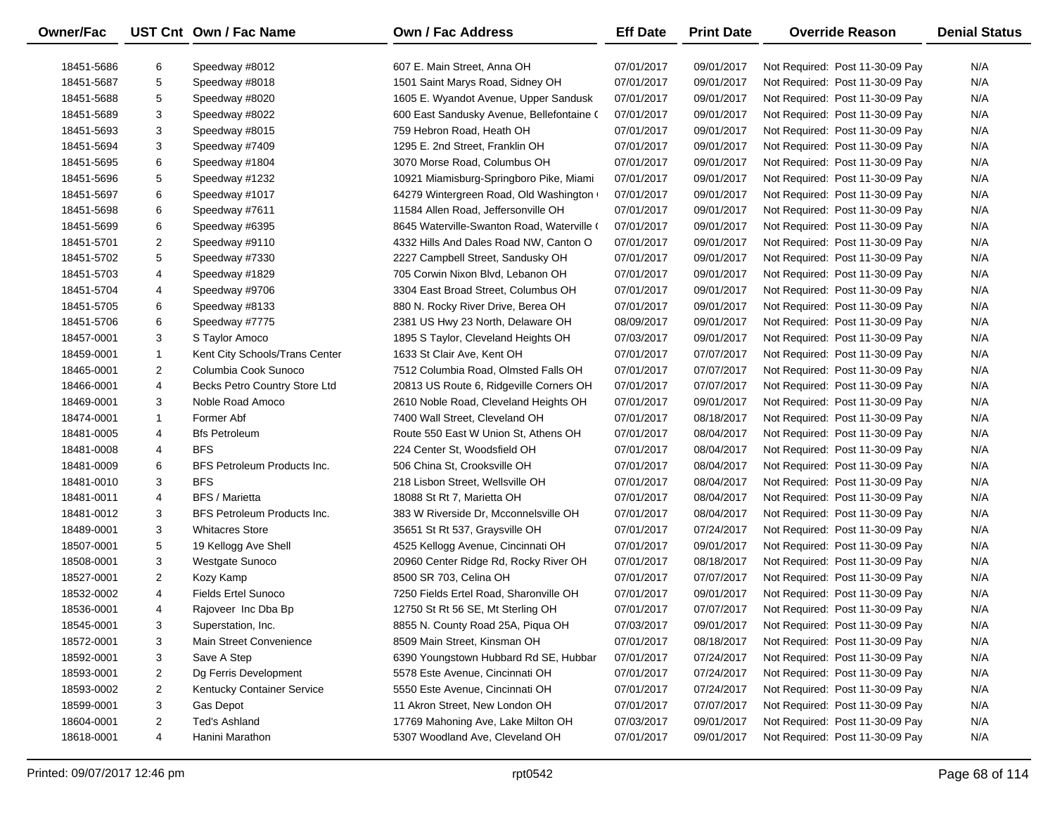| Owner/Fac | UST Cnt | Own / Fac Name | Own / Fac Address | Eff Date | Print Date | Override Reason | Denial Status |
|---|---|---|---|---|---|---|---|
| 18451-5686 | 6 | Speedway #8012 | 607 E. Main Street, Anna OH | 07/01/2017 | 09/01/2017 | Not Required: Post 11-30-09 Pay | N/A |
| 18451-5687 | 5 | Speedway #8018 | 1501 Saint Marys Road, Sidney OH | 07/01/2017 | 09/01/2017 | Not Required: Post 11-30-09 Pay | N/A |
| 18451-5688 | 5 | Speedway #8020 | 1605 E. Wyandot Avenue, Upper Sandusk | 07/01/2017 | 09/01/2017 | Not Required: Post 11-30-09 Pay | N/A |
| 18451-5689 | 3 | Speedway #8022 | 600 East Sandusky Avenue, Bellefontaine ( | 07/01/2017 | 09/01/2017 | Not Required: Post 11-30-09 Pay | N/A |
| 18451-5693 | 3 | Speedway #8015 | 759 Hebron Road, Heath OH | 07/01/2017 | 09/01/2017 | Not Required: Post 11-30-09 Pay | N/A |
| 18451-5694 | 3 | Speedway #7409 | 1295 E. 2nd Street, Franklin OH | 07/01/2017 | 09/01/2017 | Not Required: Post 11-30-09 Pay | N/A |
| 18451-5695 | 6 | Speedway #1804 | 3070 Morse Road, Columbus OH | 07/01/2017 | 09/01/2017 | Not Required: Post 11-30-09 Pay | N/A |
| 18451-5696 | 5 | Speedway #1232 | 10921 Miamisburg-Springboro Pike, Miami | 07/01/2017 | 09/01/2017 | Not Required: Post 11-30-09 Pay | N/A |
| 18451-5697 | 6 | Speedway #1017 | 64279 Wintergreen Road, Old Washington ( | 07/01/2017 | 09/01/2017 | Not Required: Post 11-30-09 Pay | N/A |
| 18451-5698 | 6 | Speedway #7611 | 11584 Allen Road, Jeffersonville OH | 07/01/2017 | 09/01/2017 | Not Required: Post 11-30-09 Pay | N/A |
| 18451-5699 | 6 | Speedway #6395 | 8645 Waterville-Swanton Road, Waterville ( | 07/01/2017 | 09/01/2017 | Not Required: Post 11-30-09 Pay | N/A |
| 18451-5701 | 2 | Speedway #9110 | 4332 Hills And Dales Road NW, Canton O | 07/01/2017 | 09/01/2017 | Not Required: Post 11-30-09 Pay | N/A |
| 18451-5702 | 5 | Speedway #7330 | 2227 Campbell Street, Sandusky OH | 07/01/2017 | 09/01/2017 | Not Required: Post 11-30-09 Pay | N/A |
| 18451-5703 | 4 | Speedway #1829 | 705 Corwin Nixon Blvd, Lebanon OH | 07/01/2017 | 09/01/2017 | Not Required: Post 11-30-09 Pay | N/A |
| 18451-5704 | 4 | Speedway #9706 | 3304 East Broad Street, Columbus OH | 07/01/2017 | 09/01/2017 | Not Required: Post 11-30-09 Pay | N/A |
| 18451-5705 | 6 | Speedway #8133 | 880 N. Rocky River Drive, Berea OH | 07/01/2017 | 09/01/2017 | Not Required: Post 11-30-09 Pay | N/A |
| 18451-5706 | 6 | Speedway #7775 | 2381 US Hwy 23 North, Delaware OH | 08/09/2017 | 09/01/2017 | Not Required: Post 11-30-09 Pay | N/A |
| 18457-0001 | 3 | S Taylor Amoco | 1895 S Taylor, Cleveland Heights OH | 07/03/2017 | 09/01/2017 | Not Required: Post 11-30-09 Pay | N/A |
| 18459-0001 | 1 | Kent City Schools/Trans Center | 1633 St Clair Ave, Kent OH | 07/01/2017 | 07/07/2017 | Not Required: Post 11-30-09 Pay | N/A |
| 18465-0001 | 2 | Columbia Cook Sunoco | 7512 Columbia Road, Olmsted Falls OH | 07/01/2017 | 07/07/2017 | Not Required: Post 11-30-09 Pay | N/A |
| 18466-0001 | 4 | Becks Petro Country Store Ltd | 20813 US Route 6, Ridgeville Corners OH | 07/01/2017 | 07/07/2017 | Not Required: Post 11-30-09 Pay | N/A |
| 18469-0001 | 3 | Noble Road Amoco | 2610 Noble Road, Cleveland Heights OH | 07/01/2017 | 09/01/2017 | Not Required: Post 11-30-09 Pay | N/A |
| 18474-0001 | 1 | Former Abf | 7400 Wall Street, Cleveland OH | 07/01/2017 | 08/18/2017 | Not Required: Post 11-30-09 Pay | N/A |
| 18481-0005 | 4 | Bfs Petroleum | Route 550 East W Union St, Athens OH | 07/01/2017 | 08/04/2017 | Not Required: Post 11-30-09 Pay | N/A |
| 18481-0008 | 4 | BFS | 224 Center St, Woodsfield OH | 07/01/2017 | 08/04/2017 | Not Required: Post 11-30-09 Pay | N/A |
| 18481-0009 | 6 | BFS Petroleum Products Inc. | 506 China St, Crooksville OH | 07/01/2017 | 08/04/2017 | Not Required: Post 11-30-09 Pay | N/A |
| 18481-0010 | 3 | BFS | 218 Lisbon Street, Wellsville OH | 07/01/2017 | 08/04/2017 | Not Required: Post 11-30-09 Pay | N/A |
| 18481-0011 | 4 | BFS / Marietta | 18088 St Rt 7, Marietta OH | 07/01/2017 | 08/04/2017 | Not Required: Post 11-30-09 Pay | N/A |
| 18481-0012 | 3 | BFS Petroleum Products Inc. | 383 W Riverside Dr, Mcconnelsville OH | 07/01/2017 | 08/04/2017 | Not Required: Post 11-30-09 Pay | N/A |
| 18489-0001 | 3 | Whitacres Store | 35651 St Rt 537, Graysville OH | 07/01/2017 | 07/24/2017 | Not Required: Post 11-30-09 Pay | N/A |
| 18507-0001 | 5 | 19 Kellogg Ave Shell | 4525 Kellogg Avenue, Cincinnati OH | 07/01/2017 | 09/01/2017 | Not Required: Post 11-30-09 Pay | N/A |
| 18508-0001 | 3 | Westgate Sunoco | 20960 Center Ridge Rd, Rocky River OH | 07/01/2017 | 08/18/2017 | Not Required: Post 11-30-09 Pay | N/A |
| 18527-0001 | 2 | Kozy Kamp | 8500 SR 703, Celina OH | 07/01/2017 | 07/07/2017 | Not Required: Post 11-30-09 Pay | N/A |
| 18532-0002 | 4 | Fields Ertel Sunoco | 7250 Fields Ertel Road, Sharonville OH | 07/01/2017 | 09/01/2017 | Not Required: Post 11-30-09 Pay | N/A |
| 18536-0001 | 4 | Rajoveer Inc Dba Bp | 12750 St Rt 56 SE, Mt Sterling OH | 07/01/2017 | 07/07/2017 | Not Required: Post 11-30-09 Pay | N/A |
| 18545-0001 | 3 | Superstation, Inc. | 8855 N. County Road 25A, Piqua OH | 07/03/2017 | 09/01/2017 | Not Required: Post 11-30-09 Pay | N/A |
| 18572-0001 | 3 | Main Street Convenience | 8509 Main Street, Kinsman OH | 07/01/2017 | 08/18/2017 | Not Required: Post 11-30-09 Pay | N/A |
| 18592-0001 | 3 | Save A Step | 6390 Youngstown Hubbard Rd SE, Hubbar | 07/01/2017 | 07/24/2017 | Not Required: Post 11-30-09 Pay | N/A |
| 18593-0001 | 2 | Dg Ferris Development | 5578 Este Avenue, Cincinnati OH | 07/01/2017 | 07/24/2017 | Not Required: Post 11-30-09 Pay | N/A |
| 18593-0002 | 2 | Kentucky Container Service | 5550 Este Avenue, Cincinnati OH | 07/01/2017 | 07/24/2017 | Not Required: Post 11-30-09 Pay | N/A |
| 18599-0001 | 3 | Gas Depot | 11 Akron Street, New London OH | 07/01/2017 | 07/07/2017 | Not Required: Post 11-30-09 Pay | N/A |
| 18604-0001 | 2 | Ted's Ashland | 17769 Mahoning Ave, Lake Milton OH | 07/03/2017 | 09/01/2017 | Not Required: Post 11-30-09 Pay | N/A |
| 18618-0001 | 4 | Hanini Marathon | 5307 Woodland Ave, Cleveland OH | 07/01/2017 | 09/01/2017 | Not Required: Post 11-30-09 Pay | N/A |

Printed: 09/07/2017 12:46 pm rpt0542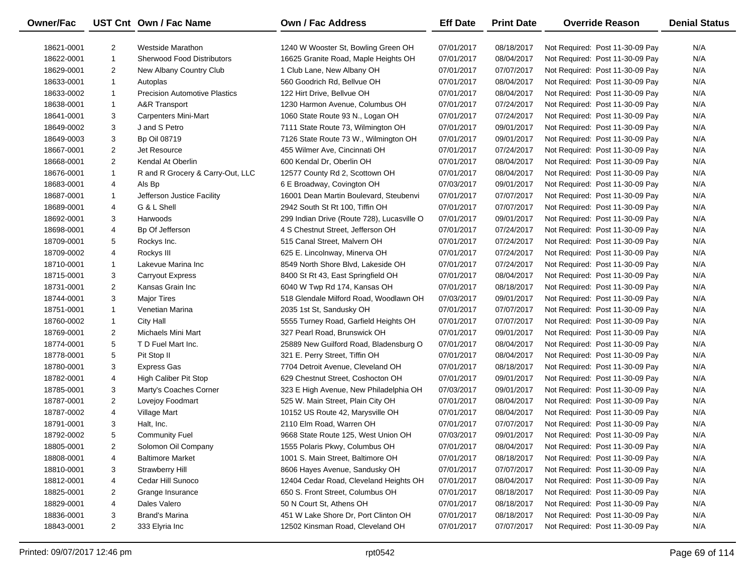| Owner/Fac | UST Cnt | Own / Fac Name | Own / Fac Address | Eff Date | Print Date | Override Reason | Denial Status |
|---|---|---|---|---|---|---|---|
| 18621-0001 | 2 | Westside Marathon | 1240 W Wooster St, Bowling Green OH | 07/01/2017 | 08/18/2017 | Not Required: Post 11-30-09 Pay | N/A |
| 18622-0001 | 1 | Sherwood Food Distributors | 16625 Granite Road, Maple Heights OH | 07/01/2017 | 08/04/2017 | Not Required: Post 11-30-09 Pay | N/A |
| 18629-0001 | 2 | New Albany Country Club | 1 Club Lane, New Albany OH | 07/01/2017 | 07/07/2017 | Not Required: Post 11-30-09 Pay | N/A |
| 18633-0001 | 1 | Autoplas | 560 Goodrich Rd, Bellvue OH | 07/01/2017 | 08/04/2017 | Not Required: Post 11-30-09 Pay | N/A |
| 18633-0002 | 1 | Precision Automotive Plastics | 122 Hirt Drive, Bellvue OH | 07/01/2017 | 08/04/2017 | Not Required: Post 11-30-09 Pay | N/A |
| 18638-0001 | 1 | A&R Transport | 1230 Harmon Avenue, Columbus OH | 07/01/2017 | 07/24/2017 | Not Required: Post 11-30-09 Pay | N/A |
| 18641-0001 | 3 | Carpenters Mini-Mart | 1060 State Route 93 N., Logan OH | 07/01/2017 | 07/24/2017 | Not Required: Post 11-30-09 Pay | N/A |
| 18649-0002 | 3 | J and S Petro | 7111 State Route 73, Wilmington OH | 07/01/2017 | 09/01/2017 | Not Required: Post 11-30-09 Pay | N/A |
| 18649-0003 | 3 | Bp Oil 08719 | 7126 State Route 73 W., Wilmington OH | 07/01/2017 | 09/01/2017 | Not Required: Post 11-30-09 Pay | N/A |
| 18667-0001 | 2 | Jet Resource | 455 Wilmer Ave, Cincinnati OH | 07/01/2017 | 07/24/2017 | Not Required: Post 11-30-09 Pay | N/A |
| 18668-0001 | 2 | Kendal At Oberlin | 600 Kendal Dr, Oberlin OH | 07/01/2017 | 08/04/2017 | Not Required: Post 11-30-09 Pay | N/A |
| 18676-0001 | 1 | R and R Grocery & Carry-Out, LLC | 12577 County Rd 2, Scottown OH | 07/01/2017 | 08/04/2017 | Not Required: Post 11-30-09 Pay | N/A |
| 18683-0001 | 4 | Als Bp | 6 E Broadway, Covington OH | 07/03/2017 | 09/01/2017 | Not Required: Post 11-30-09 Pay | N/A |
| 18687-0001 | 1 | Jefferson Justice Facility | 16001 Dean Martin Boulevard, Steubenvi | 07/01/2017 | 07/07/2017 | Not Required: Post 11-30-09 Pay | N/A |
| 18689-0001 | 4 | G & L Shell | 2942 South St Rt 100, Tiffin OH | 07/01/2017 | 07/07/2017 | Not Required: Post 11-30-09 Pay | N/A |
| 18692-0001 | 3 | Harwoods | 299 Indian Drive (Route 728), Lucasville O | 07/01/2017 | 09/01/2017 | Not Required: Post 11-30-09 Pay | N/A |
| 18698-0001 | 4 | Bp Of Jefferson | 4 S Chestnut Street, Jefferson OH | 07/01/2017 | 07/24/2017 | Not Required: Post 11-30-09 Pay | N/A |
| 18709-0001 | 5 | Rockys Inc. | 515 Canal Street, Malvern OH | 07/01/2017 | 07/24/2017 | Not Required: Post 11-30-09 Pay | N/A |
| 18709-0002 | 4 | Rockys III | 625 E. Lincolnway, Minerva OH | 07/01/2017 | 07/24/2017 | Not Required: Post 11-30-09 Pay | N/A |
| 18710-0001 | 1 | Lakevue Marina Inc | 8549 North Shore Blvd, Lakeside OH | 07/01/2017 | 07/24/2017 | Not Required: Post 11-30-09 Pay | N/A |
| 18715-0001 | 3 | Carryout Express | 8400 St Rt 43, East Springfield OH | 07/01/2017 | 08/04/2017 | Not Required: Post 11-30-09 Pay | N/A |
| 18731-0001 | 2 | Kansas Grain Inc | 6040 W Twp Rd 174, Kansas OH | 07/01/2017 | 08/18/2017 | Not Required: Post 11-30-09 Pay | N/A |
| 18744-0001 | 3 | Major Tires | 518 Glendale Milford Road, Woodlawn OH | 07/03/2017 | 09/01/2017 | Not Required: Post 11-30-09 Pay | N/A |
| 18751-0001 | 1 | Venetian Marina | 2035 1st St, Sandusky OH | 07/01/2017 | 07/07/2017 | Not Required: Post 11-30-09 Pay | N/A |
| 18760-0002 | 1 | City Hall | 5555 Turney Road, Garfield Heights OH | 07/01/2017 | 07/07/2017 | Not Required: Post 11-30-09 Pay | N/A |
| 18769-0001 | 2 | Michaels Mini Mart | 327 Pearl Road, Brunswick OH | 07/01/2017 | 09/01/2017 | Not Required: Post 11-30-09 Pay | N/A |
| 18774-0001 | 5 | T D Fuel Mart Inc. | 25889 New Guilford Road, Bladensburg O | 07/01/2017 | 08/04/2017 | Not Required: Post 11-30-09 Pay | N/A |
| 18778-0001 | 5 | Pit Stop II | 321 E. Perry Street, Tiffin OH | 07/01/2017 | 08/04/2017 | Not Required: Post 11-30-09 Pay | N/A |
| 18780-0001 | 3 | Express Gas | 7704 Detroit Avenue, Cleveland OH | 07/01/2017 | 08/18/2017 | Not Required: Post 11-30-09 Pay | N/A |
| 18782-0001 | 4 | High Caliber Pit Stop | 629 Chestnut Street, Coshocton OH | 07/01/2017 | 09/01/2017 | Not Required: Post 11-30-09 Pay | N/A |
| 18785-0001 | 3 | Marty's Coaches Corner | 323 E High Avenue, New Philadelphia OH | 07/03/2017 | 09/01/2017 | Not Required: Post 11-30-09 Pay | N/A |
| 18787-0001 | 2 | Lovejoy Foodmart | 525 W. Main Street, Plain City OH | 07/01/2017 | 08/04/2017 | Not Required: Post 11-30-09 Pay | N/A |
| 18787-0002 | 4 | Village Mart | 10152 US Route 42, Marysville OH | 07/01/2017 | 08/04/2017 | Not Required: Post 11-30-09 Pay | N/A |
| 18791-0001 | 3 | Halt, Inc. | 2110 Elm Road, Warren OH | 07/01/2017 | 07/07/2017 | Not Required: Post 11-30-09 Pay | N/A |
| 18792-0002 | 5 | Community Fuel | 9668 State Route 125, West Union OH | 07/03/2017 | 09/01/2017 | Not Required: Post 11-30-09 Pay | N/A |
| 18805-0001 | 2 | Solomon Oil Company | 1555 Polaris Pkwy, Columbus OH | 07/01/2017 | 08/04/2017 | Not Required: Post 11-30-09 Pay | N/A |
| 18808-0001 | 4 | Baltimore Market | 1001 S. Main Street, Baltimore OH | 07/01/2017 | 08/18/2017 | Not Required: Post 11-30-09 Pay | N/A |
| 18810-0001 | 3 | Strawberry Hill | 8606 Hayes Avenue, Sandusky OH | 07/01/2017 | 07/07/2017 | Not Required: Post 11-30-09 Pay | N/A |
| 18812-0001 | 4 | Cedar Hill Sunoco | 12404 Cedar Road, Cleveland Heights OH | 07/01/2017 | 08/04/2017 | Not Required: Post 11-30-09 Pay | N/A |
| 18825-0001 | 2 | Grange Insurance | 650 S. Front Street, Columbus OH | 07/01/2017 | 08/18/2017 | Not Required: Post 11-30-09 Pay | N/A |
| 18829-0001 | 4 | Dales Valero | 50 N Court St, Athens OH | 07/01/2017 | 08/18/2017 | Not Required: Post 11-30-09 Pay | N/A |
| 18836-0001 | 3 | Brand's Marina | 451 W Lake Shore Dr, Port Clinton OH | 07/01/2017 | 08/18/2017 | Not Required: Post 11-30-09 Pay | N/A |
| 18843-0001 | 2 | 333 Elyria Inc | 12502 Kinsman Road, Cleveland OH | 07/01/2017 | 07/07/2017 | Not Required: Post 11-30-09 Pay | N/A |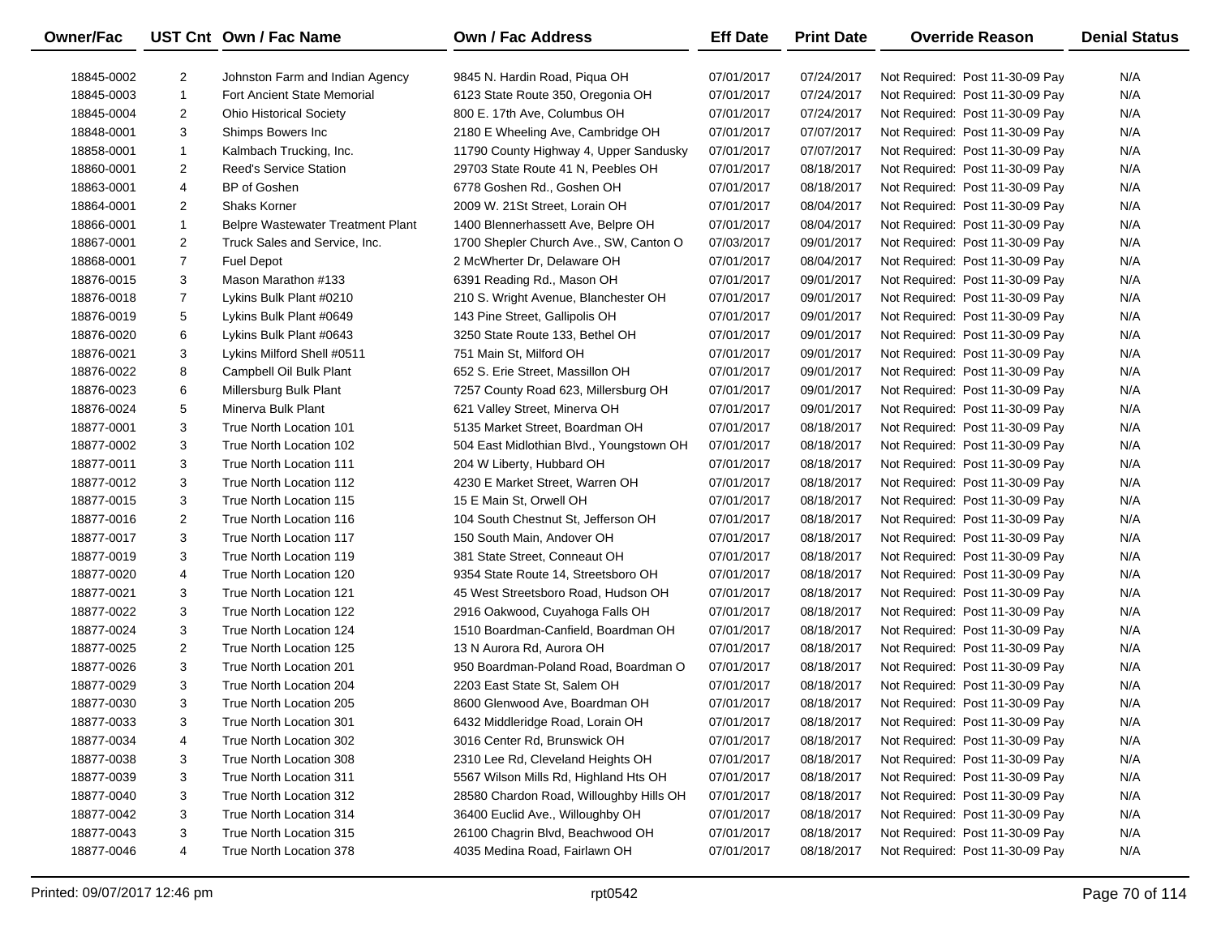| Owner/Fac | UST Cnt | Own / Fac Name | Own / Fac Address | Eff Date | Print Date | Override Reason | Denial Status |
|---|---|---|---|---|---|---|---|
| 18845-0002 | 2 | Johnston Farm and Indian Agency | 9845 N. Hardin Road, Piqua OH | 07/01/2017 | 07/24/2017 | Not Required: Post 11-30-09 Pay | N/A |
| 18845-0003 | 1 | Fort Ancient State Memorial | 6123 State Route 350, Oregonia OH | 07/01/2017 | 07/24/2017 | Not Required: Post 11-30-09 Pay | N/A |
| 18845-0004 | 2 | Ohio Historical Society | 800 E. 17th Ave, Columbus OH | 07/01/2017 | 07/24/2017 | Not Required: Post 11-30-09 Pay | N/A |
| 18848-0001 | 3 | Shimps Bowers Inc | 2180 E Wheeling Ave, Cambridge OH | 07/01/2017 | 07/07/2017 | Not Required: Post 11-30-09 Pay | N/A |
| 18858-0001 | 1 | Kalmbach Trucking, Inc. | 11790 County Highway 4, Upper Sandusky | 07/01/2017 | 07/07/2017 | Not Required: Post 11-30-09 Pay | N/A |
| 18860-0001 | 2 | Reed's Service Station | 29703 State Route 41 N, Peebles OH | 07/01/2017 | 08/18/2017 | Not Required: Post 11-30-09 Pay | N/A |
| 18863-0001 | 4 | BP of Goshen | 6778 Goshen Rd., Goshen OH | 07/01/2017 | 08/18/2017 | Not Required: Post 11-30-09 Pay | N/A |
| 18864-0001 | 2 | Shaks Korner | 2009 W. 21St Street, Lorain OH | 07/01/2017 | 08/04/2017 | Not Required: Post 11-30-09 Pay | N/A |
| 18866-0001 | 1 | Belpre Wastewater Treatment Plant | 1400 Blennerhassett Ave, Belpre OH | 07/01/2017 | 08/04/2017 | Not Required: Post 11-30-09 Pay | N/A |
| 18867-0001 | 2 | Truck Sales and Service, Inc. | 1700 Shepler Church Ave., SW, Canton O | 07/03/2017 | 09/01/2017 | Not Required: Post 11-30-09 Pay | N/A |
| 18868-0001 | 7 | Fuel Depot | 2 McWherter Dr, Delaware OH | 07/01/2017 | 08/04/2017 | Not Required: Post 11-30-09 Pay | N/A |
| 18876-0015 | 3 | Mason Marathon #133 | 6391 Reading Rd., Mason OH | 07/01/2017 | 09/01/2017 | Not Required: Post 11-30-09 Pay | N/A |
| 18876-0018 | 7 | Lykins Bulk Plant #0210 | 210 S. Wright Avenue, Blanchester OH | 07/01/2017 | 09/01/2017 | Not Required: Post 11-30-09 Pay | N/A |
| 18876-0019 | 5 | Lykins Bulk Plant #0649 | 143 Pine Street, Gallipolis OH | 07/01/2017 | 09/01/2017 | Not Required: Post 11-30-09 Pay | N/A |
| 18876-0020 | 6 | Lykins Bulk Plant #0643 | 3250 State Route 133, Bethel OH | 07/01/2017 | 09/01/2017 | Not Required: Post 11-30-09 Pay | N/A |
| 18876-0021 | 3 | Lykins Milford Shell #0511 | 751 Main St, Milford OH | 07/01/2017 | 09/01/2017 | Not Required: Post 11-30-09 Pay | N/A |
| 18876-0022 | 8 | Campbell Oil Bulk Plant | 652 S. Erie Street, Massillon OH | 07/01/2017 | 09/01/2017 | Not Required: Post 11-30-09 Pay | N/A |
| 18876-0023 | 6 | Millersburg Bulk Plant | 7257 County Road 623, Millersburg OH | 07/01/2017 | 09/01/2017 | Not Required: Post 11-30-09 Pay | N/A |
| 18876-0024 | 5 | Minerva Bulk Plant | 621 Valley Street, Minerva OH | 07/01/2017 | 09/01/2017 | Not Required: Post 11-30-09 Pay | N/A |
| 18877-0001 | 3 | True North Location 101 | 5135 Market Street, Boardman OH | 07/01/2017 | 08/18/2017 | Not Required: Post 11-30-09 Pay | N/A |
| 18877-0002 | 3 | True North Location 102 | 504 East Midlothian Blvd., Youngstown OH | 07/01/2017 | 08/18/2017 | Not Required: Post 11-30-09 Pay | N/A |
| 18877-0011 | 3 | True North Location 111 | 204 W Liberty, Hubbard OH | 07/01/2017 | 08/18/2017 | Not Required: Post 11-30-09 Pay | N/A |
| 18877-0012 | 3 | True North Location 112 | 4230 E Market Street, Warren OH | 07/01/2017 | 08/18/2017 | Not Required: Post 11-30-09 Pay | N/A |
| 18877-0015 | 3 | True North Location 115 | 15 E Main St, Orwell OH | 07/01/2017 | 08/18/2017 | Not Required: Post 11-30-09 Pay | N/A |
| 18877-0016 | 2 | True North Location 116 | 104 South Chestnut St, Jefferson OH | 07/01/2017 | 08/18/2017 | Not Required: Post 11-30-09 Pay | N/A |
| 18877-0017 | 3 | True North Location 117 | 150 South Main, Andover OH | 07/01/2017 | 08/18/2017 | Not Required: Post 11-30-09 Pay | N/A |
| 18877-0019 | 3 | True North Location 119 | 381 State Street, Conneaut OH | 07/01/2017 | 08/18/2017 | Not Required: Post 11-30-09 Pay | N/A |
| 18877-0020 | 4 | True North Location 120 | 9354 State Route 14, Streetsboro OH | 07/01/2017 | 08/18/2017 | Not Required: Post 11-30-09 Pay | N/A |
| 18877-0021 | 3 | True North Location 121 | 45 West Streetsboro Road, Hudson OH | 07/01/2017 | 08/18/2017 | Not Required: Post 11-30-09 Pay | N/A |
| 18877-0022 | 3 | True North Location 122 | 2916 Oakwood, Cuyahoga Falls OH | 07/01/2017 | 08/18/2017 | Not Required: Post 11-30-09 Pay | N/A |
| 18877-0024 | 3 | True North Location 124 | 1510 Boardman-Canfield, Boardman OH | 07/01/2017 | 08/18/2017 | Not Required: Post 11-30-09 Pay | N/A |
| 18877-0025 | 2 | True North Location 125 | 13 N Aurora Rd, Aurora OH | 07/01/2017 | 08/18/2017 | Not Required: Post 11-30-09 Pay | N/A |
| 18877-0026 | 3 | True North Location 201 | 950 Boardman-Poland Road, Boardman O | 07/01/2017 | 08/18/2017 | Not Required: Post 11-30-09 Pay | N/A |
| 18877-0029 | 3 | True North Location 204 | 2203 East State St, Salem OH | 07/01/2017 | 08/18/2017 | Not Required: Post 11-30-09 Pay | N/A |
| 18877-0030 | 3 | True North Location 205 | 8600 Glenwood Ave, Boardman OH | 07/01/2017 | 08/18/2017 | Not Required: Post 11-30-09 Pay | N/A |
| 18877-0033 | 3 | True North Location 301 | 6432 Middleridge Road, Lorain OH | 07/01/2017 | 08/18/2017 | Not Required: Post 11-30-09 Pay | N/A |
| 18877-0034 | 4 | True North Location 302 | 3016 Center Rd, Brunswick OH | 07/01/2017 | 08/18/2017 | Not Required: Post 11-30-09 Pay | N/A |
| 18877-0038 | 3 | True North Location 308 | 2310 Lee Rd, Cleveland Heights OH | 07/01/2017 | 08/18/2017 | Not Required: Post 11-30-09 Pay | N/A |
| 18877-0039 | 3 | True North Location 311 | 5567 Wilson Mills Rd, Highland Hts OH | 07/01/2017 | 08/18/2017 | Not Required: Post 11-30-09 Pay | N/A |
| 18877-0040 | 3 | True North Location 312 | 28580 Chardon Road, Willoughby Hills OH | 07/01/2017 | 08/18/2017 | Not Required: Post 11-30-09 Pay | N/A |
| 18877-0042 | 3 | True North Location 314 | 36400 Euclid Ave., Willoughby OH | 07/01/2017 | 08/18/2017 | Not Required: Post 11-30-09 Pay | N/A |
| 18877-0043 | 3 | True North Location 315 | 26100 Chagrin Blvd, Beachwood OH | 07/01/2017 | 08/18/2017 | Not Required: Post 11-30-09 Pay | N/A |
| 18877-0046 | 4 | True North Location 378 | 4035 Medina Road, Fairlawn OH | 07/01/2017 | 08/18/2017 | Not Required: Post 11-30-09 Pay | N/A |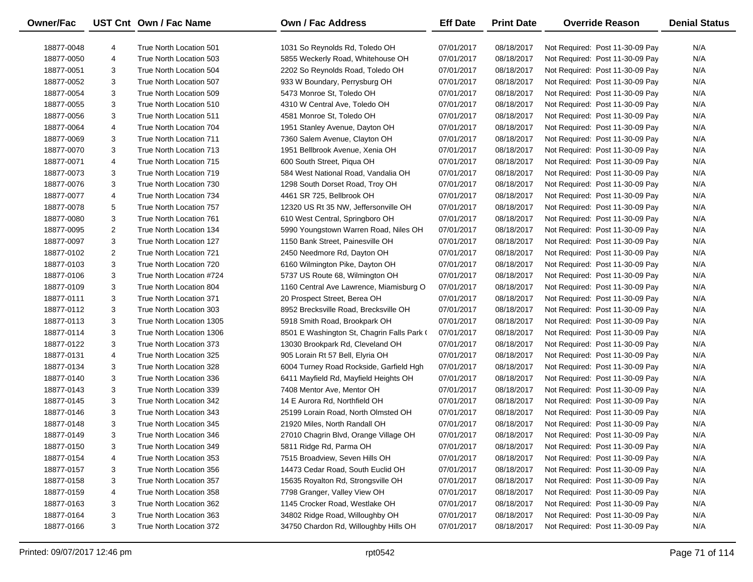| Owner/Fac | UST Cnt | Own / Fac Name | Own / Fac Address | Eff Date | Print Date | Override Reason | Denial Status |
|---|---|---|---|---|---|---|---|
| 18877-0048 | 4 | True North Location 501 | 1031 So Reynolds Rd, Toledo OH | 07/01/2017 | 08/18/2017 | Not Required: Post 11-30-09 Pay | N/A |
| 18877-0050 | 4 | True North Location 503 | 5855 Weckerly Road, Whitehouse OH | 07/01/2017 | 08/18/2017 | Not Required: Post 11-30-09 Pay | N/A |
| 18877-0051 | 3 | True North Location 504 | 2202 So Reynolds Road, Toledo OH | 07/01/2017 | 08/18/2017 | Not Required: Post 11-30-09 Pay | N/A |
| 18877-0052 | 3 | True North Location 507 | 933 W Boundary, Perrysburg OH | 07/01/2017 | 08/18/2017 | Not Required: Post 11-30-09 Pay | N/A |
| 18877-0054 | 3 | True North Location 509 | 5473 Monroe St, Toledo OH | 07/01/2017 | 08/18/2017 | Not Required: Post 11-30-09 Pay | N/A |
| 18877-0055 | 3 | True North Location 510 | 4310 W Central Ave, Toledo OH | 07/01/2017 | 08/18/2017 | Not Required: Post 11-30-09 Pay | N/A |
| 18877-0056 | 3 | True North Location 511 | 4581 Monroe St, Toledo OH | 07/01/2017 | 08/18/2017 | Not Required: Post 11-30-09 Pay | N/A |
| 18877-0064 | 4 | True North Location 704 | 1951 Stanley Avenue, Dayton OH | 07/01/2017 | 08/18/2017 | Not Required: Post 11-30-09 Pay | N/A |
| 18877-0069 | 3 | True North Location 711 | 7360 Salem Avenue, Clayton OH | 07/01/2017 | 08/18/2017 | Not Required: Post 11-30-09 Pay | N/A |
| 18877-0070 | 3 | True North Location 713 | 1951 Bellbrook Avenue, Xenia OH | 07/01/2017 | 08/18/2017 | Not Required: Post 11-30-09 Pay | N/A |
| 18877-0071 | 4 | True North Location 715 | 600 South Street, Piqua OH | 07/01/2017 | 08/18/2017 | Not Required: Post 11-30-09 Pay | N/A |
| 18877-0073 | 3 | True North Location 719 | 584 West National Road, Vandalia OH | 07/01/2017 | 08/18/2017 | Not Required: Post 11-30-09 Pay | N/A |
| 18877-0076 | 3 | True North Location 730 | 1298 South Dorset Road, Troy OH | 07/01/2017 | 08/18/2017 | Not Required: Post 11-30-09 Pay | N/A |
| 18877-0077 | 4 | True North Location 734 | 4461 SR 725, Bellbrook OH | 07/01/2017 | 08/18/2017 | Not Required: Post 11-30-09 Pay | N/A |
| 18877-0078 | 5 | True North Location 757 | 12320 US Rt 35 NW, Jeffersonville OH | 07/01/2017 | 08/18/2017 | Not Required: Post 11-30-09 Pay | N/A |
| 18877-0080 | 3 | True North Location 761 | 610 West Central, Springboro OH | 07/01/2017 | 08/18/2017 | Not Required: Post 11-30-09 Pay | N/A |
| 18877-0095 | 2 | True North Location 134 | 5990 Youngstown Warren Road, Niles OH | 07/01/2017 | 08/18/2017 | Not Required: Post 11-30-09 Pay | N/A |
| 18877-0097 | 3 | True North Location 127 | 1150 Bank Street, Painesville OH | 07/01/2017 | 08/18/2017 | Not Required: Post 11-30-09 Pay | N/A |
| 18877-0102 | 2 | True North Location 721 | 2450 Needmore Rd, Dayton OH | 07/01/2017 | 08/18/2017 | Not Required: Post 11-30-09 Pay | N/A |
| 18877-0103 | 3 | True North Location 720 | 6160 Wilmington Pike, Dayton OH | 07/01/2017 | 08/18/2017 | Not Required: Post 11-30-09 Pay | N/A |
| 18877-0106 | 3 | True North Location #724 | 5737 US Route 68, Wilmington OH | 07/01/2017 | 08/18/2017 | Not Required: Post 11-30-09 Pay | N/A |
| 18877-0109 | 3 | True North Location 804 | 1160 Central Ave Lawrence, Miamisburg O | 07/01/2017 | 08/18/2017 | Not Required: Post 11-30-09 Pay | N/A |
| 18877-0111 | 3 | True North Location 371 | 20 Prospect Street, Berea OH | 07/01/2017 | 08/18/2017 | Not Required: Post 11-30-09 Pay | N/A |
| 18877-0112 | 3 | True North Location 303 | 8952 Brecksville Road, Brecksville OH | 07/01/2017 | 08/18/2017 | Not Required: Post 11-30-09 Pay | N/A |
| 18877-0113 | 3 | True North Location 1305 | 5918 Smith Road, Brookpark OH | 07/01/2017 | 08/18/2017 | Not Required: Post 11-30-09 Pay | N/A |
| 18877-0114 | 3 | True North Location 1306 | 8501 E Washington St, Chagrin Falls Park ( | 07/01/2017 | 08/18/2017 | Not Required: Post 11-30-09 Pay | N/A |
| 18877-0122 | 3 | True North Location 373 | 13030 Brookpark Rd, Cleveland OH | 07/01/2017 | 08/18/2017 | Not Required: Post 11-30-09 Pay | N/A |
| 18877-0131 | 4 | True North Location 325 | 905 Lorain Rt 57 Bell, Elyria OH | 07/01/2017 | 08/18/2017 | Not Required: Post 11-30-09 Pay | N/A |
| 18877-0134 | 3 | True North Location 328 | 6004 Turney Road Rockside, Garfield Hgh | 07/01/2017 | 08/18/2017 | Not Required: Post 11-30-09 Pay | N/A |
| 18877-0140 | 3 | True North Location 336 | 6411 Mayfield Rd, Mayfield Heights OH | 07/01/2017 | 08/18/2017 | Not Required: Post 11-30-09 Pay | N/A |
| 18877-0143 | 3 | True North Location 339 | 7408 Mentor Ave, Mentor OH | 07/01/2017 | 08/18/2017 | Not Required: Post 11-30-09 Pay | N/A |
| 18877-0145 | 3 | True North Location 342 | 14 E Aurora Rd, Northfield OH | 07/01/2017 | 08/18/2017 | Not Required: Post 11-30-09 Pay | N/A |
| 18877-0146 | 3 | True North Location 343 | 25199 Lorain Road, North Olmsted OH | 07/01/2017 | 08/18/2017 | Not Required: Post 11-30-09 Pay | N/A |
| 18877-0148 | 3 | True North Location 345 | 21920 Miles, North Randall OH | 07/01/2017 | 08/18/2017 | Not Required: Post 11-30-09 Pay | N/A |
| 18877-0149 | 3 | True North Location 346 | 27010 Chagrin Blvd, Orange Village OH | 07/01/2017 | 08/18/2017 | Not Required: Post 11-30-09 Pay | N/A |
| 18877-0150 | 3 | True North Location 349 | 5811 Ridge Rd, Parma OH | 07/01/2017 | 08/18/2017 | Not Required: Post 11-30-09 Pay | N/A |
| 18877-0154 | 4 | True North Location 353 | 7515 Broadview, Seven Hills OH | 07/01/2017 | 08/18/2017 | Not Required: Post 11-30-09 Pay | N/A |
| 18877-0157 | 3 | True North Location 356 | 14473 Cedar Road, South Euclid OH | 07/01/2017 | 08/18/2017 | Not Required: Post 11-30-09 Pay | N/A |
| 18877-0158 | 3 | True North Location 357 | 15635 Royalton Rd, Strongsville OH | 07/01/2017 | 08/18/2017 | Not Required: Post 11-30-09 Pay | N/A |
| 18877-0159 | 4 | True North Location 358 | 7798 Granger, Valley View OH | 07/01/2017 | 08/18/2017 | Not Required: Post 11-30-09 Pay | N/A |
| 18877-0163 | 3 | True North Location 362 | 1145 Crocker Road, Westlake OH | 07/01/2017 | 08/18/2017 | Not Required: Post 11-30-09 Pay | N/A |
| 18877-0164 | 3 | True North Location 363 | 34802 Ridge Road, Willoughby OH | 07/01/2017 | 08/18/2017 | Not Required: Post 11-30-09 Pay | N/A |
| 18877-0166 | 3 | True North Location 372 | 34750 Chardon Rd, Willoughby Hills OH | 07/01/2017 | 08/18/2017 | Not Required: Post 11-30-09 Pay | N/A |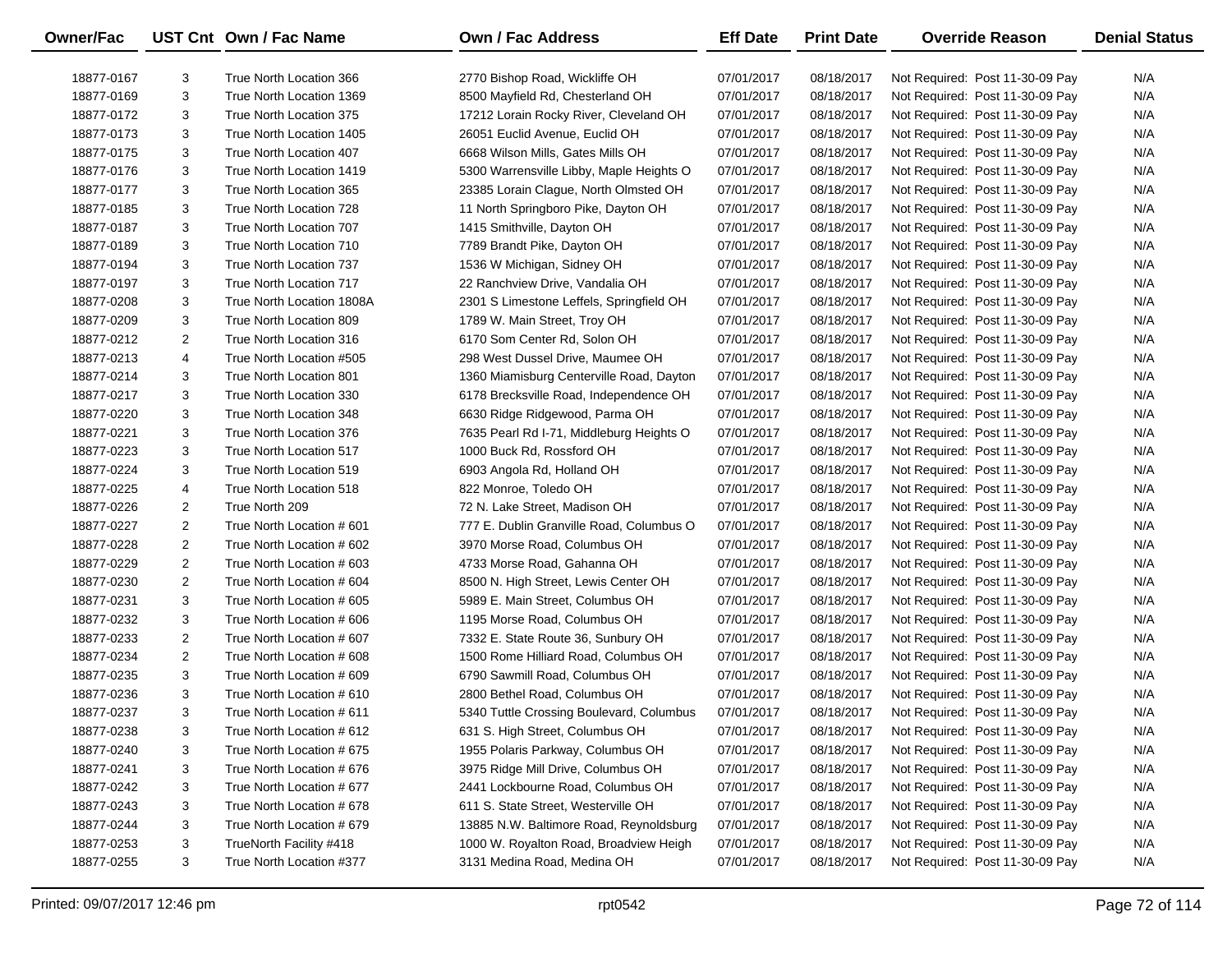| Owner/Fac | UST Cnt | Own / Fac Name | Own / Fac Address | Eff Date | Print Date | Override Reason | Denial Status |
|---|---|---|---|---|---|---|---|
| 18877-0167 | 3 | True North Location 366 | 2770 Bishop Road, Wickliffe OH | 07/01/2017 | 08/18/2017 | Not Required: Post 11-30-09 Pay | N/A |
| 18877-0169 | 3 | True North Location 1369 | 8500 Mayfield Rd, Chesterland OH | 07/01/2017 | 08/18/2017 | Not Required: Post 11-30-09 Pay | N/A |
| 18877-0172 | 3 | True North Location 375 | 17212 Lorain Rocky River, Cleveland OH | 07/01/2017 | 08/18/2017 | Not Required: Post 11-30-09 Pay | N/A |
| 18877-0173 | 3 | True North Location 1405 | 26051 Euclid Avenue, Euclid OH | 07/01/2017 | 08/18/2017 | Not Required: Post 11-30-09 Pay | N/A |
| 18877-0175 | 3 | True North Location 407 | 6668 Wilson Mills, Gates Mills OH | 07/01/2017 | 08/18/2017 | Not Required: Post 11-30-09 Pay | N/A |
| 18877-0176 | 3 | True North Location 1419 | 5300 Warrensville Libby, Maple Heights O | 07/01/2017 | 08/18/2017 | Not Required: Post 11-30-09 Pay | N/A |
| 18877-0177 | 3 | True North Location 365 | 23385 Lorain Clague, North Olmsted OH | 07/01/2017 | 08/18/2017 | Not Required: Post 11-30-09 Pay | N/A |
| 18877-0185 | 3 | True North Location 728 | 11 North Springboro Pike, Dayton OH | 07/01/2017 | 08/18/2017 | Not Required: Post 11-30-09 Pay | N/A |
| 18877-0187 | 3 | True North Location 707 | 1415 Smithville, Dayton OH | 07/01/2017 | 08/18/2017 | Not Required: Post 11-30-09 Pay | N/A |
| 18877-0189 | 3 | True North Location 710 | 7789 Brandt Pike, Dayton OH | 07/01/2017 | 08/18/2017 | Not Required: Post 11-30-09 Pay | N/A |
| 18877-0194 | 3 | True North Location 737 | 1536 W Michigan, Sidney OH | 07/01/2017 | 08/18/2017 | Not Required: Post 11-30-09 Pay | N/A |
| 18877-0197 | 3 | True North Location 717 | 22 Ranchview Drive, Vandalia OH | 07/01/2017 | 08/18/2017 | Not Required: Post 11-30-09 Pay | N/A |
| 18877-0208 | 3 | True North Location 1808A | 2301 S Limestone Leffels, Springfield OH | 07/01/2017 | 08/18/2017 | Not Required: Post 11-30-09 Pay | N/A |
| 18877-0209 | 3 | True North Location 809 | 1789 W. Main Street, Troy OH | 07/01/2017 | 08/18/2017 | Not Required: Post 11-30-09 Pay | N/A |
| 18877-0212 | 2 | True North Location 316 | 6170 Som Center Rd, Solon OH | 07/01/2017 | 08/18/2017 | Not Required: Post 11-30-09 Pay | N/A |
| 18877-0213 | 4 | True North Location #505 | 298 West Dussel Drive, Maumee OH | 07/01/2017 | 08/18/2017 | Not Required: Post 11-30-09 Pay | N/A |
| 18877-0214 | 3 | True North Location 801 | 1360 Miamisburg Centerville Road, Dayton | 07/01/2017 | 08/18/2017 | Not Required: Post 11-30-09 Pay | N/A |
| 18877-0217 | 3 | True North Location 330 | 6178 Brecksville Road, Independence OH | 07/01/2017 | 08/18/2017 | Not Required: Post 11-30-09 Pay | N/A |
| 18877-0220 | 3 | True North Location 348 | 6630 Ridge Ridgewood, Parma OH | 07/01/2017 | 08/18/2017 | Not Required: Post 11-30-09 Pay | N/A |
| 18877-0221 | 3 | True North Location 376 | 7635 Pearl Rd I-71, Middleburg Heights O | 07/01/2017 | 08/18/2017 | Not Required: Post 11-30-09 Pay | N/A |
| 18877-0223 | 3 | True North Location 517 | 1000 Buck Rd, Rossford OH | 07/01/2017 | 08/18/2017 | Not Required: Post 11-30-09 Pay | N/A |
| 18877-0224 | 3 | True North Location 519 | 6903 Angola Rd, Holland OH | 07/01/2017 | 08/18/2017 | Not Required: Post 11-30-09 Pay | N/A |
| 18877-0225 | 4 | True North Location 518 | 822 Monroe, Toledo OH | 07/01/2017 | 08/18/2017 | Not Required: Post 11-30-09 Pay | N/A |
| 18877-0226 | 2 | True North 209 | 72 N. Lake Street, Madison OH | 07/01/2017 | 08/18/2017 | Not Required: Post 11-30-09 Pay | N/A |
| 18877-0227 | 2 | True North Location # 601 | 777 E. Dublin Granville Road, Columbus O | 07/01/2017 | 08/18/2017 | Not Required: Post 11-30-09 Pay | N/A |
| 18877-0228 | 2 | True North Location # 602 | 3970 Morse Road, Columbus OH | 07/01/2017 | 08/18/2017 | Not Required: Post 11-30-09 Pay | N/A |
| 18877-0229 | 2 | True North Location # 603 | 4733 Morse Road, Gahanna OH | 07/01/2017 | 08/18/2017 | Not Required: Post 11-30-09 Pay | N/A |
| 18877-0230 | 2 | True North Location # 604 | 8500 N. High Street, Lewis Center OH | 07/01/2017 | 08/18/2017 | Not Required: Post 11-30-09 Pay | N/A |
| 18877-0231 | 3 | True North Location # 605 | 5989 E. Main Street, Columbus OH | 07/01/2017 | 08/18/2017 | Not Required: Post 11-30-09 Pay | N/A |
| 18877-0232 | 3 | True North Location # 606 | 1195 Morse Road, Columbus OH | 07/01/2017 | 08/18/2017 | Not Required: Post 11-30-09 Pay | N/A |
| 18877-0233 | 2 | True North Location # 607 | 7332 E. State Route 36, Sunbury OH | 07/01/2017 | 08/18/2017 | Not Required: Post 11-30-09 Pay | N/A |
| 18877-0234 | 2 | True North Location # 608 | 1500 Rome Hilliard Road, Columbus OH | 07/01/2017 | 08/18/2017 | Not Required: Post 11-30-09 Pay | N/A |
| 18877-0235 | 3 | True North Location # 609 | 6790 Sawmill Road, Columbus OH | 07/01/2017 | 08/18/2017 | Not Required: Post 11-30-09 Pay | N/A |
| 18877-0236 | 3 | True North Location # 610 | 2800 Bethel Road, Columbus OH | 07/01/2017 | 08/18/2017 | Not Required: Post 11-30-09 Pay | N/A |
| 18877-0237 | 3 | True North Location # 611 | 5340 Tuttle Crossing Boulevard, Columbus | 07/01/2017 | 08/18/2017 | Not Required: Post 11-30-09 Pay | N/A |
| 18877-0238 | 3 | True North Location # 612 | 631 S. High Street, Columbus OH | 07/01/2017 | 08/18/2017 | Not Required: Post 11-30-09 Pay | N/A |
| 18877-0240 | 3 | True North Location # 675 | 1955 Polaris Parkway, Columbus OH | 07/01/2017 | 08/18/2017 | Not Required: Post 11-30-09 Pay | N/A |
| 18877-0241 | 3 | True North Location # 676 | 3975 Ridge Mill Drive, Columbus OH | 07/01/2017 | 08/18/2017 | Not Required: Post 11-30-09 Pay | N/A |
| 18877-0242 | 3 | True North Location # 677 | 2441 Lockbourne Road, Columbus OH | 07/01/2017 | 08/18/2017 | Not Required: Post 11-30-09 Pay | N/A |
| 18877-0243 | 3 | True North Location # 678 | 611 S. State Street, Westerville OH | 07/01/2017 | 08/18/2017 | Not Required: Post 11-30-09 Pay | N/A |
| 18877-0244 | 3 | True North Location # 679 | 13885 N.W. Baltimore Road, Reynoldsburg | 07/01/2017 | 08/18/2017 | Not Required: Post 11-30-09 Pay | N/A |
| 18877-0253 | 3 | TrueNorth Facility #418 | 1000 W. Royalton Road, Broadview Heigh | 07/01/2017 | 08/18/2017 | Not Required: Post 11-30-09 Pay | N/A |
| 18877-0255 | 3 | True North Location #377 | 3131 Medina Road, Medina OH | 07/01/2017 | 08/18/2017 | Not Required: Post 11-30-09 Pay | N/A |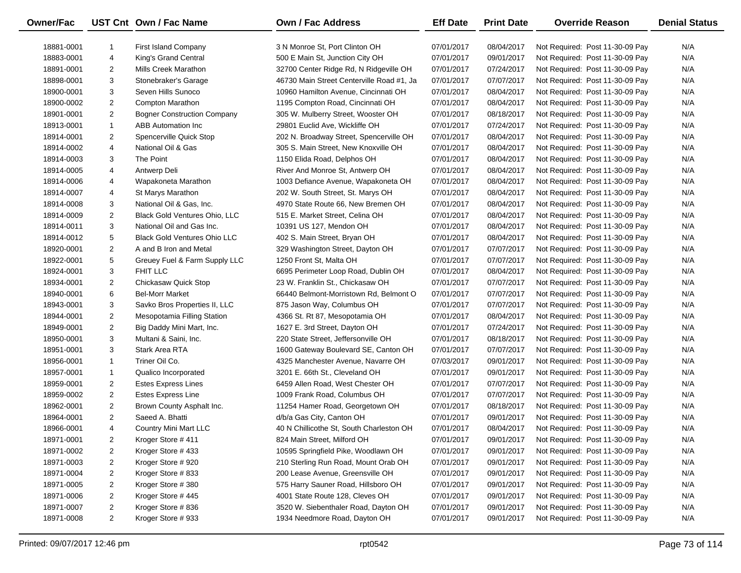| Owner/Fac | UST Cnt | Own / Fac Name | Own / Fac Address | Eff Date | Print Date | Override Reason | Denial Status |
|---|---|---|---|---|---|---|---|
| 18881-0001 | 1 | First Island Company | 3 N Monroe St, Port Clinton OH | 07/01/2017 | 08/04/2017 | Not Required: Post 11-30-09 Pay | N/A |
| 18883-0001 | 4 | King's Grand Central | 500 E Main St, Junction City OH | 07/01/2017 | 09/01/2017 | Not Required: Post 11-30-09 Pay | N/A |
| 18891-0001 | 2 | Mills Creek Marathon | 32700 Center Ridge Rd, N Ridgeville OH | 07/01/2017 | 07/24/2017 | Not Required: Post 11-30-09 Pay | N/A |
| 18898-0001 | 3 | Stonebraker's Garage | 46730 Main Street Centerville Road #1, Ja | 07/01/2017 | 07/07/2017 | Not Required: Post 11-30-09 Pay | N/A |
| 18900-0001 | 3 | Seven Hills Sunoco | 10960 Hamilton Avenue, Cincinnati OH | 07/01/2017 | 08/04/2017 | Not Required: Post 11-30-09 Pay | N/A |
| 18900-0002 | 2 | Compton Marathon | 1195 Compton Road, Cincinnati OH | 07/01/2017 | 08/04/2017 | Not Required: Post 11-30-09 Pay | N/A |
| 18901-0001 | 2 | Bogner Construction Company | 305 W. Mulberry Street, Wooster OH | 07/01/2017 | 08/18/2017 | Not Required: Post 11-30-09 Pay | N/A |
| 18913-0001 | 1 | ABB Automation Inc | 29801 Euclid Ave, Wickliffe OH | 07/01/2017 | 07/24/2017 | Not Required: Post 11-30-09 Pay | N/A |
| 18914-0001 | 2 | Spencerville Quick Stop | 202 N. Broadway Street, Spencerville OH | 07/01/2017 | 08/04/2017 | Not Required: Post 11-30-09 Pay | N/A |
| 18914-0002 | 4 | National Oil & Gas | 305 S. Main Street, New Knoxville OH | 07/01/2017 | 08/04/2017 | Not Required: Post 11-30-09 Pay | N/A |
| 18914-0003 | 3 | The Point | 1150 Elida Road, Delphos OH | 07/01/2017 | 08/04/2017 | Not Required: Post 11-30-09 Pay | N/A |
| 18914-0005 | 4 | Antwerp Deli | River And Monroe St, Antwerp OH | 07/01/2017 | 08/04/2017 | Not Required: Post 11-30-09 Pay | N/A |
| 18914-0006 | 4 | Wapakoneta Marathon | 1003 Defiance Avenue, Wapakoneta OH | 07/01/2017 | 08/04/2017 | Not Required: Post 11-30-09 Pay | N/A |
| 18914-0007 | 4 | St Marys Marathon | 202 W. South Street, St. Marys OH | 07/01/2017 | 08/04/2017 | Not Required: Post 11-30-09 Pay | N/A |
| 18914-0008 | 3 | National Oil & Gas, Inc. | 4970 State Route 66, New Bremen OH | 07/01/2017 | 08/04/2017 | Not Required: Post 11-30-09 Pay | N/A |
| 18914-0009 | 2 | Black Gold Ventures Ohio, LLC | 515 E. Market Street, Celina OH | 07/01/2017 | 08/04/2017 | Not Required: Post 11-30-09 Pay | N/A |
| 18914-0011 | 3 | National Oil and Gas Inc. | 10391 US 127, Mendon OH | 07/01/2017 | 08/04/2017 | Not Required: Post 11-30-09 Pay | N/A |
| 18914-0012 | 5 | Black Gold Ventures Ohio LLC | 402 S. Main Street, Bryan OH | 07/01/2017 | 08/04/2017 | Not Required: Post 11-30-09 Pay | N/A |
| 18920-0001 | 2 | A and B Iron and Metal | 329 Washington Street, Dayton OH | 07/01/2017 | 07/07/2017 | Not Required: Post 11-30-09 Pay | N/A |
| 18922-0001 | 5 | Greuey Fuel & Farm Supply LLC | 1250 Front St, Malta OH | 07/01/2017 | 07/07/2017 | Not Required: Post 11-30-09 Pay | N/A |
| 18924-0001 | 3 | FHIT LLC | 6695 Perimeter Loop Road, Dublin OH | 07/01/2017 | 08/04/2017 | Not Required: Post 11-30-09 Pay | N/A |
| 18934-0001 | 2 | Chickasaw Quick Stop | 23 W. Franklin St., Chickasaw OH | 07/01/2017 | 07/07/2017 | Not Required: Post 11-30-09 Pay | N/A |
| 18940-0001 | 6 | Bel-Morr Market | 66440 Belmont-Morristown Rd, Belmont O | 07/01/2017 | 07/07/2017 | Not Required: Post 11-30-09 Pay | N/A |
| 18943-0001 | 3 | Savko Bros Properties II, LLC | 875 Jason Way, Columbus OH | 07/01/2017 | 07/07/2017 | Not Required: Post 11-30-09 Pay | N/A |
| 18944-0001 | 2 | Mesopotamia Filling Station | 4366 St. Rt 87, Mesopotamia OH | 07/01/2017 | 08/04/2017 | Not Required: Post 11-30-09 Pay | N/A |
| 18949-0001 | 2 | Big Daddy Mini Mart, Inc. | 1627 E. 3rd Street, Dayton OH | 07/01/2017 | 07/24/2017 | Not Required: Post 11-30-09 Pay | N/A |
| 18950-0001 | 3 | Multani & Saini, Inc. | 220 State Street, Jeffersonville OH | 07/01/2017 | 08/18/2017 | Not Required: Post 11-30-09 Pay | N/A |
| 18951-0001 | 3 | Stark Area RTA | 1600 Gateway Boulevard SE, Canton OH | 07/01/2017 | 07/07/2017 | Not Required: Post 11-30-09 Pay | N/A |
| 18956-0001 | 1 | Triner Oil Co. | 4325 Manchester Avenue, Navarre OH | 07/03/2017 | 09/01/2017 | Not Required: Post 11-30-09 Pay | N/A |
| 18957-0001 | 1 | Qualico Incorporated | 3201 E. 66th St., Cleveland OH | 07/01/2017 | 09/01/2017 | Not Required: Post 11-30-09 Pay | N/A |
| 18959-0001 | 2 | Estes Express Lines | 6459 Allen Road, West Chester OH | 07/01/2017 | 07/07/2017 | Not Required: Post 11-30-09 Pay | N/A |
| 18959-0002 | 2 | Estes Express Line | 1009 Frank Road, Columbus OH | 07/01/2017 | 07/07/2017 | Not Required: Post 11-30-09 Pay | N/A |
| 18962-0001 | 2 | Brown County Asphalt Inc. | 11254 Hamer Road, Georgetown OH | 07/01/2017 | 08/18/2017 | Not Required: Post 11-30-09 Pay | N/A |
| 18964-0001 | 2 | Saeed A. Bhatti | d/b/a Gas City, Canton OH | 07/01/2017 | 09/01/2017 | Not Required: Post 11-30-09 Pay | N/A |
| 18966-0001 | 4 | Country Mini Mart LLC | 40 N Chillicothe St, South Charleston OH | 07/01/2017 | 08/04/2017 | Not Required: Post 11-30-09 Pay | N/A |
| 18971-0001 | 2 | Kroger Store # 411 | 824 Main Street, Milford OH | 07/01/2017 | 09/01/2017 | Not Required: Post 11-30-09 Pay | N/A |
| 18971-0002 | 2 | Kroger Store # 433 | 10595 Springfield Pike, Woodlawn OH | 07/01/2017 | 09/01/2017 | Not Required: Post 11-30-09 Pay | N/A |
| 18971-0003 | 2 | Kroger Store # 920 | 210 Sterling Run Road, Mount Orab OH | 07/01/2017 | 09/01/2017 | Not Required: Post 11-30-09 Pay | N/A |
| 18971-0004 | 2 | Kroger Store # 833 | 200 Lease Avenue, Greensville OH | 07/01/2017 | 09/01/2017 | Not Required: Post 11-30-09 Pay | N/A |
| 18971-0005 | 2 | Kroger Store # 380 | 575 Harry Sauner Road, Hillsboro OH | 07/01/2017 | 09/01/2017 | Not Required: Post 11-30-09 Pay | N/A |
| 18971-0006 | 2 | Kroger Store # 445 | 4001 State Route 128, Cleves OH | 07/01/2017 | 09/01/2017 | Not Required: Post 11-30-09 Pay | N/A |
| 18971-0007 | 2 | Kroger Store # 836 | 3520 W. Siebenthaler Road, Dayton OH | 07/01/2017 | 09/01/2017 | Not Required: Post 11-30-09 Pay | N/A |
| 18971-0008 | 2 | Kroger Store # 933 | 1934 Needmore Road, Dayton OH | 07/01/2017 | 09/01/2017 | Not Required: Post 11-30-09 Pay | N/A |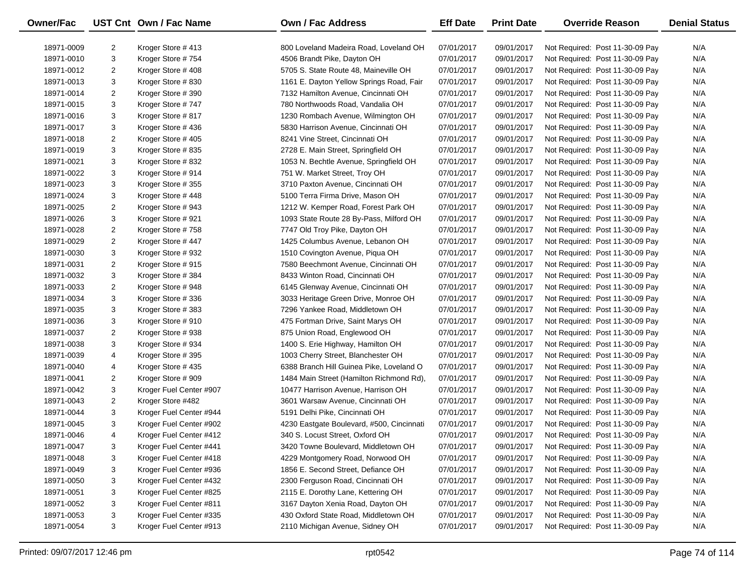| Owner/Fac | UST Cnt | Own / Fac Name | Own / Fac Address | Eff Date | Print Date | Override Reason | Denial Status |
|---|---|---|---|---|---|---|---|
| 18971-0009 | 2 | Kroger Store # 413 | 800 Loveland Madeira Road, Loveland OH | 07/01/2017 | 09/01/2017 | Not Required: Post 11-30-09 Pay | N/A |
| 18971-0010 | 3 | Kroger Store # 754 | 4506 Brandt Pike, Dayton OH | 07/01/2017 | 09/01/2017 | Not Required: Post 11-30-09 Pay | N/A |
| 18971-0012 | 2 | Kroger Store # 408 | 5705 S. State Route 48, Maineville OH | 07/01/2017 | 09/01/2017 | Not Required: Post 11-30-09 Pay | N/A |
| 18971-0013 | 3 | Kroger Store # 830 | 1161 E. Dayton Yellow Springs Road, Fair | 07/01/2017 | 09/01/2017 | Not Required: Post 11-30-09 Pay | N/A |
| 18971-0014 | 2 | Kroger Store # 390 | 7132 Hamilton Avenue, Cincinnati OH | 07/01/2017 | 09/01/2017 | Not Required: Post 11-30-09 Pay | N/A |
| 18971-0015 | 3 | Kroger Store # 747 | 780 Northwoods Road, Vandalia OH | 07/01/2017 | 09/01/2017 | Not Required: Post 11-30-09 Pay | N/A |
| 18971-0016 | 3 | Kroger Store # 817 | 1230 Rombach Avenue, Wilmington OH | 07/01/2017 | 09/01/2017 | Not Required: Post 11-30-09 Pay | N/A |
| 18971-0017 | 3 | Kroger Store # 436 | 5830 Harrison Avenue, Cincinnati OH | 07/01/2017 | 09/01/2017 | Not Required: Post 11-30-09 Pay | N/A |
| 18971-0018 | 2 | Kroger Store # 405 | 8241 Vine Street, Cincinnati OH | 07/01/2017 | 09/01/2017 | Not Required: Post 11-30-09 Pay | N/A |
| 18971-0019 | 3 | Kroger Store # 835 | 2728 E. Main Street, Springfield OH | 07/01/2017 | 09/01/2017 | Not Required: Post 11-30-09 Pay | N/A |
| 18971-0021 | 3 | Kroger Store # 832 | 1053 N. Bechtle Avenue, Springfield OH | 07/01/2017 | 09/01/2017 | Not Required: Post 11-30-09 Pay | N/A |
| 18971-0022 | 3 | Kroger Store # 914 | 751 W. Market Street, Troy OH | 07/01/2017 | 09/01/2017 | Not Required: Post 11-30-09 Pay | N/A |
| 18971-0023 | 3 | Kroger Store # 355 | 3710 Paxton Avenue, Cincinnati OH | 07/01/2017 | 09/01/2017 | Not Required: Post 11-30-09 Pay | N/A |
| 18971-0024 | 3 | Kroger Store # 448 | 5100 Terra Firma Drive, Mason OH | 07/01/2017 | 09/01/2017 | Not Required: Post 11-30-09 Pay | N/A |
| 18971-0025 | 2 | Kroger Store # 943 | 1212 W. Kemper Road, Forest Park OH | 07/01/2017 | 09/01/2017 | Not Required: Post 11-30-09 Pay | N/A |
| 18971-0026 | 3 | Kroger Store # 921 | 1093 State Route 28 By-Pass, Milford OH | 07/01/2017 | 09/01/2017 | Not Required: Post 11-30-09 Pay | N/A |
| 18971-0028 | 2 | Kroger Store # 758 | 7747 Old Troy Pike, Dayton OH | 07/01/2017 | 09/01/2017 | Not Required: Post 11-30-09 Pay | N/A |
| 18971-0029 | 2 | Kroger Store # 447 | 1425 Columbus Avenue, Lebanon OH | 07/01/2017 | 09/01/2017 | Not Required: Post 11-30-09 Pay | N/A |
| 18971-0030 | 3 | Kroger Store # 932 | 1510 Covington Avenue, Piqua OH | 07/01/2017 | 09/01/2017 | Not Required: Post 11-30-09 Pay | N/A |
| 18971-0031 | 2 | Kroger Store # 915 | 7580 Beechmont Avenue, Cincinnati OH | 07/01/2017 | 09/01/2017 | Not Required: Post 11-30-09 Pay | N/A |
| 18971-0032 | 3 | Kroger Store # 384 | 8433 Winton Road, Cincinnati OH | 07/01/2017 | 09/01/2017 | Not Required: Post 11-30-09 Pay | N/A |
| 18971-0033 | 2 | Kroger Store # 948 | 6145 Glenway Avenue, Cincinnati OH | 07/01/2017 | 09/01/2017 | Not Required: Post 11-30-09 Pay | N/A |
| 18971-0034 | 3 | Kroger Store # 336 | 3033 Heritage Green Drive, Monroe OH | 07/01/2017 | 09/01/2017 | Not Required: Post 11-30-09 Pay | N/A |
| 18971-0035 | 3 | Kroger Store # 383 | 7296 Yankee Road, Middletown OH | 07/01/2017 | 09/01/2017 | Not Required: Post 11-30-09 Pay | N/A |
| 18971-0036 | 3 | Kroger Store # 910 | 475 Fortman Drive, Saint Marys OH | 07/01/2017 | 09/01/2017 | Not Required: Post 11-30-09 Pay | N/A |
| 18971-0037 | 2 | Kroger Store # 938 | 875 Union Road, Englewood OH | 07/01/2017 | 09/01/2017 | Not Required: Post 11-30-09 Pay | N/A |
| 18971-0038 | 3 | Kroger Store # 934 | 1400 S. Erie Highway, Hamilton OH | 07/01/2017 | 09/01/2017 | Not Required: Post 11-30-09 Pay | N/A |
| 18971-0039 | 4 | Kroger Store # 395 | 1003 Cherry Street, Blanchester OH | 07/01/2017 | 09/01/2017 | Not Required: Post 11-30-09 Pay | N/A |
| 18971-0040 | 4 | Kroger Store # 435 | 6388 Branch Hill Guinea Pike, Loveland O | 07/01/2017 | 09/01/2017 | Not Required: Post 11-30-09 Pay | N/A |
| 18971-0041 | 2 | Kroger Store # 909 | 1484 Main Street (Hamilton Richmond Rd), | 07/01/2017 | 09/01/2017 | Not Required: Post 11-30-09 Pay | N/A |
| 18971-0042 | 3 | Kroger Fuel Center #907 | 10477 Harrison Avenue, Harrison OH | 07/01/2017 | 09/01/2017 | Not Required: Post 11-30-09 Pay | N/A |
| 18971-0043 | 2 | Kroger Store #482 | 3601 Warsaw Avenue, Cincinnati OH | 07/01/2017 | 09/01/2017 | Not Required: Post 11-30-09 Pay | N/A |
| 18971-0044 | 3 | Kroger Fuel Center #944 | 5191 Delhi Pike, Cincinnati OH | 07/01/2017 | 09/01/2017 | Not Required: Post 11-30-09 Pay | N/A |
| 18971-0045 | 3 | Kroger Fuel Center #902 | 4230 Eastgate Boulevard, #500, Cincinnati | 07/01/2017 | 09/01/2017 | Not Required: Post 11-30-09 Pay | N/A |
| 18971-0046 | 4 | Kroger Fuel Center #412 | 340 S. Locust Street, Oxford OH | 07/01/2017 | 09/01/2017 | Not Required: Post 11-30-09 Pay | N/A |
| 18971-0047 | 3 | Kroger Fuel Center #441 | 3420 Towne Boulevard, Middletown OH | 07/01/2017 | 09/01/2017 | Not Required: Post 11-30-09 Pay | N/A |
| 18971-0048 | 3 | Kroger Fuel Center #418 | 4229 Montgomery Road, Norwood OH | 07/01/2017 | 09/01/2017 | Not Required: Post 11-30-09 Pay | N/A |
| 18971-0049 | 3 | Kroger Fuel Center #936 | 1856 E. Second Street, Defiance OH | 07/01/2017 | 09/01/2017 | Not Required: Post 11-30-09 Pay | N/A |
| 18971-0050 | 3 | Kroger Fuel Center #432 | 2300 Ferguson Road, Cincinnati OH | 07/01/2017 | 09/01/2017 | Not Required: Post 11-30-09 Pay | N/A |
| 18971-0051 | 3 | Kroger Fuel Center #825 | 2115 E. Dorothy Lane, Kettering OH | 07/01/2017 | 09/01/2017 | Not Required: Post 11-30-09 Pay | N/A |
| 18971-0052 | 3 | Kroger Fuel Center #811 | 3167 Dayton Xenia Road, Dayton OH | 07/01/2017 | 09/01/2017 | Not Required: Post 11-30-09 Pay | N/A |
| 18971-0053 | 3 | Kroger Fuel Center #335 | 430 Oxford State Road, Middletown OH | 07/01/2017 | 09/01/2017 | Not Required: Post 11-30-09 Pay | N/A |
| 18971-0054 | 3 | Kroger Fuel Center #913 | 2110 Michigan Avenue, Sidney OH | 07/01/2017 | 09/01/2017 | Not Required: Post 11-30-09 Pay | N/A |

Printed: 09/07/2017 12:46 pm rpt0542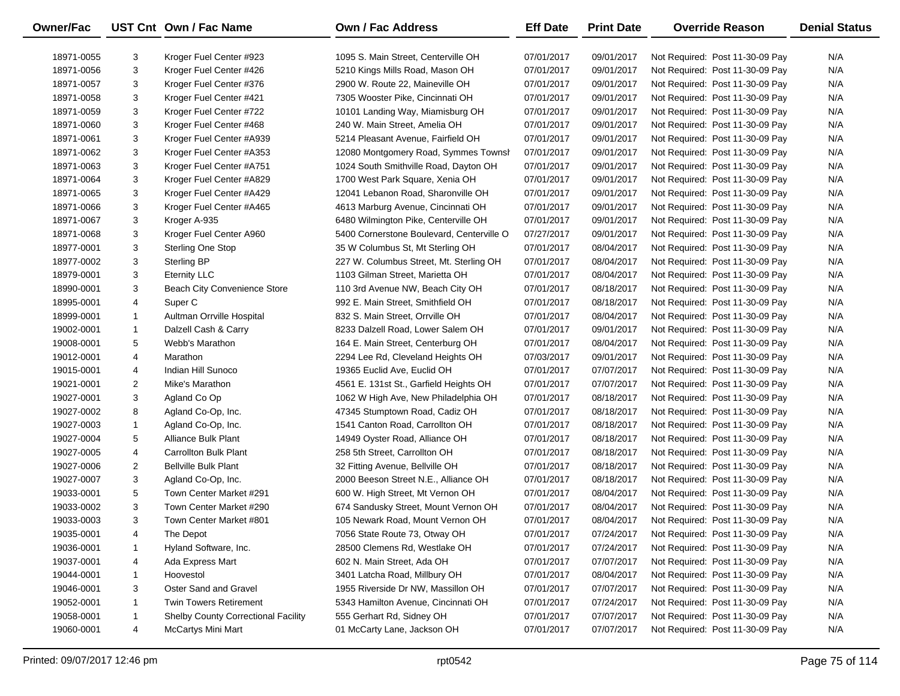| Owner/Fac | UST Cnt | Own / Fac Name | Own / Fac Address | Eff Date | Print Date | Override Reason | Denial Status |
|---|---|---|---|---|---|---|---|
| 18971-0055 | 3 | Kroger Fuel Center #923 | 1095 S. Main Street, Centerville OH | 07/01/2017 | 09/01/2017 | Not Required: Post 11-30-09 Pay | N/A |
| 18971-0056 | 3 | Kroger Fuel Center #426 | 5210 Kings Mills Road, Mason OH | 07/01/2017 | 09/01/2017 | Not Required: Post 11-30-09 Pay | N/A |
| 18971-0057 | 3 | Kroger Fuel Center #376 | 2900 W. Route 22, Maineville OH | 07/01/2017 | 09/01/2017 | Not Required: Post 11-30-09 Pay | N/A |
| 18971-0058 | 3 | Kroger Fuel Center #421 | 7305 Wooster Pike, Cincinnati OH | 07/01/2017 | 09/01/2017 | Not Required: Post 11-30-09 Pay | N/A |
| 18971-0059 | 3 | Kroger Fuel Center #722 | 10101 Landing Way, Miamisburg OH | 07/01/2017 | 09/01/2017 | Not Required: Post 11-30-09 Pay | N/A |
| 18971-0060 | 3 | Kroger Fuel Center #468 | 240 W. Main Street, Amelia OH | 07/01/2017 | 09/01/2017 | Not Required: Post 11-30-09 Pay | N/A |
| 18971-0061 | 3 | Kroger Fuel Center #A939 | 5214 Pleasant Avenue, Fairfield OH | 07/01/2017 | 09/01/2017 | Not Required: Post 11-30-09 Pay | N/A |
| 18971-0062 | 3 | Kroger Fuel Center #A353 | 12080 Montgomery Road, Symmes Townsh | 07/01/2017 | 09/01/2017 | Not Required: Post 11-30-09 Pay | N/A |
| 18971-0063 | 3 | Kroger Fuel Center #A751 | 1024 South Smithville Road, Dayton OH | 07/01/2017 | 09/01/2017 | Not Required: Post 11-30-09 Pay | N/A |
| 18971-0064 | 3 | Kroger Fuel Center #A829 | 1700 West Park Square, Xenia OH | 07/01/2017 | 09/01/2017 | Not Required: Post 11-30-09 Pay | N/A |
| 18971-0065 | 3 | Kroger Fuel Center #A429 | 12041 Lebanon Road, Sharonville OH | 07/01/2017 | 09/01/2017 | Not Required: Post 11-30-09 Pay | N/A |
| 18971-0066 | 3 | Kroger Fuel Center #A465 | 4613 Marburg Avenue, Cincinnati OH | 07/01/2017 | 09/01/2017 | Not Required: Post 11-30-09 Pay | N/A |
| 18971-0067 | 3 | Kroger A-935 | 6480 Wilmington Pike, Centerville OH | 07/01/2017 | 09/01/2017 | Not Required: Post 11-30-09 Pay | N/A |
| 18971-0068 | 3 | Kroger Fuel Center A960 | 5400 Cornerstone Boulevard, Centerville O | 07/27/2017 | 09/01/2017 | Not Required: Post 11-30-09 Pay | N/A |
| 18977-0001 | 3 | Sterling One Stop | 35 W Columbus St, Mt Sterling OH | 07/01/2017 | 08/04/2017 | Not Required: Post 11-30-09 Pay | N/A |
| 18977-0002 | 3 | Sterling BP | 227 W. Columbus Street, Mt. Sterling OH | 07/01/2017 | 08/04/2017 | Not Required: Post 11-30-09 Pay | N/A |
| 18979-0001 | 3 | Eternity LLC | 1103 Gilman Street, Marietta OH | 07/01/2017 | 08/04/2017 | Not Required: Post 11-30-09 Pay | N/A |
| 18990-0001 | 3 | Beach City Convenience Store | 110 3rd Avenue NW, Beach City OH | 07/01/2017 | 08/18/2017 | Not Required: Post 11-30-09 Pay | N/A |
| 18995-0001 | 4 | Super C | 992 E. Main Street, Smithfield OH | 07/01/2017 | 08/18/2017 | Not Required: Post 11-30-09 Pay | N/A |
| 18999-0001 | 1 | Aultman Orrville Hospital | 832 S. Main Street, Orrville OH | 07/01/2017 | 08/04/2017 | Not Required: Post 11-30-09 Pay | N/A |
| 19002-0001 | 1 | Dalzell Cash & Carry | 8233 Dalzell Road, Lower Salem OH | 07/01/2017 | 09/01/2017 | Not Required: Post 11-30-09 Pay | N/A |
| 19008-0001 | 5 | Webb's Marathon | 164 E. Main Street, Centerburg OH | 07/01/2017 | 08/04/2017 | Not Required: Post 11-30-09 Pay | N/A |
| 19012-0001 | 4 | Marathon | 2294 Lee Rd, Cleveland Heights OH | 07/03/2017 | 09/01/2017 | Not Required: Post 11-30-09 Pay | N/A |
| 19015-0001 | 4 | Indian Hill Sunoco | 19365 Euclid Ave, Euclid OH | 07/01/2017 | 07/07/2017 | Not Required: Post 11-30-09 Pay | N/A |
| 19021-0001 | 2 | Mike's Marathon | 4561 E. 131st St., Garfield Heights OH | 07/01/2017 | 07/07/2017 | Not Required: Post 11-30-09 Pay | N/A |
| 19027-0001 | 3 | Agland Co Op | 1062 W High Ave, New Philadelphia OH | 07/01/2017 | 08/18/2017 | Not Required: Post 11-30-09 Pay | N/A |
| 19027-0002 | 8 | Agland Co-Op, Inc. | 47345 Stumptown Road, Cadiz OH | 07/01/2017 | 08/18/2017 | Not Required: Post 11-30-09 Pay | N/A |
| 19027-0003 | 1 | Agland Co-Op, Inc. | 1541 Canton Road, Carrollton OH | 07/01/2017 | 08/18/2017 | Not Required: Post 11-30-09 Pay | N/A |
| 19027-0004 | 5 | Alliance Bulk Plant | 14949 Oyster Road, Alliance OH | 07/01/2017 | 08/18/2017 | Not Required: Post 11-30-09 Pay | N/A |
| 19027-0005 | 4 | Carrollton Bulk Plant | 258 5th Street, Carrollton OH | 07/01/2017 | 08/18/2017 | Not Required: Post 11-30-09 Pay | N/A |
| 19027-0006 | 2 | Bellville Bulk Plant | 32 Fitting Avenue, Bellville OH | 07/01/2017 | 08/18/2017 | Not Required: Post 11-30-09 Pay | N/A |
| 19027-0007 | 3 | Agland Co-Op, Inc. | 2000 Beeson Street N.E., Alliance OH | 07/01/2017 | 08/18/2017 | Not Required: Post 11-30-09 Pay | N/A |
| 19033-0001 | 5 | Town Center Market #291 | 600 W. High Street, Mt Vernon OH | 07/01/2017 | 08/04/2017 | Not Required: Post 11-30-09 Pay | N/A |
| 19033-0002 | 3 | Town Center Market #290 | 674 Sandusky Street, Mount Vernon OH | 07/01/2017 | 08/04/2017 | Not Required: Post 11-30-09 Pay | N/A |
| 19033-0003 | 3 | Town Center Market #801 | 105 Newark Road, Mount Vernon OH | 07/01/2017 | 08/04/2017 | Not Required: Post 11-30-09 Pay | N/A |
| 19035-0001 | 4 | The Depot | 7056 State Route 73, Otway OH | 07/01/2017 | 07/24/2017 | Not Required: Post 11-30-09 Pay | N/A |
| 19036-0001 | 1 | Hyland Software, Inc. | 28500 Clemens Rd, Westlake OH | 07/01/2017 | 07/24/2017 | Not Required: Post 11-30-09 Pay | N/A |
| 19037-0001 | 4 | Ada Express Mart | 602 N. Main Street, Ada OH | 07/01/2017 | 07/07/2017 | Not Required: Post 11-30-09 Pay | N/A |
| 19044-0001 | 1 | Hoovestol | 3401 Latcha Road, Millbury OH | 07/01/2017 | 08/04/2017 | Not Required: Post 11-30-09 Pay | N/A |
| 19046-0001 | 3 | Oster Sand and Gravel | 1955 Riverside Dr NW, Massillon OH | 07/01/2017 | 07/07/2017 | Not Required: Post 11-30-09 Pay | N/A |
| 19052-0001 | 1 | Twin Towers Retirement | 5343 Hamilton Avenue, Cincinnati OH | 07/01/2017 | 07/24/2017 | Not Required: Post 11-30-09 Pay | N/A |
| 19058-0001 | 1 | Shelby County Correctional Facility | 555 Gerhart Rd, Sidney OH | 07/01/2017 | 07/07/2017 | Not Required: Post 11-30-09 Pay | N/A |
| 19060-0001 | 4 | McCartys Mini Mart | 01 McCarty Lane, Jackson OH | 07/01/2017 | 07/07/2017 | Not Required: Post 11-30-09 Pay | N/A |

Printed: 09/07/2017 12:46 pm　　rpt0542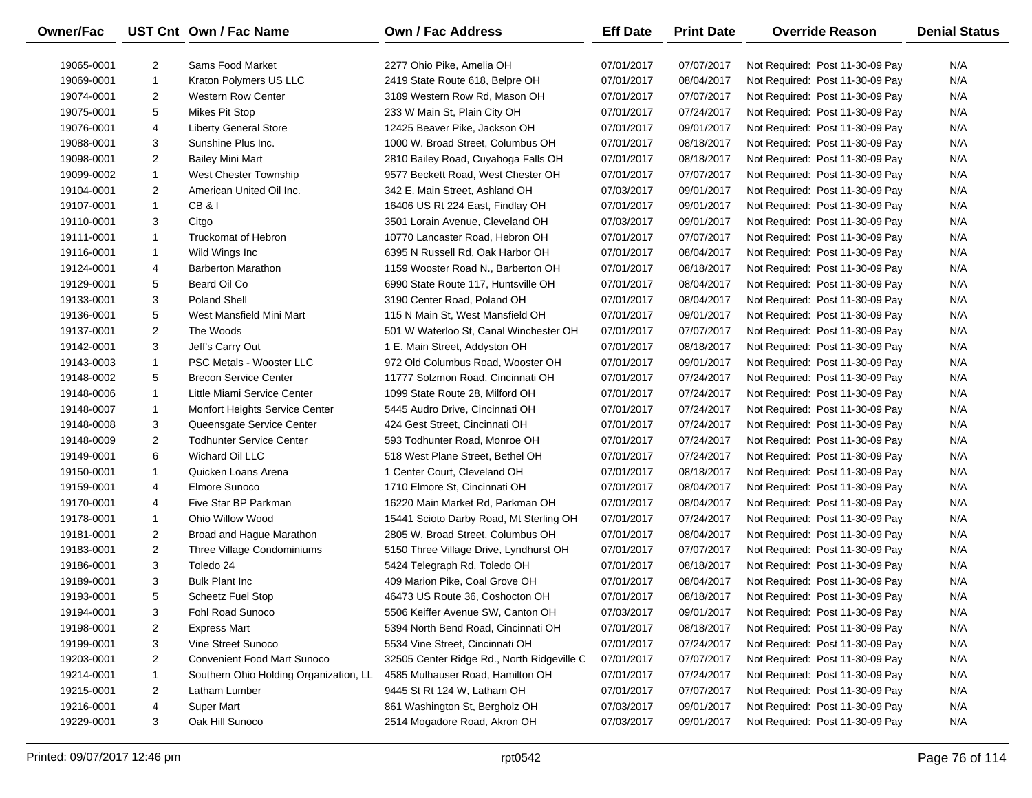| Owner/Fac | UST Cnt | Own / Fac Name | Own / Fac Address | Eff Date | Print Date | Override Reason | Denial Status |
|---|---|---|---|---|---|---|---|
| 19065-0001 | 2 | Sams Food Market | 2277 Ohio Pike, Amelia OH | 07/01/2017 | 07/07/2017 | Not Required: Post 11-30-09 Pay | N/A |
| 19069-0001 | 1 | Kraton Polymers US LLC | 2419 State Route 618, Belpre OH | 07/01/2017 | 08/04/2017 | Not Required: Post 11-30-09 Pay | N/A |
| 19074-0001 | 2 | Western Row Center | 3189 Western Row Rd, Mason OH | 07/01/2017 | 07/07/2017 | Not Required: Post 11-30-09 Pay | N/A |
| 19075-0001 | 5 | Mikes Pit Stop | 233 W Main St, Plain City OH | 07/01/2017 | 07/24/2017 | Not Required: Post 11-30-09 Pay | N/A |
| 19076-0001 | 4 | Liberty General Store | 12425 Beaver Pike, Jackson OH | 07/01/2017 | 09/01/2017 | Not Required: Post 11-30-09 Pay | N/A |
| 19088-0001 | 3 | Sunshine Plus Inc. | 1000 W. Broad Street, Columbus OH | 07/01/2017 | 08/18/2017 | Not Required: Post 11-30-09 Pay | N/A |
| 19098-0001 | 2 | Bailey Mini Mart | 2810 Bailey Road, Cuyahoga Falls OH | 07/01/2017 | 08/18/2017 | Not Required: Post 11-30-09 Pay | N/A |
| 19099-0002 | 1 | West Chester Township | 9577 Beckett Road, West Chester OH | 07/01/2017 | 07/07/2017 | Not Required: Post 11-30-09 Pay | N/A |
| 19104-0001 | 2 | American United Oil Inc. | 342 E. Main Street, Ashland OH | 07/03/2017 | 09/01/2017 | Not Required: Post 11-30-09 Pay | N/A |
| 19107-0001 | 1 | CB & I | 16406 US Rt 224 East, Findlay OH | 07/01/2017 | 09/01/2017 | Not Required: Post 11-30-09 Pay | N/A |
| 19110-0001 | 3 | Citgo | 3501 Lorain Avenue, Cleveland OH | 07/03/2017 | 09/01/2017 | Not Required: Post 11-30-09 Pay | N/A |
| 19111-0001 | 1 | Truckomat of Hebron | 10770 Lancaster Road, Hebron OH | 07/01/2017 | 07/07/2017 | Not Required: Post 11-30-09 Pay | N/A |
| 19116-0001 | 1 | Wild Wings Inc | 6395 N Russell Rd, Oak Harbor OH | 07/01/2017 | 08/04/2017 | Not Required: Post 11-30-09 Pay | N/A |
| 19124-0001 | 4 | Barberton Marathon | 1159 Wooster Road N., Barberton OH | 07/01/2017 | 08/18/2017 | Not Required: Post 11-30-09 Pay | N/A |
| 19129-0001 | 5 | Beard Oil Co | 6990 State Route 117, Huntsville OH | 07/01/2017 | 08/04/2017 | Not Required: Post 11-30-09 Pay | N/A |
| 19133-0001 | 3 | Poland Shell | 3190 Center Road, Poland OH | 07/01/2017 | 08/04/2017 | Not Required: Post 11-30-09 Pay | N/A |
| 19136-0001 | 5 | West Mansfield Mini Mart | 115 N Main St, West Mansfield OH | 07/01/2017 | 09/01/2017 | Not Required: Post 11-30-09 Pay | N/A |
| 19137-0001 | 2 | The Woods | 501 W Waterloo St, Canal Winchester OH | 07/01/2017 | 07/07/2017 | Not Required: Post 11-30-09 Pay | N/A |
| 19142-0001 | 3 | Jeff's Carry Out | 1 E. Main Street, Addyston OH | 07/01/2017 | 08/18/2017 | Not Required: Post 11-30-09 Pay | N/A |
| 19143-0003 | 1 | PSC Metals - Wooster LLC | 972 Old Columbus Road, Wooster OH | 07/01/2017 | 09/01/2017 | Not Required: Post 11-30-09 Pay | N/A |
| 19148-0002 | 5 | Brecon Service Center | 11777 Solzmon Road, Cincinnati OH | 07/01/2017 | 07/24/2017 | Not Required: Post 11-30-09 Pay | N/A |
| 19148-0006 | 1 | Little Miami Service Center | 1099 State Route 28, Milford OH | 07/01/2017 | 07/24/2017 | Not Required: Post 11-30-09 Pay | N/A |
| 19148-0007 | 1 | Monfort Heights Service Center | 5445 Audro Drive, Cincinnati OH | 07/01/2017 | 07/24/2017 | Not Required: Post 11-30-09 Pay | N/A |
| 19148-0008 | 3 | Queensgate Service Center | 424 Gest Street, Cincinnati OH | 07/01/2017 | 07/24/2017 | Not Required: Post 11-30-09 Pay | N/A |
| 19148-0009 | 2 | Todhunter Service Center | 593 Todhunter Road, Monroe OH | 07/01/2017 | 07/24/2017 | Not Required: Post 11-30-09 Pay | N/A |
| 19149-0001 | 6 | Wichard Oil LLC | 518 West Plane Street, Bethel OH | 07/01/2017 | 07/24/2017 | Not Required: Post 11-30-09 Pay | N/A |
| 19150-0001 | 1 | Quicken Loans Arena | 1 Center Court, Cleveland OH | 07/01/2017 | 08/18/2017 | Not Required: Post 11-30-09 Pay | N/A |
| 19159-0001 | 4 | Elmore Sunoco | 1710 Elmore St, Cincinnati OH | 07/01/2017 | 08/04/2017 | Not Required: Post 11-30-09 Pay | N/A |
| 19170-0001 | 4 | Five Star BP Parkman | 16220 Main Market Rd, Parkman OH | 07/01/2017 | 08/04/2017 | Not Required: Post 11-30-09 Pay | N/A |
| 19178-0001 | 1 | Ohio Willow Wood | 15441 Scioto Darby Road, Mt Sterling OH | 07/01/2017 | 07/24/2017 | Not Required: Post 11-30-09 Pay | N/A |
| 19181-0001 | 2 | Broad and Hague Marathon | 2805 W. Broad Street, Columbus OH | 07/01/2017 | 08/04/2017 | Not Required: Post 11-30-09 Pay | N/A |
| 19183-0001 | 2 | Three Village Condominiums | 5150 Three Village Drive, Lyndhurst OH | 07/01/2017 | 07/07/2017 | Not Required: Post 11-30-09 Pay | N/A |
| 19186-0001 | 3 | Toledo 24 | 5424 Telegraph Rd, Toledo OH | 07/01/2017 | 08/18/2017 | Not Required: Post 11-30-09 Pay | N/A |
| 19189-0001 | 3 | Bulk Plant Inc | 409 Marion Pike, Coal Grove OH | 07/01/2017 | 08/04/2017 | Not Required: Post 11-30-09 Pay | N/A |
| 19193-0001 | 5 | Scheetz Fuel Stop | 46473 US Route 36, Coshocton OH | 07/01/2017 | 08/18/2017 | Not Required: Post 11-30-09 Pay | N/A |
| 19194-0001 | 3 | Fohl Road Sunoco | 5506 Keiffer Avenue SW, Canton OH | 07/03/2017 | 09/01/2017 | Not Required: Post 11-30-09 Pay | N/A |
| 19198-0001 | 2 | Express Mart | 5394 North Bend Road, Cincinnati OH | 07/01/2017 | 08/18/2017 | Not Required: Post 11-30-09 Pay | N/A |
| 19199-0001 | 3 | Vine Street Sunoco | 5534 Vine Street, Cincinnati OH | 07/01/2017 | 07/24/2017 | Not Required: Post 11-30-09 Pay | N/A |
| 19203-0001 | 2 | Convenient Food Mart Sunoco | 32505 Center Ridge Rd., North Ridgeville C | 07/01/2017 | 07/07/2017 | Not Required: Post 11-30-09 Pay | N/A |
| 19214-0001 | 1 | Southern Ohio Holding Organization, LL | 4585 Mulhauser Road, Hamilton OH | 07/01/2017 | 07/24/2017 | Not Required: Post 11-30-09 Pay | N/A |
| 19215-0001 | 2 | Latham Lumber | 9445 St Rt 124 W, Latham OH | 07/01/2017 | 07/07/2017 | Not Required: Post 11-30-09 Pay | N/A |
| 19216-0001 | 4 | Super Mart | 861 Washington St, Bergholz OH | 07/03/2017 | 09/01/2017 | Not Required: Post 11-30-09 Pay | N/A |
| 19229-0001 | 3 | Oak Hill Sunoco | 2514 Mogadore Road, Akron OH | 07/03/2017 | 09/01/2017 | Not Required: Post 11-30-09 Pay | N/A |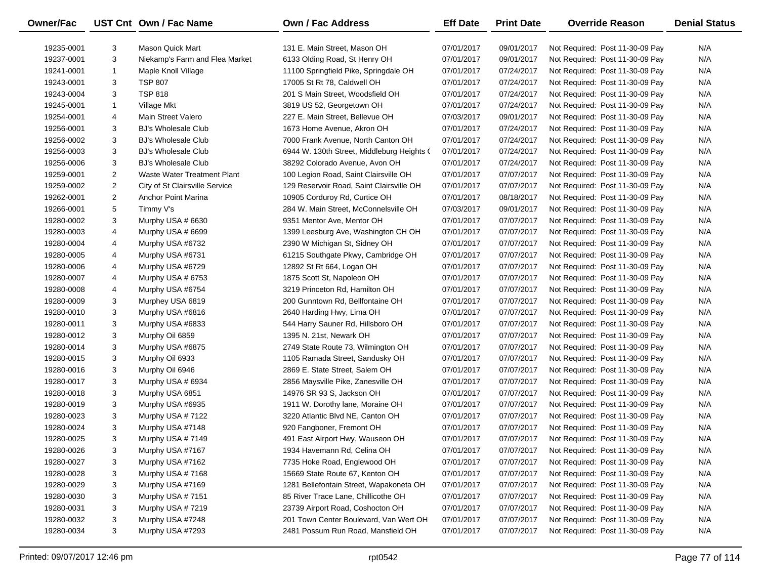| Owner/Fac | UST Cnt | Own / Fac Name | Own / Fac Address | Eff Date | Print Date | Override Reason | Denial Status |
|---|---|---|---|---|---|---|---|
| 19235-0001 | 3 | Mason Quick Mart | 131 E. Main Street, Mason OH | 07/01/2017 | 09/01/2017 | Not Required: Post 11-30-09 Pay | N/A |
| 19237-0001 | 3 | Niekamp's Farm and Flea Market | 6133 Olding Road, St Henry OH | 07/01/2017 | 09/01/2017 | Not Required: Post 11-30-09 Pay | N/A |
| 19241-0001 | 1 | Maple Knoll Village | 11100 Springfield Pike, Springdale OH | 07/01/2017 | 07/24/2017 | Not Required: Post 11-30-09 Pay | N/A |
| 19243-0001 | 3 | TSP 807 | 17005 St Rt 78, Caldwell OH | 07/01/2017 | 07/24/2017 | Not Required: Post 11-30-09 Pay | N/A |
| 19243-0004 | 3 | TSP 818 | 201 S Main Street, Woodsfield OH | 07/01/2017 | 07/24/2017 | Not Required: Post 11-30-09 Pay | N/A |
| 19245-0001 | 1 | Village Mkt | 3819 US 52, Georgetown OH | 07/01/2017 | 07/24/2017 | Not Required: Post 11-30-09 Pay | N/A |
| 19254-0001 | 4 | Main Street Valero | 227 E. Main Street, Bellevue OH | 07/03/2017 | 09/01/2017 | Not Required: Post 11-30-09 Pay | N/A |
| 19256-0001 | 3 | BJ's Wholesale Club | 1673 Home Avenue, Akron OH | 07/01/2017 | 07/24/2017 | Not Required: Post 11-30-09 Pay | N/A |
| 19256-0002 | 3 | BJ's Wholesale Club | 7000 Frank Avenue, North Canton OH | 07/01/2017 | 07/24/2017 | Not Required: Post 11-30-09 Pay | N/A |
| 19256-0003 | 3 | BJ's Wholesale Club | 6944 W. 130th Street, Middleburg Heights ( | 07/01/2017 | 07/24/2017 | Not Required: Post 11-30-09 Pay | N/A |
| 19256-0006 | 3 | BJ's Wholesale Club | 38292 Colorado Avenue, Avon OH | 07/01/2017 | 07/24/2017 | Not Required: Post 11-30-09 Pay | N/A |
| 19259-0001 | 2 | Waste Water Treatment Plant | 100 Legion Road, Saint Clairsville OH | 07/01/2017 | 07/07/2017 | Not Required: Post 11-30-09 Pay | N/A |
| 19259-0002 | 2 | City of St Clairsville Service | 129 Reservoir Road, Saint Clairsville OH | 07/01/2017 | 07/07/2017 | Not Required: Post 11-30-09 Pay | N/A |
| 19262-0001 | 2 | Anchor Point Marina | 10905 Corduroy Rd, Curtice OH | 07/01/2017 | 08/18/2017 | Not Required: Post 11-30-09 Pay | N/A |
| 19266-0001 | 5 | Timmy V's | 284 W. Main Street, McConnelsville OH | 07/03/2017 | 09/01/2017 | Not Required: Post 11-30-09 Pay | N/A |
| 19280-0002 | 3 | Murphy USA # 6630 | 9351 Mentor Ave, Mentor OH | 07/01/2017 | 07/07/2017 | Not Required: Post 11-30-09 Pay | N/A |
| 19280-0003 | 4 | Murphy USA # 6699 | 1399 Leesburg Ave, Washington CH OH | 07/01/2017 | 07/07/2017 | Not Required: Post 11-30-09 Pay | N/A |
| 19280-0004 | 4 | Murphy USA #6732 | 2390 W Michigan St, Sidney OH | 07/01/2017 | 07/07/2017 | Not Required: Post 11-30-09 Pay | N/A |
| 19280-0005 | 4 | Murphy USA #6731 | 61215 Southgate Pkwy, Cambridge OH | 07/01/2017 | 07/07/2017 | Not Required: Post 11-30-09 Pay | N/A |
| 19280-0006 | 4 | Murphy USA #6729 | 12892 St Rt 664, Logan OH | 07/01/2017 | 07/07/2017 | Not Required: Post 11-30-09 Pay | N/A |
| 19280-0007 | 4 | Murphy USA # 6753 | 1875 Scott St, Napoleon OH | 07/01/2017 | 07/07/2017 | Not Required: Post 11-30-09 Pay | N/A |
| 19280-0008 | 4 | Murphy USA #6754 | 3219 Princeton Rd, Hamilton OH | 07/01/2017 | 07/07/2017 | Not Required: Post 11-30-09 Pay | N/A |
| 19280-0009 | 3 | Murphey USA 6819 | 200 Gunntown Rd, Bellfontaine OH | 07/01/2017 | 07/07/2017 | Not Required: Post 11-30-09 Pay | N/A |
| 19280-0010 | 3 | Murphy USA #6816 | 2640 Harding Hwy, Lima OH | 07/01/2017 | 07/07/2017 | Not Required: Post 11-30-09 Pay | N/A |
| 19280-0011 | 3 | Murphy USA #6833 | 544 Harry Sauner Rd, Hillsboro OH | 07/01/2017 | 07/07/2017 | Not Required: Post 11-30-09 Pay | N/A |
| 19280-0012 | 3 | Murphy Oil 6859 | 1395 N. 21st, Newark OH | 07/01/2017 | 07/07/2017 | Not Required: Post 11-30-09 Pay | N/A |
| 19280-0014 | 3 | Murphy USA #6875 | 2749 State Route 73, Wilmington OH | 07/01/2017 | 07/07/2017 | Not Required: Post 11-30-09 Pay | N/A |
| 19280-0015 | 3 | Murphy Oil 6933 | 1105 Ramada Street, Sandusky OH | 07/01/2017 | 07/07/2017 | Not Required: Post 11-30-09 Pay | N/A |
| 19280-0016 | 3 | Murphy Oil 6946 | 2869 E. State Street, Salem OH | 07/01/2017 | 07/07/2017 | Not Required: Post 11-30-09 Pay | N/A |
| 19280-0017 | 3 | Murphy USA # 6934 | 2856 Maysville Pike, Zanesville OH | 07/01/2017 | 07/07/2017 | Not Required: Post 11-30-09 Pay | N/A |
| 19280-0018 | 3 | Murphy USA 6851 | 14976 SR 93 S, Jackson OH | 07/01/2017 | 07/07/2017 | Not Required: Post 11-30-09 Pay | N/A |
| 19280-0019 | 3 | Murphy USA #6935 | 1911 W. Dorothy lane, Moraine OH | 07/01/2017 | 07/07/2017 | Not Required: Post 11-30-09 Pay | N/A |
| 19280-0023 | 3 | Murphy USA # 7122 | 3220 Atlantic Blvd NE, Canton OH | 07/01/2017 | 07/07/2017 | Not Required: Post 11-30-09 Pay | N/A |
| 19280-0024 | 3 | Murphy USA #7148 | 920 Fangboner, Fremont OH | 07/01/2017 | 07/07/2017 | Not Required: Post 11-30-09 Pay | N/A |
| 19280-0025 | 3 | Murphy USA # 7149 | 491 East Airport Hwy, Wauseon OH | 07/01/2017 | 07/07/2017 | Not Required: Post 11-30-09 Pay | N/A |
| 19280-0026 | 3 | Murphy USA #7167 | 1934 Havemann Rd, Celina OH | 07/01/2017 | 07/07/2017 | Not Required: Post 11-30-09 Pay | N/A |
| 19280-0027 | 3 | Murphy USA #7162 | 7735 Hoke Road, Englewood OH | 07/01/2017 | 07/07/2017 | Not Required: Post 11-30-09 Pay | N/A |
| 19280-0028 | 3 | Murphy USA # 7168 | 15669 State Route 67, Kenton OH | 07/01/2017 | 07/07/2017 | Not Required: Post 11-30-09 Pay | N/A |
| 19280-0029 | 3 | Murphy USA #7169 | 1281 Bellefontain Street, Wapakoneta OH | 07/01/2017 | 07/07/2017 | Not Required: Post 11-30-09 Pay | N/A |
| 19280-0030 | 3 | Murphy USA # 7151 | 85 River Trace Lane, Chillicothe OH | 07/01/2017 | 07/07/2017 | Not Required: Post 11-30-09 Pay | N/A |
| 19280-0031 | 3 | Murphy USA # 7219 | 23739 Airport Road, Coshocton OH | 07/01/2017 | 07/07/2017 | Not Required: Post 11-30-09 Pay | N/A |
| 19280-0032 | 3 | Murphy USA #7248 | 201 Town Center Boulevard, Van Wert OH | 07/01/2017 | 07/07/2017 | Not Required: Post 11-30-09 Pay | N/A |
| 19280-0034 | 3 | Murphy USA #7293 | 2481 Possum Run Road, Mansfield OH | 07/01/2017 | 07/07/2017 | Not Required: Post 11-30-09 Pay | N/A |

Printed: 09/07/2017 12:46 pm rpt0542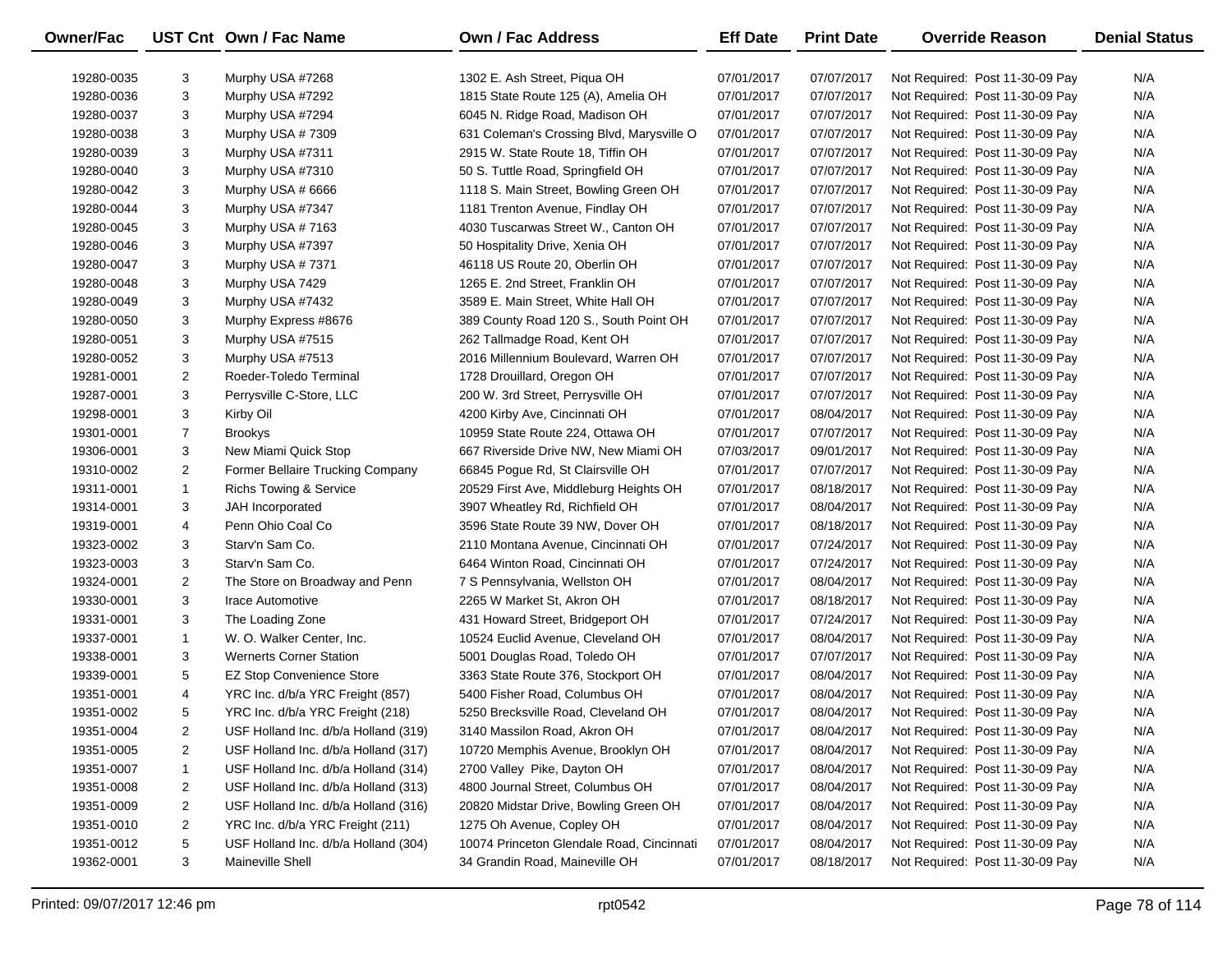| Owner/Fac | UST Cnt | Own / Fac Name | Own / Fac Address | Eff Date | Print Date | Override Reason | Denial Status |
|---|---|---|---|---|---|---|---|
| 19280-0035 | 3 | Murphy USA #7268 | 1302 E. Ash Street, Piqua OH | 07/01/2017 | 07/07/2017 | Not Required: Post 11-30-09 Pay | N/A |
| 19280-0036 | 3 | Murphy USA #7292 | 1815 State Route 125 (A), Amelia OH | 07/01/2017 | 07/07/2017 | Not Required: Post 11-30-09 Pay | N/A |
| 19280-0037 | 3 | Murphy USA #7294 | 6045 N. Ridge Road, Madison OH | 07/01/2017 | 07/07/2017 | Not Required: Post 11-30-09 Pay | N/A |
| 19280-0038 | 3 | Murphy USA # 7309 | 631 Coleman's Crossing Blvd, Marysville O | 07/01/2017 | 07/07/2017 | Not Required: Post 11-30-09 Pay | N/A |
| 19280-0039 | 3 | Murphy USA #7311 | 2915 W. State Route 18, Tiffin OH | 07/01/2017 | 07/07/2017 | Not Required: Post 11-30-09 Pay | N/A |
| 19280-0040 | 3 | Murphy USA #7310 | 50 S. Tuttle Road, Springfield OH | 07/01/2017 | 07/07/2017 | Not Required: Post 11-30-09 Pay | N/A |
| 19280-0042 | 3 | Murphy USA # 6666 | 1118 S. Main Street, Bowling Green OH | 07/01/2017 | 07/07/2017 | Not Required: Post 11-30-09 Pay | N/A |
| 19280-0044 | 3 | Murphy USA #7347 | 1181 Trenton Avenue, Findlay OH | 07/01/2017 | 07/07/2017 | Not Required: Post 11-30-09 Pay | N/A |
| 19280-0045 | 3 | Murphy USA # 7163 | 4030 Tuscarwas Street W., Canton OH | 07/01/2017 | 07/07/2017 | Not Required: Post 11-30-09 Pay | N/A |
| 19280-0046 | 3 | Murphy USA #7397 | 50 Hospitality Drive, Xenia OH | 07/01/2017 | 07/07/2017 | Not Required: Post 11-30-09 Pay | N/A |
| 19280-0047 | 3 | Murphy USA # 7371 | 46118 US Route 20, Oberlin OH | 07/01/2017 | 07/07/2017 | Not Required: Post 11-30-09 Pay | N/A |
| 19280-0048 | 3 | Murphy USA 7429 | 1265 E. 2nd Street, Franklin OH | 07/01/2017 | 07/07/2017 | Not Required: Post 11-30-09 Pay | N/A |
| 19280-0049 | 3 | Murphy USA #7432 | 3589 E. Main Street, White Hall OH | 07/01/2017 | 07/07/2017 | Not Required: Post 11-30-09 Pay | N/A |
| 19280-0050 | 3 | Murphy Express #8676 | 389 County Road 120 S., South Point OH | 07/01/2017 | 07/07/2017 | Not Required: Post 11-30-09 Pay | N/A |
| 19280-0051 | 3 | Murphy USA #7515 | 262 Tallmadge Road, Kent OH | 07/01/2017 | 07/07/2017 | Not Required: Post 11-30-09 Pay | N/A |
| 19280-0052 | 3 | Murphy USA #7513 | 2016 Millennium Boulevard, Warren OH | 07/01/2017 | 07/07/2017 | Not Required: Post 11-30-09 Pay | N/A |
| 19281-0001 | 2 | Roeder-Toledo Terminal | 1728 Drouillard, Oregon OH | 07/01/2017 | 07/07/2017 | Not Required: Post 11-30-09 Pay | N/A |
| 19287-0001 | 3 | Perrysville C-Store, LLC | 200 W. 3rd Street, Perrysville OH | 07/01/2017 | 07/07/2017 | Not Required: Post 11-30-09 Pay | N/A |
| 19298-0001 | 3 | Kirby Oil | 4200 Kirby Ave, Cincinnati OH | 07/01/2017 | 08/04/2017 | Not Required: Post 11-30-09 Pay | N/A |
| 19301-0001 | 7 | Brookys | 10959 State Route 224, Ottawa OH | 07/01/2017 | 07/07/2017 | Not Required: Post 11-30-09 Pay | N/A |
| 19306-0001 | 3 | New Miami Quick Stop | 667 Riverside Drive NW, New Miami OH | 07/03/2017 | 09/01/2017 | Not Required: Post 11-30-09 Pay | N/A |
| 19310-0002 | 2 | Former Bellaire Trucking Company | 66845 Pogue Rd, St Clairsville OH | 07/01/2017 | 07/07/2017 | Not Required: Post 11-30-09 Pay | N/A |
| 19311-0001 | 1 | Richs Towing & Service | 20529 First Ave, Middleburg Heights OH | 07/01/2017 | 08/18/2017 | Not Required: Post 11-30-09 Pay | N/A |
| 19314-0001 | 3 | JAH Incorporated | 3907 Wheatley Rd, Richfield OH | 07/01/2017 | 08/04/2017 | Not Required: Post 11-30-09 Pay | N/A |
| 19319-0001 | 4 | Penn Ohio Coal Co | 3596 State Route 39 NW, Dover OH | 07/01/2017 | 08/18/2017 | Not Required: Post 11-30-09 Pay | N/A |
| 19323-0002 | 3 | Starv'n Sam Co. | 2110 Montana Avenue, Cincinnati OH | 07/01/2017 | 07/24/2017 | Not Required: Post 11-30-09 Pay | N/A |
| 19323-0003 | 3 | Starv'n Sam Co. | 6464 Winton Road, Cincinnati OH | 07/01/2017 | 07/24/2017 | Not Required: Post 11-30-09 Pay | N/A |
| 19324-0001 | 2 | The Store on Broadway and Penn | 7 S Pennsylvania, Wellston OH | 07/01/2017 | 08/04/2017 | Not Required: Post 11-30-09 Pay | N/A |
| 19330-0001 | 3 | Irace Automotive | 2265 W Market St, Akron OH | 07/01/2017 | 08/18/2017 | Not Required: Post 11-30-09 Pay | N/A |
| 19331-0001 | 3 | The Loading Zone | 431 Howard Street, Bridgeport OH | 07/01/2017 | 07/24/2017 | Not Required: Post 11-30-09 Pay | N/A |
| 19337-0001 | 1 | W. O. Walker Center, Inc. | 10524 Euclid Avenue, Cleveland OH | 07/01/2017 | 08/04/2017 | Not Required: Post 11-30-09 Pay | N/A |
| 19338-0001 | 3 | Wernerts Corner Station | 5001 Douglas Road, Toledo OH | 07/01/2017 | 07/07/2017 | Not Required: Post 11-30-09 Pay | N/A |
| 19339-0001 | 5 | EZ Stop Convenience Store | 3363 State Route 376, Stockport OH | 07/01/2017 | 08/04/2017 | Not Required: Post 11-30-09 Pay | N/A |
| 19351-0001 | 4 | YRC Inc. d/b/a YRC Freight (857) | 5400 Fisher Road, Columbus OH | 07/01/2017 | 08/04/2017 | Not Required: Post 11-30-09 Pay | N/A |
| 19351-0002 | 5 | YRC Inc. d/b/a YRC Freight (218) | 5250 Brecksville Road, Cleveland OH | 07/01/2017 | 08/04/2017 | Not Required: Post 11-30-09 Pay | N/A |
| 19351-0004 | 2 | USF Holland Inc. d/b/a Holland (319) | 3140 Massilon Road, Akron OH | 07/01/2017 | 08/04/2017 | Not Required: Post 11-30-09 Pay | N/A |
| 19351-0005 | 2 | USF Holland Inc. d/b/a Holland (317) | 10720 Memphis Avenue, Brooklyn OH | 07/01/2017 | 08/04/2017 | Not Required: Post 11-30-09 Pay | N/A |
| 19351-0007 | 1 | USF Holland Inc. d/b/a Holland (314) | 2700 Valley Pike, Dayton OH | 07/01/2017 | 08/04/2017 | Not Required: Post 11-30-09 Pay | N/A |
| 19351-0008 | 2 | USF Holland Inc. d/b/a Holland (313) | 4800 Journal Street, Columbus OH | 07/01/2017 | 08/04/2017 | Not Required: Post 11-30-09 Pay | N/A |
| 19351-0009 | 2 | USF Holland Inc. d/b/a Holland (316) | 20820 Midstar Drive, Bowling Green OH | 07/01/2017 | 08/04/2017 | Not Required: Post 11-30-09 Pay | N/A |
| 19351-0010 | 2 | YRC Inc. d/b/a YRC Freight (211) | 1275 Oh Avenue, Copley OH | 07/01/2017 | 08/04/2017 | Not Required: Post 11-30-09 Pay | N/A |
| 19351-0012 | 5 | USF Holland Inc. d/b/a Holland (304) | 10074 Princeton Glendale Road, Cincinnati | 07/01/2017 | 08/04/2017 | Not Required: Post 11-30-09 Pay | N/A |
| 19362-0001 | 3 | Maineville Shell | 34 Grandin Road, Maineville OH | 07/01/2017 | 08/18/2017 | Not Required: Post 11-30-09 Pay | N/A |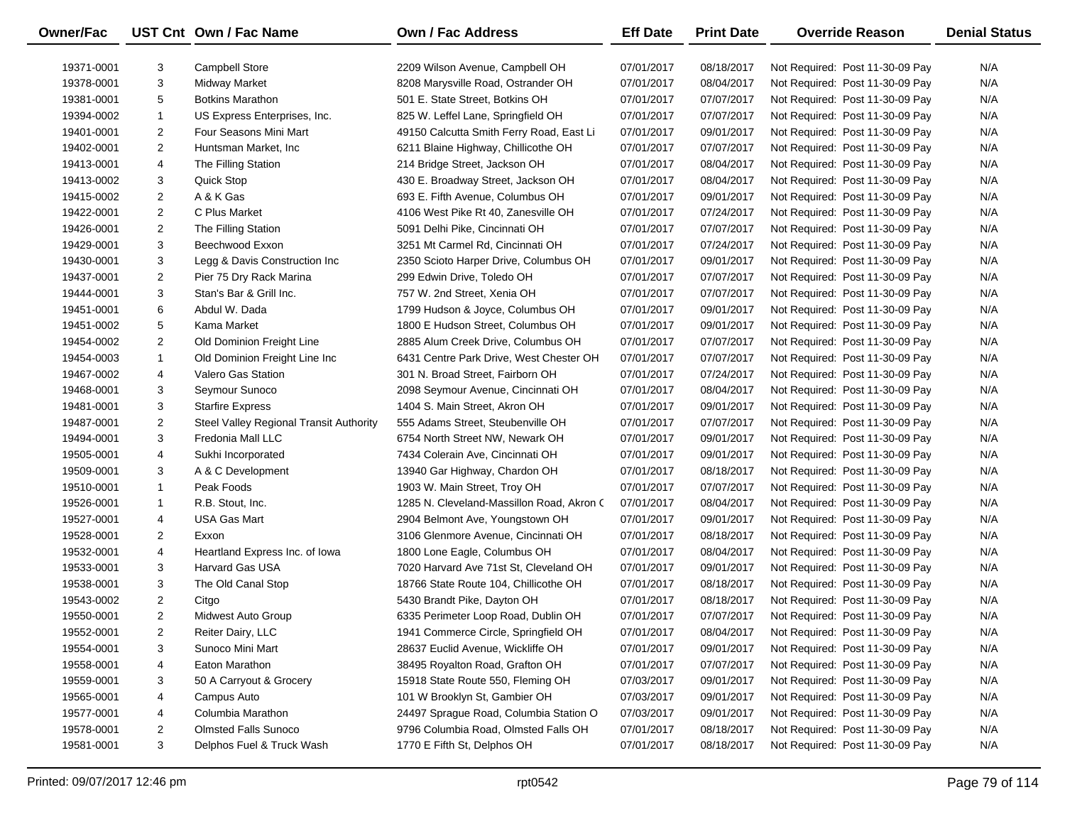| Owner/Fac | UST Cnt | Own / Fac Name | Own / Fac Address | Eff Date | Print Date | Override Reason | Denial Status |
|---|---|---|---|---|---|---|---|
| 19371-0001 | 3 | Campbell Store | 2209 Wilson Avenue, Campbell OH | 07/01/2017 | 08/18/2017 | Not Required: Post 11-30-09 Pay | N/A |
| 19378-0001 | 3 | Midway Market | 8208 Marysville Road, Ostrander OH | 07/01/2017 | 08/04/2017 | Not Required: Post 11-30-09 Pay | N/A |
| 19381-0001 | 5 | Botkins Marathon | 501 E. State Street, Botkins OH | 07/01/2017 | 07/07/2017 | Not Required: Post 11-30-09 Pay | N/A |
| 19394-0002 | 1 | US Express Enterprises, Inc. | 825 W. Leffel Lane, Springfield OH | 07/01/2017 | 07/07/2017 | Not Required: Post 11-30-09 Pay | N/A |
| 19401-0001 | 2 | Four Seasons Mini Mart | 49150 Calcutta Smith Ferry Road, East Li | 07/01/2017 | 09/01/2017 | Not Required: Post 11-30-09 Pay | N/A |
| 19402-0001 | 2 | Huntsman Market, Inc | 6211 Blaine Highway, Chillicothe OH | 07/01/2017 | 07/07/2017 | Not Required: Post 11-30-09 Pay | N/A |
| 19413-0001 | 4 | The Filling Station | 214 Bridge Street, Jackson OH | 07/01/2017 | 08/04/2017 | Not Required: Post 11-30-09 Pay | N/A |
| 19413-0002 | 3 | Quick Stop | 430 E. Broadway Street, Jackson OH | 07/01/2017 | 08/04/2017 | Not Required: Post 11-30-09 Pay | N/A |
| 19415-0002 | 2 | A & K Gas | 693 E. Fifth Avenue, Columbus OH | 07/01/2017 | 09/01/2017 | Not Required: Post 11-30-09 Pay | N/A |
| 19422-0001 | 2 | C Plus Market | 4106 West Pike Rt 40, Zanesville OH | 07/01/2017 | 07/24/2017 | Not Required: Post 11-30-09 Pay | N/A |
| 19426-0001 | 2 | The Filling Station | 5091 Delhi Pike, Cincinnati OH | 07/01/2017 | 07/07/2017 | Not Required: Post 11-30-09 Pay | N/A |
| 19429-0001 | 3 | Beechwood Exxon | 3251 Mt Carmel Rd, Cincinnati OH | 07/01/2017 | 07/24/2017 | Not Required: Post 11-30-09 Pay | N/A |
| 19430-0001 | 3 | Legg & Davis Construction Inc | 2350 Scioto Harper Drive, Columbus OH | 07/01/2017 | 09/01/2017 | Not Required: Post 11-30-09 Pay | N/A |
| 19437-0001 | 2 | Pier 75 Dry Rack Marina | 299 Edwin Drive, Toledo OH | 07/01/2017 | 07/07/2017 | Not Required: Post 11-30-09 Pay | N/A |
| 19444-0001 | 3 | Stan's Bar & Grill Inc. | 757 W. 2nd Street, Xenia OH | 07/01/2017 | 07/07/2017 | Not Required: Post 11-30-09 Pay | N/A |
| 19451-0001 | 6 | Abdul W. Dada | 1799 Hudson & Joyce, Columbus OH | 07/01/2017 | 09/01/2017 | Not Required: Post 11-30-09 Pay | N/A |
| 19451-0002 | 5 | Kama Market | 1800 E Hudson Street, Columbus OH | 07/01/2017 | 09/01/2017 | Not Required: Post 11-30-09 Pay | N/A |
| 19454-0002 | 2 | Old Dominion Freight Line | 2885 Alum Creek Drive, Columbus OH | 07/01/2017 | 07/07/2017 | Not Required: Post 11-30-09 Pay | N/A |
| 19454-0003 | 1 | Old Dominion Freight Line Inc | 6431 Centre Park Drive, West Chester OH | 07/01/2017 | 07/07/2017 | Not Required: Post 11-30-09 Pay | N/A |
| 19467-0002 | 4 | Valero Gas Station | 301 N. Broad Street, Fairborn OH | 07/01/2017 | 07/24/2017 | Not Required: Post 11-30-09 Pay | N/A |
| 19468-0001 | 3 | Seymour Sunoco | 2098 Seymour Avenue, Cincinnati OH | 07/01/2017 | 08/04/2017 | Not Required: Post 11-30-09 Pay | N/A |
| 19481-0001 | 3 | Starfire Express | 1404 S. Main Street, Akron OH | 07/01/2017 | 09/01/2017 | Not Required: Post 11-30-09 Pay | N/A |
| 19487-0001 | 2 | Steel Valley Regional Transit Authority | 555 Adams Street, Steubenville OH | 07/01/2017 | 07/07/2017 | Not Required: Post 11-30-09 Pay | N/A |
| 19494-0001 | 3 | Fredonia Mall LLC | 6754 North Street NW, Newark OH | 07/01/2017 | 09/01/2017 | Not Required: Post 11-30-09 Pay | N/A |
| 19505-0001 | 4 | Sukhi Incorporated | 7434 Colerain Ave, Cincinnati OH | 07/01/2017 | 09/01/2017 | Not Required: Post 11-30-09 Pay | N/A |
| 19509-0001 | 3 | A & C Development | 13940 Gar Highway, Chardon OH | 07/01/2017 | 08/18/2017 | Not Required: Post 11-30-09 Pay | N/A |
| 19510-0001 | 1 | Peak Foods | 1903 W. Main Street, Troy OH | 07/01/2017 | 07/07/2017 | Not Required: Post 11-30-09 Pay | N/A |
| 19526-0001 | 1 | R.B. Stout, Inc. | 1285 N. Cleveland-Massillon Road, Akron ( | 07/01/2017 | 08/04/2017 | Not Required: Post 11-30-09 Pay | N/A |
| 19527-0001 | 4 | USA Gas Mart | 2904 Belmont Ave, Youngstown OH | 07/01/2017 | 09/01/2017 | Not Required: Post 11-30-09 Pay | N/A |
| 19528-0001 | 2 | Exxon | 3106 Glenmore Avenue, Cincinnati OH | 07/01/2017 | 08/18/2017 | Not Required: Post 11-30-09 Pay | N/A |
| 19532-0001 | 4 | Heartland Express Inc. of Iowa | 1800 Lone Eagle, Columbus OH | 07/01/2017 | 08/04/2017 | Not Required: Post 11-30-09 Pay | N/A |
| 19533-0001 | 3 | Harvard Gas USA | 7020 Harvard Ave 71st St, Cleveland OH | 07/01/2017 | 09/01/2017 | Not Required: Post 11-30-09 Pay | N/A |
| 19538-0001 | 3 | The Old Canal Stop | 18766 State Route 104, Chillicothe OH | 07/01/2017 | 08/18/2017 | Not Required: Post 11-30-09 Pay | N/A |
| 19543-0002 | 2 | Citgo | 5430 Brandt Pike, Dayton OH | 07/01/2017 | 08/18/2017 | Not Required: Post 11-30-09 Pay | N/A |
| 19550-0001 | 2 | Midwest Auto Group | 6335 Perimeter Loop Road, Dublin OH | 07/01/2017 | 07/07/2017 | Not Required: Post 11-30-09 Pay | N/A |
| 19552-0001 | 2 | Reiter Dairy, LLC | 1941 Commerce Circle, Springfield OH | 07/01/2017 | 08/04/2017 | Not Required: Post 11-30-09 Pay | N/A |
| 19554-0001 | 3 | Sunoco Mini Mart | 28637 Euclid Avenue, Wickliffe OH | 07/01/2017 | 09/01/2017 | Not Required: Post 11-30-09 Pay | N/A |
| 19558-0001 | 4 | Eaton Marathon | 38495 Royalton Road, Grafton OH | 07/01/2017 | 07/07/2017 | Not Required: Post 11-30-09 Pay | N/A |
| 19559-0001 | 3 | 50 A Carryout & Grocery | 15918 State Route 550, Fleming OH | 07/03/2017 | 09/01/2017 | Not Required: Post 11-30-09 Pay | N/A |
| 19565-0001 | 4 | Campus Auto | 101 W Brooklyn St, Gambier OH | 07/03/2017 | 09/01/2017 | Not Required: Post 11-30-09 Pay | N/A |
| 19577-0001 | 4 | Columbia Marathon | 24497 Sprague Road, Columbia Station O | 07/03/2017 | 09/01/2017 | Not Required: Post 11-30-09 Pay | N/A |
| 19578-0001 | 2 | Olmsted Falls Sunoco | 9796 Columbia Road, Olmsted Falls OH | 07/01/2017 | 08/18/2017 | Not Required: Post 11-30-09 Pay | N/A |
| 19581-0001 | 3 | Delphos Fuel & Truck Wash | 1770 E Fifth St, Delphos OH | 07/01/2017 | 08/18/2017 | Not Required: Post 11-30-09 Pay | N/A |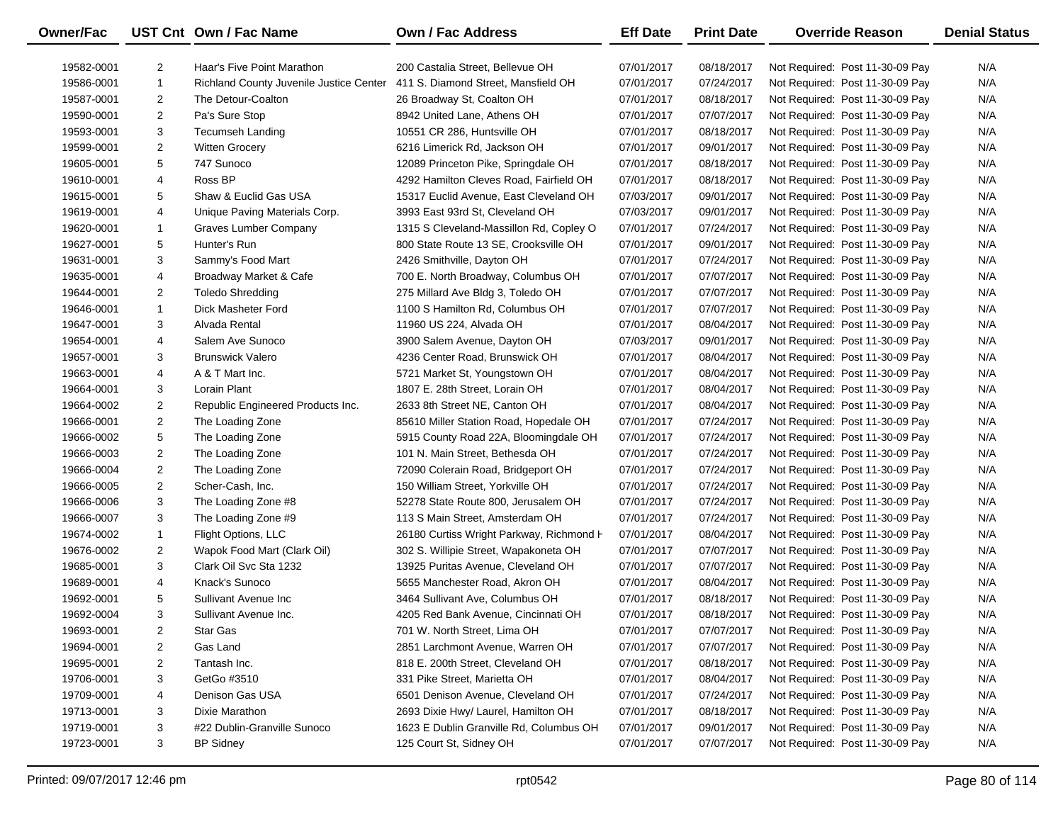| Owner/Fac | UST Cnt | Own / Fac Name | Own / Fac Address | Eff Date | Print Date | Override Reason | Denial Status |
|---|---|---|---|---|---|---|---|
| 19582-0001 | 2 | Haar's Five Point Marathon | 200 Castalia Street, Bellevue OH | 07/01/2017 | 08/18/2017 | Not Required: Post 11-30-09 Pay | N/A |
| 19586-0001 | 1 | Richland County Juvenile Justice Center | 411 S. Diamond Street, Mansfield OH | 07/01/2017 | 07/24/2017 | Not Required: Post 11-30-09 Pay | N/A |
| 19587-0001 | 2 | The Detour-Coalton | 26 Broadway St, Coalton OH | 07/01/2017 | 08/18/2017 | Not Required: Post 11-30-09 Pay | N/A |
| 19590-0001 | 2 | Pa's Sure Stop | 8942 United Lane, Athens OH | 07/01/2017 | 07/07/2017 | Not Required: Post 11-30-09 Pay | N/A |
| 19593-0001 | 3 | Tecumseh Landing | 10551 CR 286, Huntsville OH | 07/01/2017 | 08/18/2017 | Not Required: Post 11-30-09 Pay | N/A |
| 19599-0001 | 2 | Witten Grocery | 6216 Limerick Rd, Jackson OH | 07/01/2017 | 09/01/2017 | Not Required: Post 11-30-09 Pay | N/A |
| 19605-0001 | 5 | 747 Sunoco | 12089 Princeton Pike, Springdale OH | 07/01/2017 | 08/18/2017 | Not Required: Post 11-30-09 Pay | N/A |
| 19610-0001 | 4 | Ross BP | 4292 Hamilton Cleves Road, Fairfield OH | 07/01/2017 | 08/18/2017 | Not Required: Post 11-30-09 Pay | N/A |
| 19615-0001 | 5 | Shaw & Euclid Gas USA | 15317 Euclid Avenue, East Cleveland OH | 07/03/2017 | 09/01/2017 | Not Required: Post 11-30-09 Pay | N/A |
| 19619-0001 | 4 | Unique Paving Materials Corp. | 3993 East 93rd St, Cleveland OH | 07/03/2017 | 09/01/2017 | Not Required: Post 11-30-09 Pay | N/A |
| 19620-0001 | 1 | Graves Lumber Company | 1315 S Cleveland-Massillon Rd, Copley O | 07/01/2017 | 07/24/2017 | Not Required: Post 11-30-09 Pay | N/A |
| 19627-0001 | 5 | Hunter's Run | 800 State Route 13 SE, Crooksville OH | 07/01/2017 | 09/01/2017 | Not Required: Post 11-30-09 Pay | N/A |
| 19631-0001 | 3 | Sammy's Food Mart | 2426 Smithville, Dayton OH | 07/01/2017 | 07/24/2017 | Not Required: Post 11-30-09 Pay | N/A |
| 19635-0001 | 4 | Broadway Market & Cafe | 700 E. North Broadway, Columbus OH | 07/01/2017 | 07/07/2017 | Not Required: Post 11-30-09 Pay | N/A |
| 19644-0001 | 2 | Toledo Shredding | 275 Millard Ave Bldg 3, Toledo OH | 07/01/2017 | 07/07/2017 | Not Required: Post 11-30-09 Pay | N/A |
| 19646-0001 | 1 | Dick Masheter Ford | 1100 S Hamilton Rd, Columbus OH | 07/01/2017 | 07/07/2017 | Not Required: Post 11-30-09 Pay | N/A |
| 19647-0001 | 3 | Alvada Rental | 11960 US 224, Alvada OH | 07/01/2017 | 08/04/2017 | Not Required: Post 11-30-09 Pay | N/A |
| 19654-0001 | 4 | Salem Ave Sunoco | 3900 Salem Avenue, Dayton OH | 07/03/2017 | 09/01/2017 | Not Required: Post 11-30-09 Pay | N/A |
| 19657-0001 | 3 | Brunswick Valero | 4236 Center Road, Brunswick OH | 07/01/2017 | 08/04/2017 | Not Required: Post 11-30-09 Pay | N/A |
| 19663-0001 | 4 | A & T Mart Inc. | 5721 Market St, Youngstown OH | 07/01/2017 | 08/04/2017 | Not Required: Post 11-30-09 Pay | N/A |
| 19664-0001 | 3 | Lorain Plant | 1807 E. 28th Street, Lorain OH | 07/01/2017 | 08/04/2017 | Not Required: Post 11-30-09 Pay | N/A |
| 19664-0002 | 2 | Republic Engineered Products Inc. | 2633 8th Street NE, Canton OH | 07/01/2017 | 08/04/2017 | Not Required: Post 11-30-09 Pay | N/A |
| 19666-0001 | 2 | The Loading Zone | 85610 Miller Station Road, Hopedale OH | 07/01/2017 | 07/24/2017 | Not Required: Post 11-30-09 Pay | N/A |
| 19666-0002 | 5 | The Loading Zone | 5915 County Road 22A, Bloomingdale OH | 07/01/2017 | 07/24/2017 | Not Required: Post 11-30-09 Pay | N/A |
| 19666-0003 | 2 | The Loading Zone | 101 N. Main Street, Bethesda OH | 07/01/2017 | 07/24/2017 | Not Required: Post 11-30-09 Pay | N/A |
| 19666-0004 | 2 | The Loading Zone | 72090 Colerain Road, Bridgeport OH | 07/01/2017 | 07/24/2017 | Not Required: Post 11-30-09 Pay | N/A |
| 19666-0005 | 2 | Scher-Cash, Inc. | 150 William Street, Yorkville OH | 07/01/2017 | 07/24/2017 | Not Required: Post 11-30-09 Pay | N/A |
| 19666-0006 | 3 | The Loading Zone #8 | 52278 State Route 800, Jerusalem OH | 07/01/2017 | 07/24/2017 | Not Required: Post 11-30-09 Pay | N/A |
| 19666-0007 | 3 | The Loading Zone #9 | 113 S Main Street, Amsterdam OH | 07/01/2017 | 07/24/2017 | Not Required: Post 11-30-09 Pay | N/A |
| 19674-0002 | 1 | Flight Options, LLC | 26180 Curtiss Wright Parkway, Richmond H | 07/01/2017 | 08/04/2017 | Not Required: Post 11-30-09 Pay | N/A |
| 19676-0002 | 2 | Wapok Food Mart (Clark Oil) | 302 S. Willipie Street, Wapakoneta OH | 07/01/2017 | 07/07/2017 | Not Required: Post 11-30-09 Pay | N/A |
| 19685-0001 | 3 | Clark Oil Svc Sta 1232 | 13925 Puritas Avenue, Cleveland OH | 07/01/2017 | 07/07/2017 | Not Required: Post 11-30-09 Pay | N/A |
| 19689-0001 | 4 | Knack's Sunoco | 5655 Manchester Road, Akron OH | 07/01/2017 | 08/04/2017 | Not Required: Post 11-30-09 Pay | N/A |
| 19692-0001 | 5 | Sullivant Avenue Inc | 3464 Sullivant Ave, Columbus OH | 07/01/2017 | 08/18/2017 | Not Required: Post 11-30-09 Pay | N/A |
| 19692-0004 | 3 | Sullivant Avenue Inc. | 4205 Red Bank Avenue, Cincinnati OH | 07/01/2017 | 08/18/2017 | Not Required: Post 11-30-09 Pay | N/A |
| 19693-0001 | 2 | Star Gas | 701 W. North Street, Lima OH | 07/01/2017 | 07/07/2017 | Not Required: Post 11-30-09 Pay | N/A |
| 19694-0001 | 2 | Gas Land | 2851 Larchmont Avenue, Warren OH | 07/01/2017 | 07/07/2017 | Not Required: Post 11-30-09 Pay | N/A |
| 19695-0001 | 2 | Tantash Inc. | 818 E. 200th Street, Cleveland OH | 07/01/2017 | 08/18/2017 | Not Required: Post 11-30-09 Pay | N/A |
| 19706-0001 | 3 | GetGo #3510 | 331 Pike Street, Marietta OH | 07/01/2017 | 08/04/2017 | Not Required: Post 11-30-09 Pay | N/A |
| 19709-0001 | 4 | Denison Gas USA | 6501 Denison Avenue, Cleveland OH | 07/01/2017 | 07/24/2017 | Not Required: Post 11-30-09 Pay | N/A |
| 19713-0001 | 3 | Dixie Marathon | 2693 Dixie Hwy/ Laurel, Hamilton OH | 07/01/2017 | 08/18/2017 | Not Required: Post 11-30-09 Pay | N/A |
| 19719-0001 | 3 | #22 Dublin-Granville Sunoco | 1623 E Dublin Granville Rd, Columbus OH | 07/01/2017 | 09/01/2017 | Not Required: Post 11-30-09 Pay | N/A |
| 19723-0001 | 3 | BP Sidney | 125 Court St, Sidney OH | 07/01/2017 | 07/07/2017 | Not Required: Post 11-30-09 Pay | N/A |

Printed: 09/07/2017 12:46 pm rpt0542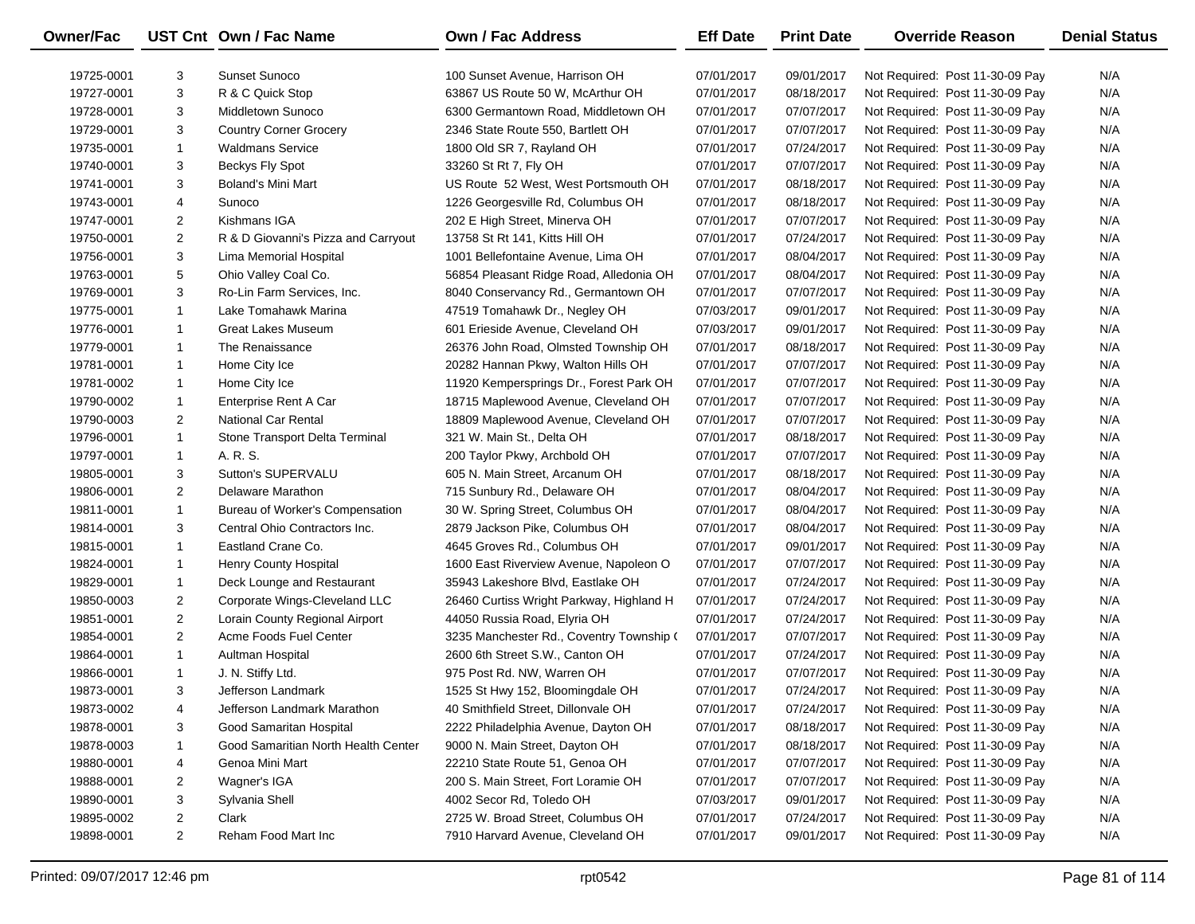| Owner/Fac | UST Cnt | Own / Fac Name | Own / Fac Address | Eff Date | Print Date | Override Reason | Denial Status |
|---|---|---|---|---|---|---|---|
| 19725-0001 | 3 | Sunset Sunoco | 100 Sunset Avenue, Harrison OH | 07/01/2017 | 09/01/2017 | Not Required: Post 11-30-09 Pay | N/A |
| 19727-0001 | 3 | R & C Quick Stop | 63867 US Route 50 W, McArthur OH | 07/01/2017 | 08/18/2017 | Not Required: Post 11-30-09 Pay | N/A |
| 19728-0001 | 3 | Middletown Sunoco | 6300 Germantown Road, Middletown OH | 07/01/2017 | 07/07/2017 | Not Required: Post 11-30-09 Pay | N/A |
| 19729-0001 | 3 | Country Corner Grocery | 2346 State Route 550, Bartlett OH | 07/01/2017 | 07/07/2017 | Not Required: Post 11-30-09 Pay | N/A |
| 19735-0001 | 1 | Waldmans Service | 1800 Old SR 7, Rayland OH | 07/01/2017 | 07/24/2017 | Not Required: Post 11-30-09 Pay | N/A |
| 19740-0001 | 3 | Beckys Fly Spot | 33260 St Rt 7, Fly OH | 07/01/2017 | 07/07/2017 | Not Required: Post 11-30-09 Pay | N/A |
| 19741-0001 | 3 | Boland's Mini Mart | US Route 52 West, West Portsmouth OH | 07/01/2017 | 08/18/2017 | Not Required: Post 11-30-09 Pay | N/A |
| 19743-0001 | 4 | Sunoco | 1226 Georgesville Rd, Columbus OH | 07/01/2017 | 08/18/2017 | Not Required: Post 11-30-09 Pay | N/A |
| 19747-0001 | 2 | Kishmans IGA | 202 E High Street, Minerva OH | 07/01/2017 | 07/07/2017 | Not Required: Post 11-30-09 Pay | N/A |
| 19750-0001 | 2 | R & D Giovanni's Pizza and Carryout | 13758 St Rt 141, Kitts Hill OH | 07/01/2017 | 07/24/2017 | Not Required: Post 11-30-09 Pay | N/A |
| 19756-0001 | 3 | Lima Memorial Hospital | 1001 Bellefontaine Avenue, Lima OH | 07/01/2017 | 08/04/2017 | Not Required: Post 11-30-09 Pay | N/A |
| 19763-0001 | 5 | Ohio Valley Coal Co. | 56854 Pleasant Ridge Road, Alledonia OH | 07/01/2017 | 08/04/2017 | Not Required: Post 11-30-09 Pay | N/A |
| 19769-0001 | 3 | Ro-Lin Farm Services, Inc. | 8040 Conservancy Rd., Germantown OH | 07/01/2017 | 07/07/2017 | Not Required: Post 11-30-09 Pay | N/A |
| 19775-0001 | 1 | Lake Tomahawk Marina | 47519 Tomahawk Dr., Negley OH | 07/03/2017 | 09/01/2017 | Not Required: Post 11-30-09 Pay | N/A |
| 19776-0001 | 1 | Great Lakes Museum | 601 Erieside Avenue, Cleveland OH | 07/03/2017 | 09/01/2017 | Not Required: Post 11-30-09 Pay | N/A |
| 19779-0001 | 1 | The Renaissance | 26376 John Road, Olmsted Township OH | 07/01/2017 | 08/18/2017 | Not Required: Post 11-30-09 Pay | N/A |
| 19781-0001 | 1 | Home City Ice | 20282 Hannan Pkwy, Walton Hills OH | 07/01/2017 | 07/07/2017 | Not Required: Post 11-30-09 Pay | N/A |
| 19781-0002 | 1 | Home City Ice | 11920 Kempersprings Dr., Forest Park OH | 07/01/2017 | 07/07/2017 | Not Required: Post 11-30-09 Pay | N/A |
| 19790-0002 | 1 | Enterprise Rent A Car | 18715 Maplewood Avenue, Cleveland OH | 07/01/2017 | 07/07/2017 | Not Required: Post 11-30-09 Pay | N/A |
| 19790-0003 | 2 | National Car Rental | 18809 Maplewood Avenue, Cleveland OH | 07/01/2017 | 07/07/2017 | Not Required: Post 11-30-09 Pay | N/A |
| 19796-0001 | 1 | Stone Transport Delta Terminal | 321 W. Main St., Delta OH | 07/01/2017 | 08/18/2017 | Not Required: Post 11-30-09 Pay | N/A |
| 19797-0001 | 1 | A. R. S. | 200 Taylor Pkwy, Archbold OH | 07/01/2017 | 07/07/2017 | Not Required: Post 11-30-09 Pay | N/A |
| 19805-0001 | 3 | Sutton's SUPERVALU | 605 N. Main Street, Arcanum OH | 07/01/2017 | 08/18/2017 | Not Required: Post 11-30-09 Pay | N/A |
| 19806-0001 | 2 | Delaware Marathon | 715 Sunbury Rd., Delaware OH | 07/01/2017 | 08/04/2017 | Not Required: Post 11-30-09 Pay | N/A |
| 19811-0001 | 1 | Bureau of Worker's Compensation | 30 W. Spring Street, Columbus OH | 07/01/2017 | 08/04/2017 | Not Required: Post 11-30-09 Pay | N/A |
| 19814-0001 | 3 | Central Ohio Contractors Inc. | 2879 Jackson Pike, Columbus OH | 07/01/2017 | 08/04/2017 | Not Required: Post 11-30-09 Pay | N/A |
| 19815-0001 | 1 | Eastland Crane Co. | 4645 Groves Rd., Columbus OH | 07/01/2017 | 09/01/2017 | Not Required: Post 11-30-09 Pay | N/A |
| 19824-0001 | 1 | Henry County Hospital | 1600 East Riverview Avenue, Napoleon O | 07/01/2017 | 07/07/2017 | Not Required: Post 11-30-09 Pay | N/A |
| 19829-0001 | 1 | Deck Lounge and Restaurant | 35943 Lakeshore Blvd, Eastlake OH | 07/01/2017 | 07/24/2017 | Not Required: Post 11-30-09 Pay | N/A |
| 19850-0003 | 2 | Corporate Wings-Cleveland LLC | 26460 Curtiss Wright Parkway, Highland H | 07/01/2017 | 07/24/2017 | Not Required: Post 11-30-09 Pay | N/A |
| 19851-0001 | 2 | Lorain County Regional Airport | 44050 Russia Road, Elyria OH | 07/01/2017 | 07/24/2017 | Not Required: Post 11-30-09 Pay | N/A |
| 19854-0001 | 2 | Acme Foods Fuel Center | 3235 Manchester Rd., Coventry Township ( | 07/01/2017 | 07/07/2017 | Not Required: Post 11-30-09 Pay | N/A |
| 19864-0001 | 1 | Aultman Hospital | 2600 6th Street S.W., Canton OH | 07/01/2017 | 07/24/2017 | Not Required: Post 11-30-09 Pay | N/A |
| 19866-0001 | 1 | J. N. Stiffy Ltd. | 975 Post Rd. NW, Warren OH | 07/01/2017 | 07/07/2017 | Not Required: Post 11-30-09 Pay | N/A |
| 19873-0001 | 3 | Jefferson Landmark | 1525 St Hwy 152, Bloomingdale OH | 07/01/2017 | 07/24/2017 | Not Required: Post 11-30-09 Pay | N/A |
| 19873-0002 | 4 | Jefferson Landmark Marathon | 40 Smithfield Street, Dillonvale OH | 07/01/2017 | 07/24/2017 | Not Required: Post 11-30-09 Pay | N/A |
| 19878-0001 | 3 | Good Samaritan Hospital | 2222 Philadelphia Avenue, Dayton OH | 07/01/2017 | 08/18/2017 | Not Required: Post 11-30-09 Pay | N/A |
| 19878-0003 | 1 | Good Samaritian North Health Center | 9000 N. Main Street, Dayton OH | 07/01/2017 | 08/18/2017 | Not Required: Post 11-30-09 Pay | N/A |
| 19880-0001 | 4 | Genoa Mini Mart | 22210 State Route 51, Genoa OH | 07/01/2017 | 07/07/2017 | Not Required: Post 11-30-09 Pay | N/A |
| 19888-0001 | 2 | Wagner's IGA | 200 S. Main Street, Fort Loramie OH | 07/01/2017 | 07/07/2017 | Not Required: Post 11-30-09 Pay | N/A |
| 19890-0001 | 3 | Sylvania Shell | 4002 Secor Rd, Toledo OH | 07/03/2017 | 09/01/2017 | Not Required: Post 11-30-09 Pay | N/A |
| 19895-0002 | 2 | Clark | 2725 W. Broad Street, Columbus OH | 07/01/2017 | 07/24/2017 | Not Required: Post 11-30-09 Pay | N/A |
| 19898-0001 | 2 | Reham Food Mart Inc | 7910 Harvard Avenue, Cleveland OH | 07/01/2017 | 09/01/2017 | Not Required: Post 11-30-09 Pay | N/A |

Printed: 09/07/2017 12:46 pm rpt0542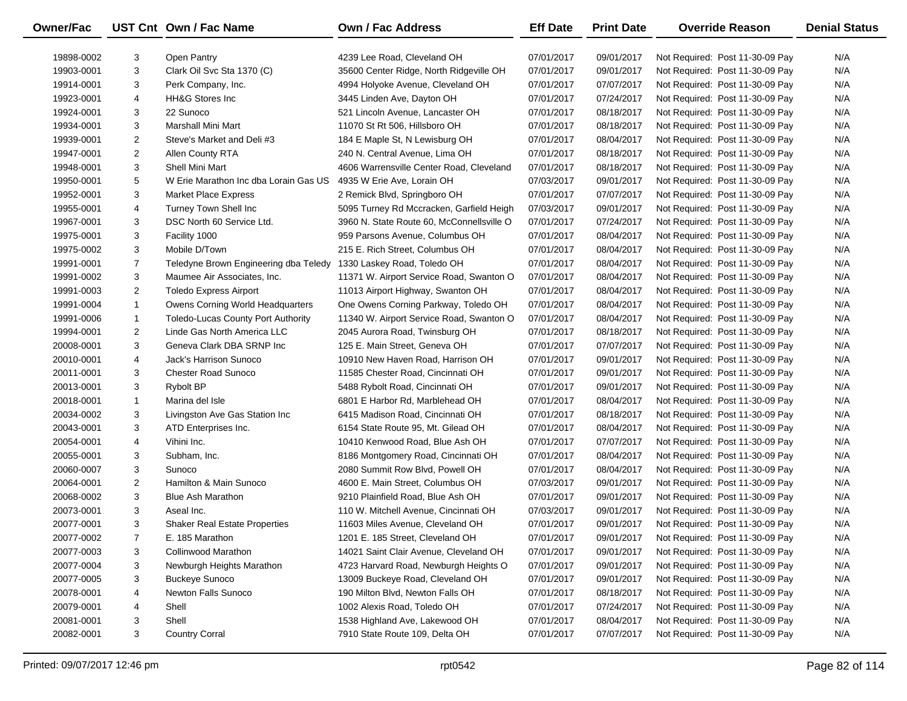| Owner/Fac | UST Cnt | Own / Fac Name | Own / Fac Address | Eff Date | Print Date | Override Reason | Denial Status |
|---|---|---|---|---|---|---|---|
| 19898-0002 | 3 | Open Pantry | 4239 Lee Road, Cleveland OH | 07/01/2017 | 09/01/2017 | Not Required: Post 11-30-09 Pay | N/A |
| 19903-0001 | 3 | Clark Oil Svc Sta 1370 (C) | 35600 Center Ridge, North Ridgeville OH | 07/01/2017 | 09/01/2017 | Not Required: Post 11-30-09 Pay | N/A |
| 19914-0001 | 3 | Perk Company, Inc. | 4994 Holyoke Avenue, Cleveland OH | 07/01/2017 | 07/07/2017 | Not Required: Post 11-30-09 Pay | N/A |
| 19923-0001 | 4 | HH&G Stores Inc | 3445 Linden Ave, Dayton OH | 07/01/2017 | 07/24/2017 | Not Required: Post 11-30-09 Pay | N/A |
| 19924-0001 | 3 | 22 Sunoco | 521 Lincoln Avenue, Lancaster OH | 07/01/2017 | 08/18/2017 | Not Required: Post 11-30-09 Pay | N/A |
| 19934-0001 | 3 | Marshall Mini Mart | 11070 St Rt 506, Hillsboro OH | 07/01/2017 | 08/18/2017 | Not Required: Post 11-30-09 Pay | N/A |
| 19939-0001 | 2 | Steve's Market and Deli #3 | 184 E Maple St, N Lewisburg OH | 07/01/2017 | 08/04/2017 | Not Required: Post 11-30-09 Pay | N/A |
| 19947-0001 | 2 | Allen County RTA | 240 N. Central Avenue, Lima OH | 07/01/2017 | 08/18/2017 | Not Required: Post 11-30-09 Pay | N/A |
| 19948-0001 | 3 | Shell Mini Mart | 4606 Warrensville Center Road, Cleveland | 07/01/2017 | 08/18/2017 | Not Required: Post 11-30-09 Pay | N/A |
| 19950-0001 | 5 | W Erie Marathon Inc dba Lorain Gas US | 4935 W Erie Ave, Lorain OH | 07/03/2017 | 09/01/2017 | Not Required: Post 11-30-09 Pay | N/A |
| 19952-0001 | 3 | Market Place Express | 2 Remick Blvd, Springboro OH | 07/01/2017 | 07/07/2017 | Not Required: Post 11-30-09 Pay | N/A |
| 19955-0001 | 4 | Turney Town Shell Inc | 5095 Turney Rd Mccracken, Garfield Heigh | 07/03/2017 | 09/01/2017 | Not Required: Post 11-30-09 Pay | N/A |
| 19967-0001 | 3 | DSC North 60 Service Ltd. | 3960 N. State Route 60, McConnellsville O | 07/01/2017 | 07/24/2017 | Not Required: Post 11-30-09 Pay | N/A |
| 19975-0001 | 3 | Facility 1000 | 959 Parsons Avenue, Columbus OH | 07/01/2017 | 08/04/2017 | Not Required: Post 11-30-09 Pay | N/A |
| 19975-0002 | 3 | Mobile D/Town | 215 E. Rich Street, Columbus OH | 07/01/2017 | 08/04/2017 | Not Required: Post 11-30-09 Pay | N/A |
| 19991-0001 | 7 | Teledyne Brown Engineering dba Teledy | 1330 Laskey Road, Toledo OH | 07/01/2017 | 08/04/2017 | Not Required: Post 11-30-09 Pay | N/A |
| 19991-0002 | 3 | Maumee Air Associates, Inc. | 11371 W. Airport Service Road, Swanton O | 07/01/2017 | 08/04/2017 | Not Required: Post 11-30-09 Pay | N/A |
| 19991-0003 | 2 | Toledo Express Airport | 11013 Airport Highway, Swanton OH | 07/01/2017 | 08/04/2017 | Not Required: Post 11-30-09 Pay | N/A |
| 19991-0004 | 1 | Owens Corning World Headquarters | One Owens Corning Parkway, Toledo OH | 07/01/2017 | 08/04/2017 | Not Required: Post 11-30-09 Pay | N/A |
| 19991-0006 | 1 | Toledo-Lucas County Port Authority | 11340 W. Airport Service Road, Swanton O | 07/01/2017 | 08/04/2017 | Not Required: Post 11-30-09 Pay | N/A |
| 19994-0001 | 2 | Linde Gas North America LLC | 2045 Aurora Road, Twinsburg OH | 07/01/2017 | 08/18/2017 | Not Required: Post 11-30-09 Pay | N/A |
| 20008-0001 | 3 | Geneva Clark DBA SRNP Inc | 125 E. Main Street, Geneva OH | 07/01/2017 | 07/07/2017 | Not Required: Post 11-30-09 Pay | N/A |
| 20010-0001 | 4 | Jack's Harrison Sunoco | 10910 New Haven Road, Harrison OH | 07/01/2017 | 09/01/2017 | Not Required: Post 11-30-09 Pay | N/A |
| 20011-0001 | 3 | Chester Road Sunoco | 11585 Chester Road, Cincinnati OH | 07/01/2017 | 09/01/2017 | Not Required: Post 11-30-09 Pay | N/A |
| 20013-0001 | 3 | Rybolt BP | 5488 Rybolt Road, Cincinnati OH | 07/01/2017 | 09/01/2017 | Not Required: Post 11-30-09 Pay | N/A |
| 20018-0001 | 1 | Marina del Isle | 6801 E Harbor Rd, Marblehead OH | 07/01/2017 | 08/04/2017 | Not Required: Post 11-30-09 Pay | N/A |
| 20034-0002 | 3 | Livingston Ave Gas Station Inc | 6415 Madison Road, Cincinnati OH | 07/01/2017 | 08/18/2017 | Not Required: Post 11-30-09 Pay | N/A |
| 20043-0001 | 3 | ATD Enterprises Inc. | 6154 State Route 95, Mt. Gilead OH | 07/01/2017 | 08/04/2017 | Not Required: Post 11-30-09 Pay | N/A |
| 20054-0001 | 4 | Vihini Inc. | 10410 Kenwood Road, Blue Ash OH | 07/01/2017 | 07/07/2017 | Not Required: Post 11-30-09 Pay | N/A |
| 20055-0001 | 3 | Subham, Inc. | 8186 Montgomery Road, Cincinnati OH | 07/01/2017 | 08/04/2017 | Not Required: Post 11-30-09 Pay | N/A |
| 20060-0007 | 3 | Sunoco | 2080 Summit Row Blvd, Powell OH | 07/01/2017 | 08/04/2017 | Not Required: Post 11-30-09 Pay | N/A |
| 20064-0001 | 2 | Hamilton & Main Sunoco | 4600 E. Main Street, Columbus OH | 07/03/2017 | 09/01/2017 | Not Required: Post 11-30-09 Pay | N/A |
| 20068-0002 | 3 | Blue Ash Marathon | 9210 Plainfield Road, Blue Ash OH | 07/01/2017 | 09/01/2017 | Not Required: Post 11-30-09 Pay | N/A |
| 20073-0001 | 3 | Aseal Inc. | 110 W. Mitchell Avenue, Cincinnati OH | 07/03/2017 | 09/01/2017 | Not Required: Post 11-30-09 Pay | N/A |
| 20077-0001 | 3 | Shaker Real Estate Properties | 11603 Miles Avenue, Cleveland OH | 07/01/2017 | 09/01/2017 | Not Required: Post 11-30-09 Pay | N/A |
| 20077-0002 | 7 | E. 185 Marathon | 1201 E. 185 Street, Cleveland OH | 07/01/2017 | 09/01/2017 | Not Required: Post 11-30-09 Pay | N/A |
| 20077-0003 | 3 | Collinwood Marathon | 14021 Saint Clair Avenue, Cleveland OH | 07/01/2017 | 09/01/2017 | Not Required: Post 11-30-09 Pay | N/A |
| 20077-0004 | 3 | Newburgh Heights Marathon | 4723 Harvard Road, Newburgh Heights O | 07/01/2017 | 09/01/2017 | Not Required: Post 11-30-09 Pay | N/A |
| 20077-0005 | 3 | Buckeye Sunoco | 13009 Buckeye Road, Cleveland OH | 07/01/2017 | 09/01/2017 | Not Required: Post 11-30-09 Pay | N/A |
| 20078-0001 | 4 | Newton Falls Sunoco | 190 Milton Blvd, Newton Falls OH | 07/01/2017 | 08/18/2017 | Not Required: Post 11-30-09 Pay | N/A |
| 20079-0001 | 4 | Shell | 1002 Alexis Road, Toledo OH | 07/01/2017 | 07/24/2017 | Not Required: Post 11-30-09 Pay | N/A |
| 20081-0001 | 3 | Shell | 1538 Highland Ave, Lakewood OH | 07/01/2017 | 08/04/2017 | Not Required: Post 11-30-09 Pay | N/A |
| 20082-0001 | 3 | Country Corral | 7910 State Route 109, Delta OH | 07/01/2017 | 07/07/2017 | Not Required: Post 11-30-09 Pay | N/A |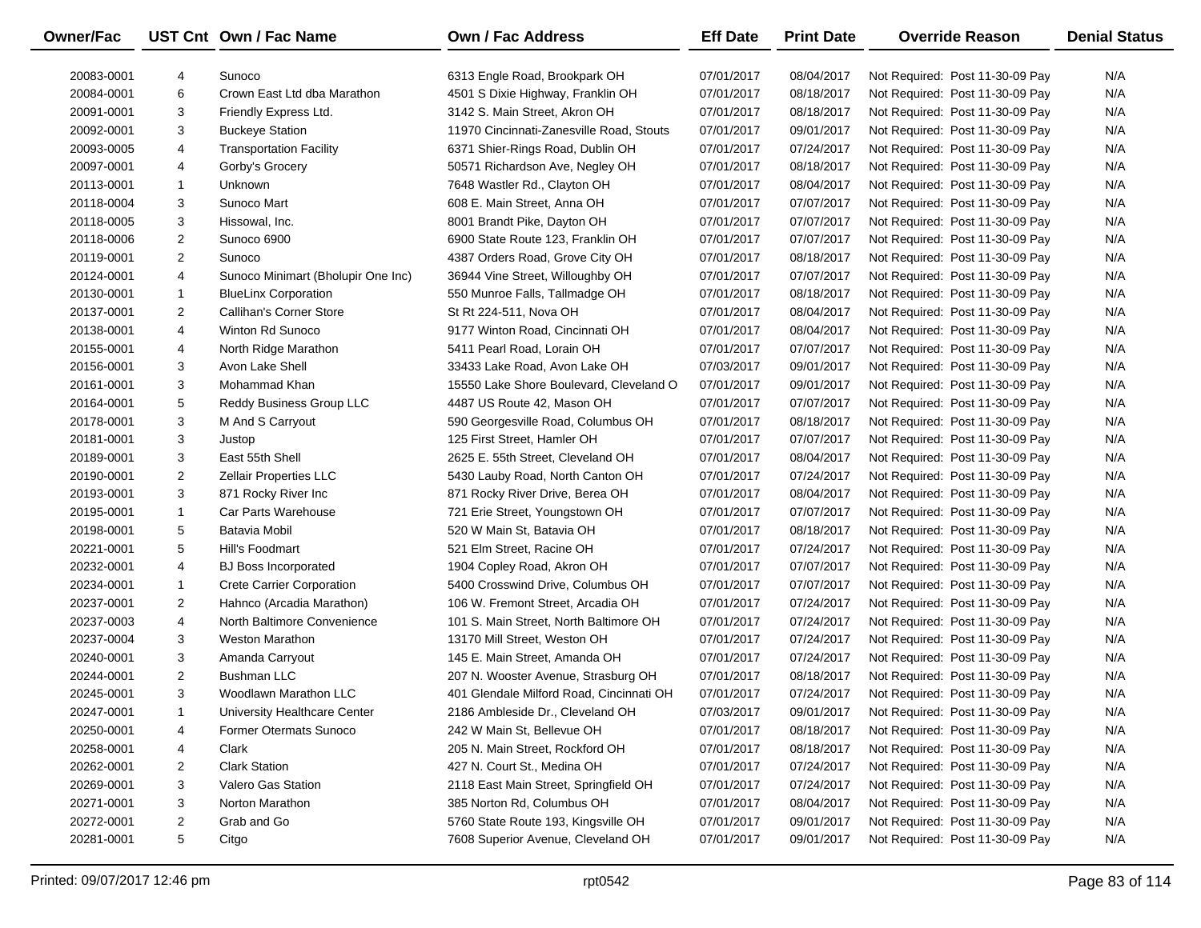| Owner/Fac | UST Cnt | Own / Fac Name | Own / Fac Address | Eff Date | Print Date | Override Reason | Denial Status |
|---|---|---|---|---|---|---|---|
| 20083-0001 | 4 | Sunoco | 6313 Engle Road, Brookpark OH | 07/01/2017 | 08/04/2017 | Not Required: Post 11-30-09 Pay | N/A |
| 20084-0001 | 6 | Crown East Ltd dba Marathon | 4501 S Dixie Highway, Franklin OH | 07/01/2017 | 08/18/2017 | Not Required: Post 11-30-09 Pay | N/A |
| 20091-0001 | 3 | Friendly Express Ltd. | 3142 S. Main Street, Akron OH | 07/01/2017 | 08/18/2017 | Not Required: Post 11-30-09 Pay | N/A |
| 20092-0001 | 3 | Buckeye Station | 11970 Cincinnati-Zanesville Road, Stouts | 07/01/2017 | 09/01/2017 | Not Required: Post 11-30-09 Pay | N/A |
| 20093-0005 | 4 | Transportation Facility | 6371 Shier-Rings Road, Dublin OH | 07/01/2017 | 07/24/2017 | Not Required: Post 11-30-09 Pay | N/A |
| 20097-0001 | 4 | Gorby's Grocery | 50571 Richardson Ave, Negley OH | 07/01/2017 | 08/18/2017 | Not Required: Post 11-30-09 Pay | N/A |
| 20113-0001 | 1 | Unknown | 7648 Wastler Rd., Clayton OH | 07/01/2017 | 08/04/2017 | Not Required: Post 11-30-09 Pay | N/A |
| 20118-0004 | 3 | Sunoco Mart | 608 E. Main Street, Anna OH | 07/01/2017 | 07/07/2017 | Not Required: Post 11-30-09 Pay | N/A |
| 20118-0005 | 3 | Hissowal, Inc. | 8001 Brandt Pike, Dayton OH | 07/01/2017 | 07/07/2017 | Not Required: Post 11-30-09 Pay | N/A |
| 20118-0006 | 2 | Sunoco 6900 | 6900 State Route 123, Franklin OH | 07/01/2017 | 07/07/2017 | Not Required: Post 11-30-09 Pay | N/A |
| 20119-0001 | 2 | Sunoco | 4387 Orders Road, Grove City OH | 07/01/2017 | 08/18/2017 | Not Required: Post 11-30-09 Pay | N/A |
| 20124-0001 | 4 | Sunoco Minimart (Bholupir One Inc) | 36944 Vine Street, Willoughby OH | 07/01/2017 | 07/07/2017 | Not Required: Post 11-30-09 Pay | N/A |
| 20130-0001 | 1 | BlueLinx Corporation | 550 Munroe Falls, Tallmadge OH | 07/01/2017 | 08/18/2017 | Not Required: Post 11-30-09 Pay | N/A |
| 20137-0001 | 2 | Callihan's Corner Store | St Rt 224-511, Nova OH | 07/01/2017 | 08/04/2017 | Not Required: Post 11-30-09 Pay | N/A |
| 20138-0001 | 4 | Winton Rd Sunoco | 9177 Winton Road, Cincinnati OH | 07/01/2017 | 08/04/2017 | Not Required: Post 11-30-09 Pay | N/A |
| 20155-0001 | 4 | North Ridge Marathon | 5411 Pearl Road, Lorain OH | 07/01/2017 | 07/07/2017 | Not Required: Post 11-30-09 Pay | N/A |
| 20156-0001 | 3 | Avon Lake Shell | 33433 Lake Road, Avon Lake OH | 07/03/2017 | 09/01/2017 | Not Required: Post 11-30-09 Pay | N/A |
| 20161-0001 | 3 | Mohammad Khan | 15550 Lake Shore Boulevard, Cleveland O | 07/01/2017 | 09/01/2017 | Not Required: Post 11-30-09 Pay | N/A |
| 20164-0001 | 5 | Reddy Business Group LLC | 4487 US Route 42, Mason OH | 07/01/2017 | 07/07/2017 | Not Required: Post 11-30-09 Pay | N/A |
| 20178-0001 | 3 | M And S Carryout | 590 Georgesville Road, Columbus OH | 07/01/2017 | 08/18/2017 | Not Required: Post 11-30-09 Pay | N/A |
| 20181-0001 | 3 | Justop | 125 First Street, Hamler OH | 07/01/2017 | 07/07/2017 | Not Required: Post 11-30-09 Pay | N/A |
| 20189-0001 | 3 | East 55th Shell | 2625 E. 55th Street, Cleveland OH | 07/01/2017 | 08/04/2017 | Not Required: Post 11-30-09 Pay | N/A |
| 20190-0001 | 2 | Zellair Properties LLC | 5430 Lauby Road, North Canton OH | 07/01/2017 | 07/24/2017 | Not Required: Post 11-30-09 Pay | N/A |
| 20193-0001 | 3 | 871 Rocky River Inc | 871 Rocky River Drive, Berea OH | 07/01/2017 | 08/04/2017 | Not Required: Post 11-30-09 Pay | N/A |
| 20195-0001 | 1 | Car Parts Warehouse | 721 Erie Street, Youngstown OH | 07/01/2017 | 07/07/2017 | Not Required: Post 11-30-09 Pay | N/A |
| 20198-0001 | 5 | Batavia Mobil | 520 W Main St, Batavia OH | 07/01/2017 | 08/18/2017 | Not Required: Post 11-30-09 Pay | N/A |
| 20221-0001 | 5 | Hill's Foodmart | 521 Elm Street, Racine OH | 07/01/2017 | 07/24/2017 | Not Required: Post 11-30-09 Pay | N/A |
| 20232-0001 | 4 | BJ Boss Incorporated | 1904 Copley Road, Akron OH | 07/01/2017 | 07/07/2017 | Not Required: Post 11-30-09 Pay | N/A |
| 20234-0001 | 1 | Crete Carrier Corporation | 5400 Crosswind Drive, Columbus OH | 07/01/2017 | 07/07/2017 | Not Required: Post 11-30-09 Pay | N/A |
| 20237-0001 | 2 | Hahnco (Arcadia Marathon) | 106 W. Fremont Street, Arcadia OH | 07/01/2017 | 07/24/2017 | Not Required: Post 11-30-09 Pay | N/A |
| 20237-0003 | 4 | North Baltimore Convenience | 101 S. Main Street, North Baltimore OH | 07/01/2017 | 07/24/2017 | Not Required: Post 11-30-09 Pay | N/A |
| 20237-0004 | 3 | Weston Marathon | 13170 Mill Street, Weston OH | 07/01/2017 | 07/24/2017 | Not Required: Post 11-30-09 Pay | N/A |
| 20240-0001 | 3 | Amanda Carryout | 145 E. Main Street, Amanda OH | 07/01/2017 | 07/24/2017 | Not Required: Post 11-30-09 Pay | N/A |
| 20244-0001 | 2 | Bushman LLC | 207 N. Wooster Avenue, Strasburg OH | 07/01/2017 | 08/18/2017 | Not Required: Post 11-30-09 Pay | N/A |
| 20245-0001 | 3 | Woodlawn Marathon LLC | 401 Glendale Milford Road, Cincinnati OH | 07/01/2017 | 07/24/2017 | Not Required: Post 11-30-09 Pay | N/A |
| 20247-0001 | 1 | University Healthcare Center | 2186 Ambleside Dr., Cleveland OH | 07/03/2017 | 09/01/2017 | Not Required: Post 11-30-09 Pay | N/A |
| 20250-0001 | 4 | Former Otermats Sunoco | 242 W Main St, Bellevue OH | 07/01/2017 | 08/18/2017 | Not Required: Post 11-30-09 Pay | N/A |
| 20258-0001 | 4 | Clark | 205 N. Main Street, Rockford OH | 07/01/2017 | 08/18/2017 | Not Required: Post 11-30-09 Pay | N/A |
| 20262-0001 | 2 | Clark Station | 427 N. Court St., Medina OH | 07/01/2017 | 07/24/2017 | Not Required: Post 11-30-09 Pay | N/A |
| 20269-0001 | 3 | Valero Gas Station | 2118 East Main Street, Springfield OH | 07/01/2017 | 07/24/2017 | Not Required: Post 11-30-09 Pay | N/A |
| 20271-0001 | 3 | Norton Marathon | 385 Norton Rd, Columbus OH | 07/01/2017 | 08/04/2017 | Not Required: Post 11-30-09 Pay | N/A |
| 20272-0001 | 2 | Grab and Go | 5760 State Route 193, Kingsville OH | 07/01/2017 | 09/01/2017 | Not Required: Post 11-30-09 Pay | N/A |
| 20281-0001 | 5 | Citgo | 7608 Superior Avenue, Cleveland OH | 07/01/2017 | 09/01/2017 | Not Required: Post 11-30-09 Pay | N/A |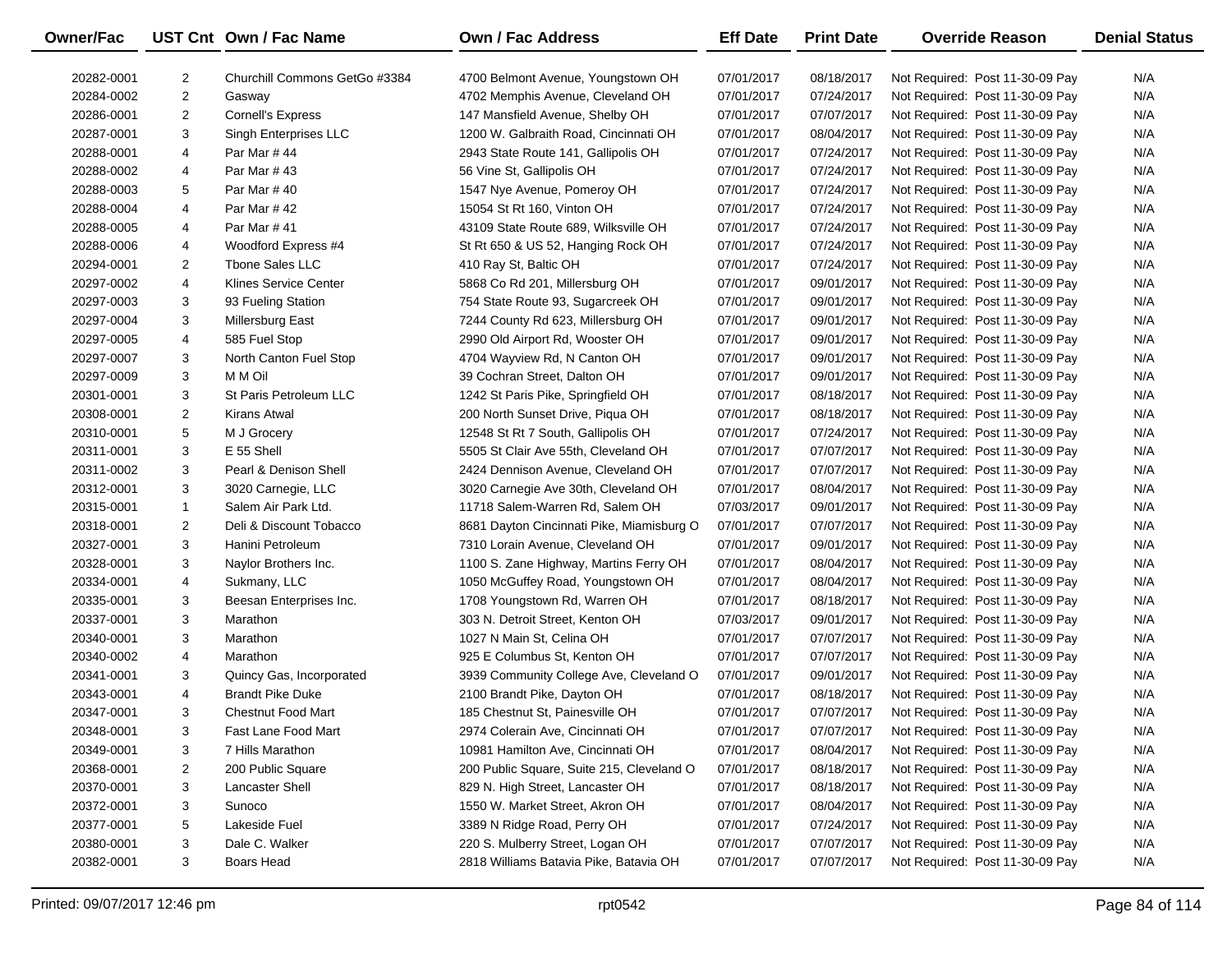| Owner/Fac | UST Cnt | Own / Fac Name | Own / Fac Address | Eff Date | Print Date | Override Reason | Denial Status |
|---|---|---|---|---|---|---|---|
| 20282-0001 | 2 | Churchill Commons GetGo #3384 | 4700 Belmont Avenue, Youngstown OH | 07/01/2017 | 08/18/2017 | Not Required: Post 11-30-09 Pay | N/A |
| 20284-0002 | 2 | Gasway | 4702 Memphis Avenue, Cleveland OH | 07/01/2017 | 07/24/2017 | Not Required: Post 11-30-09 Pay | N/A |
| 20286-0001 | 2 | Cornell's Express | 147 Mansfield Avenue, Shelby OH | 07/01/2017 | 07/07/2017 | Not Required: Post 11-30-09 Pay | N/A |
| 20287-0001 | 3 | Singh Enterprises LLC | 1200 W. Galbraith Road, Cincinnati OH | 07/01/2017 | 08/04/2017 | Not Required: Post 11-30-09 Pay | N/A |
| 20288-0001 | 4 | Par Mar # 44 | 2943 State Route 141, Gallipolis OH | 07/01/2017 | 07/24/2017 | Not Required: Post 11-30-09 Pay | N/A |
| 20288-0002 | 4 | Par Mar # 43 | 56 Vine St, Gallipolis OH | 07/01/2017 | 07/24/2017 | Not Required: Post 11-30-09 Pay | N/A |
| 20288-0003 | 5 | Par Mar # 40 | 1547 Nye Avenue, Pomeroy OH | 07/01/2017 | 07/24/2017 | Not Required: Post 11-30-09 Pay | N/A |
| 20288-0004 | 4 | Par Mar # 42 | 15054 St Rt 160, Vinton OH | 07/01/2017 | 07/24/2017 | Not Required: Post 11-30-09 Pay | N/A |
| 20288-0005 | 4 | Par Mar # 41 | 43109 State Route 689, Wilksville OH | 07/01/2017 | 07/24/2017 | Not Required: Post 11-30-09 Pay | N/A |
| 20288-0006 | 4 | Woodford Express #4 | St Rt 650 & US 52, Hanging Rock OH | 07/01/2017 | 07/24/2017 | Not Required: Post 11-30-09 Pay | N/A |
| 20294-0001 | 2 | Tbone Sales LLC | 410 Ray St, Baltic OH | 07/01/2017 | 07/24/2017 | Not Required: Post 11-30-09 Pay | N/A |
| 20297-0002 | 4 | Klines Service Center | 5868 Co Rd 201, Millersburg OH | 07/01/2017 | 09/01/2017 | Not Required: Post 11-30-09 Pay | N/A |
| 20297-0003 | 3 | 93 Fueling Station | 754 State Route 93, Sugarcreek OH | 07/01/2017 | 09/01/2017 | Not Required: Post 11-30-09 Pay | N/A |
| 20297-0004 | 3 | Millersburg East | 7244 County Rd 623, Millersburg OH | 07/01/2017 | 09/01/2017 | Not Required: Post 11-30-09 Pay | N/A |
| 20297-0005 | 4 | 585 Fuel Stop | 2990 Old Airport Rd, Wooster OH | 07/01/2017 | 09/01/2017 | Not Required: Post 11-30-09 Pay | N/A |
| 20297-0007 | 3 | North Canton Fuel Stop | 4704 Wayview Rd, N Canton OH | 07/01/2017 | 09/01/2017 | Not Required: Post 11-30-09 Pay | N/A |
| 20297-0009 | 3 | M M Oil | 39 Cochran Street, Dalton OH | 07/01/2017 | 09/01/2017 | Not Required: Post 11-30-09 Pay | N/A |
| 20301-0001 | 3 | St Paris Petroleum LLC | 1242 St Paris Pike, Springfield OH | 07/01/2017 | 08/18/2017 | Not Required: Post 11-30-09 Pay | N/A |
| 20308-0001 | 2 | Kirans Atwal | 200 North Sunset Drive, Piqua OH | 07/01/2017 | 08/18/2017 | Not Required: Post 11-30-09 Pay | N/A |
| 20310-0001 | 5 | M J Grocery | 12548 St Rt 7 South, Gallipolis OH | 07/01/2017 | 07/24/2017 | Not Required: Post 11-30-09 Pay | N/A |
| 20311-0001 | 3 | E 55 Shell | 5505 St Clair Ave 55th, Cleveland OH | 07/01/2017 | 07/07/2017 | Not Required: Post 11-30-09 Pay | N/A |
| 20311-0002 | 3 | Pearl & Denison Shell | 2424 Dennison Avenue, Cleveland OH | 07/01/2017 | 07/07/2017 | Not Required: Post 11-30-09 Pay | N/A |
| 20312-0001 | 3 | 3020 Carnegie, LLC | 3020 Carnegie Ave 30th, Cleveland OH | 07/01/2017 | 08/04/2017 | Not Required: Post 11-30-09 Pay | N/A |
| 20315-0001 | 1 | Salem Air Park Ltd. | 11718 Salem-Warren Rd, Salem OH | 07/03/2017 | 09/01/2017 | Not Required: Post 11-30-09 Pay | N/A |
| 20318-0001 | 2 | Deli & Discount Tobacco | 8681 Dayton Cincinnati Pike, Miamisburg O | 07/01/2017 | 07/07/2017 | Not Required: Post 11-30-09 Pay | N/A |
| 20327-0001 | 3 | Hanini Petroleum | 7310 Lorain Avenue, Cleveland OH | 07/01/2017 | 09/01/2017 | Not Required: Post 11-30-09 Pay | N/A |
| 20328-0001 | 3 | Naylor Brothers Inc. | 1100 S. Zane Highway, Martins Ferry OH | 07/01/2017 | 08/04/2017 | Not Required: Post 11-30-09 Pay | N/A |
| 20334-0001 | 4 | Sukmany, LLC | 1050 McGuffey Road, Youngstown OH | 07/01/2017 | 08/04/2017 | Not Required: Post 11-30-09 Pay | N/A |
| 20335-0001 | 3 | Beesan Enterprises Inc. | 1708 Youngstown Rd, Warren OH | 07/01/2017 | 08/18/2017 | Not Required: Post 11-30-09 Pay | N/A |
| 20337-0001 | 3 | Marathon | 303 N. Detroit Street, Kenton OH | 07/03/2017 | 09/01/2017 | Not Required: Post 11-30-09 Pay | N/A |
| 20340-0001 | 3 | Marathon | 1027 N Main St, Celina OH | 07/01/2017 | 07/07/2017 | Not Required: Post 11-30-09 Pay | N/A |
| 20340-0002 | 4 | Marathon | 925 E Columbus St, Kenton OH | 07/01/2017 | 07/07/2017 | Not Required: Post 11-30-09 Pay | N/A |
| 20341-0001 | 3 | Quincy Gas, Incorporated | 3939 Community College Ave, Cleveland O | 07/01/2017 | 09/01/2017 | Not Required: Post 11-30-09 Pay | N/A |
| 20343-0001 | 4 | Brandt Pike Duke | 2100 Brandt Pike, Dayton OH | 07/01/2017 | 08/18/2017 | Not Required: Post 11-30-09 Pay | N/A |
| 20347-0001 | 3 | Chestnut Food Mart | 185 Chestnut St, Painesville OH | 07/01/2017 | 07/07/2017 | Not Required: Post 11-30-09 Pay | N/A |
| 20348-0001 | 3 | Fast Lane Food Mart | 2974 Colerain Ave, Cincinnati OH | 07/01/2017 | 07/07/2017 | Not Required: Post 11-30-09 Pay | N/A |
| 20349-0001 | 3 | 7 Hills Marathon | 10981 Hamilton Ave, Cincinnati OH | 07/01/2017 | 08/04/2017 | Not Required: Post 11-30-09 Pay | N/A |
| 20368-0001 | 2 | 200 Public Square | 200 Public Square, Suite 215, Cleveland O | 07/01/2017 | 08/18/2017 | Not Required: Post 11-30-09 Pay | N/A |
| 20370-0001 | 3 | Lancaster Shell | 829 N. High Street, Lancaster OH | 07/01/2017 | 08/18/2017 | Not Required: Post 11-30-09 Pay | N/A |
| 20372-0001 | 3 | Sunoco | 1550 W. Market Street, Akron OH | 07/01/2017 | 08/04/2017 | Not Required: Post 11-30-09 Pay | N/A |
| 20377-0001 | 5 | Lakeside Fuel | 3389 N Ridge Road, Perry OH | 07/01/2017 | 07/24/2017 | Not Required: Post 11-30-09 Pay | N/A |
| 20380-0001 | 3 | Dale C. Walker | 220 S. Mulberry Street, Logan OH | 07/01/2017 | 07/07/2017 | Not Required: Post 11-30-09 Pay | N/A |
| 20382-0001 | 3 | Boars Head | 2818 Williams Batavia Pike, Batavia OH | 07/01/2017 | 07/07/2017 | Not Required: Post 11-30-09 Pay | N/A |

Printed: 09/07/2017 12:46 pm    rpt0542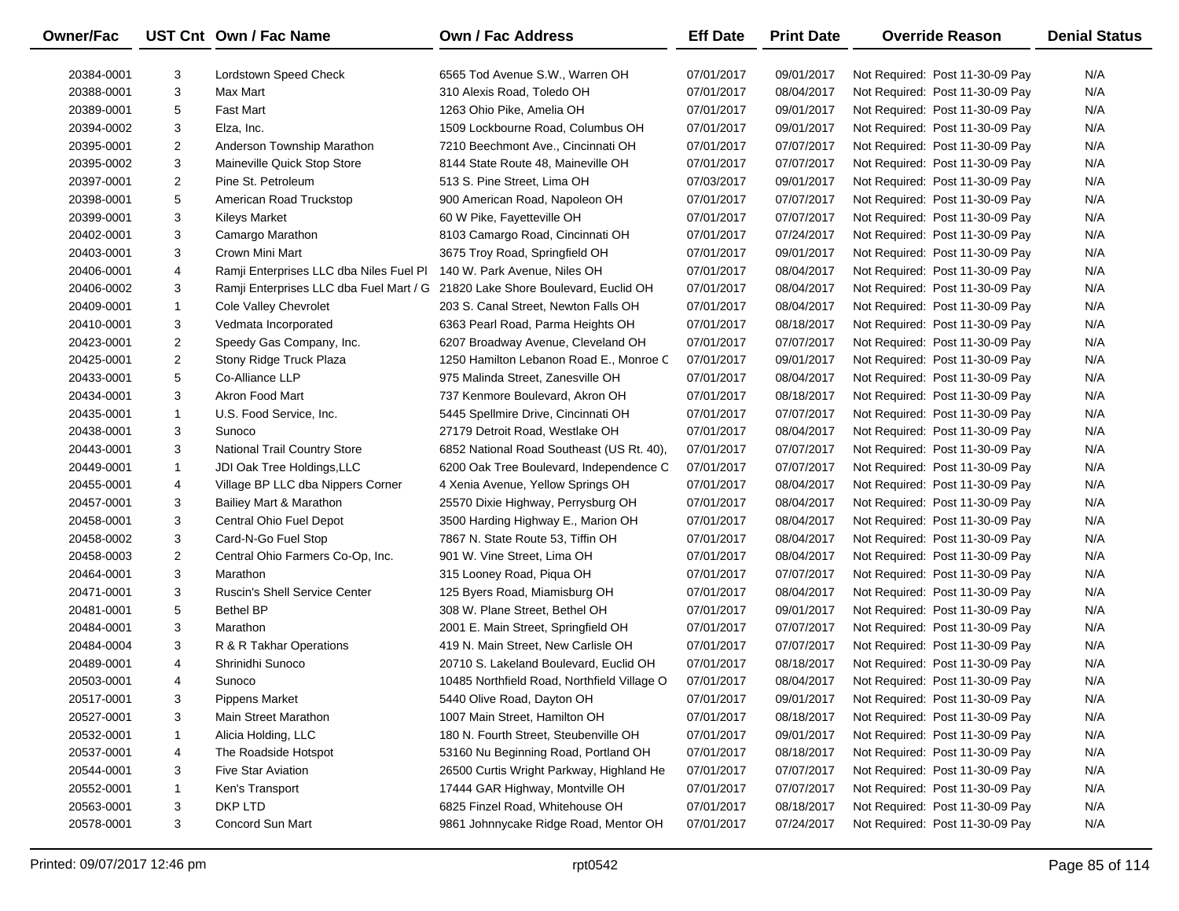| Owner/Fac | UST Cnt | Own / Fac Name | Own / Fac Address | Eff Date | Print Date | Override Reason | Denial Status |
|---|---|---|---|---|---|---|---|
| 20384-0001 | 3 | Lordstown Speed Check | 6565 Tod Avenue S.W., Warren OH | 07/01/2017 | 09/01/2017 | Not Required: Post 11-30-09 Pay | N/A |
| 20388-0001 | 3 | Max Mart | 310 Alexis Road, Toledo OH | 07/01/2017 | 08/04/2017 | Not Required: Post 11-30-09 Pay | N/A |
| 20389-0001 | 5 | Fast Mart | 1263 Ohio Pike, Amelia OH | 07/01/2017 | 09/01/2017 | Not Required: Post 11-30-09 Pay | N/A |
| 20394-0002 | 3 | Elza, Inc. | 1509 Lockbourne Road, Columbus OH | 07/01/2017 | 09/01/2017 | Not Required: Post 11-30-09 Pay | N/A |
| 20395-0001 | 2 | Anderson Township Marathon | 7210 Beechmont Ave., Cincinnati OH | 07/01/2017 | 07/07/2017 | Not Required: Post 11-30-09 Pay | N/A |
| 20395-0002 | 3 | Maineville Quick Stop Store | 8144 State Route 48, Maineville OH | 07/01/2017 | 07/07/2017 | Not Required: Post 11-30-09 Pay | N/A |
| 20397-0001 | 2 | Pine St. Petroleum | 513 S. Pine Street, Lima OH | 07/03/2017 | 09/01/2017 | Not Required: Post 11-30-09 Pay | N/A |
| 20398-0001 | 5 | American Road Truckstop | 900 American Road, Napoleon OH | 07/01/2017 | 07/07/2017 | Not Required: Post 11-30-09 Pay | N/A |
| 20399-0001 | 3 | Kileys Market | 60 W Pike, Fayetteville OH | 07/01/2017 | 07/07/2017 | Not Required: Post 11-30-09 Pay | N/A |
| 20402-0001 | 3 | Camargo Marathon | 8103 Camargo Road, Cincinnati OH | 07/01/2017 | 07/24/2017 | Not Required: Post 11-30-09 Pay | N/A |
| 20403-0001 | 3 | Crown Mini Mart | 3675 Troy Road, Springfield OH | 07/01/2017 | 09/01/2017 | Not Required: Post 11-30-09 Pay | N/A |
| 20406-0001 | 4 | Ramji Enterprises LLC dba Niles Fuel Pl | 140 W. Park Avenue, Niles OH | 07/01/2017 | 08/04/2017 | Not Required: Post 11-30-09 Pay | N/A |
| 20406-0002 | 3 | Ramji Enterprises LLC dba Fuel Mart / G | 21820 Lake Shore Boulevard, Euclid OH | 07/01/2017 | 08/04/2017 | Not Required: Post 11-30-09 Pay | N/A |
| 20409-0001 | 1 | Cole Valley Chevrolet | 203 S. Canal Street, Newton Falls OH | 07/01/2017 | 08/04/2017 | Not Required: Post 11-30-09 Pay | N/A |
| 20410-0001 | 3 | Vedmata Incorporated | 6363 Pearl Road, Parma Heights OH | 07/01/2017 | 08/18/2017 | Not Required: Post 11-30-09 Pay | N/A |
| 20423-0001 | 2 | Speedy Gas Company, Inc. | 6207 Broadway Avenue, Cleveland OH | 07/01/2017 | 07/07/2017 | Not Required: Post 11-30-09 Pay | N/A |
| 20425-0001 | 2 | Stony Ridge Truck Plaza | 1250 Hamilton Lebanon Road E., Monroe C | 07/01/2017 | 09/01/2017 | Not Required: Post 11-30-09 Pay | N/A |
| 20433-0001 | 5 | Co-Alliance LLP | 975 Malinda Street, Zanesville OH | 07/01/2017 | 08/04/2017 | Not Required: Post 11-30-09 Pay | N/A |
| 20434-0001 | 3 | Akron Food Mart | 737 Kenmore Boulevard, Akron OH | 07/01/2017 | 08/18/2017 | Not Required: Post 11-30-09 Pay | N/A |
| 20435-0001 | 1 | U.S. Food Service, Inc. | 5445 Spellmire Drive, Cincinnati OH | 07/01/2017 | 07/07/2017 | Not Required: Post 11-30-09 Pay | N/A |
| 20438-0001 | 3 | Sunoco | 27179 Detroit Road, Westlake OH | 07/01/2017 | 08/04/2017 | Not Required: Post 11-30-09 Pay | N/A |
| 20443-0001 | 3 | National Trail Country Store | 6852 National Road Southeast (US Rt. 40), | 07/01/2017 | 07/07/2017 | Not Required: Post 11-30-09 Pay | N/A |
| 20449-0001 | 1 | JDI Oak Tree Holdings,LLC | 6200 Oak Tree Boulevard, Independence C | 07/01/2017 | 07/07/2017 | Not Required: Post 11-30-09 Pay | N/A |
| 20455-0001 | 4 | Village BP LLC dba Nippers Corner | 4 Xenia Avenue, Yellow Springs OH | 07/01/2017 | 08/04/2017 | Not Required: Post 11-30-09 Pay | N/A |
| 20457-0001 | 3 | Bailiey Mart & Marathon | 25570 Dixie Highway, Perrysburg OH | 07/01/2017 | 08/04/2017 | Not Required: Post 11-30-09 Pay | N/A |
| 20458-0001 | 3 | Central Ohio Fuel Depot | 3500 Harding Highway E., Marion OH | 07/01/2017 | 08/04/2017 | Not Required: Post 11-30-09 Pay | N/A |
| 20458-0002 | 3 | Card-N-Go Fuel Stop | 7867 N. State Route 53, Tiffin OH | 07/01/2017 | 08/04/2017 | Not Required: Post 11-30-09 Pay | N/A |
| 20458-0003 | 2 | Central Ohio Farmers Co-Op, Inc. | 901 W. Vine Street, Lima OH | 07/01/2017 | 08/04/2017 | Not Required: Post 11-30-09 Pay | N/A |
| 20464-0001 | 3 | Marathon | 315 Looney Road, Piqua OH | 07/01/2017 | 07/07/2017 | Not Required: Post 11-30-09 Pay | N/A |
| 20471-0001 | 3 | Ruscin's Shell Service Center | 125 Byers Road, Miamisburg OH | 07/01/2017 | 08/04/2017 | Not Required: Post 11-30-09 Pay | N/A |
| 20481-0001 | 5 | Bethel BP | 308 W. Plane Street, Bethel OH | 07/01/2017 | 09/01/2017 | Not Required: Post 11-30-09 Pay | N/A |
| 20484-0001 | 3 | Marathon | 2001 E. Main Street, Springfield OH | 07/01/2017 | 07/07/2017 | Not Required: Post 11-30-09 Pay | N/A |
| 20484-0004 | 3 | R & R Takhar Operations | 419 N. Main Street, New Carlisle OH | 07/01/2017 | 07/07/2017 | Not Required: Post 11-30-09 Pay | N/A |
| 20489-0001 | 4 | Shrinidhi Sunoco | 20710 S. Lakeland Boulevard, Euclid OH | 07/01/2017 | 08/18/2017 | Not Required: Post 11-30-09 Pay | N/A |
| 20503-0001 | 4 | Sunoco | 10485 Northfield Road, Northfield Village O | 07/01/2017 | 08/04/2017 | Not Required: Post 11-30-09 Pay | N/A |
| 20517-0001 | 3 | Pippens Market | 5440 Olive Road, Dayton OH | 07/01/2017 | 09/01/2017 | Not Required: Post 11-30-09 Pay | N/A |
| 20527-0001 | 3 | Main Street Marathon | 1007 Main Street, Hamilton OH | 07/01/2017 | 08/18/2017 | Not Required: Post 11-30-09 Pay | N/A |
| 20532-0001 | 1 | Alicia Holding, LLC | 180 N. Fourth Street, Steubenville OH | 07/01/2017 | 09/01/2017 | Not Required: Post 11-30-09 Pay | N/A |
| 20537-0001 | 4 | The Roadside Hotspot | 53160 Nu Beginning Road, Portland OH | 07/01/2017 | 08/18/2017 | Not Required: Post 11-30-09 Pay | N/A |
| 20544-0001 | 3 | Five Star Aviation | 26500 Curtis Wright Parkway, Highland He | 07/01/2017 | 07/07/2017 | Not Required: Post 11-30-09 Pay | N/A |
| 20552-0001 | 1 | Ken's Transport | 17444 GAR Highway, Montville OH | 07/01/2017 | 07/07/2017 | Not Required: Post 11-30-09 Pay | N/A |
| 20563-0001 | 3 | DKP LTD | 6825 Finzel Road, Whitehouse OH | 07/01/2017 | 08/18/2017 | Not Required: Post 11-30-09 Pay | N/A |
| 20578-0001 | 3 | Concord Sun Mart | 9861 Johnnycake Ridge Road, Mentor OH | 07/01/2017 | 07/24/2017 | Not Required: Post 11-30-09 Pay | N/A |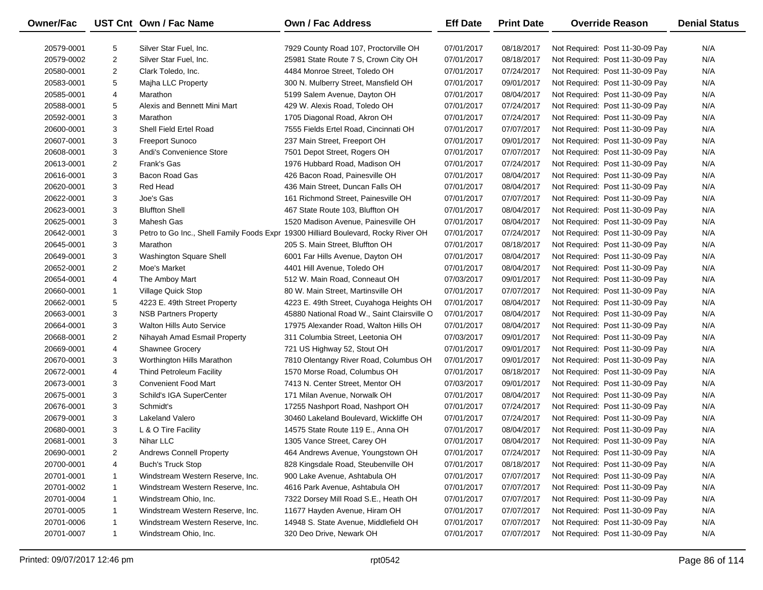| Owner/Fac | UST Cnt | Own / Fac Name | Own / Fac Address | Eff Date | Print Date | Override Reason | Denial Status |
|---|---|---|---|---|---|---|---|
| 20579-0001 | 5 | Silver Star Fuel, Inc. | 7929 County Road 107, Proctorville OH | 07/01/2017 | 08/18/2017 | Not Required: Post 11-30-09 Pay | N/A |
| 20579-0002 | 2 | Silver Star Fuel, Inc. | 25981 State Route 7 S, Crown City OH | 07/01/2017 | 08/18/2017 | Not Required: Post 11-30-09 Pay | N/A |
| 20580-0001 | 2 | Clark Toledo, Inc. | 4484 Monroe Street, Toledo OH | 07/01/2017 | 07/24/2017 | Not Required: Post 11-30-09 Pay | N/A |
| 20583-0001 | 5 | Majha LLC Property | 300 N. Mulberry Street, Mansfield OH | 07/01/2017 | 09/01/2017 | Not Required: Post 11-30-09 Pay | N/A |
| 20585-0001 | 4 | Marathon | 5199 Salem Avenue, Dayton OH | 07/01/2017 | 08/04/2017 | Not Required: Post 11-30-09 Pay | N/A |
| 20588-0001 | 5 | Alexis and Bennett Mini Mart | 429 W. Alexis Road, Toledo OH | 07/01/2017 | 07/24/2017 | Not Required: Post 11-30-09 Pay | N/A |
| 20592-0001 | 3 | Marathon | 1705 Diagonal Road, Akron OH | 07/01/2017 | 07/24/2017 | Not Required: Post 11-30-09 Pay | N/A |
| 20600-0001 | 3 | Shell Field Ertel Road | 7555 Fields Ertel Road, Cincinnati OH | 07/01/2017 | 07/07/2017 | Not Required: Post 11-30-09 Pay | N/A |
| 20607-0001 | 3 | Freeport Sunoco | 237 Main Street, Freeport OH | 07/01/2017 | 09/01/2017 | Not Required: Post 11-30-09 Pay | N/A |
| 20608-0001 | 3 | Andi's Convenience Store | 7501 Depot Street, Rogers OH | 07/01/2017 | 07/07/2017 | Not Required: Post 11-30-09 Pay | N/A |
| 20613-0001 | 2 | Frank's Gas | 1976 Hubbard Road, Madison OH | 07/01/2017 | 07/24/2017 | Not Required: Post 11-30-09 Pay | N/A |
| 20616-0001 | 3 | Bacon Road Gas | 426 Bacon Road, Painesville OH | 07/01/2017 | 08/04/2017 | Not Required: Post 11-30-09 Pay | N/A |
| 20620-0001 | 3 | Red Head | 436 Main Street, Duncan Falls OH | 07/01/2017 | 08/04/2017 | Not Required: Post 11-30-09 Pay | N/A |
| 20622-0001 | 3 | Joe's Gas | 161 Richmond Street, Painesville OH | 07/01/2017 | 07/07/2017 | Not Required: Post 11-30-09 Pay | N/A |
| 20623-0001 | 3 | Bluffton Shell | 467 State Route 103, Bluffton OH | 07/01/2017 | 08/04/2017 | Not Required: Post 11-30-09 Pay | N/A |
| 20625-0001 | 3 | Mahesh Gas | 1520 Madison Avenue, Painesville OH | 07/01/2017 | 08/04/2017 | Not Required: Post 11-30-09 Pay | N/A |
| 20642-0001 | 3 | Petro to Go Inc., Shell Family Foods Expr | 19300 Hilliard Boulevard, Rocky River OH | 07/01/2017 | 07/24/2017 | Not Required: Post 11-30-09 Pay | N/A |
| 20645-0001 | 3 | Marathon | 205 S. Main Street, Bluffton OH | 07/01/2017 | 08/18/2017 | Not Required: Post 11-30-09 Pay | N/A |
| 20649-0001 | 3 | Washington Square Shell | 6001 Far Hills Avenue, Dayton OH | 07/01/2017 | 08/04/2017 | Not Required: Post 11-30-09 Pay | N/A |
| 20652-0001 | 2 | Moe's Market | 4401 Hill Avenue, Toledo OH | 07/01/2017 | 08/04/2017 | Not Required: Post 11-30-09 Pay | N/A |
| 20654-0001 | 4 | The Amboy Mart | 512 W. Main Road, Conneaut OH | 07/03/2017 | 09/01/2017 | Not Required: Post 11-30-09 Pay | N/A |
| 20660-0001 | 1 | Village Quick Stop | 80 W. Main Street, Martinsville OH | 07/01/2017 | 07/07/2017 | Not Required: Post 11-30-09 Pay | N/A |
| 20662-0001 | 5 | 4223 E. 49th Street Property | 4223 E. 49th Street, Cuyahoga Heights OH | 07/01/2017 | 08/04/2017 | Not Required: Post 11-30-09 Pay | N/A |
| 20663-0001 | 3 | NSB Partners Property | 45880 National Road W., Saint Clairsville O | 07/01/2017 | 08/04/2017 | Not Required: Post 11-30-09 Pay | N/A |
| 20664-0001 | 3 | Walton Hills Auto Service | 17975 Alexander Road, Walton Hills OH | 07/01/2017 | 08/04/2017 | Not Required: Post 11-30-09 Pay | N/A |
| 20668-0001 | 2 | Nihayah Amad Esmail Property | 311 Columbia Street, Leetonia OH | 07/03/2017 | 09/01/2017 | Not Required: Post 11-30-09 Pay | N/A |
| 20669-0001 | 4 | Shawnee Grocery | 721 US Highway 52, Stout OH | 07/01/2017 | 09/01/2017 | Not Required: Post 11-30-09 Pay | N/A |
| 20670-0001 | 3 | Worthington Hills Marathon | 7810 Olentangy River Road, Columbus OH | 07/01/2017 | 09/01/2017 | Not Required: Post 11-30-09 Pay | N/A |
| 20672-0001 | 4 | Thind Petroleum Facility | 1570 Morse Road, Columbus OH | 07/01/2017 | 08/18/2017 | Not Required: Post 11-30-09 Pay | N/A |
| 20673-0001 | 3 | Convenient Food Mart | 7413 N. Center Street, Mentor OH | 07/03/2017 | 09/01/2017 | Not Required: Post 11-30-09 Pay | N/A |
| 20675-0001 | 3 | Schild's IGA SuperCenter | 171 Milan Avenue, Norwalk OH | 07/01/2017 | 08/04/2017 | Not Required: Post 11-30-09 Pay | N/A |
| 20676-0001 | 3 | Schmidt's | 17255 Nashport Road, Nashport OH | 07/01/2017 | 07/24/2017 | Not Required: Post 11-30-09 Pay | N/A |
| 20679-0001 | 3 | Lakeland Valero | 30460 Lakeland Boulevard, Wickliffe OH | 07/01/2017 | 07/24/2017 | Not Required: Post 11-30-09 Pay | N/A |
| 20680-0001 | 3 | L & O Tire Facility | 14575 State Route 119 E., Anna OH | 07/01/2017 | 08/04/2017 | Not Required: Post 11-30-09 Pay | N/A |
| 20681-0001 | 3 | Nihar LLC | 1305 Vance Street, Carey OH | 07/01/2017 | 08/04/2017 | Not Required: Post 11-30-09 Pay | N/A |
| 20690-0001 | 2 | Andrews Connell Property | 464 Andrews Avenue, Youngstown OH | 07/01/2017 | 07/24/2017 | Not Required: Post 11-30-09 Pay | N/A |
| 20700-0001 | 4 | Buch's Truck Stop | 828 Kingsdale Road, Steubenville OH | 07/01/2017 | 08/18/2017 | Not Required: Post 11-30-09 Pay | N/A |
| 20701-0001 | 1 | Windstream Western Reserve, Inc. | 900 Lake Avenue, Ashtabula OH | 07/01/2017 | 07/07/2017 | Not Required: Post 11-30-09 Pay | N/A |
| 20701-0002 | 1 | Windstream Western Reserve, Inc. | 4616 Park Avenue, Ashtabula OH | 07/01/2017 | 07/07/2017 | Not Required: Post 11-30-09 Pay | N/A |
| 20701-0004 | 1 | Windstream Ohio, Inc. | 7322 Dorsey Mill Road S.E., Heath OH | 07/01/2017 | 07/07/2017 | Not Required: Post 11-30-09 Pay | N/A |
| 20701-0005 | 1 | Windstream Western Reserve, Inc. | 11677 Hayden Avenue, Hiram OH | 07/01/2017 | 07/07/2017 | Not Required: Post 11-30-09 Pay | N/A |
| 20701-0006 | 1 | Windstream Western Reserve, Inc. | 14948 S. State Avenue, Middlefield OH | 07/01/2017 | 07/07/2017 | Not Required: Post 11-30-09 Pay | N/A |
| 20701-0007 | 1 | Windstream Ohio, Inc. | 320 Deo Drive, Newark OH | 07/01/2017 | 07/07/2017 | Not Required: Post 11-30-09 Pay | N/A |

Printed: 09/07/2017 12:46 pm rpt0542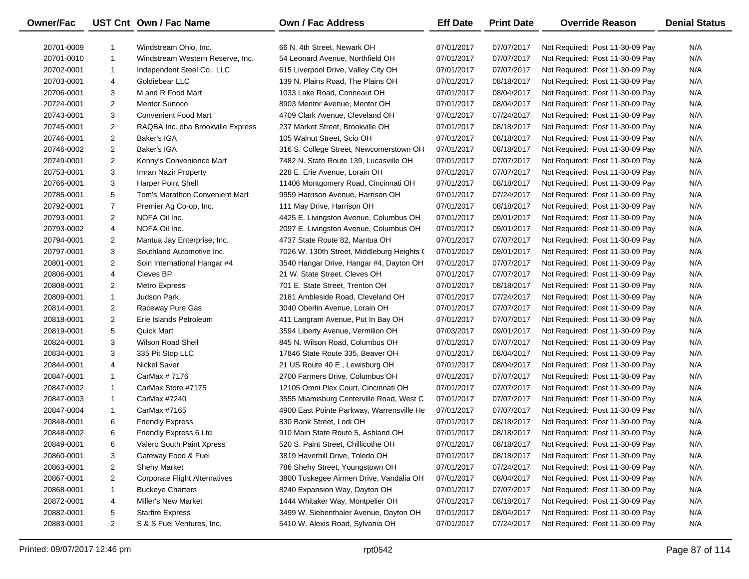| Owner/Fac | UST Cnt | Own / Fac Name | Own / Fac Address | Eff Date | Print Date | Override Reason | Denial Status |
|---|---|---|---|---|---|---|---|
| 20701-0009 | 1 | Windstream Ohio, Inc. | 66 N. 4th Street, Newark OH | 07/01/2017 | 07/07/2017 | Not Required: Post 11-30-09 Pay | N/A |
| 20701-0010 | 1 | Windstream Western Reserve, Inc. | 54 Leonard Avenue, Northfield OH | 07/01/2017 | 07/07/2017 | Not Required: Post 11-30-09 Pay | N/A |
| 20702-0001 | 1 | Independent Steel Co., LLC | 615 Liverpool Drive, Valley City OH | 07/01/2017 | 07/07/2017 | Not Required: Post 11-30-09 Pay | N/A |
| 20703-0001 | 4 | Goldiebear LLC | 139 N. Plains Road, The Plains OH | 07/01/2017 | 08/18/2017 | Not Required: Post 11-30-09 Pay | N/A |
| 20706-0001 | 3 | M and R Food Mart | 1033 Lake Road, Conneaut OH | 07/01/2017 | 08/04/2017 | Not Required: Post 11-30-09 Pay | N/A |
| 20724-0001 | 2 | Mentor Sunoco | 8903 Mentor Avenue, Mentor OH | 07/01/2017 | 08/04/2017 | Not Required: Post 11-30-09 Pay | N/A |
| 20743-0001 | 3 | Convenient Food Mart | 4709 Clark Avenue, Cleveland OH | 07/01/2017 | 07/24/2017 | Not Required: Post 11-30-09 Pay | N/A |
| 20745-0001 | 2 | RAQBA Inc. dba Brookville Express | 237 Market Street, Brookville OH | 07/01/2017 | 08/18/2017 | Not Required: Post 11-30-09 Pay | N/A |
| 20746-0001 | 2 | Baker's IGA | 105 Walnut Street, Scio OH | 07/01/2017 | 08/18/2017 | Not Required: Post 11-30-09 Pay | N/A |
| 20746-0002 | 2 | Baker's IGA | 316 S. College Street, Newcomerstown OH | 07/01/2017 | 08/18/2017 | Not Required: Post 11-30-09 Pay | N/A |
| 20749-0001 | 2 | Kenny's Convenience Mart | 7482 N. State Route 139, Lucasville OH | 07/01/2017 | 07/07/2017 | Not Required: Post 11-30-09 Pay | N/A |
| 20753-0001 | 3 | Imran Nazir Property | 228 E. Erie Avenue, Lorain OH | 07/01/2017 | 07/07/2017 | Not Required: Post 11-30-09 Pay | N/A |
| 20766-0001 | 3 | Harper Point Shell | 11406 Montgomery Road, Cincinnati OH | 07/01/2017 | 08/18/2017 | Not Required: Post 11-30-09 Pay | N/A |
| 20785-0001 | 5 | Tom's Marathon Convenient Mart | 9959 Harrison Avenue, Harrison OH | 07/01/2017 | 07/24/2017 | Not Required: Post 11-30-09 Pay | N/A |
| 20792-0001 | 7 | Premier Ag Co-op, Inc. | 111 May Drive, Harrison OH | 07/01/2017 | 08/18/2017 | Not Required: Post 11-30-09 Pay | N/A |
| 20793-0001 | 2 | NOFA Oil Inc. | 4425 E. Livingston Avenue, Columbus OH | 07/01/2017 | 09/01/2017 | Not Required: Post 11-30-09 Pay | N/A |
| 20793-0002 | 4 | NOFA Oil Inc. | 2097 E. Livingston Avenue, Columbus OH | 07/01/2017 | 09/01/2017 | Not Required: Post 11-30-09 Pay | N/A |
| 20794-0001 | 2 | Mantua Jay Enterprise, Inc. | 4737 State Route 82, Mantua OH | 07/01/2017 | 07/07/2017 | Not Required: Post 11-30-09 Pay | N/A |
| 20797-0001 | 3 | Southland Automotive Inc. | 7026 W. 130th Street, Middleburg Heights ( | 07/01/2017 | 09/01/2017 | Not Required: Post 11-30-09 Pay | N/A |
| 20801-0001 | 2 | Soin International Hangar #4 | 3540 Hangar Drive, Hangar #4, Dayton OH | 07/01/2017 | 07/07/2017 | Not Required: Post 11-30-09 Pay | N/A |
| 20806-0001 | 4 | Cleves BP | 21 W. State Street, Cleves OH | 07/01/2017 | 07/07/2017 | Not Required: Post 11-30-09 Pay | N/A |
| 20808-0001 | 2 | Metro Express | 701 E. State Street, Trenton OH | 07/01/2017 | 08/18/2017 | Not Required: Post 11-30-09 Pay | N/A |
| 20809-0001 | 1 | Judson Park | 2181 Ambleside Road, Cleveland OH | 07/01/2017 | 07/24/2017 | Not Required: Post 11-30-09 Pay | N/A |
| 20814-0001 | 2 | Raceway Pure Gas | 3040 Oberlin Avenue, Lorain OH | 07/01/2017 | 07/07/2017 | Not Required: Post 11-30-09 Pay | N/A |
| 20818-0001 | 2 | Erie Islands Petroleum | 411 Langram Avenue, Put In Bay OH | 07/01/2017 | 07/07/2017 | Not Required: Post 11-30-09 Pay | N/A |
| 20819-0001 | 5 | Quick Mart | 3594 Liberty Avenue, Vermilion OH | 07/03/2017 | 09/01/2017 | Not Required: Post 11-30-09 Pay | N/A |
| 20824-0001 | 3 | Wilson Road Shell | 845 N. Wilson Road, Columbus OH | 07/01/2017 | 07/07/2017 | Not Required: Post 11-30-09 Pay | N/A |
| 20834-0001 | 3 | 335 Pit Stop LLC | 17846 State Route 335, Beaver OH | 07/01/2017 | 08/04/2017 | Not Required: Post 11-30-09 Pay | N/A |
| 20844-0001 | 4 | Nickel Saver | 21 US Route 40 E., Lewisburg OH | 07/01/2017 | 08/04/2017 | Not Required: Post 11-30-09 Pay | N/A |
| 20847-0001 | 1 | CarMax # 7176 | 2700 Farmers Drive, Columbus OH | 07/01/2017 | 07/07/2017 | Not Required: Post 11-30-09 Pay | N/A |
| 20847-0002 | 1 | CarMax Store #7175 | 12105 Omni Plex Court, Cincinnati OH | 07/01/2017 | 07/07/2017 | Not Required: Post 11-30-09 Pay | N/A |
| 20847-0003 | 1 | CarMax #7240 | 3555 Miamisburg Centerville Road, West C | 07/01/2017 | 07/07/2017 | Not Required: Post 11-30-09 Pay | N/A |
| 20847-0004 | 1 | CarMax #7165 | 4900 East Pointe Parkway, Warrensville He | 07/01/2017 | 07/07/2017 | Not Required: Post 11-30-09 Pay | N/A |
| 20848-0001 | 6 | Friendly Express | 830 Bank Street, Lodi OH | 07/01/2017 | 08/18/2017 | Not Required: Post 11-30-09 Pay | N/A |
| 20848-0002 | 6 | Friendly Express 6 Ltd | 910 Main State Route 5, Ashland OH | 07/01/2017 | 08/18/2017 | Not Required: Post 11-30-09 Pay | N/A |
| 20849-0001 | 6 | Valero South Paint Xpress | 520 S. Paint Street, Chillicothe OH | 07/01/2017 | 08/18/2017 | Not Required: Post 11-30-09 Pay | N/A |
| 20860-0001 | 3 | Gateway Food & Fuel | 3819 Haverhill Drive, Toledo OH | 07/01/2017 | 08/18/2017 | Not Required: Post 11-30-09 Pay | N/A |
| 20863-0001 | 2 | Shehy Market | 786 Shehy Street, Youngstown OH | 07/01/2017 | 07/24/2017 | Not Required: Post 11-30-09 Pay | N/A |
| 20867-0001 | 2 | Corporate Flight Alternatives | 3800 Tuskegee Airmen Drive, Vandalia OH | 07/01/2017 | 08/04/2017 | Not Required: Post 11-30-09 Pay | N/A |
| 20868-0001 | 1 | Buckeye Charters | 8240 Expansion Way, Dayton OH | 07/01/2017 | 07/07/2017 | Not Required: Post 11-30-09 Pay | N/A |
| 20872-0001 | 4 | Miller's New Market | 1444 Whitaker Way, Montpelier OH | 07/01/2017 | 08/18/2017 | Not Required: Post 11-30-09 Pay | N/A |
| 20882-0001 | 5 | Starfire Express | 3499 W. Siebenthaler Avenue, Dayton OH | 07/01/2017 | 08/04/2017 | Not Required: Post 11-30-09 Pay | N/A |
| 20883-0001 | 2 | S & S Fuel Ventures, Inc. | 5410 W. Alexis Road, Sylvania OH | 07/01/2017 | 07/24/2017 | Not Required: Post 11-30-09 Pay | N/A |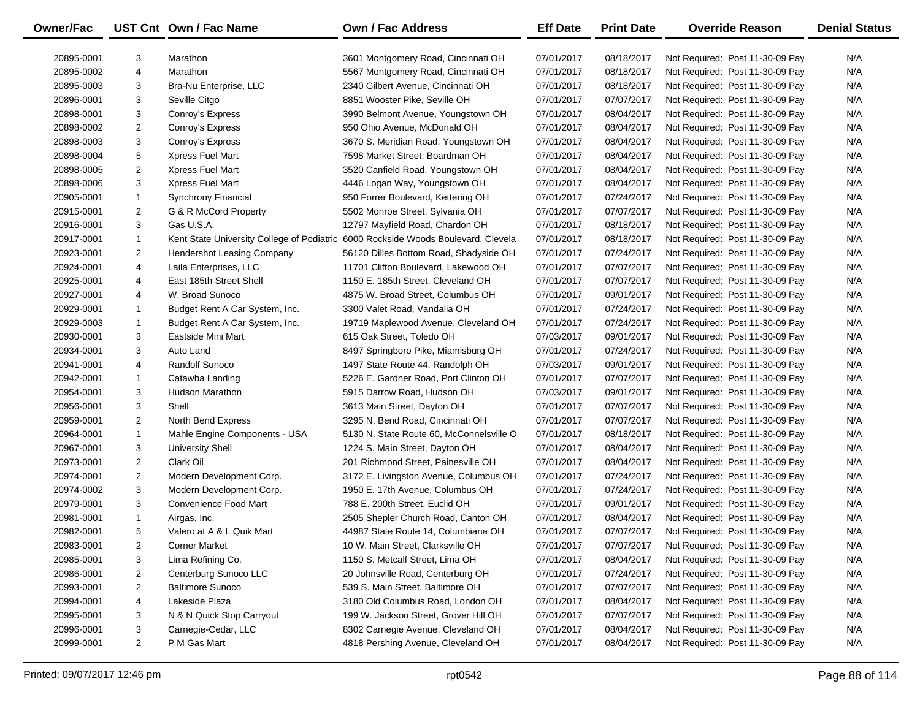| Owner/Fac | UST Cnt | Own / Fac Name | Own / Fac Address | Eff Date | Print Date | Override Reason | Denial Status |
|---|---|---|---|---|---|---|---|
| 20895-0001 | 3 | Marathon | 3601 Montgomery Road, Cincinnati OH | 07/01/2017 | 08/18/2017 | Not Required: Post 11-30-09 Pay | N/A |
| 20895-0002 | 4 | Marathon | 5567 Montgomery Road, Cincinnati OH | 07/01/2017 | 08/18/2017 | Not Required: Post 11-30-09 Pay | N/A |
| 20895-0003 | 3 | Bra-Nu Enterprise, LLC | 2340 Gilbert Avenue, Cincinnati OH | 07/01/2017 | 08/18/2017 | Not Required: Post 11-30-09 Pay | N/A |
| 20896-0001 | 3 | Seville Citgo | 8851 Wooster Pike, Seville OH | 07/01/2017 | 07/07/2017 | Not Required: Post 11-30-09 Pay | N/A |
| 20898-0001 | 3 | Conroy's Express | 3990 Belmont Avenue, Youngstown OH | 07/01/2017 | 08/04/2017 | Not Required: Post 11-30-09 Pay | N/A |
| 20898-0002 | 2 | Conroy's Express | 950 Ohio Avenue, McDonald OH | 07/01/2017 | 08/04/2017 | Not Required: Post 11-30-09 Pay | N/A |
| 20898-0003 | 3 | Conroy's Express | 3670 S. Meridian Road, Youngstown OH | 07/01/2017 | 08/04/2017 | Not Required: Post 11-30-09 Pay | N/A |
| 20898-0004 | 5 | Xpress Fuel Mart | 7598 Market Street, Boardman OH | 07/01/2017 | 08/04/2017 | Not Required: Post 11-30-09 Pay | N/A |
| 20898-0005 | 2 | Xpress Fuel Mart | 3520 Canfield Road, Youngstown OH | 07/01/2017 | 08/04/2017 | Not Required: Post 11-30-09 Pay | N/A |
| 20898-0006 | 3 | Xpress Fuel Mart | 4446 Logan Way, Youngstown OH | 07/01/2017 | 08/04/2017 | Not Required: Post 11-30-09 Pay | N/A |
| 20905-0001 | 1 | Synchrony Financial | 950 Forrer Boulevard, Kettering OH | 07/01/2017 | 07/24/2017 | Not Required: Post 11-30-09 Pay | N/A |
| 20915-0001 | 2 | G & R McCord Property | 5502 Monroe Street, Sylvania OH | 07/01/2017 | 07/07/2017 | Not Required: Post 11-30-09 Pay | N/A |
| 20916-0001 | 3 | Gas U.S.A. | 12797 Mayfield Road, Chardon OH | 07/01/2017 | 08/18/2017 | Not Required: Post 11-30-09 Pay | N/A |
| 20917-0001 | 1 | Kent State University College of Podiatric | 6000 Rockside Woods Boulevard, Clevela | 07/01/2017 | 08/18/2017 | Not Required: Post 11-30-09 Pay | N/A |
| 20923-0001 | 2 | Hendershot Leasing Company | 56120 Dilles Bottom Road, Shadyside OH | 07/01/2017 | 07/24/2017 | Not Required: Post 11-30-09 Pay | N/A |
| 20924-0001 | 4 | Laila Enterprises, LLC | 11701 Clifton Boulevard, Lakewood OH | 07/01/2017 | 07/07/2017 | Not Required: Post 11-30-09 Pay | N/A |
| 20925-0001 | 4 | East 185th Street Shell | 1150 E. 185th Street, Cleveland OH | 07/01/2017 | 07/07/2017 | Not Required: Post 11-30-09 Pay | N/A |
| 20927-0001 | 4 | W. Broad Sunoco | 4875 W. Broad Street, Columbus OH | 07/01/2017 | 09/01/2017 | Not Required: Post 11-30-09 Pay | N/A |
| 20929-0001 | 1 | Budget Rent A Car System, Inc. | 3300 Valet Road, Vandalia OH | 07/01/2017 | 07/24/2017 | Not Required: Post 11-30-09 Pay | N/A |
| 20929-0003 | 1 | Budget Rent A Car System, Inc. | 19719 Maplewood Avenue, Cleveland OH | 07/01/2017 | 07/24/2017 | Not Required: Post 11-30-09 Pay | N/A |
| 20930-0001 | 3 | Eastside Mini Mart | 615 Oak Street, Toledo OH | 07/03/2017 | 09/01/2017 | Not Required: Post 11-30-09 Pay | N/A |
| 20934-0001 | 3 | Auto Land | 8497 Springboro Pike, Miamisburg OH | 07/01/2017 | 07/24/2017 | Not Required: Post 11-30-09 Pay | N/A |
| 20941-0001 | 4 | Randolf Sunoco | 1497 State Route 44, Randolph OH | 07/03/2017 | 09/01/2017 | Not Required: Post 11-30-09 Pay | N/A |
| 20942-0001 | 1 | Catawba Landing | 5226 E. Gardner Road, Port Clinton OH | 07/01/2017 | 07/07/2017 | Not Required: Post 11-30-09 Pay | N/A |
| 20954-0001 | 3 | Hudson Marathon | 5915 Darrow Road, Hudson OH | 07/03/2017 | 09/01/2017 | Not Required: Post 11-30-09 Pay | N/A |
| 20956-0001 | 3 | Shell | 3613 Main Street, Dayton OH | 07/01/2017 | 07/07/2017 | Not Required: Post 11-30-09 Pay | N/A |
| 20959-0001 | 2 | North Bend Express | 3295 N. Bend Road, Cincinnati OH | 07/01/2017 | 07/07/2017 | Not Required: Post 11-30-09 Pay | N/A |
| 20964-0001 | 1 | Mahle Engine Components - USA | 5130 N. State Route 60, McConnelsville O | 07/01/2017 | 08/18/2017 | Not Required: Post 11-30-09 Pay | N/A |
| 20967-0001 | 3 | University Shell | 1224 S. Main Street, Dayton OH | 07/01/2017 | 08/04/2017 | Not Required: Post 11-30-09 Pay | N/A |
| 20973-0001 | 2 | Clark Oil | 201 Richmond Street, Painesville OH | 07/01/2017 | 08/04/2017 | Not Required: Post 11-30-09 Pay | N/A |
| 20974-0001 | 2 | Modern Development Corp. | 3172 E. Livingston Avenue, Columbus OH | 07/01/2017 | 07/24/2017 | Not Required: Post 11-30-09 Pay | N/A |
| 20974-0002 | 3 | Modern Development Corp. | 1950 E. 17th Avenue, Columbus OH | 07/01/2017 | 07/24/2017 | Not Required: Post 11-30-09 Pay | N/A |
| 20979-0001 | 3 | Convenience Food Mart | 788 E. 200th Street, Euclid OH | 07/01/2017 | 09/01/2017 | Not Required: Post 11-30-09 Pay | N/A |
| 20981-0001 | 1 | Airgas, Inc. | 2505 Shepler Church Road, Canton OH | 07/01/2017 | 08/04/2017 | Not Required: Post 11-30-09 Pay | N/A |
| 20982-0001 | 5 | Valero at A & L Quik Mart | 44987 State Route 14, Columbiana OH | 07/01/2017 | 07/07/2017 | Not Required: Post 11-30-09 Pay | N/A |
| 20983-0001 | 2 | Corner Market | 10 W. Main Street, Clarksville OH | 07/01/2017 | 07/07/2017 | Not Required: Post 11-30-09 Pay | N/A |
| 20985-0001 | 3 | Lima Refining Co. | 1150 S. Metcalf Street, Lima OH | 07/01/2017 | 08/04/2017 | Not Required: Post 11-30-09 Pay | N/A |
| 20986-0001 | 2 | Centerburg Sunoco LLC | 20 Johnsville Road, Centerburg OH | 07/01/2017 | 07/24/2017 | Not Required: Post 11-30-09 Pay | N/A |
| 20993-0001 | 2 | Baltimore Sunoco | 539 S. Main Street, Baltimore OH | 07/01/2017 | 07/07/2017 | Not Required: Post 11-30-09 Pay | N/A |
| 20994-0001 | 4 | Lakeside Plaza | 3180 Old Columbus Road, London OH | 07/01/2017 | 08/04/2017 | Not Required: Post 11-30-09 Pay | N/A |
| 20995-0001 | 3 | N & N Quick Stop Carryout | 199 W. Jackson Street, Grover Hill OH | 07/01/2017 | 07/07/2017 | Not Required: Post 11-30-09 Pay | N/A |
| 20996-0001 | 3 | Carnegie-Cedar, LLC | 8302 Carnegie Avenue, Cleveland OH | 07/01/2017 | 08/04/2017 | Not Required: Post 11-30-09 Pay | N/A |
| 20999-0001 | 2 | P M Gas Mart | 4818 Pershing Avenue, Cleveland OH | 07/01/2017 | 08/04/2017 | Not Required: Post 11-30-09 Pay | N/A |

Printed: 09/07/2017 12:46 pm        rpt0542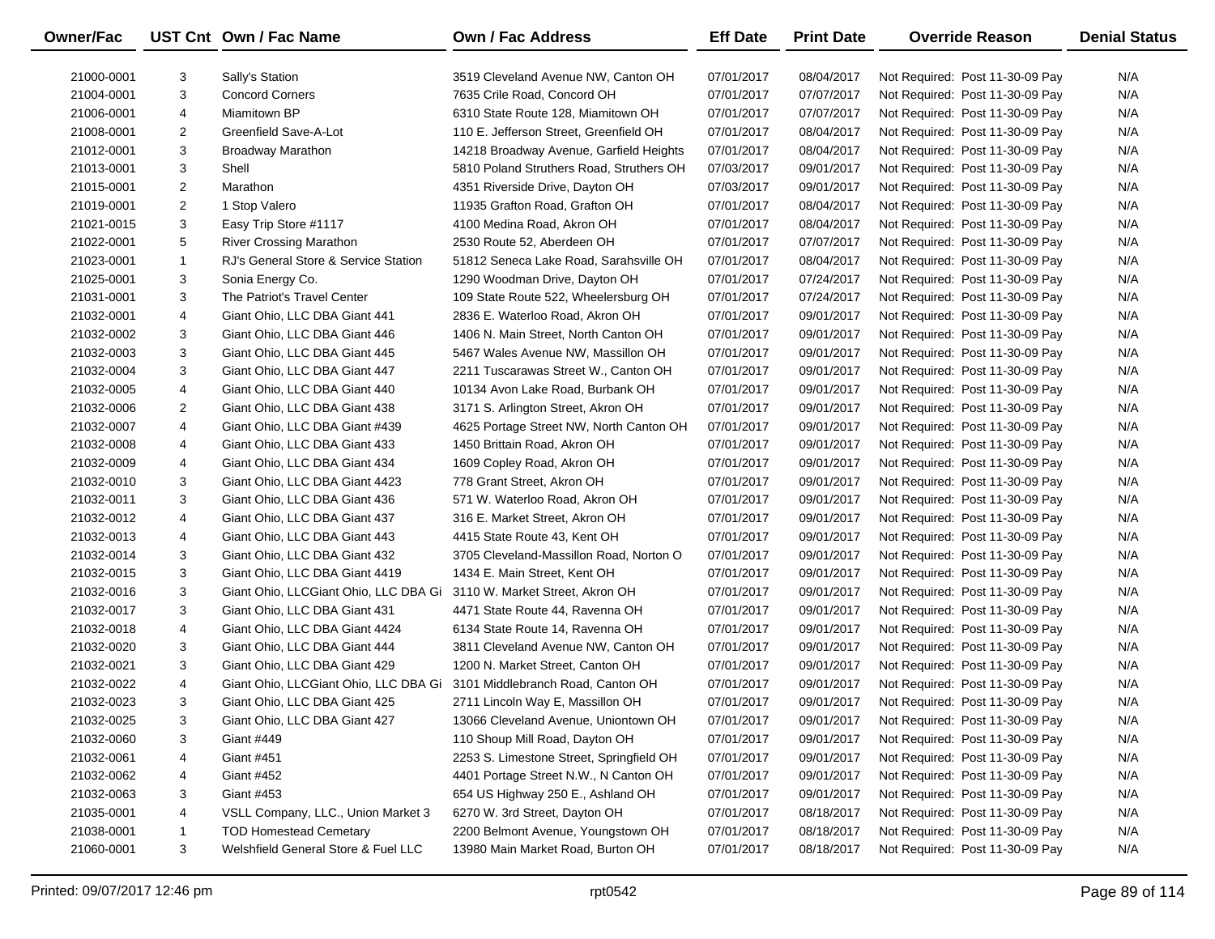| Owner/Fac | UST Cnt | Own / Fac Name | Own / Fac Address | Eff Date | Print Date | Override Reason | Denial Status |
|---|---|---|---|---|---|---|---|
| 21000-0001 | 3 | Sally's Station | 3519 Cleveland Avenue NW, Canton OH | 07/01/2017 | 08/04/2017 | Not Required: Post 11-30-09 Pay | N/A |
| 21004-0001 | 3 | Concord Corners | 7635 Crile Road, Concord OH | 07/01/2017 | 07/07/2017 | Not Required: Post 11-30-09 Pay | N/A |
| 21006-0001 | 4 | Miamitown BP | 6310 State Route 128, Miamitown OH | 07/01/2017 | 07/07/2017 | Not Required: Post 11-30-09 Pay | N/A |
| 21008-0001 | 2 | Greenfield Save-A-Lot | 110 E. Jefferson Street, Greenfield OH | 07/01/2017 | 08/04/2017 | Not Required: Post 11-30-09 Pay | N/A |
| 21012-0001 | 3 | Broadway Marathon | 14218 Broadway Avenue, Garfield Heights | 07/01/2017 | 08/04/2017 | Not Required: Post 11-30-09 Pay | N/A |
| 21013-0001 | 3 | Shell | 5810 Poland Struthers Road, Struthers OH | 07/03/2017 | 09/01/2017 | Not Required: Post 11-30-09 Pay | N/A |
| 21015-0001 | 2 | Marathon | 4351 Riverside Drive, Dayton OH | 07/03/2017 | 09/01/2017 | Not Required: Post 11-30-09 Pay | N/A |
| 21019-0001 | 2 | 1 Stop Valero | 11935 Grafton Road, Grafton OH | 07/01/2017 | 08/04/2017 | Not Required: Post 11-30-09 Pay | N/A |
| 21021-0015 | 3 | Easy Trip Store #1117 | 4100 Medina Road, Akron OH | 07/01/2017 | 08/04/2017 | Not Required: Post 11-30-09 Pay | N/A |
| 21022-0001 | 5 | River Crossing Marathon | 2530 Route 52, Aberdeen OH | 07/01/2017 | 07/07/2017 | Not Required: Post 11-30-09 Pay | N/A |
| 21023-0001 | 1 | RJ's General Store & Service Station | 51812 Seneca Lake Road, Sarahsville OH | 07/01/2017 | 08/04/2017 | Not Required: Post 11-30-09 Pay | N/A |
| 21025-0001 | 3 | Sonia Energy Co. | 1290 Woodman Drive, Dayton OH | 07/01/2017 | 07/24/2017 | Not Required: Post 11-30-09 Pay | N/A |
| 21031-0001 | 3 | The Patriot's Travel Center | 109 State Route 522, Wheelersburg OH | 07/01/2017 | 07/24/2017 | Not Required: Post 11-30-09 Pay | N/A |
| 21032-0001 | 4 | Giant Ohio, LLC DBA Giant 441 | 2836 E. Waterloo Road, Akron OH | 07/01/2017 | 09/01/2017 | Not Required: Post 11-30-09 Pay | N/A |
| 21032-0002 | 3 | Giant Ohio, LLC DBA Giant 446 | 1406 N. Main Street, North Canton OH | 07/01/2017 | 09/01/2017 | Not Required: Post 11-30-09 Pay | N/A |
| 21032-0003 | 3 | Giant Ohio, LLC DBA Giant 445 | 5467 Wales Avenue NW, Massillon OH | 07/01/2017 | 09/01/2017 | Not Required: Post 11-30-09 Pay | N/A |
| 21032-0004 | 3 | Giant Ohio, LLC DBA Giant 447 | 2211 Tuscarawas Street W., Canton OH | 07/01/2017 | 09/01/2017 | Not Required: Post 11-30-09 Pay | N/A |
| 21032-0005 | 4 | Giant Ohio, LLC DBA Giant 440 | 10134 Avon Lake Road, Burbank OH | 07/01/2017 | 09/01/2017 | Not Required: Post 11-30-09 Pay | N/A |
| 21032-0006 | 2 | Giant Ohio, LLC DBA Giant 438 | 3171 S. Arlington Street, Akron OH | 07/01/2017 | 09/01/2017 | Not Required: Post 11-30-09 Pay | N/A |
| 21032-0007 | 4 | Giant Ohio, LLC DBA Giant #439 | 4625 Portage Street NW, North Canton OH | 07/01/2017 | 09/01/2017 | Not Required: Post 11-30-09 Pay | N/A |
| 21032-0008 | 4 | Giant Ohio, LLC DBA Giant 433 | 1450 Brittain Road, Akron OH | 07/01/2017 | 09/01/2017 | Not Required: Post 11-30-09 Pay | N/A |
| 21032-0009 | 4 | Giant Ohio, LLC DBA Giant 434 | 1609 Copley Road, Akron OH | 07/01/2017 | 09/01/2017 | Not Required: Post 11-30-09 Pay | N/A |
| 21032-0010 | 3 | Giant Ohio, LLC DBA Giant 4423 | 778 Grant Street, Akron OH | 07/01/2017 | 09/01/2017 | Not Required: Post 11-30-09 Pay | N/A |
| 21032-0011 | 3 | Giant Ohio, LLC DBA Giant 436 | 571 W. Waterloo Road, Akron OH | 07/01/2017 | 09/01/2017 | Not Required: Post 11-30-09 Pay | N/A |
| 21032-0012 | 4 | Giant Ohio, LLC DBA Giant 437 | 316 E. Market Street, Akron OH | 07/01/2017 | 09/01/2017 | Not Required: Post 11-30-09 Pay | N/A |
| 21032-0013 | 4 | Giant Ohio, LLC DBA Giant 443 | 4415 State Route 43, Kent OH | 07/01/2017 | 09/01/2017 | Not Required: Post 11-30-09 Pay | N/A |
| 21032-0014 | 3 | Giant Ohio, LLC DBA Giant 432 | 3705 Cleveland-Massillon Road, Norton O | 07/01/2017 | 09/01/2017 | Not Required: Post 11-30-09 Pay | N/A |
| 21032-0015 | 3 | Giant Ohio, LLC DBA Giant 4419 | 1434 E. Main Street, Kent OH | 07/01/2017 | 09/01/2017 | Not Required: Post 11-30-09 Pay | N/A |
| 21032-0016 | 3 | Giant Ohio, LLCGiant Ohio, LLC DBA Gi | 3110 W. Market Street, Akron OH | 07/01/2017 | 09/01/2017 | Not Required: Post 11-30-09 Pay | N/A |
| 21032-0017 | 3 | Giant Ohio, LLC DBA Giant 431 | 4471 State Route 44, Ravenna OH | 07/01/2017 | 09/01/2017 | Not Required: Post 11-30-09 Pay | N/A |
| 21032-0018 | 4 | Giant Ohio, LLC DBA Giant 4424 | 6134 State Route 14, Ravenna OH | 07/01/2017 | 09/01/2017 | Not Required: Post 11-30-09 Pay | N/A |
| 21032-0020 | 3 | Giant Ohio, LLC DBA Giant 444 | 3811 Cleveland Avenue NW, Canton OH | 07/01/2017 | 09/01/2017 | Not Required: Post 11-30-09 Pay | N/A |
| 21032-0021 | 3 | Giant Ohio, LLC DBA Giant 429 | 1200 N. Market Street, Canton OH | 07/01/2017 | 09/01/2017 | Not Required: Post 11-30-09 Pay | N/A |
| 21032-0022 | 4 | Giant Ohio, LLCGiant Ohio, LLC DBA Gi | 3101 Middlebranch Road, Canton OH | 07/01/2017 | 09/01/2017 | Not Required: Post 11-30-09 Pay | N/A |
| 21032-0023 | 3 | Giant Ohio, LLC DBA Giant 425 | 2711 Lincoln Way E, Massillon OH | 07/01/2017 | 09/01/2017 | Not Required: Post 11-30-09 Pay | N/A |
| 21032-0025 | 3 | Giant Ohio, LLC DBA Giant 427 | 13066 Cleveland Avenue, Uniontown OH | 07/01/2017 | 09/01/2017 | Not Required: Post 11-30-09 Pay | N/A |
| 21032-0060 | 3 | Giant #449 | 110 Shoup Mill Road, Dayton OH | 07/01/2017 | 09/01/2017 | Not Required: Post 11-30-09 Pay | N/A |
| 21032-0061 | 4 | Giant #451 | 2253 S. Limestone Street, Springfield OH | 07/01/2017 | 09/01/2017 | Not Required: Post 11-30-09 Pay | N/A |
| 21032-0062 | 4 | Giant #452 | 4401 Portage Street N.W., N Canton OH | 07/01/2017 | 09/01/2017 | Not Required: Post 11-30-09 Pay | N/A |
| 21032-0063 | 3 | Giant #453 | 654 US Highway 250 E., Ashland OH | 07/01/2017 | 09/01/2017 | Not Required: Post 11-30-09 Pay | N/A |
| 21035-0001 | 4 | VSLL Company, LLC., Union Market 3 | 6270 W. 3rd Street, Dayton OH | 07/01/2017 | 08/18/2017 | Not Required: Post 11-30-09 Pay | N/A |
| 21038-0001 | 1 | TOD Homestead Cemetary | 2200 Belmont Avenue, Youngstown OH | 07/01/2017 | 08/18/2017 | Not Required: Post 11-30-09 Pay | N/A |
| 21060-0001 | 3 | Welshfield General Store & Fuel LLC | 13980 Main Market Road, Burton OH | 07/01/2017 | 08/18/2017 | Not Required: Post 11-30-09 Pay | N/A |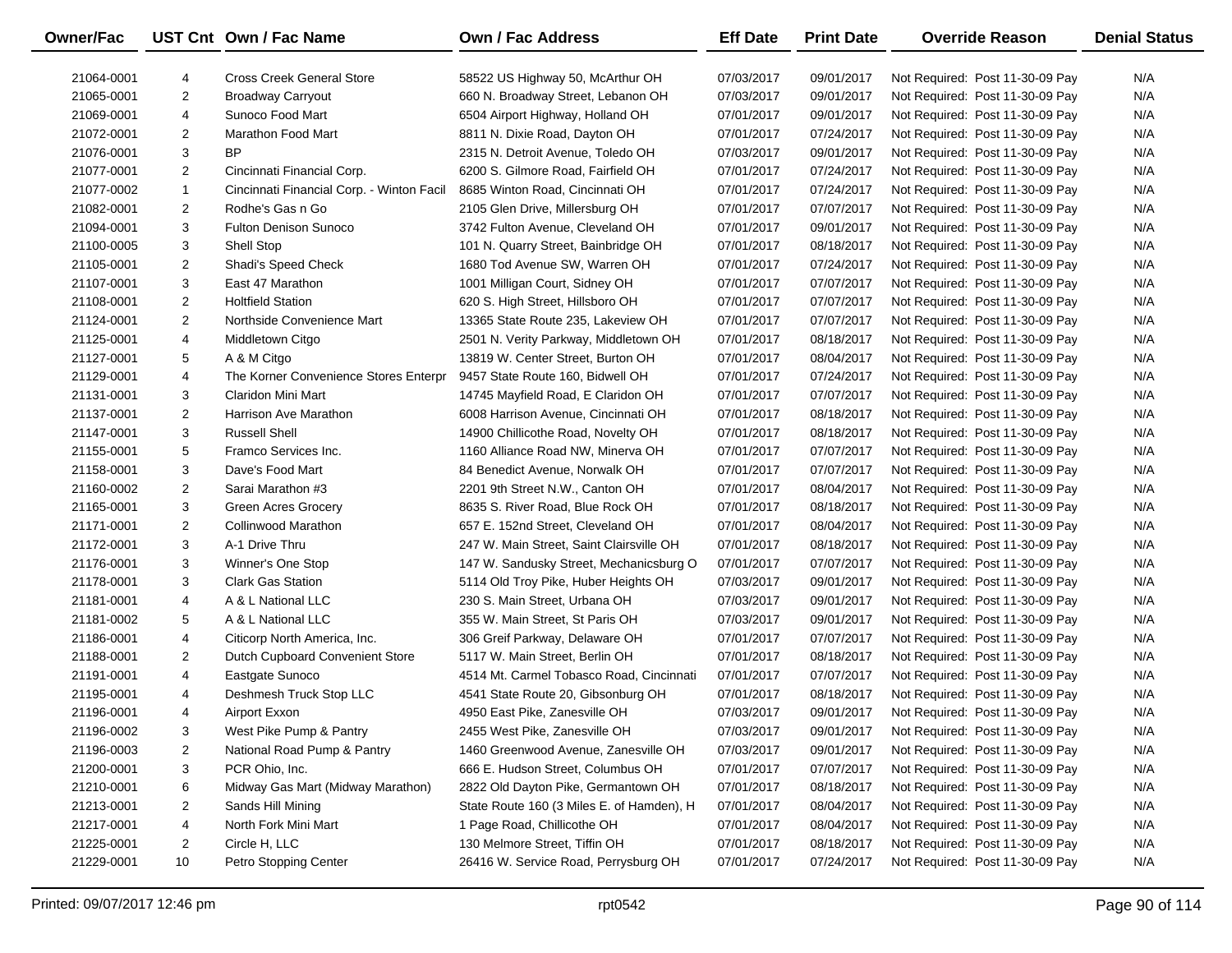| Owner/Fac | UST Cnt | Own / Fac Name | Own / Fac Address | Eff Date | Print Date | Override Reason | Denial Status |
|---|---|---|---|---|---|---|---|
| 21064-0001 | 4 | Cross Creek General Store | 58522 US Highway 50, McArthur OH | 07/03/2017 | 09/01/2017 | Not Required: Post 11-30-09 Pay | N/A |
| 21065-0001 | 2 | Broadway Carryout | 660 N. Broadway Street, Lebanon OH | 07/03/2017 | 09/01/2017 | Not Required: Post 11-30-09 Pay | N/A |
| 21069-0001 | 4 | Sunoco Food Mart | 6504 Airport Highway, Holland OH | 07/01/2017 | 09/01/2017 | Not Required: Post 11-30-09 Pay | N/A |
| 21072-0001 | 2 | Marathon Food Mart | 8811 N. Dixie Road, Dayton OH | 07/01/2017 | 07/24/2017 | Not Required: Post 11-30-09 Pay | N/A |
| 21076-0001 | 3 | BP | 2315 N. Detroit Avenue, Toledo OH | 07/03/2017 | 09/01/2017 | Not Required: Post 11-30-09 Pay | N/A |
| 21077-0001 | 2 | Cincinnati Financial Corp. | 6200 S. Gilmore Road, Fairfield OH | 07/01/2017 | 07/24/2017 | Not Required: Post 11-30-09 Pay | N/A |
| 21077-0002 | 1 | Cincinnati Financial Corp. - Winton Facil | 8685 Winton Road, Cincinnati OH | 07/01/2017 | 07/24/2017 | Not Required: Post 11-30-09 Pay | N/A |
| 21082-0001 | 2 | Rodhe's Gas n Go | 2105 Glen Drive, Millersburg OH | 07/01/2017 | 07/07/2017 | Not Required: Post 11-30-09 Pay | N/A |
| 21094-0001 | 3 | Fulton Denison Sunoco | 3742 Fulton Avenue, Cleveland OH | 07/01/2017 | 09/01/2017 | Not Required: Post 11-30-09 Pay | N/A |
| 21100-0005 | 3 | Shell Stop | 101 N. Quarry Street, Bainbridge OH | 07/01/2017 | 08/18/2017 | Not Required: Post 11-30-09 Pay | N/A |
| 21105-0001 | 2 | Shadi's Speed Check | 1680 Tod Avenue SW, Warren OH | 07/01/2017 | 07/24/2017 | Not Required: Post 11-30-09 Pay | N/A |
| 21107-0001 | 3 | East 47 Marathon | 1001 Milligan Court, Sidney OH | 07/01/2017 | 07/07/2017 | Not Required: Post 11-30-09 Pay | N/A |
| 21108-0001 | 2 | Holtfield Station | 620 S. High Street, Hillsboro OH | 07/01/2017 | 07/07/2017 | Not Required: Post 11-30-09 Pay | N/A |
| 21124-0001 | 2 | Northside Convenience Mart | 13365 State Route 235, Lakeview OH | 07/01/2017 | 07/07/2017 | Not Required: Post 11-30-09 Pay | N/A |
| 21125-0001 | 4 | Middletown Citgo | 2501 N. Verity Parkway, Middletown OH | 07/01/2017 | 08/18/2017 | Not Required: Post 11-30-09 Pay | N/A |
| 21127-0001 | 5 | A & M Citgo | 13819 W. Center Street, Burton OH | 07/01/2017 | 08/04/2017 | Not Required: Post 11-30-09 Pay | N/A |
| 21129-0001 | 4 | The Korner Convenience Stores Enterpr | 9457 State Route 160, Bidwell OH | 07/01/2017 | 07/24/2017 | Not Required: Post 11-30-09 Pay | N/A |
| 21131-0001 | 3 | Claridon Mini Mart | 14745 Mayfield Road, E Claridon OH | 07/01/2017 | 07/07/2017 | Not Required: Post 11-30-09 Pay | N/A |
| 21137-0001 | 2 | Harrison Ave Marathon | 6008 Harrison Avenue, Cincinnati OH | 07/01/2017 | 08/18/2017 | Not Required: Post 11-30-09 Pay | N/A |
| 21147-0001 | 3 | Russell Shell | 14900 Chillicothe Road, Novelty OH | 07/01/2017 | 08/18/2017 | Not Required: Post 11-30-09 Pay | N/A |
| 21155-0001 | 5 | Framco Services Inc. | 1160 Alliance Road NW, Minerva OH | 07/01/2017 | 07/07/2017 | Not Required: Post 11-30-09 Pay | N/A |
| 21158-0001 | 3 | Dave's Food Mart | 84 Benedict Avenue, Norwalk OH | 07/01/2017 | 07/07/2017 | Not Required: Post 11-30-09 Pay | N/A |
| 21160-0002 | 2 | Sarai Marathon #3 | 2201 9th Street N.W., Canton OH | 07/01/2017 | 08/04/2017 | Not Required: Post 11-30-09 Pay | N/A |
| 21165-0001 | 3 | Green Acres Grocery | 8635 S. River Road, Blue Rock OH | 07/01/2017 | 08/18/2017 | Not Required: Post 11-30-09 Pay | N/A |
| 21171-0001 | 2 | Collinwood Marathon | 657 E. 152nd Street, Cleveland OH | 07/01/2017 | 08/04/2017 | Not Required: Post 11-30-09 Pay | N/A |
| 21172-0001 | 3 | A-1 Drive Thru | 247 W. Main Street, Saint Clairsville OH | 07/01/2017 | 08/18/2017 | Not Required: Post 11-30-09 Pay | N/A |
| 21176-0001 | 3 | Winner's One Stop | 147 W. Sandusky Street, Mechanicsburg O | 07/01/2017 | 07/07/2017 | Not Required: Post 11-30-09 Pay | N/A |
| 21178-0001 | 3 | Clark Gas Station | 5114 Old Troy Pike, Huber Heights OH | 07/03/2017 | 09/01/2017 | Not Required: Post 11-30-09 Pay | N/A |
| 21181-0001 | 4 | A & L National LLC | 230 S. Main Street, Urbana OH | 07/03/2017 | 09/01/2017 | Not Required: Post 11-30-09 Pay | N/A |
| 21181-0002 | 5 | A & L National LLC | 355 W. Main Street, St Paris OH | 07/03/2017 | 09/01/2017 | Not Required: Post 11-30-09 Pay | N/A |
| 21186-0001 | 4 | Citicorp North America, Inc. | 306 Greif Parkway, Delaware OH | 07/01/2017 | 07/07/2017 | Not Required: Post 11-30-09 Pay | N/A |
| 21188-0001 | 2 | Dutch Cupboard Convenient Store | 5117 W. Main Street, Berlin OH | 07/01/2017 | 08/18/2017 | Not Required: Post 11-30-09 Pay | N/A |
| 21191-0001 | 4 | Eastgate Sunoco | 4514 Mt. Carmel Tobasco Road, Cincinnati | 07/01/2017 | 07/07/2017 | Not Required: Post 11-30-09 Pay | N/A |
| 21195-0001 | 4 | Deshmesh Truck Stop LLC | 4541 State Route 20, Gibsonburg OH | 07/01/2017 | 08/18/2017 | Not Required: Post 11-30-09 Pay | N/A |
| 21196-0001 | 4 | Airport Exxon | 4950 East Pike, Zanesville OH | 07/03/2017 | 09/01/2017 | Not Required: Post 11-30-09 Pay | N/A |
| 21196-0002 | 3 | West Pike Pump & Pantry | 2455 West Pike, Zanesville OH | 07/03/2017 | 09/01/2017 | Not Required: Post 11-30-09 Pay | N/A |
| 21196-0003 | 2 | National Road Pump & Pantry | 1460 Greenwood Avenue, Zanesville OH | 07/03/2017 | 09/01/2017 | Not Required: Post 11-30-09 Pay | N/A |
| 21200-0001 | 3 | PCR Ohio, Inc. | 666 E. Hudson Street, Columbus OH | 07/01/2017 | 07/07/2017 | Not Required: Post 11-30-09 Pay | N/A |
| 21210-0001 | 6 | Midway Gas Mart (Midway Marathon) | 2822 Old Dayton Pike, Germantown OH | 07/01/2017 | 08/18/2017 | Not Required: Post 11-30-09 Pay | N/A |
| 21213-0001 | 2 | Sands Hill Mining | State Route 160 (3 Miles E. of Hamden), H | 07/01/2017 | 08/04/2017 | Not Required: Post 11-30-09 Pay | N/A |
| 21217-0001 | 4 | North Fork Mini Mart | 1 Page Road, Chillicothe OH | 07/01/2017 | 08/04/2017 | Not Required: Post 11-30-09 Pay | N/A |
| 21225-0001 | 2 | Circle H, LLC | 130 Melmore Street, Tiffin OH | 07/01/2017 | 08/18/2017 | Not Required: Post 11-30-09 Pay | N/A |
| 21229-0001 | 10 | Petro Stopping Center | 26416 W. Service Road, Perrysburg OH | 07/01/2017 | 07/24/2017 | Not Required: Post 11-30-09 Pay | N/A |

Printed: 09/07/2017 12:46 pm rpt0542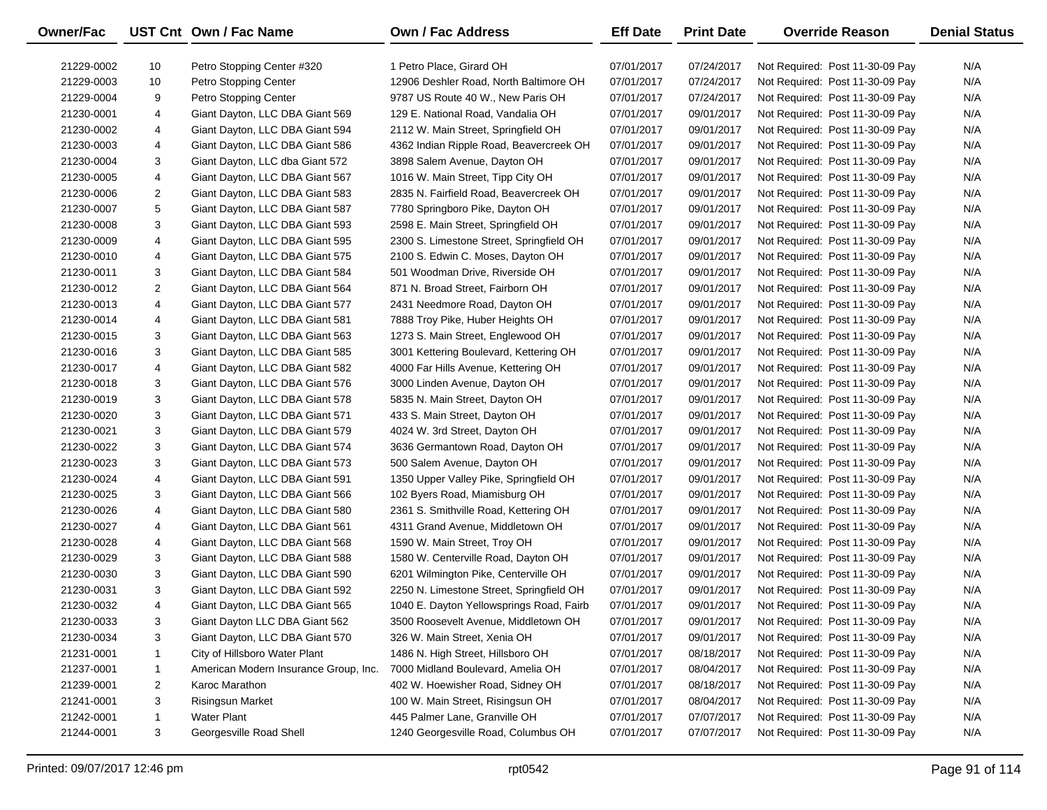| Owner/Fac | UST Cnt | Own / Fac Name | Own / Fac Address | Eff Date | Print Date | Override Reason | Denial Status |
|---|---|---|---|---|---|---|---|
| 21229-0002 | 10 | Petro Stopping Center #320 | 1 Petro Place, Girard OH | 07/01/2017 | 07/24/2017 | Not Required: Post 11-30-09 Pay | N/A |
| 21229-0003 | 10 | Petro Stopping Center | 12906 Deshler Road, North Baltimore OH | 07/01/2017 | 07/24/2017 | Not Required: Post 11-30-09 Pay | N/A |
| 21229-0004 | 9 | Petro Stopping Center | 9787 US Route 40 W., New Paris OH | 07/01/2017 | 07/24/2017 | Not Required: Post 11-30-09 Pay | N/A |
| 21230-0001 | 4 | Giant Dayton, LLC DBA Giant 569 | 129 E. National Road, Vandalia OH | 07/01/2017 | 09/01/2017 | Not Required: Post 11-30-09 Pay | N/A |
| 21230-0002 | 4 | Giant Dayton, LLC DBA Giant 594 | 2112 W. Main Street, Springfield OH | 07/01/2017 | 09/01/2017 | Not Required: Post 11-30-09 Pay | N/A |
| 21230-0003 | 4 | Giant Dayton, LLC DBA Giant 586 | 4362 Indian Ripple Road, Beavercreek OH | 07/01/2017 | 09/01/2017 | Not Required: Post 11-30-09 Pay | N/A |
| 21230-0004 | 3 | Giant Dayton, LLC dba Giant 572 | 3898 Salem Avenue, Dayton OH | 07/01/2017 | 09/01/2017 | Not Required: Post 11-30-09 Pay | N/A |
| 21230-0005 | 4 | Giant Dayton, LLC DBA Giant 567 | 1016 W. Main Street, Tipp City OH | 07/01/2017 | 09/01/2017 | Not Required: Post 11-30-09 Pay | N/A |
| 21230-0006 | 2 | Giant Dayton, LLC DBA Giant 583 | 2835 N. Fairfield Road, Beavercreek OH | 07/01/2017 | 09/01/2017 | Not Required: Post 11-30-09 Pay | N/A |
| 21230-0007 | 5 | Giant Dayton, LLC DBA Giant 587 | 7780 Springboro Pike, Dayton OH | 07/01/2017 | 09/01/2017 | Not Required: Post 11-30-09 Pay | N/A |
| 21230-0008 | 3 | Giant Dayton, LLC DBA Giant 593 | 2598 E. Main Street, Springfield OH | 07/01/2017 | 09/01/2017 | Not Required: Post 11-30-09 Pay | N/A |
| 21230-0009 | 4 | Giant Dayton, LLC DBA Giant 595 | 2300 S. Limestone Street, Springfield OH | 07/01/2017 | 09/01/2017 | Not Required: Post 11-30-09 Pay | N/A |
| 21230-0010 | 4 | Giant Dayton, LLC DBA Giant 575 | 2100 S. Edwin C. Moses, Dayton OH | 07/01/2017 | 09/01/2017 | Not Required: Post 11-30-09 Pay | N/A |
| 21230-0011 | 3 | Giant Dayton, LLC DBA Giant 584 | 501 Woodman Drive, Riverside OH | 07/01/2017 | 09/01/2017 | Not Required: Post 11-30-09 Pay | N/A |
| 21230-0012 | 2 | Giant Dayton, LLC DBA Giant 564 | 871 N. Broad Street, Fairborn OH | 07/01/2017 | 09/01/2017 | Not Required: Post 11-30-09 Pay | N/A |
| 21230-0013 | 4 | Giant Dayton, LLC DBA Giant 577 | 2431 Needmore Road, Dayton OH | 07/01/2017 | 09/01/2017 | Not Required: Post 11-30-09 Pay | N/A |
| 21230-0014 | 4 | Giant Dayton, LLC DBA Giant 581 | 7888 Troy Pike, Huber Heights OH | 07/01/2017 | 09/01/2017 | Not Required: Post 11-30-09 Pay | N/A |
| 21230-0015 | 3 | Giant Dayton, LLC DBA Giant 563 | 1273 S. Main Street, Englewood OH | 07/01/2017 | 09/01/2017 | Not Required: Post 11-30-09 Pay | N/A |
| 21230-0016 | 3 | Giant Dayton, LLC DBA Giant 585 | 3001 Kettering Boulevard, Kettering OH | 07/01/2017 | 09/01/2017 | Not Required: Post 11-30-09 Pay | N/A |
| 21230-0017 | 4 | Giant Dayton, LLC DBA Giant 582 | 4000 Far Hills Avenue, Kettering OH | 07/01/2017 | 09/01/2017 | Not Required: Post 11-30-09 Pay | N/A |
| 21230-0018 | 3 | Giant Dayton, LLC DBA Giant 576 | 3000 Linden Avenue, Dayton OH | 07/01/2017 | 09/01/2017 | Not Required: Post 11-30-09 Pay | N/A |
| 21230-0019 | 3 | Giant Dayton, LLC DBA Giant 578 | 5835 N. Main Street, Dayton OH | 07/01/2017 | 09/01/2017 | Not Required: Post 11-30-09 Pay | N/A |
| 21230-0020 | 3 | Giant Dayton, LLC DBA Giant 571 | 433 S. Main Street, Dayton OH | 07/01/2017 | 09/01/2017 | Not Required: Post 11-30-09 Pay | N/A |
| 21230-0021 | 3 | Giant Dayton, LLC DBA Giant 579 | 4024 W. 3rd Street, Dayton OH | 07/01/2017 | 09/01/2017 | Not Required: Post 11-30-09 Pay | N/A |
| 21230-0022 | 3 | Giant Dayton, LLC DBA Giant 574 | 3636 Germantown Road, Dayton OH | 07/01/2017 | 09/01/2017 | Not Required: Post 11-30-09 Pay | N/A |
| 21230-0023 | 3 | Giant Dayton, LLC DBA Giant 573 | 500 Salem Avenue, Dayton OH | 07/01/2017 | 09/01/2017 | Not Required: Post 11-30-09 Pay | N/A |
| 21230-0024 | 4 | Giant Dayton, LLC DBA Giant 591 | 1350 Upper Valley Pike, Springfield OH | 07/01/2017 | 09/01/2017 | Not Required: Post 11-30-09 Pay | N/A |
| 21230-0025 | 3 | Giant Dayton, LLC DBA Giant 566 | 102 Byers Road, Miamisburg OH | 07/01/2017 | 09/01/2017 | Not Required: Post 11-30-09 Pay | N/A |
| 21230-0026 | 4 | Giant Dayton, LLC DBA Giant 580 | 2361 S. Smithville Road, Kettering OH | 07/01/2017 | 09/01/2017 | Not Required: Post 11-30-09 Pay | N/A |
| 21230-0027 | 4 | Giant Dayton, LLC DBA Giant 561 | 4311 Grand Avenue, Middletown OH | 07/01/2017 | 09/01/2017 | Not Required: Post 11-30-09 Pay | N/A |
| 21230-0028 | 4 | Giant Dayton, LLC DBA Giant 568 | 1590 W. Main Street, Troy OH | 07/01/2017 | 09/01/2017 | Not Required: Post 11-30-09 Pay | N/A |
| 21230-0029 | 3 | Giant Dayton, LLC DBA Giant 588 | 1580 W. Centerville Road, Dayton OH | 07/01/2017 | 09/01/2017 | Not Required: Post 11-30-09 Pay | N/A |
| 21230-0030 | 3 | Giant Dayton, LLC DBA Giant 590 | 6201 Wilmington Pike, Centerville OH | 07/01/2017 | 09/01/2017 | Not Required: Post 11-30-09 Pay | N/A |
| 21230-0031 | 3 | Giant Dayton, LLC DBA Giant 592 | 2250 N. Limestone Street, Springfield OH | 07/01/2017 | 09/01/2017 | Not Required: Post 11-30-09 Pay | N/A |
| 21230-0032 | 4 | Giant Dayton, LLC DBA Giant 565 | 1040 E. Dayton Yellowsprings Road, Fairb | 07/01/2017 | 09/01/2017 | Not Required: Post 11-30-09 Pay | N/A |
| 21230-0033 | 3 | Giant Dayton LLC DBA Giant 562 | 3500 Roosevelt Avenue, Middletown OH | 07/01/2017 | 09/01/2017 | Not Required: Post 11-30-09 Pay | N/A |
| 21230-0034 | 3 | Giant Dayton, LLC DBA Giant 570 | 326 W. Main Street, Xenia OH | 07/01/2017 | 09/01/2017 | Not Required: Post 11-30-09 Pay | N/A |
| 21231-0001 | 1 | City of Hillsboro Water Plant | 1486 N. High Street, Hillsboro OH | 07/01/2017 | 08/18/2017 | Not Required: Post 11-30-09 Pay | N/A |
| 21237-0001 | 1 | American Modern Insurance Group, Inc. | 7000 Midland Boulevard, Amelia OH | 07/01/2017 | 08/04/2017 | Not Required: Post 11-30-09 Pay | N/A |
| 21239-0001 | 2 | Karoc Marathon | 402 W. Hoewisher Road, Sidney OH | 07/01/2017 | 08/18/2017 | Not Required: Post 11-30-09 Pay | N/A |
| 21241-0001 | 3 | Risingsun Market | 100 W. Main Street, Risingsun OH | 07/01/2017 | 08/04/2017 | Not Required: Post 11-30-09 Pay | N/A |
| 21242-0001 | 1 | Water Plant | 445 Palmer Lane, Granville OH | 07/01/2017 | 07/07/2017 | Not Required: Post 11-30-09 Pay | N/A |
| 21244-0001 | 3 | Georgesville Road Shell | 1240 Georgesville Road, Columbus OH | 07/01/2017 | 07/07/2017 | Not Required: Post 11-30-09 Pay | N/A |

Printed: 09/07/2017 12:46 pm rpt0542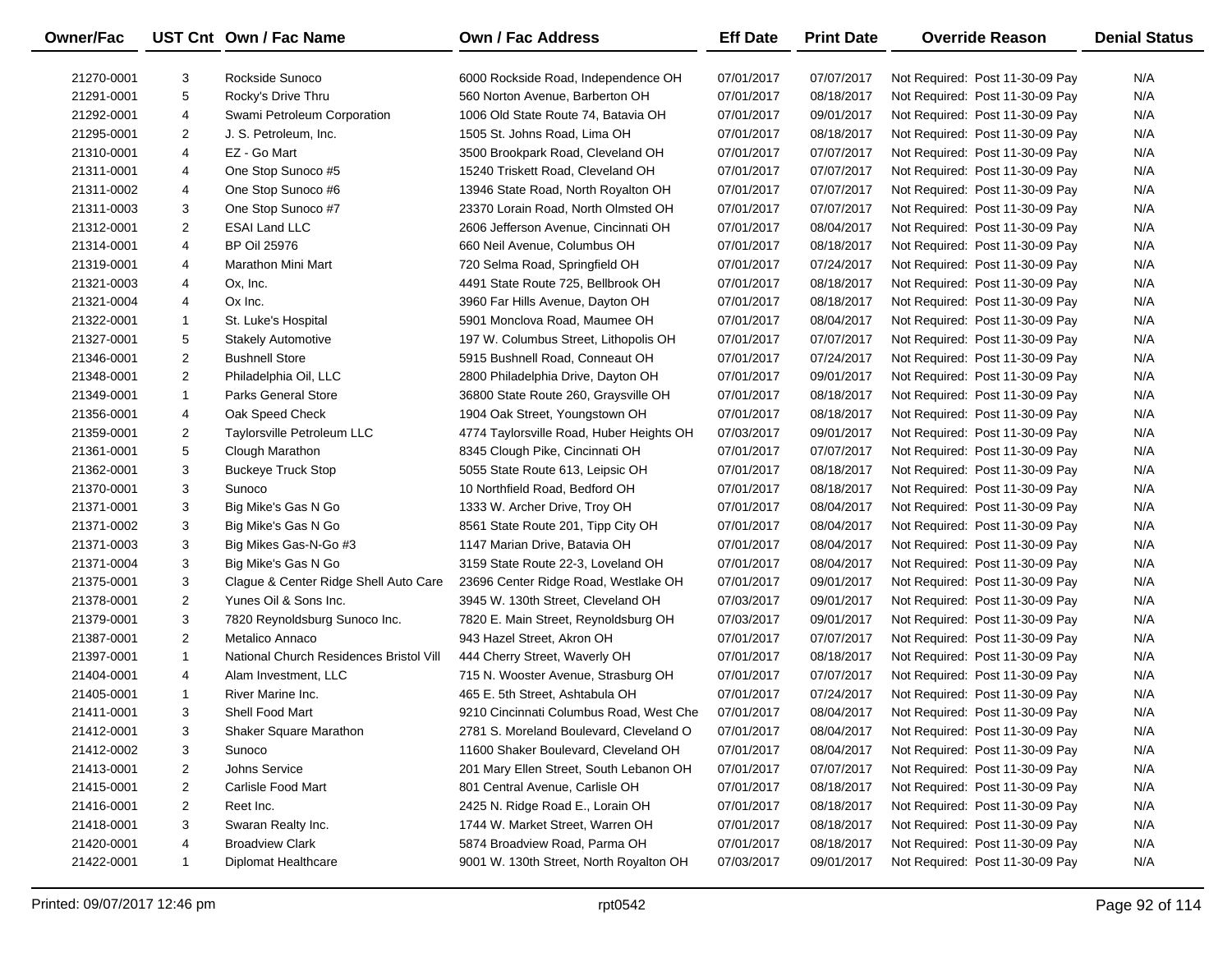| Owner/Fac | UST Cnt | Own / Fac Name | Own / Fac Address | Eff Date | Print Date | Override Reason | Denial Status |
|---|---|---|---|---|---|---|---|
| 21270-0001 | 3 | Rockside Sunoco | 6000 Rockside Road, Independence OH | 07/01/2017 | 07/07/2017 | Not Required: Post 11-30-09 Pay | N/A |
| 21291-0001 | 5 | Rocky's Drive Thru | 560 Norton Avenue, Barberton OH | 07/01/2017 | 08/18/2017 | Not Required: Post 11-30-09 Pay | N/A |
| 21292-0001 | 4 | Swami Petroleum Corporation | 1006 Old State Route 74, Batavia OH | 07/01/2017 | 09/01/2017 | Not Required: Post 11-30-09 Pay | N/A |
| 21295-0001 | 2 | J. S. Petroleum, Inc. | 1505 St. Johns Road, Lima OH | 07/01/2017 | 08/18/2017 | Not Required: Post 11-30-09 Pay | N/A |
| 21310-0001 | 4 | EZ - Go Mart | 3500 Brookpark Road, Cleveland OH | 07/01/2017 | 07/07/2017 | Not Required: Post 11-30-09 Pay | N/A |
| 21311-0001 | 4 | One Stop Sunoco #5 | 15240 Triskett Road, Cleveland OH | 07/01/2017 | 07/07/2017 | Not Required: Post 11-30-09 Pay | N/A |
| 21311-0002 | 4 | One Stop Sunoco #6 | 13946 State Road, North Royalton OH | 07/01/2017 | 07/07/2017 | Not Required: Post 11-30-09 Pay | N/A |
| 21311-0003 | 3 | One Stop Sunoco #7 | 23370 Lorain Road, North Olmsted OH | 07/01/2017 | 07/07/2017 | Not Required: Post 11-30-09 Pay | N/A |
| 21312-0001 | 2 | ESAI Land LLC | 2606 Jefferson Avenue, Cincinnati OH | 07/01/2017 | 08/04/2017 | Not Required: Post 11-30-09 Pay | N/A |
| 21314-0001 | 4 | BP Oil 25976 | 660 Neil Avenue, Columbus OH | 07/01/2017 | 08/18/2017 | Not Required: Post 11-30-09 Pay | N/A |
| 21319-0001 | 4 | Marathon Mini Mart | 720 Selma Road, Springfield OH | 07/01/2017 | 07/24/2017 | Not Required: Post 11-30-09 Pay | N/A |
| 21321-0003 | 4 | Ox, Inc. | 4491 State Route 725, Bellbrook OH | 07/01/2017 | 08/18/2017 | Not Required: Post 11-30-09 Pay | N/A |
| 21321-0004 | 4 | Ox Inc. | 3960 Far Hills Avenue, Dayton OH | 07/01/2017 | 08/18/2017 | Not Required: Post 11-30-09 Pay | N/A |
| 21322-0001 | 1 | St. Luke's Hospital | 5901 Monclova Road, Maumee OH | 07/01/2017 | 08/04/2017 | Not Required: Post 11-30-09 Pay | N/A |
| 21327-0001 | 5 | Stakely Automotive | 197 W. Columbus Street, Lithopolis OH | 07/01/2017 | 07/07/2017 | Not Required: Post 11-30-09 Pay | N/A |
| 21346-0001 | 2 | Bushnell Store | 5915 Bushnell Road, Conneaut OH | 07/01/2017 | 07/24/2017 | Not Required: Post 11-30-09 Pay | N/A |
| 21348-0001 | 2 | Philadelphia Oil, LLC | 2800 Philadelphia Drive, Dayton OH | 07/01/2017 | 09/01/2017 | Not Required: Post 11-30-09 Pay | N/A |
| 21349-0001 | 1 | Parks General Store | 36800 State Route 260, Graysville OH | 07/01/2017 | 08/18/2017 | Not Required: Post 11-30-09 Pay | N/A |
| 21356-0001 | 4 | Oak Speed Check | 1904 Oak Street, Youngstown OH | 07/01/2017 | 08/18/2017 | Not Required: Post 11-30-09 Pay | N/A |
| 21359-0001 | 2 | Taylorsville Petroleum LLC | 4774 Taylorsville Road, Huber Heights OH | 07/03/2017 | 09/01/2017 | Not Required: Post 11-30-09 Pay | N/A |
| 21361-0001 | 5 | Clough Marathon | 8345 Clough Pike, Cincinnati OH | 07/01/2017 | 07/07/2017 | Not Required: Post 11-30-09 Pay | N/A |
| 21362-0001 | 3 | Buckeye Truck Stop | 5055 State Route 613, Leipsic OH | 07/01/2017 | 08/18/2017 | Not Required: Post 11-30-09 Pay | N/A |
| 21370-0001 | 3 | Sunoco | 10 Northfield Road, Bedford OH | 07/01/2017 | 08/18/2017 | Not Required: Post 11-30-09 Pay | N/A |
| 21371-0001 | 3 | Big Mike's Gas N Go | 1333 W. Archer Drive, Troy OH | 07/01/2017 | 08/04/2017 | Not Required: Post 11-30-09 Pay | N/A |
| 21371-0002 | 3 | Big Mike's Gas N Go | 8561 State Route 201, Tipp City OH | 07/01/2017 | 08/04/2017 | Not Required: Post 11-30-09 Pay | N/A |
| 21371-0003 | 3 | Big Mikes Gas-N-Go #3 | 1147 Marian Drive, Batavia OH | 07/01/2017 | 08/04/2017 | Not Required: Post 11-30-09 Pay | N/A |
| 21371-0004 | 3 | Big Mike's Gas N Go | 3159 State Route 22-3, Loveland OH | 07/01/2017 | 08/04/2017 | Not Required: Post 11-30-09 Pay | N/A |
| 21375-0001 | 3 | Clague & Center Ridge Shell Auto Care | 23696 Center Ridge Road, Westlake OH | 07/01/2017 | 09/01/2017 | Not Required: Post 11-30-09 Pay | N/A |
| 21378-0001 | 2 | Yunes Oil & Sons Inc. | 3945 W. 130th Street, Cleveland OH | 07/03/2017 | 09/01/2017 | Not Required: Post 11-30-09 Pay | N/A |
| 21379-0001 | 3 | 7820 Reynoldsburg Sunoco Inc. | 7820 E. Main Street, Reynoldsburg OH | 07/03/2017 | 09/01/2017 | Not Required: Post 11-30-09 Pay | N/A |
| 21387-0001 | 2 | Metalico Annaco | 943 Hazel Street, Akron OH | 07/01/2017 | 07/07/2017 | Not Required: Post 11-30-09 Pay | N/A |
| 21397-0001 | 1 | National Church Residences Bristol Vill | 444 Cherry Street, Waverly OH | 07/01/2017 | 08/18/2017 | Not Required: Post 11-30-09 Pay | N/A |
| 21404-0001 | 4 | Alam Investment, LLC | 715 N. Wooster Avenue, Strasburg OH | 07/01/2017 | 07/07/2017 | Not Required: Post 11-30-09 Pay | N/A |
| 21405-0001 | 1 | River Marine Inc. | 465 E. 5th Street, Ashtabula OH | 07/01/2017 | 07/24/2017 | Not Required: Post 11-30-09 Pay | N/A |
| 21411-0001 | 3 | Shell Food Mart | 9210 Cincinnati Columbus Road, West Che | 07/01/2017 | 08/04/2017 | Not Required: Post 11-30-09 Pay | N/A |
| 21412-0001 | 3 | Shaker Square Marathon | 2781 S. Moreland Boulevard, Cleveland O | 07/01/2017 | 08/04/2017 | Not Required: Post 11-30-09 Pay | N/A |
| 21412-0002 | 3 | Sunoco | 11600 Shaker Boulevard, Cleveland OH | 07/01/2017 | 08/04/2017 | Not Required: Post 11-30-09 Pay | N/A |
| 21413-0001 | 2 | Johns Service | 201 Mary Ellen Street, South Lebanon OH | 07/01/2017 | 07/07/2017 | Not Required: Post 11-30-09 Pay | N/A |
| 21415-0001 | 2 | Carlisle Food Mart | 801 Central Avenue, Carlisle OH | 07/01/2017 | 08/18/2017 | Not Required: Post 11-30-09 Pay | N/A |
| 21416-0001 | 2 | Reet Inc. | 2425 N. Ridge Road E., Lorain OH | 07/01/2017 | 08/18/2017 | Not Required: Post 11-30-09 Pay | N/A |
| 21418-0001 | 3 | Swaran Realty Inc. | 1744 W. Market Street, Warren OH | 07/01/2017 | 08/18/2017 | Not Required: Post 11-30-09 Pay | N/A |
| 21420-0001 | 4 | Broadview Clark | 5874 Broadview Road, Parma OH | 07/01/2017 | 08/18/2017 | Not Required: Post 11-30-09 Pay | N/A |
| 21422-0001 | 1 | Diplomat Healthcare | 9001 W. 130th Street, North Royalton OH | 07/03/2017 | 09/01/2017 | Not Required: Post 11-30-09 Pay | N/A |

Printed: 09/07/2017 12:46 pm rpt0542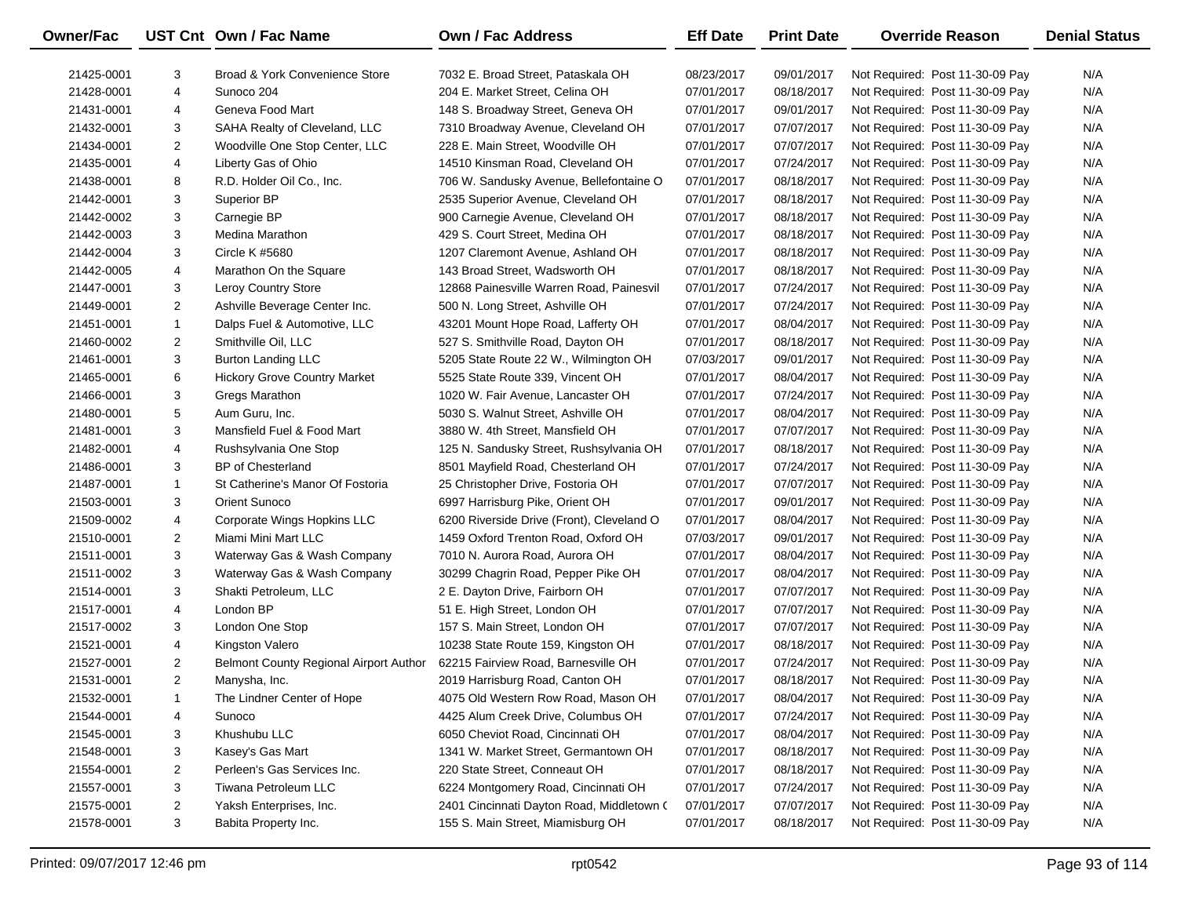| Owner/Fac | UST Cnt | Own / Fac Name | Own / Fac Address | Eff Date | Print Date | Override Reason | Denial Status |
|---|---|---|---|---|---|---|---|
| 21425-0001 | 3 | Broad & York Convenience Store | 7032 E. Broad Street, Pataskala OH | 08/23/2017 | 09/01/2017 | Not Required: Post 11-30-09 Pay | N/A |
| 21428-0001 | 4 | Sunoco 204 | 204 E. Market Street, Celina OH | 07/01/2017 | 08/18/2017 | Not Required: Post 11-30-09 Pay | N/A |
| 21431-0001 | 4 | Geneva Food Mart | 148 S. Broadway Street, Geneva OH | 07/01/2017 | 09/01/2017 | Not Required: Post 11-30-09 Pay | N/A |
| 21432-0001 | 3 | SAHA Realty of Cleveland, LLC | 7310 Broadway Avenue, Cleveland OH | 07/01/2017 | 07/07/2017 | Not Required: Post 11-30-09 Pay | N/A |
| 21434-0001 | 2 | Woodville One Stop Center, LLC | 228 E. Main Street, Woodville OH | 07/01/2017 | 07/07/2017 | Not Required: Post 11-30-09 Pay | N/A |
| 21435-0001 | 4 | Liberty Gas of Ohio | 14510 Kinsman Road, Cleveland OH | 07/01/2017 | 07/24/2017 | Not Required: Post 11-30-09 Pay | N/A |
| 21438-0001 | 8 | R.D. Holder Oil Co., Inc. | 706 W. Sandusky Avenue, Bellefontaine O | 07/01/2017 | 08/18/2017 | Not Required: Post 11-30-09 Pay | N/A |
| 21442-0001 | 3 | Superior BP | 2535 Superior Avenue, Cleveland OH | 07/01/2017 | 08/18/2017 | Not Required: Post 11-30-09 Pay | N/A |
| 21442-0002 | 3 | Carnegie BP | 900 Carnegie Avenue, Cleveland OH | 07/01/2017 | 08/18/2017 | Not Required: Post 11-30-09 Pay | N/A |
| 21442-0003 | 3 | Medina Marathon | 429 S. Court Street, Medina OH | 07/01/2017 | 08/18/2017 | Not Required: Post 11-30-09 Pay | N/A |
| 21442-0004 | 3 | Circle K #5680 | 1207 Claremont Avenue, Ashland OH | 07/01/2017 | 08/18/2017 | Not Required: Post 11-30-09 Pay | N/A |
| 21442-0005 | 4 | Marathon On the Square | 143 Broad Street, Wadsworth OH | 07/01/2017 | 08/18/2017 | Not Required: Post 11-30-09 Pay | N/A |
| 21447-0001 | 3 | Leroy Country Store | 12868 Painesville Warren Road, Painesvil | 07/01/2017 | 07/24/2017 | Not Required: Post 11-30-09 Pay | N/A |
| 21449-0001 | 2 | Ashville Beverage Center Inc. | 500 N. Long Street, Ashville OH | 07/01/2017 | 07/24/2017 | Not Required: Post 11-30-09 Pay | N/A |
| 21451-0001 | 1 | Dalps Fuel & Automotive, LLC | 43201 Mount Hope Road, Lafferty OH | 07/01/2017 | 08/04/2017 | Not Required: Post 11-30-09 Pay | N/A |
| 21460-0002 | 2 | Smithville Oil, LLC | 527 S. Smithville Road, Dayton OH | 07/01/2017 | 08/18/2017 | Not Required: Post 11-30-09 Pay | N/A |
| 21461-0001 | 3 | Burton Landing LLC | 5205 State Route 22 W., Wilmington OH | 07/03/2017 | 09/01/2017 | Not Required: Post 11-30-09 Pay | N/A |
| 21465-0001 | 6 | Hickory Grove Country Market | 5525 State Route 339, Vincent OH | 07/01/2017 | 08/04/2017 | Not Required: Post 11-30-09 Pay | N/A |
| 21466-0001 | 3 | Gregs Marathon | 1020 W. Fair Avenue, Lancaster OH | 07/01/2017 | 07/24/2017 | Not Required: Post 11-30-09 Pay | N/A |
| 21480-0001 | 5 | Aum Guru, Inc. | 5030 S. Walnut Street, Ashville OH | 07/01/2017 | 08/04/2017 | Not Required: Post 11-30-09 Pay | N/A |
| 21481-0001 | 3 | Mansfield Fuel & Food Mart | 3880 W. 4th Street, Mansfield OH | 07/01/2017 | 07/07/2017 | Not Required: Post 11-30-09 Pay | N/A |
| 21482-0001 | 4 | Rushsylvania One Stop | 125 N. Sandusky Street, Rushsylvania OH | 07/01/2017 | 08/18/2017 | Not Required: Post 11-30-09 Pay | N/A |
| 21486-0001 | 3 | BP of Chesterland | 8501 Mayfield Road, Chesterland OH | 07/01/2017 | 07/24/2017 | Not Required: Post 11-30-09 Pay | N/A |
| 21487-0001 | 1 | St Catherine's Manor Of Fostoria | 25 Christopher Drive, Fostoria OH | 07/01/2017 | 07/07/2017 | Not Required: Post 11-30-09 Pay | N/A |
| 21503-0001 | 3 | Orient Sunoco | 6997 Harrisburg Pike, Orient OH | 07/01/2017 | 09/01/2017 | Not Required: Post 11-30-09 Pay | N/A |
| 21509-0002 | 4 | Corporate Wings Hopkins LLC | 6200 Riverside Drive (Front), Cleveland O | 07/01/2017 | 08/04/2017 | Not Required: Post 11-30-09 Pay | N/A |
| 21510-0001 | 2 | Miami Mini Mart LLC | 1459 Oxford Trenton Road, Oxford OH | 07/03/2017 | 09/01/2017 | Not Required: Post 11-30-09 Pay | N/A |
| 21511-0001 | 3 | Waterway Gas & Wash Company | 7010 N. Aurora Road, Aurora OH | 07/01/2017 | 08/04/2017 | Not Required: Post 11-30-09 Pay | N/A |
| 21511-0002 | 3 | Waterway Gas & Wash Company | 30299 Chagrin Road, Pepper Pike OH | 07/01/2017 | 08/04/2017 | Not Required: Post 11-30-09 Pay | N/A |
| 21514-0001 | 3 | Shakti Petroleum, LLC | 2 E. Dayton Drive, Fairborn OH | 07/01/2017 | 07/07/2017 | Not Required: Post 11-30-09 Pay | N/A |
| 21517-0001 | 4 | London BP | 51 E. High Street, London OH | 07/01/2017 | 07/07/2017 | Not Required: Post 11-30-09 Pay | N/A |
| 21517-0002 | 3 | London One Stop | 157 S. Main Street, London OH | 07/01/2017 | 07/07/2017 | Not Required: Post 11-30-09 Pay | N/A |
| 21521-0001 | 4 | Kingston Valero | 10238 State Route 159, Kingston OH | 07/01/2017 | 08/18/2017 | Not Required: Post 11-30-09 Pay | N/A |
| 21527-0001 | 2 | Belmont County Regional Airport Author | 62215 Fairview Road, Barnesville OH | 07/01/2017 | 07/24/2017 | Not Required: Post 11-30-09 Pay | N/A |
| 21531-0001 | 2 | Manysha, Inc. | 2019 Harrisburg Road, Canton OH | 07/01/2017 | 08/18/2017 | Not Required: Post 11-30-09 Pay | N/A |
| 21532-0001 | 1 | The Lindner Center of Hope | 4075 Old Western Row Road, Mason OH | 07/01/2017 | 08/04/2017 | Not Required: Post 11-30-09 Pay | N/A |
| 21544-0001 | 4 | Sunoco | 4425 Alum Creek Drive, Columbus OH | 07/01/2017 | 07/24/2017 | Not Required: Post 11-30-09 Pay | N/A |
| 21545-0001 | 3 | Khushubu LLC | 6050 Cheviot Road, Cincinnati OH | 07/01/2017 | 08/04/2017 | Not Required: Post 11-30-09 Pay | N/A |
| 21548-0001 | 3 | Kasey's Gas Mart | 1341 W. Market Street, Germantown OH | 07/01/2017 | 08/18/2017 | Not Required: Post 11-30-09 Pay | N/A |
| 21554-0001 | 2 | Perleen's Gas Services Inc. | 220 State Street, Conneaut OH | 07/01/2017 | 08/18/2017 | Not Required: Post 11-30-09 Pay | N/A |
| 21557-0001 | 3 | Tiwana Petroleum LLC | 6224 Montgomery Road, Cincinnati OH | 07/01/2017 | 07/24/2017 | Not Required: Post 11-30-09 Pay | N/A |
| 21575-0001 | 2 | Yaksh Enterprises, Inc. | 2401 Cincinnati Dayton Road, Middletown ( | 07/01/2017 | 07/07/2017 | Not Required: Post 11-30-09 Pay | N/A |
| 21578-0001 | 3 | Babita Property Inc. | 155 S. Main Street, Miamisburg OH | 07/01/2017 | 08/18/2017 | Not Required: Post 11-30-09 Pay | N/A |

Printed: 09/07/2017 12:46 pm rpt0542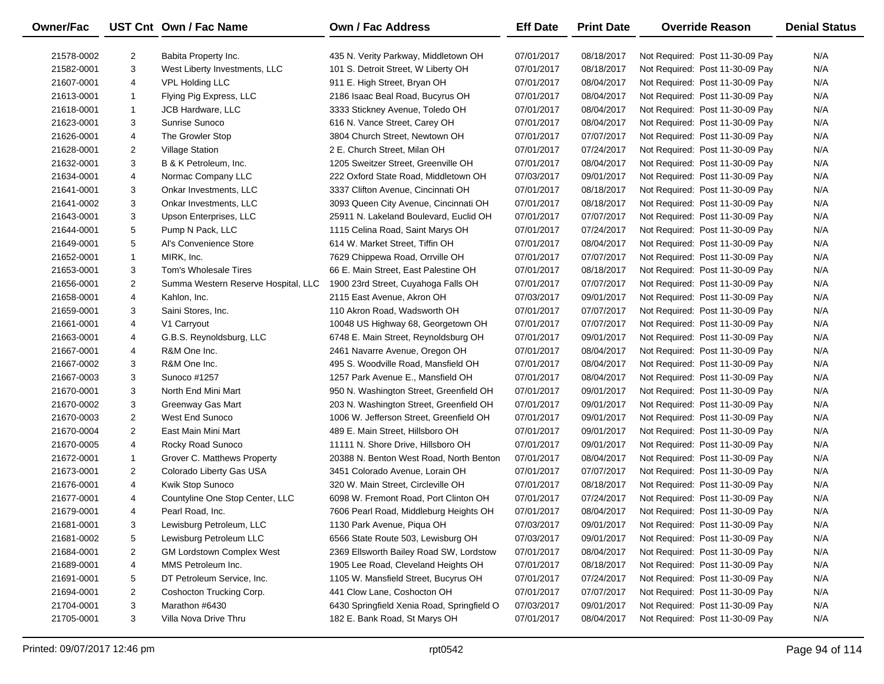| Owner/Fac | UST Cnt | Own / Fac Name | Own / Fac Address | Eff Date | Print Date | Override Reason | Denial Status |
|---|---|---|---|---|---|---|---|
| 21578-0002 | 2 | Babita Property Inc. | 435 N. Verity Parkway, Middletown OH | 07/01/2017 | 08/18/2017 | Not Required: Post 11-30-09 Pay | N/A |
| 21582-0001 | 3 | West Liberty Investments, LLC | 101 S. Detroit Street, W Liberty OH | 07/01/2017 | 08/18/2017 | Not Required: Post 11-30-09 Pay | N/A |
| 21607-0001 | 4 | VPL Holding LLC | 911 E. High Street, Bryan OH | 07/01/2017 | 08/04/2017 | Not Required: Post 11-30-09 Pay | N/A |
| 21613-0001 | 1 | Flying Pig Express, LLC | 2186 Isaac Beal Road, Bucyrus OH | 07/01/2017 | 08/04/2017 | Not Required: Post 11-30-09 Pay | N/A |
| 21618-0001 | 1 | JCB Hardware, LLC | 3333 Stickney Avenue, Toledo OH | 07/01/2017 | 08/04/2017 | Not Required: Post 11-30-09 Pay | N/A |
| 21623-0001 | 3 | Sunrise Sunoco | 616 N. Vance Street, Carey OH | 07/01/2017 | 08/04/2017 | Not Required: Post 11-30-09 Pay | N/A |
| 21626-0001 | 4 | The Growler Stop | 3804 Church Street, Newtown OH | 07/01/2017 | 07/07/2017 | Not Required: Post 11-30-09 Pay | N/A |
| 21628-0001 | 2 | Village Station | 2 E. Church Street, Milan OH | 07/01/2017 | 07/24/2017 | Not Required: Post 11-30-09 Pay | N/A |
| 21632-0001 | 3 | B & K Petroleum, Inc. | 1205 Sweitzer Street, Greenville OH | 07/01/2017 | 08/04/2017 | Not Required: Post 11-30-09 Pay | N/A |
| 21634-0001 | 4 | Normac Company LLC | 222 Oxford State Road, Middletown OH | 07/03/2017 | 09/01/2017 | Not Required: Post 11-30-09 Pay | N/A |
| 21641-0001 | 3 | Onkar Investments, LLC | 3337 Clifton Avenue, Cincinnati OH | 07/01/2017 | 08/18/2017 | Not Required: Post 11-30-09 Pay | N/A |
| 21641-0002 | 3 | Onkar Investments, LLC | 3093 Queen City Avenue, Cincinnati OH | 07/01/2017 | 08/18/2017 | Not Required: Post 11-30-09 Pay | N/A |
| 21643-0001 | 3 | Upson Enterprises, LLC | 25911 N. Lakeland Boulevard, Euclid OH | 07/01/2017 | 07/07/2017 | Not Required: Post 11-30-09 Pay | N/A |
| 21644-0001 | 5 | Pump N Pack, LLC | 1115 Celina Road, Saint Marys OH | 07/01/2017 | 07/24/2017 | Not Required: Post 11-30-09 Pay | N/A |
| 21649-0001 | 5 | Al's Convenience Store | 614 W. Market Street, Tiffin OH | 07/01/2017 | 08/04/2017 | Not Required: Post 11-30-09 Pay | N/A |
| 21652-0001 | 1 | MIRK, Inc. | 7629 Chippewa Road, Orrville OH | 07/01/2017 | 07/07/2017 | Not Required: Post 11-30-09 Pay | N/A |
| 21653-0001 | 3 | Tom's Wholesale Tires | 66 E. Main Street, East Palestine OH | 07/01/2017 | 08/18/2017 | Not Required: Post 11-30-09 Pay | N/A |
| 21656-0001 | 2 | Summa Western Reserve Hospital, LLC | 1900 23rd Street, Cuyahoga Falls OH | 07/01/2017 | 07/07/2017 | Not Required: Post 11-30-09 Pay | N/A |
| 21658-0001 | 4 | Kahlon, Inc. | 2115 East Avenue, Akron OH | 07/03/2017 | 09/01/2017 | Not Required: Post 11-30-09 Pay | N/A |
| 21659-0001 | 3 | Saini Stores, Inc. | 110 Akron Road, Wadsworth OH | 07/01/2017 | 07/07/2017 | Not Required: Post 11-30-09 Pay | N/A |
| 21661-0001 | 4 | V1 Carryout | 10048 US Highway 68, Georgetown OH | 07/01/2017 | 07/07/2017 | Not Required: Post 11-30-09 Pay | N/A |
| 21663-0001 | 4 | G.B.S. Reynoldsburg, LLC | 6748 E. Main Street, Reynoldsburg OH | 07/01/2017 | 09/01/2017 | Not Required: Post 11-30-09 Pay | N/A |
| 21667-0001 | 4 | R&M One Inc. | 2461 Navarre Avenue, Oregon OH | 07/01/2017 | 08/04/2017 | Not Required: Post 11-30-09 Pay | N/A |
| 21667-0002 | 3 | R&M One Inc. | 495 S. Woodville Road, Mansfield OH | 07/01/2017 | 08/04/2017 | Not Required: Post 11-30-09 Pay | N/A |
| 21667-0003 | 3 | Sunoco #1257 | 1257 Park Avenue E., Mansfield OH | 07/01/2017 | 08/04/2017 | Not Required: Post 11-30-09 Pay | N/A |
| 21670-0001 | 3 | North End Mini Mart | 950 N. Washington Street, Greenfield OH | 07/01/2017 | 09/01/2017 | Not Required: Post 11-30-09 Pay | N/A |
| 21670-0002 | 3 | Greenway Gas Mart | 203 N. Washington Street, Greenfield OH | 07/01/2017 | 09/01/2017 | Not Required: Post 11-30-09 Pay | N/A |
| 21670-0003 | 2 | West End Sunoco | 1006 W. Jefferson Street, Greenfield OH | 07/01/2017 | 09/01/2017 | Not Required: Post 11-30-09 Pay | N/A |
| 21670-0004 | 2 | East Main Mini Mart | 489 E. Main Street, Hillsboro OH | 07/01/2017 | 09/01/2017 | Not Required: Post 11-30-09 Pay | N/A |
| 21670-0005 | 4 | Rocky Road Sunoco | 11111 N. Shore Drive, Hillsboro OH | 07/01/2017 | 09/01/2017 | Not Required: Post 11-30-09 Pay | N/A |
| 21672-0001 | 1 | Grover C. Matthews Property | 20388 N. Benton West Road, North Benton | 07/01/2017 | 08/04/2017 | Not Required: Post 11-30-09 Pay | N/A |
| 21673-0001 | 2 | Colorado Liberty Gas USA | 3451 Colorado Avenue, Lorain OH | 07/01/2017 | 07/07/2017 | Not Required: Post 11-30-09 Pay | N/A |
| 21676-0001 | 4 | Kwik Stop Sunoco | 320 W. Main Street, Circleville OH | 07/01/2017 | 08/18/2017 | Not Required: Post 11-30-09 Pay | N/A |
| 21677-0001 | 4 | Countyline One Stop Center, LLC | 6098 W. Fremont Road, Port Clinton OH | 07/01/2017 | 07/24/2017 | Not Required: Post 11-30-09 Pay | N/A |
| 21679-0001 | 4 | Pearl Road, Inc. | 7606 Pearl Road, Middleburg Heights OH | 07/01/2017 | 08/04/2017 | Not Required: Post 11-30-09 Pay | N/A |
| 21681-0001 | 3 | Lewisburg Petroleum, LLC | 1130 Park Avenue, Piqua OH | 07/03/2017 | 09/01/2017 | Not Required: Post 11-30-09 Pay | N/A |
| 21681-0002 | 5 | Lewisburg Petroleum LLC | 6566 State Route 503, Lewisburg OH | 07/03/2017 | 09/01/2017 | Not Required: Post 11-30-09 Pay | N/A |
| 21684-0001 | 2 | GM Lordstown Complex West | 2369 Ellsworth Bailey Road SW, Lordstow | 07/01/2017 | 08/04/2017 | Not Required: Post 11-30-09 Pay | N/A |
| 21689-0001 | 4 | MMS Petroleum Inc. | 1905 Lee Road, Cleveland Heights OH | 07/01/2017 | 08/18/2017 | Not Required: Post 11-30-09 Pay | N/A |
| 21691-0001 | 5 | DT Petroleum Service, Inc. | 1105 W. Mansfield Street, Bucyrus OH | 07/01/2017 | 07/24/2017 | Not Required: Post 11-30-09 Pay | N/A |
| 21694-0001 | 2 | Coshocton Trucking Corp. | 441 Clow Lane, Coshocton OH | 07/01/2017 | 07/07/2017 | Not Required: Post 11-30-09 Pay | N/A |
| 21704-0001 | 3 | Marathon #6430 | 6430 Springfield Xenia Road, Springfield O | 07/03/2017 | 09/01/2017 | Not Required: Post 11-30-09 Pay | N/A |
| 21705-0001 | 3 | Villa Nova Drive Thru | 182 E. Bank Road, St Marys OH | 07/01/2017 | 08/04/2017 | Not Required: Post 11-30-09 Pay | N/A |

Printed: 09/07/2017 12:46 pm rpt0542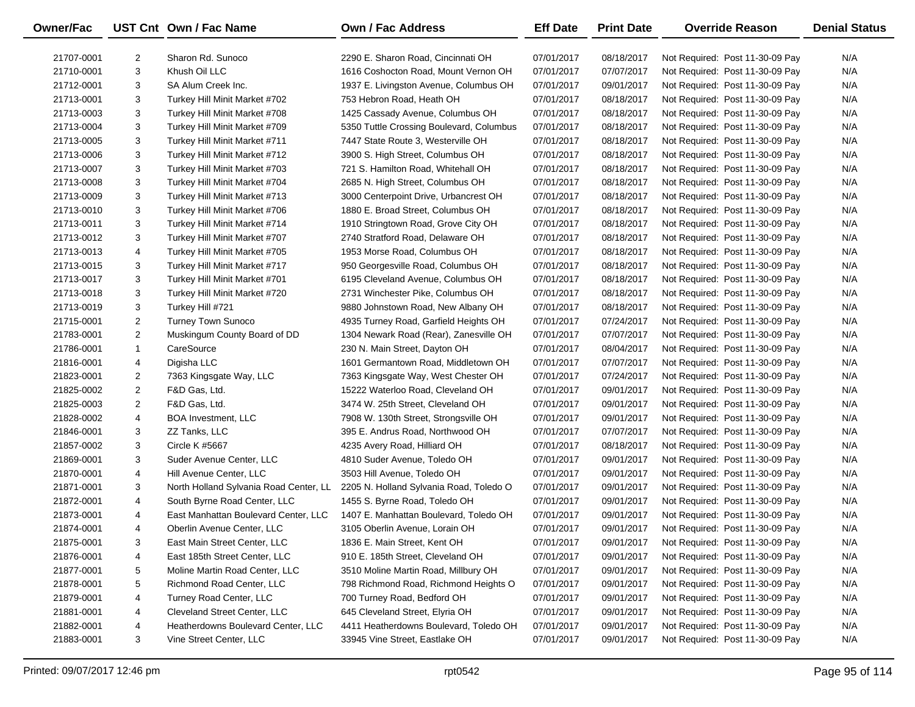| Owner/Fac | UST Cnt | Own / Fac Name | Own / Fac Address | Eff Date | Print Date | Override Reason | Denial Status |
|---|---|---|---|---|---|---|---|
| 21707-0001 | 2 | Sharon Rd. Sunoco | 2290 E. Sharon Road, Cincinnati OH | 07/01/2017 | 08/18/2017 | Not Required: Post 11-30-09 Pay | N/A |
| 21710-0001 | 3 | Khush Oil LLC | 1616 Coshocton Road, Mount Vernon OH | 07/01/2017 | 07/07/2017 | Not Required: Post 11-30-09 Pay | N/A |
| 21712-0001 | 3 | SA Alum Creek Inc. | 1937 E. Livingston Avenue, Columbus OH | 07/01/2017 | 09/01/2017 | Not Required: Post 11-30-09 Pay | N/A |
| 21713-0001 | 3 | Turkey Hill Minit Market #702 | 753 Hebron Road, Heath OH | 07/01/2017 | 08/18/2017 | Not Required: Post 11-30-09 Pay | N/A |
| 21713-0003 | 3 | Turkey Hill Minit Market #708 | 1425 Cassady Avenue, Columbus OH | 07/01/2017 | 08/18/2017 | Not Required: Post 11-30-09 Pay | N/A |
| 21713-0004 | 3 | Turkey Hill Minit Market #709 | 5350 Tuttle Crossing Boulevard, Columbus | 07/01/2017 | 08/18/2017 | Not Required: Post 11-30-09 Pay | N/A |
| 21713-0005 | 3 | Turkey Hill Minit Market #711 | 7447 State Route 3, Westerville OH | 07/01/2017 | 08/18/2017 | Not Required: Post 11-30-09 Pay | N/A |
| 21713-0006 | 3 | Turkey Hill Minit Market #712 | 3900 S. High Street, Columbus OH | 07/01/2017 | 08/18/2017 | Not Required: Post 11-30-09 Pay | N/A |
| 21713-0007 | 3 | Turkey Hill Minit Market #703 | 721 S. Hamilton Road, Whitehall OH | 07/01/2017 | 08/18/2017 | Not Required: Post 11-30-09 Pay | N/A |
| 21713-0008 | 3 | Turkey Hill Minit Market #704 | 2685 N. High Street, Columbus OH | 07/01/2017 | 08/18/2017 | Not Required: Post 11-30-09 Pay | N/A |
| 21713-0009 | 3 | Turkey Hill Minit Market #713 | 3000 Centerpoint Drive, Urbancrest OH | 07/01/2017 | 08/18/2017 | Not Required: Post 11-30-09 Pay | N/A |
| 21713-0010 | 3 | Turkey Hill Minit Market #706 | 1880 E. Broad Street, Columbus OH | 07/01/2017 | 08/18/2017 | Not Required: Post 11-30-09 Pay | N/A |
| 21713-0011 | 3 | Turkey Hill Minit Market #714 | 1910 Stringtown Road, Grove City OH | 07/01/2017 | 08/18/2017 | Not Required: Post 11-30-09 Pay | N/A |
| 21713-0012 | 3 | Turkey Hill Minit Market #707 | 2740 Stratford Road, Delaware OH | 07/01/2017 | 08/18/2017 | Not Required: Post 11-30-09 Pay | N/A |
| 21713-0013 | 4 | Turkey Hill Minit Market #705 | 1953 Morse Road, Columbus OH | 07/01/2017 | 08/18/2017 | Not Required: Post 11-30-09 Pay | N/A |
| 21713-0015 | 3 | Turkey Hill Minit Market #717 | 950 Georgesville Road, Columbus OH | 07/01/2017 | 08/18/2017 | Not Required: Post 11-30-09 Pay | N/A |
| 21713-0017 | 3 | Turkey Hill Minit Market #701 | 6195 Cleveland Avenue, Columbus OH | 07/01/2017 | 08/18/2017 | Not Required: Post 11-30-09 Pay | N/A |
| 21713-0018 | 3 | Turkey Hill Minit Market #720 | 2731 Winchester Pike, Columbus OH | 07/01/2017 | 08/18/2017 | Not Required: Post 11-30-09 Pay | N/A |
| 21713-0019 | 3 | Turkey Hill #721 | 9880 Johnstown Road, New Albany OH | 07/01/2017 | 08/18/2017 | Not Required: Post 11-30-09 Pay | N/A |
| 21715-0001 | 2 | Turney Town Sunoco | 4935 Turney Road, Garfield Heights OH | 07/01/2017 | 07/24/2017 | Not Required: Post 11-30-09 Pay | N/A |
| 21783-0001 | 2 | Muskingum County Board of DD | 1304 Newark Road (Rear), Zanesville OH | 07/01/2017 | 07/07/2017 | Not Required: Post 11-30-09 Pay | N/A |
| 21786-0001 | 1 | CareSource | 230 N. Main Street, Dayton OH | 07/01/2017 | 08/04/2017 | Not Required: Post 11-30-09 Pay | N/A |
| 21816-0001 | 4 | Digisha LLC | 1601 Germantown Road, Middletown OH | 07/01/2017 | 07/07/2017 | Not Required: Post 11-30-09 Pay | N/A |
| 21823-0001 | 2 | 7363 Kingsgate Way, LLC | 7363 Kingsgate Way, West Chester OH | 07/01/2017 | 07/24/2017 | Not Required: Post 11-30-09 Pay | N/A |
| 21825-0002 | 2 | F&D Gas, Ltd. | 15222 Waterloo Road, Cleveland OH | 07/01/2017 | 09/01/2017 | Not Required: Post 11-30-09 Pay | N/A |
| 21825-0003 | 2 | F&D Gas, Ltd. | 3474 W. 25th Street, Cleveland OH | 07/01/2017 | 09/01/2017 | Not Required: Post 11-30-09 Pay | N/A |
| 21828-0002 | 4 | BOA Investment, LLC | 7908 W. 130th Street, Strongsville OH | 07/01/2017 | 09/01/2017 | Not Required: Post 11-30-09 Pay | N/A |
| 21846-0001 | 3 | ZZ Tanks, LLC | 395 E. Andrus Road, Northwood OH | 07/01/2017 | 07/07/2017 | Not Required: Post 11-30-09 Pay | N/A |
| 21857-0002 | 3 | Circle K #5667 | 4235 Avery Road, Hilliard OH | 07/01/2017 | 08/18/2017 | Not Required: Post 11-30-09 Pay | N/A |
| 21869-0001 | 3 | Suder Avenue Center, LLC | 4810 Suder Avenue, Toledo OH | 07/01/2017 | 09/01/2017 | Not Required: Post 11-30-09 Pay | N/A |
| 21870-0001 | 4 | Hill Avenue Center, LLC | 3503 Hill Avenue, Toledo OH | 07/01/2017 | 09/01/2017 | Not Required: Post 11-30-09 Pay | N/A |
| 21871-0001 | 3 | North Holland Sylvania Road Center, LL | 2205 N. Holland Sylvania Road, Toledo O | 07/01/2017 | 09/01/2017 | Not Required: Post 11-30-09 Pay | N/A |
| 21872-0001 | 4 | South Byrne Road Center, LLC | 1455 S. Byrne Road, Toledo OH | 07/01/2017 | 09/01/2017 | Not Required: Post 11-30-09 Pay | N/A |
| 21873-0001 | 4 | East Manhattan Boulevard Center, LLC | 1407 E. Manhattan Boulevard, Toledo OH | 07/01/2017 | 09/01/2017 | Not Required: Post 11-30-09 Pay | N/A |
| 21874-0001 | 4 | Oberlin Avenue Center, LLC | 3105 Oberlin Avenue, Lorain OH | 07/01/2017 | 09/01/2017 | Not Required: Post 11-30-09 Pay | N/A |
| 21875-0001 | 3 | East Main Street Center, LLC | 1836 E. Main Street, Kent OH | 07/01/2017 | 09/01/2017 | Not Required: Post 11-30-09 Pay | N/A |
| 21876-0001 | 4 | East 185th Street Center, LLC | 910 E. 185th Street, Cleveland OH | 07/01/2017 | 09/01/2017 | Not Required: Post 11-30-09 Pay | N/A |
| 21877-0001 | 5 | Moline Martin Road Center, LLC | 3510 Moline Martin Road, Millbury OH | 07/01/2017 | 09/01/2017 | Not Required: Post 11-30-09 Pay | N/A |
| 21878-0001 | 5 | Richmond Road Center, LLC | 798 Richmond Road, Richmond Heights O | 07/01/2017 | 09/01/2017 | Not Required: Post 11-30-09 Pay | N/A |
| 21879-0001 | 4 | Turney Road Center, LLC | 700 Turney Road, Bedford OH | 07/01/2017 | 09/01/2017 | Not Required: Post 11-30-09 Pay | N/A |
| 21881-0001 | 4 | Cleveland Street Center, LLC | 645 Cleveland Street, Elyria OH | 07/01/2017 | 09/01/2017 | Not Required: Post 11-30-09 Pay | N/A |
| 21882-0001 | 4 | Heatherdowns Boulevard Center, LLC | 4411 Heatherdowns Boulevard, Toledo OH | 07/01/2017 | 09/01/2017 | Not Required: Post 11-30-09 Pay | N/A |
| 21883-0001 | 3 | Vine Street Center, LLC | 33945 Vine Street, Eastlake OH | 07/01/2017 | 09/01/2017 | Not Required: Post 11-30-09 Pay | N/A |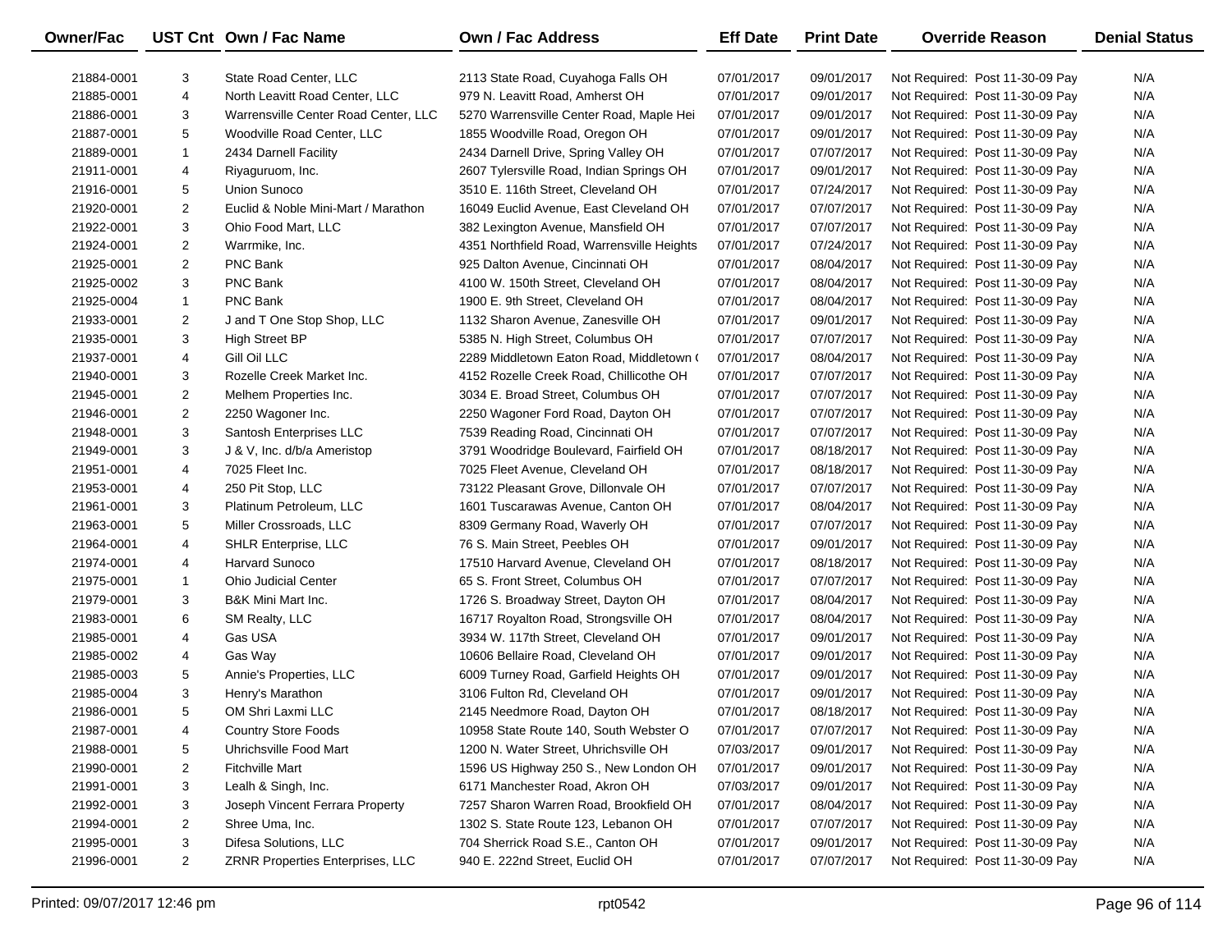| Owner/Fac | UST Cnt | Own / Fac Name | Own / Fac Address | Eff Date | Print Date | Override Reason | Denial Status |
|---|---|---|---|---|---|---|---|
| 21884-0001 | 3 | State Road Center, LLC | 2113 State Road, Cuyahoga Falls OH | 07/01/2017 | 09/01/2017 | Not Required: Post 11-30-09 Pay | N/A |
| 21885-0001 | 4 | North Leavitt Road Center, LLC | 979 N. Leavitt Road, Amherst OH | 07/01/2017 | 09/01/2017 | Not Required: Post 11-30-09 Pay | N/A |
| 21886-0001 | 3 | Warrensville Center Road Center, LLC | 5270 Warrensville Center Road, Maple Hei | 07/01/2017 | 09/01/2017 | Not Required: Post 11-30-09 Pay | N/A |
| 21887-0001 | 5 | Woodville Road Center, LLC | 1855 Woodville Road, Oregon OH | 07/01/2017 | 09/01/2017 | Not Required: Post 11-30-09 Pay | N/A |
| 21889-0001 | 1 | 2434 Darnell Facility | 2434 Darnell Drive, Spring Valley OH | 07/01/2017 | 07/07/2017 | Not Required: Post 11-30-09 Pay | N/A |
| 21911-0001 | 4 | Riyaguruom, Inc. | 2607 Tylersville Road, Indian Springs OH | 07/01/2017 | 09/01/2017 | Not Required: Post 11-30-09 Pay | N/A |
| 21916-0001 | 5 | Union Sunoco | 3510 E. 116th Street, Cleveland OH | 07/01/2017 | 07/24/2017 | Not Required: Post 11-30-09 Pay | N/A |
| 21920-0001 | 2 | Euclid & Noble Mini-Mart / Marathon | 16049 Euclid Avenue, East Cleveland OH | 07/01/2017 | 07/07/2017 | Not Required: Post 11-30-09 Pay | N/A |
| 21922-0001 | 3 | Ohio Food Mart, LLC | 382 Lexington Avenue, Mansfield OH | 07/01/2017 | 07/07/2017 | Not Required: Post 11-30-09 Pay | N/A |
| 21924-0001 | 2 | Warrmike, Inc. | 4351 Northfield Road, Warrensville Heights | 07/01/2017 | 07/24/2017 | Not Required: Post 11-30-09 Pay | N/A |
| 21925-0001 | 2 | PNC Bank | 925 Dalton Avenue, Cincinnati OH | 07/01/2017 | 08/04/2017 | Not Required: Post 11-30-09 Pay | N/A |
| 21925-0002 | 3 | PNC Bank | 4100 W. 150th Street, Cleveland OH | 07/01/2017 | 08/04/2017 | Not Required: Post 11-30-09 Pay | N/A |
| 21925-0004 | 1 | PNC Bank | 1900 E. 9th Street, Cleveland OH | 07/01/2017 | 08/04/2017 | Not Required: Post 11-30-09 Pay | N/A |
| 21933-0001 | 2 | J and T One Stop Shop, LLC | 1132 Sharon Avenue, Zanesville OH | 07/01/2017 | 09/01/2017 | Not Required: Post 11-30-09 Pay | N/A |
| 21935-0001 | 3 | High Street BP | 5385 N. High Street, Columbus OH | 07/01/2017 | 07/07/2017 | Not Required: Post 11-30-09 Pay | N/A |
| 21937-0001 | 4 | Gill Oil LLC | 2289 Middletown Eaton Road, Middletown ( | 07/01/2017 | 08/04/2017 | Not Required: Post 11-30-09 Pay | N/A |
| 21940-0001 | 3 | Rozelle Creek Market Inc. | 4152 Rozelle Creek Road, Chillicothe OH | 07/01/2017 | 07/07/2017 | Not Required: Post 11-30-09 Pay | N/A |
| 21945-0001 | 2 | Melhem Properties Inc. | 3034 E. Broad Street, Columbus OH | 07/01/2017 | 07/07/2017 | Not Required: Post 11-30-09 Pay | N/A |
| 21946-0001 | 2 | 2250 Wagoner Inc. | 2250 Wagoner Ford Road, Dayton OH | 07/01/2017 | 07/07/2017 | Not Required: Post 11-30-09 Pay | N/A |
| 21948-0001 | 3 | Santosh Enterprises LLC | 7539 Reading Road, Cincinnati OH | 07/01/2017 | 07/07/2017 | Not Required: Post 11-30-09 Pay | N/A |
| 21949-0001 | 3 | J & V, Inc. d/b/a Ameristop | 3791 Woodridge Boulevard, Fairfield OH | 07/01/2017 | 08/18/2017 | Not Required: Post 11-30-09 Pay | N/A |
| 21951-0001 | 4 | 7025 Fleet Inc. | 7025 Fleet Avenue, Cleveland OH | 07/01/2017 | 08/18/2017 | Not Required: Post 11-30-09 Pay | N/A |
| 21953-0001 | 4 | 250 Pit Stop, LLC | 73122 Pleasant Grove, Dillonvale OH | 07/01/2017 | 07/07/2017 | Not Required: Post 11-30-09 Pay | N/A |
| 21961-0001 | 3 | Platinum Petroleum, LLC | 1601 Tuscarawas Avenue, Canton OH | 07/01/2017 | 08/04/2017 | Not Required: Post 11-30-09 Pay | N/A |
| 21963-0001 | 5 | Miller Crossroads, LLC | 8309 Germany Road, Waverly OH | 07/01/2017 | 07/07/2017 | Not Required: Post 11-30-09 Pay | N/A |
| 21964-0001 | 4 | SHLR Enterprise, LLC | 76 S. Main Street, Peebles OH | 07/01/2017 | 09/01/2017 | Not Required: Post 11-30-09 Pay | N/A |
| 21974-0001 | 4 | Harvard Sunoco | 17510 Harvard Avenue, Cleveland OH | 07/01/2017 | 08/18/2017 | Not Required: Post 11-30-09 Pay | N/A |
| 21975-0001 | 1 | Ohio Judicial Center | 65 S. Front Street, Columbus OH | 07/01/2017 | 07/07/2017 | Not Required: Post 11-30-09 Pay | N/A |
| 21979-0001 | 3 | B&K Mini Mart Inc. | 1726 S. Broadway Street, Dayton OH | 07/01/2017 | 08/04/2017 | Not Required: Post 11-30-09 Pay | N/A |
| 21983-0001 | 6 | SM Realty, LLC | 16717 Royalton Road, Strongsville OH | 07/01/2017 | 08/04/2017 | Not Required: Post 11-30-09 Pay | N/A |
| 21985-0001 | 4 | Gas USA | 3934 W. 117th Street, Cleveland OH | 07/01/2017 | 09/01/2017 | Not Required: Post 11-30-09 Pay | N/A |
| 21985-0002 | 4 | Gas Way | 10606 Bellaire Road, Cleveland OH | 07/01/2017 | 09/01/2017 | Not Required: Post 11-30-09 Pay | N/A |
| 21985-0003 | 5 | Annie's Properties, LLC | 6009 Turney Road, Garfield Heights OH | 07/01/2017 | 09/01/2017 | Not Required: Post 11-30-09 Pay | N/A |
| 21985-0004 | 3 | Henry's Marathon | 3106 Fulton Rd, Cleveland OH | 07/01/2017 | 09/01/2017 | Not Required: Post 11-30-09 Pay | N/A |
| 21986-0001 | 5 | OM Shri Laxmi LLC | 2145 Needmore Road, Dayton OH | 07/01/2017 | 08/18/2017 | Not Required: Post 11-30-09 Pay | N/A |
| 21987-0001 | 4 | Country Store Foods | 10958 State Route 140, South Webster O | 07/01/2017 | 07/07/2017 | Not Required: Post 11-30-09 Pay | N/A |
| 21988-0001 | 5 | Uhrichsville Food Mart | 1200 N. Water Street, Uhrichsville OH | 07/03/2017 | 09/01/2017 | Not Required: Post 11-30-09 Pay | N/A |
| 21990-0001 | 2 | Fitchville Mart | 1596 US Highway 250 S., New London OH | 07/01/2017 | 09/01/2017 | Not Required: Post 11-30-09 Pay | N/A |
| 21991-0001 | 3 | Lealh & Singh, Inc. | 6171 Manchester Road, Akron OH | 07/03/2017 | 09/01/2017 | Not Required: Post 11-30-09 Pay | N/A |
| 21992-0001 | 3 | Joseph Vincent Ferrara Property | 7257 Sharon Warren Road, Brookfield OH | 07/01/2017 | 08/04/2017 | Not Required: Post 11-30-09 Pay | N/A |
| 21994-0001 | 2 | Shree Uma, Inc. | 1302 S. State Route 123, Lebanon OH | 07/01/2017 | 07/07/2017 | Not Required: Post 11-30-09 Pay | N/A |
| 21995-0001 | 3 | Difesa Solutions, LLC | 704 Sherrick Road S.E., Canton OH | 07/01/2017 | 09/01/2017 | Not Required: Post 11-30-09 Pay | N/A |
| 21996-0001 | 2 | ZRNR Properties Enterprises, LLC | 940 E. 222nd Street, Euclid OH | 07/01/2017 | 07/07/2017 | Not Required: Post 11-30-09 Pay | N/A |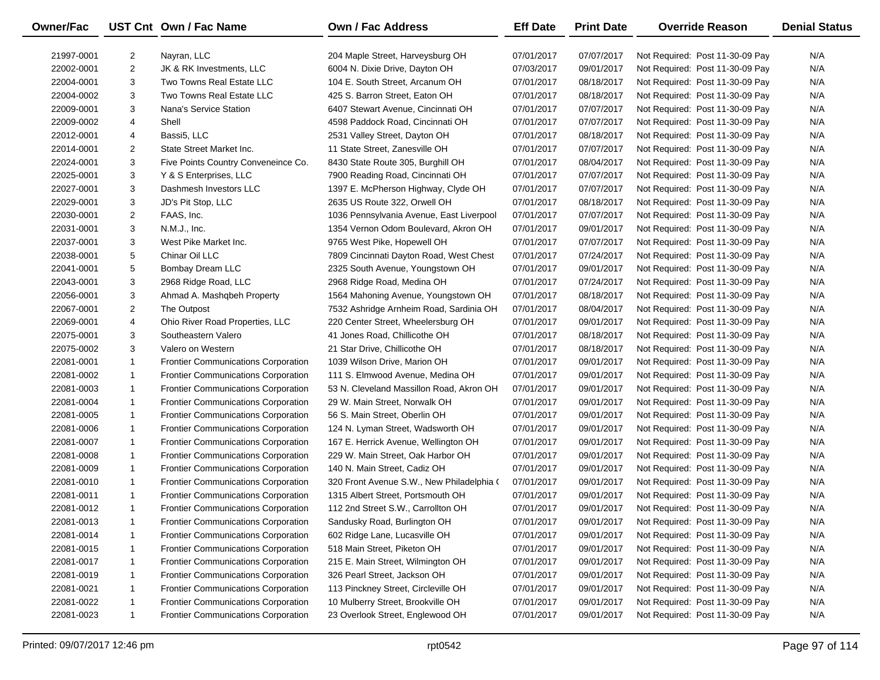| Owner/Fac | UST Cnt | Own / Fac Name | Own / Fac Address | Eff Date | Print Date | Override Reason | Denial Status |
|---|---|---|---|---|---|---|---|
| 21997-0001 | 2 | Nayran, LLC | 204 Maple Street, Harveysburg OH | 07/01/2017 | 07/07/2017 | Not Required: Post 11-30-09 Pay | N/A |
| 22002-0001 | 2 | JK & RK Investments, LLC | 6004 N. Dixie Drive, Dayton OH | 07/03/2017 | 09/01/2017 | Not Required: Post 11-30-09 Pay | N/A |
| 22004-0001 | 3 | Two Towns Real Estate LLC | 104 E. South Street, Arcanum OH | 07/01/2017 | 08/18/2017 | Not Required: Post 11-30-09 Pay | N/A |
| 22004-0002 | 3 | Two Towns Real Estate LLC | 425 S. Barron Street, Eaton OH | 07/01/2017 | 08/18/2017 | Not Required: Post 11-30-09 Pay | N/A |
| 22009-0001 | 3 | Nana's Service Station | 6407 Stewart Avenue, Cincinnati OH | 07/01/2017 | 07/07/2017 | Not Required: Post 11-30-09 Pay | N/A |
| 22009-0002 | 4 | Shell | 4598 Paddock Road, Cincinnati OH | 07/01/2017 | 07/07/2017 | Not Required: Post 11-30-09 Pay | N/A |
| 22012-0001 | 4 | Bassi5, LLC | 2531 Valley Street, Dayton OH | 07/01/2017 | 08/18/2017 | Not Required: Post 11-30-09 Pay | N/A |
| 22014-0001 | 2 | State Street Market Inc. | 11 State Street, Zanesville OH | 07/01/2017 | 07/07/2017 | Not Required: Post 11-30-09 Pay | N/A |
| 22024-0001 | 3 | Five Points Country Conveneince Co. | 8430 State Route 305, Burghill OH | 07/01/2017 | 08/04/2017 | Not Required: Post 11-30-09 Pay | N/A |
| 22025-0001 | 3 | Y & S Enterprises, LLC | 7900 Reading Road, Cincinnati OH | 07/01/2017 | 07/07/2017 | Not Required: Post 11-30-09 Pay | N/A |
| 22027-0001 | 3 | Dashmesh Investors LLC | 1397 E. McPherson Highway, Clyde OH | 07/01/2017 | 07/07/2017 | Not Required: Post 11-30-09 Pay | N/A |
| 22029-0001 | 3 | JD's Pit Stop, LLC | 2635 US Route 322, Orwell OH | 07/01/2017 | 08/18/2017 | Not Required: Post 11-30-09 Pay | N/A |
| 22030-0001 | 2 | FAAS, Inc. | 1036 Pennsylvania Avenue, East Liverpool | 07/01/2017 | 07/07/2017 | Not Required: Post 11-30-09 Pay | N/A |
| 22031-0001 | 3 | N.M.J., Inc. | 1354 Vernon Odom Boulevard, Akron OH | 07/01/2017 | 09/01/2017 | Not Required: Post 11-30-09 Pay | N/A |
| 22037-0001 | 3 | West Pike Market Inc. | 9765 West Pike, Hopewell OH | 07/01/2017 | 07/07/2017 | Not Required: Post 11-30-09 Pay | N/A |
| 22038-0001 | 5 | Chinar Oil LLC | 7809 Cincinnati Dayton Road, West Chest | 07/01/2017 | 07/24/2017 | Not Required: Post 11-30-09 Pay | N/A |
| 22041-0001 | 5 | Bombay Dream LLC | 2325 South Avenue, Youngstown OH | 07/01/2017 | 09/01/2017 | Not Required: Post 11-30-09 Pay | N/A |
| 22043-0001 | 3 | 2968 Ridge Road, LLC | 2968 Ridge Road, Medina OH | 07/01/2017 | 07/24/2017 | Not Required: Post 11-30-09 Pay | N/A |
| 22056-0001 | 3 | Ahmad A. Mashqbeh Property | 1564 Mahoning Avenue, Youngstown OH | 07/01/2017 | 08/18/2017 | Not Required: Post 11-30-09 Pay | N/A |
| 22067-0001 | 2 | The Outpost | 7532 Ashridge Arnheim Road, Sardinia OH | 07/01/2017 | 08/04/2017 | Not Required: Post 11-30-09 Pay | N/A |
| 22069-0001 | 4 | Ohio River Road Properties, LLC | 220 Center Street, Wheelersburg OH | 07/01/2017 | 09/01/2017 | Not Required: Post 11-30-09 Pay | N/A |
| 22075-0001 | 3 | Southeastern Valero | 41 Jones Road, Chillicothe OH | 07/01/2017 | 08/18/2017 | Not Required: Post 11-30-09 Pay | N/A |
| 22075-0002 | 3 | Valero on Western | 21 Star Drive, Chillicothe OH | 07/01/2017 | 08/18/2017 | Not Required: Post 11-30-09 Pay | N/A |
| 22081-0001 | 1 | Frontier Communications Corporation | 1039 Wilson Drive, Marion OH | 07/01/2017 | 09/01/2017 | Not Required: Post 11-30-09 Pay | N/A |
| 22081-0002 | 1 | Frontier Communications Corporation | 111 S. Elmwood Avenue, Medina OH | 07/01/2017 | 09/01/2017 | Not Required: Post 11-30-09 Pay | N/A |
| 22081-0003 | 1 | Frontier Communications Corporation | 53 N. Cleveland Massillon Road, Akron OH | 07/01/2017 | 09/01/2017 | Not Required: Post 11-30-09 Pay | N/A |
| 22081-0004 | 1 | Frontier Communications Corporation | 29 W. Main Street, Norwalk OH | 07/01/2017 | 09/01/2017 | Not Required: Post 11-30-09 Pay | N/A |
| 22081-0005 | 1 | Frontier Communications Corporation | 56 S. Main Street, Oberlin OH | 07/01/2017 | 09/01/2017 | Not Required: Post 11-30-09 Pay | N/A |
| 22081-0006 | 1 | Frontier Communications Corporation | 124 N. Lyman Street, Wadsworth OH | 07/01/2017 | 09/01/2017 | Not Required: Post 11-30-09 Pay | N/A |
| 22081-0007 | 1 | Frontier Communications Corporation | 167 E. Herrick Avenue, Wellington OH | 07/01/2017 | 09/01/2017 | Not Required: Post 11-30-09 Pay | N/A |
| 22081-0008 | 1 | Frontier Communications Corporation | 229 W. Main Street, Oak Harbor OH | 07/01/2017 | 09/01/2017 | Not Required: Post 11-30-09 Pay | N/A |
| 22081-0009 | 1 | Frontier Communications Corporation | 140 N. Main Street, Cadiz OH | 07/01/2017 | 09/01/2017 | Not Required: Post 11-30-09 Pay | N/A |
| 22081-0010 | 1 | Frontier Communications Corporation | 320 Front Avenue S.W., New Philadelphia ( | 07/01/2017 | 09/01/2017 | Not Required: Post 11-30-09 Pay | N/A |
| 22081-0011 | 1 | Frontier Communications Corporation | 1315 Albert Street, Portsmouth OH | 07/01/2017 | 09/01/2017 | Not Required: Post 11-30-09 Pay | N/A |
| 22081-0012 | 1 | Frontier Communications Corporation | 112 2nd Street S.W., Carrollton OH | 07/01/2017 | 09/01/2017 | Not Required: Post 11-30-09 Pay | N/A |
| 22081-0013 | 1 | Frontier Communications Corporation | Sandusky Road, Burlington OH | 07/01/2017 | 09/01/2017 | Not Required: Post 11-30-09 Pay | N/A |
| 22081-0014 | 1 | Frontier Communications Corporation | 602 Ridge Lane, Lucasville OH | 07/01/2017 | 09/01/2017 | Not Required: Post 11-30-09 Pay | N/A |
| 22081-0015 | 1 | Frontier Communications Corporation | 518 Main Street, Piketon OH | 07/01/2017 | 09/01/2017 | Not Required: Post 11-30-09 Pay | N/A |
| 22081-0017 | 1 | Frontier Communications Corporation | 215 E. Main Street, Wilmington OH | 07/01/2017 | 09/01/2017 | Not Required: Post 11-30-09 Pay | N/A |
| 22081-0019 | 1 | Frontier Communications Corporation | 326 Pearl Street, Jackson OH | 07/01/2017 | 09/01/2017 | Not Required: Post 11-30-09 Pay | N/A |
| 22081-0021 | 1 | Frontier Communications Corporation | 113 Pinckney Street, Circleville OH | 07/01/2017 | 09/01/2017 | Not Required: Post 11-30-09 Pay | N/A |
| 22081-0022 | 1 | Frontier Communications Corporation | 10 Mulberry Street, Brookville OH | 07/01/2017 | 09/01/2017 | Not Required: Post 11-30-09 Pay | N/A |
| 22081-0023 | 1 | Frontier Communications Corporation | 23 Overlook Street, Englewood OH | 07/01/2017 | 09/01/2017 | Not Required: Post 11-30-09 Pay | N/A |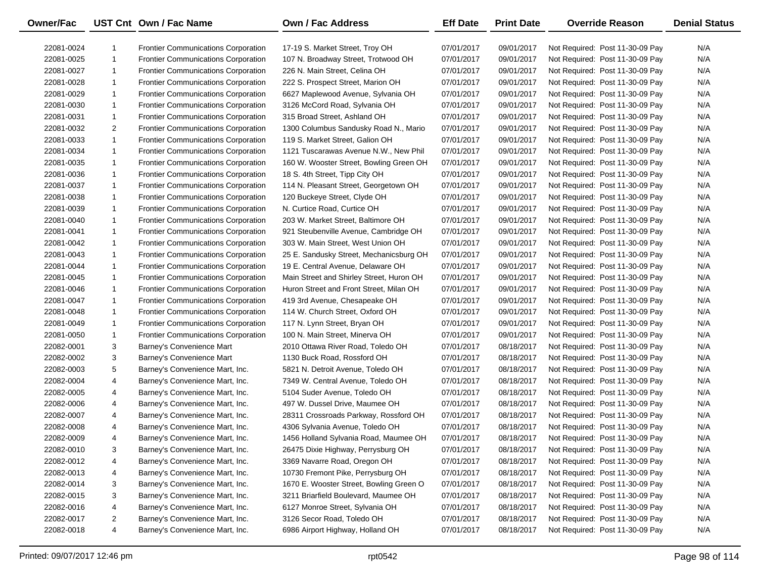| Owner/Fac | UST Cnt | Own / Fac Name | Own / Fac Address | Eff Date | Print Date | Override Reason | Denial Status |
|---|---|---|---|---|---|---|---|
| 22081-0024 | 1 | Frontier Communications Corporation | 17-19 S. Market Street, Troy OH | 07/01/2017 | 09/01/2017 | Not Required: Post 11-30-09 Pay | N/A |
| 22081-0025 | 1 | Frontier Communications Corporation | 107 N. Broadway Street, Trotwood OH | 07/01/2017 | 09/01/2017 | Not Required: Post 11-30-09 Pay | N/A |
| 22081-0027 | 1 | Frontier Communications Corporation | 226 N. Main Street, Celina OH | 07/01/2017 | 09/01/2017 | Not Required: Post 11-30-09 Pay | N/A |
| 22081-0028 | 1 | Frontier Communications Corporation | 222 S. Prospect Street, Marion OH | 07/01/2017 | 09/01/2017 | Not Required: Post 11-30-09 Pay | N/A |
| 22081-0029 | 1 | Frontier Communications Corporation | 6627 Maplewood Avenue, Sylvania OH | 07/01/2017 | 09/01/2017 | Not Required: Post 11-30-09 Pay | N/A |
| 22081-0030 | 1 | Frontier Communications Corporation | 3126 McCord Road, Sylvania OH | 07/01/2017 | 09/01/2017 | Not Required: Post 11-30-09 Pay | N/A |
| 22081-0031 | 1 | Frontier Communications Corporation | 315 Broad Street, Ashland OH | 07/01/2017 | 09/01/2017 | Not Required: Post 11-30-09 Pay | N/A |
| 22081-0032 | 2 | Frontier Communications Corporation | 1300 Columbus Sandusky Road N., Mario | 07/01/2017 | 09/01/2017 | Not Required: Post 11-30-09 Pay | N/A |
| 22081-0033 | 1 | Frontier Communications Corporation | 119 S. Market Street, Galion OH | 07/01/2017 | 09/01/2017 | Not Required: Post 11-30-09 Pay | N/A |
| 22081-0034 | 1 | Frontier Communications Corporation | 1121 Tuscarawas Avenue N.W., New Phil | 07/01/2017 | 09/01/2017 | Not Required: Post 11-30-09 Pay | N/A |
| 22081-0035 | 1 | Frontier Communications Corporation | 160 W. Wooster Street, Bowling Green OH | 07/01/2017 | 09/01/2017 | Not Required: Post 11-30-09 Pay | N/A |
| 22081-0036 | 1 | Frontier Communications Corporation | 18 S. 4th Street, Tipp City OH | 07/01/2017 | 09/01/2017 | Not Required: Post 11-30-09 Pay | N/A |
| 22081-0037 | 1 | Frontier Communications Corporation | 114 N. Pleasant Street, Georgetown OH | 07/01/2017 | 09/01/2017 | Not Required: Post 11-30-09 Pay | N/A |
| 22081-0038 | 1 | Frontier Communications Corporation | 120 Buckeye Street, Clyde OH | 07/01/2017 | 09/01/2017 | Not Required: Post 11-30-09 Pay | N/A |
| 22081-0039 | 1 | Frontier Communications Corporation | N. Curtice Road, Curtice OH | 07/01/2017 | 09/01/2017 | Not Required: Post 11-30-09 Pay | N/A |
| 22081-0040 | 1 | Frontier Communications Corporation | 203 W. Market Street, Baltimore OH | 07/01/2017 | 09/01/2017 | Not Required: Post 11-30-09 Pay | N/A |
| 22081-0041 | 1 | Frontier Communications Corporation | 921 Steubenville Avenue, Cambridge OH | 07/01/2017 | 09/01/2017 | Not Required: Post 11-30-09 Pay | N/A |
| 22081-0042 | 1 | Frontier Communications Corporation | 303 W. Main Street, West Union OH | 07/01/2017 | 09/01/2017 | Not Required: Post 11-30-09 Pay | N/A |
| 22081-0043 | 1 | Frontier Communications Corporation | 25 E. Sandusky Street, Mechanicsburg OH | 07/01/2017 | 09/01/2017 | Not Required: Post 11-30-09 Pay | N/A |
| 22081-0044 | 1 | Frontier Communications Corporation | 19 E. Central Avenue, Delaware OH | 07/01/2017 | 09/01/2017 | Not Required: Post 11-30-09 Pay | N/A |
| 22081-0045 | 1 | Frontier Communications Corporation | Main Street and Shirley Street, Huron OH | 07/01/2017 | 09/01/2017 | Not Required: Post 11-30-09 Pay | N/A |
| 22081-0046 | 1 | Frontier Communications Corporation | Huron Street and Front Street, Milan OH | 07/01/2017 | 09/01/2017 | Not Required: Post 11-30-09 Pay | N/A |
| 22081-0047 | 1 | Frontier Communications Corporation | 419 3rd Avenue, Chesapeake OH | 07/01/2017 | 09/01/2017 | Not Required: Post 11-30-09 Pay | N/A |
| 22081-0048 | 1 | Frontier Communications Corporation | 114 W. Church Street, Oxford OH | 07/01/2017 | 09/01/2017 | Not Required: Post 11-30-09 Pay | N/A |
| 22081-0049 | 1 | Frontier Communications Corporation | 117 N. Lynn Street, Bryan OH | 07/01/2017 | 09/01/2017 | Not Required: Post 11-30-09 Pay | N/A |
| 22081-0050 | 1 | Frontier Communications Corporation | 100 N. Main Street, Minerva OH | 07/01/2017 | 09/01/2017 | Not Required: Post 11-30-09 Pay | N/A |
| 22082-0001 | 3 | Barney's Convenience Mart | 2010 Ottawa River Road, Toledo OH | 07/01/2017 | 08/18/2017 | Not Required: Post 11-30-09 Pay | N/A |
| 22082-0002 | 3 | Barney's Convenience Mart | 1130 Buck Road, Rossford OH | 07/01/2017 | 08/18/2017 | Not Required: Post 11-30-09 Pay | N/A |
| 22082-0003 | 5 | Barney's Convenience Mart, Inc. | 5821 N. Detroit Avenue, Toledo OH | 07/01/2017 | 08/18/2017 | Not Required: Post 11-30-09 Pay | N/A |
| 22082-0004 | 4 | Barney's Convenience Mart, Inc. | 7349 W. Central Avenue, Toledo OH | 07/01/2017 | 08/18/2017 | Not Required: Post 11-30-09 Pay | N/A |
| 22082-0005 | 4 | Barney's Convenience Mart, Inc. | 5104 Suder Avenue, Toledo OH | 07/01/2017 | 08/18/2017 | Not Required: Post 11-30-09 Pay | N/A |
| 22082-0006 | 4 | Barney's Convenience Mart, Inc. | 497 W. Dussel Drive, Maumee OH | 07/01/2017 | 08/18/2017 | Not Required: Post 11-30-09 Pay | N/A |
| 22082-0007 | 4 | Barney's Convenience Mart, Inc. | 28311 Crossroads Parkway, Rossford OH | 07/01/2017 | 08/18/2017 | Not Required: Post 11-30-09 Pay | N/A |
| 22082-0008 | 4 | Barney's Convenience Mart, Inc. | 4306 Sylvania Avenue, Toledo OH | 07/01/2017 | 08/18/2017 | Not Required: Post 11-30-09 Pay | N/A |
| 22082-0009 | 4 | Barney's Convenience Mart, Inc. | 1456 Holland Sylvania Road, Maumee OH | 07/01/2017 | 08/18/2017 | Not Required: Post 11-30-09 Pay | N/A |
| 22082-0010 | 3 | Barney's Convenience Mart, Inc. | 26475 Dixie Highway, Perrysburg OH | 07/01/2017 | 08/18/2017 | Not Required: Post 11-30-09 Pay | N/A |
| 22082-0012 | 4 | Barney's Convenience Mart, Inc. | 3369 Navarre Road, Oregon OH | 07/01/2017 | 08/18/2017 | Not Required: Post 11-30-09 Pay | N/A |
| 22082-0013 | 4 | Barney's Convenience Mart, Inc. | 10730 Fremont Pike, Perrysburg OH | 07/01/2017 | 08/18/2017 | Not Required: Post 11-30-09 Pay | N/A |
| 22082-0014 | 3 | Barney's Convenience Mart, Inc. | 1670 E. Wooster Street, Bowling Green O | 07/01/2017 | 08/18/2017 | Not Required: Post 11-30-09 Pay | N/A |
| 22082-0015 | 3 | Barney's Convenience Mart, Inc. | 3211 Briarfield Boulevard, Maumee OH | 07/01/2017 | 08/18/2017 | Not Required: Post 11-30-09 Pay | N/A |
| 22082-0016 | 4 | Barney's Convenience Mart, Inc. | 6127 Monroe Street, Sylvania OH | 07/01/2017 | 08/18/2017 | Not Required: Post 11-30-09 Pay | N/A |
| 22082-0017 | 2 | Barney's Convenience Mart, Inc. | 3126 Secor Road, Toledo OH | 07/01/2017 | 08/18/2017 | Not Required: Post 11-30-09 Pay | N/A |
| 22082-0018 | 4 | Barney's Convenience Mart, Inc. | 6986 Airport Highway, Holland OH | 07/01/2017 | 08/18/2017 | Not Required: Post 11-30-09 Pay | N/A |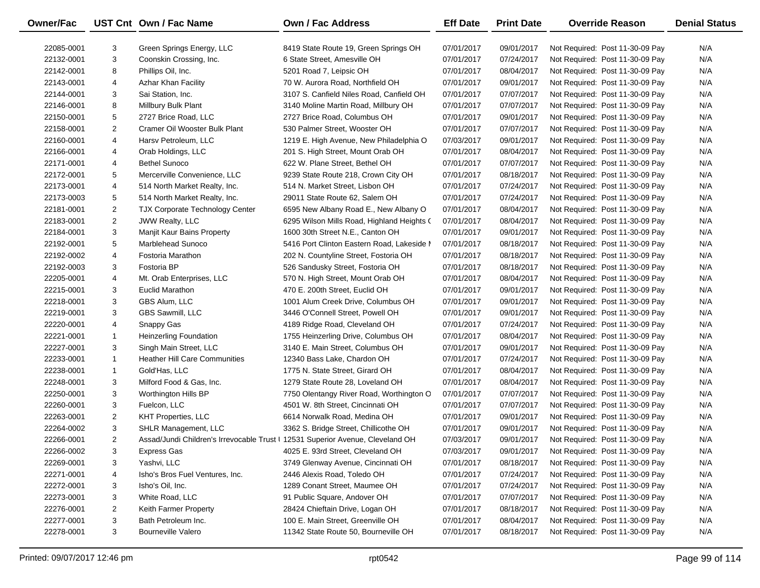| Owner/Fac | UST Cnt | Own / Fac Name | Own / Fac Address | Eff Date | Print Date | Override Reason | Denial Status |
|---|---|---|---|---|---|---|---|
| 22085-0001 | 3 | Green Springs Energy, LLC | 8419 State Route 19, Green Springs OH | 07/01/2017 | 09/01/2017 | Not Required: Post 11-30-09 Pay | N/A |
| 22132-0001 | 3 | Coonskin Crossing, Inc. | 6 State Street, Amesville OH | 07/01/2017 | 07/24/2017 | Not Required: Post 11-30-09 Pay | N/A |
| 22142-0001 | 8 | Phillips Oil, Inc. | 5201 Road 7, Leipsic OH | 07/01/2017 | 08/04/2017 | Not Required: Post 11-30-09 Pay | N/A |
| 22143-0001 | 4 | Azhar Khan Facility | 70 W. Aurora Road, Northfield OH | 07/01/2017 | 09/01/2017 | Not Required: Post 11-30-09 Pay | N/A |
| 22144-0001 | 3 | Sai Station, Inc. | 3107 S. Canfield Niles Road, Canfield OH | 07/01/2017 | 07/07/2017 | Not Required: Post 11-30-09 Pay | N/A |
| 22146-0001 | 8 | Millbury Bulk Plant | 3140 Moline Martin Road, Millbury OH | 07/01/2017 | 07/07/2017 | Not Required: Post 11-30-09 Pay | N/A |
| 22150-0001 | 5 | 2727 Brice Road, LLC | 2727 Brice Road, Columbus OH | 07/01/2017 | 09/01/2017 | Not Required: Post 11-30-09 Pay | N/A |
| 22158-0001 | 2 | Cramer Oil Wooster Bulk Plant | 530 Palmer Street, Wooster OH | 07/01/2017 | 07/07/2017 | Not Required: Post 11-30-09 Pay | N/A |
| 22160-0001 | 4 | Harsv Petroleum, LLC | 1219 E. High Avenue, New Philadelphia O | 07/03/2017 | 09/01/2017 | Not Required: Post 11-30-09 Pay | N/A |
| 22166-0001 | 4 | Orab Holdings, LLC | 201 S. High Street, Mount Orab OH | 07/01/2017 | 08/04/2017 | Not Required: Post 11-30-09 Pay | N/A |
| 22171-0001 | 4 | Bethel Sunoco | 622 W. Plane Street, Bethel OH | 07/01/2017 | 07/07/2017 | Not Required: Post 11-30-09 Pay | N/A |
| 22172-0001 | 5 | Mercerville Convenience, LLC | 9239 State Route 218, Crown City OH | 07/01/2017 | 08/18/2017 | Not Required: Post 11-30-09 Pay | N/A |
| 22173-0001 | 4 | 514 North Market Realty, Inc. | 514 N. Market Street, Lisbon OH | 07/01/2017 | 07/24/2017 | Not Required: Post 11-30-09 Pay | N/A |
| 22173-0003 | 5 | 514 North Market Realty, Inc. | 29011 State Route 62, Salem OH | 07/01/2017 | 07/24/2017 | Not Required: Post 11-30-09 Pay | N/A |
| 22181-0001 | 2 | TJX Corporate Technology Center | 6595 New Albany Road E., New Albany O | 07/01/2017 | 08/04/2017 | Not Required: Post 11-30-09 Pay | N/A |
| 22183-0001 | 2 | JWW Realty, LLC | 6295 Wilson Mills Road, Highland Heights ( | 07/01/2017 | 08/04/2017 | Not Required: Post 11-30-09 Pay | N/A |
| 22184-0001 | 3 | Manjit Kaur Bains Property | 1600 30th Street N.E., Canton OH | 07/01/2017 | 09/01/2017 | Not Required: Post 11-30-09 Pay | N/A |
| 22192-0001 | 5 | Marblehead Sunoco | 5416 Port Clinton Eastern Road, Lakeside I | 07/01/2017 | 08/18/2017 | Not Required: Post 11-30-09 Pay | N/A |
| 22192-0002 | 4 | Fostoria Marathon | 202 N. Countyline Street, Fostoria OH | 07/01/2017 | 08/18/2017 | Not Required: Post 11-30-09 Pay | N/A |
| 22192-0003 | 3 | Fostoria BP | 526 Sandusky Street, Fostoria OH | 07/01/2017 | 08/18/2017 | Not Required: Post 11-30-09 Pay | N/A |
| 22205-0001 | 4 | Mt. Orab Enterprises, LLC | 570 N. High Street, Mount Orab OH | 07/01/2017 | 08/04/2017 | Not Required: Post 11-30-09 Pay | N/A |
| 22215-0001 | 3 | Euclid Marathon | 470 E. 200th Street, Euclid OH | 07/01/2017 | 09/01/2017 | Not Required: Post 11-30-09 Pay | N/A |
| 22218-0001 | 3 | GBS Alum, LLC | 1001 Alum Creek Drive, Columbus OH | 07/01/2017 | 09/01/2017 | Not Required: Post 11-30-09 Pay | N/A |
| 22219-0001 | 3 | GBS Sawmill, LLC | 3446 O'Connell Street, Powell OH | 07/01/2017 | 09/01/2017 | Not Required: Post 11-30-09 Pay | N/A |
| 22220-0001 | 4 | Snappy Gas | 4189 Ridge Road, Cleveland OH | 07/01/2017 | 07/24/2017 | Not Required: Post 11-30-09 Pay | N/A |
| 22221-0001 | 1 | Heinzerling Foundation | 1755 Heinzerling Drive, Columbus OH | 07/01/2017 | 08/04/2017 | Not Required: Post 11-30-09 Pay | N/A |
| 22227-0001 | 3 | Singh Main Street, LLC | 3140 E. Main Street, Columbus OH | 07/01/2017 | 09/01/2017 | Not Required: Post 11-30-09 Pay | N/A |
| 22233-0001 | 1 | Heather Hill Care Communities | 12340 Bass Lake, Chardon OH | 07/01/2017 | 07/24/2017 | Not Required: Post 11-30-09 Pay | N/A |
| 22238-0001 | 1 | Gold'Has, LLC | 1775 N. State Street, Girard OH | 07/01/2017 | 08/04/2017 | Not Required: Post 11-30-09 Pay | N/A |
| 22248-0001 | 3 | Milford Food & Gas, Inc. | 1279 State Route 28, Loveland OH | 07/01/2017 | 08/04/2017 | Not Required: Post 11-30-09 Pay | N/A |
| 22250-0001 | 3 | Worthington Hills BP | 7750 Olentangy River Road, Worthington O | 07/01/2017 | 07/07/2017 | Not Required: Post 11-30-09 Pay | N/A |
| 22260-0001 | 3 | Fuelcon, LLC | 4501 W. 8th Street, Cincinnati OH | 07/01/2017 | 07/07/2017 | Not Required: Post 11-30-09 Pay | N/A |
| 22263-0001 | 2 | KHT Properties, LLC | 6614 Norwalk Road, Medina OH | 07/01/2017 | 09/01/2017 | Not Required: Post 11-30-09 Pay | N/A |
| 22264-0002 | 3 | SHLR Management, LLC | 3362 S. Bridge Street, Chillicothe OH | 07/01/2017 | 09/01/2017 | Not Required: Post 11-30-09 Pay | N/A |
| 22266-0001 | 2 | Assad/Jundi Children's Irrevocable Trust I | 12531 Superior Avenue, Cleveland OH | 07/03/2017 | 09/01/2017 | Not Required: Post 11-30-09 Pay | N/A |
| 22266-0002 | 3 | Express Gas | 4025 E. 93rd Street, Cleveland OH | 07/03/2017 | 09/01/2017 | Not Required: Post 11-30-09 Pay | N/A |
| 22269-0001 | 3 | Yashvi, LLC | 3749 Glenway Avenue, Cincinnati OH | 07/01/2017 | 08/18/2017 | Not Required: Post 11-30-09 Pay | N/A |
| 22271-0001 | 4 | Isho's Bros Fuel Ventures, Inc. | 2446 Alexis Road, Toledo OH | 07/01/2017 | 07/24/2017 | Not Required: Post 11-30-09 Pay | N/A |
| 22272-0001 | 3 | Isho's Oil, Inc. | 1289 Conant Street, Maumee OH | 07/01/2017 | 07/24/2017 | Not Required: Post 11-30-09 Pay | N/A |
| 22273-0001 | 3 | White Road, LLC | 91 Public Square, Andover OH | 07/01/2017 | 07/07/2017 | Not Required: Post 11-30-09 Pay | N/A |
| 22276-0001 | 2 | Keith Farmer Property | 28424 Chieftain Drive, Logan OH | 07/01/2017 | 08/18/2017 | Not Required: Post 11-30-09 Pay | N/A |
| 22277-0001 | 3 | Bath Petroleum Inc. | 100 E. Main Street, Greenville OH | 07/01/2017 | 08/04/2017 | Not Required: Post 11-30-09 Pay | N/A |
| 22278-0001 | 3 | Bourneville Valero | 11342 State Route 50, Bourneville OH | 07/01/2017 | 08/18/2017 | Not Required: Post 11-30-09 Pay | N/A |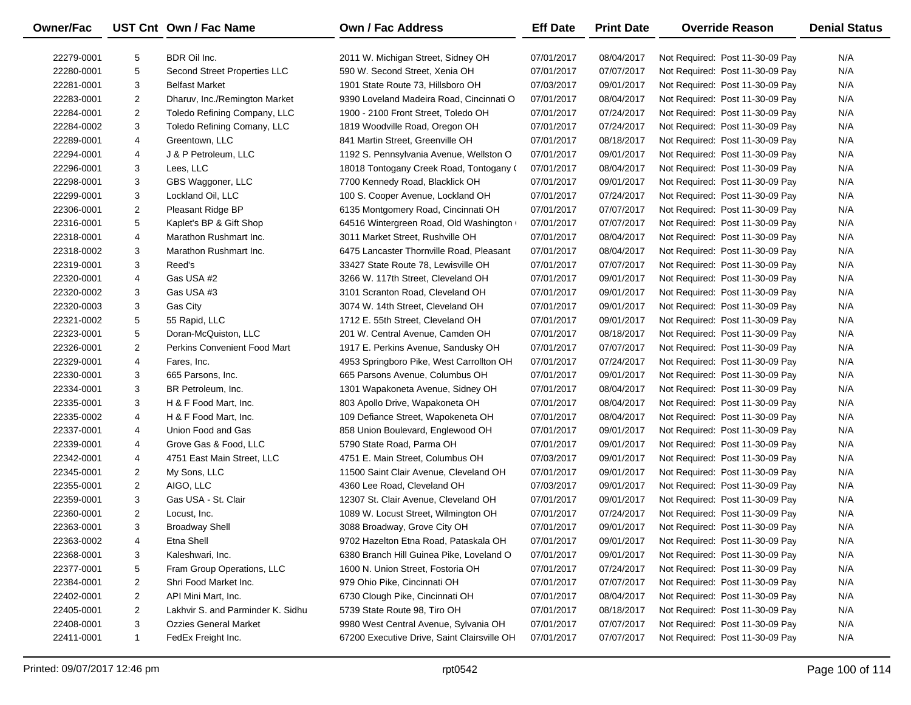| Owner/Fac | UST Cnt | Own / Fac Name | Own / Fac Address | Eff Date | Print Date | Override Reason | Denial Status |
|---|---|---|---|---|---|---|---|
| 22279-0001 | 5 | BDR Oil Inc. | 2011 W. Michigan Street, Sidney OH | 07/01/2017 | 08/04/2017 | Not Required: Post 11-30-09 Pay | N/A |
| 22280-0001 | 5 | Second Street Properties LLC | 590 W. Second Street, Xenia OH | 07/01/2017 | 07/07/2017 | Not Required: Post 11-30-09 Pay | N/A |
| 22281-0001 | 3 | Belfast Market | 1901 State Route 73, Hillsboro OH | 07/03/2017 | 09/01/2017 | Not Required: Post 11-30-09 Pay | N/A |
| 22283-0001 | 2 | Dharuv, Inc./Remington Market | 9390 Loveland Madeira Road, Cincinnati O | 07/01/2017 | 08/04/2017 | Not Required: Post 11-30-09 Pay | N/A |
| 22284-0001 | 2 | Toledo Refining Company, LLC | 1900 - 2100 Front Street, Toledo OH | 07/01/2017 | 07/24/2017 | Not Required: Post 11-30-09 Pay | N/A |
| 22284-0002 | 3 | Toledo Refining Comany, LLC | 1819 Woodville Road, Oregon OH | 07/01/2017 | 07/24/2017 | Not Required: Post 11-30-09 Pay | N/A |
| 22289-0001 | 4 | Greentown, LLC | 841 Martin Street, Greenville OH | 07/01/2017 | 08/18/2017 | Not Required: Post 11-30-09 Pay | N/A |
| 22294-0001 | 4 | J & P Petroleum, LLC | 1192 S. Pennsylvania Avenue, Wellston O | 07/01/2017 | 09/01/2017 | Not Required: Post 11-30-09 Pay | N/A |
| 22296-0001 | 3 | Lees, LLC | 18018 Tontogany Creek Road, Tontogany ( | 07/01/2017 | 08/04/2017 | Not Required: Post 11-30-09 Pay | N/A |
| 22298-0001 | 3 | GBS Waggoner, LLC | 7700 Kennedy Road, Blacklick OH | 07/01/2017 | 09/01/2017 | Not Required: Post 11-30-09 Pay | N/A |
| 22299-0001 | 3 | Lockland Oil, LLC | 100 S. Cooper Avenue, Lockland OH | 07/01/2017 | 07/24/2017 | Not Required: Post 11-30-09 Pay | N/A |
| 22306-0001 | 2 | Pleasant Ridge BP | 6135 Montgomery Road, Cincinnati OH | 07/01/2017 | 07/07/2017 | Not Required: Post 11-30-09 Pay | N/A |
| 22316-0001 | 5 | Kaplet's BP & Gift Shop | 64516 Wintergreen Road, Old Washington ( | 07/01/2017 | 07/07/2017 | Not Required: Post 11-30-09 Pay | N/A |
| 22318-0001 | 4 | Marathon Rushmart Inc. | 3011 Market Street, Rushville OH | 07/01/2017 | 08/04/2017 | Not Required: Post 11-30-09 Pay | N/A |
| 22318-0002 | 3 | Marathon Rushmart Inc. | 6475 Lancaster Thornville Road, Pleasant | 07/01/2017 | 08/04/2017 | Not Required: Post 11-30-09 Pay | N/A |
| 22319-0001 | 3 | Reed's | 33427 State Route 78, Lewisville OH | 07/01/2017 | 07/07/2017 | Not Required: Post 11-30-09 Pay | N/A |
| 22320-0001 | 4 | Gas USA #2 | 3266 W. 117th Street, Cleveland OH | 07/01/2017 | 09/01/2017 | Not Required: Post 11-30-09 Pay | N/A |
| 22320-0002 | 3 | Gas USA #3 | 3101 Scranton Road, Cleveland OH | 07/01/2017 | 09/01/2017 | Not Required: Post 11-30-09 Pay | N/A |
| 22320-0003 | 3 | Gas City | 3074 W. 14th Street, Cleveland OH | 07/01/2017 | 09/01/2017 | Not Required: Post 11-30-09 Pay | N/A |
| 22321-0002 | 5 | 55 Rapid, LLC | 1712 E. 55th Street, Cleveland OH | 07/01/2017 | 09/01/2017 | Not Required: Post 11-30-09 Pay | N/A |
| 22323-0001 | 5 | Doran-McQuiston, LLC | 201 W. Central Avenue, Camden OH | 07/01/2017 | 08/18/2017 | Not Required: Post 11-30-09 Pay | N/A |
| 22326-0001 | 2 | Perkins Convenient Food Mart | 1917 E. Perkins Avenue, Sandusky OH | 07/01/2017 | 07/07/2017 | Not Required: Post 11-30-09 Pay | N/A |
| 22329-0001 | 4 | Fares, Inc. | 4953 Springboro Pike, West Carrollton OH | 07/01/2017 | 07/24/2017 | Not Required: Post 11-30-09 Pay | N/A |
| 22330-0001 | 3 | 665 Parsons, Inc. | 665 Parsons Avenue, Columbus OH | 07/01/2017 | 09/01/2017 | Not Required: Post 11-30-09 Pay | N/A |
| 22334-0001 | 3 | BR Petroleum, Inc. | 1301 Wapakoneta Avenue, Sidney OH | 07/01/2017 | 08/04/2017 | Not Required: Post 11-30-09 Pay | N/A |
| 22335-0001 | 3 | H & F Food Mart, Inc. | 803 Apollo Drive, Wapakoneta OH | 07/01/2017 | 08/04/2017 | Not Required: Post 11-30-09 Pay | N/A |
| 22335-0002 | 4 | H & F Food Mart, Inc. | 109 Defiance Street, Wapokeneta OH | 07/01/2017 | 08/04/2017 | Not Required: Post 11-30-09 Pay | N/A |
| 22337-0001 | 4 | Union Food and Gas | 858 Union Boulevard, Englewood OH | 07/01/2017 | 09/01/2017 | Not Required: Post 11-30-09 Pay | N/A |
| 22339-0001 | 4 | Grove Gas & Food, LLC | 5790 State Road, Parma OH | 07/01/2017 | 09/01/2017 | Not Required: Post 11-30-09 Pay | N/A |
| 22342-0001 | 4 | 4751 East Main Street, LLC | 4751 E. Main Street, Columbus OH | 07/03/2017 | 09/01/2017 | Not Required: Post 11-30-09 Pay | N/A |
| 22345-0001 | 2 | My Sons, LLC | 11500 Saint Clair Avenue, Cleveland OH | 07/01/2017 | 09/01/2017 | Not Required: Post 11-30-09 Pay | N/A |
| 22355-0001 | 2 | AIGO, LLC | 4360 Lee Road, Cleveland OH | 07/03/2017 | 09/01/2017 | Not Required: Post 11-30-09 Pay | N/A |
| 22359-0001 | 3 | Gas USA - St. Clair | 12307 St. Clair Avenue, Cleveland OH | 07/01/2017 | 09/01/2017 | Not Required: Post 11-30-09 Pay | N/A |
| 22360-0001 | 2 | Locust, Inc. | 1089 W. Locust Street, Wilmington OH | 07/01/2017 | 07/24/2017 | Not Required: Post 11-30-09 Pay | N/A |
| 22363-0001 | 3 | Broadway Shell | 3088 Broadway, Grove City OH | 07/01/2017 | 09/01/2017 | Not Required: Post 11-30-09 Pay | N/A |
| 22363-0002 | 4 | Etna Shell | 9702 Hazelton Etna Road, Pataskala OH | 07/01/2017 | 09/01/2017 | Not Required: Post 11-30-09 Pay | N/A |
| 22368-0001 | 3 | Kaleshwari, Inc. | 6380 Branch Hill Guinea Pike, Loveland O | 07/01/2017 | 09/01/2017 | Not Required: Post 11-30-09 Pay | N/A |
| 22377-0001 | 5 | Fram Group Operations, LLC | 1600 N. Union Street, Fostoria OH | 07/01/2017 | 07/24/2017 | Not Required: Post 11-30-09 Pay | N/A |
| 22384-0001 | 2 | Shri Food Market Inc. | 979 Ohio Pike, Cincinnati OH | 07/01/2017 | 07/07/2017 | Not Required: Post 11-30-09 Pay | N/A |
| 22402-0001 | 2 | API Mini Mart, Inc. | 6730 Clough Pike, Cincinnati OH | 07/01/2017 | 08/04/2017 | Not Required: Post 11-30-09 Pay | N/A |
| 22405-0001 | 2 | Lakhvir S. and Parminder K. Sidhu | 5739 State Route 98, Tiro OH | 07/01/2017 | 08/18/2017 | Not Required: Post 11-30-09 Pay | N/A |
| 22408-0001 | 3 | Ozzies General Market | 9980 West Central Avenue, Sylvania OH | 07/01/2017 | 07/07/2017 | Not Required: Post 11-30-09 Pay | N/A |
| 22411-0001 | 1 | FedEx Freight Inc. | 67200 Executive Drive, Saint Clairsville OH | 07/01/2017 | 07/07/2017 | Not Required: Post 11-30-09 Pay | N/A |

Printed: 09/07/2017 12:46 pm rpt0542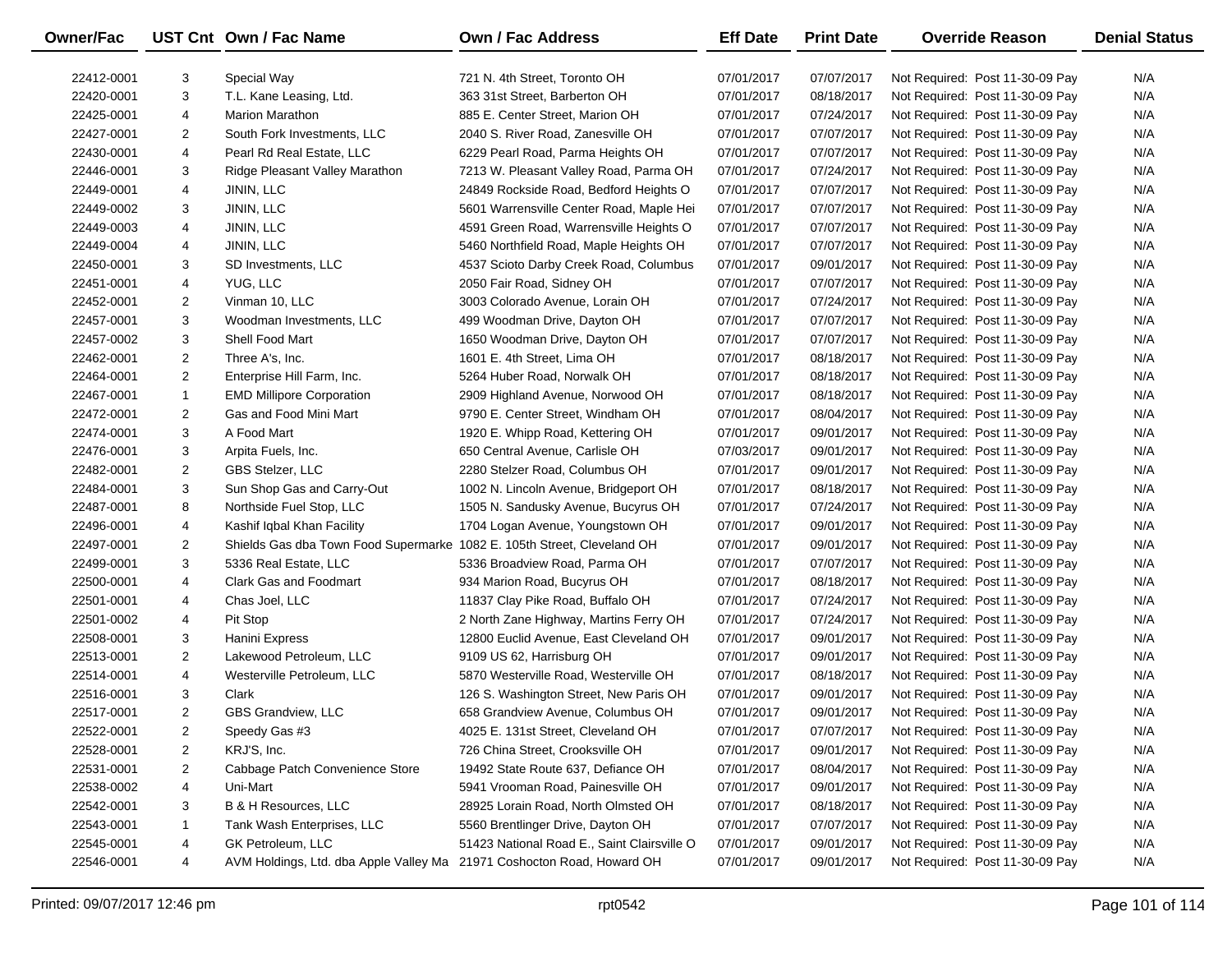| Owner/Fac | UST Cnt | Own / Fac Name | Own / Fac Address | Eff Date | Print Date | Override Reason | Denial Status |
|---|---|---|---|---|---|---|---|
| 22412-0001 | 3 | Special Way | 721 N. 4th Street, Toronto OH | 07/01/2017 | 07/07/2017 | Not Required: Post 11-30-09 Pay | N/A |
| 22420-0001 | 3 | T.L. Kane Leasing, Ltd. | 363 31st Street, Barberton OH | 07/01/2017 | 08/18/2017 | Not Required: Post 11-30-09 Pay | N/A |
| 22425-0001 | 4 | Marion Marathon | 885 E. Center Street, Marion OH | 07/01/2017 | 07/24/2017 | Not Required: Post 11-30-09 Pay | N/A |
| 22427-0001 | 2 | South Fork Investments, LLC | 2040 S. River Road, Zanesville OH | 07/01/2017 | 07/07/2017 | Not Required: Post 11-30-09 Pay | N/A |
| 22430-0001 | 4 | Pearl Rd Real Estate, LLC | 6229 Pearl Road, Parma Heights OH | 07/01/2017 | 07/07/2017 | Not Required: Post 11-30-09 Pay | N/A |
| 22446-0001 | 3 | Ridge Pleasant Valley Marathon | 7213 W. Pleasant Valley Road, Parma OH | 07/01/2017 | 07/24/2017 | Not Required: Post 11-30-09 Pay | N/A |
| 22449-0001 | 4 | JININ, LLC | 24849 Rockside Road, Bedford Heights O | 07/01/2017 | 07/07/2017 | Not Required: Post 11-30-09 Pay | N/A |
| 22449-0002 | 3 | JININ, LLC | 5601 Warrensville Center Road, Maple Hei | 07/01/2017 | 07/07/2017 | Not Required: Post 11-30-09 Pay | N/A |
| 22449-0003 | 4 | JININ, LLC | 4591 Green Road, Warrensville Heights O | 07/01/2017 | 07/07/2017 | Not Required: Post 11-30-09 Pay | N/A |
| 22449-0004 | 4 | JININ, LLC | 5460 Northfield Road, Maple Heights OH | 07/01/2017 | 07/07/2017 | Not Required: Post 11-30-09 Pay | N/A |
| 22450-0001 | 3 | SD Investments, LLC | 4537 Scioto Darby Creek Road, Columbus | 07/01/2017 | 09/01/2017 | Not Required: Post 11-30-09 Pay | N/A |
| 22451-0001 | 4 | YUG, LLC | 2050 Fair Road, Sidney OH | 07/01/2017 | 07/07/2017 | Not Required: Post 11-30-09 Pay | N/A |
| 22452-0001 | 2 | Vinman 10, LLC | 3003 Colorado Avenue, Lorain OH | 07/01/2017 | 07/24/2017 | Not Required: Post 11-30-09 Pay | N/A |
| 22457-0001 | 3 | Woodman Investments, LLC | 499 Woodman Drive, Dayton OH | 07/01/2017 | 07/07/2017 | Not Required: Post 11-30-09 Pay | N/A |
| 22457-0002 | 3 | Shell Food Mart | 1650 Woodman Drive, Dayton OH | 07/01/2017 | 07/07/2017 | Not Required: Post 11-30-09 Pay | N/A |
| 22462-0001 | 2 | Three A's, Inc. | 1601 E. 4th Street, Lima OH | 07/01/2017 | 08/18/2017 | Not Required: Post 11-30-09 Pay | N/A |
| 22464-0001 | 2 | Enterprise Hill Farm, Inc. | 5264 Huber Road, Norwalk OH | 07/01/2017 | 08/18/2017 | Not Required: Post 11-30-09 Pay | N/A |
| 22467-0001 | 1 | EMD Millipore Corporation | 2909 Highland Avenue, Norwood OH | 07/01/2017 | 08/18/2017 | Not Required: Post 11-30-09 Pay | N/A |
| 22472-0001 | 2 | Gas and Food Mini Mart | 9790 E. Center Street, Windham OH | 07/01/2017 | 08/04/2017 | Not Required: Post 11-30-09 Pay | N/A |
| 22474-0001 | 3 | A Food Mart | 1920 E. Whipp Road, Kettering OH | 07/01/2017 | 09/01/2017 | Not Required: Post 11-30-09 Pay | N/A |
| 22476-0001 | 3 | Arpita Fuels, Inc. | 650 Central Avenue, Carlisle OH | 07/03/2017 | 09/01/2017 | Not Required: Post 11-30-09 Pay | N/A |
| 22482-0001 | 2 | GBS Stelzer, LLC | 2280 Stelzer Road, Columbus OH | 07/01/2017 | 09/01/2017 | Not Required: Post 11-30-09 Pay | N/A |
| 22484-0001 | 3 | Sun Shop Gas and Carry-Out | 1002 N. Lincoln Avenue, Bridgeport OH | 07/01/2017 | 08/18/2017 | Not Required: Post 11-30-09 Pay | N/A |
| 22487-0001 | 8 | Northside Fuel Stop, LLC | 1505 N. Sandusky Avenue, Bucyrus OH | 07/01/2017 | 07/24/2017 | Not Required: Post 11-30-09 Pay | N/A |
| 22496-0001 | 4 | Kashif Iqbal Khan Facility | 1704 Logan Avenue, Youngstown OH | 07/01/2017 | 09/01/2017 | Not Required: Post 11-30-09 Pay | N/A |
| 22497-0001 | 2 | Shields Gas dba Town Food Supermarke | 1082 E. 105th Street, Cleveland OH | 07/01/2017 | 09/01/2017 | Not Required: Post 11-30-09 Pay | N/A |
| 22499-0001 | 3 | 5336 Real Estate, LLC | 5336 Broadview Road, Parma OH | 07/01/2017 | 07/07/2017 | Not Required: Post 11-30-09 Pay | N/A |
| 22500-0001 | 4 | Clark Gas and Foodmart | 934 Marion Road, Bucyrus OH | 07/01/2017 | 08/18/2017 | Not Required: Post 11-30-09 Pay | N/A |
| 22501-0001 | 4 | Chas Joel, LLC | 11837 Clay Pike Road, Buffalo OH | 07/01/2017 | 07/24/2017 | Not Required: Post 11-30-09 Pay | N/A |
| 22501-0002 | 4 | Pit Stop | 2 North Zane Highway, Martins Ferry OH | 07/01/2017 | 07/24/2017 | Not Required: Post 11-30-09 Pay | N/A |
| 22508-0001 | 3 | Hanini Express | 12800 Euclid Avenue, East Cleveland OH | 07/01/2017 | 09/01/2017 | Not Required: Post 11-30-09 Pay | N/A |
| 22513-0001 | 2 | Lakewood Petroleum, LLC | 9109 US 62, Harrisburg OH | 07/01/2017 | 09/01/2017 | Not Required: Post 11-30-09 Pay | N/A |
| 22514-0001 | 4 | Westerville Petroleum, LLC | 5870 Westerville Road, Westerville OH | 07/01/2017 | 08/18/2017 | Not Required: Post 11-30-09 Pay | N/A |
| 22516-0001 | 3 | Clark | 126 S. Washington Street, New Paris OH | 07/01/2017 | 09/01/2017 | Not Required: Post 11-30-09 Pay | N/A |
| 22517-0001 | 2 | GBS Grandview, LLC | 658 Grandview Avenue, Columbus OH | 07/01/2017 | 09/01/2017 | Not Required: Post 11-30-09 Pay | N/A |
| 22522-0001 | 2 | Speedy Gas #3 | 4025 E. 131st Street, Cleveland OH | 07/01/2017 | 07/07/2017 | Not Required: Post 11-30-09 Pay | N/A |
| 22528-0001 | 2 | KRJ'S, Inc. | 726 China Street, Crooksville OH | 07/01/2017 | 09/01/2017 | Not Required: Post 11-30-09 Pay | N/A |
| 22531-0001 | 2 | Cabbage Patch Convenience Store | 19492 State Route 637, Defiance OH | 07/01/2017 | 08/04/2017 | Not Required: Post 11-30-09 Pay | N/A |
| 22538-0002 | 4 | Uni-Mart | 5941 Vrooman Road, Painesville OH | 07/01/2017 | 09/01/2017 | Not Required: Post 11-30-09 Pay | N/A |
| 22542-0001 | 3 | B & H Resources, LLC | 28925 Lorain Road, North Olmsted OH | 07/01/2017 | 08/18/2017 | Not Required: Post 11-30-09 Pay | N/A |
| 22543-0001 | 1 | Tank Wash Enterprises, LLC | 5560 Brentlinger Drive, Dayton OH | 07/01/2017 | 07/07/2017 | Not Required: Post 11-30-09 Pay | N/A |
| 22545-0001 | 4 | GK Petroleum, LLC | 51423 National Road E., Saint Clairsville O | 07/01/2017 | 09/01/2017 | Not Required: Post 11-30-09 Pay | N/A |
| 22546-0001 | 4 | AVM Holdings, Ltd. dba Apple Valley Ma | 21971 Coshocton Road, Howard OH | 07/01/2017 | 09/01/2017 | Not Required: Post 11-30-09 Pay | N/A |

Printed: 09/07/2017 12:46 pm rpt0542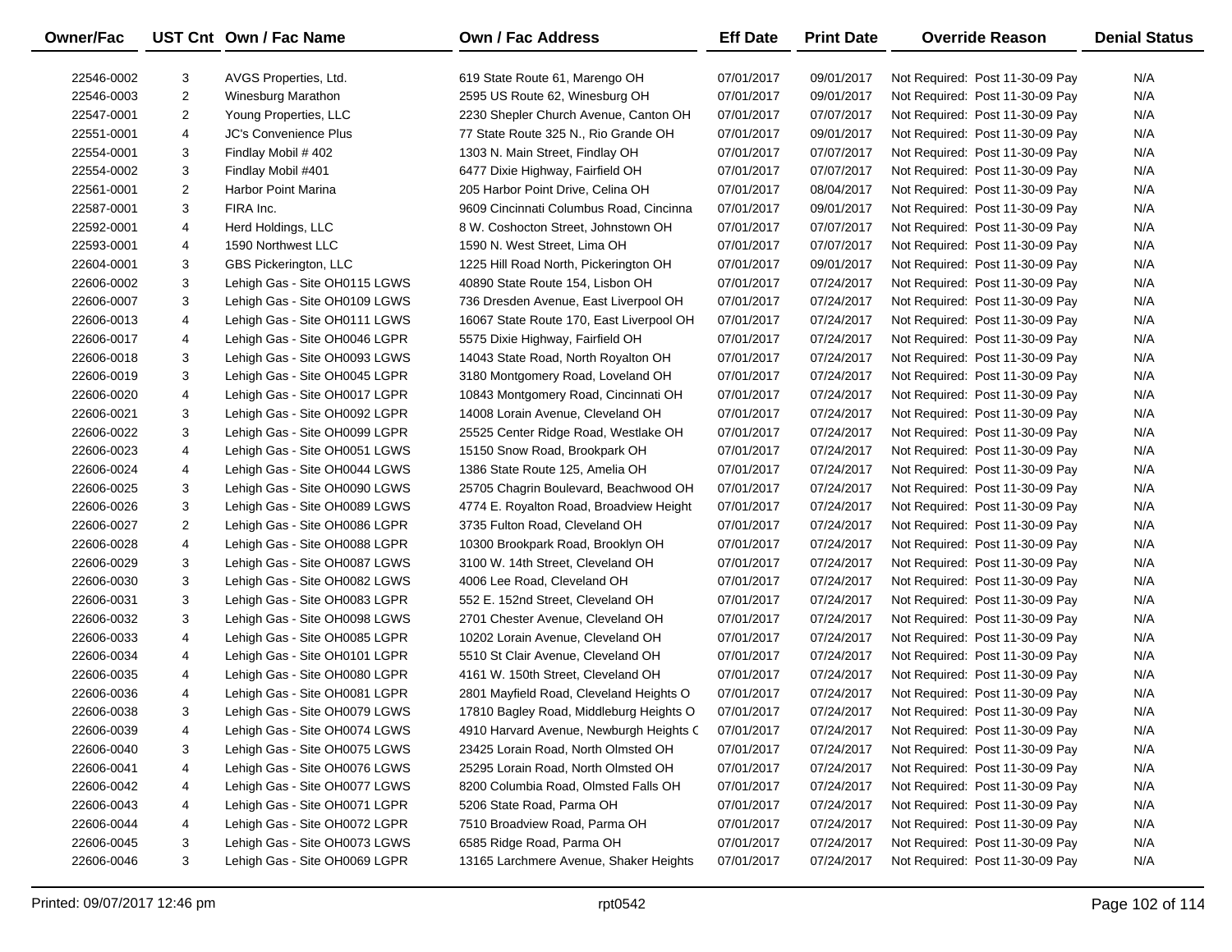| Owner/Fac | UST Cnt | Own / Fac Name | Own / Fac Address | Eff Date | Print Date | Override Reason | Denial Status |
|---|---|---|---|---|---|---|---|
| 22546-0002 | 3 | AVGS Properties, Ltd. | 619 State Route 61, Marengo OH | 07/01/2017 | 09/01/2017 | Not Required: Post 11-30-09 Pay | N/A |
| 22546-0003 | 2 | Winesburg Marathon | 2595 US Route 62, Winesburg OH | 07/01/2017 | 09/01/2017 | Not Required: Post 11-30-09 Pay | N/A |
| 22547-0001 | 2 | Young Properties, LLC | 2230 Shepler Church Avenue, Canton OH | 07/01/2017 | 07/07/2017 | Not Required: Post 11-30-09 Pay | N/A |
| 22551-0001 | 4 | JC's Convenience Plus | 77 State Route 325 N., Rio Grande OH | 07/01/2017 | 09/01/2017 | Not Required: Post 11-30-09 Pay | N/A |
| 22554-0001 | 3 | Findlay Mobil # 402 | 1303 N. Main Street, Findlay OH | 07/01/2017 | 07/07/2017 | Not Required: Post 11-30-09 Pay | N/A |
| 22554-0002 | 3 | Findlay Mobil #401 | 6477 Dixie Highway, Fairfield OH | 07/01/2017 | 07/07/2017 | Not Required: Post 11-30-09 Pay | N/A |
| 22561-0001 | 2 | Harbor Point Marina | 205 Harbor Point Drive, Celina OH | 07/01/2017 | 08/04/2017 | Not Required: Post 11-30-09 Pay | N/A |
| 22587-0001 | 3 | FIRA Inc. | 9609 Cincinnati Columbus Road, Cincinna | 07/01/2017 | 09/01/2017 | Not Required: Post 11-30-09 Pay | N/A |
| 22592-0001 | 4 | Herd Holdings, LLC | 8 W. Coshocton Street, Johnstown OH | 07/01/2017 | 07/07/2017 | Not Required: Post 11-30-09 Pay | N/A |
| 22593-0001 | 4 | 1590 Northwest LLC | 1590 N. West Street, Lima OH | 07/01/2017 | 07/07/2017 | Not Required: Post 11-30-09 Pay | N/A |
| 22604-0001 | 3 | GBS Pickerington, LLC | 1225 Hill Road North, Pickerington OH | 07/01/2017 | 09/01/2017 | Not Required: Post 11-30-09 Pay | N/A |
| 22606-0002 | 3 | Lehigh Gas - Site OH0115 LGWS | 40890 State Route 154, Lisbon OH | 07/01/2017 | 07/24/2017 | Not Required: Post 11-30-09 Pay | N/A |
| 22606-0007 | 3 | Lehigh Gas - Site OH0109 LGWS | 736 Dresden Avenue, East Liverpool OH | 07/01/2017 | 07/24/2017 | Not Required: Post 11-30-09 Pay | N/A |
| 22606-0013 | 4 | Lehigh Gas - Site OH0111 LGWS | 16067 State Route 170, East Liverpool OH | 07/01/2017 | 07/24/2017 | Not Required: Post 11-30-09 Pay | N/A |
| 22606-0017 | 4 | Lehigh Gas - Site OH0046 LGPR | 5575 Dixie Highway, Fairfield OH | 07/01/2017 | 07/24/2017 | Not Required: Post 11-30-09 Pay | N/A |
| 22606-0018 | 3 | Lehigh Gas - Site OH0093 LGWS | 14043 State Road, North Royalton OH | 07/01/2017 | 07/24/2017 | Not Required: Post 11-30-09 Pay | N/A |
| 22606-0019 | 3 | Lehigh Gas - Site OH0045 LGPR | 3180 Montgomery Road, Loveland OH | 07/01/2017 | 07/24/2017 | Not Required: Post 11-30-09 Pay | N/A |
| 22606-0020 | 4 | Lehigh Gas - Site OH0017 LGPR | 10843 Montgomery Road, Cincinnati OH | 07/01/2017 | 07/24/2017 | Not Required: Post 11-30-09 Pay | N/A |
| 22606-0021 | 3 | Lehigh Gas - Site OH0092 LGPR | 14008 Lorain Avenue, Cleveland OH | 07/01/2017 | 07/24/2017 | Not Required: Post 11-30-09 Pay | N/A |
| 22606-0022 | 3 | Lehigh Gas - Site OH0099 LGPR | 25525 Center Ridge Road, Westlake OH | 07/01/2017 | 07/24/2017 | Not Required: Post 11-30-09 Pay | N/A |
| 22606-0023 | 4 | Lehigh Gas - Site OH0051 LGWS | 15150 Snow Road, Brookpark OH | 07/01/2017 | 07/24/2017 | Not Required: Post 11-30-09 Pay | N/A |
| 22606-0024 | 4 | Lehigh Gas - Site OH0044 LGWS | 1386 State Route 125, Amelia OH | 07/01/2017 | 07/24/2017 | Not Required: Post 11-30-09 Pay | N/A |
| 22606-0025 | 3 | Lehigh Gas - Site OH0090 LGWS | 25705 Chagrin Boulevard, Beachwood OH | 07/01/2017 | 07/24/2017 | Not Required: Post 11-30-09 Pay | N/A |
| 22606-0026 | 3 | Lehigh Gas - Site OH0089 LGWS | 4774 E. Royalton Road, Broadview Height | 07/01/2017 | 07/24/2017 | Not Required: Post 11-30-09 Pay | N/A |
| 22606-0027 | 2 | Lehigh Gas - Site OH0086 LGPR | 3735 Fulton Road, Cleveland OH | 07/01/2017 | 07/24/2017 | Not Required: Post 11-30-09 Pay | N/A |
| 22606-0028 | 4 | Lehigh Gas - Site OH0088 LGPR | 10300 Brookpark Road, Brooklyn OH | 07/01/2017 | 07/24/2017 | Not Required: Post 11-30-09 Pay | N/A |
| 22606-0029 | 3 | Lehigh Gas - Site OH0087 LGWS | 3100 W. 14th Street, Cleveland OH | 07/01/2017 | 07/24/2017 | Not Required: Post 11-30-09 Pay | N/A |
| 22606-0030 | 3 | Lehigh Gas - Site OH0082 LGWS | 4006 Lee Road, Cleveland OH | 07/01/2017 | 07/24/2017 | Not Required: Post 11-30-09 Pay | N/A |
| 22606-0031 | 3 | Lehigh Gas - Site OH0083 LGPR | 552 E. 152nd Street, Cleveland OH | 07/01/2017 | 07/24/2017 | Not Required: Post 11-30-09 Pay | N/A |
| 22606-0032 | 3 | Lehigh Gas - Site OH0098 LGWS | 2701 Chester Avenue, Cleveland OH | 07/01/2017 | 07/24/2017 | Not Required: Post 11-30-09 Pay | N/A |
| 22606-0033 | 4 | Lehigh Gas - Site OH0085 LGPR | 10202 Lorain Avenue, Cleveland OH | 07/01/2017 | 07/24/2017 | Not Required: Post 11-30-09 Pay | N/A |
| 22606-0034 | 4 | Lehigh Gas - Site OH0101 LGPR | 5510 St Clair Avenue, Cleveland OH | 07/01/2017 | 07/24/2017 | Not Required: Post 11-30-09 Pay | N/A |
| 22606-0035 | 4 | Lehigh Gas - Site OH0080 LGPR | 4161 W. 150th Street, Cleveland OH | 07/01/2017 | 07/24/2017 | Not Required: Post 11-30-09 Pay | N/A |
| 22606-0036 | 4 | Lehigh Gas - Site OH0081 LGPR | 2801 Mayfield Road, Cleveland Heights O | 07/01/2017 | 07/24/2017 | Not Required: Post 11-30-09 Pay | N/A |
| 22606-0038 | 3 | Lehigh Gas - Site OH0079 LGWS | 17810 Bagley Road, Middleburg Heights O | 07/01/2017 | 07/24/2017 | Not Required: Post 11-30-09 Pay | N/A |
| 22606-0039 | 4 | Lehigh Gas - Site OH0074 LGWS | 4910 Harvard Avenue, Newburgh Heights C | 07/01/2017 | 07/24/2017 | Not Required: Post 11-30-09 Pay | N/A |
| 22606-0040 | 3 | Lehigh Gas - Site OH0075 LGWS | 23425 Lorain Road, North Olmsted OH | 07/01/2017 | 07/24/2017 | Not Required: Post 11-30-09 Pay | N/A |
| 22606-0041 | 4 | Lehigh Gas - Site OH0076 LGWS | 25295 Lorain Road, North Olmsted OH | 07/01/2017 | 07/24/2017 | Not Required: Post 11-30-09 Pay | N/A |
| 22606-0042 | 4 | Lehigh Gas - Site OH0077 LGWS | 8200 Columbia Road, Olmsted Falls OH | 07/01/2017 | 07/24/2017 | Not Required: Post 11-30-09 Pay | N/A |
| 22606-0043 | 4 | Lehigh Gas - Site OH0071 LGPR | 5206 State Road, Parma OH | 07/01/2017 | 07/24/2017 | Not Required: Post 11-30-09 Pay | N/A |
| 22606-0044 | 4 | Lehigh Gas - Site OH0072 LGPR | 7510 Broadview Road, Parma OH | 07/01/2017 | 07/24/2017 | Not Required: Post 11-30-09 Pay | N/A |
| 22606-0045 | 3 | Lehigh Gas - Site OH0073 LGWS | 6585 Ridge Road, Parma OH | 07/01/2017 | 07/24/2017 | Not Required: Post 11-30-09 Pay | N/A |
| 22606-0046 | 3 | Lehigh Gas - Site OH0069 LGPR | 13165 Larchmere Avenue, Shaker Heights | 07/01/2017 | 07/24/2017 | Not Required: Post 11-30-09 Pay | N/A |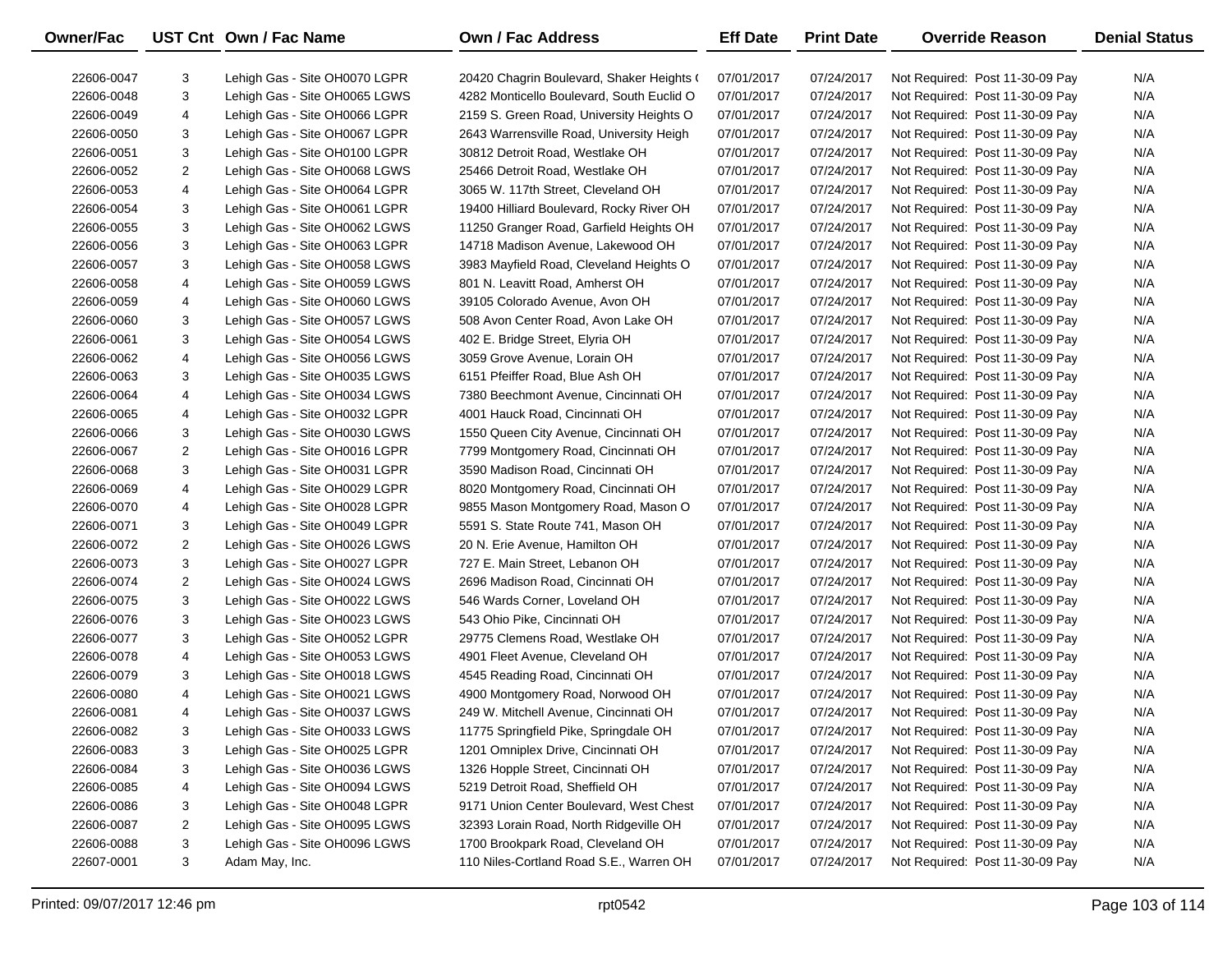| Owner/Fac | UST Cnt | Own / Fac Name | Own / Fac Address | Eff Date | Print Date | Override Reason | Denial Status |
|---|---|---|---|---|---|---|---|
| 22606-0047 | 3 | Lehigh Gas - Site OH0070 LGPR | 20420 Chagrin Boulevard, Shaker Heights ( | 07/01/2017 | 07/24/2017 | Not Required: Post 11-30-09 Pay | N/A |
| 22606-0048 | 3 | Lehigh Gas - Site OH0065 LGWS | 4282 Monticello Boulevard, South Euclid O | 07/01/2017 | 07/24/2017 | Not Required: Post 11-30-09 Pay | N/A |
| 22606-0049 | 4 | Lehigh Gas - Site OH0066 LGPR | 2159 S. Green Road, University Heights O | 07/01/2017 | 07/24/2017 | Not Required: Post 11-30-09 Pay | N/A |
| 22606-0050 | 3 | Lehigh Gas - Site OH0067 LGPR | 2643 Warrensville Road, University Heigh | 07/01/2017 | 07/24/2017 | Not Required: Post 11-30-09 Pay | N/A |
| 22606-0051 | 3 | Lehigh Gas - Site OH0100 LGPR | 30812 Detroit Road, Westlake OH | 07/01/2017 | 07/24/2017 | Not Required: Post 11-30-09 Pay | N/A |
| 22606-0052 | 2 | Lehigh Gas - Site OH0068 LGWS | 25466 Detroit Road, Westlake OH | 07/01/2017 | 07/24/2017 | Not Required: Post 11-30-09 Pay | N/A |
| 22606-0053 | 4 | Lehigh Gas - Site OH0064 LGPR | 3065 W. 117th Street, Cleveland OH | 07/01/2017 | 07/24/2017 | Not Required: Post 11-30-09 Pay | N/A |
| 22606-0054 | 3 | Lehigh Gas - Site OH0061 LGPR | 19400 Hilliard Boulevard, Rocky River OH | 07/01/2017 | 07/24/2017 | Not Required: Post 11-30-09 Pay | N/A |
| 22606-0055 | 3 | Lehigh Gas - Site OH0062 LGWS | 11250 Granger Road, Garfield Heights OH | 07/01/2017 | 07/24/2017 | Not Required: Post 11-30-09 Pay | N/A |
| 22606-0056 | 3 | Lehigh Gas - Site OH0063 LGPR | 14718 Madison Avenue, Lakewood OH | 07/01/2017 | 07/24/2017 | Not Required: Post 11-30-09 Pay | N/A |
| 22606-0057 | 3 | Lehigh Gas - Site OH0058 LGWS | 3983 Mayfield Road, Cleveland Heights O | 07/01/2017 | 07/24/2017 | Not Required: Post 11-30-09 Pay | N/A |
| 22606-0058 | 4 | Lehigh Gas - Site OH0059 LGWS | 801 N. Leavitt Road, Amherst OH | 07/01/2017 | 07/24/2017 | Not Required: Post 11-30-09 Pay | N/A |
| 22606-0059 | 4 | Lehigh Gas - Site OH0060 LGWS | 39105 Colorado Avenue, Avon OH | 07/01/2017 | 07/24/2017 | Not Required: Post 11-30-09 Pay | N/A |
| 22606-0060 | 3 | Lehigh Gas - Site OH0057 LGWS | 508 Avon Center Road, Avon Lake OH | 07/01/2017 | 07/24/2017 | Not Required: Post 11-30-09 Pay | N/A |
| 22606-0061 | 3 | Lehigh Gas - Site OH0054 LGWS | 402 E. Bridge Street, Elyria OH | 07/01/2017 | 07/24/2017 | Not Required: Post 11-30-09 Pay | N/A |
| 22606-0062 | 4 | Lehigh Gas - Site OH0056 LGWS | 3059 Grove Avenue, Lorain OH | 07/01/2017 | 07/24/2017 | Not Required: Post 11-30-09 Pay | N/A |
| 22606-0063 | 3 | Lehigh Gas - Site OH0035 LGWS | 6151 Pfeiffer Road, Blue Ash OH | 07/01/2017 | 07/24/2017 | Not Required: Post 11-30-09 Pay | N/A |
| 22606-0064 | 4 | Lehigh Gas - Site OH0034 LGWS | 7380 Beechmont Avenue, Cincinnati OH | 07/01/2017 | 07/24/2017 | Not Required: Post 11-30-09 Pay | N/A |
| 22606-0065 | 4 | Lehigh Gas - Site OH0032 LGPR | 4001 Hauck Road, Cincinnati OH | 07/01/2017 | 07/24/2017 | Not Required: Post 11-30-09 Pay | N/A |
| 22606-0066 | 3 | Lehigh Gas - Site OH0030 LGWS | 1550 Queen City Avenue, Cincinnati OH | 07/01/2017 | 07/24/2017 | Not Required: Post 11-30-09 Pay | N/A |
| 22606-0067 | 2 | Lehigh Gas - Site OH0016 LGPR | 7799 Montgomery Road, Cincinnati OH | 07/01/2017 | 07/24/2017 | Not Required: Post 11-30-09 Pay | N/A |
| 22606-0068 | 3 | Lehigh Gas - Site OH0031 LGPR | 3590 Madison Road, Cincinnati OH | 07/01/2017 | 07/24/2017 | Not Required: Post 11-30-09 Pay | N/A |
| 22606-0069 | 4 | Lehigh Gas - Site OH0029 LGPR | 8020 Montgomery Road, Cincinnati OH | 07/01/2017 | 07/24/2017 | Not Required: Post 11-30-09 Pay | N/A |
| 22606-0070 | 4 | Lehigh Gas - Site OH0028 LGPR | 9855 Mason Montgomery Road, Mason O | 07/01/2017 | 07/24/2017 | Not Required: Post 11-30-09 Pay | N/A |
| 22606-0071 | 3 | Lehigh Gas - Site OH0049 LGPR | 5591 S. State Route 741, Mason OH | 07/01/2017 | 07/24/2017 | Not Required: Post 11-30-09 Pay | N/A |
| 22606-0072 | 2 | Lehigh Gas - Site OH0026 LGWS | 20 N. Erie Avenue, Hamilton OH | 07/01/2017 | 07/24/2017 | Not Required: Post 11-30-09 Pay | N/A |
| 22606-0073 | 3 | Lehigh Gas - Site OH0027 LGPR | 727 E. Main Street, Lebanon OH | 07/01/2017 | 07/24/2017 | Not Required: Post 11-30-09 Pay | N/A |
| 22606-0074 | 2 | Lehigh Gas - Site OH0024 LGWS | 2696 Madison Road, Cincinnati OH | 07/01/2017 | 07/24/2017 | Not Required: Post 11-30-09 Pay | N/A |
| 22606-0075 | 3 | Lehigh Gas - Site OH0022 LGWS | 546 Wards Corner, Loveland OH | 07/01/2017 | 07/24/2017 | Not Required: Post 11-30-09 Pay | N/A |
| 22606-0076 | 3 | Lehigh Gas - Site OH0023 LGWS | 543 Ohio Pike, Cincinnati OH | 07/01/2017 | 07/24/2017 | Not Required: Post 11-30-09 Pay | N/A |
| 22606-0077 | 3 | Lehigh Gas - Site OH0052 LGPR | 29775 Clemens Road, Westlake OH | 07/01/2017 | 07/24/2017 | Not Required: Post 11-30-09 Pay | N/A |
| 22606-0078 | 4 | Lehigh Gas - Site OH0053 LGWS | 4901 Fleet Avenue, Cleveland OH | 07/01/2017 | 07/24/2017 | Not Required: Post 11-30-09 Pay | N/A |
| 22606-0079 | 3 | Lehigh Gas - Site OH0018 LGWS | 4545 Reading Road, Cincinnati OH | 07/01/2017 | 07/24/2017 | Not Required: Post 11-30-09 Pay | N/A |
| 22606-0080 | 4 | Lehigh Gas - Site OH0021 LGWS | 4900 Montgomery Road, Norwood OH | 07/01/2017 | 07/24/2017 | Not Required: Post 11-30-09 Pay | N/A |
| 22606-0081 | 4 | Lehigh Gas - Site OH0037 LGWS | 249 W. Mitchell Avenue, Cincinnati OH | 07/01/2017 | 07/24/2017 | Not Required: Post 11-30-09 Pay | N/A |
| 22606-0082 | 3 | Lehigh Gas - Site OH0033 LGWS | 11775 Springfield Pike, Springdale OH | 07/01/2017 | 07/24/2017 | Not Required: Post 11-30-09 Pay | N/A |
| 22606-0083 | 3 | Lehigh Gas - Site OH0025 LGPR | 1201 Omniplex Drive, Cincinnati OH | 07/01/2017 | 07/24/2017 | Not Required: Post 11-30-09 Pay | N/A |
| 22606-0084 | 3 | Lehigh Gas - Site OH0036 LGWS | 1326 Hopple Street, Cincinnati OH | 07/01/2017 | 07/24/2017 | Not Required: Post 11-30-09 Pay | N/A |
| 22606-0085 | 4 | Lehigh Gas - Site OH0094 LGWS | 5219 Detroit Road, Sheffield OH | 07/01/2017 | 07/24/2017 | Not Required: Post 11-30-09 Pay | N/A |
| 22606-0086 | 3 | Lehigh Gas - Site OH0048 LGPR | 9171 Union Center Boulevard, West Chest | 07/01/2017 | 07/24/2017 | Not Required: Post 11-30-09 Pay | N/A |
| 22606-0087 | 2 | Lehigh Gas - Site OH0095 LGWS | 32393 Lorain Road, North Ridgeville OH | 07/01/2017 | 07/24/2017 | Not Required: Post 11-30-09 Pay | N/A |
| 22606-0088 | 3 | Lehigh Gas - Site OH0096 LGWS | 1700 Brookpark Road, Cleveland OH | 07/01/2017 | 07/24/2017 | Not Required: Post 11-30-09 Pay | N/A |
| 22607-0001 | 3 | Adam May, Inc. | 110 Niles-Cortland Road S.E., Warren OH | 07/01/2017 | 07/24/2017 | Not Required: Post 11-30-09 Pay | N/A |

Printed: 09/07/2017 12:46 pm rpt0542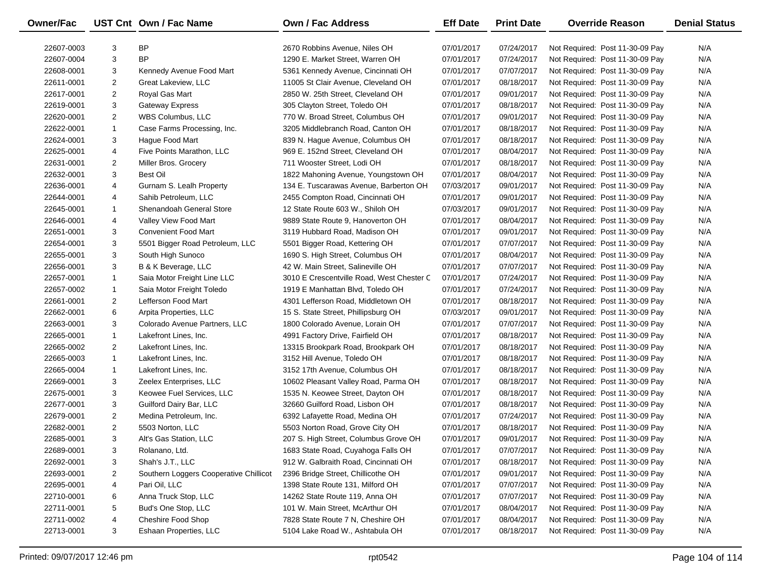| Owner/Fac | UST Cnt | Own / Fac Name | Own / Fac Address | Eff Date | Print Date | Override Reason | Denial Status |
|---|---|---|---|---|---|---|---|
| 22607-0003 | 3 | BP | 2670 Robbins Avenue, Niles OH | 07/01/2017 | 07/24/2017 | Not Required: Post 11-30-09 Pay | N/A |
| 22607-0004 | 3 | BP | 1290 E. Market Street, Warren OH | 07/01/2017 | 07/24/2017 | Not Required: Post 11-30-09 Pay | N/A |
| 22608-0001 | 3 | Kennedy Avenue Food Mart | 5361 Kennedy Avenue, Cincinnati OH | 07/01/2017 | 07/07/2017 | Not Required: Post 11-30-09 Pay | N/A |
| 22611-0001 | 2 | Great Lakeview, LLC | 11005 St Clair Avenue, Cleveland OH | 07/01/2017 | 08/18/2017 | Not Required: Post 11-30-09 Pay | N/A |
| 22617-0001 | 2 | Royal Gas Mart | 2850 W. 25th Street, Cleveland OH | 07/01/2017 | 09/01/2017 | Not Required: Post 11-30-09 Pay | N/A |
| 22619-0001 | 3 | Gateway Express | 305 Clayton Street, Toledo OH | 07/01/2017 | 08/18/2017 | Not Required: Post 11-30-09 Pay | N/A |
| 22620-0001 | 2 | WBS Columbus, LLC | 770 W. Broad Street, Columbus OH | 07/01/2017 | 09/01/2017 | Not Required: Post 11-30-09 Pay | N/A |
| 22622-0001 | 1 | Case Farms Processing, Inc. | 3205 Middlebranch Road, Canton OH | 07/01/2017 | 08/18/2017 | Not Required: Post 11-30-09 Pay | N/A |
| 22624-0001 | 3 | Hague Food Mart | 839 N. Hague Avenue, Columbus OH | 07/01/2017 | 08/18/2017 | Not Required: Post 11-30-09 Pay | N/A |
| 22625-0001 | 4 | Five Points Marathon, LLC | 969 E. 152nd Street, Cleveland OH | 07/01/2017 | 08/04/2017 | Not Required: Post 11-30-09 Pay | N/A |
| 22631-0001 | 2 | Miller Bros. Grocery | 711 Wooster Street, Lodi OH | 07/01/2017 | 08/18/2017 | Not Required: Post 11-30-09 Pay | N/A |
| 22632-0001 | 3 | Best Oil | 1822 Mahoning Avenue, Youngstown OH | 07/01/2017 | 08/04/2017 | Not Required: Post 11-30-09 Pay | N/A |
| 22636-0001 | 4 | Gurnam S. Lealh Property | 134 E. Tuscarawas Avenue, Barberton OH | 07/03/2017 | 09/01/2017 | Not Required: Post 11-30-09 Pay | N/A |
| 22644-0001 | 4 | Sahib Petroleum, LLC | 2455 Compton Road, Cincinnati OH | 07/01/2017 | 09/01/2017 | Not Required: Post 11-30-09 Pay | N/A |
| 22645-0001 | 1 | Shenandoah General Store | 12 State Route 603 W., Shiloh OH | 07/03/2017 | 09/01/2017 | Not Required: Post 11-30-09 Pay | N/A |
| 22646-0001 | 4 | Valley View Food Mart | 9889 State Route 9, Hanoverton OH | 07/01/2017 | 08/04/2017 | Not Required: Post 11-30-09 Pay | N/A |
| 22651-0001 | 3 | Convenient Food Mart | 3119 Hubbard Road, Madison OH | 07/01/2017 | 09/01/2017 | Not Required: Post 11-30-09 Pay | N/A |
| 22654-0001 | 3 | 5501 Bigger Road Petroleum, LLC | 5501 Bigger Road, Kettering OH | 07/01/2017 | 07/07/2017 | Not Required: Post 11-30-09 Pay | N/A |
| 22655-0001 | 3 | South High Sunoco | 1690 S. High Street, Columbus OH | 07/01/2017 | 08/04/2017 | Not Required: Post 11-30-09 Pay | N/A |
| 22656-0001 | 3 | B & K Beverage, LLC | 42 W. Main Street, Salineville OH | 07/01/2017 | 07/07/2017 | Not Required: Post 11-30-09 Pay | N/A |
| 22657-0001 | 1 | Saia Motor Freight Line LLC | 3010 E Crescentville Road, West Chester C | 07/01/2017 | 07/24/2017 | Not Required: Post 11-30-09 Pay | N/A |
| 22657-0002 | 1 | Saia Motor Freight Toledo | 1919 E Manhattan Blvd, Toledo OH | 07/01/2017 | 07/24/2017 | Not Required: Post 11-30-09 Pay | N/A |
| 22661-0001 | 2 | Lefferson Food Mart | 4301 Lefferson Road, Middletown OH | 07/01/2017 | 08/18/2017 | Not Required: Post 11-30-09 Pay | N/A |
| 22662-0001 | 6 | Arpita Properties, LLC | 15 S. State Street, Phillipsburg OH | 07/03/2017 | 09/01/2017 | Not Required: Post 11-30-09 Pay | N/A |
| 22663-0001 | 3 | Colorado Avenue Partners, LLC | 1800 Colorado Avenue, Lorain OH | 07/01/2017 | 07/07/2017 | Not Required: Post 11-30-09 Pay | N/A |
| 22665-0001 | 1 | Lakefront Lines, Inc. | 4991 Factory Drive, Fairfield OH | 07/01/2017 | 08/18/2017 | Not Required: Post 11-30-09 Pay | N/A |
| 22665-0002 | 2 | Lakefront Lines, Inc. | 13315 Brookpark Road, Brookpark OH | 07/01/2017 | 08/18/2017 | Not Required: Post 11-30-09 Pay | N/A |
| 22665-0003 | 1 | Lakefront Lines, Inc. | 3152 Hill Avenue, Toledo OH | 07/01/2017 | 08/18/2017 | Not Required: Post 11-30-09 Pay | N/A |
| 22665-0004 | 1 | Lakefront Lines, Inc. | 3152 17th Avenue, Columbus OH | 07/01/2017 | 08/18/2017 | Not Required: Post 11-30-09 Pay | N/A |
| 22669-0001 | 3 | Zeelex Enterprises, LLC | 10602 Pleasant Valley Road, Parma OH | 07/01/2017 | 08/18/2017 | Not Required: Post 11-30-09 Pay | N/A |
| 22675-0001 | 3 | Keowee Fuel Services, LLC | 1535 N. Keowee Street, Dayton OH | 07/01/2017 | 08/18/2017 | Not Required: Post 11-30-09 Pay | N/A |
| 22677-0001 | 3 | Guilford Dairy Bar, LLC | 32660 Guilford Road, Lisbon OH | 07/01/2017 | 08/18/2017 | Not Required: Post 11-30-09 Pay | N/A |
| 22679-0001 | 2 | Medina Petroleum, Inc. | 6392 Lafayette Road, Medina OH | 07/01/2017 | 07/24/2017 | Not Required: Post 11-30-09 Pay | N/A |
| 22682-0001 | 2 | 5503 Norton, LLC | 5503 Norton Road, Grove City OH | 07/01/2017 | 08/18/2017 | Not Required: Post 11-30-09 Pay | N/A |
| 22685-0001 | 3 | Alt's Gas Station, LLC | 207 S. High Street, Columbus Grove OH | 07/01/2017 | 09/01/2017 | Not Required: Post 11-30-09 Pay | N/A |
| 22689-0001 | 3 | Rolanano, Ltd. | 1683 State Road, Cuyahoga Falls OH | 07/01/2017 | 07/07/2017 | Not Required: Post 11-30-09 Pay | N/A |
| 22692-0001 | 3 | Shah's J.T., LLC | 912 W. Galbraith Road, Cincinnati OH | 07/01/2017 | 08/18/2017 | Not Required: Post 11-30-09 Pay | N/A |
| 22693-0001 | 2 | Southern Loggers Cooperative Chillicot | 2396 Bridge Street, Chillicothe OH | 07/01/2017 | 09/01/2017 | Not Required: Post 11-30-09 Pay | N/A |
| 22695-0001 | 4 | Pari Oil, LLC | 1398 State Route 131, Milford OH | 07/01/2017 | 07/07/2017 | Not Required: Post 11-30-09 Pay | N/A |
| 22710-0001 | 6 | Anna Truck Stop, LLC | 14262 State Route 119, Anna OH | 07/01/2017 | 07/07/2017 | Not Required: Post 11-30-09 Pay | N/A |
| 22711-0001 | 5 | Bud's One Stop, LLC | 101 W. Main Street, McArthur OH | 07/01/2017 | 08/04/2017 | Not Required: Post 11-30-09 Pay | N/A |
| 22711-0002 | 4 | Cheshire Food Shop | 7828 State Route 7 N, Cheshire OH | 07/01/2017 | 08/04/2017 | Not Required: Post 11-30-09 Pay | N/A |
| 22713-0001 | 3 | Eshaan Properties, LLC | 5104 Lake Road W., Ashtabula OH | 07/01/2017 | 08/18/2017 | Not Required: Post 11-30-09 Pay | N/A |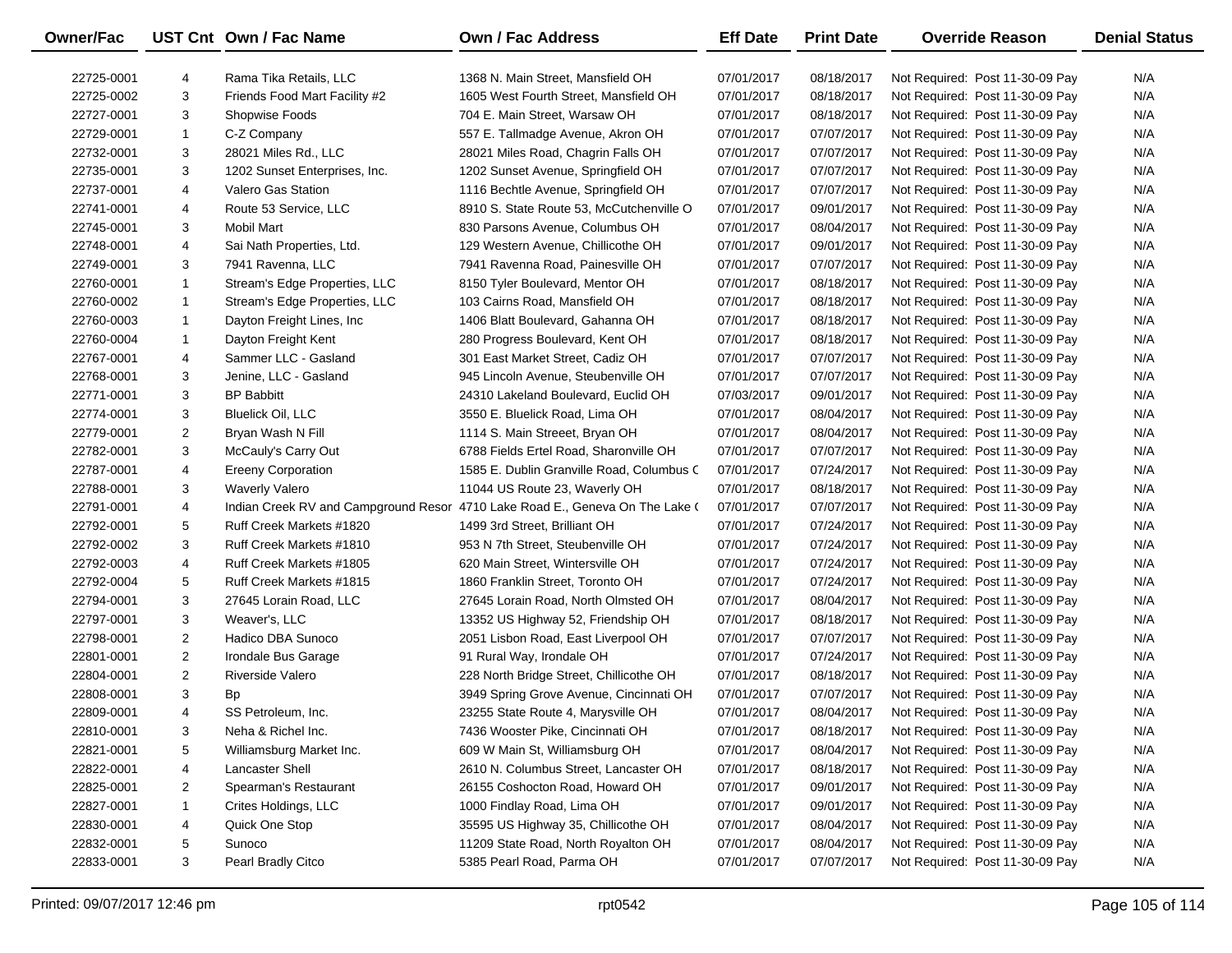| Owner/Fac | UST Cnt | Own / Fac Name | Own / Fac Address | Eff Date | Print Date | Override Reason | Denial Status |
|---|---|---|---|---|---|---|---|
| 22725-0001 | 4 | Rama Tika Retails, LLC | 1368 N. Main Street, Mansfield OH | 07/01/2017 | 08/18/2017 | Not Required: Post 11-30-09 Pay | N/A |
| 22725-0002 | 3 | Friends Food Mart Facility #2 | 1605 West Fourth Street, Mansfield OH | 07/01/2017 | 08/18/2017 | Not Required: Post 11-30-09 Pay | N/A |
| 22727-0001 | 3 | Shopwise Foods | 704 E. Main Street, Warsaw OH | 07/01/2017 | 08/18/2017 | Not Required: Post 11-30-09 Pay | N/A |
| 22729-0001 | 1 | C-Z Company | 557 E. Tallmadge Avenue, Akron OH | 07/01/2017 | 07/07/2017 | Not Required: Post 11-30-09 Pay | N/A |
| 22732-0001 | 3 | 28021 Miles Rd., LLC | 28021 Miles Road, Chagrin Falls OH | 07/01/2017 | 07/07/2017 | Not Required: Post 11-30-09 Pay | N/A |
| 22735-0001 | 3 | 1202 Sunset Enterprises, Inc. | 1202 Sunset Avenue, Springfield OH | 07/01/2017 | 07/07/2017 | Not Required: Post 11-30-09 Pay | N/A |
| 22737-0001 | 4 | Valero Gas Station | 1116 Bechtle Avenue, Springfield OH | 07/01/2017 | 07/07/2017 | Not Required: Post 11-30-09 Pay | N/A |
| 22741-0001 | 4 | Route 53 Service, LLC | 8910 S. State Route 53, McCutchenville O | 07/01/2017 | 09/01/2017 | Not Required: Post 11-30-09 Pay | N/A |
| 22745-0001 | 3 | Mobil Mart | 830 Parsons Avenue, Columbus OH | 07/01/2017 | 08/04/2017 | Not Required: Post 11-30-09 Pay | N/A |
| 22748-0001 | 4 | Sai Nath Properties, Ltd. | 129 Western Avenue, Chillicothe OH | 07/01/2017 | 09/01/2017 | Not Required: Post 11-30-09 Pay | N/A |
| 22749-0001 | 3 | 7941 Ravenna, LLC | 7941 Ravenna Road, Painesville OH | 07/01/2017 | 07/07/2017 | Not Required: Post 11-30-09 Pay | N/A |
| 22760-0001 | 1 | Stream's Edge Properties, LLC | 8150 Tyler Boulevard, Mentor OH | 07/01/2017 | 08/18/2017 | Not Required: Post 11-30-09 Pay | N/A |
| 22760-0002 | 1 | Stream's Edge Properties, LLC | 103 Cairns Road, Mansfield OH | 07/01/2017 | 08/18/2017 | Not Required: Post 11-30-09 Pay | N/A |
| 22760-0003 | 1 | Dayton Freight Lines, Inc | 1406 Blatt Boulevard, Gahanna OH | 07/01/2017 | 08/18/2017 | Not Required: Post 11-30-09 Pay | N/A |
| 22760-0004 | 1 | Dayton Freight Kent | 280 Progress Boulevard, Kent OH | 07/01/2017 | 08/18/2017 | Not Required: Post 11-30-09 Pay | N/A |
| 22767-0001 | 4 | Sammer LLC - Gasland | 301 East Market Street, Cadiz OH | 07/01/2017 | 07/07/2017 | Not Required: Post 11-30-09 Pay | N/A |
| 22768-0001 | 3 | Jenine, LLC - Gasland | 945 Lincoln Avenue, Steubenville OH | 07/01/2017 | 07/07/2017 | Not Required: Post 11-30-09 Pay | N/A |
| 22771-0001 | 3 | BP Babbitt | 24310 Lakeland Boulevard, Euclid OH | 07/03/2017 | 09/01/2017 | Not Required: Post 11-30-09 Pay | N/A |
| 22774-0001 | 3 | Bluelick Oil, LLC | 3550 E. Bluelick Road, Lima OH | 07/01/2017 | 08/04/2017 | Not Required: Post 11-30-09 Pay | N/A |
| 22779-0001 | 2 | Bryan Wash N Fill | 1114 S. Main Streeet, Bryan OH | 07/01/2017 | 08/04/2017 | Not Required: Post 11-30-09 Pay | N/A |
| 22782-0001 | 3 | McCauly's Carry Out | 6788 Fields Ertel Road, Sharonville OH | 07/01/2017 | 07/07/2017 | Not Required: Post 11-30-09 Pay | N/A |
| 22787-0001 | 4 | Ereeny Corporation | 1585 E. Dublin Granville Road, Columbus C | 07/01/2017 | 07/24/2017 | Not Required: Post 11-30-09 Pay | N/A |
| 22788-0001 | 3 | Waverly Valero | 11044 US Route 23, Waverly OH | 07/01/2017 | 08/18/2017 | Not Required: Post 11-30-09 Pay | N/A |
| 22791-0001 | 4 | Indian Creek RV and Campground Resor | 4710 Lake Road E., Geneva On The Lake ( | 07/01/2017 | 07/07/2017 | Not Required: Post 11-30-09 Pay | N/A |
| 22792-0001 | 5 | Ruff Creek Markets #1820 | 1499 3rd Street, Brilliant OH | 07/01/2017 | 07/24/2017 | Not Required: Post 11-30-09 Pay | N/A |
| 22792-0002 | 3 | Ruff Creek Markets #1810 | 953 N 7th Street, Steubenville OH | 07/01/2017 | 07/24/2017 | Not Required: Post 11-30-09 Pay | N/A |
| 22792-0003 | 4 | Ruff Creek Markets #1805 | 620 Main Street, Wintersville OH | 07/01/2017 | 07/24/2017 | Not Required: Post 11-30-09 Pay | N/A |
| 22792-0004 | 5 | Ruff Creek Markets #1815 | 1860 Franklin Street, Toronto OH | 07/01/2017 | 07/24/2017 | Not Required: Post 11-30-09 Pay | N/A |
| 22794-0001 | 3 | 27645 Lorain Road, LLC | 27645 Lorain Road, North Olmsted OH | 07/01/2017 | 08/04/2017 | Not Required: Post 11-30-09 Pay | N/A |
| 22797-0001 | 3 | Weaver's, LLC | 13352 US Highway 52, Friendship OH | 07/01/2017 | 08/18/2017 | Not Required: Post 11-30-09 Pay | N/A |
| 22798-0001 | 2 | Hadico DBA Sunoco | 2051 Lisbon Road, East Liverpool OH | 07/01/2017 | 07/07/2017 | Not Required: Post 11-30-09 Pay | N/A |
| 22801-0001 | 2 | Irondale Bus Garage | 91 Rural Way, Irondale OH | 07/01/2017 | 07/24/2017 | Not Required: Post 11-30-09 Pay | N/A |
| 22804-0001 | 2 | Riverside Valero | 228 North Bridge Street, Chillicothe OH | 07/01/2017 | 08/18/2017 | Not Required: Post 11-30-09 Pay | N/A |
| 22808-0001 | 3 | Bp | 3949 Spring Grove Avenue, Cincinnati OH | 07/01/2017 | 07/07/2017 | Not Required: Post 11-30-09 Pay | N/A |
| 22809-0001 | 4 | SS Petroleum, Inc. | 23255 State Route 4, Marysville OH | 07/01/2017 | 08/04/2017 | Not Required: Post 11-30-09 Pay | N/A |
| 22810-0001 | 3 | Neha & Richel Inc. | 7436 Wooster Pike, Cincinnati OH | 07/01/2017 | 08/18/2017 | Not Required: Post 11-30-09 Pay | N/A |
| 22821-0001 | 5 | Williamsburg Market Inc. | 609 W Main St, Williamsburg OH | 07/01/2017 | 08/04/2017 | Not Required: Post 11-30-09 Pay | N/A |
| 22822-0001 | 4 | Lancaster Shell | 2610 N. Columbus Street, Lancaster OH | 07/01/2017 | 08/18/2017 | Not Required: Post 11-30-09 Pay | N/A |
| 22825-0001 | 2 | Spearman's Restaurant | 26155 Coshocton Road, Howard OH | 07/01/2017 | 09/01/2017 | Not Required: Post 11-30-09 Pay | N/A |
| 22827-0001 | 1 | Crites Holdings, LLC | 1000 Findlay Road, Lima OH | 07/01/2017 | 09/01/2017 | Not Required: Post 11-30-09 Pay | N/A |
| 22830-0001 | 4 | Quick One Stop | 35595 US Highway 35, Chillicothe OH | 07/01/2017 | 08/04/2017 | Not Required: Post 11-30-09 Pay | N/A |
| 22832-0001 | 5 | Sunoco | 11209 State Road, North Royalton OH | 07/01/2017 | 08/04/2017 | Not Required: Post 11-30-09 Pay | N/A |
| 22833-0001 | 3 | Pearl Bradly Citco | 5385 Pearl Road, Parma OH | 07/01/2017 | 07/07/2017 | Not Required: Post 11-30-09 Pay | N/A |

Printed: 09/07/2017 12:46 pm rpt0542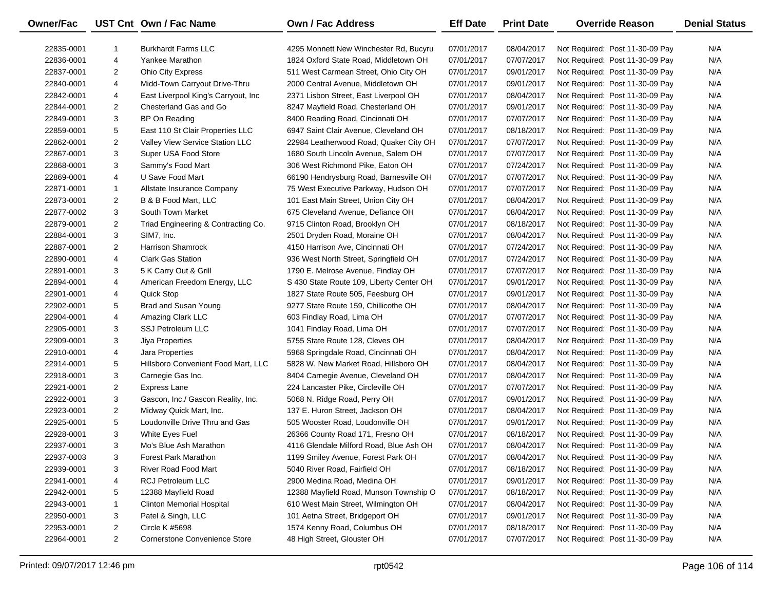| Owner/Fac | UST Cnt | Own / Fac Name | Own / Fac Address | Eff Date | Print Date | Override Reason | Denial Status |
|---|---|---|---|---|---|---|---|
| 22835-0001 | 1 | Burkhardt Farms LLC | 4295 Monnett New Winchester Rd, Bucyru | 07/01/2017 | 08/04/2017 | Not Required: Post 11-30-09 Pay | N/A |
| 22836-0001 | 4 | Yankee Marathon | 1824 Oxford State Road, Middletown OH | 07/01/2017 | 07/07/2017 | Not Required: Post 11-30-09 Pay | N/A |
| 22837-0001 | 2 | Ohio City Express | 511 West Carmean Street, Ohio City OH | 07/01/2017 | 09/01/2017 | Not Required: Post 11-30-09 Pay | N/A |
| 22840-0001 | 4 | Midd-Town Carryout Drive-Thru | 2000 Central Avenue, Middletown OH | 07/01/2017 | 09/01/2017 | Not Required: Post 11-30-09 Pay | N/A |
| 22842-0001 | 4 | East Liverpool King's Carryout, Inc | 2371 Lisbon Street, East Liverpool OH | 07/01/2017 | 08/04/2017 | Not Required: Post 11-30-09 Pay | N/A |
| 22844-0001 | 2 | Chesterland Gas and Go | 8247 Mayfield Road, Chesterland OH | 07/01/2017 | 09/01/2017 | Not Required: Post 11-30-09 Pay | N/A |
| 22849-0001 | 3 | BP On Reading | 8400 Reading Road, Cincinnati OH | 07/01/2017 | 07/07/2017 | Not Required: Post 11-30-09 Pay | N/A |
| 22859-0001 | 5 | East 110 St Clair Properties LLC | 6947 Saint Clair Avenue, Cleveland OH | 07/01/2017 | 08/18/2017 | Not Required: Post 11-30-09 Pay | N/A |
| 22862-0001 | 2 | Valley View Service Station LLC | 22984 Leatherwood Road, Quaker City OH | 07/01/2017 | 07/07/2017 | Not Required: Post 11-30-09 Pay | N/A |
| 22867-0001 | 3 | Super USA Food Store | 1680 South Lincoln Avenue, Salem OH | 07/01/2017 | 07/07/2017 | Not Required: Post 11-30-09 Pay | N/A |
| 22868-0001 | 3 | Sammy's Food Mart | 306 West Richmond Pike, Eaton OH | 07/01/2017 | 07/24/2017 | Not Required: Post 11-30-09 Pay | N/A |
| 22869-0001 | 4 | U Save Food Mart | 66190 Hendrysburg Road, Barnesville OH | 07/01/2017 | 07/07/2017 | Not Required: Post 11-30-09 Pay | N/A |
| 22871-0001 | 1 | Allstate Insurance Company | 75 West Executive Parkway, Hudson OH | 07/01/2017 | 07/07/2017 | Not Required: Post 11-30-09 Pay | N/A |
| 22873-0001 | 2 | B & B Food Mart, LLC | 101 East Main Street, Union City OH | 07/01/2017 | 08/04/2017 | Not Required: Post 11-30-09 Pay | N/A |
| 22877-0002 | 3 | South Town Market | 675 Cleveland Avenue, Defiance OH | 07/01/2017 | 08/04/2017 | Not Required: Post 11-30-09 Pay | N/A |
| 22879-0001 | 2 | Triad Engineering & Contracting Co. | 9715 Clinton Road, Brooklyn OH | 07/01/2017 | 08/18/2017 | Not Required: Post 11-30-09 Pay | N/A |
| 22884-0001 | 3 | SIM7, Inc. | 2501 Dryden Road, Moraine OH | 07/01/2017 | 08/04/2017 | Not Required: Post 11-30-09 Pay | N/A |
| 22887-0001 | 2 | Harrison Shamrock | 4150 Harrison Ave, Cincinnati OH | 07/01/2017 | 07/24/2017 | Not Required: Post 11-30-09 Pay | N/A |
| 22890-0001 | 4 | Clark Gas Station | 936 West North Street, Springfield OH | 07/01/2017 | 07/24/2017 | Not Required: Post 11-30-09 Pay | N/A |
| 22891-0001 | 3 | 5 K Carry Out & Grill | 1790 E. Melrose Avenue, Findlay OH | 07/01/2017 | 07/07/2017 | Not Required: Post 11-30-09 Pay | N/A |
| 22894-0001 | 4 | American Freedom Energy, LLC | S 430 State Route 109, Liberty Center OH | 07/01/2017 | 09/01/2017 | Not Required: Post 11-30-09 Pay | N/A |
| 22901-0001 | 4 | Quick Stop | 1827 State Route 505, Feesburg OH | 07/01/2017 | 09/01/2017 | Not Required: Post 11-30-09 Pay | N/A |
| 22902-0001 | 5 | Brad and Susan Young | 9277 State Route 159, Chillicothe OH | 07/01/2017 | 08/04/2017 | Not Required: Post 11-30-09 Pay | N/A |
| 22904-0001 | 4 | Amazing Clark LLC | 603 Findlay Road, Lima OH | 07/01/2017 | 07/07/2017 | Not Required: Post 11-30-09 Pay | N/A |
| 22905-0001 | 3 | SSJ Petroleum LLC | 1041 Findlay Road, Lima OH | 07/01/2017 | 07/07/2017 | Not Required: Post 11-30-09 Pay | N/A |
| 22909-0001 | 3 | Jiya Properties | 5755 State Route 128, Cleves OH | 07/01/2017 | 08/04/2017 | Not Required: Post 11-30-09 Pay | N/A |
| 22910-0001 | 4 | Jara Properties | 5968 Springdale Road, Cincinnati OH | 07/01/2017 | 08/04/2017 | Not Required: Post 11-30-09 Pay | N/A |
| 22914-0001 | 5 | Hillsboro Convenient Food Mart, LLC | 5828 W. New Market Road, Hillsboro OH | 07/01/2017 | 08/04/2017 | Not Required: Post 11-30-09 Pay | N/A |
| 22918-0001 | 3 | Carnegie Gas Inc. | 8404 Carnegie Avenue, Cleveland OH | 07/01/2017 | 08/04/2017 | Not Required: Post 11-30-09 Pay | N/A |
| 22921-0001 | 2 | Express Lane | 224 Lancaster Pike, Circleville OH | 07/01/2017 | 07/07/2017 | Not Required: Post 11-30-09 Pay | N/A |
| 22922-0001 | 3 | Gascon, Inc./ Gascon Reality, Inc. | 5068 N. Ridge Road, Perry OH | 07/01/2017 | 09/01/2017 | Not Required: Post 11-30-09 Pay | N/A |
| 22923-0001 | 2 | Midway Quick Mart, Inc. | 137 E. Huron Street, Jackson OH | 07/01/2017 | 08/04/2017 | Not Required: Post 11-30-09 Pay | N/A |
| 22925-0001 | 5 | Loudonville Drive Thru and Gas | 505 Wooster Road, Loudonville OH | 07/01/2017 | 09/01/2017 | Not Required: Post 11-30-09 Pay | N/A |
| 22928-0001 | 3 | White Eyes Fuel | 26366 County Road 171, Fresno OH | 07/01/2017 | 08/18/2017 | Not Required: Post 11-30-09 Pay | N/A |
| 22937-0001 | 3 | Mo's Blue Ash Marathon | 4116 Glendale Milford Road, Blue Ash OH | 07/01/2017 | 08/04/2017 | Not Required: Post 11-30-09 Pay | N/A |
| 22937-0003 | 3 | Forest Park Marathon | 1199 Smiley Avenue, Forest Park OH | 07/01/2017 | 08/04/2017 | Not Required: Post 11-30-09 Pay | N/A |
| 22939-0001 | 3 | River Road Food Mart | 5040 River Road, Fairfield OH | 07/01/2017 | 08/18/2017 | Not Required: Post 11-30-09 Pay | N/A |
| 22941-0001 | 4 | RCJ Petroleum LLC | 2900 Medina Road, Medina OH | 07/01/2017 | 09/01/2017 | Not Required: Post 11-30-09 Pay | N/A |
| 22942-0001 | 5 | 12388 Mayfield Road | 12388 Mayfield Road, Munson Township O | 07/01/2017 | 08/18/2017 | Not Required: Post 11-30-09 Pay | N/A |
| 22943-0001 | 1 | Clinton Memorial Hospital | 610 West Main Street, Wilmington OH | 07/01/2017 | 08/04/2017 | Not Required: Post 11-30-09 Pay | N/A |
| 22950-0001 | 3 | Patel & Singh, LLC | 101 Aetna Street, Bridgeport OH | 07/01/2017 | 09/01/2017 | Not Required: Post 11-30-09 Pay | N/A |
| 22953-0001 | 2 | Circle K #5698 | 1574 Kenny Road, Columbus OH | 07/01/2017 | 08/18/2017 | Not Required: Post 11-30-09 Pay | N/A |
| 22964-0001 | 2 | Cornerstone Convenience Store | 48 High Street, Glouster OH | 07/01/2017 | 07/07/2017 | Not Required: Post 11-30-09 Pay | N/A |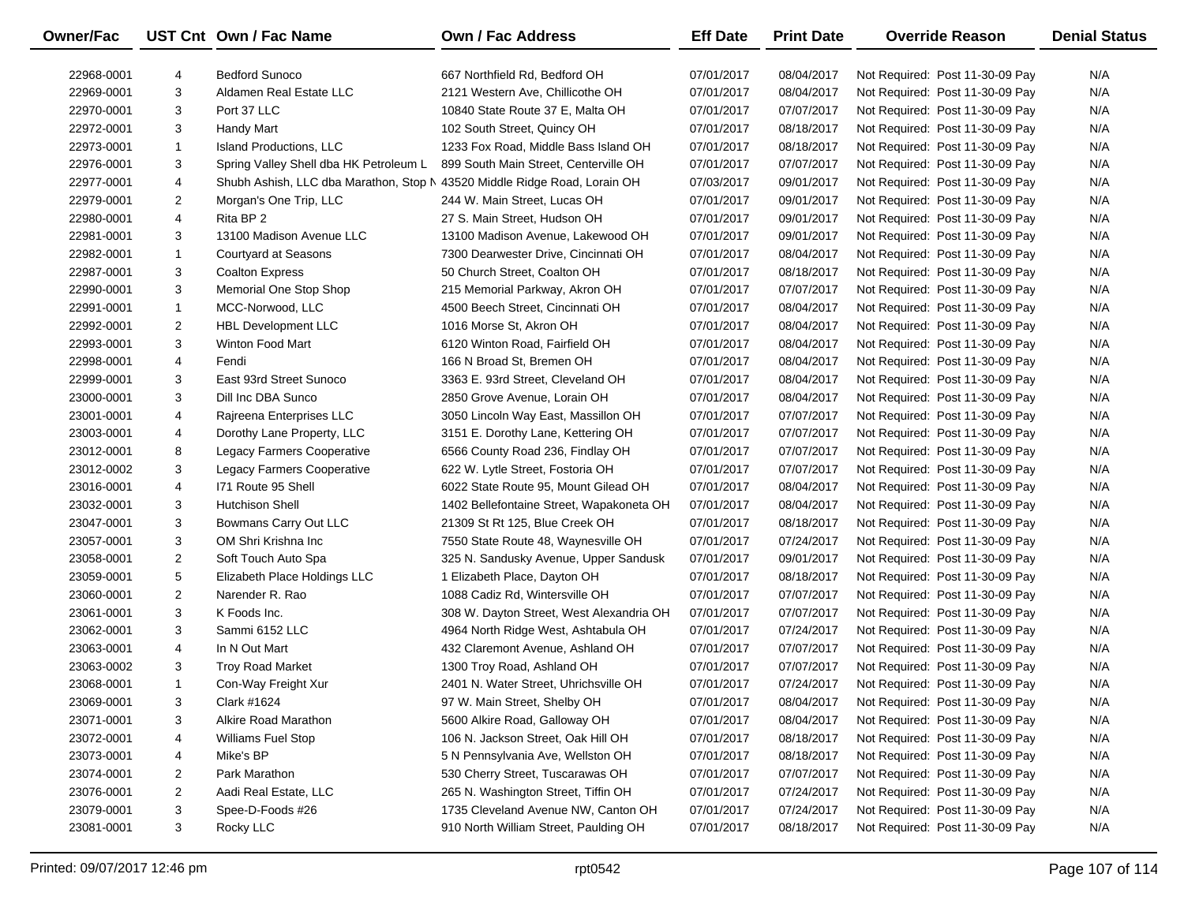| Owner/Fac | UST Cnt | Own / Fac Name | Own / Fac Address | Eff Date | Print Date | Override Reason | Denial Status |
|---|---|---|---|---|---|---|---|
| 22968-0001 | 4 | Bedford Sunoco | 667 Northfield Rd, Bedford OH | 07/01/2017 | 08/04/2017 | Not Required: Post 11-30-09 Pay | N/A |
| 22969-0001 | 3 | Aldamen Real Estate LLC | 2121 Western Ave, Chillicothe OH | 07/01/2017 | 08/04/2017 | Not Required: Post 11-30-09 Pay | N/A |
| 22970-0001 | 3 | Port 37 LLC | 10840 State Route 37 E, Malta OH | 07/01/2017 | 07/07/2017 | Not Required: Post 11-30-09 Pay | N/A |
| 22972-0001 | 3 | Handy Mart | 102 South Street, Quincy OH | 07/01/2017 | 08/18/2017 | Not Required: Post 11-30-09 Pay | N/A |
| 22973-0001 | 1 | Island Productions, LLC | 1233 Fox Road, Middle Bass Island OH | 07/01/2017 | 08/18/2017 | Not Required: Post 11-30-09 Pay | N/A |
| 22976-0001 | 3 | Spring Valley Shell dba HK Petroleum L | 899 South Main Street, Centerville OH | 07/01/2017 | 07/07/2017 | Not Required: Post 11-30-09 Pay | N/A |
| 22977-0001 | 4 | Shubh Ashish, LLC dba Marathon, Stop N | 43520 Middle Ridge Road, Lorain OH | 07/03/2017 | 09/01/2017 | Not Required: Post 11-30-09 Pay | N/A |
| 22979-0001 | 2 | Morgan's One Trip, LLC | 244 W. Main Street, Lucas OH | 07/01/2017 | 09/01/2017 | Not Required: Post 11-30-09 Pay | N/A |
| 22980-0001 | 4 | Rita BP 2 | 27 S. Main Street, Hudson OH | 07/01/2017 | 09/01/2017 | Not Required: Post 11-30-09 Pay | N/A |
| 22981-0001 | 3 | 13100 Madison Avenue LLC | 13100 Madison Avenue, Lakewood OH | 07/01/2017 | 09/01/2017 | Not Required: Post 11-30-09 Pay | N/A |
| 22982-0001 | 1 | Courtyard at Seasons | 7300 Dearwester Drive, Cincinnati OH | 07/01/2017 | 08/04/2017 | Not Required: Post 11-30-09 Pay | N/A |
| 22987-0001 | 3 | Coalton Express | 50 Church Street, Coalton OH | 07/01/2017 | 08/18/2017 | Not Required: Post 11-30-09 Pay | N/A |
| 22990-0001 | 3 | Memorial One Stop Shop | 215 Memorial Parkway, Akron OH | 07/01/2017 | 07/07/2017 | Not Required: Post 11-30-09 Pay | N/A |
| 22991-0001 | 1 | MCC-Norwood, LLC | 4500 Beech Street, Cincinnati OH | 07/01/2017 | 08/04/2017 | Not Required: Post 11-30-09 Pay | N/A |
| 22992-0001 | 2 | HBL Development LLC | 1016 Morse St, Akron OH | 07/01/2017 | 08/04/2017 | Not Required: Post 11-30-09 Pay | N/A |
| 22993-0001 | 3 | Winton Food Mart | 6120 Winton Road, Fairfield OH | 07/01/2017 | 08/04/2017 | Not Required: Post 11-30-09 Pay | N/A |
| 22998-0001 | 4 | Fendi | 166 N Broad St, Bremen OH | 07/01/2017 | 08/04/2017 | Not Required: Post 11-30-09 Pay | N/A |
| 22999-0001 | 3 | East 93rd Street Sunoco | 3363 E. 93rd Street, Cleveland OH | 07/01/2017 | 08/04/2017 | Not Required: Post 11-30-09 Pay | N/A |
| 23000-0001 | 3 | Dill Inc DBA Sunco | 2850 Grove Avenue, Lorain OH | 07/01/2017 | 08/04/2017 | Not Required: Post 11-30-09 Pay | N/A |
| 23001-0001 | 4 | Rajreena Enterprises LLC | 3050 Lincoln Way East, Massillon OH | 07/01/2017 | 07/07/2017 | Not Required: Post 11-30-09 Pay | N/A |
| 23003-0001 | 4 | Dorothy Lane Property, LLC | 3151 E. Dorothy Lane, Kettering OH | 07/01/2017 | 07/07/2017 | Not Required: Post 11-30-09 Pay | N/A |
| 23012-0001 | 8 | Legacy Farmers Cooperative | 6566 County Road 236, Findlay OH | 07/01/2017 | 07/07/2017 | Not Required: Post 11-30-09 Pay | N/A |
| 23012-0002 | 3 | Legacy Farmers Cooperative | 622 W. Lytle Street, Fostoria OH | 07/01/2017 | 07/07/2017 | Not Required: Post 11-30-09 Pay | N/A |
| 23016-0001 | 4 | I71 Route 95 Shell | 6022 State Route 95, Mount Gilead OH | 07/01/2017 | 08/04/2017 | Not Required: Post 11-30-09 Pay | N/A |
| 23032-0001 | 3 | Hutchison Shell | 1402 Bellefontaine Street, Wapakoneta OH | 07/01/2017 | 08/04/2017 | Not Required: Post 11-30-09 Pay | N/A |
| 23047-0001 | 3 | Bowmans Carry Out LLC | 21309 St Rt 125, Blue Creek OH | 07/01/2017 | 08/18/2017 | Not Required: Post 11-30-09 Pay | N/A |
| 23057-0001 | 3 | OM Shri Krishna Inc | 7550 State Route 48, Waynesville OH | 07/01/2017 | 07/24/2017 | Not Required: Post 11-30-09 Pay | N/A |
| 23058-0001 | 2 | Soft Touch Auto Spa | 325 N. Sandusky Avenue, Upper Sandusk | 07/01/2017 | 09/01/2017 | Not Required: Post 11-30-09 Pay | N/A |
| 23059-0001 | 5 | Elizabeth Place Holdings LLC | 1 Elizabeth Place, Dayton OH | 07/01/2017 | 08/18/2017 | Not Required: Post 11-30-09 Pay | N/A |
| 23060-0001 | 2 | Narender R. Rao | 1088 Cadiz Rd, Wintersville OH | 07/01/2017 | 07/07/2017 | Not Required: Post 11-30-09 Pay | N/A |
| 23061-0001 | 3 | K Foods Inc. | 308 W. Dayton Street, West Alexandria OH | 07/01/2017 | 07/07/2017 | Not Required: Post 11-30-09 Pay | N/A |
| 23062-0001 | 3 | Sammi 6152 LLC | 4964 North Ridge West, Ashtabula OH | 07/01/2017 | 07/24/2017 | Not Required: Post 11-30-09 Pay | N/A |
| 23063-0001 | 4 | In N Out Mart | 432 Claremont Avenue, Ashland OH | 07/01/2017 | 07/07/2017 | Not Required: Post 11-30-09 Pay | N/A |
| 23063-0002 | 3 | Troy Road Market | 1300 Troy Road, Ashland OH | 07/01/2017 | 07/07/2017 | Not Required: Post 11-30-09 Pay | N/A |
| 23068-0001 | 1 | Con-Way Freight Xur | 2401 N. Water Street, Uhrichsville OH | 07/01/2017 | 07/24/2017 | Not Required: Post 11-30-09 Pay | N/A |
| 23069-0001 | 3 | Clark #1624 | 97 W. Main Street, Shelby OH | 07/01/2017 | 08/04/2017 | Not Required: Post 11-30-09 Pay | N/A |
| 23071-0001 | 3 | Alkire Road Marathon | 5600 Alkire Road, Galloway OH | 07/01/2017 | 08/04/2017 | Not Required: Post 11-30-09 Pay | N/A |
| 23072-0001 | 4 | Williams Fuel Stop | 106 N. Jackson Street, Oak Hill OH | 07/01/2017 | 08/18/2017 | Not Required: Post 11-30-09 Pay | N/A |
| 23073-0001 | 4 | Mike's BP | 5 N Pennsylvania Ave, Wellston OH | 07/01/2017 | 08/18/2017 | Not Required: Post 11-30-09 Pay | N/A |
| 23074-0001 | 2 | Park Marathon | 530 Cherry Street, Tuscarawas OH | 07/01/2017 | 07/07/2017 | Not Required: Post 11-30-09 Pay | N/A |
| 23076-0001 | 2 | Aadi Real Estate, LLC | 265 N. Washington Street, Tiffin OH | 07/01/2017 | 07/24/2017 | Not Required: Post 11-30-09 Pay | N/A |
| 23079-0001 | 3 | Spee-D-Foods #26 | 1735 Cleveland Avenue NW, Canton OH | 07/01/2017 | 07/24/2017 | Not Required: Post 11-30-09 Pay | N/A |
| 23081-0001 | 3 | Rocky LLC | 910 North William Street, Paulding OH | 07/01/2017 | 08/18/2017 | Not Required: Post 11-30-09 Pay | N/A |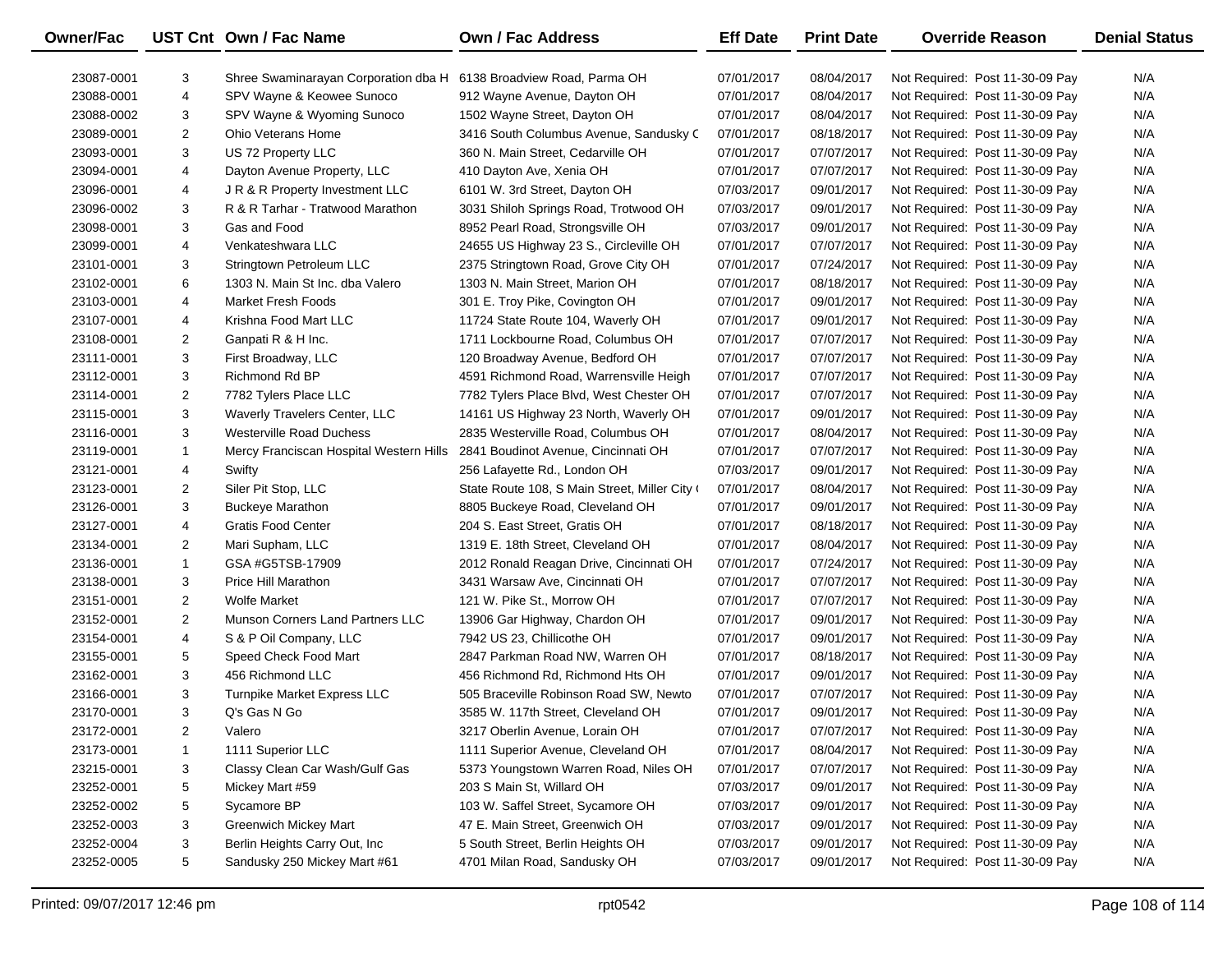| Owner/Fac | UST Cnt | Own / Fac Name | Own / Fac Address | Eff Date | Print Date | Override Reason | Denial Status |
|---|---|---|---|---|---|---|---|
| 23087-0001 | 3 | Shree Swaminarayan Corporation dba H | 6138 Broadview Road, Parma OH | 07/01/2017 | 08/04/2017 | Not Required: Post 11-30-09 Pay | N/A |
| 23088-0001 | 4 | SPV Wayne & Keowee Sunoco | 912 Wayne Avenue, Dayton OH | 07/01/2017 | 08/04/2017 | Not Required: Post 11-30-09 Pay | N/A |
| 23088-0002 | 3 | SPV Wayne & Wyoming Sunoco | 1502 Wayne Street, Dayton OH | 07/01/2017 | 08/04/2017 | Not Required: Post 11-30-09 Pay | N/A |
| 23089-0001 | 2 | Ohio Veterans Home | 3416 South Columbus Avenue, Sandusky C | 07/01/2017 | 08/18/2017 | Not Required: Post 11-30-09 Pay | N/A |
| 23093-0001 | 3 | US 72 Property LLC | 360 N. Main Street, Cedarville OH | 07/01/2017 | 07/07/2017 | Not Required: Post 11-30-09 Pay | N/A |
| 23094-0001 | 4 | Dayton Avenue Property, LLC | 410 Dayton Ave, Xenia OH | 07/01/2017 | 07/07/2017 | Not Required: Post 11-30-09 Pay | N/A |
| 23096-0001 | 4 | J R & R Property Investment LLC | 6101 W. 3rd Street, Dayton OH | 07/03/2017 | 09/01/2017 | Not Required: Post 11-30-09 Pay | N/A |
| 23096-0002 | 3 | R & R Tarhar - Tratwood Marathon | 3031 Shiloh Springs Road, Trotwood OH | 07/03/2017 | 09/01/2017 | Not Required: Post 11-30-09 Pay | N/A |
| 23098-0001 | 3 | Gas and Food | 8952 Pearl Road, Strongsville OH | 07/03/2017 | 09/01/2017 | Not Required: Post 11-30-09 Pay | N/A |
| 23099-0001 | 4 | Venkateshwara LLC | 24655 US Highway 23 S., Circleville OH | 07/01/2017 | 07/07/2017 | Not Required: Post 11-30-09 Pay | N/A |
| 23101-0001 | 3 | Stringtown Petroleum LLC | 2375 Stringtown Road, Grove City OH | 07/01/2017 | 07/24/2017 | Not Required: Post 11-30-09 Pay | N/A |
| 23102-0001 | 6 | 1303 N. Main St Inc. dba Valero | 1303 N. Main Street, Marion OH | 07/01/2017 | 08/18/2017 | Not Required: Post 11-30-09 Pay | N/A |
| 23103-0001 | 4 | Market Fresh Foods | 301 E. Troy Pike, Covington OH | 07/01/2017 | 09/01/2017 | Not Required: Post 11-30-09 Pay | N/A |
| 23107-0001 | 4 | Krishna Food Mart LLC | 11724 State Route 104, Waverly OH | 07/01/2017 | 09/01/2017 | Not Required: Post 11-30-09 Pay | N/A |
| 23108-0001 | 2 | Ganpati R & H Inc. | 1711 Lockbourne Road, Columbus OH | 07/01/2017 | 07/07/2017 | Not Required: Post 11-30-09 Pay | N/A |
| 23111-0001 | 3 | First Broadway, LLC | 120 Broadway Avenue, Bedford OH | 07/01/2017 | 07/07/2017 | Not Required: Post 11-30-09 Pay | N/A |
| 23112-0001 | 3 | Richmond Rd BP | 4591 Richmond Road, Warrensville Heigh | 07/01/2017 | 07/07/2017 | Not Required: Post 11-30-09 Pay | N/A |
| 23114-0001 | 2 | 7782 Tylers Place LLC | 7782 Tylers Place Blvd, West Chester OH | 07/01/2017 | 07/07/2017 | Not Required: Post 11-30-09 Pay | N/A |
| 23115-0001 | 3 | Waverly Travelers Center, LLC | 14161 US Highway 23 North, Waverly OH | 07/01/2017 | 09/01/2017 | Not Required: Post 11-30-09 Pay | N/A |
| 23116-0001 | 3 | Westerville Road Duchess | 2835 Westerville Road, Columbus OH | 07/01/2017 | 08/04/2017 | Not Required: Post 11-30-09 Pay | N/A |
| 23119-0001 | 1 | Mercy Franciscan Hospital Western Hills | 2841 Boudinot Avenue, Cincinnati OH | 07/01/2017 | 07/07/2017 | Not Required: Post 11-30-09 Pay | N/A |
| 23121-0001 | 4 | Swifty | 256 Lafayette Rd., London OH | 07/03/2017 | 09/01/2017 | Not Required: Post 11-30-09 Pay | N/A |
| 23123-0001 | 2 | Siler Pit Stop, LLC | State Route 108, S Main Street, Miller City ( | 07/01/2017 | 08/04/2017 | Not Required: Post 11-30-09 Pay | N/A |
| 23126-0001 | 3 | Buckeye Marathon | 8805 Buckeye Road, Cleveland OH | 07/01/2017 | 09/01/2017 | Not Required: Post 11-30-09 Pay | N/A |
| 23127-0001 | 4 | Gratis Food Center | 204 S. East Street, Gratis OH | 07/01/2017 | 08/18/2017 | Not Required: Post 11-30-09 Pay | N/A |
| 23134-0001 | 2 | Mari Supham, LLC | 1319 E. 18th Street, Cleveland OH | 07/01/2017 | 08/04/2017 | Not Required: Post 11-30-09 Pay | N/A |
| 23136-0001 | 1 | GSA #G5TSB-17909 | 2012 Ronald Reagan Drive, Cincinnati OH | 07/01/2017 | 07/24/2017 | Not Required: Post 11-30-09 Pay | N/A |
| 23138-0001 | 3 | Price Hill Marathon | 3431 Warsaw Ave, Cincinnati OH | 07/01/2017 | 07/07/2017 | Not Required: Post 11-30-09 Pay | N/A |
| 23151-0001 | 2 | Wolfe Market | 121 W. Pike St., Morrow OH | 07/01/2017 | 07/07/2017 | Not Required: Post 11-30-09 Pay | N/A |
| 23152-0001 | 2 | Munson Corners Land Partners LLC | 13906 Gar Highway, Chardon OH | 07/01/2017 | 09/01/2017 | Not Required: Post 11-30-09 Pay | N/A |
| 23154-0001 | 4 | S & P Oil Company, LLC | 7942 US 23, Chillicothe OH | 07/01/2017 | 09/01/2017 | Not Required: Post 11-30-09 Pay | N/A |
| 23155-0001 | 5 | Speed Check Food Mart | 2847 Parkman Road NW, Warren OH | 07/01/2017 | 08/18/2017 | Not Required: Post 11-30-09 Pay | N/A |
| 23162-0001 | 3 | 456 Richmond LLC | 456 Richmond Rd, Richmond Hts OH | 07/01/2017 | 09/01/2017 | Not Required: Post 11-30-09 Pay | N/A |
| 23166-0001 | 3 | Turnpike Market Express LLC | 505 Braceville Robinson Road SW, Newto | 07/01/2017 | 07/07/2017 | Not Required: Post 11-30-09 Pay | N/A |
| 23170-0001 | 3 | Q's Gas N Go | 3585 W. 117th Street, Cleveland OH | 07/01/2017 | 09/01/2017 | Not Required: Post 11-30-09 Pay | N/A |
| 23172-0001 | 2 | Valero | 3217 Oberlin Avenue, Lorain OH | 07/01/2017 | 07/07/2017 | Not Required: Post 11-30-09 Pay | N/A |
| 23173-0001 | 1 | 1111 Superior LLC | 1111 Superior Avenue, Cleveland OH | 07/01/2017 | 08/04/2017 | Not Required: Post 11-30-09 Pay | N/A |
| 23215-0001 | 3 | Classy Clean Car Wash/Gulf Gas | 5373 Youngstown Warren Road, Niles OH | 07/01/2017 | 07/07/2017 | Not Required: Post 11-30-09 Pay | N/A |
| 23252-0001 | 5 | Mickey Mart #59 | 203 S Main St, Willard OH | 07/03/2017 | 09/01/2017 | Not Required: Post 11-30-09 Pay | N/A |
| 23252-0002 | 5 | Sycamore BP | 103 W. Saffel Street, Sycamore OH | 07/03/2017 | 09/01/2017 | Not Required: Post 11-30-09 Pay | N/A |
| 23252-0003 | 3 | Greenwich Mickey Mart | 47 E. Main Street, Greenwich OH | 07/03/2017 | 09/01/2017 | Not Required: Post 11-30-09 Pay | N/A |
| 23252-0004 | 3 | Berlin Heights Carry Out, Inc | 5 South Street, Berlin Heights OH | 07/03/2017 | 09/01/2017 | Not Required: Post 11-30-09 Pay | N/A |
| 23252-0005 | 5 | Sandusky 250 Mickey Mart #61 | 4701 Milan Road, Sandusky OH | 07/03/2017 | 09/01/2017 | Not Required: Post 11-30-09 Pay | N/A |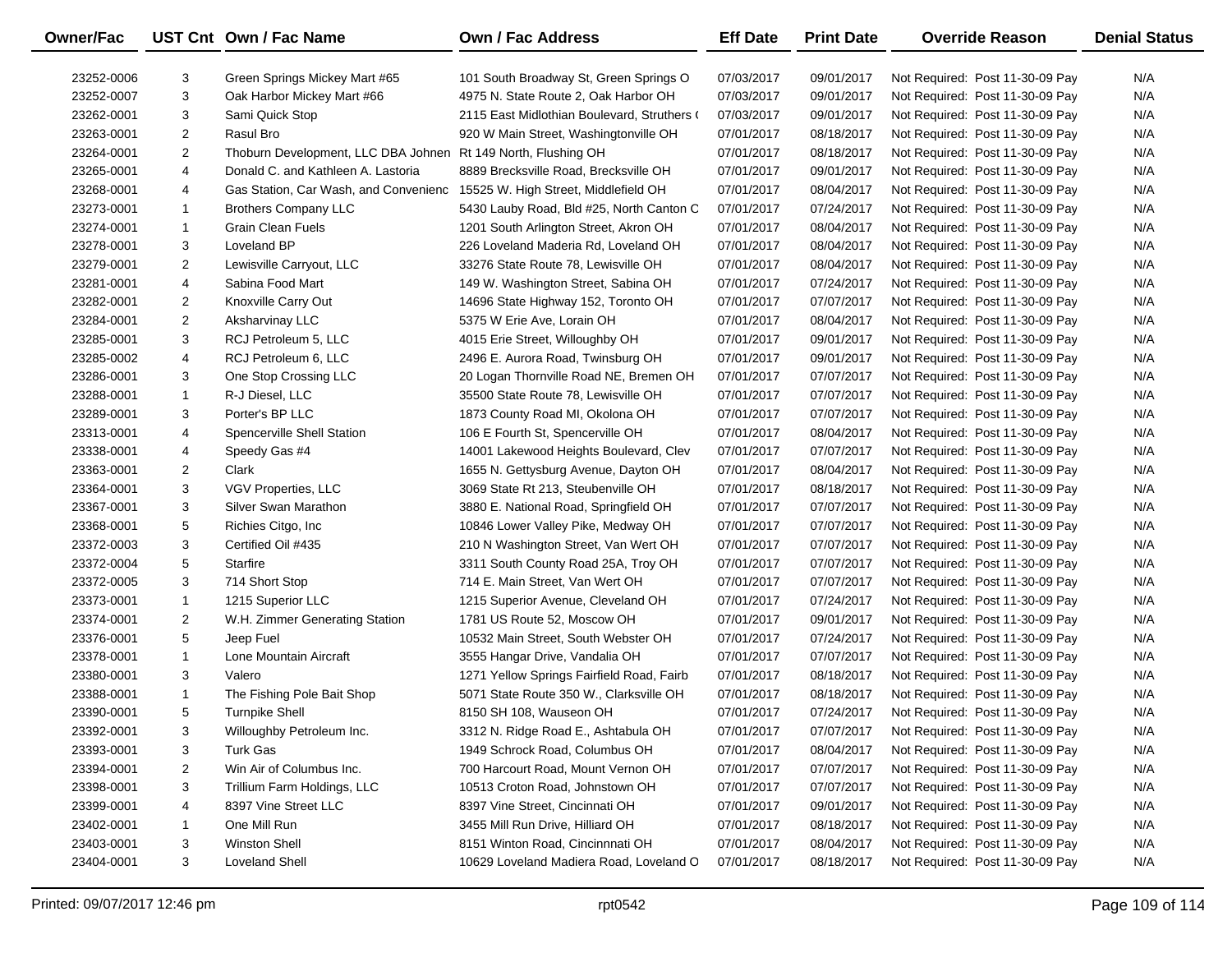| Owner/Fac | UST Cnt | Own / Fac Name | Own / Fac Address | Eff Date | Print Date | Override Reason | Denial Status |
|---|---|---|---|---|---|---|---|
| 23252-0006 | 3 | Green Springs Mickey Mart #65 | 101 South Broadway St, Green Springs O | 07/03/2017 | 09/01/2017 | Not Required: Post 11-30-09 Pay | N/A |
| 23252-0007 | 3 | Oak Harbor Mickey Mart #66 | 4975 N. State Route 2, Oak Harbor OH | 07/03/2017 | 09/01/2017 | Not Required: Post 11-30-09 Pay | N/A |
| 23262-0001 | 3 | Sami Quick Stop | 2115 East Midlothian Boulevard, Struthers ( | 07/03/2017 | 09/01/2017 | Not Required: Post 11-30-09 Pay | N/A |
| 23263-0001 | 2 | Rasul Bro | 920 W Main Street, Washingtonville OH | 07/01/2017 | 08/18/2017 | Not Required: Post 11-30-09 Pay | N/A |
| 23264-0001 | 2 | Thoburn Development, LLC DBA Johnen | Rt 149 North, Flushing OH | 07/01/2017 | 08/18/2017 | Not Required: Post 11-30-09 Pay | N/A |
| 23265-0001 | 4 | Donald C. and Kathleen A. Lastoria | 8889 Brecksville Road, Brecksville OH | 07/01/2017 | 09/01/2017 | Not Required: Post 11-30-09 Pay | N/A |
| 23268-0001 | 4 | Gas Station, Car Wash, and Convenienc | 15525 W. High Street, Middlefield OH | 07/01/2017 | 08/04/2017 | Not Required: Post 11-30-09 Pay | N/A |
| 23273-0001 | 1 | Brothers Company LLC | 5430 Lauby Road, Bld #25, North Canton C | 07/01/2017 | 07/24/2017 | Not Required: Post 11-30-09 Pay | N/A |
| 23274-0001 | 1 | Grain Clean Fuels | 1201 South Arlington Street, Akron OH | 07/01/2017 | 08/04/2017 | Not Required: Post 11-30-09 Pay | N/A |
| 23278-0001 | 3 | Loveland BP | 226 Loveland Maderia Rd, Loveland OH | 07/01/2017 | 08/04/2017 | Not Required: Post 11-30-09 Pay | N/A |
| 23279-0001 | 2 | Lewisville Carryout, LLC | 33276 State Route 78, Lewisville OH | 07/01/2017 | 08/04/2017 | Not Required: Post 11-30-09 Pay | N/A |
| 23281-0001 | 4 | Sabina Food Mart | 149 W. Washington Street, Sabina OH | 07/01/2017 | 07/24/2017 | Not Required: Post 11-30-09 Pay | N/A |
| 23282-0001 | 2 | Knoxville Carry Out | 14696 State Highway 152, Toronto OH | 07/01/2017 | 07/07/2017 | Not Required: Post 11-30-09 Pay | N/A |
| 23284-0001 | 2 | Aksharvinay LLC | 5375 W Erie Ave, Lorain OH | 07/01/2017 | 08/04/2017 | Not Required: Post 11-30-09 Pay | N/A |
| 23285-0001 | 3 | RCJ Petroleum 5, LLC | 4015 Erie Street, Willoughby OH | 07/01/2017 | 09/01/2017 | Not Required: Post 11-30-09 Pay | N/A |
| 23285-0002 | 4 | RCJ Petroleum 6, LLC | 2496 E. Aurora Road, Twinsburg OH | 07/01/2017 | 09/01/2017 | Not Required: Post 11-30-09 Pay | N/A |
| 23286-0001 | 3 | One Stop Crossing LLC | 20 Logan Thornville Road NE, Bremen OH | 07/01/2017 | 07/07/2017 | Not Required: Post 11-30-09 Pay | N/A |
| 23288-0001 | 1 | R-J Diesel, LLC | 35500 State Route 78, Lewisville OH | 07/01/2017 | 07/07/2017 | Not Required: Post 11-30-09 Pay | N/A |
| 23289-0001 | 3 | Porter's BP LLC | 1873 County Road MI, Okolona OH | 07/01/2017 | 07/07/2017 | Not Required: Post 11-30-09 Pay | N/A |
| 23313-0001 | 4 | Spencerville Shell Station | 106 E Fourth St, Spencerville OH | 07/01/2017 | 08/04/2017 | Not Required: Post 11-30-09 Pay | N/A |
| 23338-0001 | 4 | Speedy Gas #4 | 14001 Lakewood Heights Boulevard, Clev | 07/01/2017 | 07/07/2017 | Not Required: Post 11-30-09 Pay | N/A |
| 23363-0001 | 2 | Clark | 1655 N. Gettysburg Avenue, Dayton OH | 07/01/2017 | 08/04/2017 | Not Required: Post 11-30-09 Pay | N/A |
| 23364-0001 | 3 | VGV Properties, LLC | 3069 State Rt 213, Steubenville OH | 07/01/2017 | 08/18/2017 | Not Required: Post 11-30-09 Pay | N/A |
| 23367-0001 | 3 | Silver Swan Marathon | 3880 E. National Road, Springfield OH | 07/01/2017 | 07/07/2017 | Not Required: Post 11-30-09 Pay | N/A |
| 23368-0001 | 5 | Richies Citgo, Inc | 10846 Lower Valley Pike, Medway OH | 07/01/2017 | 07/07/2017 | Not Required: Post 11-30-09 Pay | N/A |
| 23372-0003 | 3 | Certified Oil #435 | 210 N Washington Street, Van Wert OH | 07/01/2017 | 07/07/2017 | Not Required: Post 11-30-09 Pay | N/A |
| 23372-0004 | 5 | Starfire | 3311 South County Road 25A, Troy OH | 07/01/2017 | 07/07/2017 | Not Required: Post 11-30-09 Pay | N/A |
| 23372-0005 | 3 | 714 Short Stop | 714 E. Main Street, Van Wert OH | 07/01/2017 | 07/07/2017 | Not Required: Post 11-30-09 Pay | N/A |
| 23373-0001 | 1 | 1215 Superior LLC | 1215 Superior Avenue, Cleveland OH | 07/01/2017 | 07/24/2017 | Not Required: Post 11-30-09 Pay | N/A |
| 23374-0001 | 2 | W.H. Zimmer Generating Station | 1781 US Route 52, Moscow OH | 07/01/2017 | 09/01/2017 | Not Required: Post 11-30-09 Pay | N/A |
| 23376-0001 | 5 | Jeep Fuel | 10532 Main Street, South Webster OH | 07/01/2017 | 07/24/2017 | Not Required: Post 11-30-09 Pay | N/A |
| 23378-0001 | 1 | Lone Mountain Aircraft | 3555 Hangar Drive, Vandalia OH | 07/01/2017 | 07/07/2017 | Not Required: Post 11-30-09 Pay | N/A |
| 23380-0001 | 3 | Valero | 1271 Yellow Springs Fairfield Road, Fairb | 07/01/2017 | 08/18/2017 | Not Required: Post 11-30-09 Pay | N/A |
| 23388-0001 | 1 | The Fishing Pole Bait Shop | 5071 State Route 350 W., Clarksville OH | 07/01/2017 | 08/18/2017 | Not Required: Post 11-30-09 Pay | N/A |
| 23390-0001 | 5 | Turnpike Shell | 8150 SH 108, Wauseon OH | 07/01/2017 | 07/24/2017 | Not Required: Post 11-30-09 Pay | N/A |
| 23392-0001 | 3 | Willoughby Petroleum Inc. | 3312 N. Ridge Road E., Ashtabula OH | 07/01/2017 | 07/07/2017 | Not Required: Post 11-30-09 Pay | N/A |
| 23393-0001 | 3 | Turk Gas | 1949 Schrock Road, Columbus OH | 07/01/2017 | 08/04/2017 | Not Required: Post 11-30-09 Pay | N/A |
| 23394-0001 | 2 | Win Air of Columbus Inc. | 700 Harcourt Road, Mount Vernon OH | 07/01/2017 | 07/07/2017 | Not Required: Post 11-30-09 Pay | N/A |
| 23398-0001 | 3 | Trillium Farm Holdings, LLC | 10513 Croton Road, Johnstown OH | 07/01/2017 | 07/07/2017 | Not Required: Post 11-30-09 Pay | N/A |
| 23399-0001 | 4 | 8397 Vine Street LLC | 8397 Vine Street, Cincinnati OH | 07/01/2017 | 09/01/2017 | Not Required: Post 11-30-09 Pay | N/A |
| 23402-0001 | 1 | One Mill Run | 3455 Mill Run Drive, Hilliard OH | 07/01/2017 | 08/18/2017 | Not Required: Post 11-30-09 Pay | N/A |
| 23403-0001 | 3 | Winston Shell | 8151 Winton Road, Cincinnnati OH | 07/01/2017 | 08/04/2017 | Not Required: Post 11-30-09 Pay | N/A |
| 23404-0001 | 3 | Loveland Shell | 10629 Loveland Madiera Road, Loveland O | 07/01/2017 | 08/18/2017 | Not Required: Post 11-30-09 Pay | N/A |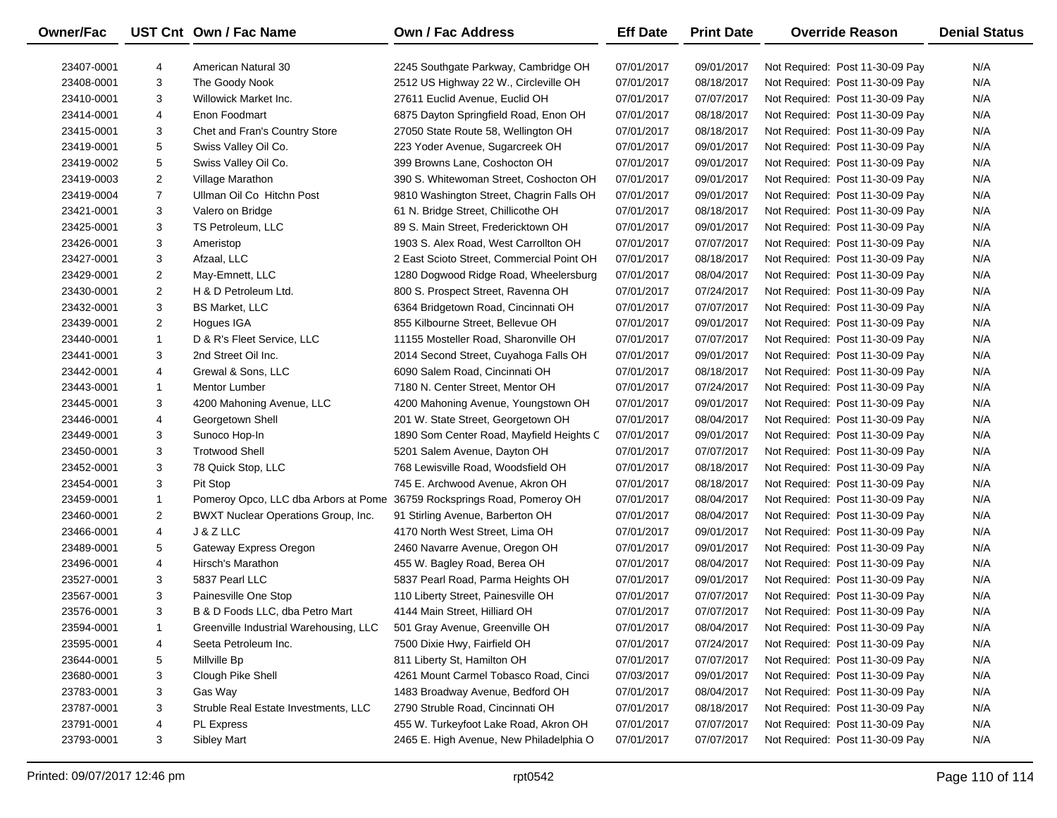| Owner/Fac | UST Cnt | Own / Fac Name | Own / Fac Address | Eff Date | Print Date | Override Reason | Denial Status |
|---|---|---|---|---|---|---|---|
| 23407-0001 | 4 | American Natural 30 | 2245 Southgate Parkway, Cambridge OH | 07/01/2017 | 09/01/2017 | Not Required: Post 11-30-09 Pay | N/A |
| 23408-0001 | 3 | The Goody Nook | 2512 US Highway 22 W., Circleville OH | 07/01/2017 | 08/18/2017 | Not Required: Post 11-30-09 Pay | N/A |
| 23410-0001 | 3 | Willowick Market Inc. | 27611 Euclid Avenue, Euclid OH | 07/01/2017 | 07/07/2017 | Not Required: Post 11-30-09 Pay | N/A |
| 23414-0001 | 4 | Enon Foodmart | 6875 Dayton Springfield Road, Enon OH | 07/01/2017 | 08/18/2017 | Not Required: Post 11-30-09 Pay | N/A |
| 23415-0001 | 3 | Chet and Fran's Country Store | 27050 State Route 58, Wellington OH | 07/01/2017 | 08/18/2017 | Not Required: Post 11-30-09 Pay | N/A |
| 23419-0001 | 5 | Swiss Valley Oil Co. | 223 Yoder Avenue, Sugarcreek OH | 07/01/2017 | 09/01/2017 | Not Required: Post 11-30-09 Pay | N/A |
| 23419-0002 | 5 | Swiss Valley Oil Co. | 399 Browns Lane, Coshocton OH | 07/01/2017 | 09/01/2017 | Not Required: Post 11-30-09 Pay | N/A |
| 23419-0003 | 2 | Village Marathon | 390 S. Whitewoman Street, Coshocton OH | 07/01/2017 | 09/01/2017 | Not Required: Post 11-30-09 Pay | N/A |
| 23419-0004 | 7 | Ullman Oil Co Hitchn Post | 9810 Washington Street, Chagrin Falls OH | 07/01/2017 | 09/01/2017 | Not Required: Post 11-30-09 Pay | N/A |
| 23421-0001 | 3 | Valero on Bridge | 61 N. Bridge Street, Chillicothe OH | 07/01/2017 | 08/18/2017 | Not Required: Post 11-30-09 Pay | N/A |
| 23425-0001 | 3 | TS Petroleum, LLC | 89 S. Main Street, Fredericktown OH | 07/01/2017 | 09/01/2017 | Not Required: Post 11-30-09 Pay | N/A |
| 23426-0001 | 3 | Ameristop | 1903 S. Alex Road, West Carrollton OH | 07/01/2017 | 07/07/2017 | Not Required: Post 11-30-09 Pay | N/A |
| 23427-0001 | 3 | Afzaal, LLC | 2 East Scioto Street, Commercial Point OH | 07/01/2017 | 08/18/2017 | Not Required: Post 11-30-09 Pay | N/A |
| 23429-0001 | 2 | May-Emnett, LLC | 1280 Dogwood Ridge Road, Wheelersburg | 07/01/2017 | 08/04/2017 | Not Required: Post 11-30-09 Pay | N/A |
| 23430-0001 | 2 | H & D Petroleum Ltd. | 800 S. Prospect Street, Ravenna OH | 07/01/2017 | 07/24/2017 | Not Required: Post 11-30-09 Pay | N/A |
| 23432-0001 | 3 | BS Market, LLC | 6364 Bridgetown Road, Cincinnati OH | 07/01/2017 | 07/07/2017 | Not Required: Post 11-30-09 Pay | N/A |
| 23439-0001 | 2 | Hogues IGA | 855 Kilbourne Street, Bellevue OH | 07/01/2017 | 09/01/2017 | Not Required: Post 11-30-09 Pay | N/A |
| 23440-0001 | 1 | D & R's Fleet Service, LLC | 11155 Mosteller Road, Sharonville OH | 07/01/2017 | 07/07/2017 | Not Required: Post 11-30-09 Pay | N/A |
| 23441-0001 | 3 | 2nd Street Oil Inc. | 2014 Second Street, Cuyahoga Falls OH | 07/01/2017 | 09/01/2017 | Not Required: Post 11-30-09 Pay | N/A |
| 23442-0001 | 4 | Grewal & Sons, LLC | 6090 Salem Road, Cincinnati OH | 07/01/2017 | 08/18/2017 | Not Required: Post 11-30-09 Pay | N/A |
| 23443-0001 | 1 | Mentor Lumber | 7180 N. Center Street, Mentor OH | 07/01/2017 | 07/24/2017 | Not Required: Post 11-30-09 Pay | N/A |
| 23445-0001 | 3 | 4200 Mahoning Avenue, LLC | 4200 Mahoning Avenue, Youngstown OH | 07/01/2017 | 09/01/2017 | Not Required: Post 11-30-09 Pay | N/A |
| 23446-0001 | 4 | Georgetown Shell | 201 W. State Street, Georgetown OH | 07/01/2017 | 08/04/2017 | Not Required: Post 11-30-09 Pay | N/A |
| 23449-0001 | 3 | Sunoco Hop-In | 1890 Som Center Road, Mayfield Heights C | 07/01/2017 | 09/01/2017 | Not Required: Post 11-30-09 Pay | N/A |
| 23450-0001 | 3 | Trotwood Shell | 5201 Salem Avenue, Dayton OH | 07/01/2017 | 07/07/2017 | Not Required: Post 11-30-09 Pay | N/A |
| 23452-0001 | 3 | 78 Quick Stop, LLC | 768 Lewisville Road, Woodsfield OH | 07/01/2017 | 08/18/2017 | Not Required: Post 11-30-09 Pay | N/A |
| 23454-0001 | 3 | Pit Stop | 745 E. Archwood Avenue, Akron OH | 07/01/2017 | 08/18/2017 | Not Required: Post 11-30-09 Pay | N/A |
| 23459-0001 | 1 | Pomeroy Opco, LLC dba Arbors at Pome | 36759 Rocksprings Road, Pomeroy OH | 07/01/2017 | 08/04/2017 | Not Required: Post 11-30-09 Pay | N/A |
| 23460-0001 | 2 | BWXT Nuclear Operations Group, Inc. | 91 Stirling Avenue, Barberton OH | 07/01/2017 | 08/04/2017 | Not Required: Post 11-30-09 Pay | N/A |
| 23466-0001 | 4 | J & Z LLC | 4170 North West Street, Lima OH | 07/01/2017 | 09/01/2017 | Not Required: Post 11-30-09 Pay | N/A |
| 23489-0001 | 5 | Gateway Express Oregon | 2460 Navarre Avenue, Oregon OH | 07/01/2017 | 09/01/2017 | Not Required: Post 11-30-09 Pay | N/A |
| 23496-0001 | 4 | Hirsch's Marathon | 455 W. Bagley Road, Berea OH | 07/01/2017 | 08/04/2017 | Not Required: Post 11-30-09 Pay | N/A |
| 23527-0001 | 3 | 5837 Pearl LLC | 5837 Pearl Road, Parma Heights OH | 07/01/2017 | 09/01/2017 | Not Required: Post 11-30-09 Pay | N/A |
| 23567-0001 | 3 | Painesville One Stop | 110 Liberty Street, Painesville OH | 07/01/2017 | 07/07/2017 | Not Required: Post 11-30-09 Pay | N/A |
| 23576-0001 | 3 | B & D Foods LLC, dba Petro Mart | 4144 Main Street, Hilliard OH | 07/01/2017 | 07/07/2017 | Not Required: Post 11-30-09 Pay | N/A |
| 23594-0001 | 1 | Greenville Industrial Warehousing, LLC | 501 Gray Avenue, Greenville OH | 07/01/2017 | 08/04/2017 | Not Required: Post 11-30-09 Pay | N/A |
| 23595-0001 | 4 | Seeta Petroleum Inc. | 7500 Dixie Hwy, Fairfield OH | 07/01/2017 | 07/24/2017 | Not Required: Post 11-30-09 Pay | N/A |
| 23644-0001 | 5 | Millville Bp | 811 Liberty St, Hamilton OH | 07/01/2017 | 07/07/2017 | Not Required: Post 11-30-09 Pay | N/A |
| 23680-0001 | 3 | Clough Pike Shell | 4261 Mount Carmel Tobasco Road, Cinci | 07/03/2017 | 09/01/2017 | Not Required: Post 11-30-09 Pay | N/A |
| 23783-0001 | 3 | Gas Way | 1483 Broadway Avenue, Bedford OH | 07/01/2017 | 08/04/2017 | Not Required: Post 11-30-09 Pay | N/A |
| 23787-0001 | 3 | Struble Real Estate Investments, LLC | 2790 Struble Road, Cincinnati OH | 07/01/2017 | 08/18/2017 | Not Required: Post 11-30-09 Pay | N/A |
| 23791-0001 | 4 | PL Express | 455 W. Turkeyfoot Lake Road, Akron OH | 07/01/2017 | 07/07/2017 | Not Required: Post 11-30-09 Pay | N/A |
| 23793-0001 | 3 | Sibley Mart | 2465 E. High Avenue, New Philadelphia O | 07/01/2017 | 07/07/2017 | Not Required: Post 11-30-09 Pay | N/A |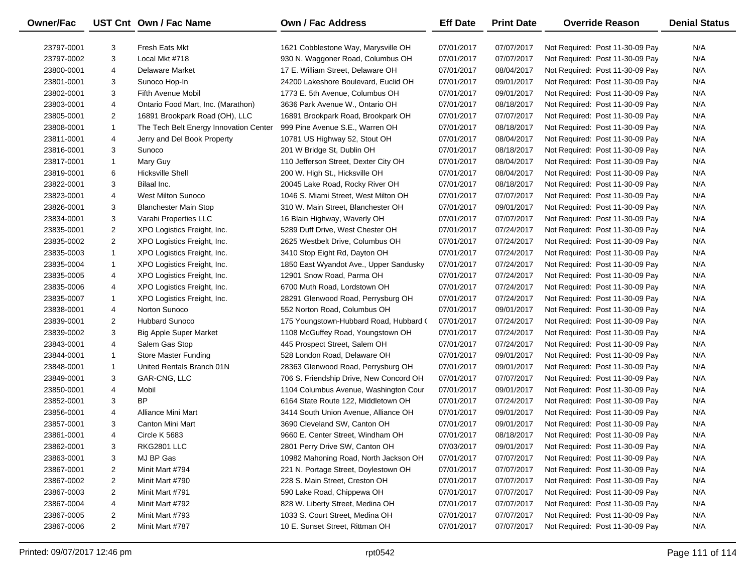| Owner/Fac | UST Cnt | Own / Fac Name | Own / Fac Address | Eff Date | Print Date | Override Reason | Denial Status |
|---|---|---|---|---|---|---|---|
| 23797-0001 | 3 | Fresh Eats Mkt | 1621 Cobblestone Way, Marysville OH | 07/01/2017 | 07/07/2017 | Not Required: Post 11-30-09 Pay | N/A |
| 23797-0002 | 3 | Local Mkt #718 | 930 N. Waggoner Road, Columbus OH | 07/01/2017 | 07/07/2017 | Not Required: Post 11-30-09 Pay | N/A |
| 23800-0001 | 4 | Delaware Market | 17 E. William Street, Delaware OH | 07/01/2017 | 08/04/2017 | Not Required: Post 11-30-09 Pay | N/A |
| 23801-0001 | 3 | Sunoco Hop-In | 24200 Lakeshore Boulevard, Euclid OH | 07/01/2017 | 09/01/2017 | Not Required: Post 11-30-09 Pay | N/A |
| 23802-0001 | 3 | Fifth Avenue Mobil | 1773 E. 5th Avenue, Columbus OH | 07/01/2017 | 09/01/2017 | Not Required: Post 11-30-09 Pay | N/A |
| 23803-0001 | 4 | Ontario Food Mart, Inc. (Marathon) | 3636 Park Avenue W., Ontario OH | 07/01/2017 | 08/18/2017 | Not Required: Post 11-30-09 Pay | N/A |
| 23805-0001 | 2 | 16891 Brookpark Road (OH), LLC | 16891 Brookpark Road, Brookpark OH | 07/01/2017 | 07/07/2017 | Not Required: Post 11-30-09 Pay | N/A |
| 23808-0001 | 1 | The Tech Belt Energy Innovation Center | 999 Pine Avenue S.E., Warren OH | 07/01/2017 | 08/18/2017 | Not Required: Post 11-30-09 Pay | N/A |
| 23811-0001 | 4 | Jerry and Del Book Property | 10781 US Highway 52, Stout OH | 07/01/2017 | 08/04/2017 | Not Required: Post 11-30-09 Pay | N/A |
| 23816-0001 | 3 | Sunoco | 201 W Bridge St, Dublin OH | 07/01/2017 | 08/18/2017 | Not Required: Post 11-30-09 Pay | N/A |
| 23817-0001 | 1 | Mary Guy | 110 Jefferson Street, Dexter City OH | 07/01/2017 | 08/04/2017 | Not Required: Post 11-30-09 Pay | N/A |
| 23819-0001 | 6 | Hicksville Shell | 200 W. High St., Hicksville OH | 07/01/2017 | 08/04/2017 | Not Required: Post 11-30-09 Pay | N/A |
| 23822-0001 | 3 | Bilaal Inc. | 20045 Lake Road, Rocky River OH | 07/01/2017 | 08/18/2017 | Not Required: Post 11-30-09 Pay | N/A |
| 23823-0001 | 4 | West Milton Sunoco | 1046 S. Miami Street, West Milton OH | 07/01/2017 | 07/07/2017 | Not Required: Post 11-30-09 Pay | N/A |
| 23826-0001 | 3 | Blanchester Main Stop | 310 W. Main Street, Blanchester OH | 07/01/2017 | 09/01/2017 | Not Required: Post 11-30-09 Pay | N/A |
| 23834-0001 | 3 | Varahi Properties LLC | 16 Blain Highway, Waverly OH | 07/01/2017 | 07/07/2017 | Not Required: Post 11-30-09 Pay | N/A |
| 23835-0001 | 2 | XPO Logistics Freight, Inc. | 5289 Duff Drive, West Chester OH | 07/01/2017 | 07/24/2017 | Not Required: Post 11-30-09 Pay | N/A |
| 23835-0002 | 2 | XPO Logistics Freight, Inc. | 2625 Westbelt Drive, Columbus OH | 07/01/2017 | 07/24/2017 | Not Required: Post 11-30-09 Pay | N/A |
| 23835-0003 | 1 | XPO Logistics Freight, Inc. | 3410 Stop Eight Rd, Dayton OH | 07/01/2017 | 07/24/2017 | Not Required: Post 11-30-09 Pay | N/A |
| 23835-0004 | 1 | XPO Logistics Freight, Inc. | 1850 East Wyandot Ave., Upper Sandusky | 07/01/2017 | 07/24/2017 | Not Required: Post 11-30-09 Pay | N/A |
| 23835-0005 | 4 | XPO Logistics Freight, Inc. | 12901 Snow Road, Parma OH | 07/01/2017 | 07/24/2017 | Not Required: Post 11-30-09 Pay | N/A |
| 23835-0006 | 4 | XPO Logistics Freight, Inc. | 6700 Muth Road, Lordstown OH | 07/01/2017 | 07/24/2017 | Not Required: Post 11-30-09 Pay | N/A |
| 23835-0007 | 1 | XPO Logistics Freight, Inc. | 28291 Glenwood Road, Perrysburg OH | 07/01/2017 | 07/24/2017 | Not Required: Post 11-30-09 Pay | N/A |
| 23838-0001 | 4 | Norton Sunoco | 552 Norton Road, Columbus OH | 07/01/2017 | 09/01/2017 | Not Required: Post 11-30-09 Pay | N/A |
| 23839-0001 | 2 | Hubbard Sunoco | 175 Youngstown-Hubbard Road, Hubbard ( | 07/01/2017 | 07/24/2017 | Not Required: Post 11-30-09 Pay | N/A |
| 23839-0002 | 3 | Big Apple Super Market | 1108 McGuffey Road, Youngstown OH | 07/01/2017 | 07/24/2017 | Not Required: Post 11-30-09 Pay | N/A |
| 23843-0001 | 4 | Salem Gas Stop | 445 Prospect Street, Salem OH | 07/01/2017 | 07/24/2017 | Not Required: Post 11-30-09 Pay | N/A |
| 23844-0001 | 1 | Store Master Funding | 528 London Road, Delaware OH | 07/01/2017 | 09/01/2017 | Not Required: Post 11-30-09 Pay | N/A |
| 23848-0001 | 1 | United Rentals Branch 01N | 28363 Glenwood Road, Perrysburg OH | 07/01/2017 | 09/01/2017 | Not Required: Post 11-30-09 Pay | N/A |
| 23849-0001 | 3 | GAR-CNG, LLC | 706 S. Friendship Drive, New Concord OH | 07/01/2017 | 07/07/2017 | Not Required: Post 11-30-09 Pay | N/A |
| 23850-0001 | 4 | Mobil | 1104 Columbus Avenue, Washington Cour | 07/01/2017 | 09/01/2017 | Not Required: Post 11-30-09 Pay | N/A |
| 23852-0001 | 3 | BP | 6164 State Route 122, Middletown OH | 07/01/2017 | 07/24/2017 | Not Required: Post 11-30-09 Pay | N/A |
| 23856-0001 | 4 | Alliance Mini Mart | 3414 South Union Avenue, Alliance OH | 07/01/2017 | 09/01/2017 | Not Required: Post 11-30-09 Pay | N/A |
| 23857-0001 | 3 | Canton Mini Mart | 3690 Cleveland SW, Canton OH | 07/01/2017 | 09/01/2017 | Not Required: Post 11-30-09 Pay | N/A |
| 23861-0001 | 4 | Circle K 5683 | 9660 E. Center Street, Windham OH | 07/01/2017 | 08/18/2017 | Not Required: Post 11-30-09 Pay | N/A |
| 23862-0001 | 3 | RKG2801 LLC | 2801 Perry Drive SW, Canton OH | 07/03/2017 | 09/01/2017 | Not Required: Post 11-30-09 Pay | N/A |
| 23863-0001 | 3 | MJ BP Gas | 10982 Mahoning Road, North Jackson OH | 07/01/2017 | 07/07/2017 | Not Required: Post 11-30-09 Pay | N/A |
| 23867-0001 | 2 | Minit Mart #794 | 221 N. Portage Street, Doylestown OH | 07/01/2017 | 07/07/2017 | Not Required: Post 11-30-09 Pay | N/A |
| 23867-0002 | 2 | Minit Mart #790 | 228 S. Main Street, Creston OH | 07/01/2017 | 07/07/2017 | Not Required: Post 11-30-09 Pay | N/A |
| 23867-0003 | 2 | Minit Mart #791 | 590 Lake Road, Chippewa OH | 07/01/2017 | 07/07/2017 | Not Required: Post 11-30-09 Pay | N/A |
| 23867-0004 | 4 | Minit Mart #792 | 828 W. Liberty Street, Medina OH | 07/01/2017 | 07/07/2017 | Not Required: Post 11-30-09 Pay | N/A |
| 23867-0005 | 2 | Minit Mart #793 | 1033 S. Court Street, Medina OH | 07/01/2017 | 07/07/2017 | Not Required: Post 11-30-09 Pay | N/A |
| 23867-0006 | 2 | Minit Mart #787 | 10 E. Sunset Street, Rittman OH | 07/01/2017 | 07/07/2017 | Not Required: Post 11-30-09 Pay | N/A |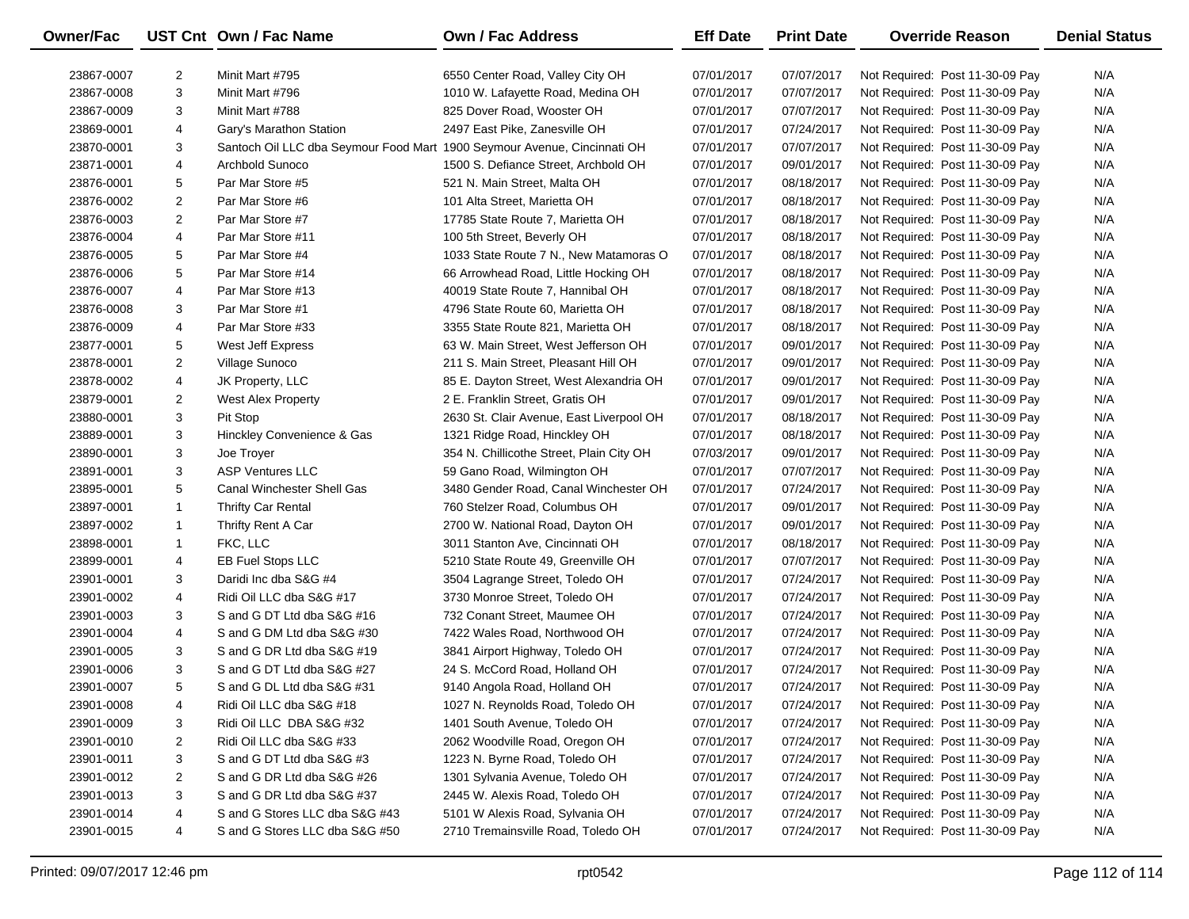| Owner/Fac | UST Cnt | Own / Fac Name | Own / Fac Address | Eff Date | Print Date | Override Reason | Denial Status |
|---|---|---|---|---|---|---|---|
| 23867-0007 | 2 | Minit Mart #795 | 6550 Center Road, Valley City OH | 07/01/2017 | 07/07/2017 | Not Required: Post 11-30-09 Pay | N/A |
| 23867-0008 | 3 | Minit Mart #796 | 1010 W. Lafayette Road, Medina OH | 07/01/2017 | 07/07/2017 | Not Required: Post 11-30-09 Pay | N/A |
| 23867-0009 | 3 | Minit Mart #788 | 825 Dover Road, Wooster OH | 07/01/2017 | 07/07/2017 | Not Required: Post 11-30-09 Pay | N/A |
| 23869-0001 | 4 | Gary's Marathon Station | 2497 East Pike, Zanesville OH | 07/01/2017 | 07/24/2017 | Not Required: Post 11-30-09 Pay | N/A |
| 23870-0001 | 3 | Santoch Oil LLC dba Seymour Food Mart | 1900 Seymour Avenue, Cincinnati OH | 07/01/2017 | 07/07/2017 | Not Required: Post 11-30-09 Pay | N/A |
| 23871-0001 | 4 | Archbold Sunoco | 1500 S. Defiance Street, Archbold OH | 07/01/2017 | 09/01/2017 | Not Required: Post 11-30-09 Pay | N/A |
| 23876-0001 | 5 | Par Mar Store #5 | 521 N. Main Street, Malta OH | 07/01/2017 | 08/18/2017 | Not Required: Post 11-30-09 Pay | N/A |
| 23876-0002 | 2 | Par Mar Store #6 | 101 Alta Street, Marietta OH | 07/01/2017 | 08/18/2017 | Not Required: Post 11-30-09 Pay | N/A |
| 23876-0003 | 2 | Par Mar Store #7 | 17785 State Route 7, Marietta OH | 07/01/2017 | 08/18/2017 | Not Required: Post 11-30-09 Pay | N/A |
| 23876-0004 | 4 | Par Mar Store #11 | 100 5th Street, Beverly OH | 07/01/2017 | 08/18/2017 | Not Required: Post 11-30-09 Pay | N/A |
| 23876-0005 | 5 | Par Mar Store #4 | 1033 State Route 7 N., New Matamoras O | 07/01/2017 | 08/18/2017 | Not Required: Post 11-30-09 Pay | N/A |
| 23876-0006 | 5 | Par Mar Store #14 | 66 Arrowhead Road, Little Hocking OH | 07/01/2017 | 08/18/2017 | Not Required: Post 11-30-09 Pay | N/A |
| 23876-0007 | 4 | Par Mar Store #13 | 40019 State Route 7, Hannibal OH | 07/01/2017 | 08/18/2017 | Not Required: Post 11-30-09 Pay | N/A |
| 23876-0008 | 3 | Par Mar Store #1 | 4796 State Route 60, Marietta OH | 07/01/2017 | 08/18/2017 | Not Required: Post 11-30-09 Pay | N/A |
| 23876-0009 | 4 | Par Mar Store #33 | 3355 State Route 821, Marietta OH | 07/01/2017 | 08/18/2017 | Not Required: Post 11-30-09 Pay | N/A |
| 23877-0001 | 5 | West Jeff Express | 63 W. Main Street, West Jefferson OH | 07/01/2017 | 09/01/2017 | Not Required: Post 11-30-09 Pay | N/A |
| 23878-0001 | 2 | Village Sunoco | 211 S. Main Street, Pleasant Hill OH | 07/01/2017 | 09/01/2017 | Not Required: Post 11-30-09 Pay | N/A |
| 23878-0002 | 4 | JK Property, LLC | 85 E. Dayton Street, West Alexandria OH | 07/01/2017 | 09/01/2017 | Not Required: Post 11-30-09 Pay | N/A |
| 23879-0001 | 2 | West Alex Property | 2 E. Franklin Street, Gratis OH | 07/01/2017 | 09/01/2017 | Not Required: Post 11-30-09 Pay | N/A |
| 23880-0001 | 3 | Pit Stop | 2630 St. Clair Avenue, East Liverpool OH | 07/01/2017 | 08/18/2017 | Not Required: Post 11-30-09 Pay | N/A |
| 23889-0001 | 3 | Hinckley Convenience & Gas | 1321 Ridge Road, Hinckley OH | 07/01/2017 | 08/18/2017 | Not Required: Post 11-30-09 Pay | N/A |
| 23890-0001 | 3 | Joe Troyer | 354 N. Chillicothe Street, Plain City OH | 07/03/2017 | 09/01/2017 | Not Required: Post 11-30-09 Pay | N/A |
| 23891-0001 | 3 | ASP Ventures LLC | 59 Gano Road, Wilmington OH | 07/01/2017 | 07/07/2017 | Not Required: Post 11-30-09 Pay | N/A |
| 23895-0001 | 5 | Canal Winchester Shell Gas | 3480 Gender Road, Canal Winchester OH | 07/01/2017 | 07/24/2017 | Not Required: Post 11-30-09 Pay | N/A |
| 23897-0001 | 1 | Thrifty Car Rental | 760 Stelzer Road, Columbus OH | 07/01/2017 | 09/01/2017 | Not Required: Post 11-30-09 Pay | N/A |
| 23897-0002 | 1 | Thrifty Rent A Car | 2700 W. National Road, Dayton OH | 07/01/2017 | 09/01/2017 | Not Required: Post 11-30-09 Pay | N/A |
| 23898-0001 | 1 | FKC, LLC | 3011 Stanton Ave, Cincinnati OH | 07/01/2017 | 08/18/2017 | Not Required: Post 11-30-09 Pay | N/A |
| 23899-0001 | 4 | EB Fuel Stops LLC | 5210 State Route 49, Greenville OH | 07/01/2017 | 07/07/2017 | Not Required: Post 11-30-09 Pay | N/A |
| 23901-0001 | 3 | Daridi Inc dba S&G #4 | 3504 Lagrange Street, Toledo OH | 07/01/2017 | 07/24/2017 | Not Required: Post 11-30-09 Pay | N/A |
| 23901-0002 | 4 | Ridi Oil LLC dba S&G #17 | 3730 Monroe Street, Toledo OH | 07/01/2017 | 07/24/2017 | Not Required: Post 11-30-09 Pay | N/A |
| 23901-0003 | 3 | S and G DT Ltd dba S&G #16 | 732 Conant Street, Maumee OH | 07/01/2017 | 07/24/2017 | Not Required: Post 11-30-09 Pay | N/A |
| 23901-0004 | 4 | S and G DM Ltd dba S&G #30 | 7422 Wales Road, Northwood OH | 07/01/2017 | 07/24/2017 | Not Required: Post 11-30-09 Pay | N/A |
| 23901-0005 | 3 | S and G DR Ltd dba S&G #19 | 3841 Airport Highway, Toledo OH | 07/01/2017 | 07/24/2017 | Not Required: Post 11-30-09 Pay | N/A |
| 23901-0006 | 3 | S and G DT Ltd dba S&G #27 | 24 S. McCord Road, Holland OH | 07/01/2017 | 07/24/2017 | Not Required: Post 11-30-09 Pay | N/A |
| 23901-0007 | 5 | S and G DL Ltd dba S&G #31 | 9140 Angola Road, Holland OH | 07/01/2017 | 07/24/2017 | Not Required: Post 11-30-09 Pay | N/A |
| 23901-0008 | 4 | Ridi Oil LLC dba S&G #18 | 1027 N. Reynolds Road, Toledo OH | 07/01/2017 | 07/24/2017 | Not Required: Post 11-30-09 Pay | N/A |
| 23901-0009 | 3 | Ridi Oil LLC DBA S&G #32 | 1401 South Avenue, Toledo OH | 07/01/2017 | 07/24/2017 | Not Required: Post 11-30-09 Pay | N/A |
| 23901-0010 | 2 | Ridi Oil LLC dba S&G #33 | 2062 Woodville Road, Oregon OH | 07/01/2017 | 07/24/2017 | Not Required: Post 11-30-09 Pay | N/A |
| 23901-0011 | 3 | S and G DT Ltd dba S&G #3 | 1223 N. Byrne Road, Toledo OH | 07/01/2017 | 07/24/2017 | Not Required: Post 11-30-09 Pay | N/A |
| 23901-0012 | 2 | S and G DR Ltd dba S&G #26 | 1301 Sylvania Avenue, Toledo OH | 07/01/2017 | 07/24/2017 | Not Required: Post 11-30-09 Pay | N/A |
| 23901-0013 | 3 | S and G DR Ltd dba S&G #37 | 2445 W. Alexis Road, Toledo OH | 07/01/2017 | 07/24/2017 | Not Required: Post 11-30-09 Pay | N/A |
| 23901-0014 | 4 | S and G Stores LLC dba S&G #43 | 5101 W Alexis Road, Sylvania OH | 07/01/2017 | 07/24/2017 | Not Required: Post 11-30-09 Pay | N/A |
| 23901-0015 | 4 | S and G Stores LLC dba S&G #50 | 2710 Tremainsville Road, Toledo OH | 07/01/2017 | 07/24/2017 | Not Required: Post 11-30-09 Pay | N/A |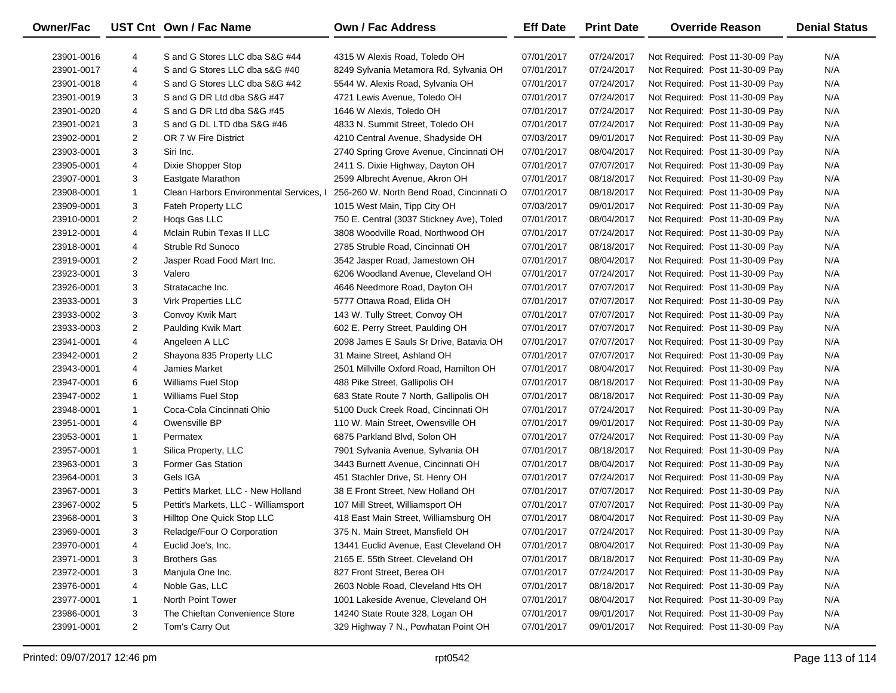| Owner/Fac | UST Cnt | Own / Fac Name | Own / Fac Address | Eff Date | Print Date | Override Reason | Denial Status |
|---|---|---|---|---|---|---|---|
| 23901-0016 | 4 | S and G Stores LLC dba S&G #44 | 4315 W Alexis Road, Toledo OH | 07/01/2017 | 07/24/2017 | Not Required: Post 11-30-09 Pay | N/A |
| 23901-0017 | 4 | S and G Stores LLC dba s&G #40 | 8249 Sylvania Metamora Rd, Sylvania OH | 07/01/2017 | 07/24/2017 | Not Required: Post 11-30-09 Pay | N/A |
| 23901-0018 | 4 | S and G Stores LLC dba S&G #42 | 5544 W. Alexis Road, Sylvania OH | 07/01/2017 | 07/24/2017 | Not Required: Post 11-30-09 Pay | N/A |
| 23901-0019 | 3 | S and G DR Ltd dba S&G #47 | 4721 Lewis Avenue, Toledo OH | 07/01/2017 | 07/24/2017 | Not Required: Post 11-30-09 Pay | N/A |
| 23901-0020 | 4 | S and G DR Ltd dba S&G #45 | 1646 W Alexis, Toledo OH | 07/01/2017 | 07/24/2017 | Not Required: Post 11-30-09 Pay | N/A |
| 23901-0021 | 3 | S and G DL LTD dba S&G #46 | 4833 N. Summit Street, Toledo OH | 07/01/2017 | 07/24/2017 | Not Required: Post 11-30-09 Pay | N/A |
| 23902-0001 | 2 | OR 7 W Fire District | 4210 Central Avenue, Shadyside OH | 07/03/2017 | 09/01/2017 | Not Required: Post 11-30-09 Pay | N/A |
| 23903-0001 | 3 | Siri Inc. | 2740 Spring Grove Avenue, Cincinnati OH | 07/01/2017 | 08/04/2017 | Not Required: Post 11-30-09 Pay | N/A |
| 23905-0001 | 4 | Dixie Shopper Stop | 2411 S. Dixie Highway, Dayton OH | 07/01/2017 | 07/07/2017 | Not Required: Post 11-30-09 Pay | N/A |
| 23907-0001 | 3 | Eastgate Marathon | 2599 Albrecht Avenue, Akron OH | 07/01/2017 | 08/18/2017 | Not Required: Post 11-30-09 Pay | N/A |
| 23908-0001 | 1 | Clean Harbors Environmental Services, I | 256-260 W. North Bend Road, Cincinnati O | 07/01/2017 | 08/18/2017 | Not Required: Post 11-30-09 Pay | N/A |
| 23909-0001 | 3 | Fateh Property LLC | 1015 West Main, Tipp City OH | 07/03/2017 | 09/01/2017 | Not Required: Post 11-30-09 Pay | N/A |
| 23910-0001 | 2 | Hoqs Gas LLC | 750 E. Central (3037 Stickney Ave), Toled | 07/01/2017 | 08/04/2017 | Not Required: Post 11-30-09 Pay | N/A |
| 23912-0001 | 4 | Mclain Rubin Texas II LLC | 3808 Woodville Road, Northwood OH | 07/01/2017 | 07/24/2017 | Not Required: Post 11-30-09 Pay | N/A |
| 23918-0001 | 4 | Struble Rd Sunoco | 2785 Struble Road, Cincinnati OH | 07/01/2017 | 08/18/2017 | Not Required: Post 11-30-09 Pay | N/A |
| 23919-0001 | 2 | Jasper Road Food Mart Inc. | 3542 Jasper Road, Jamestown OH | 07/01/2017 | 08/04/2017 | Not Required: Post 11-30-09 Pay | N/A |
| 23923-0001 | 3 | Valero | 6206 Woodland Avenue, Cleveland OH | 07/01/2017 | 07/24/2017 | Not Required: Post 11-30-09 Pay | N/A |
| 23926-0001 | 3 | Stratacache Inc. | 4646 Needmore Road, Dayton OH | 07/01/2017 | 07/07/2017 | Not Required: Post 11-30-09 Pay | N/A |
| 23933-0001 | 3 | Virk Properties LLC | 5777 Ottawa Road, Elida OH | 07/01/2017 | 07/07/2017 | Not Required: Post 11-30-09 Pay | N/A |
| 23933-0002 | 3 | Convoy Kwik Mart | 143 W. Tully Street, Convoy OH | 07/01/2017 | 07/07/2017 | Not Required: Post 11-30-09 Pay | N/A |
| 23933-0003 | 2 | Paulding Kwik Mart | 602 E. Perry Street, Paulding OH | 07/01/2017 | 07/07/2017 | Not Required: Post 11-30-09 Pay | N/A |
| 23941-0001 | 4 | Angeleen A LLC | 2098 James E Sauls Sr Drive, Batavia OH | 07/01/2017 | 07/07/2017 | Not Required: Post 11-30-09 Pay | N/A |
| 23942-0001 | 2 | Shayona 835 Property LLC | 31 Maine Street, Ashland OH | 07/01/2017 | 07/07/2017 | Not Required: Post 11-30-09 Pay | N/A |
| 23943-0001 | 4 | Jamies Market | 2501 Millville Oxford Road, Hamilton OH | 07/01/2017 | 08/04/2017 | Not Required: Post 11-30-09 Pay | N/A |
| 23947-0001 | 6 | Williams Fuel Stop | 488 Pike Street, Gallipolis OH | 07/01/2017 | 08/18/2017 | Not Required: Post 11-30-09 Pay | N/A |
| 23947-0002 | 1 | Williams Fuel Stop | 683 State Route 7 North, Gallipolis OH | 07/01/2017 | 08/18/2017 | Not Required: Post 11-30-09 Pay | N/A |
| 23948-0001 | 1 | Coca-Cola Cincinnati Ohio | 5100 Duck Creek Road, Cincinnati OH | 07/01/2017 | 07/24/2017 | Not Required: Post 11-30-09 Pay | N/A |
| 23951-0001 | 4 | Owensville BP | 110 W. Main Street, Owensville OH | 07/01/2017 | 09/01/2017 | Not Required: Post 11-30-09 Pay | N/A |
| 23953-0001 | 1 | Permatex | 6875 Parkland Blvd, Solon OH | 07/01/2017 | 07/24/2017 | Not Required: Post 11-30-09 Pay | N/A |
| 23957-0001 | 1 | Silica Property, LLC | 7901 Sylvania Avenue, Sylvania OH | 07/01/2017 | 08/18/2017 | Not Required: Post 11-30-09 Pay | N/A |
| 23963-0001 | 3 | Former Gas Station | 3443 Burnett Avenue, Cincinnati OH | 07/01/2017 | 08/04/2017 | Not Required: Post 11-30-09 Pay | N/A |
| 23964-0001 | 3 | Gels IGA | 451 Stachler Drive, St. Henry OH | 07/01/2017 | 07/24/2017 | Not Required: Post 11-30-09 Pay | N/A |
| 23967-0001 | 3 | Pettit's Market, LLC - New Holland | 38 E Front Street, New Holland OH | 07/01/2017 | 07/07/2017 | Not Required: Post 11-30-09 Pay | N/A |
| 23967-0002 | 5 | Pettit's Markets, LLC - Williamsport | 107 Mill Street, Williamsport OH | 07/01/2017 | 07/07/2017 | Not Required: Post 11-30-09 Pay | N/A |
| 23968-0001 | 3 | Hilltop One Quick Stop LLC | 418 East Main Street, Williamsburg OH | 07/01/2017 | 08/04/2017 | Not Required: Post 11-30-09 Pay | N/A |
| 23969-0001 | 3 | Reladge/Four O Corporation | 375 N. Main Street, Mansfield OH | 07/01/2017 | 07/24/2017 | Not Required: Post 11-30-09 Pay | N/A |
| 23970-0001 | 4 | Euclid Joe's, Inc. | 13441 Euclid Avenue, East Cleveland OH | 07/01/2017 | 08/04/2017 | Not Required: Post 11-30-09 Pay | N/A |
| 23971-0001 | 3 | Brothers Gas | 2165 E. 55th Street, Cleveland OH | 07/01/2017 | 08/18/2017 | Not Required: Post 11-30-09 Pay | N/A |
| 23972-0001 | 3 | Manjula One Inc. | 827 Front Street, Berea OH | 07/01/2017 | 07/24/2017 | Not Required: Post 11-30-09 Pay | N/A |
| 23976-0001 | 4 | Noble Gas, LLC | 2603 Noble Road, Cleveland Hts OH | 07/01/2017 | 08/18/2017 | Not Required: Post 11-30-09 Pay | N/A |
| 23977-0001 | 1 | North Point Tower | 1001 Lakeside Avenue, Cleveland OH | 07/01/2017 | 08/04/2017 | Not Required: Post 11-30-09 Pay | N/A |
| 23986-0001 | 3 | The Chieftan Convenience Store | 14240 State Route 328, Logan OH | 07/01/2017 | 09/01/2017 | Not Required: Post 11-30-09 Pay | N/A |
| 23991-0001 | 2 | Tom's Carry Out | 329 Highway 7 N., Powhatan Point OH | 07/01/2017 | 09/01/2017 | Not Required: Post 11-30-09 Pay | N/A |

Printed: 09/07/2017 12:46 pm rpt0542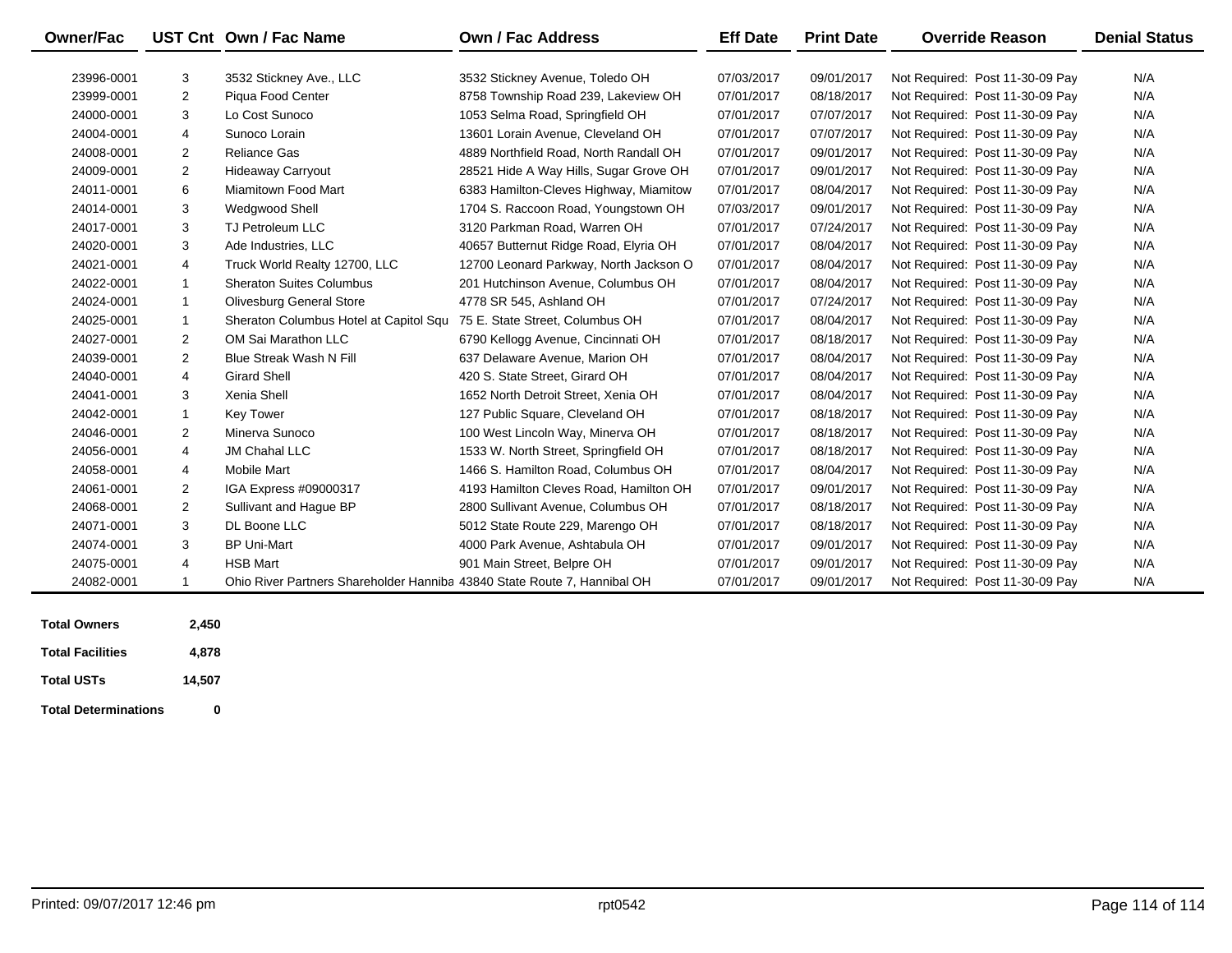| Owner/Fac | UST Cnt | Own / Fac Name | Own / Fac Address | Eff Date | Print Date | Override Reason | Denial Status |
|---|---|---|---|---|---|---|---|
| 23996-0001 | 3 | 3532 Stickney Ave., LLC | 3532 Stickney Avenue, Toledo OH | 07/03/2017 | 09/01/2017 | Not Required: Post 11-30-09 Pay | N/A |
| 23999-0001 | 2 | Piqua Food Center | 8758 Township Road 239, Lakeview OH | 07/01/2017 | 08/18/2017 | Not Required: Post 11-30-09 Pay | N/A |
| 24000-0001 | 3 | Lo Cost Sunoco | 1053 Selma Road, Springfield OH | 07/01/2017 | 07/07/2017 | Not Required: Post 11-30-09 Pay | N/A |
| 24004-0001 | 4 | Sunoco Lorain | 13601 Lorain Avenue, Cleveland OH | 07/01/2017 | 07/07/2017 | Not Required: Post 11-30-09 Pay | N/A |
| 24008-0001 | 2 | Reliance Gas | 4889 Northfield Road, North Randall OH | 07/01/2017 | 09/01/2017 | Not Required: Post 11-30-09 Pay | N/A |
| 24009-0001 | 2 | Hideaway Carryout | 28521 Hide A Way Hills, Sugar Grove OH | 07/01/2017 | 09/01/2017 | Not Required: Post 11-30-09 Pay | N/A |
| 24011-0001 | 6 | Miamitown Food Mart | 6383 Hamilton-Cleves Highway, Miamitow | 07/01/2017 | 08/04/2017 | Not Required: Post 11-30-09 Pay | N/A |
| 24014-0001 | 3 | Wedgwood Shell | 1704 S. Raccoon Road, Youngstown OH | 07/03/2017 | 09/01/2017 | Not Required: Post 11-30-09 Pay | N/A |
| 24017-0001 | 3 | TJ Petroleum LLC | 3120 Parkman Road, Warren OH | 07/01/2017 | 07/24/2017 | Not Required: Post 11-30-09 Pay | N/A |
| 24020-0001 | 3 | Ade Industries, LLC | 40657 Butternut Ridge Road, Elyria OH | 07/01/2017 | 08/04/2017 | Not Required: Post 11-30-09 Pay | N/A |
| 24021-0001 | 4 | Truck World Realty 12700, LLC | 12700 Leonard Parkway, North Jackson O | 07/01/2017 | 08/04/2017 | Not Required: Post 11-30-09 Pay | N/A |
| 24022-0001 | 1 | Sheraton Suites Columbus | 201 Hutchinson Avenue, Columbus OH | 07/01/2017 | 08/04/2017 | Not Required: Post 11-30-09 Pay | N/A |
| 24024-0001 | 1 | Olivesburg General Store | 4778 SR 545, Ashland OH | 07/01/2017 | 07/24/2017 | Not Required: Post 11-30-09 Pay | N/A |
| 24025-0001 | 1 | Sheraton Columbus Hotel at Capitol Squ | 75 E. State Street, Columbus OH | 07/01/2017 | 08/04/2017 | Not Required: Post 11-30-09 Pay | N/A |
| 24027-0001 | 2 | OM Sai Marathon LLC | 6790 Kellogg Avenue, Cincinnati OH | 07/01/2017 | 08/18/2017 | Not Required: Post 11-30-09 Pay | N/A |
| 24039-0001 | 2 | Blue Streak Wash N Fill | 637 Delaware Avenue, Marion OH | 07/01/2017 | 08/04/2017 | Not Required: Post 11-30-09 Pay | N/A |
| 24040-0001 | 4 | Girard Shell | 420 S. State Street, Girard OH | 07/01/2017 | 08/04/2017 | Not Required: Post 11-30-09 Pay | N/A |
| 24041-0001 | 3 | Xenia Shell | 1652 North Detroit Street, Xenia OH | 07/01/2017 | 08/04/2017 | Not Required: Post 11-30-09 Pay | N/A |
| 24042-0001 | 1 | Key Tower | 127 Public Square, Cleveland OH | 07/01/2017 | 08/18/2017 | Not Required: Post 11-30-09 Pay | N/A |
| 24046-0001 | 2 | Minerva Sunoco | 100 West Lincoln Way, Minerva OH | 07/01/2017 | 08/18/2017 | Not Required: Post 11-30-09 Pay | N/A |
| 24056-0001 | 4 | JM Chahal LLC | 1533 W. North Street, Springfield OH | 07/01/2017 | 08/18/2017 | Not Required: Post 11-30-09 Pay | N/A |
| 24058-0001 | 4 | Mobile Mart | 1466 S. Hamilton Road, Columbus OH | 07/01/2017 | 08/04/2017 | Not Required: Post 11-30-09 Pay | N/A |
| 24061-0001 | 2 | IGA Express #09000317 | 4193 Hamilton Cleves Road, Hamilton OH | 07/01/2017 | 09/01/2017 | Not Required: Post 11-30-09 Pay | N/A |
| 24068-0001 | 2 | Sullivant and Hague BP | 2800 Sullivant Avenue, Columbus OH | 07/01/2017 | 08/18/2017 | Not Required: Post 11-30-09 Pay | N/A |
| 24071-0001 | 3 | DL Boone LLC | 5012 State Route 229, Marengo OH | 07/01/2017 | 08/18/2017 | Not Required: Post 11-30-09 Pay | N/A |
| 24074-0001 | 3 | BP Uni-Mart | 4000 Park Avenue, Ashtabula OH | 07/01/2017 | 09/01/2017 | Not Required: Post 11-30-09 Pay | N/A |
| 24075-0001 | 4 | HSB Mart | 901 Main Street, Belpre OH | 07/01/2017 | 09/01/2017 | Not Required: Post 11-30-09 Pay | N/A |
| 24082-0001 | 1 | Ohio River Partners Shareholder Hanniba | 43840 State Route 7, Hannibal OH | 07/01/2017 | 09/01/2017 | Not Required: Post 11-30-09 Pay | N/A |

| | |
|---|---|
| **Total Owners** | **2,450** |
| **Total Facilities** | **4,878** |
| **Total USTs** | **14,507** |
| **Total Determinations** | **0** |

Printed: 09/07/2017 12:46 pm

rpt0542